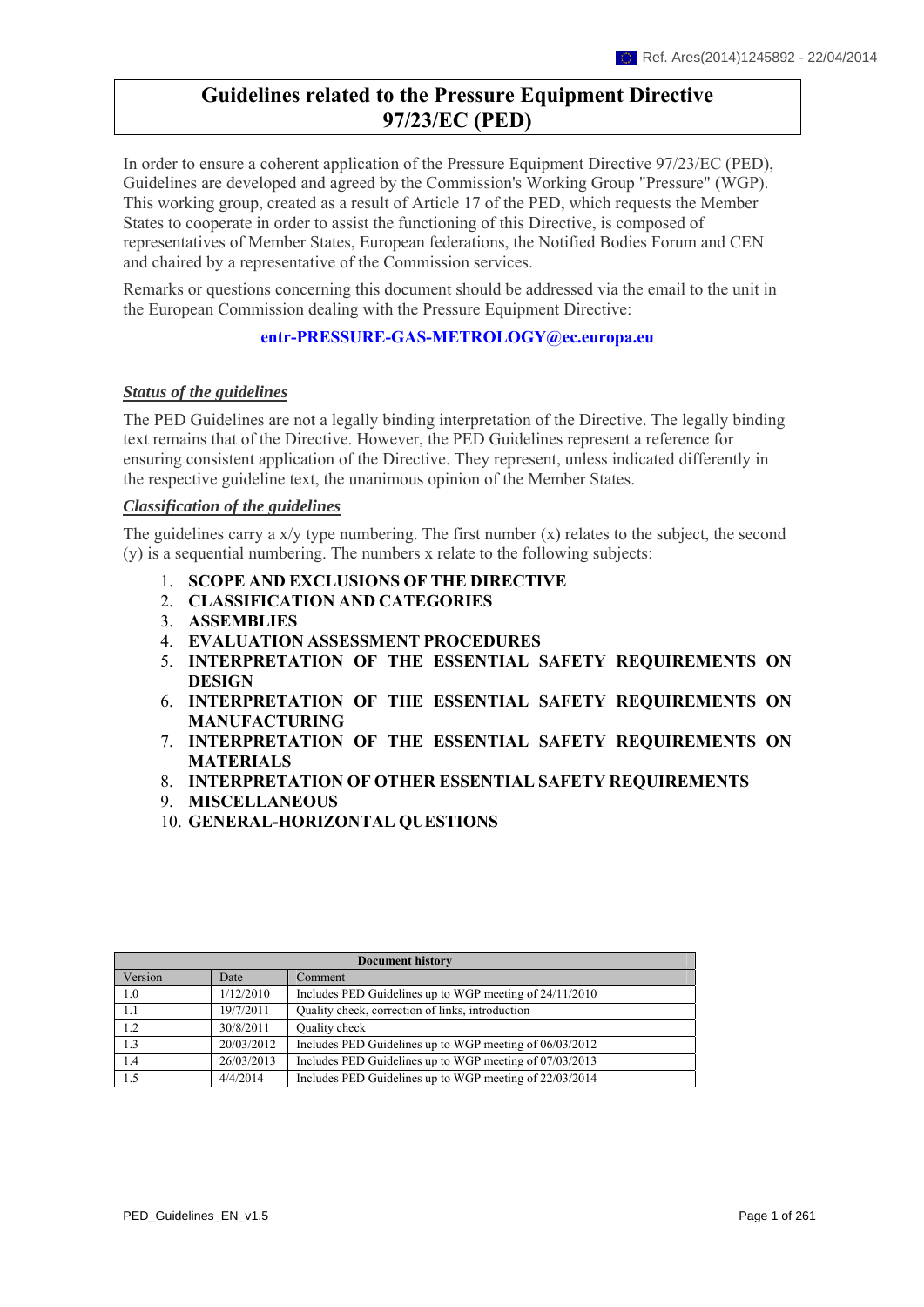Ref. Ares(2014)1245892 - 22/04/2014

# Guidelines related to the Pressure Equipment Directive 97/23/EC (PED)

In order to ensure a coherent application of the Pressure Equipment Directive 97/23/EC (PED), Guidelines are developed and agreed by the Commission's Working Group "Pressure" (WGP). This working group, created as a result of Article 17 of the PED, which requests the Member States to cooperate in order to assist the functioning of this Directive, is composed of representatives of Member States, European federations, the Notified Bodies Forum and CEN and chaired by a representative of the Commission services.

Remarks or questions concerning this document should be addressed via the email to the unit in the European Commission dealing with the Pressure Equipment Directive:

**entr-PRESSURE-GAS-METROLOGY@ec.europa.eu**

***Status of the guidelines***

The PED Guidelines are not a legally binding interpretation of the Directive. The legally binding text remains that of the Directive. However, the PED Guidelines represent a reference for ensuring consistent application of the Directive. They represent, unless indicated differently in the respective guideline text, the unanimous opinion of the Member States.

***Classification of the guidelines***

The guidelines carry a x/y type numbering. The first number (x) relates to the subject, the second (y) is a sequential numbering. The numbers x relate to the following subjects:

1. **SCOPE AND EXCLUSIONS OF THE DIRECTIVE**
2. **CLASSIFICATION AND CATEGORIES**
3. **ASSEMBLIES**
4. **EVALUATION ASSESSMENT PROCEDURES**
5. **INTERPRETATION OF THE ESSENTIAL SAFETY REQUIREMENTS ON DESIGN**
6. **INTERPRETATION OF THE ESSENTIAL SAFETY REQUIREMENTS ON MANUFACTURING**
7. **INTERPRETATION OF THE ESSENTIAL SAFETY REQUIREMENTS ON MATERIALS**
8. **INTERPRETATION OF OTHER ESSENTIAL SAFETY REQUIREMENTS**
9. **MISCELLANEOUS**
10. **GENERAL-HORIZONTAL QUESTIONS**

| **Document history** | | |
|---|---|---|
| Version | Date | Comment |
| 1.0 | 1/12/2010 | Includes PED Guidelines up to WGP meeting of 24/11/2010 |
| 1.1 | 19/7/2011 | Quality check, correction of links, introduction |
| 1.2 | 30/8/2011 | Quality check |
| 1.3 | 20/03/2012 | Includes PED Guidelines up to WGP meeting of 06/03/2012 |
| 1.4 | 26/03/2013 | Includes PED Guidelines up to WGP meeting of 07/03/2013 |
| 1.5 | 4/4/2014 | Includes PED Guidelines up to WGP meeting of 22/03/2014 |

PED_Guidelines_EN_v1.5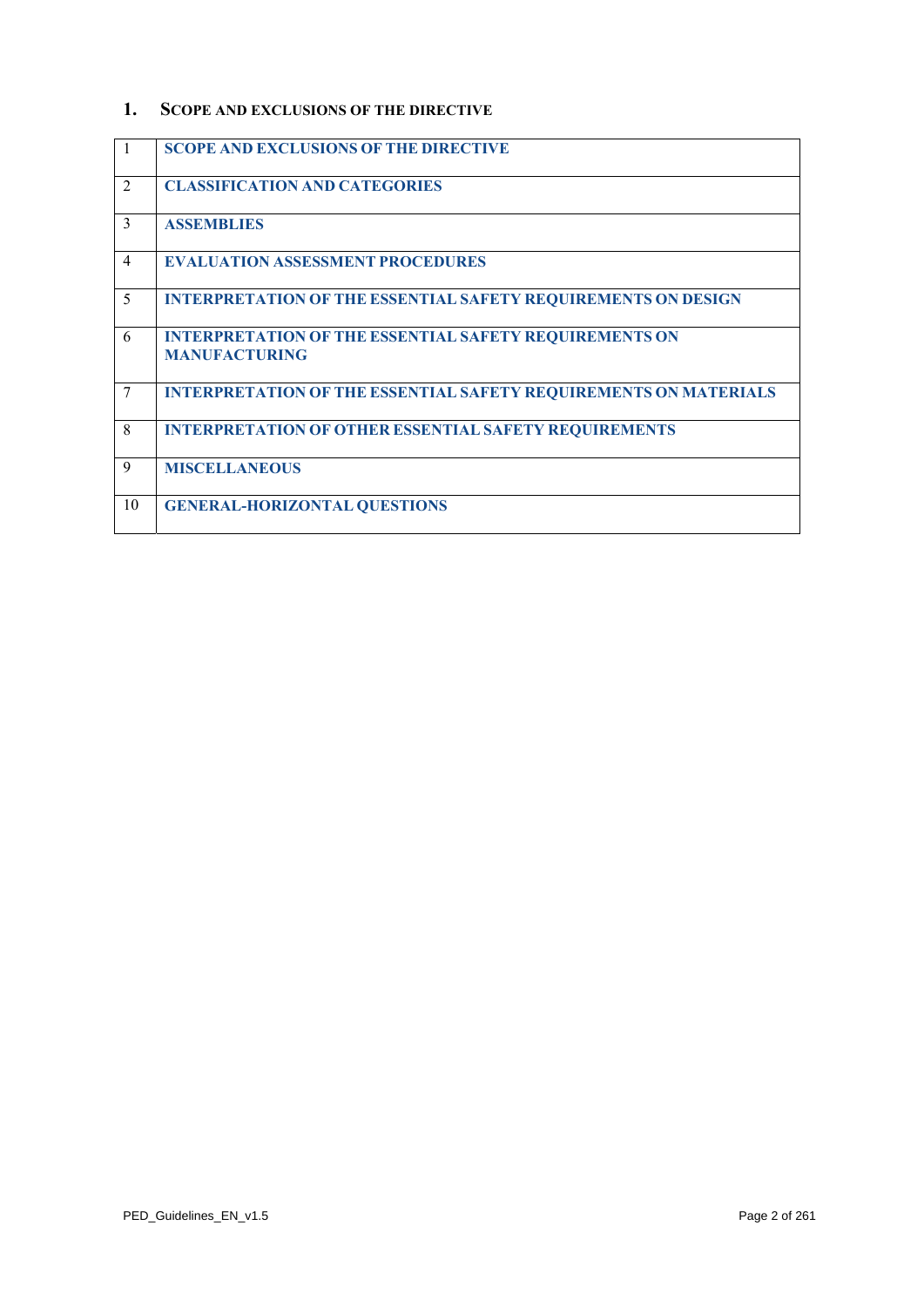# 1. Scope and exclusions of the directive

| | |
|---|---|
| 1 | **SCOPE AND EXCLUSIONS OF THE DIRECTIVE** |
| 2 | **CLASSIFICATION AND CATEGORIES** |
| 3 | **ASSEMBLIES** |
| 4 | **EVALUATION ASSESSMENT PROCEDURES** |
| 5 | **INTERPRETATION OF THE ESSENTIAL SAFETY REQUIREMENTS ON DESIGN** |
| 6 | **INTERPRETATION OF THE ESSENTIAL SAFETY REQUIREMENTS ON MANUFACTURING** |
| 7 | **INTERPRETATION OF THE ESSENTIAL SAFETY REQUIREMENTS ON MATERIALS** |
| 8 | **INTERPRETATION OF OTHER ESSENTIAL SAFETY REQUIREMENTS** |
| 9 | **MISCELLANEOUS** |
| 10 | **GENERAL-HORIZONTAL QUESTIONS** |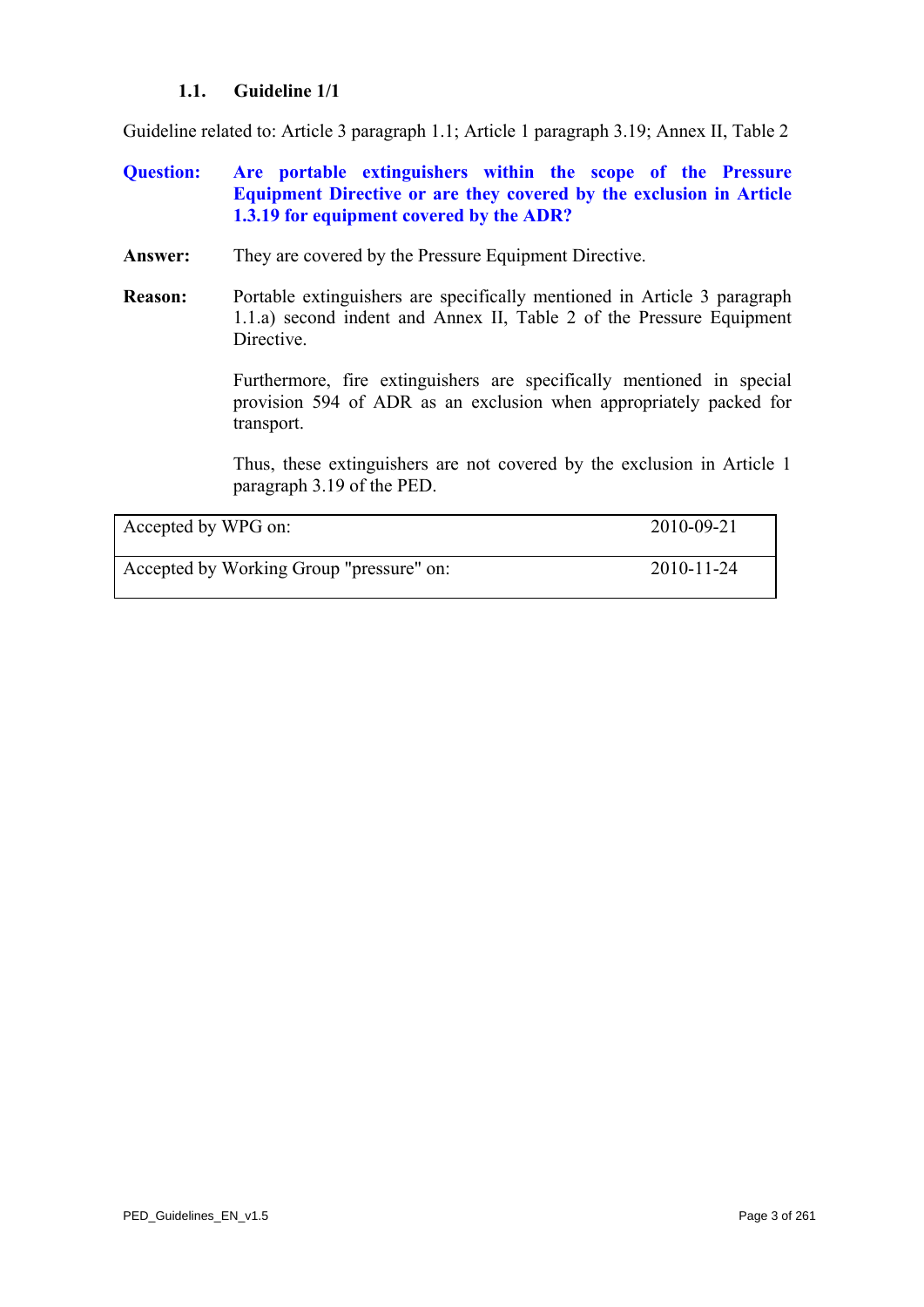### 1.1. Guideline 1/1

Guideline related to: Article 3 paragraph 1.1; Article 1 paragraph 3.19; Annex II, Table 2

**Question:** **Are portable extinguishers within the scope of the Pressure Equipment Directive or are they covered by the exclusion in Article 1.3.19 for equipment covered by the ADR?**

**Answer:** They are covered by the Pressure Equipment Directive.

**Reason:** Portable extinguishers are specifically mentioned in Article 3 paragraph 1.1.a) second indent and Annex II, Table 2 of the Pressure Equipment Directive.

Furthermore, fire extinguishers are specifically mentioned in special provision 594 of ADR as an exclusion when appropriately packed for transport.

Thus, these extinguishers are not covered by the exclusion in Article 1 paragraph 3.19 of the PED.

| | |
|---|---|
| Accepted by WPG on: | 2010-09-21 |
| Accepted by Working Group "pressure" on: | 2010-11-24 |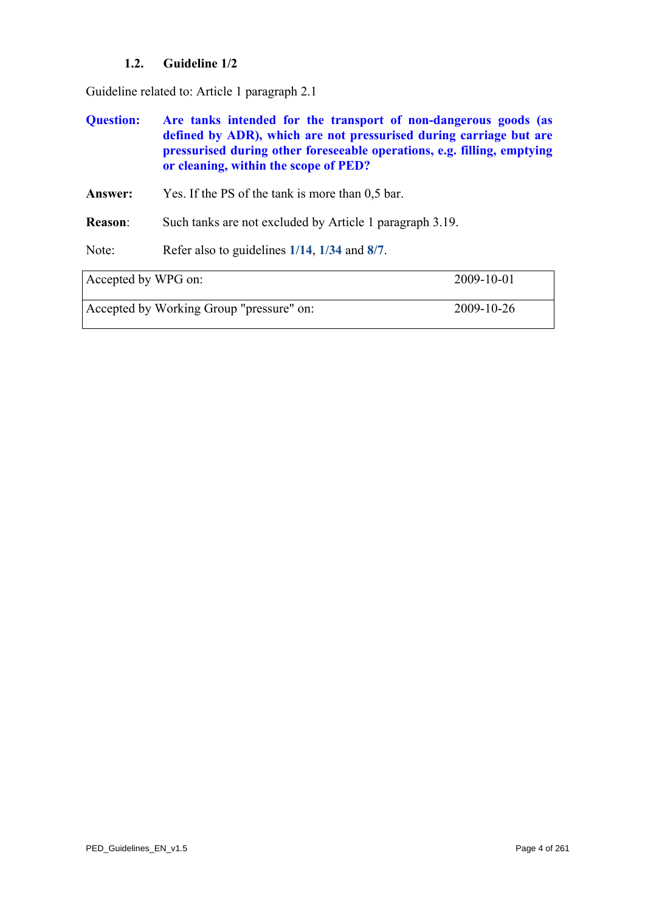## 1.2. Guideline 1/2

Guideline related to: Article 1 paragraph 2.1

**Question:** **Are tanks intended for the transport of non-dangerous goods (as defined by ADR), which are not pressurised during carriage but are pressurised during other foreseeable operations, e.g. filling, emptying or cleaning, within the scope of PED?**

**Answer:** Yes. If the PS of the tank is more than 0,5 bar.

**Reason**: Such tanks are not excluded by Article 1 paragraph 3.19.

Note: Refer also to guidelines **1/14**, **1/34** and **8/7**.

| | |
|---|---|
| Accepted by WPG on: | 2009-10-01 |
| Accepted by Working Group "pressure" on: | 2009-10-26 |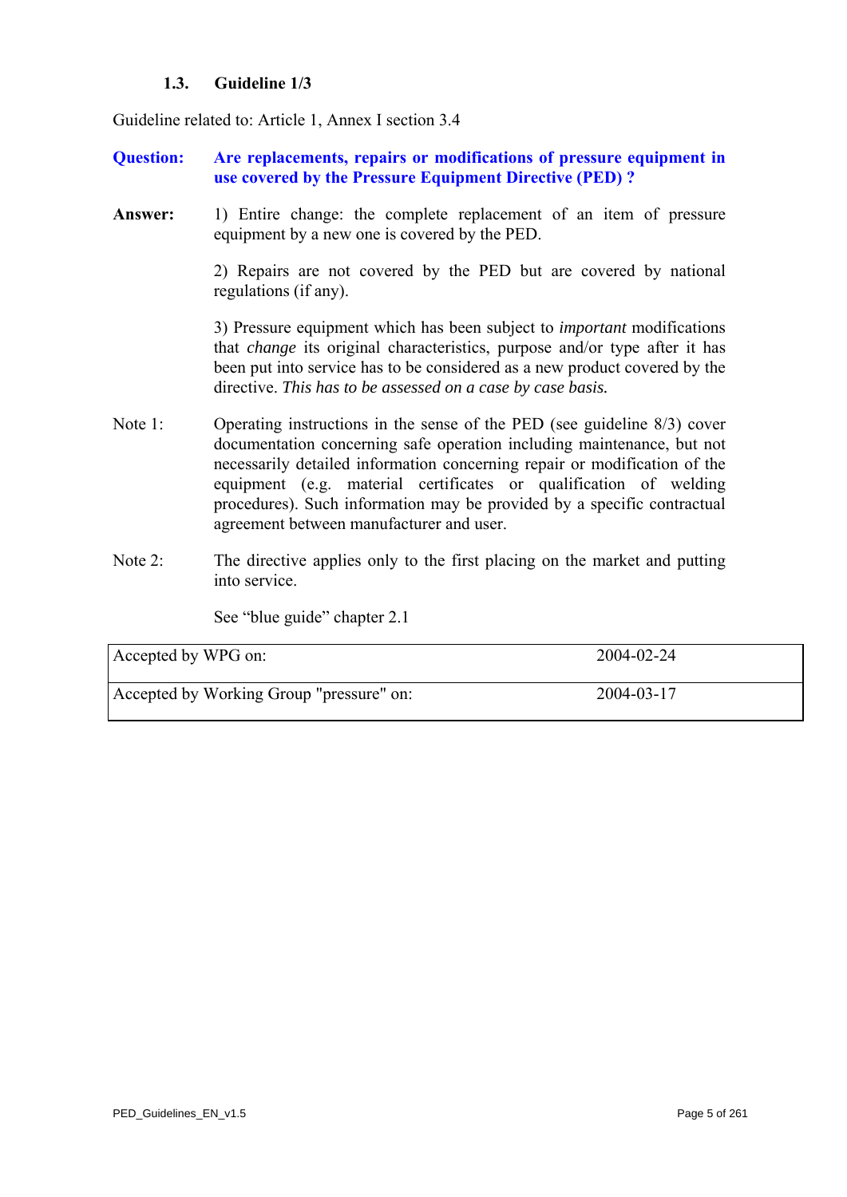### 1.3. Guideline 1/3

Guideline related to: Article 1, Annex I section 3.4

**Question:** **Are replacements, repairs or modifications of pressure equipment in use covered by the Pressure Equipment Directive (PED) ?**

**Answer:** 1) Entire change: the complete replacement of an item of pressure equipment by a new one is covered by the PED.

2) Repairs are not covered by the PED but are covered by national regulations (if any).

3) Pressure equipment which has been subject to *important* modifications that *change* its original characteristics, purpose and/or type after it has been put into service has to be considered as a new product covered by the directive. *This has to be assessed on a case by case basis.*

Note 1: Operating instructions in the sense of the PED (see guideline 8/3) cover documentation concerning safe operation including maintenance, but not necessarily detailed information concerning repair or modification of the equipment (e.g. material certificates or qualification of welding procedures). Such information may be provided by a specific contractual agreement between manufacturer and user.

Note 2: The directive applies only to the first placing on the market and putting into service.

See "blue guide" chapter 2.1

| | |
|---|---|
| Accepted by WPG on: | 2004-02-24 |
| Accepted by Working Group "pressure" on: | 2004-03-17 |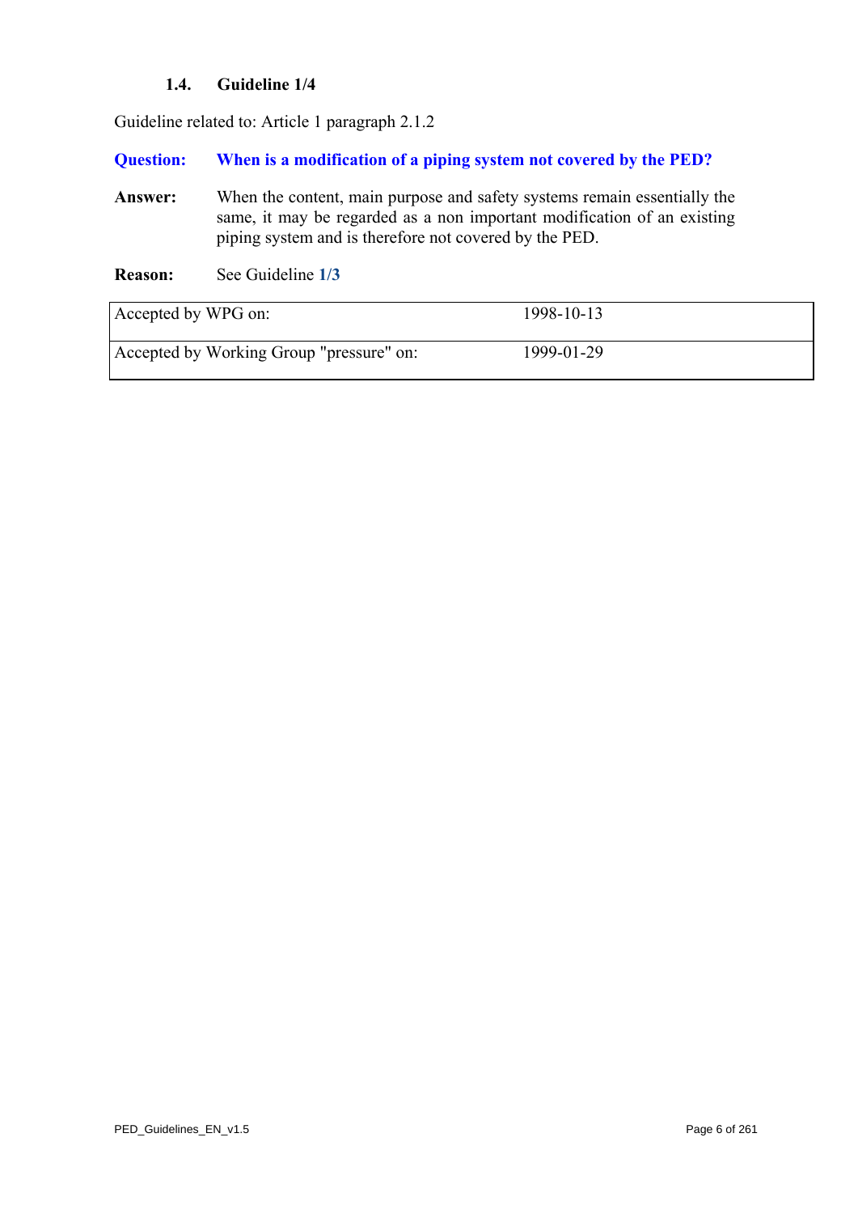### 1.4. Guideline 1/4

Guideline related to: Article 1 paragraph 2.1.2

**Question:** **When is a modification of a piping system not covered by the PED?**

**Answer:** When the content, main purpose and safety systems remain essentially the same, it may be regarded as a non important modification of an existing piping system and is therefore not covered by the PED.

**Reason:** See Guideline **1/3**

| | |
|---|---|
| Accepted by WPG on: | 1998-10-13 |
| Accepted by Working Group "pressure" on: | 1999-01-29 |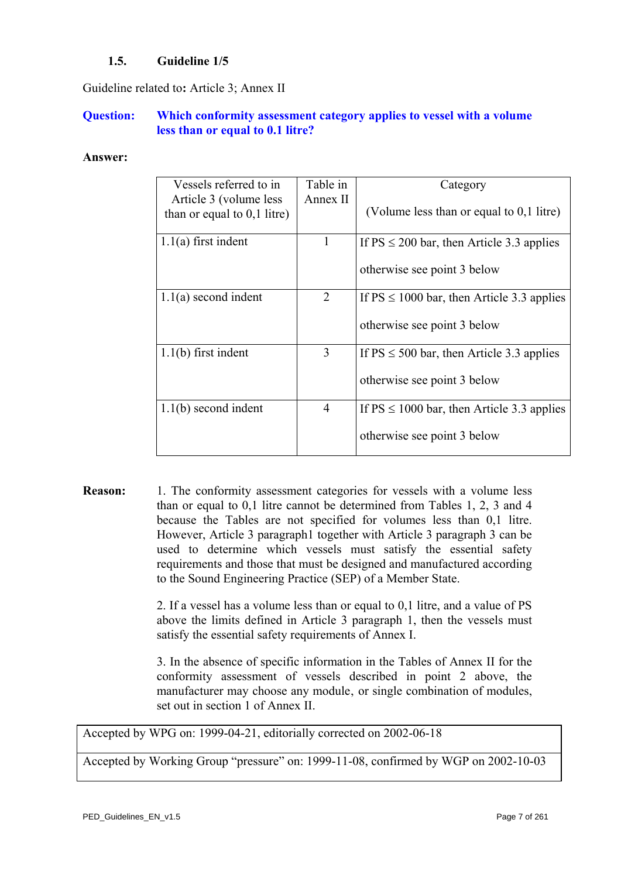### 1.5. Guideline 1/5

Guideline related to**:** Article 3; Annex II

**Question: Which conformity assessment category applies to vessel with a volume less than or equal to 0.1 litre?**

**Answer:**

| Vessels referred to in Article 3 (volume less than or equal to 0,1 litre) | Table in Annex II | Category (Volume less than or equal to 0,1 litre) |
|---|---|---|
| 1.1(a) first indent | 1 | If PS ≤ 200 bar, then Article 3.3 applies otherwise see point 3 below |
| 1.1(a) second indent | 2 | If PS ≤ 1000 bar, then Article 3.3 applies otherwise see point 3 below |
| 1.1(b) first indent | 3 | If PS ≤ 500 bar, then Article 3.3 applies otherwise see point 3 below |
| 1.1(b) second indent | 4 | If PS ≤ 1000 bar, then Article 3.3 applies otherwise see point 3 below |

**Reason:**

1. The conformity assessment categories for vessels with a volume less than or equal to 0,1 litre cannot be determined from Tables 1, 2, 3 and 4 because the Tables are not specified for volumes less than 0,1 litre. However, Article 3 paragraph1 together with Article 3 paragraph 3 can be used to determine which vessels must satisfy the essential safety requirements and those that must be designed and manufactured according to the Sound Engineering Practice (SEP) of a Member State.

2. If a vessel has a volume less than or equal to 0,1 litre, and a value of PS above the limits defined in Article 3 paragraph 1, then the vessels must satisfy the essential safety requirements of Annex I.

3. In the absence of specific information in the Tables of Annex II for the conformity assessment of vessels described in point 2 above, the manufacturer may choose any module, or single combination of modules, set out in section 1 of Annex II.

| Accepted by WPG on: 1999-04-21, editorially corrected on 2002-06-18 |
|---|
| Accepted by Working Group "pressure" on: 1999-11-08, confirmed by WGP on 2002-10-03 |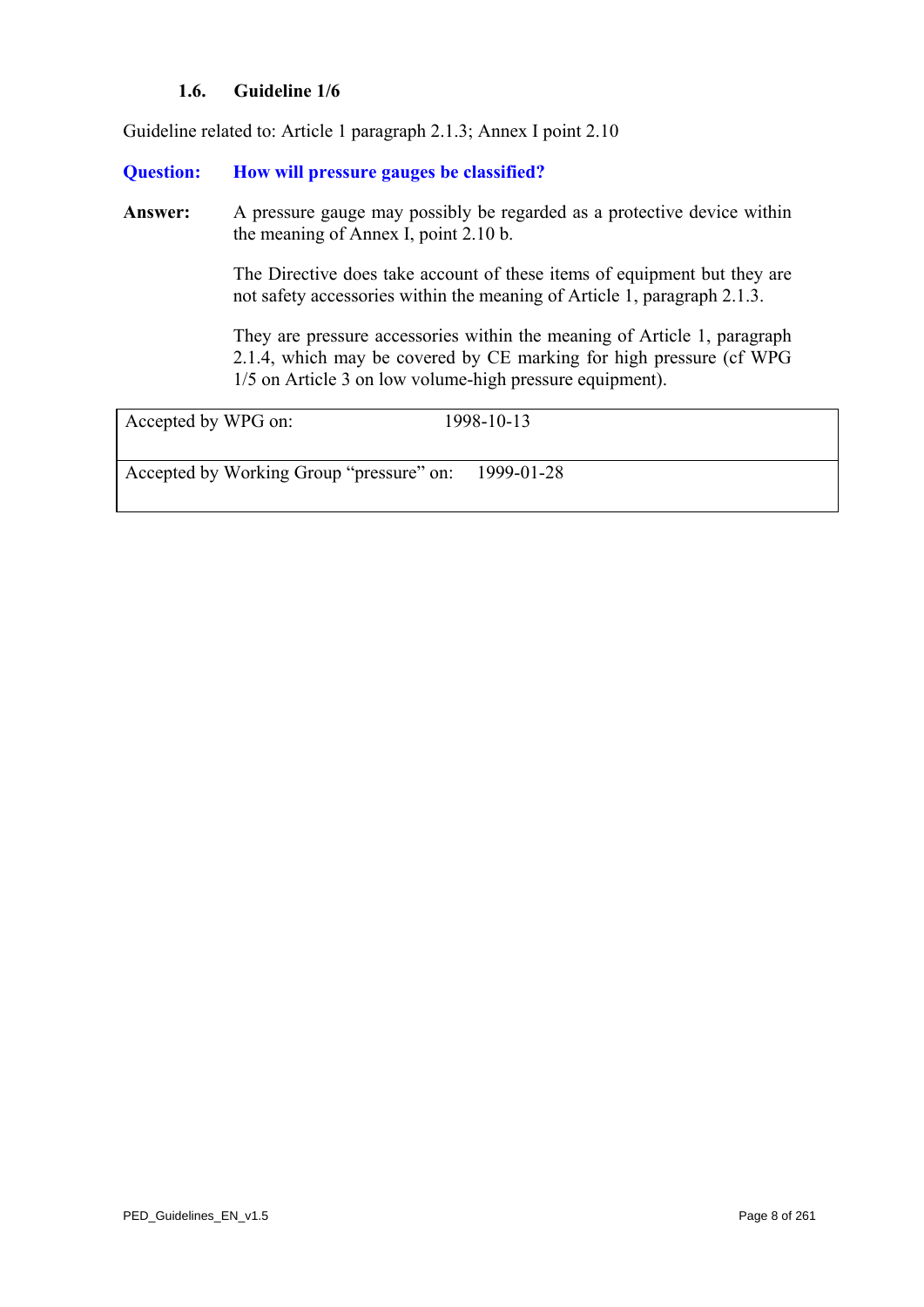### 1.6. Guideline 1/6

Guideline related to: Article 1 paragraph 2.1.3; Annex I point 2.10

**Question:** **How will pressure gauges be classified?**

**Answer:** A pressure gauge may possibly be regarded as a protective device within the meaning of Annex I, point 2.10 b.

The Directive does take account of these items of equipment but they are not safety accessories within the meaning of Article 1, paragraph 2.1.3.

They are pressure accessories within the meaning of Article 1, paragraph 2.1.4, which may be covered by CE marking for high pressure (cf WPG 1/5 on Article 3 on low volume-high pressure equipment).

| Accepted by WPG on: | 1998-10-13 |
|---|---|
| Accepted by Working Group "pressure" on: | 1999-01-28 |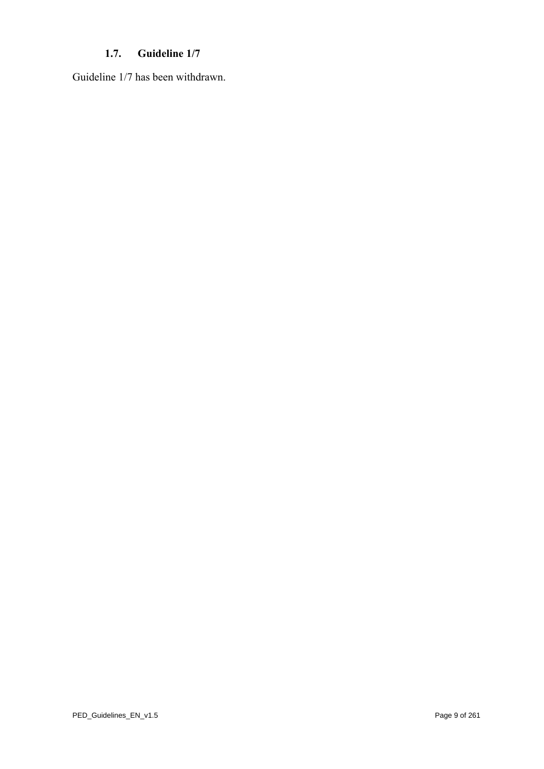### 1.7. Guideline 1/7

Guideline 1/7 has been withdrawn.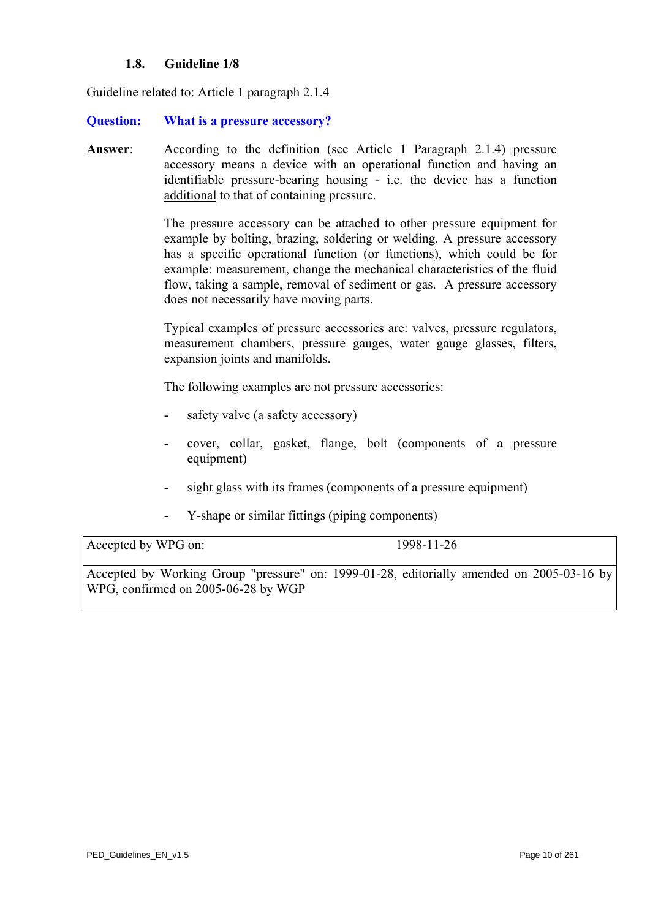### 1.8. Guideline 1/8

Guideline related to: Article 1 paragraph 2.1.4

**Question: What is a pressure accessory?**

**Answer**: According to the definition (see Article 1 Paragraph 2.1.4) pressure accessory means a device with an operational function and having an identifiable pressure-bearing housing - i.e. the device has a function additional to that of containing pressure.

The pressure accessory can be attached to other pressure equipment for example by bolting, brazing, soldering or welding. A pressure accessory has a specific operational function (or functions), which could be for example: measurement, change the mechanical characteristics of the fluid flow, taking a sample, removal of sediment or gas. A pressure accessory does not necessarily have moving parts.

Typical examples of pressure accessories are: valves, pressure regulators, measurement chambers, pressure gauges, water gauge glasses, filters, expansion joints and manifolds.

The following examples are not pressure accessories:

- safety valve (a safety accessory)
- cover, collar, gasket, flange, bolt (components of a pressure equipment)
- sight glass with its frames (components of a pressure equipment)
- Y-shape or similar fittings (piping components)

| Accepted by WPG on: | 1998-11-26 |
|---|---|
| Accepted by Working Group "pressure" on: 1999-01-28, editorially amended on 2005-03-16 by WPG, confirmed on 2005-06-28 by WGP | |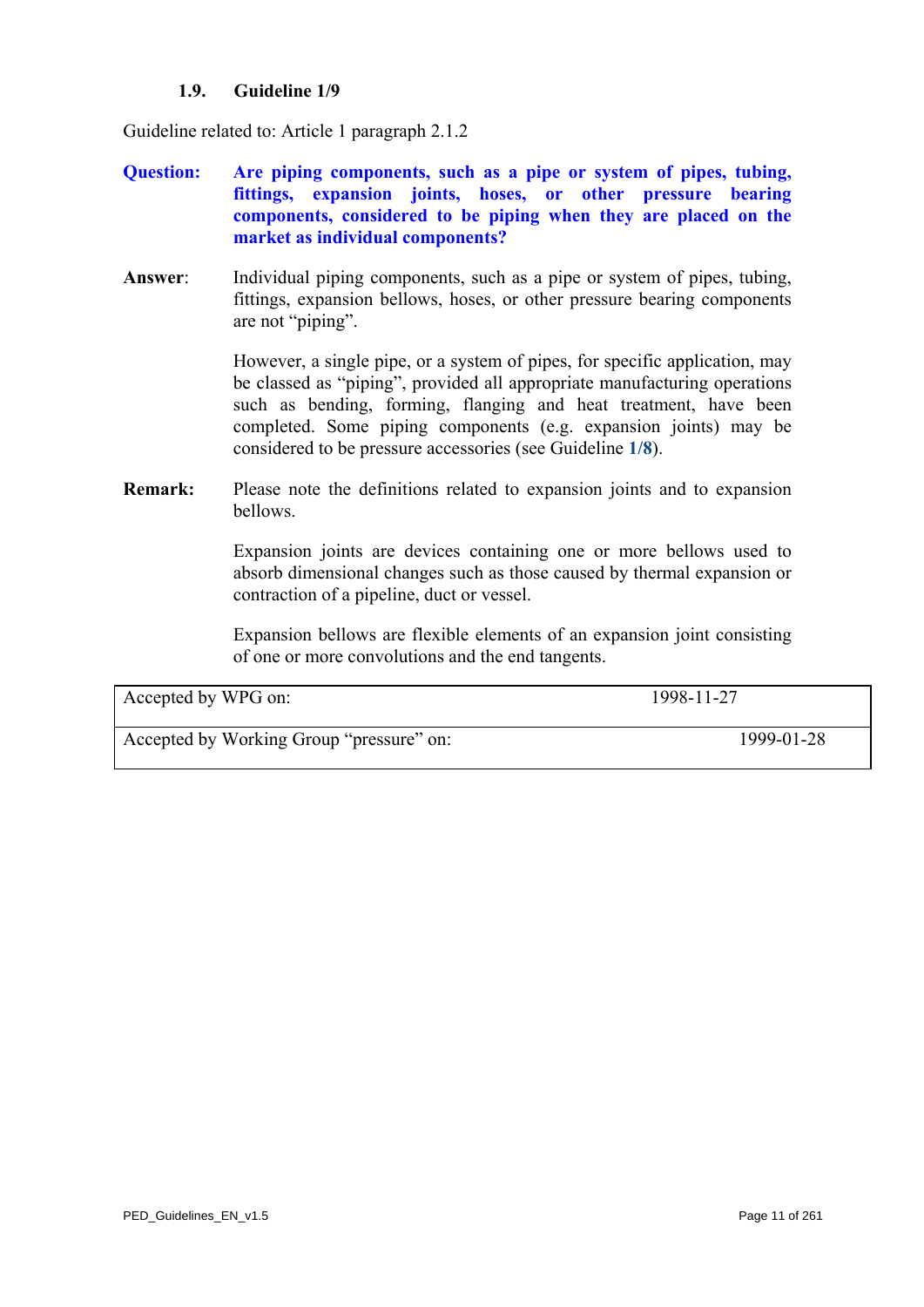### 1.9. Guideline 1/9

Guideline related to: Article 1 paragraph 2.1.2

**Question:** **Are piping components, such as a pipe or system of pipes, tubing, fittings, expansion joints, hoses, or other pressure bearing components, considered to be piping when they are placed on the market as individual components?**

**Answer**: Individual piping components, such as a pipe or system of pipes, tubing, fittings, expansion bellows, hoses, or other pressure bearing components are not "piping".

However, a single pipe, or a system of pipes, for specific application, may be classed as "piping", provided all appropriate manufacturing operations such as bending, forming, flanging and heat treatment, have been completed. Some piping components (e.g. expansion joints) may be considered to be pressure accessories (see Guideline **1/8**).

**Remark:** Please note the definitions related to expansion joints and to expansion bellows.

Expansion joints are devices containing one or more bellows used to absorb dimensional changes such as those caused by thermal expansion or contraction of a pipeline, duct or vessel.

Expansion bellows are flexible elements of an expansion joint consisting of one or more convolutions and the end tangents.

| | |
|---|---|
| Accepted by WPG on: | 1998-11-27 |
| Accepted by Working Group "pressure" on: | 1999-01-28 |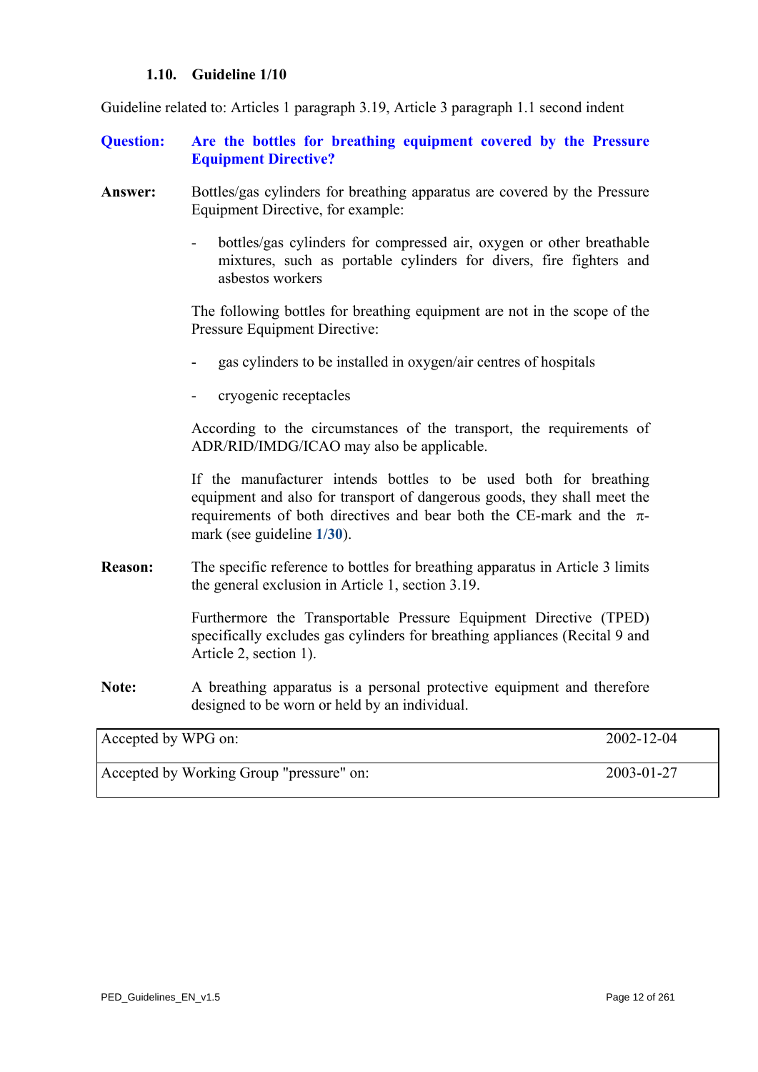### 1.10. Guideline 1/10

Guideline related to: Articles 1 paragraph 3.19, Article 3 paragraph 1.1 second indent

**Question:** **Are the bottles for breathing equipment covered by the Pressure Equipment Directive?**

**Answer:** Bottles/gas cylinders for breathing apparatus are covered by the Pressure Equipment Directive, for example:

- bottles/gas cylinders for compressed air, oxygen or other breathable mixtures, such as portable cylinders for divers, fire fighters and asbestos workers

The following bottles for breathing equipment are not in the scope of the Pressure Equipment Directive:

- gas cylinders to be installed in oxygen/air centres of hospitals
- cryogenic receptacles

According to the circumstances of the transport, the requirements of ADR/RID/IMDG/ICAO may also be applicable.

If the manufacturer intends bottles to be used both for breathing equipment and also for transport of dangerous goods, they shall meet the requirements of both directives and bear both the CE-mark and the π-mark (see guideline **1/30**).

**Reason:** The specific reference to bottles for breathing apparatus in Article 3 limits the general exclusion in Article 1, section 3.19.

Furthermore the Transportable Pressure Equipment Directive (TPED) specifically excludes gas cylinders for breathing appliances (Recital 9 and Article 2, section 1).

**Note:** A breathing apparatus is a personal protective equipment and therefore designed to be worn or held by an individual.

| | |
|---|---|
| Accepted by WPG on: | 2002-12-04 |
| Accepted by Working Group "pressure" on: | 2003-01-27 |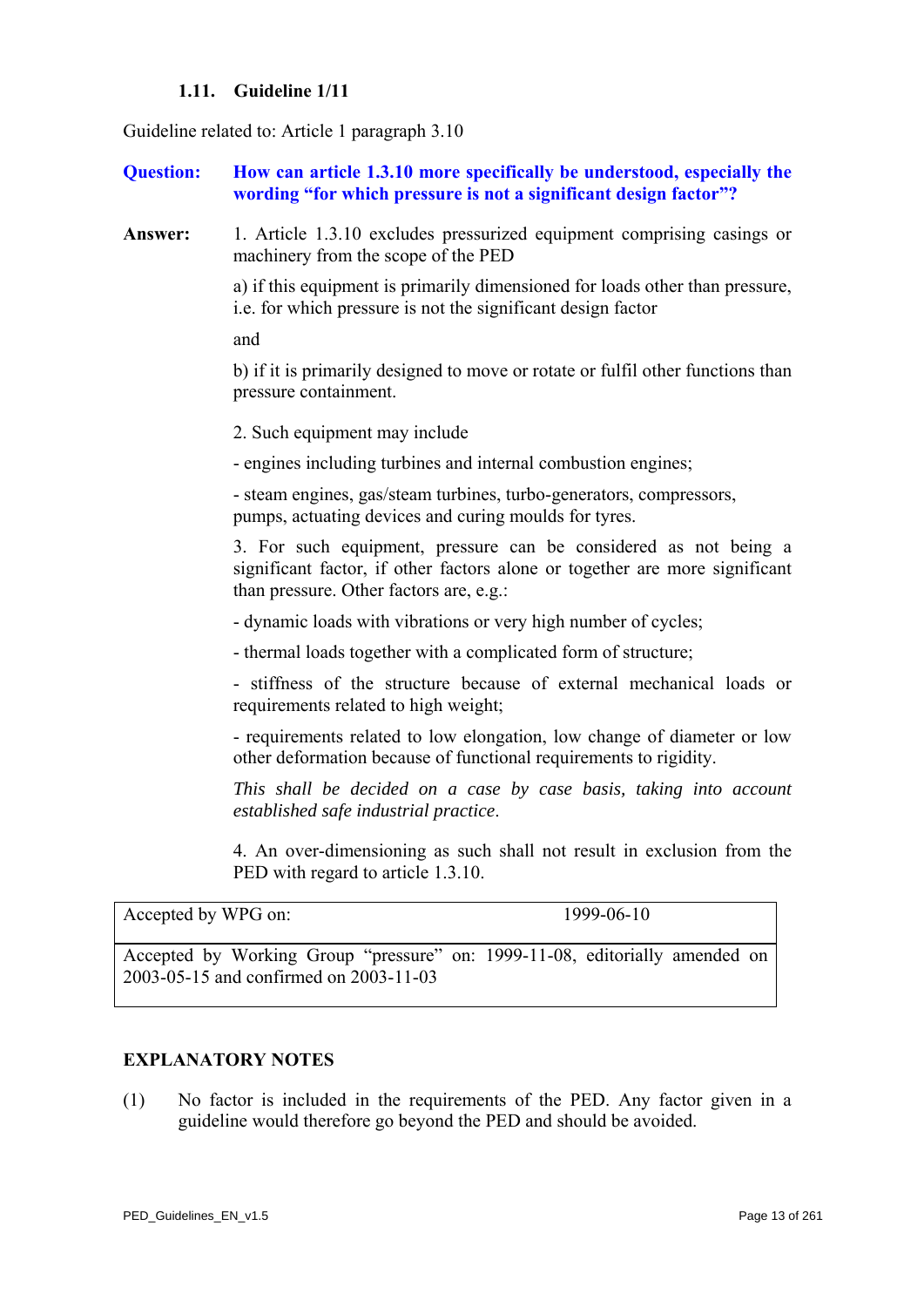### 1.11. Guideline 1/11

Guideline related to: Article 1 paragraph 3.10

**Question:** **How can article 1.3.10 more specifically be understood, especially the wording "for which pressure is not a significant design factor"?**

**Answer:** 1. Article 1.3.10 excludes pressurized equipment comprising casings or machinery from the scope of the PED

a) if this equipment is primarily dimensioned for loads other than pressure, i.e. for which pressure is not the significant design factor

and

b) if it is primarily designed to move or rotate or fulfil other functions than pressure containment.

2. Such equipment may include

- engines including turbines and internal combustion engines;

- steam engines, gas/steam turbines, turbo-generators, compressors, pumps, actuating devices and curing moulds for tyres.

3. For such equipment, pressure can be considered as not being a significant factor, if other factors alone or together are more significant than pressure. Other factors are, e.g.:

- dynamic loads with vibrations or very high number of cycles;

- thermal loads together with a complicated form of structure;

- stiffness of the structure because of external mechanical loads or requirements related to high weight;

- requirements related to low elongation, low change of diameter or low other deformation because of functional requirements to rigidity.

*This shall be decided on a case by case basis, taking into account established safe industrial practice*.

4. An over-dimensioning as such shall not result in exclusion from the PED with regard to article 1.3.10.

| Accepted by WPG on: | 1999-06-10 |
|---|---|
| Accepted by Working Group "pressure" on: 1999-11-08, editorially amended on 2003-05-15 and confirmed on 2003-11-03 | |

**EXPLANATORY NOTES**

(1) No factor is included in the requirements of the PED. Any factor given in a guideline would therefore go beyond the PED and should be avoided.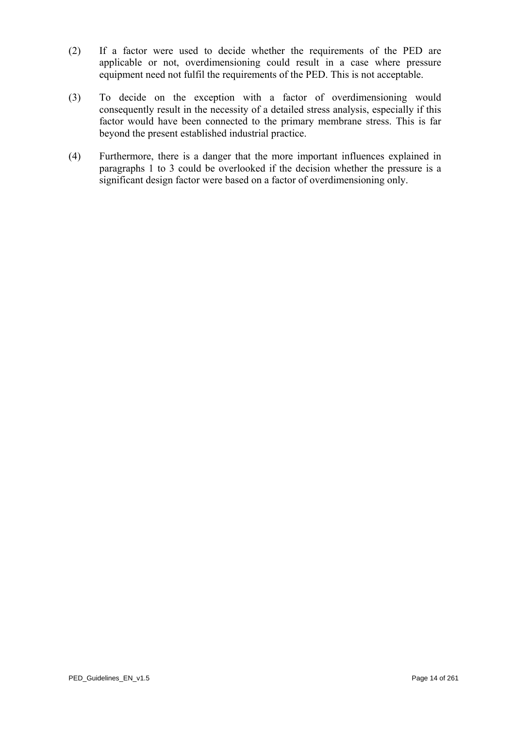(2) If a factor were used to decide whether the requirements of the PED are applicable or not, overdimensioning could result in a case where pressure equipment need not fulfil the requirements of the PED. This is not acceptable.

(3) To decide on the exception with a factor of overdimensioning would consequently result in the necessity of a detailed stress analysis, especially if this factor would have been connected to the primary membrane stress. This is far beyond the present established industrial practice.

(4) Furthermore, there is a danger that the more important influences explained in paragraphs 1 to 3 could be overlooked if the decision whether the pressure is a significant design factor were based on a factor of overdimensioning only.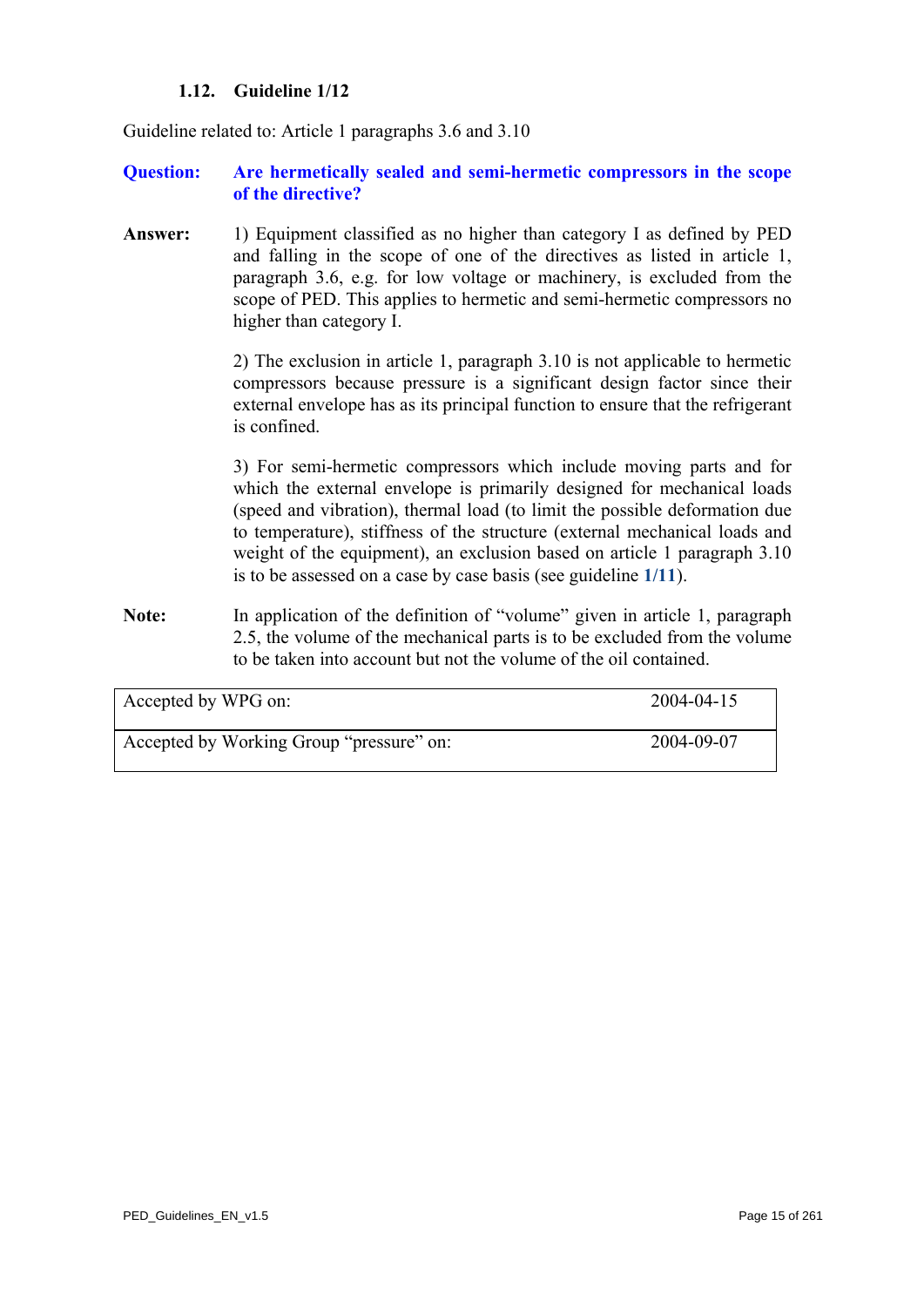### 1.12. Guideline 1/12

Guideline related to: Article 1 paragraphs 3.6 and 3.10

**Question:** **Are hermetically sealed and semi-hermetic compressors in the scope of the directive?**

**Answer:** 1) Equipment classified as no higher than category I as defined by PED and falling in the scope of one of the directives as listed in article 1, paragraph 3.6, e.g. for low voltage or machinery, is excluded from the scope of PED. This applies to hermetic and semi-hermetic compressors no higher than category I.

2) The exclusion in article 1, paragraph 3.10 is not applicable to hermetic compressors because pressure is a significant design factor since their external envelope has as its principal function to ensure that the refrigerant is confined.

3) For semi-hermetic compressors which include moving parts and for which the external envelope is primarily designed for mechanical loads (speed and vibration), thermal load (to limit the possible deformation due to temperature), stiffness of the structure (external mechanical loads and weight of the equipment), an exclusion based on article 1 paragraph 3.10 is to be assessed on a case by case basis (see guideline **1/11**).

**Note:** In application of the definition of "volume" given in article 1, paragraph 2.5, the volume of the mechanical parts is to be excluded from the volume to be taken into account but not the volume of the oil contained.

| | |
|---|---|
| Accepted by WPG on: | 2004-04-15 |
| Accepted by Working Group "pressure" on: | 2004-09-07 |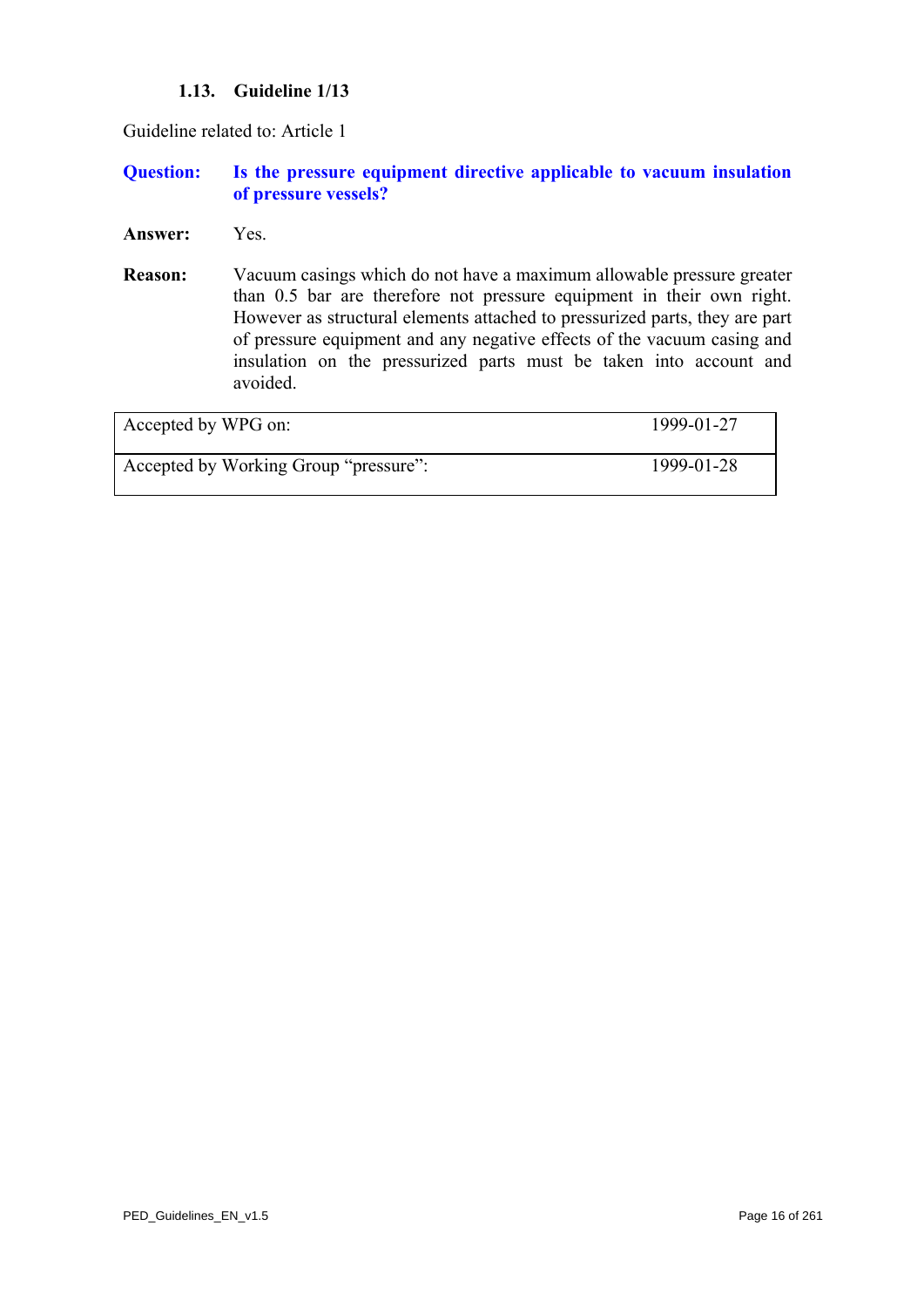### 1.13. Guideline 1/13

Guideline related to: Article 1

**Question:** **Is the pressure equipment directive applicable to vacuum insulation of pressure vessels?**

**Answer:** Yes.

**Reason:** Vacuum casings which do not have a maximum allowable pressure greater than 0.5 bar are therefore not pressure equipment in their own right. However as structural elements attached to pressurized parts, they are part of pressure equipment and any negative effects of the vacuum casing and insulation on the pressurized parts must be taken into account and avoided.

| | |
|---|---|
| Accepted by WPG on: | 1999-01-27 |
| Accepted by Working Group "pressure": | 1999-01-28 |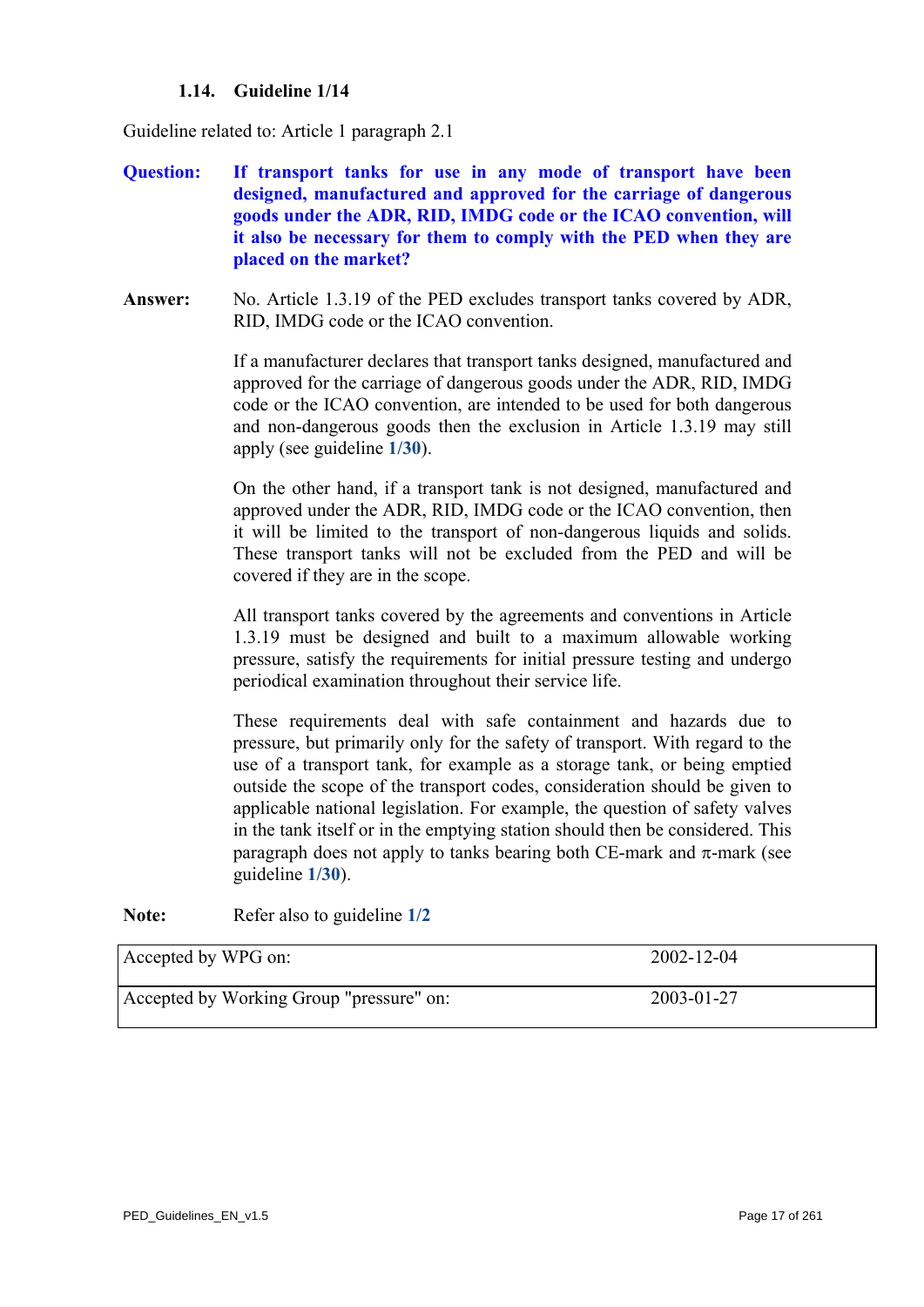### 1.14. Guideline 1/14

Guideline related to: Article 1 paragraph 2.1

**Question:** **If transport tanks for use in any mode of transport have been designed, manufactured and approved for the carriage of dangerous goods under the ADR, RID, IMDG code or the ICAO convention, will it also be necessary for them to comply with the PED when they are placed on the market?**

**Answer:** No. Article 1.3.19 of the PED excludes transport tanks covered by ADR, RID, IMDG code or the ICAO convention.

If a manufacturer declares that transport tanks designed, manufactured and approved for the carriage of dangerous goods under the ADR, RID, IMDG code or the ICAO convention, are intended to be used for both dangerous and non-dangerous goods then the exclusion in Article 1.3.19 may still apply (see guideline **1/30**).

On the other hand, if a transport tank is not designed, manufactured and approved under the ADR, RID, IMDG code or the ICAO convention, then it will be limited to the transport of non-dangerous liquids and solids. These transport tanks will not be excluded from the PED and will be covered if they are in the scope.

All transport tanks covered by the agreements and conventions in Article 1.3.19 must be designed and built to a maximum allowable working pressure, satisfy the requirements for initial pressure testing and undergo periodical examination throughout their service life.

These requirements deal with safe containment and hazards due to pressure, but primarily only for the safety of transport. With regard to the use of a transport tank, for example as a storage tank, or being emptied outside the scope of the transport codes, consideration should be given to applicable national legislation. For example, the question of safety valves in the tank itself or in the emptying station should then be considered. This paragraph does not apply to tanks bearing both CE-mark and π-mark (see guideline **1/30**).

**Note:** Refer also to guideline **1/2**

| Accepted by WPG on: | 2002-12-04 |
|---|---|
| Accepted by Working Group "pressure" on: | 2003-01-27 |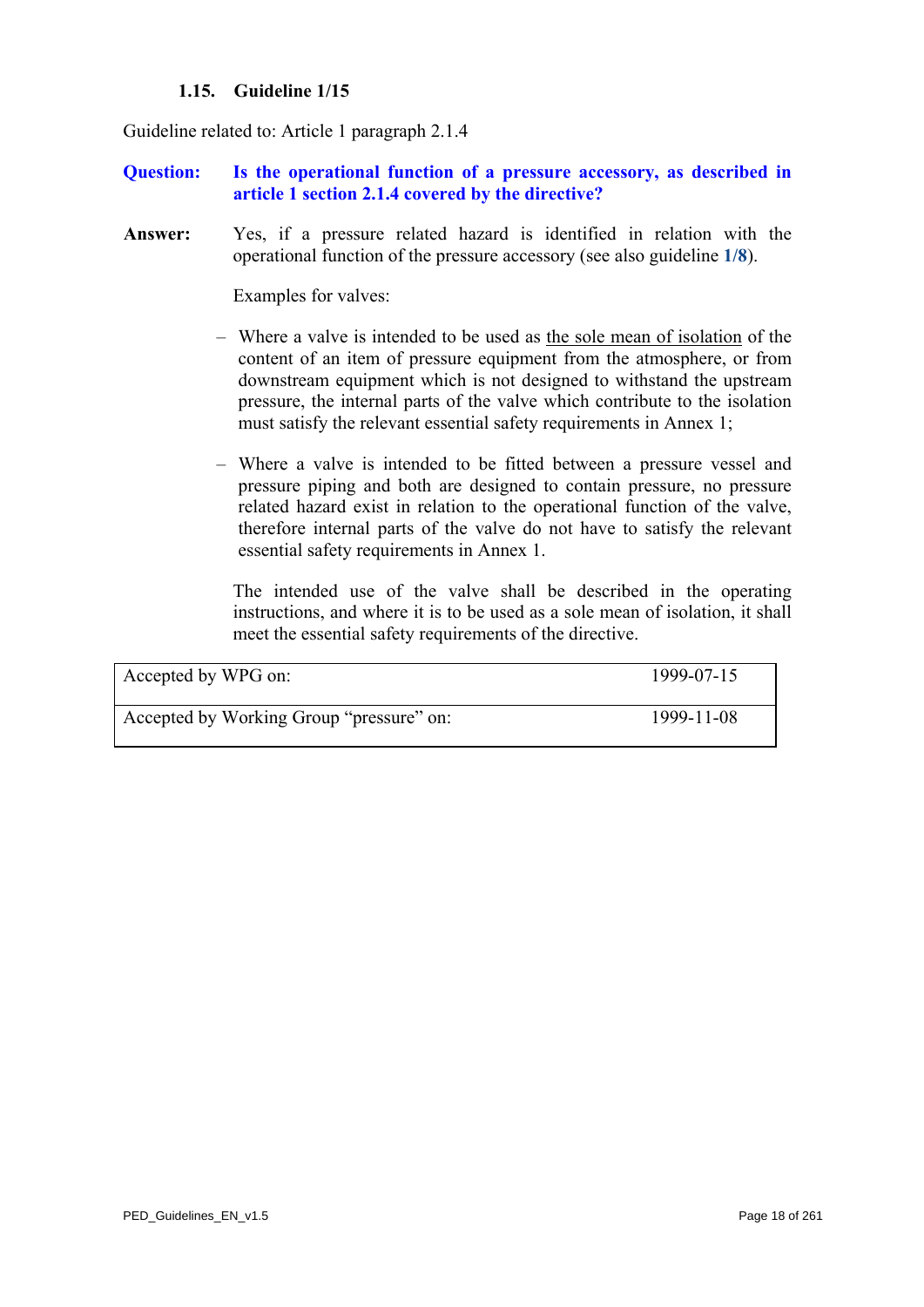### 1.15. Guideline 1/15

Guideline related to: Article 1 paragraph 2.1.4

**Question:** **Is the operational function of a pressure accessory, as described in article 1 section 2.1.4 covered by the directive?**

**Answer:** Yes, if a pressure related hazard is identified in relation with the operational function of the pressure accessory (see also guideline **1/8**).

Examples for valves:

- Where a valve is intended to be used as the sole mean of isolation of the content of an item of pressure equipment from the atmosphere, or from downstream equipment which is not designed to withstand the upstream pressure, the internal parts of the valve which contribute to the isolation must satisfy the relevant essential safety requirements in Annex 1;
- Where a valve is intended to be fitted between a pressure vessel and pressure piping and both are designed to contain pressure, no pressure related hazard exist in relation to the operational function of the valve, therefore internal parts of the valve do not have to satisfy the relevant essential safety requirements in Annex 1.

The intended use of the valve shall be described in the operating instructions, and where it is to be used as a sole mean of isolation, it shall meet the essential safety requirements of the directive.

| Accepted by WPG on: | 1999-07-15 |
|---|---|
| Accepted by Working Group "pressure" on: | 1999-11-08 |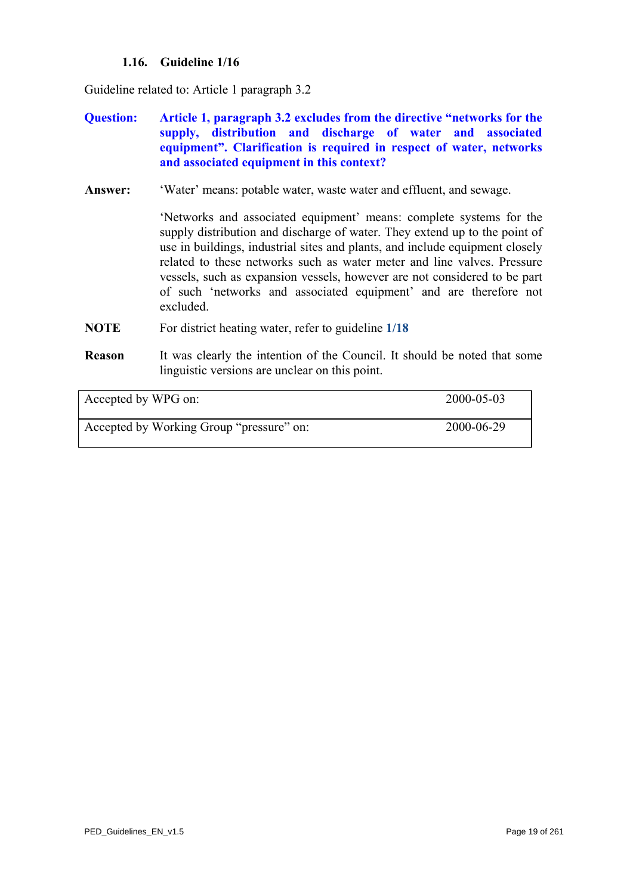### 1.16. Guideline 1/16

Guideline related to: Article 1 paragraph 3.2

**Question:** **Article 1, paragraph 3.2 excludes from the directive "networks for the supply, distribution and discharge of water and associated equipment". Clarification is required in respect of water, networks and associated equipment in this context?**

**Answer:** 'Water' means: potable water, waste water and effluent, and sewage.

'Networks and associated equipment' means: complete systems for the supply distribution and discharge of water. They extend up to the point of use in buildings, industrial sites and plants, and include equipment closely related to these networks such as water meter and line valves. Pressure vessels, such as expansion vessels, however are not considered to be part of such 'networks and associated equipment' and are therefore not excluded.

**NOTE** For district heating water, refer to guideline **1/18**

**Reason** It was clearly the intention of the Council. It should be noted that some linguistic versions are unclear on this point.

| | |
|---|---|
| Accepted by WPG on: | 2000-05-03 |
| Accepted by Working Group "pressure" on: | 2000-06-29 |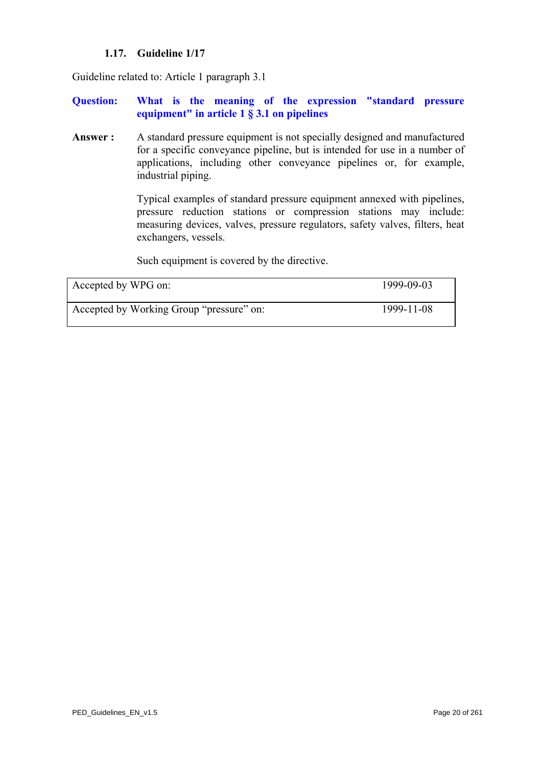### 1.17. Guideline 1/17

Guideline related to: Article 1 paragraph 3.1

**Question: What is the meaning of the expression "standard pressure equipment" in article 1 § 3.1 on pipelines**

**Answer :** A standard pressure equipment is not specially designed and manufactured for a specific conveyance pipeline, but is intended for use in a number of applications, including other conveyance pipelines or, for example, industrial piping.

Typical examples of standard pressure equipment annexed with pipelines, pressure reduction stations or compression stations may include: measuring devices, valves, pressure regulators, safety valves, filters, heat exchangers, vessels.

Such equipment is covered by the directive.

| Accepted by WPG on: | 1999-09-03 |
|---|---|
| Accepted by Working Group "pressure" on: | 1999-11-08 |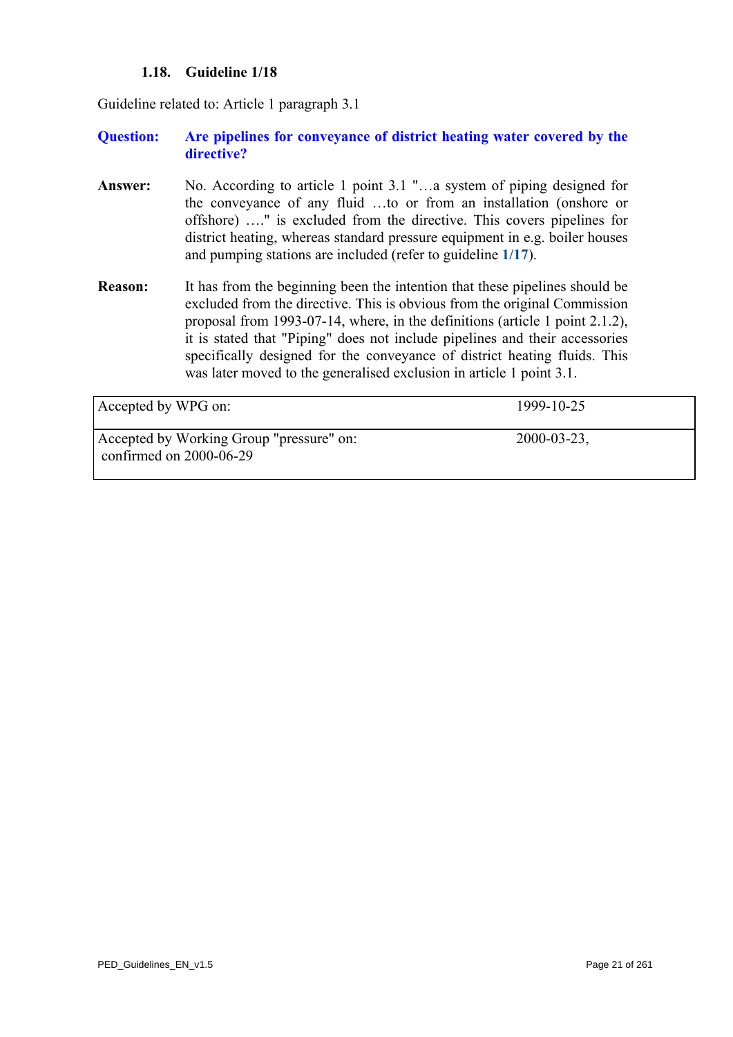### 1.18. Guideline 1/18

Guideline related to: Article 1 paragraph 3.1

**Question:** **Are pipelines for conveyance of district heating water covered by the directive?**

**Answer:** No. According to article 1 point 3.1 "…a system of piping designed for the conveyance of any fluid …to or from an installation (onshore or offshore) …." is excluded from the directive. This covers pipelines for district heating, whereas standard pressure equipment in e.g. boiler houses and pumping stations are included (refer to guideline **1/17**).

**Reason:** It has from the beginning been the intention that these pipelines should be excluded from the directive. This is obvious from the original Commission proposal from 1993-07-14, where, in the definitions (article 1 point 2.1.2), it is stated that "Piping" does not include pipelines and their accessories specifically designed for the conveyance of district heating fluids. This was later moved to the generalised exclusion in article 1 point 3.1.

| | |
|---|---|
| Accepted by WPG on: | 1999-10-25 |
| Accepted by Working Group "pressure" on: confirmed on 2000-06-29 | 2000-03-23, |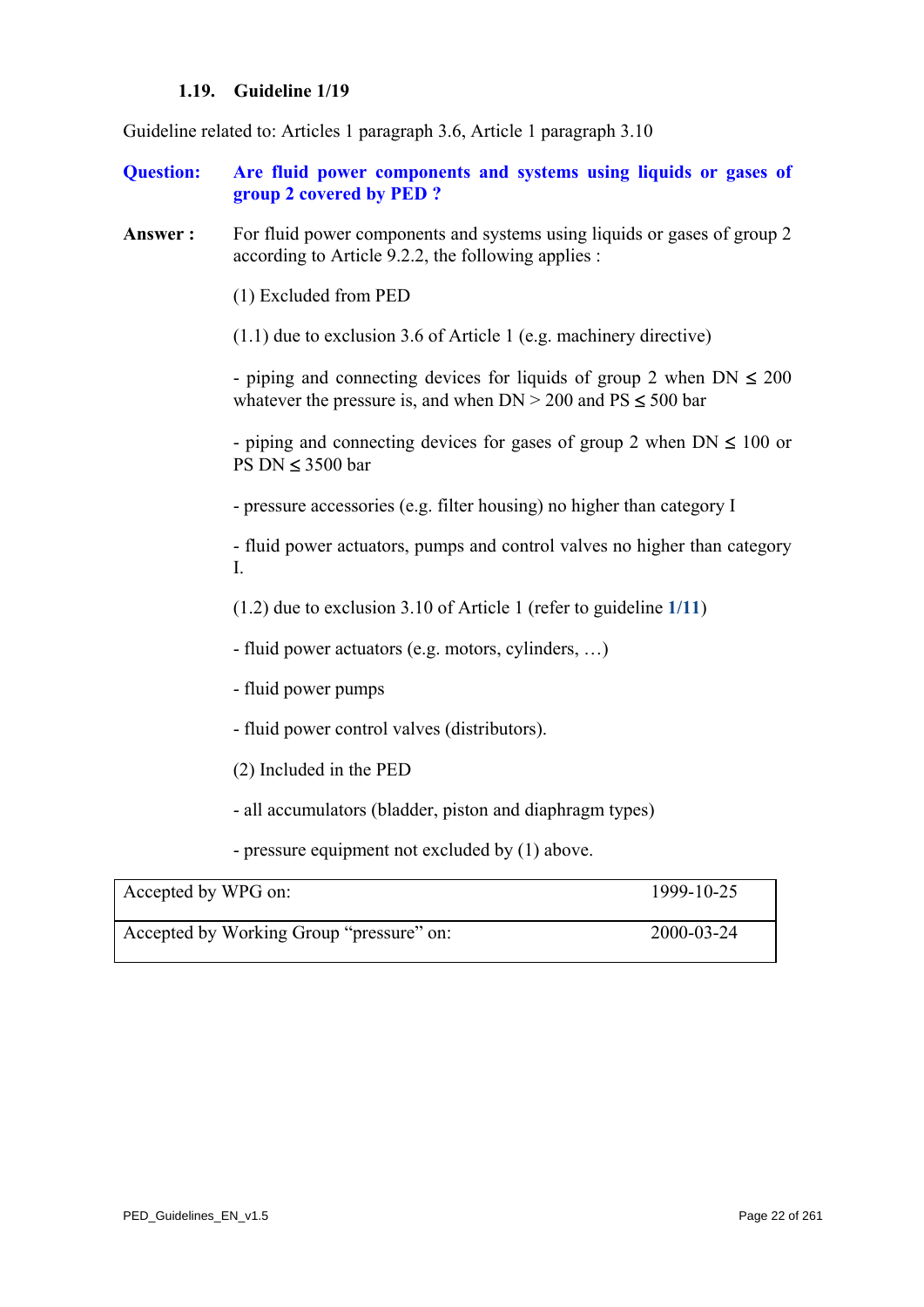### 1.19. Guideline 1/19

Guideline related to: Articles 1 paragraph 3.6, Article 1 paragraph 3.10

**Question:** **Are fluid power components and systems using liquids or gases of group 2 covered by PED ?**

**Answer :** For fluid power components and systems using liquids or gases of group 2 according to Article 9.2.2, the following applies :

(1) Excluded from PED

(1.1) due to exclusion 3.6 of Article 1 (e.g. machinery directive)

- piping and connecting devices for liquids of group 2 when DN $\leq$ 200 whatever the pressure is, and when DN > 200 and PS $\leq$ 500 bar

- piping and connecting devices for gases of group 2 when DN $\leq$ 100 or PS DN $\leq$ 3500 bar

- pressure accessories (e.g. filter housing) no higher than category I

- fluid power actuators, pumps and control valves no higher than category I.

(1.2) due to exclusion 3.10 of Article 1 (refer to guideline 1/11)

- fluid power actuators (e.g. motors, cylinders, …)

- fluid power pumps

- fluid power control valves (distributors).

(2) Included in the PED

- all accumulators (bladder, piston and diaphragm types)

- pressure equipment not excluded by (1) above.

| Accepted by WPG on: | 1999-10-25 |
|---|---|
| Accepted by Working Group "pressure" on: | 2000-03-24 |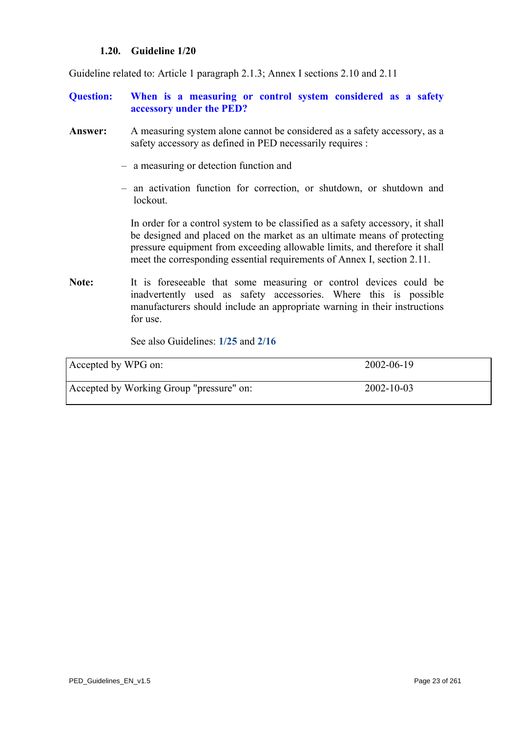### 1.20. Guideline 1/20

Guideline related to: Article 1 paragraph 2.1.3; Annex I sections 2.10 and 2.11

**Question:** **When is a measuring or control system considered as a safety accessory under the PED?**

**Answer:** A measuring system alone cannot be considered as a safety accessory, as a safety accessory as defined in PED necessarily requires :

- a measuring or detection function and
- an activation function for correction, or shutdown, or shutdown and lockout.

In order for a control system to be classified as a safety accessory, it shall be designed and placed on the market as an ultimate means of protecting pressure equipment from exceeding allowable limits, and therefore it shall meet the corresponding essential requirements of Annex I, section 2.11.

**Note:** It is foreseeable that some measuring or control devices could be inadvertently used as safety accessories. Where this is possible manufacturers should include an appropriate warning in their instructions for use.

See also Guidelines: **1/25** and **2/16**

| | |
|---|---|
| Accepted by WPG on: | 2002-06-19 |
| Accepted by Working Group "pressure" on: | 2002-10-03 |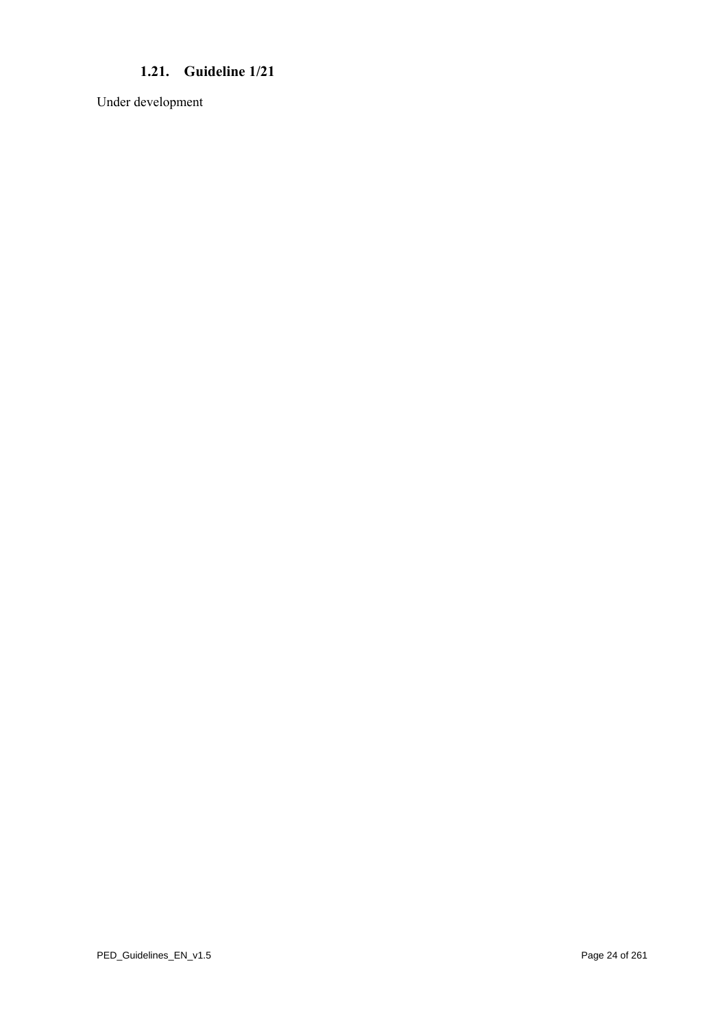### 1.21. Guideline 1/21

Under development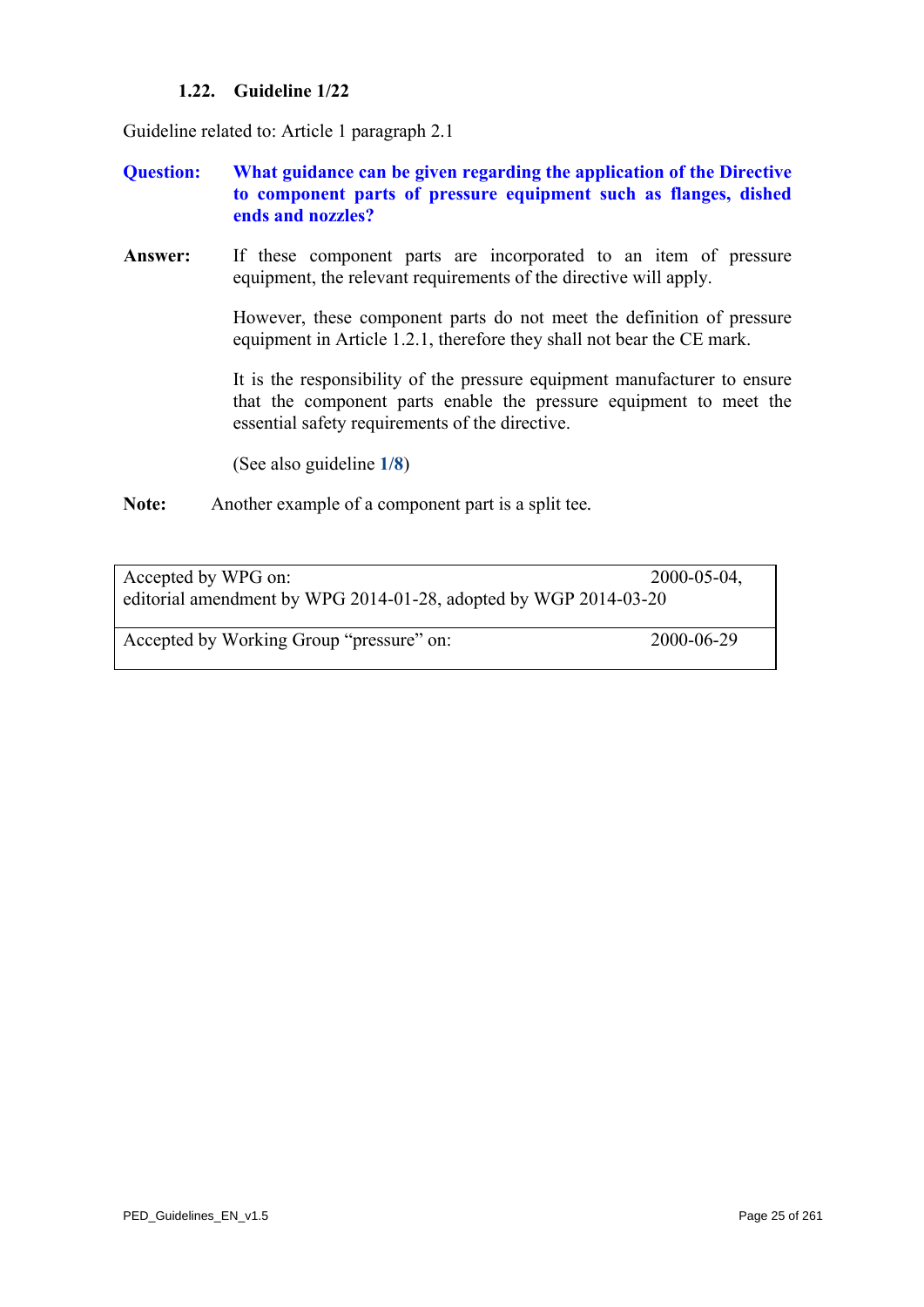### 1.22. Guideline 1/22

Guideline related to: Article 1 paragraph 2.1

**Question:** **What guidance can be given regarding the application of the Directive to component parts of pressure equipment such as flanges, dished ends and nozzles?**

**Answer:** If these component parts are incorporated to an item of pressure equipment, the relevant requirements of the directive will apply.

However, these component parts do not meet the definition of pressure equipment in Article 1.2.1, therefore they shall not bear the CE mark.

It is the responsibility of the pressure equipment manufacturer to ensure that the component parts enable the pressure equipment to meet the essential safety requirements of the directive.

(See also guideline **1/8**)

**Note:** Another example of a component part is a split tee.

| | |
|---|---|
| Accepted by WPG on:<br>editorial amendment by WPG 2014-01-28, adopted by WGP 2014-03-20 | 2000-05-04, |
| Accepted by Working Group "pressure" on: | 2000-06-29 |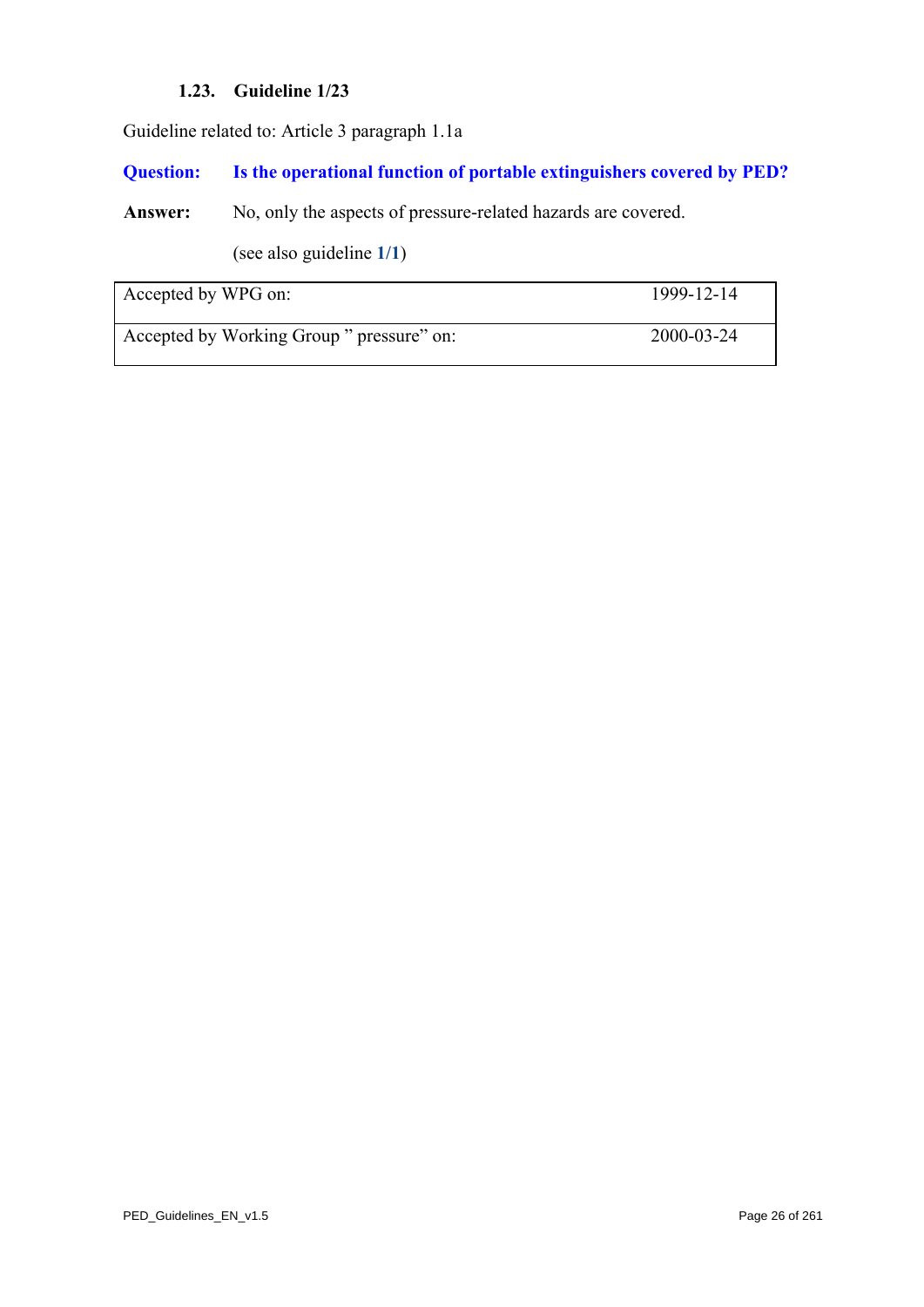### 1.23. Guideline 1/23

Guideline related to: Article 3 paragraph 1.1a

**Question:** **Is the operational function of portable extinguishers covered by PED?**

**Answer:** No, only the aspects of pressure-related hazards are covered.

(see also guideline **1/1**)

| Accepted by WPG on: | 1999-12-14 |
|---|---|
| Accepted by Working Group " pressure" on: | 2000-03-24 |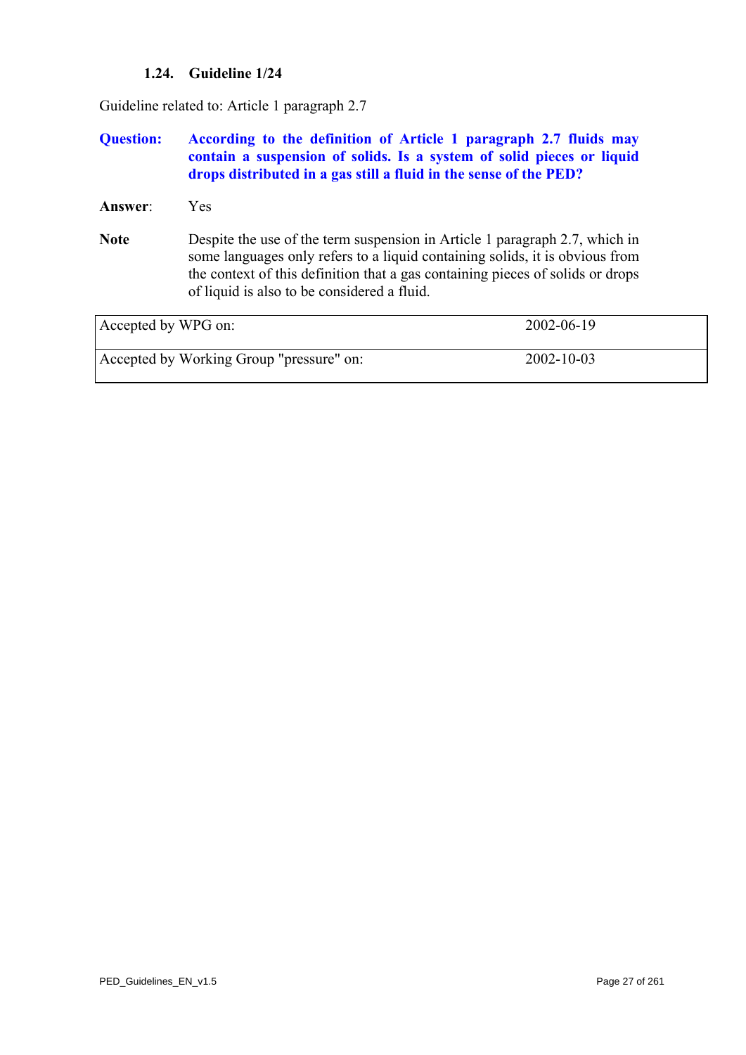### 1.24. Guideline 1/24

Guideline related to: Article 1 paragraph 2.7

**Question:** **According to the definition of Article 1 paragraph 2.7 fluids may contain a suspension of solids. Is a system of solid pieces or liquid drops distributed in a gas still a fluid in the sense of the PED?**

**Answer**: Yes

**Note** Despite the use of the term suspension in Article 1 paragraph 2.7, which in some languages only refers to a liquid containing solids, it is obvious from the context of this definition that a gas containing pieces of solids or drops of liquid is also to be considered a fluid.

| | |
|---|---|
| Accepted by WPG on: | 2002-06-19 |
| Accepted by Working Group "pressure" on: | 2002-10-03 |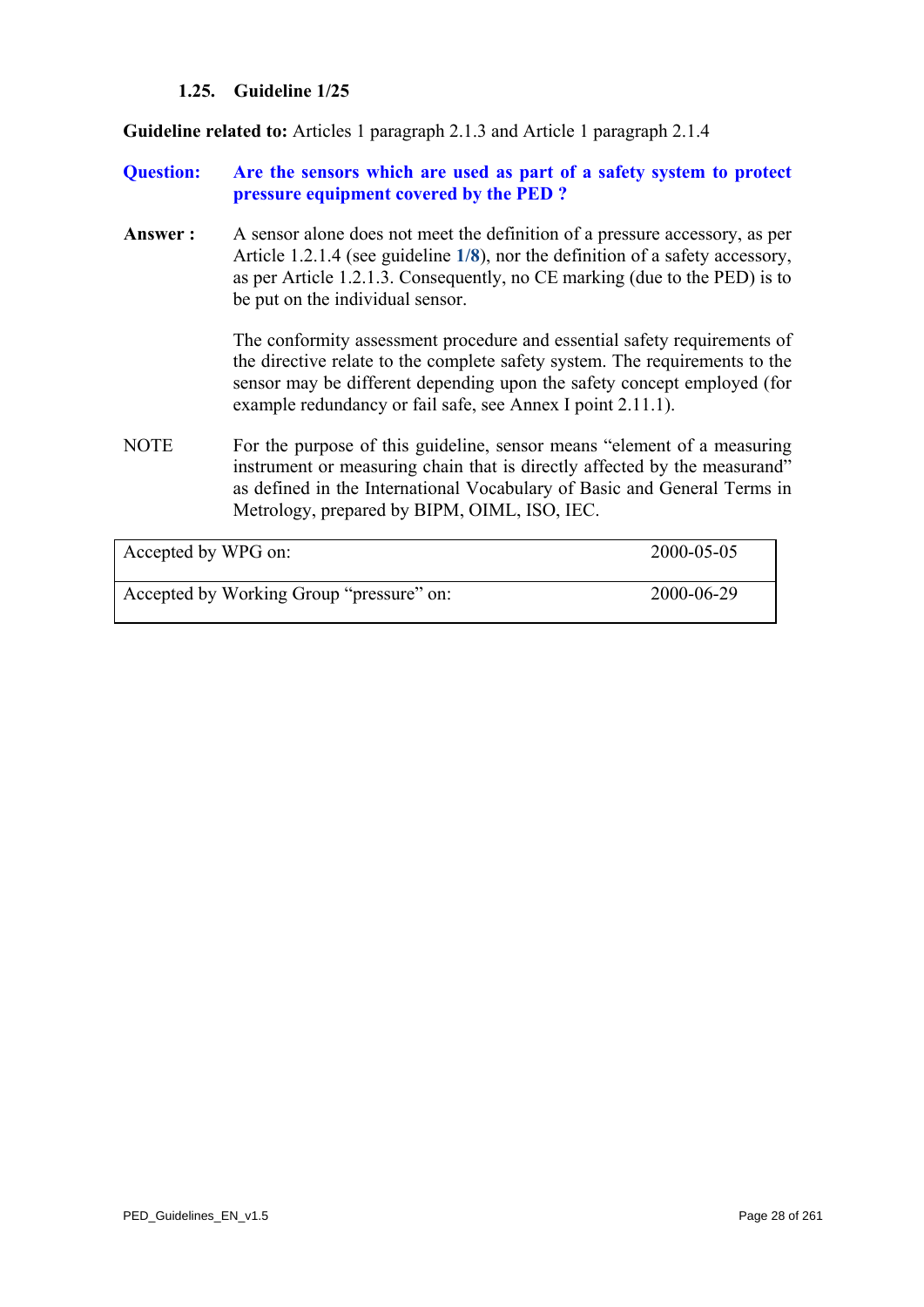### 1.25. Guideline 1/25

**Guideline related to:** Articles 1 paragraph 2.1.3 and Article 1 paragraph 2.1.4

**Question:** **Are the sensors which are used as part of a safety system to protect pressure equipment covered by the PED ?**

**Answer :** A sensor alone does not meet the definition of a pressure accessory, as per Article 1.2.1.4 (see guideline **1/8**), nor the definition of a safety accessory, as per Article 1.2.1.3. Consequently, no CE marking (due to the PED) is to be put on the individual sensor.

The conformity assessment procedure and essential safety requirements of the directive relate to the complete safety system. The requirements to the sensor may be different depending upon the safety concept employed (for example redundancy or fail safe, see Annex I point 2.11.1).

NOTE For the purpose of this guideline, sensor means "element of a measuring instrument or measuring chain that is directly affected by the measurand" as defined in the International Vocabulary of Basic and General Terms in Metrology, prepared by BIPM, OIML, ISO, IEC.

| | |
|---|---|
| Accepted by WPG on: | 2000-05-05 |
| Accepted by Working Group "pressure" on: | 2000-06-29 |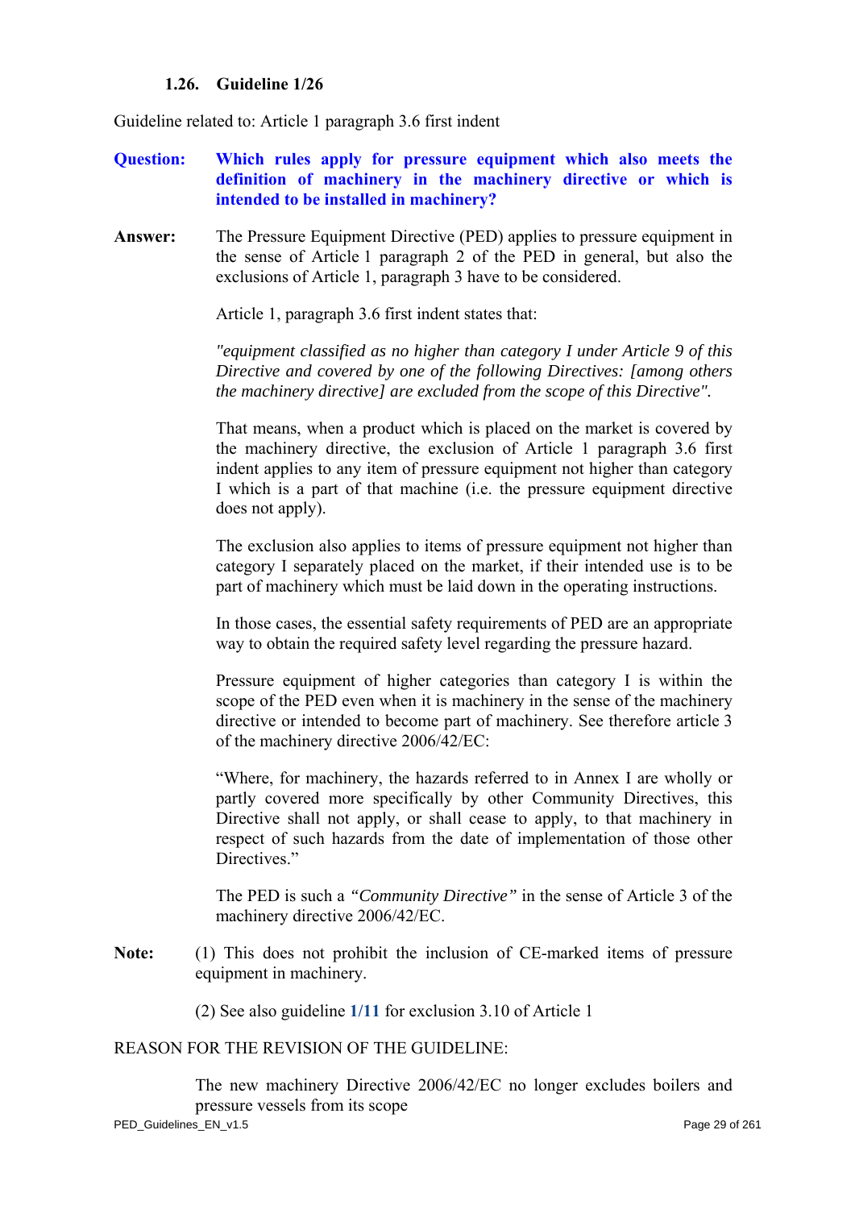### 1.26. Guideline 1/26

Guideline related to: Article 1 paragraph 3.6 first indent

**Question:** **Which rules apply for pressure equipment which also meets the definition of machinery in the machinery directive or which is intended to be installed in machinery?**

**Answer:** The Pressure Equipment Directive (PED) applies to pressure equipment in the sense of Article 1 paragraph 2 of the PED in general, but also the exclusions of Article 1, paragraph 3 have to be considered.

Article 1, paragraph 3.6 first indent states that:

*"equipment classified as no higher than category I under Article 9 of this Directive and covered by one of the following Directives: [among others the machinery directive] are excluded from the scope of this Directive".*

That means, when a product which is placed on the market is covered by the machinery directive, the exclusion of Article 1 paragraph 3.6 first indent applies to any item of pressure equipment not higher than category I which is a part of that machine (i.e. the pressure equipment directive does not apply).

The exclusion also applies to items of pressure equipment not higher than category I separately placed on the market, if their intended use is to be part of machinery which must be laid down in the operating instructions.

In those cases, the essential safety requirements of PED are an appropriate way to obtain the required safety level regarding the pressure hazard.

Pressure equipment of higher categories than category I is within the scope of the PED even when it is machinery in the sense of the machinery directive or intended to become part of machinery. See therefore article 3 of the machinery directive 2006/42/EC:

"Where, for machinery, the hazards referred to in Annex I are wholly or partly covered more specifically by other Community Directives, this Directive shall not apply, or shall cease to apply, to that machinery in respect of such hazards from the date of implementation of those other Directives."

The PED is such a *"Community Directive"* in the sense of Article 3 of the machinery directive 2006/42/EC.

**Note:** (1) This does not prohibit the inclusion of CE-marked items of pressure equipment in machinery.

(2) See also guideline **1/11** for exclusion 3.10 of Article 1

REASON FOR THE REVISION OF THE GUIDELINE:

The new machinery Directive 2006/42/EC no longer excludes boilers and pressure vessels from its scope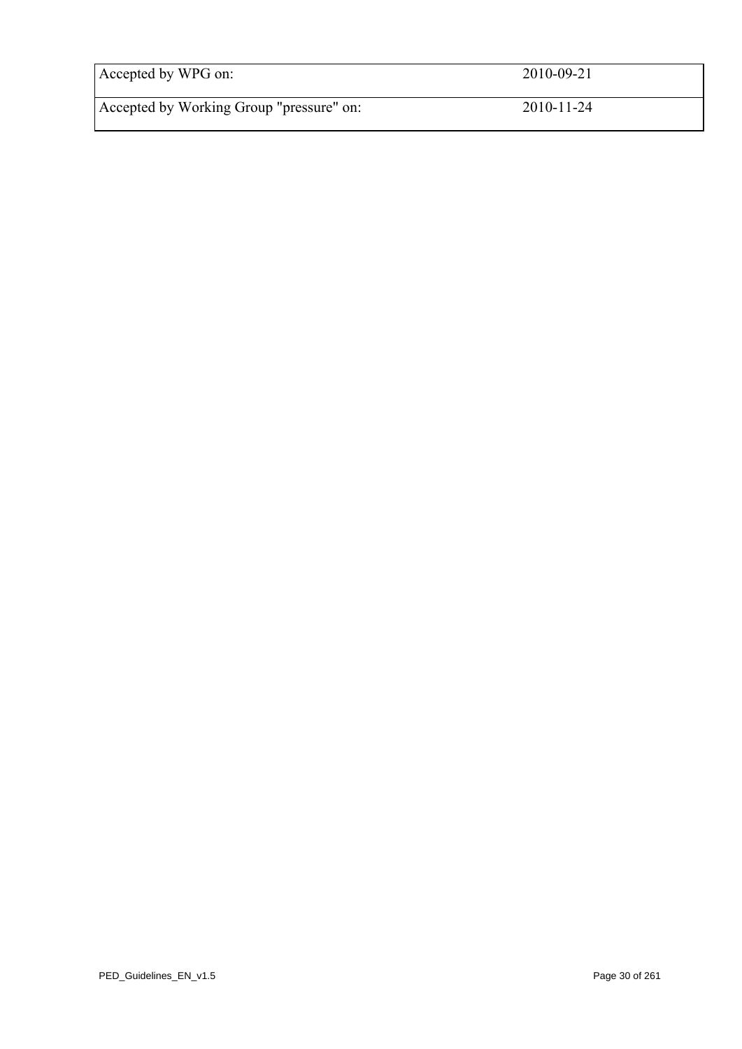| Accepted by WPG on: | 2010-09-21 |
| --- | --- |
| Accepted by Working Group "pressure" on: | 2010-11-24 |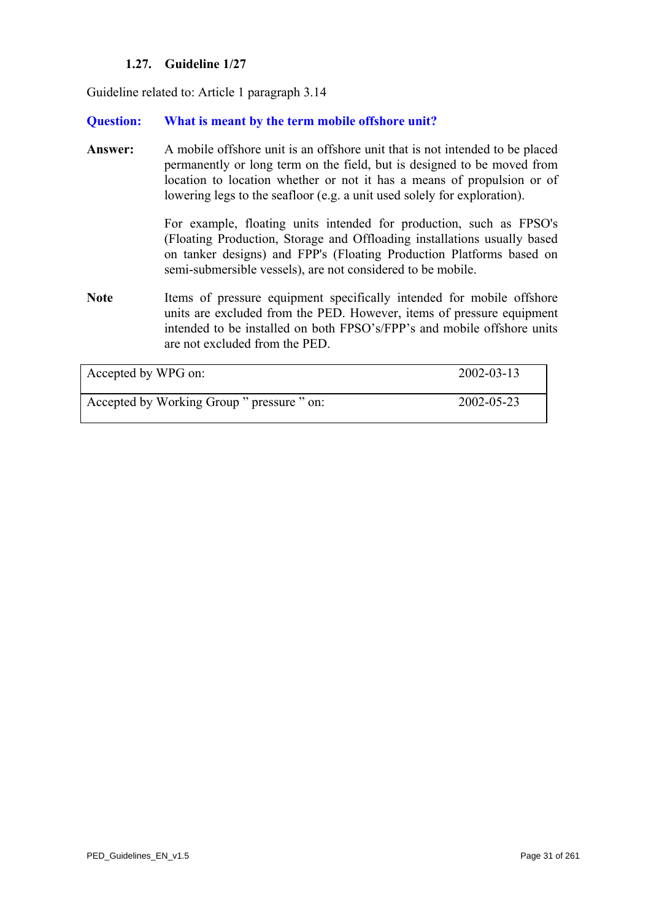### 1.27. Guideline 1/27

Guideline related to: Article 1 paragraph 3.14

**Question:** **What is meant by the term mobile offshore unit?**

**Answer:** A mobile offshore unit is an offshore unit that is not intended to be placed permanently or long term on the field, but is designed to be moved from location to location whether or not it has a means of propulsion or of lowering legs to the seafloor (e.g. a unit used solely for exploration).

For example, floating units intended for production, such as FPSO's (Floating Production, Storage and Offloading installations usually based on tanker designs) and FPP's (Floating Production Platforms based on semi-submersible vessels), are not considered to be mobile.

**Note** Items of pressure equipment specifically intended for mobile offshore units are excluded from the PED. However, items of pressure equipment intended to be installed on both FPSO's/FPP's and mobile offshore units are not excluded from the PED.

| | |
|---|---|
| Accepted by WPG on: | 2002-03-13 |
| Accepted by Working Group " pressure " on: | 2002-05-23 |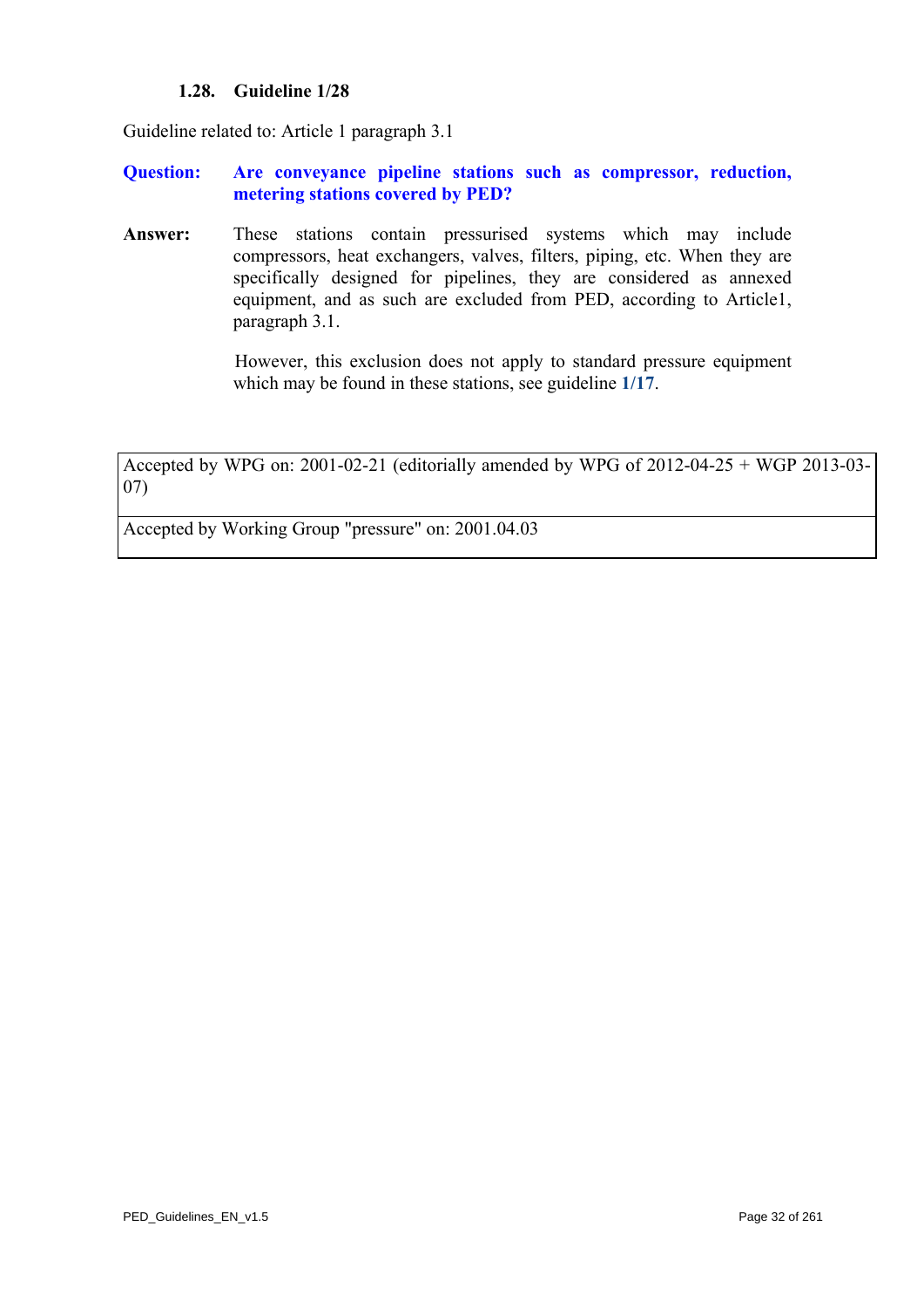### 1.28. Guideline 1/28

Guideline related to: Article 1 paragraph 3.1

**Question:** **Are conveyance pipeline stations such as compressor, reduction, metering stations covered by PED?**

**Answer:** These stations contain pressurised systems which may include compressors, heat exchangers, valves, filters, piping, etc. When they are specifically designed for pipelines, they are considered as annexed equipment, and as such are excluded from PED, according to Article1, paragraph 3.1.

However, this exclusion does not apply to standard pressure equipment which may be found in these stations, see guideline **1/17**.

| Accepted by WPG on: 2001-02-21 (editorially amended by WPG of 2012-04-25 + WGP 2013-03-07) |
| --- |
| Accepted by Working Group "pressure" on: 2001.04.03 |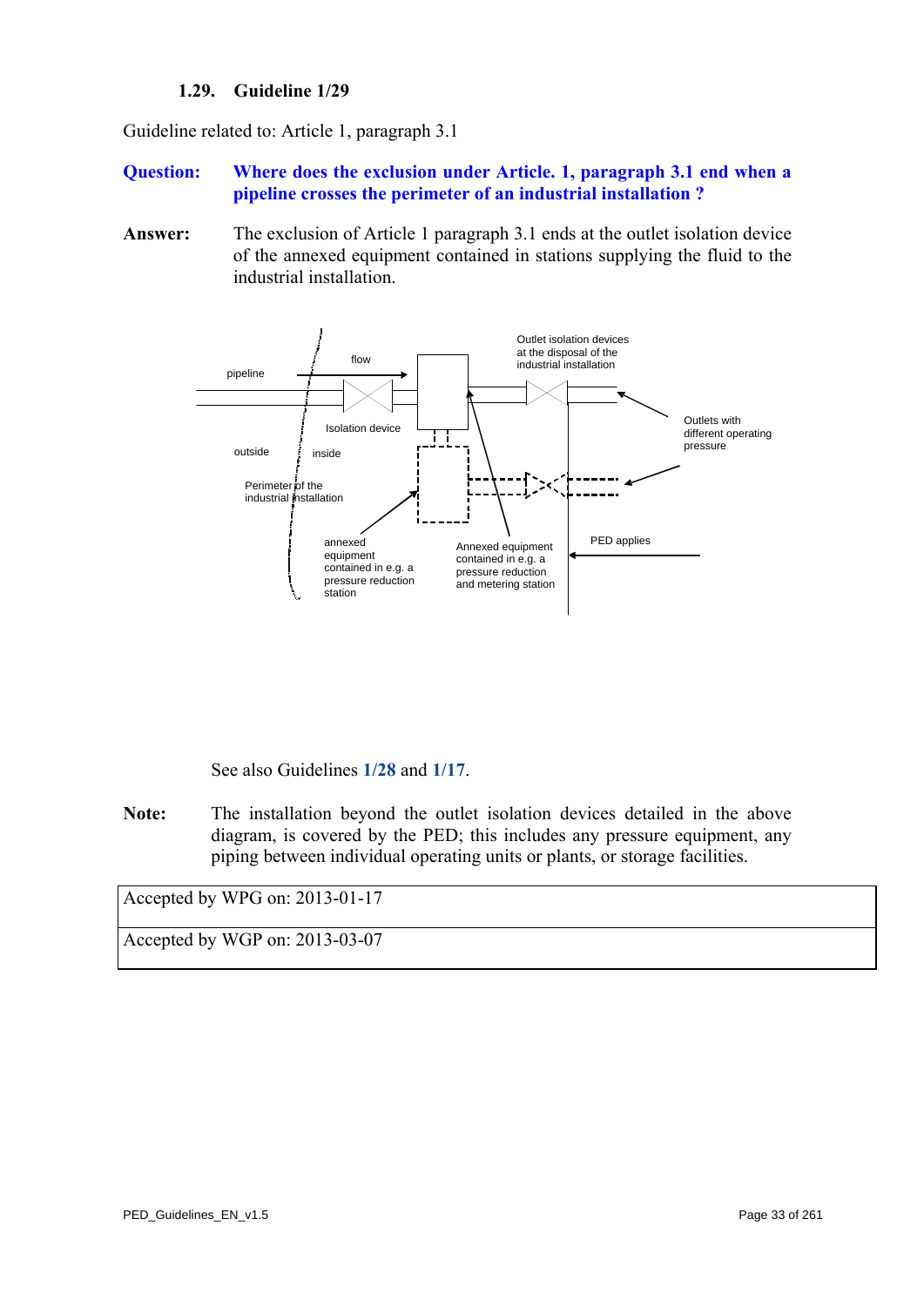### 1.29. Guideline 1/29

Guideline related to: Article 1, paragraph 3.1

**Question:** **Where does the exclusion under Article. 1, paragraph 3.1 end when a pipeline crosses the perimeter of an industrial installation ?**

**Answer:** The exclusion of Article 1 paragraph 3.1 ends at the outlet isolation device of the annexed equipment contained in stations supplying the fluid to the industrial installation.

pipeline

flow

Outlet isolation devices at the disposal of the industrial installation

Isolation device

Outlets with different operating pressure

outside

inside

Perimeter of the industrial installation

PED applies

annexed equipment contained in e.g. a pressure reduction station

Annexed equipment contained in e.g. a pressure reduction and metering station

See also Guidelines **1/28** and **1/17**.

**Note:** The installation beyond the outlet isolation devices detailed in the above diagram, is covered by the PED; this includes any pressure equipment, any piping between individual operating units or plants, or storage facilities.

| Accepted by WPG on: 2013-01-17 |
|---|
| Accepted by WGP on: 2013-03-07 |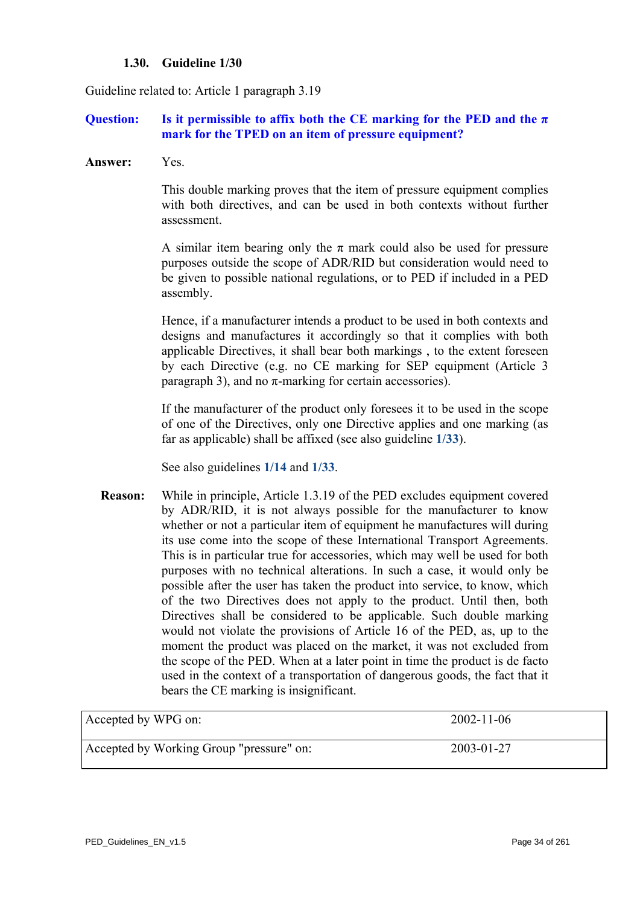### 1.30. Guideline 1/30

Guideline related to: Article 1 paragraph 3.19

**Question:** **Is it permissible to affix both the CE marking for the PED and the π mark for the TPED on an item of pressure equipment?**

**Answer:** Yes.

This double marking proves that the item of pressure equipment complies with both directives, and can be used in both contexts without further assessment.

A similar item bearing only the π mark could also be used for pressure purposes outside the scope of ADR/RID but consideration would need to be given to possible national regulations, or to PED if included in a PED assembly.

Hence, if a manufacturer intends a product to be used in both contexts and designs and manufactures it accordingly so that it complies with both applicable Directives, it shall bear both markings , to the extent foreseen by each Directive (e.g. no CE marking for SEP equipment (Article 3 paragraph 3), and no π-marking for certain accessories).

If the manufacturer of the product only foresees it to be used in the scope of one of the Directives, only one Directive applies and one marking (as far as applicable) shall be affixed (see also guideline **1/33**).

See also guidelines **1/14** and **1/33**.

**Reason:** While in principle, Article 1.3.19 of the PED excludes equipment covered by ADR/RID, it is not always possible for the manufacturer to know whether or not a particular item of equipment he manufactures will during its use come into the scope of these International Transport Agreements. This is in particular true for accessories, which may well be used for both purposes with no technical alterations. In such a case, it would only be possible after the user has taken the product into service, to know, which of the two Directives does not apply to the product. Until then, both Directives shall be considered to be applicable. Such double marking would not violate the provisions of Article 16 of the PED, as, up to the moment the product was placed on the market, it was not excluded from the scope of the PED. When at a later point in time the product is de facto used in the context of a transportation of dangerous goods, the fact that it bears the CE marking is insignificant.

| | |
|---|---|
| Accepted by WPG on: | 2002-11-06 |
| Accepted by Working Group "pressure" on: | 2003-01-27 |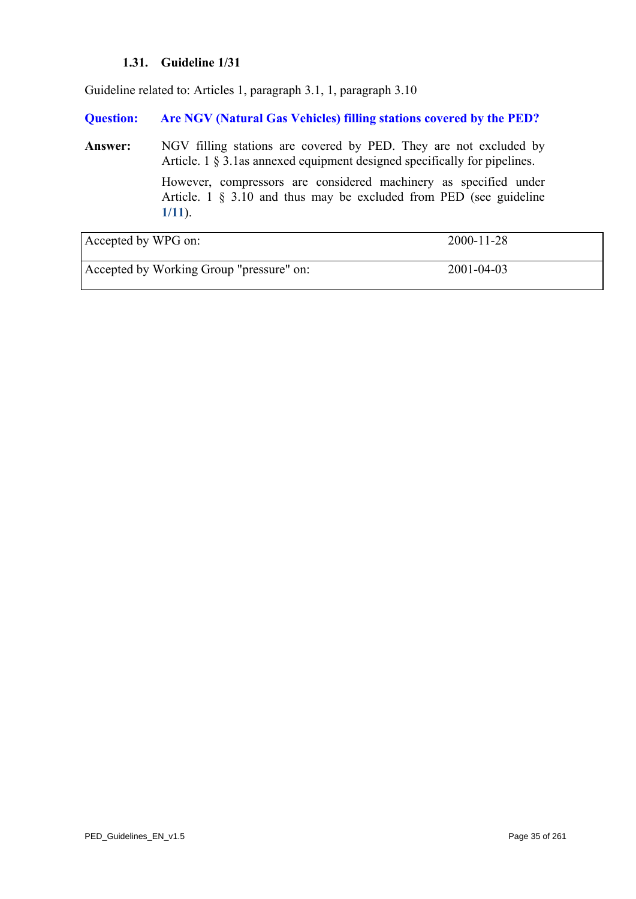### 1.31. Guideline 1/31

Guideline related to: Articles 1, paragraph 3.1, 1, paragraph 3.10

**Question:** **Are NGV (Natural Gas Vehicles) filling stations covered by the PED?**

**Answer:** NGV filling stations are covered by PED. They are not excluded by Article. 1 § 3.1as annexed equipment designed specifically for pipelines.

However, compressors are considered machinery as specified under Article. 1 § 3.10 and thus may be excluded from PED (see guideline **1/11**).

| | |
|---|---|
| Accepted by WPG on: | 2000-11-28 |
| Accepted by Working Group "pressure" on: | 2001-04-03 |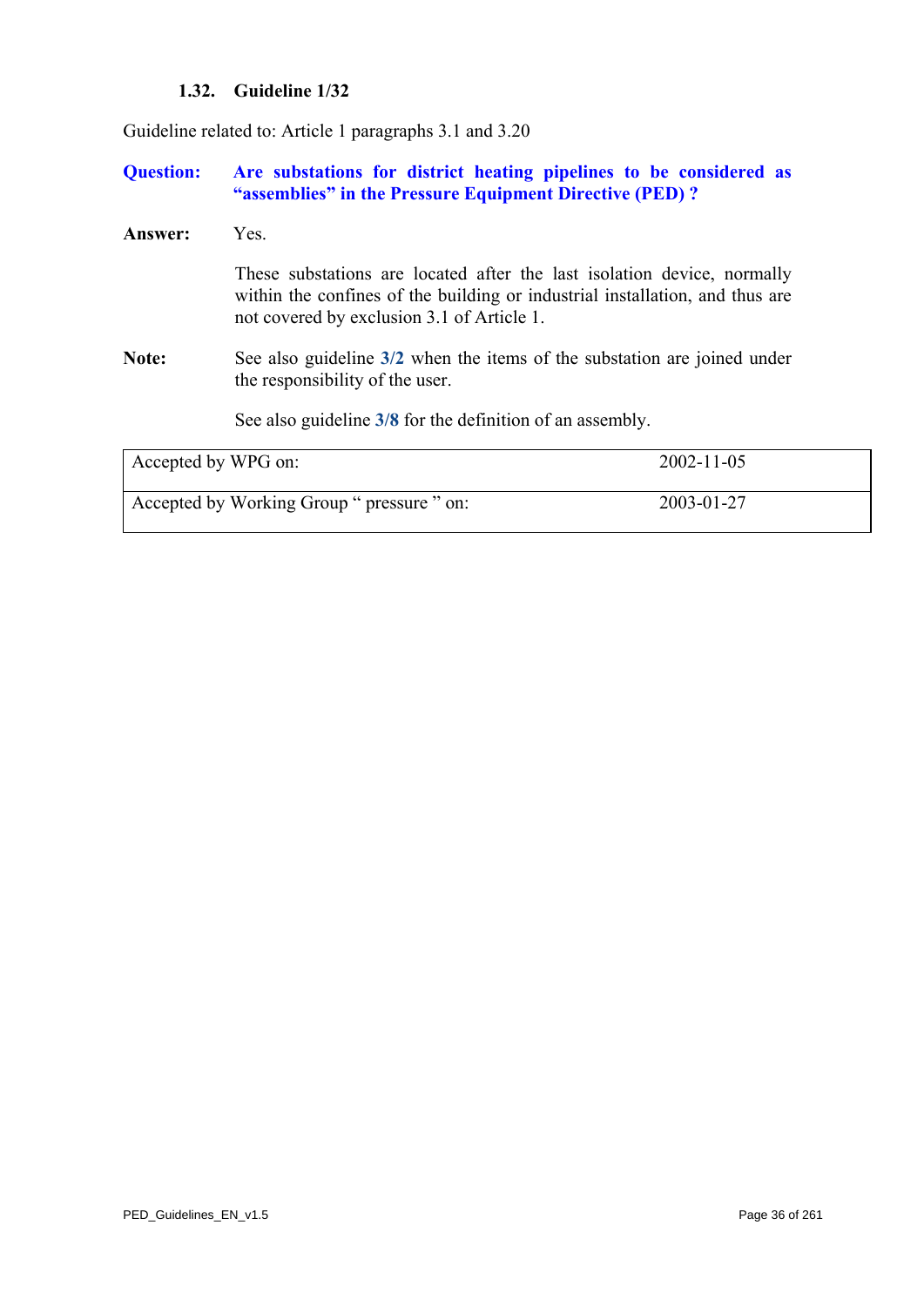### 1.32. Guideline 1/32

Guideline related to: Article 1 paragraphs 3.1 and 3.20

**Question:** **Are substations for district heating pipelines to be considered as "assemblies" in the Pressure Equipment Directive (PED) ?**

**Answer:** Yes.

These substations are located after the last isolation device, normally within the confines of the building or industrial installation, and thus are not covered by exclusion 3.1 of Article 1.

**Note:** See also guideline **3/2** when the items of the substation are joined under the responsibility of the user.

See also guideline **3/8** for the definition of an assembly.

| | |
|---|---|
| Accepted by WPG on: | 2002-11-05 |
| Accepted by Working Group " pressure " on: | 2003-01-27 |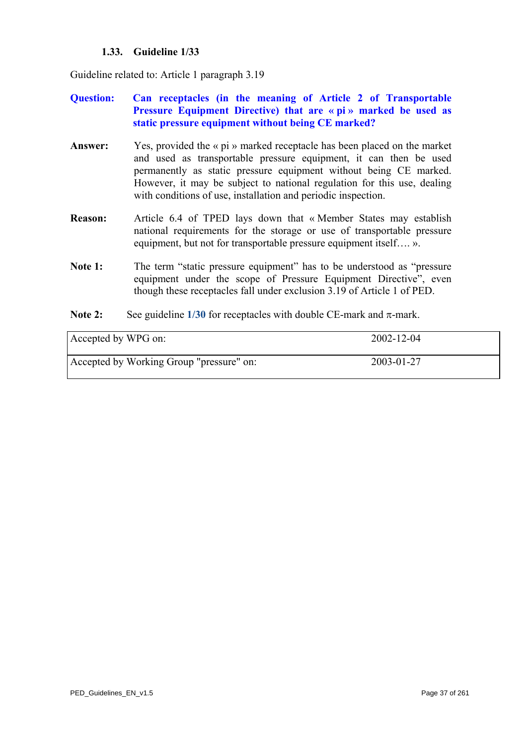### 1.33. Guideline 1/33

Guideline related to: Article 1 paragraph 3.19

**Question:** **Can receptacles (in the meaning of Article 2 of Transportable Pressure Equipment Directive) that are « pi » marked be used as static pressure equipment without being CE marked?**

**Answer:** Yes, provided the « pi » marked receptacle has been placed on the market and used as transportable pressure equipment, it can then be used permanently as static pressure equipment without being CE marked. However, it may be subject to national regulation for this use, dealing with conditions of use, installation and periodic inspection.

**Reason:** Article 6.4 of TPED lays down that « Member States may establish national requirements for the storage or use of transportable pressure equipment, but not for transportable pressure equipment itself…. ».

**Note 1:** The term "static pressure equipment" has to be understood as "pressure equipment under the scope of Pressure Equipment Directive", even though these receptacles fall under exclusion 3.19 of Article 1 of PED.

**Note 2:** See guideline **1/30** for receptacles with double CE-mark and π-mark.

| Accepted by WPG on: | 2002-12-04 |
|---|---|
| Accepted by Working Group "pressure" on: | 2003-01-27 |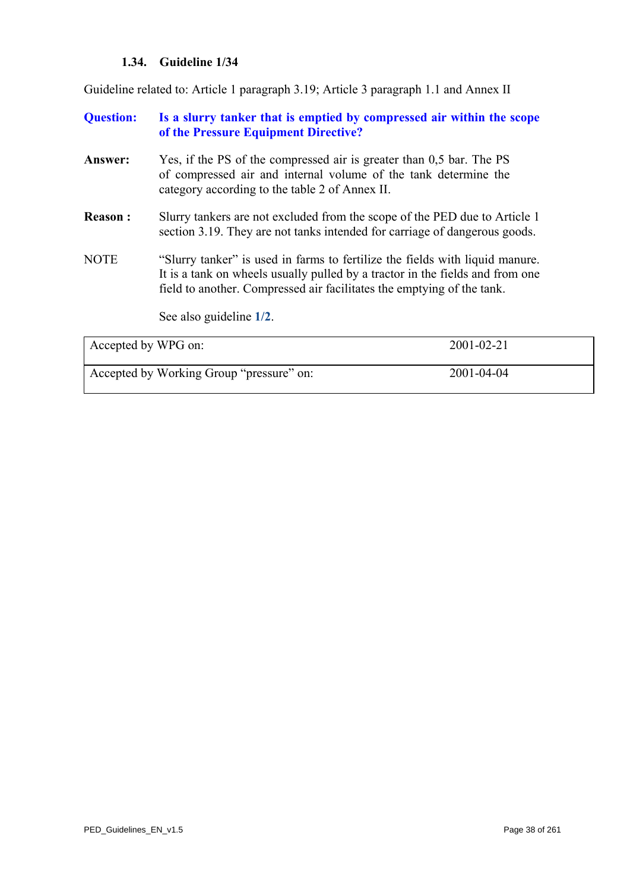### 1.34. Guideline 1/34

Guideline related to: Article 1 paragraph 3.19; Article 3 paragraph 1.1 and Annex II

**Question:** **Is a slurry tanker that is emptied by compressed air within the scope of the Pressure Equipment Directive?**

**Answer:** Yes, if the PS of the compressed air is greater than 0,5 bar. The PS of compressed air and internal volume of the tank determine the category according to the table 2 of Annex II.

**Reason :** Slurry tankers are not excluded from the scope of the PED due to Article 1 section 3.19. They are not tanks intended for carriage of dangerous goods.

NOTE "Slurry tanker" is used in farms to fertilize the fields with liquid manure. It is a tank on wheels usually pulled by a tractor in the fields and from one field to another. Compressed air facilitates the emptying of the tank.

See also guideline **1/2**.

| | |
|---|---|
| Accepted by WPG on: | 2001-02-21 |
| Accepted by Working Group "pressure" on: | 2001-04-04 |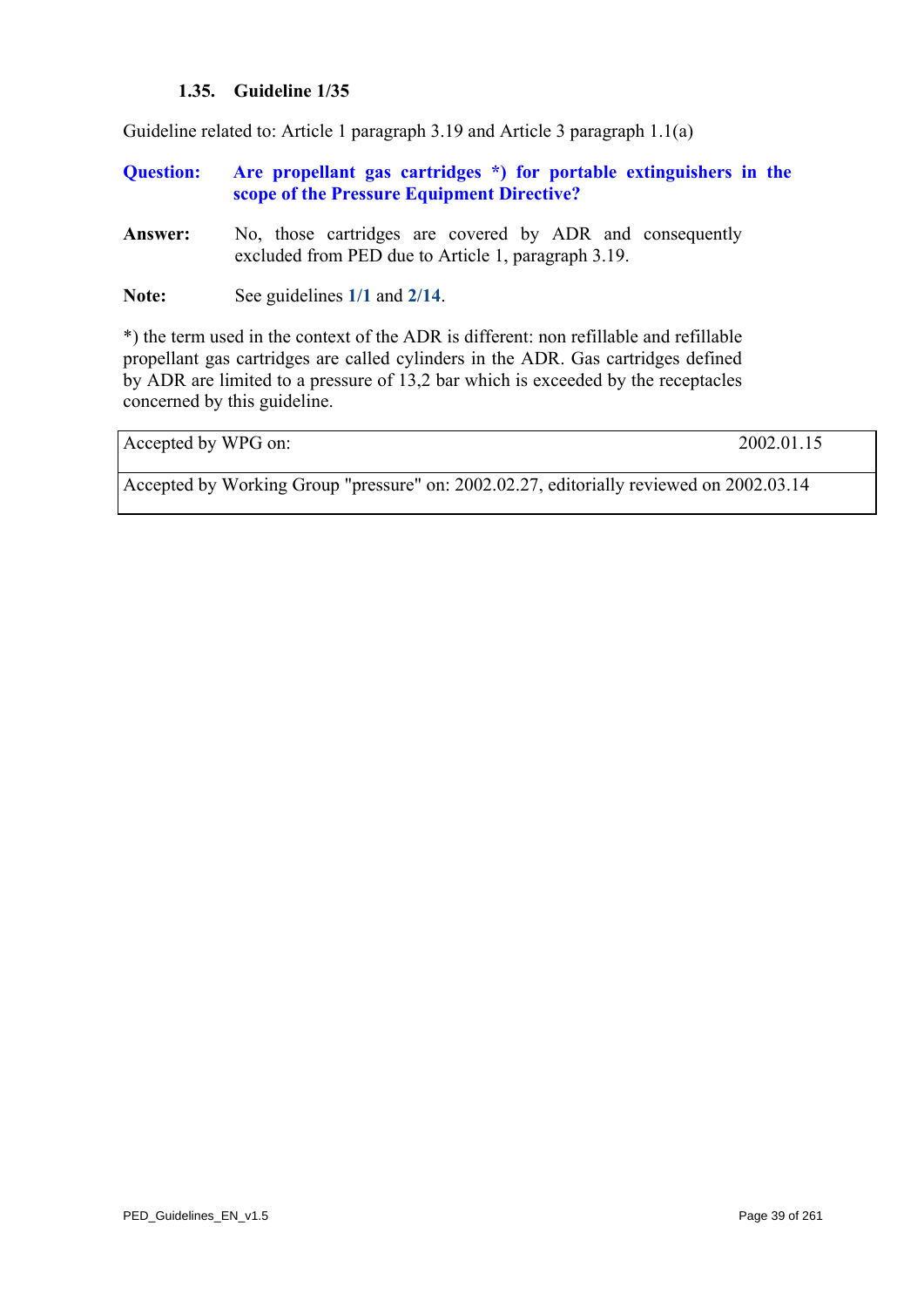### 1.35. Guideline 1/35

Guideline related to: Article 1 paragraph 3.19 and Article 3 paragraph 1.1(a)

**Question:** **Are propellant gas cartridges *) for portable extinguishers in the scope of the Pressure Equipment Directive?**

**Answer:** No, those cartridges are covered by ADR and consequently excluded from PED due to Article 1, paragraph 3.19.

**Note:** See guidelines **1/1** and **2/14**.

*) the term used in the context of the ADR is different: non refillable and refillable propellant gas cartridges are called cylinders in the ADR. Gas cartridges defined by ADR are limited to a pressure of 13,2 bar which is exceeded by the receptacles concerned by this guideline.

| Accepted by WPG on: | 2002.01.15 |
|---|---|
| Accepted by Working Group "pressure" on: 2002.02.27, editorially reviewed on 2002.03.14 | |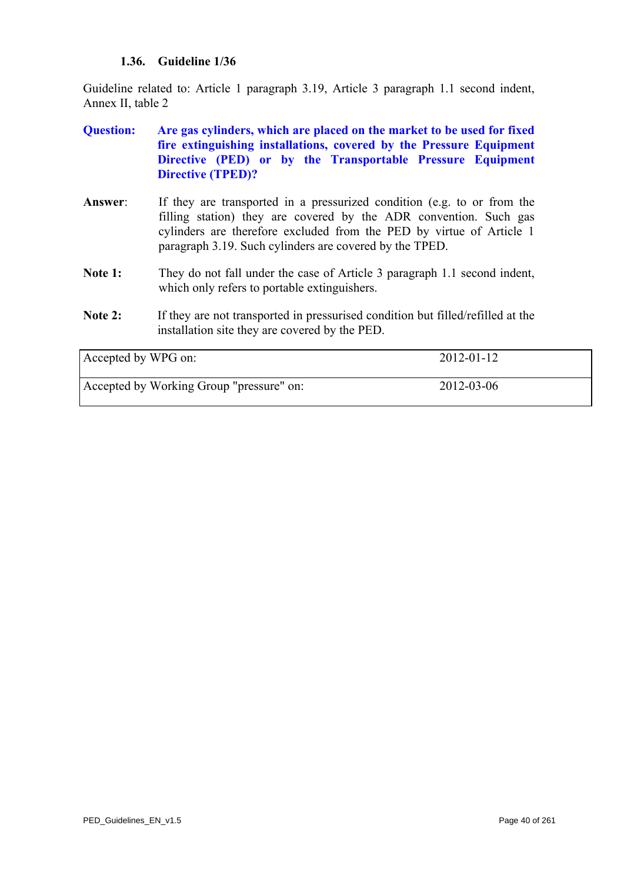### 1.36. Guideline 1/36

Guideline related to: Article 1 paragraph 3.19, Article 3 paragraph 1.1 second indent, Annex II, table 2

**Question:** **Are gas cylinders, which are placed on the market to be used for fixed fire extinguishing installations, covered by the Pressure Equipment Directive (PED) or by the Transportable Pressure Equipment Directive (TPED)?**

**Answer**: If they are transported in a pressurized condition (e.g. to or from the filling station) they are covered by the ADR convention. Such gas cylinders are therefore excluded from the PED by virtue of Article 1 paragraph 3.19. Such cylinders are covered by the TPED.

**Note 1:** They do not fall under the case of Article 3 paragraph 1.1 second indent, which only refers to portable extinguishers.

**Note 2:** If they are not transported in pressurised condition but filled/refilled at the installation site they are covered by the PED.

| | |
|---|---|
| Accepted by WPG on: | 2012-01-12 |
| Accepted by Working Group "pressure" on: | 2012-03-06 |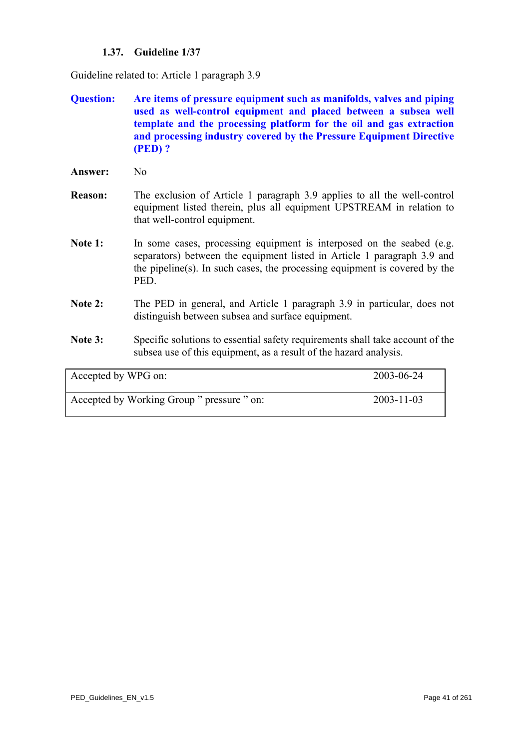### 1.37. Guideline 1/37

Guideline related to: Article 1 paragraph 3.9

**Question:** **Are items of pressure equipment such as manifolds, valves and piping used as well-control equipment and placed between a subsea well template and the processing platform for the oil and gas extraction and processing industry covered by the Pressure Equipment Directive (PED) ?**

**Answer:** No

**Reason:** The exclusion of Article 1 paragraph 3.9 applies to all the well-control equipment listed therein, plus all equipment UPSTREAM in relation to that well-control equipment.

**Note 1:** In some cases, processing equipment is interposed on the seabed (e.g. separators) between the equipment listed in Article 1 paragraph 3.9 and the pipeline(s). In such cases, the processing equipment is covered by the PED.

**Note 2:** The PED in general, and Article 1 paragraph 3.9 in particular, does not distinguish between subsea and surface equipment.

**Note 3:** Specific solutions to essential safety requirements shall take account of the subsea use of this equipment, as a result of the hazard analysis.

| | |
|---|---|
| Accepted by WPG on: | 2003-06-24 |
| Accepted by Working Group " pressure " on: | 2003-11-03 |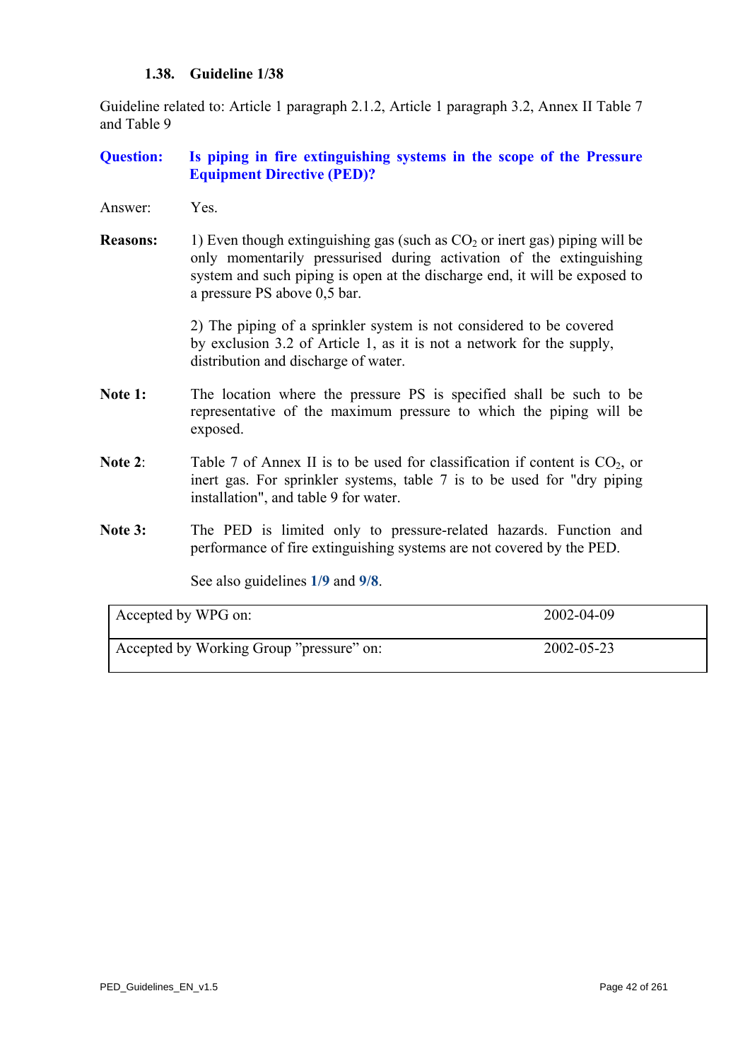### 1.38. Guideline 1/38

Guideline related to: Article 1 paragraph 2.1.2, Article 1 paragraph 3.2, Annex II Table 7 and Table 9

**Question:** **Is piping in fire extinguishing systems in the scope of the Pressure Equipment Directive (PED)?**

Answer: Yes.

**Reasons:** 1) Even though extinguishing gas (such as $CO_2$ or inert gas) piping will be only momentarily pressurised during activation of the extinguishing system and such piping is open at the discharge end, it will be exposed to a pressure PS above 0,5 bar.

2) The piping of a sprinkler system is not considered to be covered by exclusion 3.2 of Article 1, as it is not a network for the supply, distribution and discharge of water.

**Note 1:** The location where the pressure PS is specified shall be such to be representative of the maximum pressure to which the piping will be exposed.

**Note 2**: Table 7 of Annex II is to be used for classification if content is $CO_2$, or inert gas. For sprinkler systems, table 7 is to be used for "dry piping installation", and table 9 for water.

**Note 3:** The PED is limited only to pressure-related hazards. Function and performance of fire extinguishing systems are not covered by the PED.

See also guidelines **1/9** and **9/8**.

| Accepted by WPG on: | 2002-04-09 |
|---|---|
| Accepted by Working Group "pressure" on: | 2002-05-23 |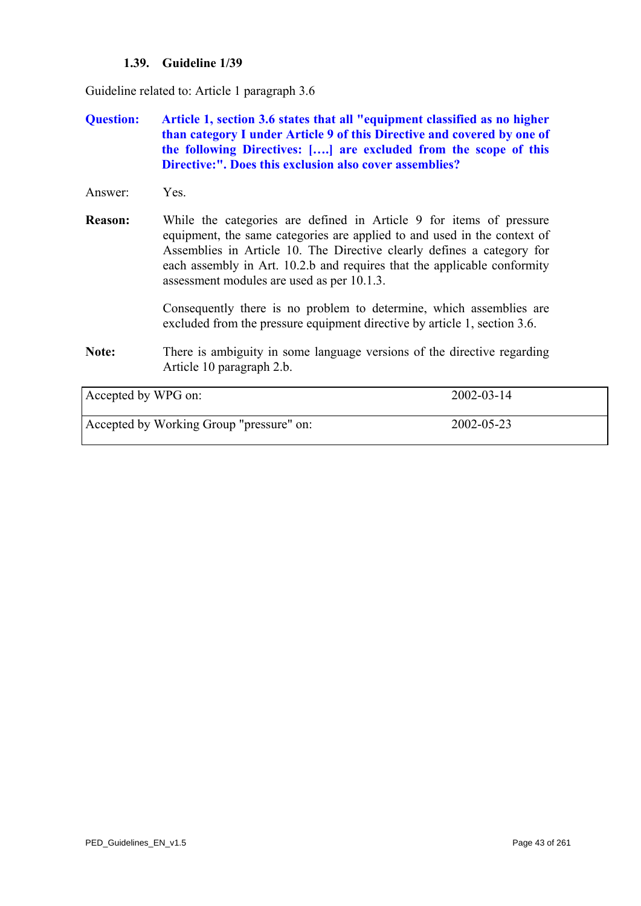### 1.39. Guideline 1/39

Guideline related to: Article 1 paragraph 3.6

**Question:** **Article 1, section 3.6 states that all "equipment classified as no higher than category I under Article 9 of this Directive and covered by one of the following Directives: [….] are excluded from the scope of this Directive:". Does this exclusion also cover assemblies?**

Answer: Yes.

**Reason:** While the categories are defined in Article 9 for items of pressure equipment, the same categories are applied to and used in the context of Assemblies in Article 10. The Directive clearly defines a category for each assembly in Art. 10.2.b and requires that the applicable conformity assessment modules are used as per 10.1.3.

Consequently there is no problem to determine, which assemblies are excluded from the pressure equipment directive by article 1, section 3.6.

**Note:** There is ambiguity in some language versions of the directive regarding Article 10 paragraph 2.b.

| | |
|---|---|
| Accepted by WPG on: | 2002-03-14 |
| Accepted by Working Group "pressure" on: | 2002-05-23 |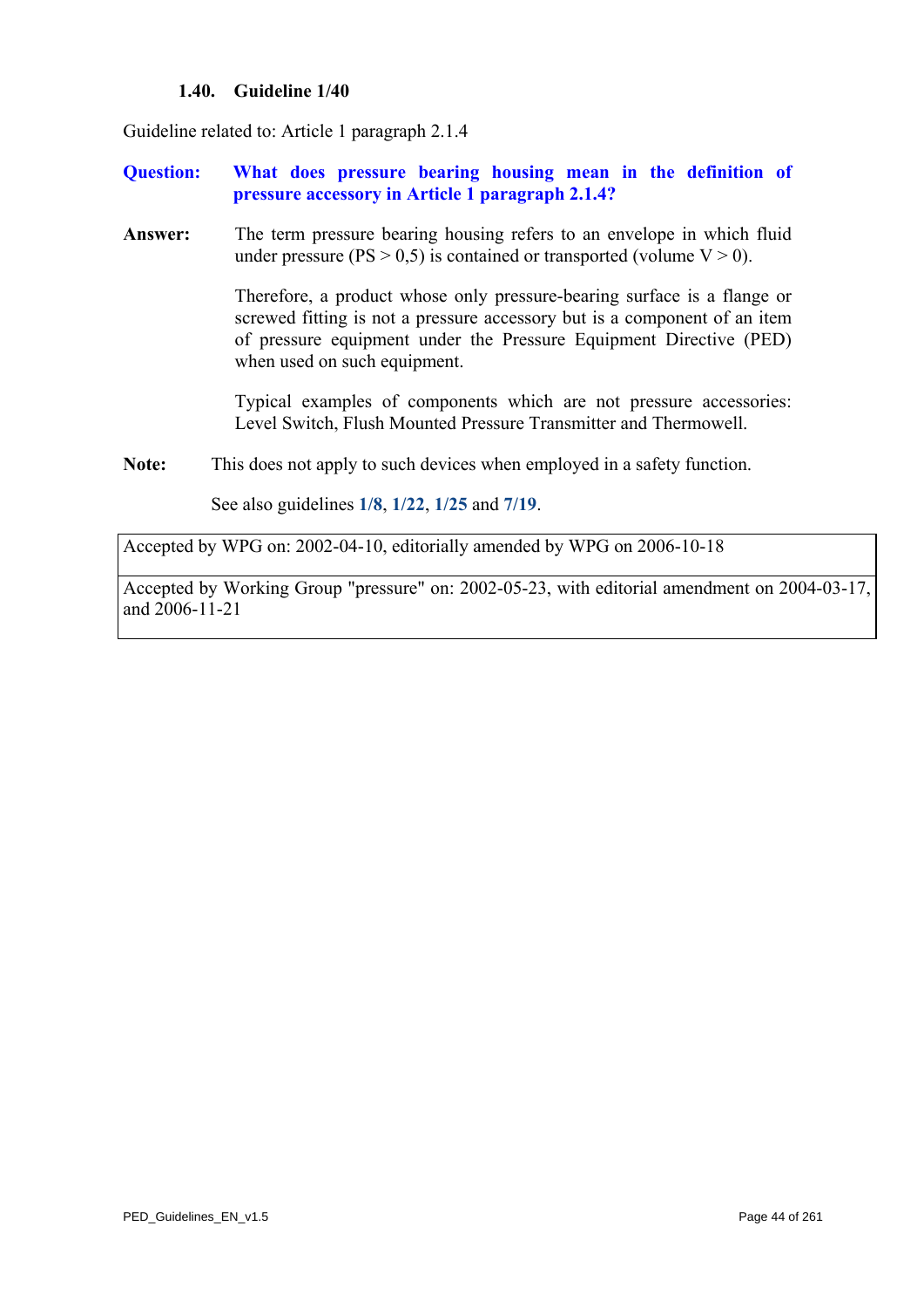### 1.40. Guideline 1/40

Guideline related to: Article 1 paragraph 2.1.4

**Question: What does pressure bearing housing mean in the definition of pressure accessory in Article 1 paragraph 2.1.4?**

**Answer:** The term pressure bearing housing refers to an envelope in which fluid under pressure (PS > 0,5) is contained or transported (volume V > 0).

Therefore, a product whose only pressure-bearing surface is a flange or screwed fitting is not a pressure accessory but is a component of an item of pressure equipment under the Pressure Equipment Directive (PED) when used on such equipment.

Typical examples of components which are not pressure accessories: Level Switch, Flush Mounted Pressure Transmitter and Thermowell.

**Note:** This does not apply to such devices when employed in a safety function.

See also guidelines **1/8**, **1/22**, **1/25** and **7/19**.

| Accepted by WPG on: 2002-04-10, editorially amended by WPG on 2006-10-18 |
|---|
| Accepted by Working Group "pressure" on: 2002-05-23, with editorial amendment on 2004-03-17, and 2006-11-21 |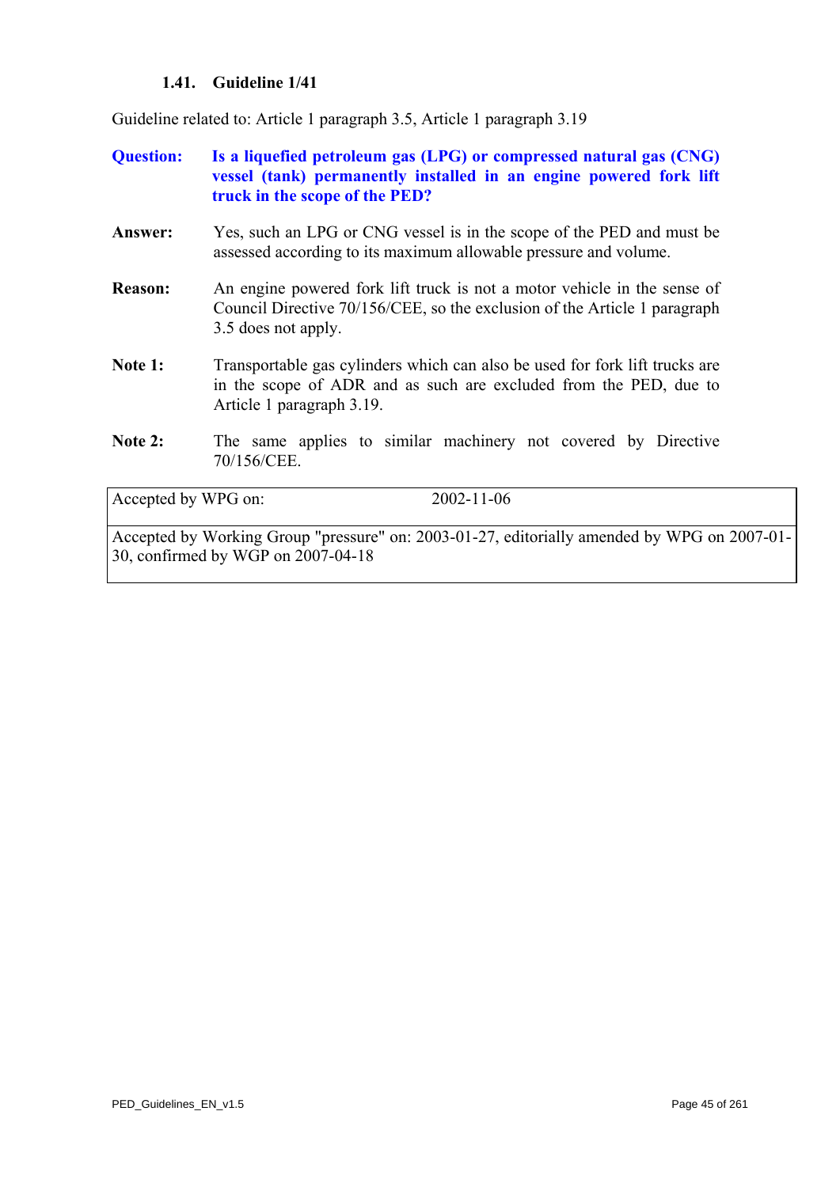### 1.41. Guideline 1/41

Guideline related to: Article 1 paragraph 3.5, Article 1 paragraph 3.19

**Question:** **Is a liquefied petroleum gas (LPG) or compressed natural gas (CNG) vessel (tank) permanently installed in an engine powered fork lift truck in the scope of the PED?**

**Answer:** Yes, such an LPG or CNG vessel is in the scope of the PED and must be assessed according to its maximum allowable pressure and volume.

**Reason:** An engine powered fork lift truck is not a motor vehicle in the sense of Council Directive 70/156/CEE, so the exclusion of the Article 1 paragraph 3.5 does not apply.

**Note 1:** Transportable gas cylinders which can also be used for fork lift trucks are in the scope of ADR and as such are excluded from the PED, due to Article 1 paragraph 3.19.

**Note 2:** The same applies to similar machinery not covered by Directive 70/156/CEE.

| Accepted by WPG on: | 2002-11-06 |
|---|---|
| Accepted by Working Group "pressure" on: 2003-01-27, editorially amended by WPG on 2007-01-30, confirmed by WGP on 2007-04-18 | |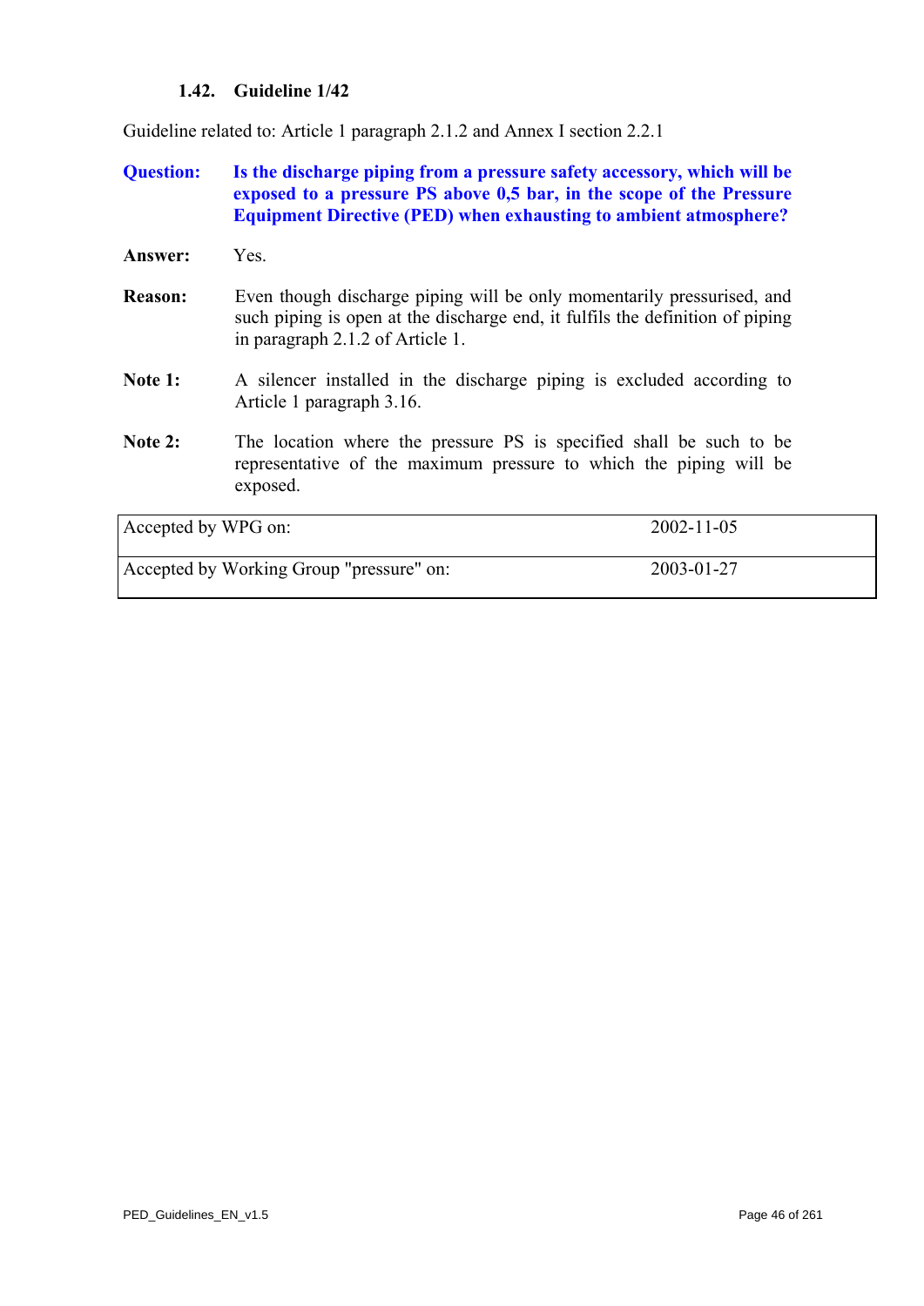### 1.42. Guideline 1/42

Guideline related to: Article 1 paragraph 2.1.2 and Annex I section 2.2.1

**Question:** **Is the discharge piping from a pressure safety accessory, which will be exposed to a pressure PS above 0,5 bar, in the scope of the Pressure Equipment Directive (PED) when exhausting to ambient atmosphere?**

**Answer:** Yes.

**Reason:** Even though discharge piping will be only momentarily pressurised, and such piping is open at the discharge end, it fulfils the definition of piping in paragraph 2.1.2 of Article 1.

**Note 1:** A silencer installed in the discharge piping is excluded according to Article 1 paragraph 3.16.

**Note 2:** The location where the pressure PS is specified shall be such to be representative of the maximum pressure to which the piping will be exposed.

| | |
|---|---|
| Accepted by WPG on: | 2002-11-05 |
| Accepted by Working Group "pressure" on: | 2003-01-27 |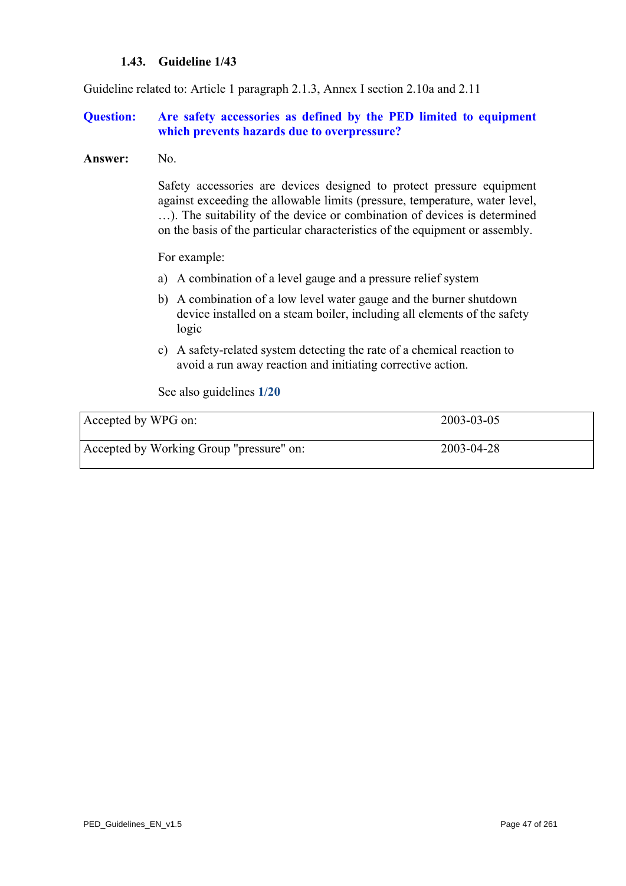### 1.43. Guideline 1/43

Guideline related to: Article 1 paragraph 2.1.3, Annex I section 2.10a and 2.11

**Question:** **Are safety accessories as defined by the PED limited to equipment which prevents hazards due to overpressure?**

**Answer:** No.

Safety accessories are devices designed to protect pressure equipment against exceeding the allowable limits (pressure, temperature, water level, …). The suitability of the device or combination of devices is determined on the basis of the particular characteristics of the equipment or assembly.

For example:

a) A combination of a level gauge and a pressure relief system

b) A combination of a low level water gauge and the burner shutdown device installed on a steam boiler, including all elements of the safety logic

c) A safety-related system detecting the rate of a chemical reaction to avoid a run away reaction and initiating corrective action.

See also guidelines **1/20**

| Accepted by WPG on: | 2003-03-05 |
|---|---|
| Accepted by Working Group "pressure" on: | 2003-04-28 |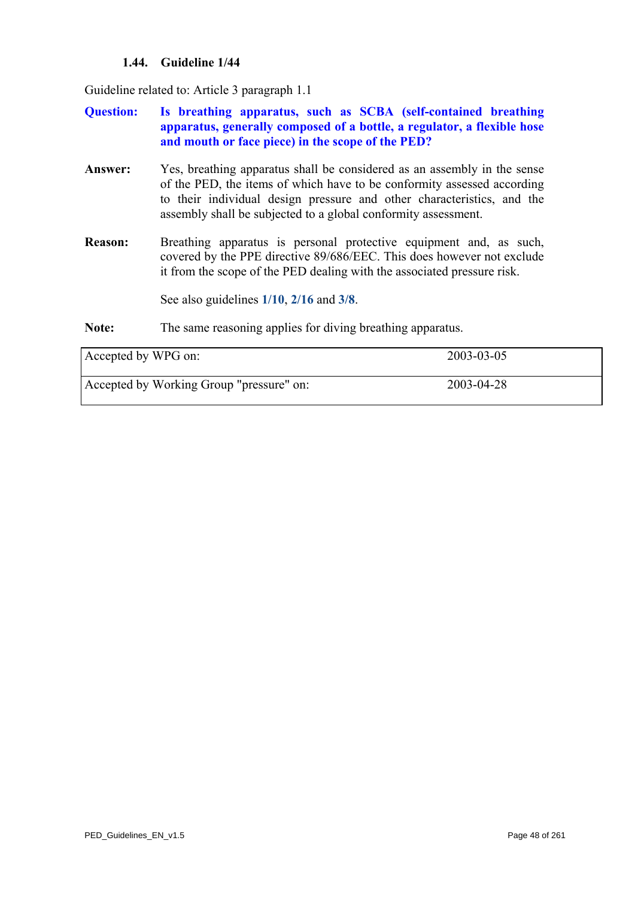### 1.44. Guideline 1/44

Guideline related to: Article 3 paragraph 1.1

**Question:** **Is breathing apparatus, such as SCBA (self-contained breathing apparatus, generally composed of a bottle, a regulator, a flexible hose and mouth or face piece) in the scope of the PED?**

**Answer:** Yes, breathing apparatus shall be considered as an assembly in the sense of the PED, the items of which have to be conformity assessed according to their individual design pressure and other characteristics, and the assembly shall be subjected to a global conformity assessment.

**Reason:** Breathing apparatus is personal protective equipment and, as such, covered by the PPE directive 89/686/EEC. This does however not exclude it from the scope of the PED dealing with the associated pressure risk.

See also guidelines **1/10**, **2/16** and **3/8**.

**Note:** The same reasoning applies for diving breathing apparatus.

| | |
|---|---|
| Accepted by WPG on: | 2003-03-05 |
| Accepted by Working Group "pressure" on: | 2003-04-28 |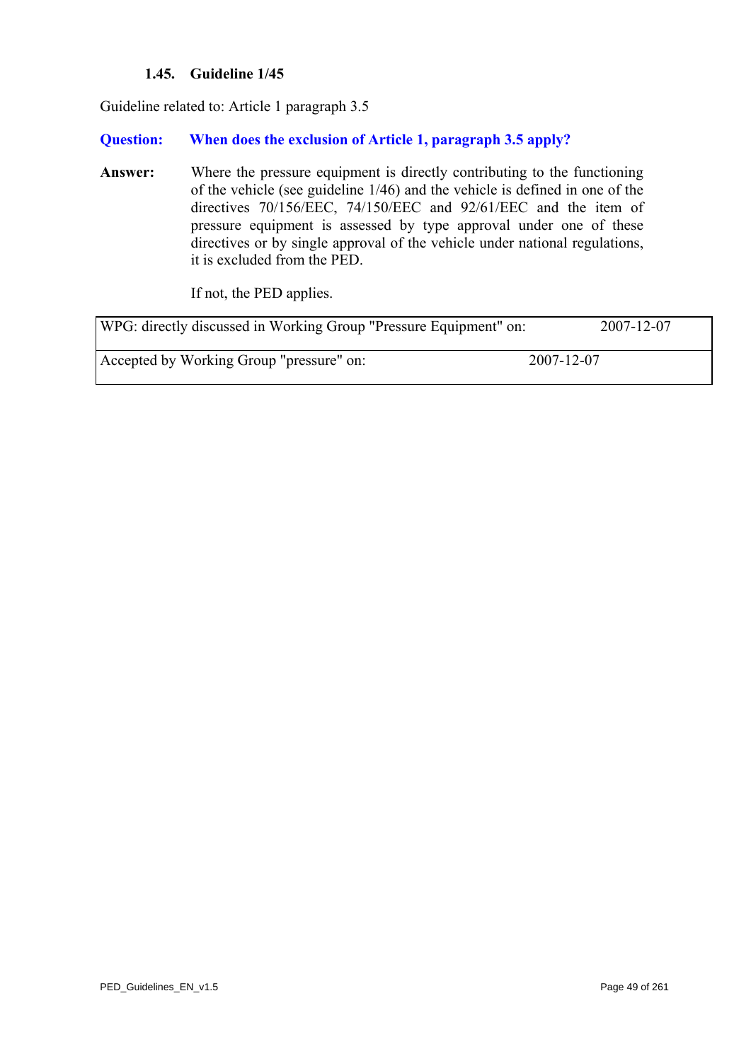### 1.45. Guideline 1/45

Guideline related to: Article 1 paragraph 3.5

**Question: When does the exclusion of Article 1, paragraph 3.5 apply?**

**Answer:** Where the pressure equipment is directly contributing to the functioning of the vehicle (see guideline 1/46) and the vehicle is defined in one of the directives 70/156/EEC, 74/150/EEC and 92/61/EEC and the item of pressure equipment is assessed by type approval under one of these directives or by single approval of the vehicle under national regulations, it is excluded from the PED.

If not, the PED applies.

| | |
|---|---|
| WPG: directly discussed in Working Group "Pressure Equipment" on: | 2007-12-07 |
| Accepted by Working Group "pressure" on: | 2007-12-07 |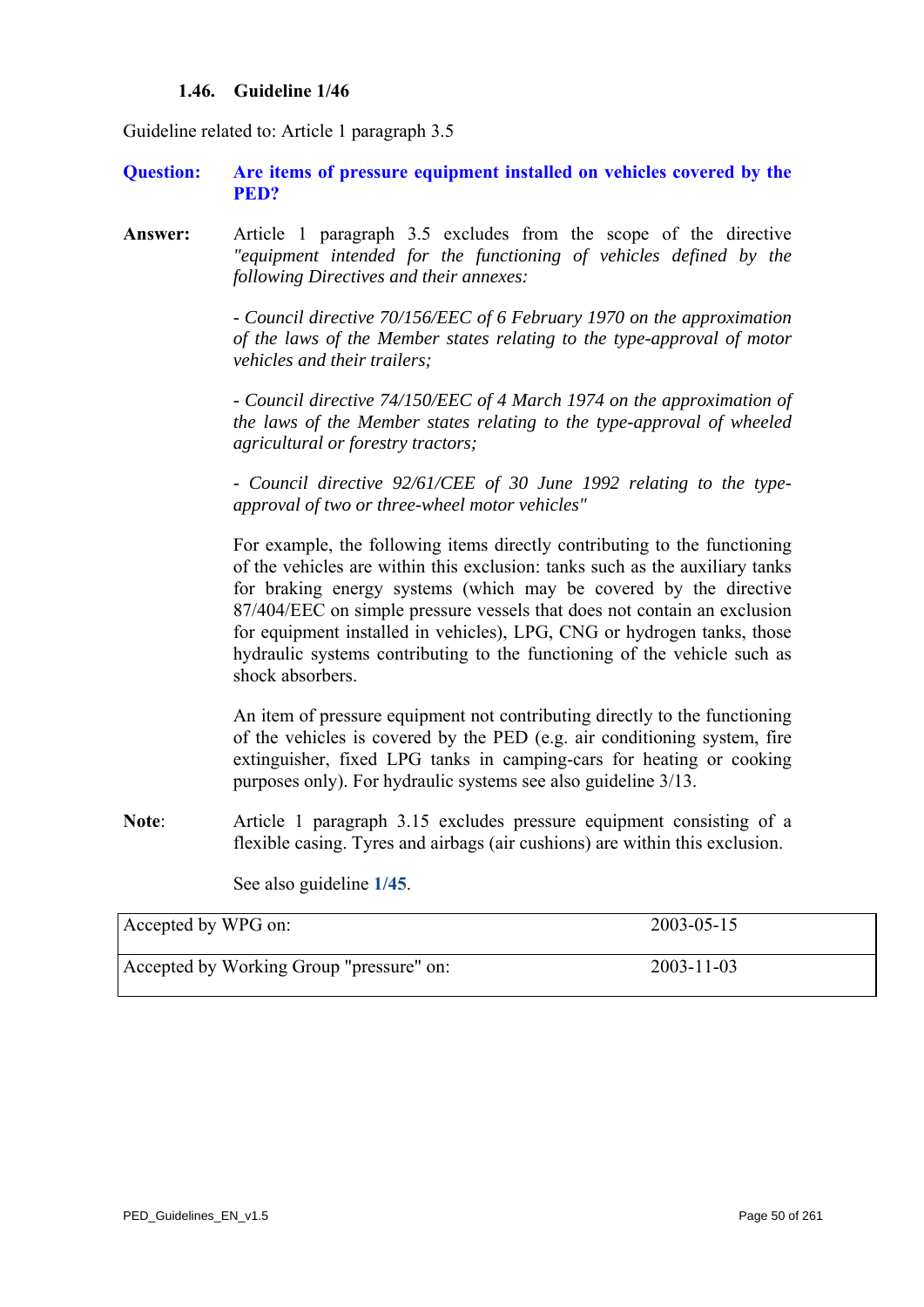### 1.46. Guideline 1/46

Guideline related to: Article 1 paragraph 3.5

**Question:** **Are items of pressure equipment installed on vehicles covered by the PED?**

**Answer:** Article 1 paragraph 3.5 excludes from the scope of the directive *"equipment intended for the functioning of vehicles defined by the following Directives and their annexes:*

*- Council directive 70/156/EEC of 6 February 1970 on the approximation of the laws of the Member states relating to the type-approval of motor vehicles and their trailers;*

*- Council directive 74/150/EEC of 4 March 1974 on the approximation of the laws of the Member states relating to the type-approval of wheeled agricultural or forestry tractors;*

*- Council directive 92/61/CEE of 30 June 1992 relating to the type-approval of two or three-wheel motor vehicles"*

For example, the following items directly contributing to the functioning of the vehicles are within this exclusion: tanks such as the auxiliary tanks for braking energy systems (which may be covered by the directive 87/404/EEC on simple pressure vessels that does not contain an exclusion for equipment installed in vehicles), LPG, CNG or hydrogen tanks, those hydraulic systems contributing to the functioning of the vehicle such as shock absorbers.

An item of pressure equipment not contributing directly to the functioning of the vehicles is covered by the PED (e.g. air conditioning system, fire extinguisher, fixed LPG tanks in camping-cars for heating or cooking purposes only). For hydraulic systems see also guideline 3/13.

**Note**: Article 1 paragraph 3.15 excludes pressure equipment consisting of a flexible casing. Tyres and airbags (air cushions) are within this exclusion.

See also guideline **1/45**.

| Accepted by WPG on: | 2003-05-15 |
|---|---|
| Accepted by Working Group "pressure" on: | 2003-11-03 |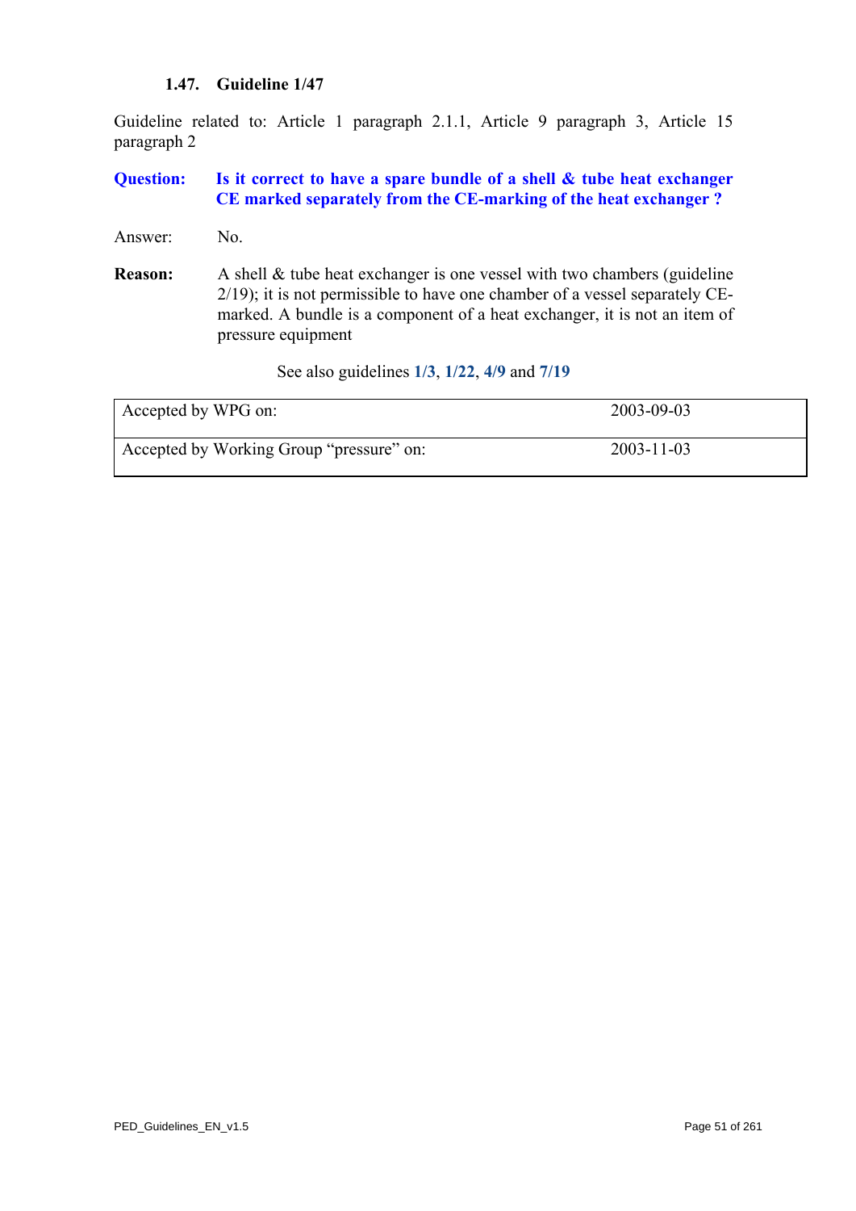### 1.47. Guideline 1/47

Guideline related to: Article 1 paragraph 2.1.1, Article 9 paragraph 3, Article 15 paragraph 2

**Question:** **Is it correct to have a spare bundle of a shell & tube heat exchanger CE marked separately from the CE-marking of the heat exchanger ?**

Answer: No.

**Reason:** A shell & tube heat exchanger is one vessel with two chambers (guideline 2/19); it is not permissible to have one chamber of a vessel separately CE-marked. A bundle is a component of a heat exchanger, it is not an item of pressure equipment

See also guidelines **1/3**, **1/22**, **4/9** and **7/19**

| | |
|---|---|
| Accepted by WPG on: | 2003-09-03 |
| Accepted by Working Group "pressure" on: | 2003-11-03 |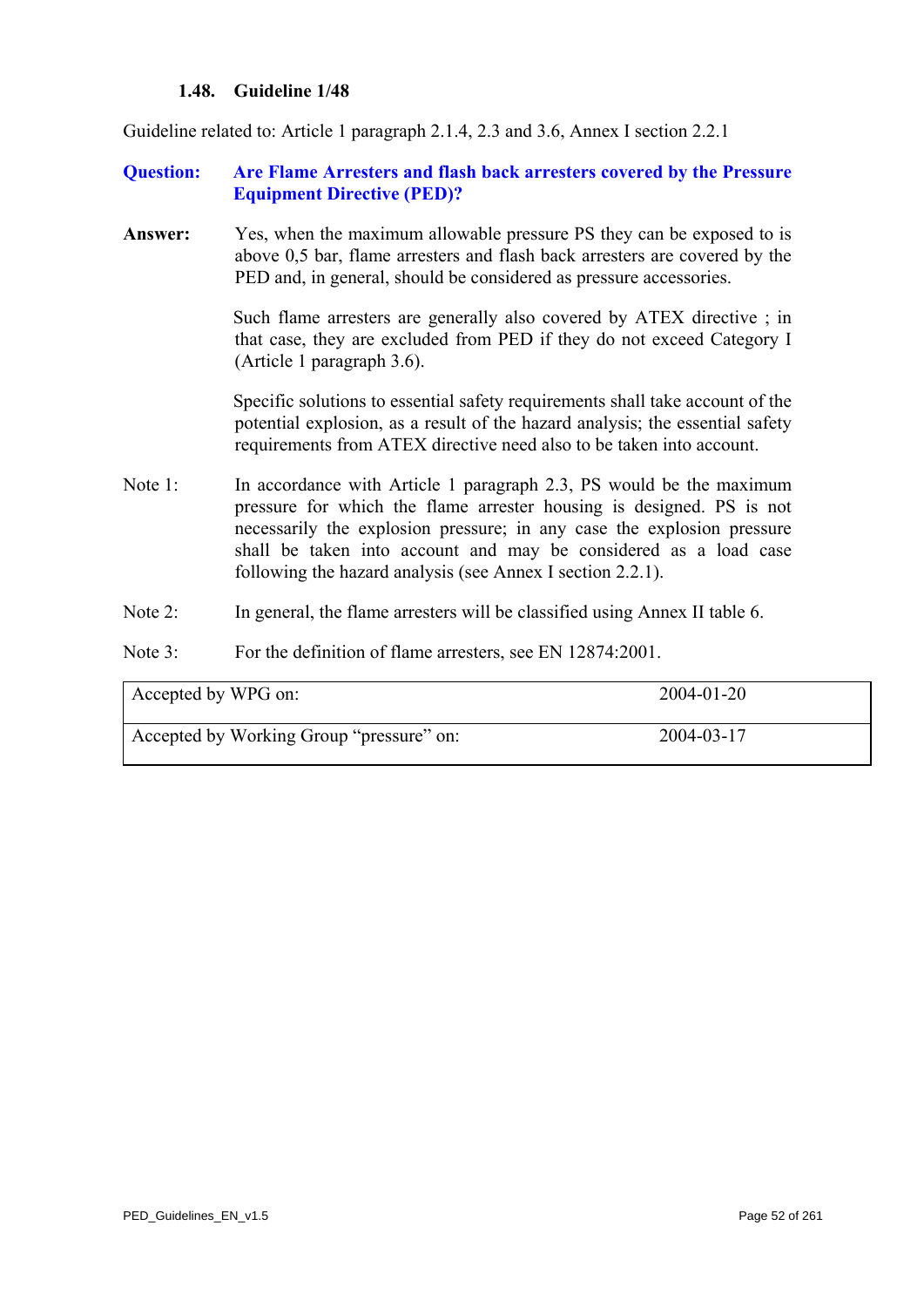### 1.48. Guideline 1/48

Guideline related to: Article 1 paragraph 2.1.4, 2.3 and 3.6, Annex I section 2.2.1

**Question:** **Are Flame Arresters and flash back arresters covered by the Pressure Equipment Directive (PED)?**

**Answer:** Yes, when the maximum allowable pressure PS they can be exposed to is above 0,5 bar, flame arresters and flash back arresters are covered by the PED and, in general, should be considered as pressure accessories.

Such flame arresters are generally also covered by ATEX directive ; in that case, they are excluded from PED if they do not exceed Category I (Article 1 paragraph 3.6).

Specific solutions to essential safety requirements shall take account of the potential explosion, as a result of the hazard analysis; the essential safety requirements from ATEX directive need also to be taken into account.

Note 1: In accordance with Article 1 paragraph 2.3, PS would be the maximum pressure for which the flame arrester housing is designed. PS is not necessarily the explosion pressure; in any case the explosion pressure shall be taken into account and may be considered as a load case following the hazard analysis (see Annex I section 2.2.1).

Note 2: In general, the flame arresters will be classified using Annex II table 6.

Note 3: For the definition of flame arresters, see EN 12874:2001.

| | |
|---|---|
| Accepted by WPG on: | 2004-01-20 |
| Accepted by Working Group "pressure" on: | 2004-03-17 |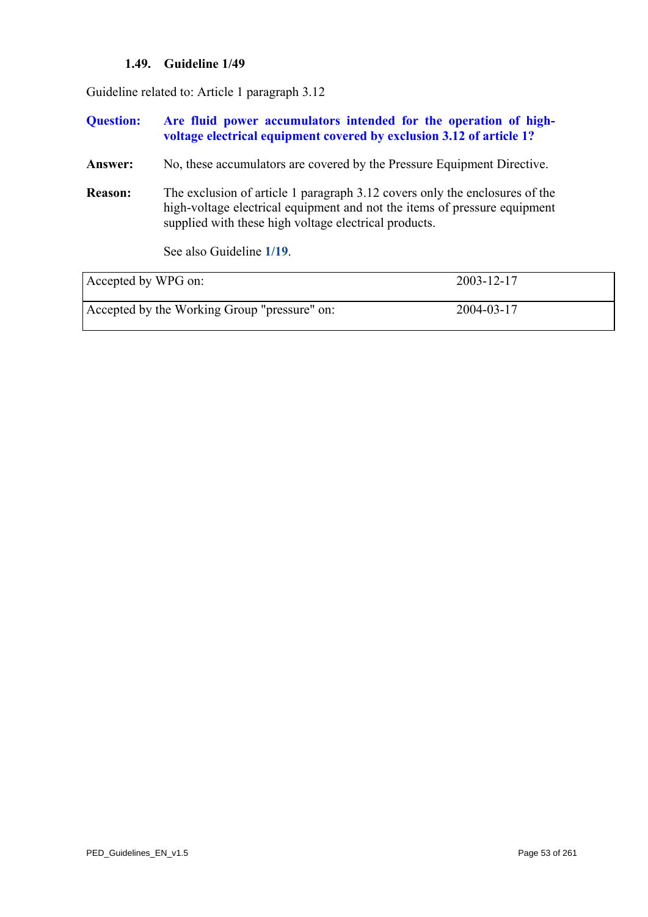### 1.49. Guideline 1/49

Guideline related to: Article 1 paragraph 3.12

**Question:** **Are fluid power accumulators intended for the operation of high-voltage electrical equipment covered by exclusion 3.12 of article 1?**

**Answer:** No, these accumulators are covered by the Pressure Equipment Directive.

**Reason:** The exclusion of article 1 paragraph 3.12 covers only the enclosures of the high-voltage electrical equipment and not the items of pressure equipment supplied with these high voltage electrical products.

See also Guideline **1/19**.

| | |
|---|---|
| Accepted by WPG on: | 2003-12-17 |
| Accepted by the Working Group "pressure" on: | 2004-03-17 |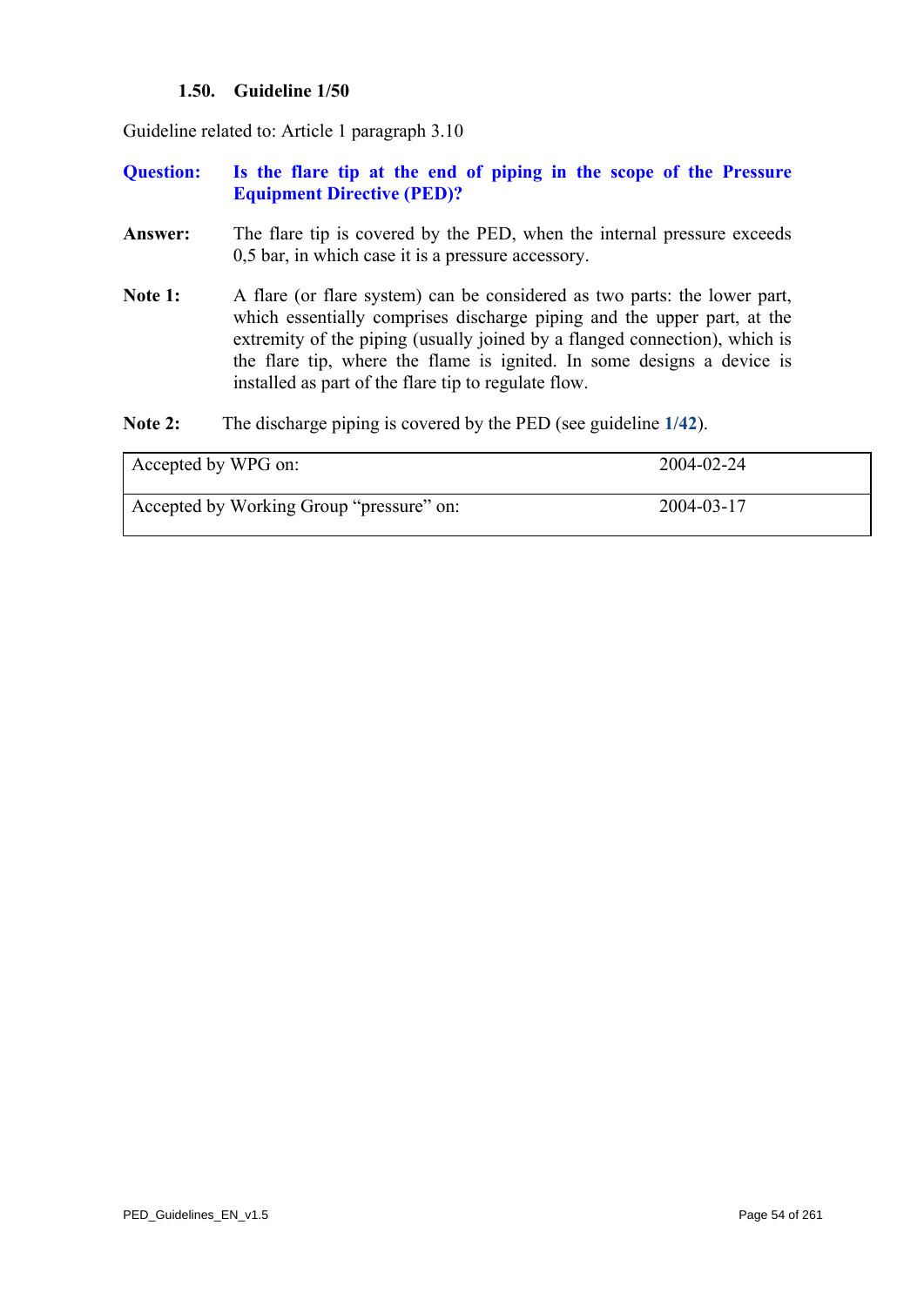### 1.50. Guideline 1/50

Guideline related to: Article 1 paragraph 3.10

**Question:** **Is the flare tip at the end of piping in the scope of the Pressure Equipment Directive (PED)?**

**Answer:** The flare tip is covered by the PED, when the internal pressure exceeds 0,5 bar, in which case it is a pressure accessory.

**Note 1:** A flare (or flare system) can be considered as two parts: the lower part, which essentially comprises discharge piping and the upper part, at the extremity of the piping (usually joined by a flanged connection), which is the flare tip, where the flame is ignited. In some designs a device is installed as part of the flare tip to regulate flow.

**Note 2:** The discharge piping is covered by the PED (see guideline **1/42**).

| | |
|---|---|
| Accepted by WPG on: | 2004-02-24 |
| Accepted by Working Group “pressure” on: | 2004-03-17 |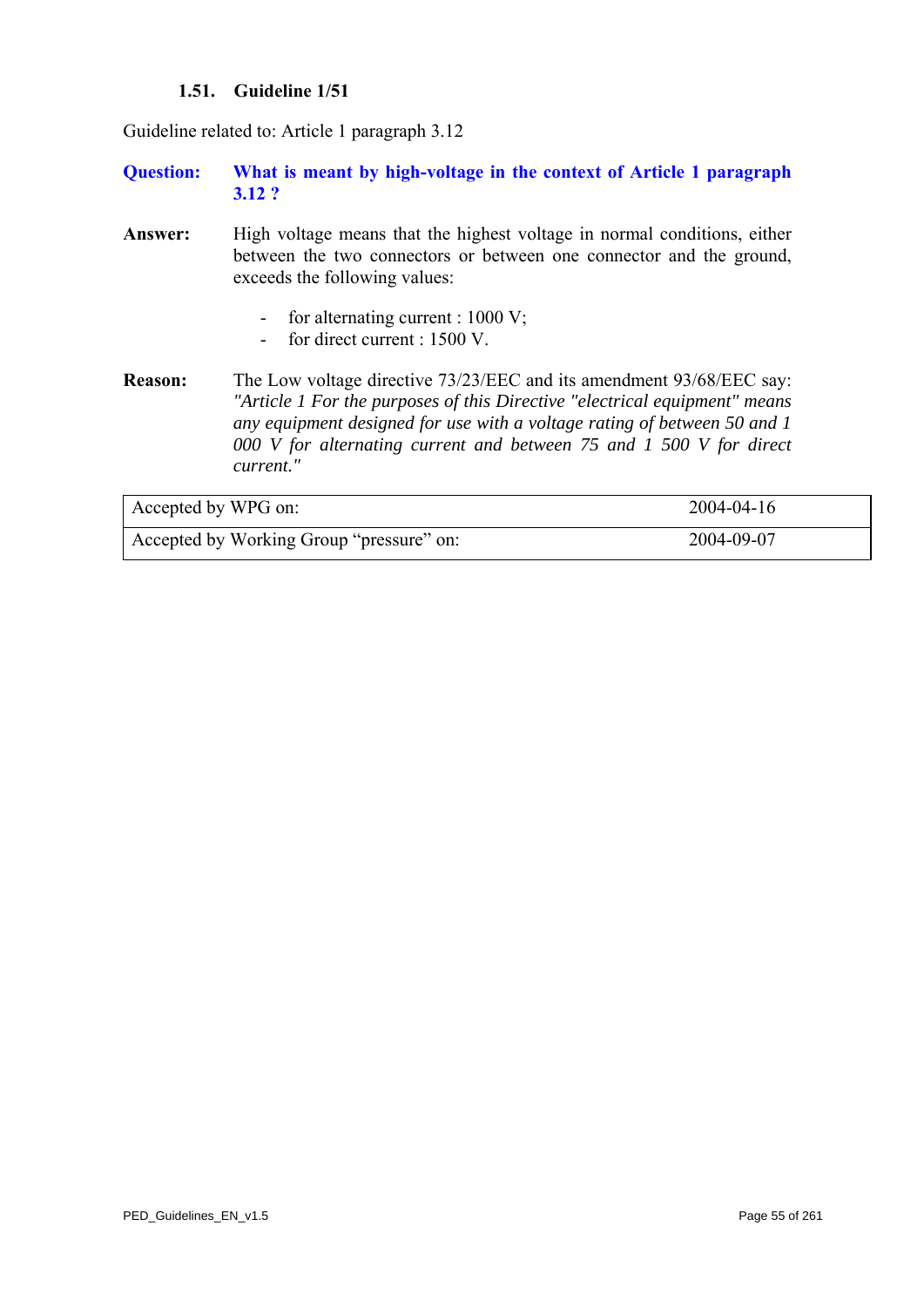### 1.51. Guideline 1/51

Guideline related to: Article 1 paragraph 3.12

**Question:** **What is meant by high-voltage in the context of Article 1 paragraph 3.12 ?**

**Answer:** High voltage means that the highest voltage in normal conditions, either between the two connectors or between one connector and the ground, exceeds the following values:

- for alternating current : 1000 V;
- for direct current : 1500 V.

**Reason:** The Low voltage directive 73/23/EEC and its amendment 93/68/EEC say: *"Article 1 For the purposes of this Directive "electrical equipment" means any equipment designed for use with a voltage rating of between 50 and 1 000 V for alternating current and between 75 and 1 500 V for direct current."*

| | |
|---|---|
| Accepted by WPG on: | 2004-04-16 |
| Accepted by Working Group "pressure" on: | 2004-09-07 |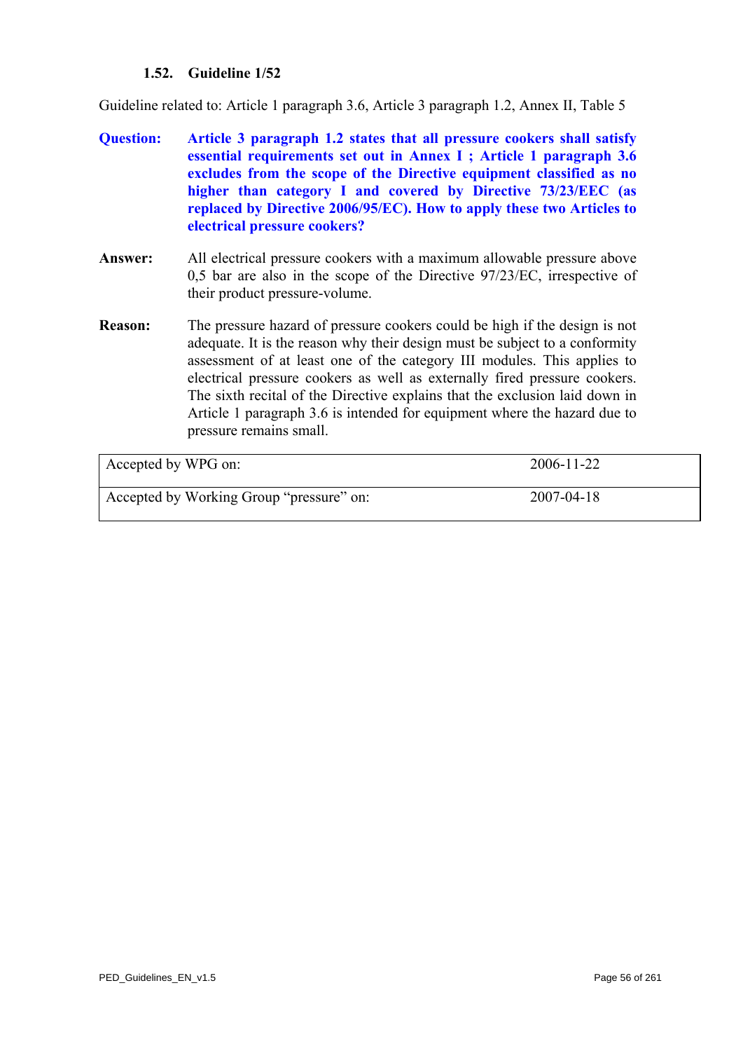### 1.52. Guideline 1/52

Guideline related to: Article 1 paragraph 3.6, Article 3 paragraph 1.2, Annex II, Table 5

**Question:** **Article 3 paragraph 1.2 states that all pressure cookers shall satisfy essential requirements set out in Annex I ; Article 1 paragraph 3.6 excludes from the scope of the Directive equipment classified as no higher than category I and covered by Directive 73/23/EEC (as replaced by Directive 2006/95/EC). How to apply these two Articles to electrical pressure cookers?**

**Answer:** All electrical pressure cookers with a maximum allowable pressure above 0,5 bar are also in the scope of the Directive 97/23/EC, irrespective of their product pressure-volume.

**Reason:** The pressure hazard of pressure cookers could be high if the design is not adequate. It is the reason why their design must be subject to a conformity assessment of at least one of the category III modules. This applies to electrical pressure cookers as well as externally fired pressure cookers. The sixth recital of the Directive explains that the exclusion laid down in Article 1 paragraph 3.6 is intended for equipment where the hazard due to pressure remains small.

| | |
|---|---|
| Accepted by WPG on: | 2006-11-22 |
| Accepted by Working Group "pressure" on: | 2007-04-18 |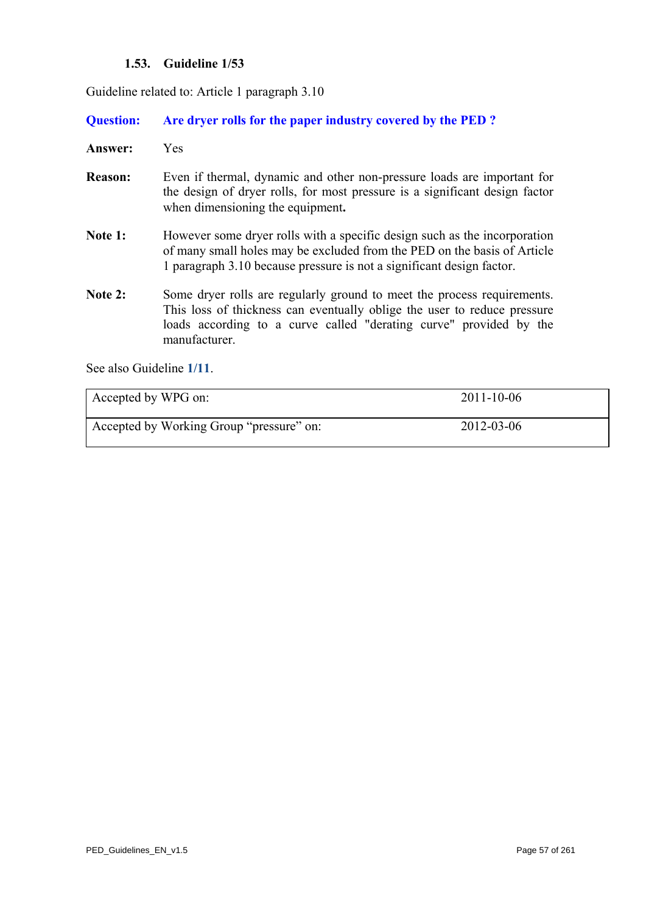### 1.53. Guideline 1/53

Guideline related to: Article 1 paragraph 3.10

**Question:** **Are dryer rolls for the paper industry covered by the PED ?**

**Answer:** Yes

**Reason:** Even if thermal, dynamic and other non-pressure loads are important for the design of dryer rolls, for most pressure is a significant design factor when dimensioning the equipment**.**

**Note 1:** However some dryer rolls with a specific design such as the incorporation of many small holes may be excluded from the PED on the basis of Article 1 paragraph 3.10 because pressure is not a significant design factor.

**Note 2:** Some dryer rolls are regularly ground to meet the process requirements. This loss of thickness can eventually oblige the user to reduce pressure loads according to a curve called "derating curve" provided by the manufacturer.

See also Guideline **1/11**.

| Accepted by WPG on: | 2011-10-06 |
|---|---|
| Accepted by Working Group "pressure" on: | 2012-03-06 |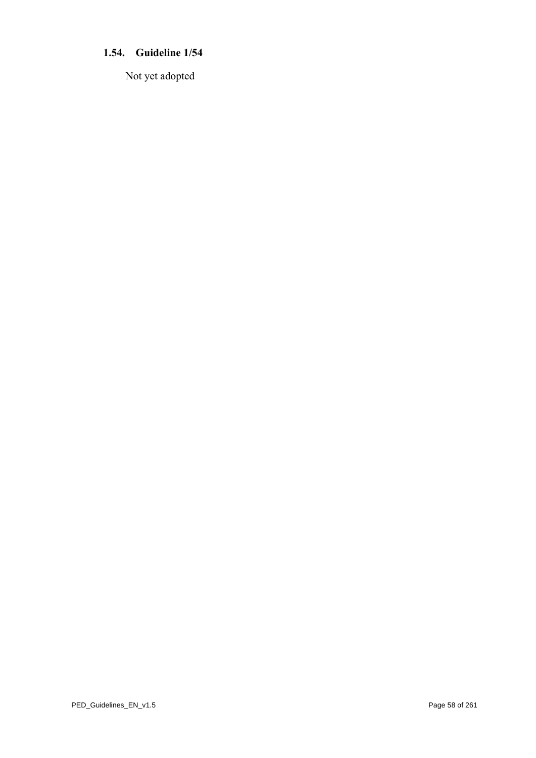### 1.54. Guideline 1/54

Not yet adopted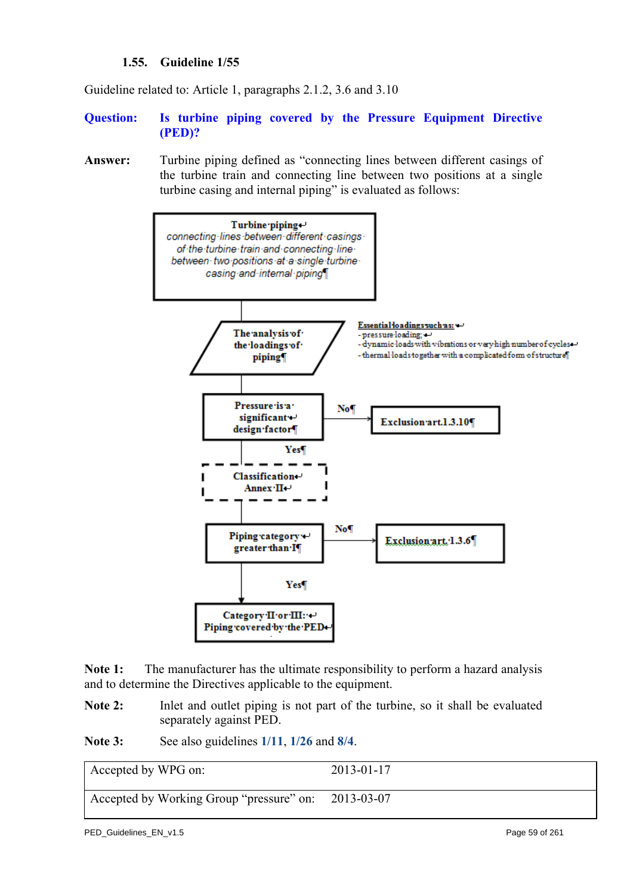### 1.55. Guideline 1/55

Guideline related to: Article 1, paragraphs 2.1.2, 3.6 and 3.10

**Question:** **Is turbine piping covered by the Pressure Equipment Directive (PED)?**

**Answer:** Turbine piping defined as "connecting lines between different casings of the turbine train and connecting line between two positions at a single turbine casing and internal piping" is evaluated as follows:

**Turbine piping**
*connecting lines between different casings of the turbine train and connecting line between two positions at a single turbine casing and internal piping*

↓

**The analysis of the loadings of piping**

Essential loadings such as:
- pressure loading;
- dynamic loads with vibrations or very high number of cycles
- thermal loads together with a complicated form of structure

↓

**Pressure is a significant design factor** — No → **Exclusion art.1.3.10**

↓ Yes

**Classification Annex II**

↓

**Piping category greater than I** — No → **Exclusion art. 1.3.6**

↓ Yes

**Category II or III: Piping covered by the PED**

**Note 1:** The manufacturer has the ultimate responsibility to perform a hazard analysis and to determine the Directives applicable to the equipment.

**Note 2:** Inlet and outlet piping is not part of the turbine, so it shall be evaluated separately against PED.

**Note 3:** See also guidelines **1/11**, **1/26** and **8/4**.

| Accepted by WPG on: | 2013-01-17 |
|---|---|
| Accepted by Working Group "pressure" on: | 2013-03-07 |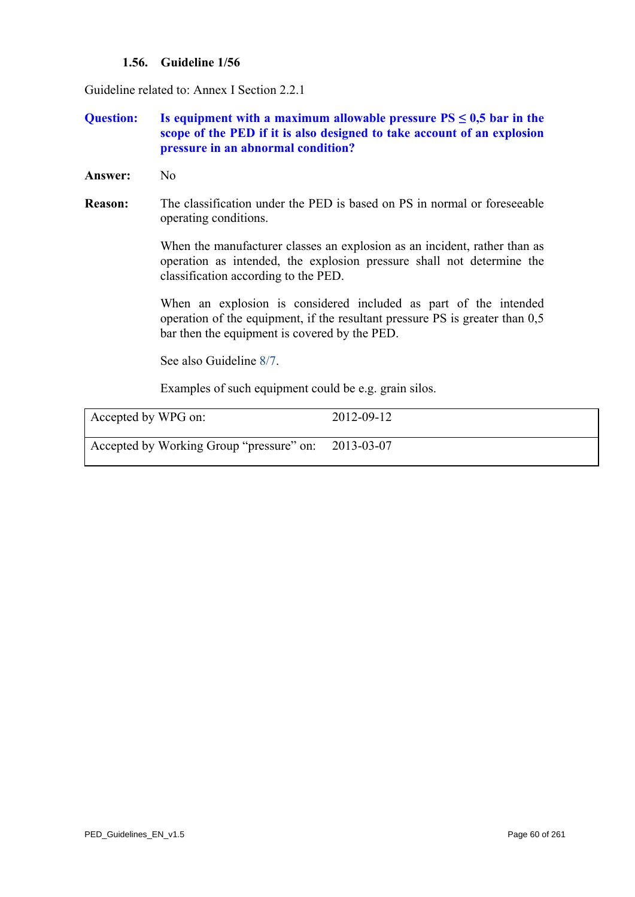### 1.56. Guideline 1/56

Guideline related to: Annex I Section 2.2.1

**Question:** **Is equipment with a maximum allowable pressure PS ≤ 0,5 bar in the scope of the PED if it is also designed to take account of an explosion pressure in an abnormal condition?**

**Answer:** No

**Reason:** The classification under the PED is based on PS in normal or foreseeable operating conditions.

When the manufacturer classes an explosion as an incident, rather than as operation as intended, the explosion pressure shall not determine the classification according to the PED.

When an explosion is considered included as part of the intended operation of the equipment, if the resultant pressure PS is greater than 0,5 bar then the equipment is covered by the PED.

See also Guideline 8/7.

Examples of such equipment could be e.g. grain silos.

| Accepted by WPG on: | 2012-09-12 |
|---|---|
| Accepted by Working Group "pressure" on: | 2013-03-07 |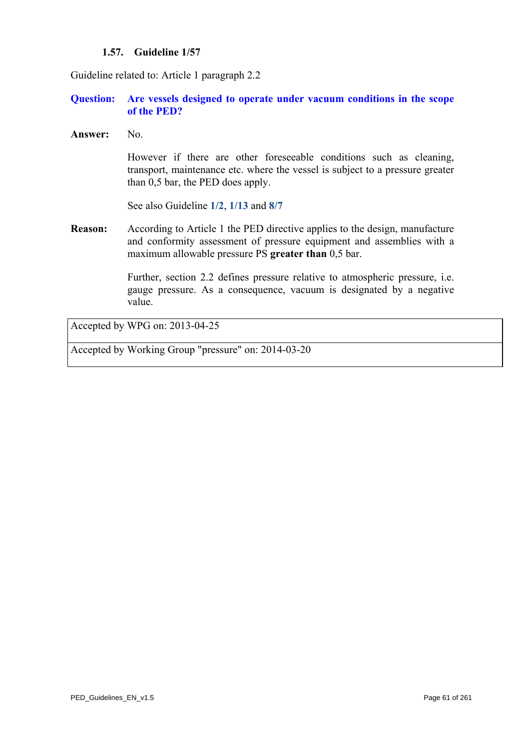### 1.57. Guideline 1/57

Guideline related to: Article 1 paragraph 2.2

**Question:** **Are vessels designed to operate under vacuum conditions in the scope of the PED?**

**Answer:** No.

However if there are other foreseeable conditions such as cleaning, transport, maintenance etc. where the vessel is subject to a pressure greater than 0,5 bar, the PED does apply.

See also Guideline **1/2**, **1/13** and **8/7**

**Reason:** According to Article 1 the PED directive applies to the design, manufacture and conformity assessment of pressure equipment and assemblies with a maximum allowable pressure PS **greater than** 0,5 bar.

Further, section 2.2 defines pressure relative to atmospheric pressure, i.e. gauge pressure. As a consequence, vacuum is designated by a negative value.

| Accepted by WPG on: 2013-04-25 |
| --- |
| Accepted by Working Group "pressure" on: 2014-03-20 |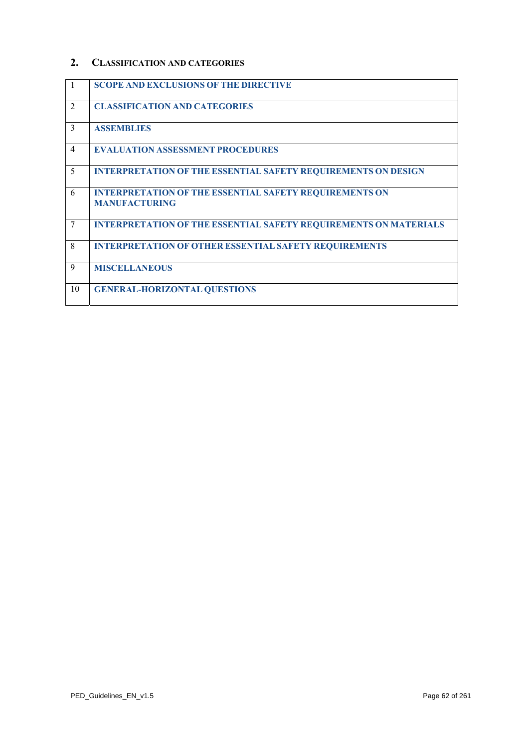## 2. CLASSIFICATION AND CATEGORIES

| | |
|---|---|
| 1 | **SCOPE AND EXCLUSIONS OF THE DIRECTIVE** |
| 2 | **CLASSIFICATION AND CATEGORIES** |
| 3 | **ASSEMBLIES** |
| 4 | **EVALUATION ASSESSMENT PROCEDURES** |
| 5 | **INTERPRETATION OF THE ESSENTIAL SAFETY REQUIREMENTS ON DESIGN** |
| 6 | **INTERPRETATION OF THE ESSENTIAL SAFETY REQUIREMENTS ON MANUFACTURING** |
| 7 | **INTERPRETATION OF THE ESSENTIAL SAFETY REQUIREMENTS ON MATERIALS** |
| 8 | **INTERPRETATION OF OTHER ESSENTIAL SAFETY REQUIREMENTS** |
| 9 | **MISCELLANEOUS** |
| 10 | **GENERAL-HORIZONTAL QUESTIONS** |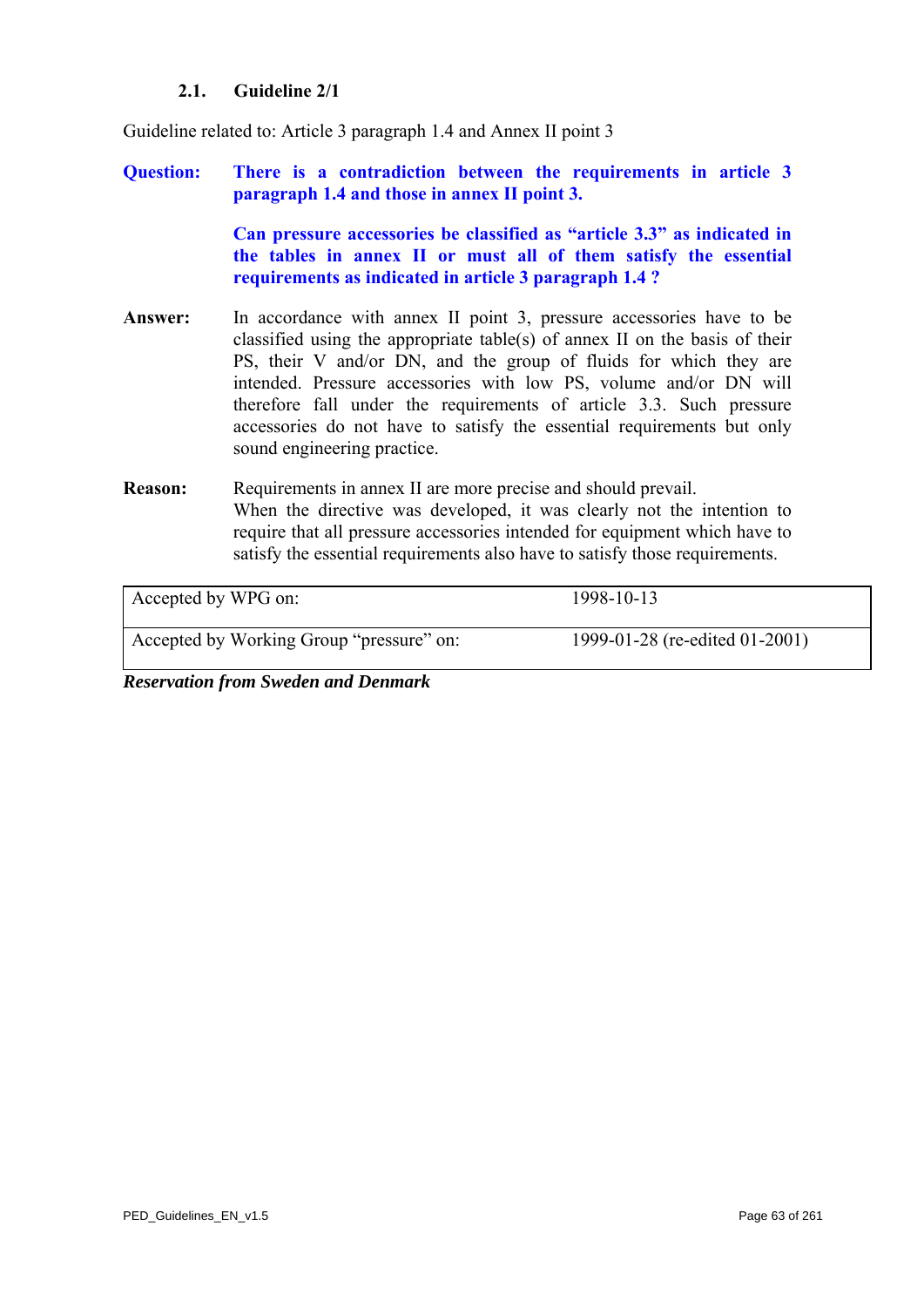### 2.1. Guideline 2/1

Guideline related to: Article 3 paragraph 1.4 and Annex II point 3

**Question:** **There is a contradiction between the requirements in article 3 paragraph 1.4 and those in annex II point 3.**

**Can pressure accessories be classified as "article 3.3" as indicated in the tables in annex II or must all of them satisfy the essential requirements as indicated in article 3 paragraph 1.4 ?**

**Answer:** In accordance with annex II point 3, pressure accessories have to be classified using the appropriate table(s) of annex II on the basis of their PS, their V and/or DN, and the group of fluids for which they are intended. Pressure accessories with low PS, volume and/or DN will therefore fall under the requirements of article 3.3. Such pressure accessories do not have to satisfy the essential requirements but only sound engineering practice.

**Reason:** Requirements in annex II are more precise and should prevail.
When the directive was developed, it was clearly not the intention to require that all pressure accessories intended for equipment which have to satisfy the essential requirements also have to satisfy those requirements.

| | |
|---|---|
| Accepted by WPG on: | 1998-10-13 |
| Accepted by Working Group "pressure" on: | 1999-01-28 (re-edited 01-2001) |

***Reservation from Sweden and Denmark***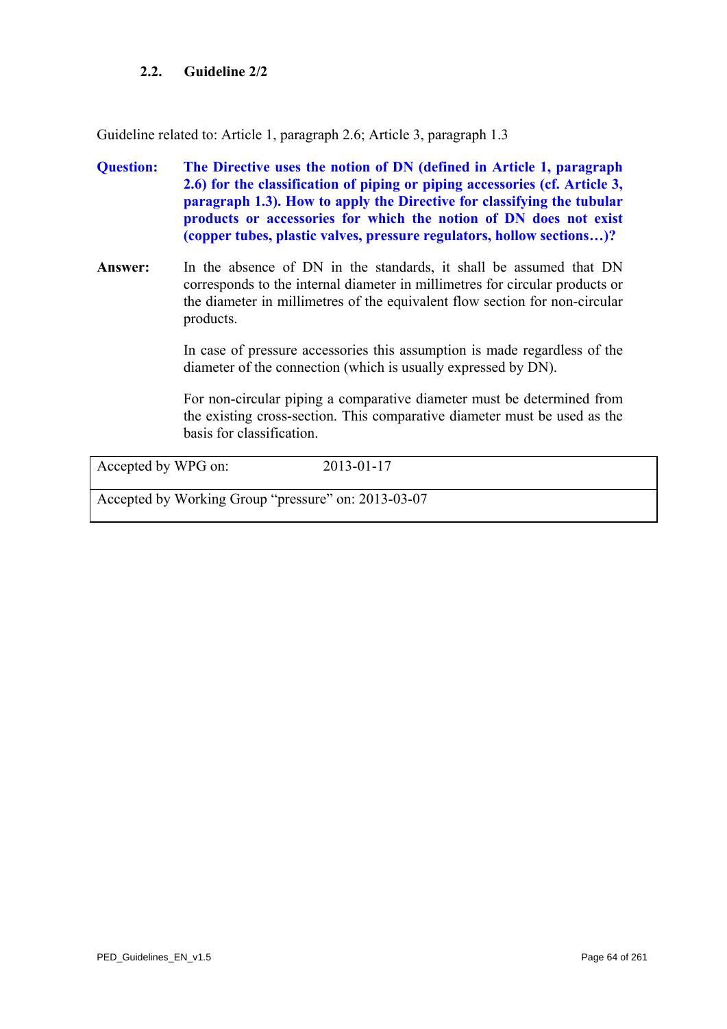## 2.2. Guideline 2/2

Guideline related to: Article 1, paragraph 2.6; Article 3, paragraph 1.3

**Question:** **The Directive uses the notion of DN (defined in Article 1, paragraph 2.6) for the classification of piping or piping accessories (cf. Article 3, paragraph 1.3). How to apply the Directive for classifying the tubular products or accessories for which the notion of DN does not exist (copper tubes, plastic valves, pressure regulators, hollow sections…)?**

**Answer:** In the absence of DN in the standards, it shall be assumed that DN corresponds to the internal diameter in millimetres for circular products or the diameter in millimetres of the equivalent flow section for non-circular products.

In case of pressure accessories this assumption is made regardless of the diameter of the connection (which is usually expressed by DN).

For non-circular piping a comparative diameter must be determined from the existing cross-section. This comparative diameter must be used as the basis for classification.

| Accepted by WPG on: 2013-01-17 |
|---|
| Accepted by Working Group "pressure" on: 2013-03-07 |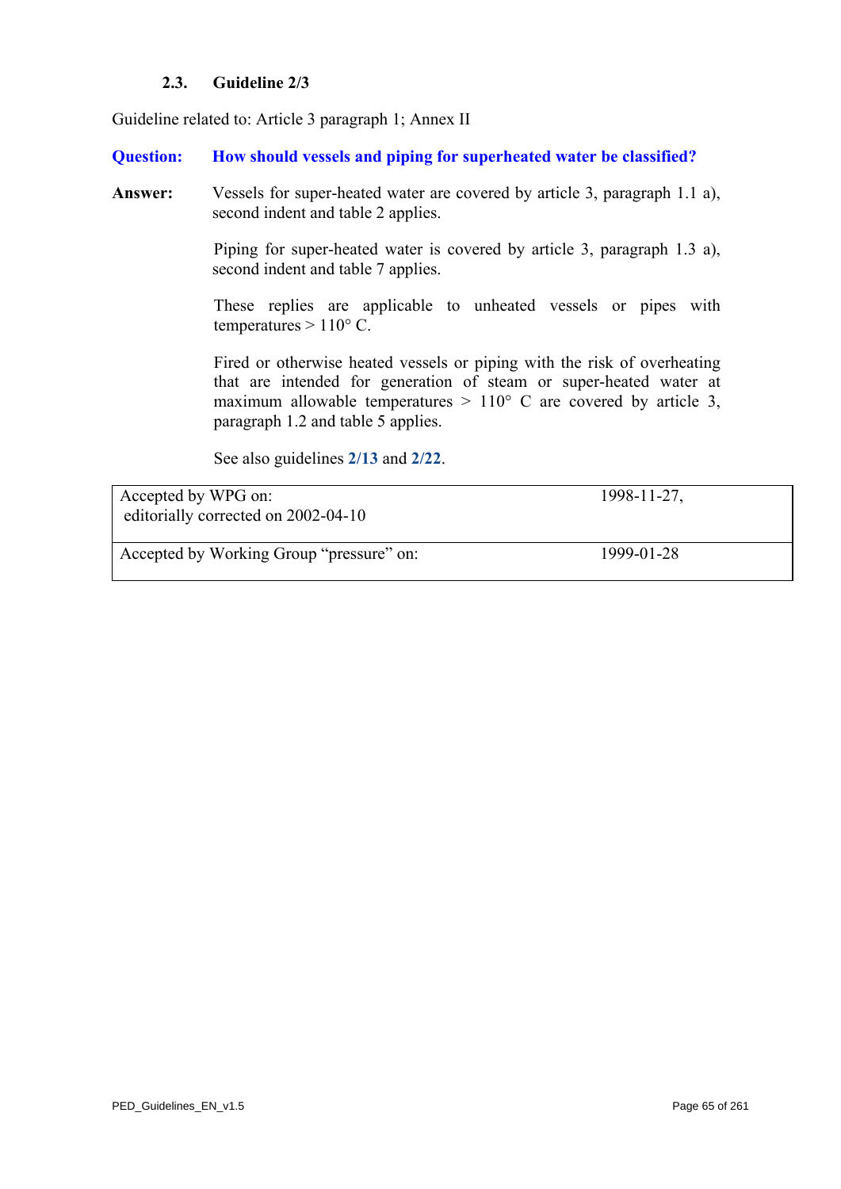### 2.3. Guideline 2/3

Guideline related to: Article 3 paragraph 1; Annex II

**Question: How should vessels and piping for superheated water be classified?**

**Answer:** Vessels for super-heated water are covered by article 3, paragraph 1.1 a), second indent and table 2 applies.

Piping for super-heated water is covered by article 3, paragraph 1.3 a), second indent and table 7 applies.

These replies are applicable to unheated vessels or pipes with temperatures > 110° C.

Fired or otherwise heated vessels or piping with the risk of overheating that are intended for generation of steam or super-heated water at maximum allowable temperatures > 110° C are covered by article 3, paragraph 1.2 and table 5 applies.

See also guidelines **2/13** and **2/22**.

| | |
|---|---|
| Accepted by WPG on: editorially corrected on 2002-04-10 | 1998-11-27, |
| Accepted by Working Group "pressure" on: | 1999-01-28 |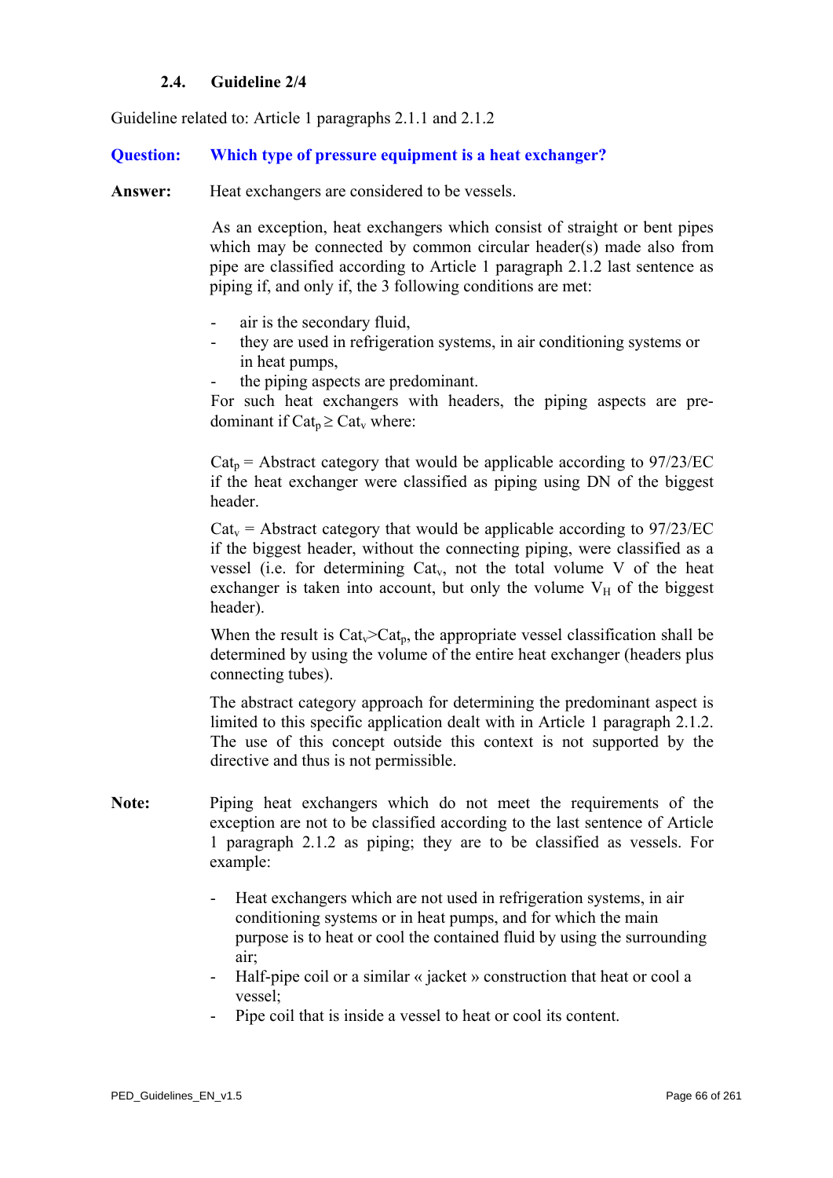### 2.4. Guideline 2/4

Guideline related to: Article 1 paragraphs 2.1.1 and 2.1.2

**Question:** **Which type of pressure equipment is a heat exchanger?**

**Answer:** Heat exchangers are considered to be vessels.

As an exception, heat exchangers which consist of straight or bent pipes which may be connected by common circular header(s) made also from pipe are classified according to Article 1 paragraph 2.1.2 last sentence as piping if, and only if, the 3 following conditions are met:

- air is the secondary fluid,
- they are used in refrigeration systems, in air conditioning systems or in heat pumps,
- the piping aspects are predominant.

For such heat exchangers with headers, the piping aspects are predominant if $Cat_p \geq Cat_v$ where:

$Cat_p$ = Abstract category that would be applicable according to 97/23/EC if the heat exchanger were classified as piping using DN of the biggest header.

$Cat_v$ = Abstract category that would be applicable according to 97/23/EC if the biggest header, without the connecting piping, were classified as a vessel (i.e. for determining $Cat_v$, not the total volume V of the heat exchanger is taken into account, but only the volume $V_H$ of the biggest header).

When the result is $Cat_v > Cat_p$, the appropriate vessel classification shall be determined by using the volume of the entire heat exchanger (headers plus connecting tubes).

The abstract category approach for determining the predominant aspect is limited to this specific application dealt with in Article 1 paragraph 2.1.2. The use of this concept outside this context is not supported by the directive and thus is not permissible.

**Note:** Piping heat exchangers which do not meet the requirements of the exception are not to be classified according to the last sentence of Article 1 paragraph 2.1.2 as piping; they are to be classified as vessels. For example:

- Heat exchangers which are not used in refrigeration systems, in air conditioning systems or in heat pumps, and for which the main purpose is to heat or cool the contained fluid by using the surrounding air;
- Half-pipe coil or a similar « jacket » construction that heat or cool a vessel;
- Pipe coil that is inside a vessel to heat or cool its content.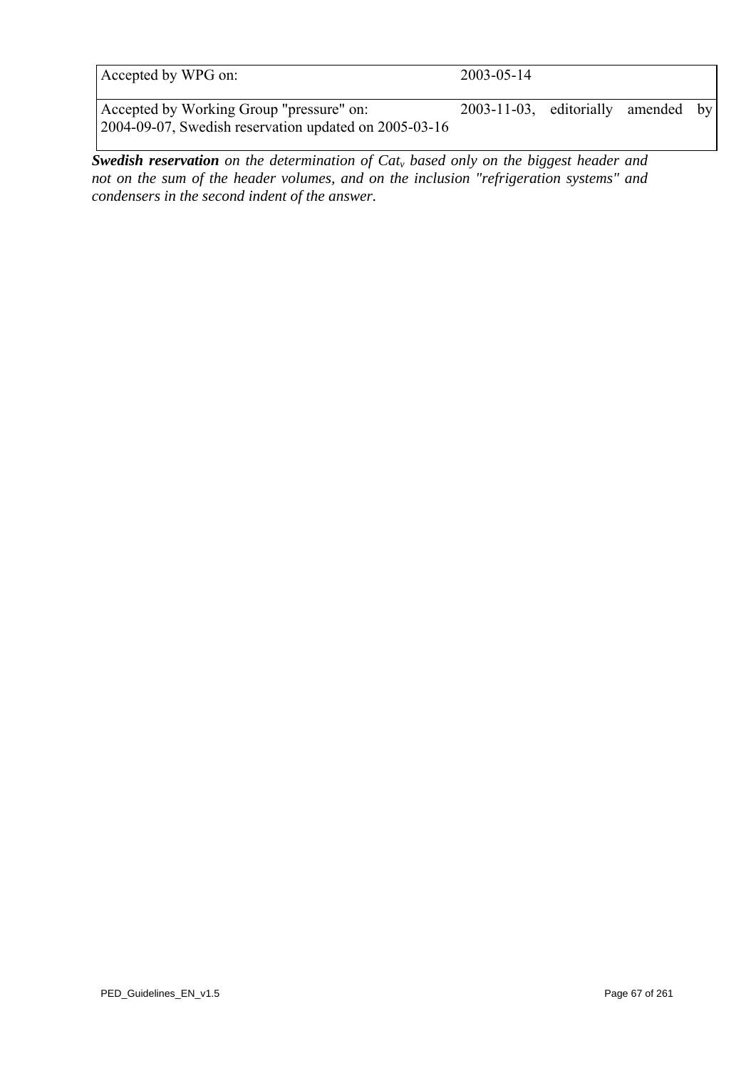| Accepted by WPG on: | 2003-05-14 |
| --- | --- |
| Accepted by Working Group "pressure" on: 2004-09-07, Swedish reservation updated on 2005-03-16 | 2003-11-03, editorially amended by |

***Swedish reservation*** *on the determination of $Cat_v$ based only on the biggest header and not on the sum of the header volumes, and on the inclusion "refrigeration systems" and condensers in the second indent of the answer.*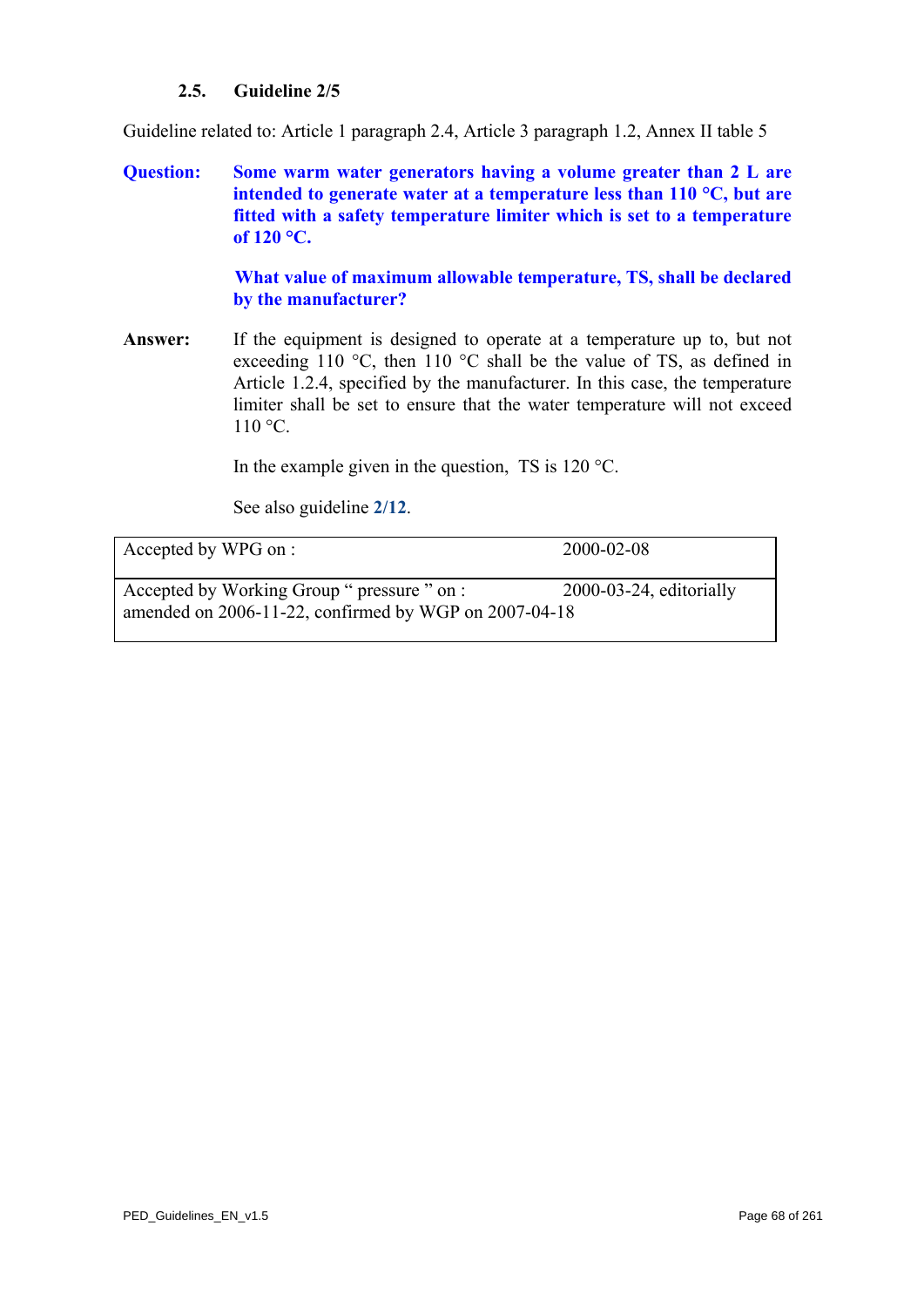### 2.5. Guideline 2/5

Guideline related to: Article 1 paragraph 2.4, Article 3 paragraph 1.2, Annex II table 5

**Question:** **Some warm water generators having a volume greater than 2 L are intended to generate water at a temperature less than 110 °C, but are fitted with a safety temperature limiter which is set to a temperature of 120 °C.**

**What value of maximum allowable temperature, TS, shall be declared by the manufacturer?**

**Answer:** If the equipment is designed to operate at a temperature up to, but not exceeding 110 °C, then 110 °C shall be the value of TS, as defined in Article 1.2.4, specified by the manufacturer. In this case, the temperature limiter shall be set to ensure that the water temperature will not exceed 110 °C.

In the example given in the question, TS is 120 °C.

See also guideline **2/12**.

| Accepted by WPG on : | 2000-02-08 |
|---|---|
| Accepted by Working Group " pressure " on : amended on 2006-11-22, confirmed by WGP on 2007-04-18 | 2000-03-24, editorially |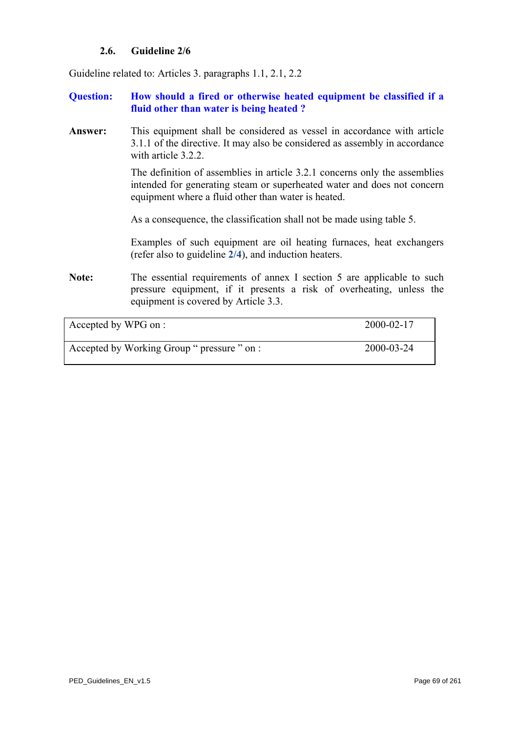### 2.6. Guideline 2/6

Guideline related to: Articles 3. paragraphs 1.1, 2.1, 2.2

**Question:** **How should a fired or otherwise heated equipment be classified if a fluid other than water is being heated ?**

**Answer:** This equipment shall be considered as vessel in accordance with article 3.1.1 of the directive. It may also be considered as assembly in accordance with article 3.2.2.

The definition of assemblies in article 3.2.1 concerns only the assemblies intended for generating steam or superheated water and does not concern equipment where a fluid other than water is heated.

As a consequence, the classification shall not be made using table 5.

Examples of such equipment are oil heating furnaces, heat exchangers (refer also to guideline **2/4**), and induction heaters.

**Note:** The essential requirements of annex I section 5 are applicable to such pressure equipment, if it presents a risk of overheating, unless the equipment is covered by Article 3.3.

| | |
|---|---|
| Accepted by WPG on : | 2000-02-17 |
| Accepted by Working Group " pressure " on : | 2000-03-24 |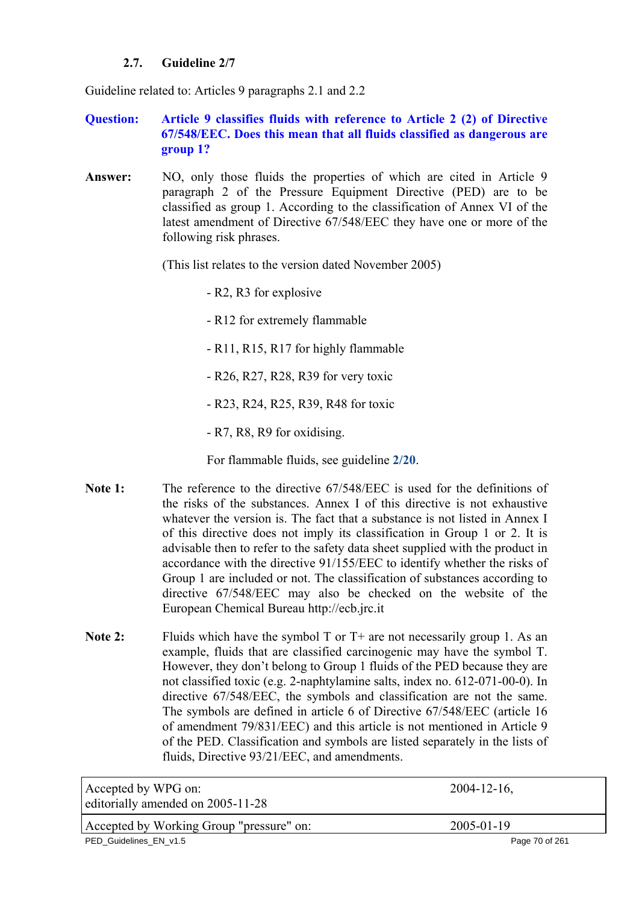### 2.7. Guideline 2/7

Guideline related to: Articles 9 paragraphs 2.1 and 2.2

**Question:** **Article 9 classifies fluids with reference to Article 2 (2) of Directive 67/548/EEC. Does this mean that all fluids classified as dangerous are group 1?**

**Answer:** NO, only those fluids the properties of which are cited in Article 9 paragraph 2 of the Pressure Equipment Directive (PED) are to be classified as group 1. According to the classification of Annex VI of the latest amendment of Directive 67/548/EEC they have one or more of the following risk phrases.

(This list relates to the version dated November 2005)

- R2, R3 for explosive
- R12 for extremely flammable
- R11, R15, R17 for highly flammable
- R26, R27, R28, R39 for very toxic
- R23, R24, R25, R39, R48 for toxic
- R7, R8, R9 for oxidising.

For flammable fluids, see guideline **2/20**.

**Note 1:** The reference to the directive 67/548/EEC is used for the definitions of the risks of the substances. Annex I of this directive is not exhaustive whatever the version is. The fact that a substance is not listed in Annex I of this directive does not imply its classification in Group 1 or 2. It is advisable then to refer to the safety data sheet supplied with the product in accordance with the directive 91/155/EEC to identify whether the risks of Group 1 are included or not. The classification of substances according to directive 67/548/EEC may also be checked on the website of the European Chemical Bureau http://ecb.jrc.it

**Note 2:** Fluids which have the symbol T or T+ are not necessarily group 1. As an example, fluids that are classified carcinogenic may have the symbol T. However, they don't belong to Group 1 fluids of the PED because they are not classified toxic (e.g. 2-naphtylamine salts, index no. 612-071-00-0). In directive 67/548/EEC, the symbols and classification are not the same. The symbols are defined in article 6 of Directive 67/548/EEC (article 16 of amendment 79/831/EEC) and this article is not mentioned in Article 9 of the PED. Classification and symbols are listed separately in the lists of fluids, Directive 93/21/EEC, and amendments.

| Accepted by WPG on:<br>editorially amended on 2005-11-28 | 2004-12-16, |
|---|---|
| Accepted by Working Group "pressure" on: | 2005-01-19 |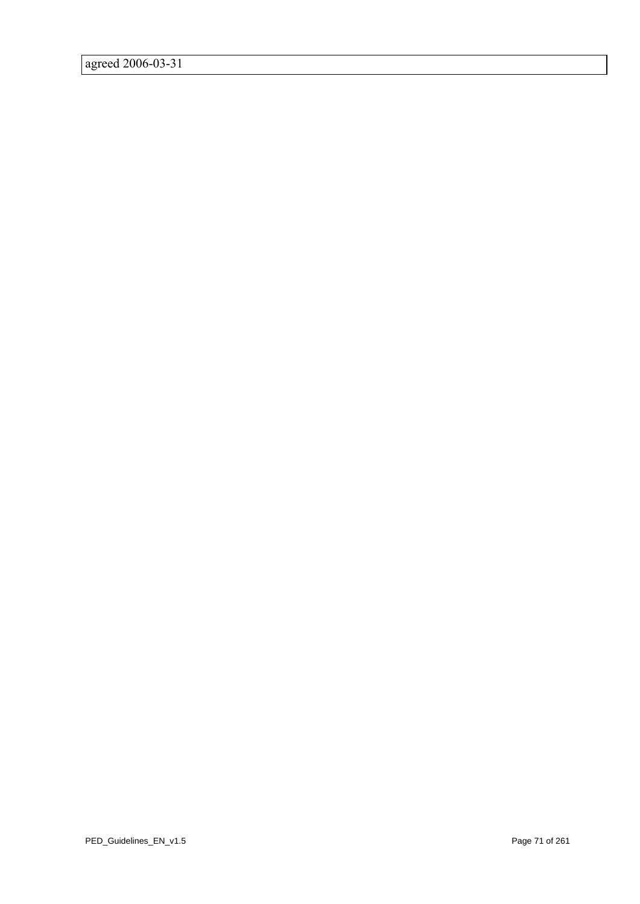| agreed 2006-03-31 |
|---|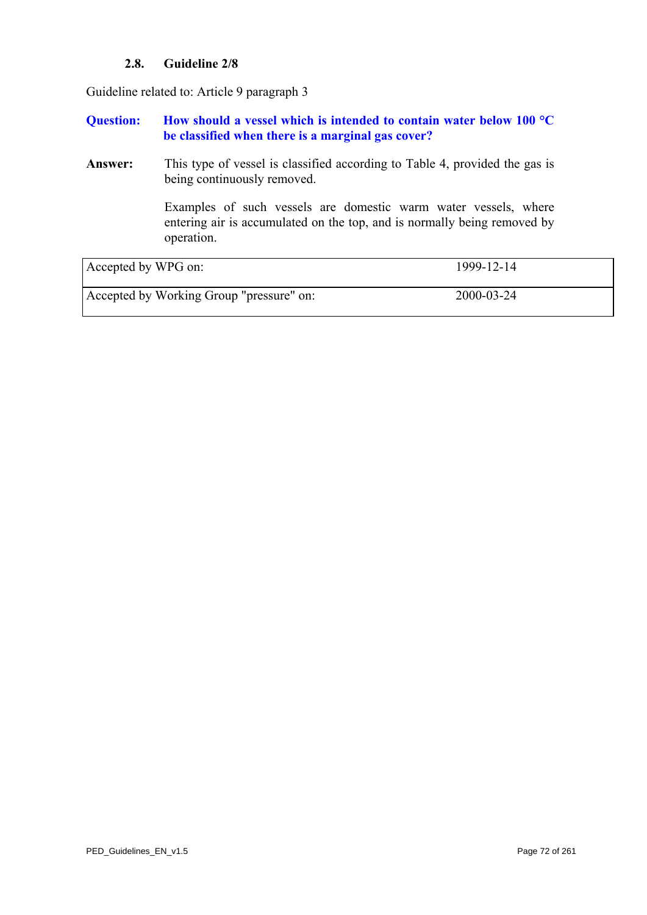### 2.8. Guideline 2/8

Guideline related to: Article 9 paragraph 3

**Question: How should a vessel which is intended to contain water below 100 °C be classified when there is a marginal gas cover?**

**Answer:** This type of vessel is classified according to Table 4, provided the gas is being continuously removed.

Examples of such vessels are domestic warm water vessels, where entering air is accumulated on the top, and is normally being removed by operation.

| | |
|---|---|
| Accepted by WPG on: | 1999-12-14 |
| Accepted by Working Group "pressure" on: | 2000-03-24 |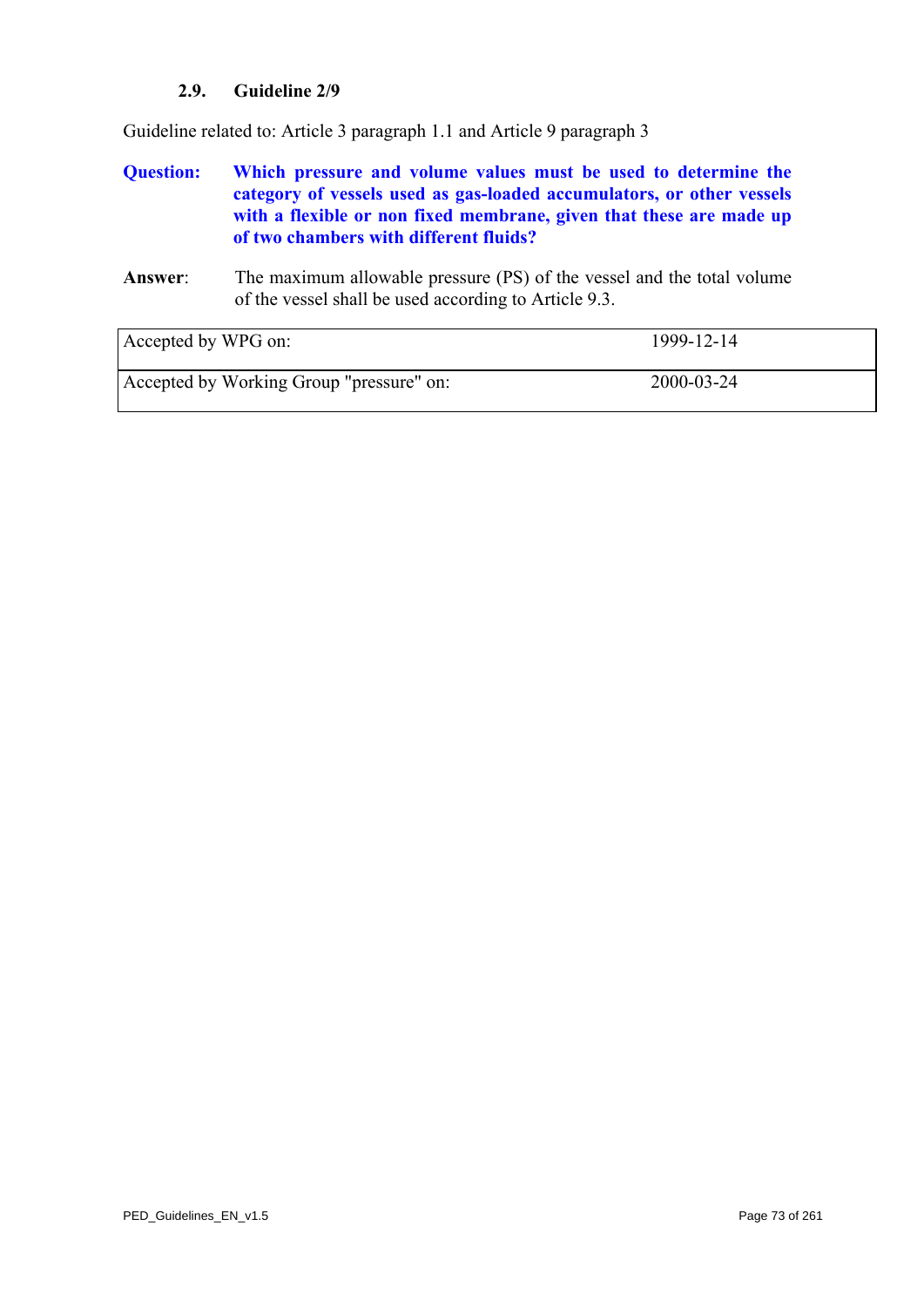### 2.9. Guideline 2/9

Guideline related to: Article 3 paragraph 1.1 and Article 9 paragraph 3

**Question: Which pressure and volume values must be used to determine the category of vessels used as gas-loaded accumulators, or other vessels with a flexible or non fixed membrane, given that these are made up of two chambers with different fluids?**

**Answer**: The maximum allowable pressure (PS) of the vessel and the total volume of the vessel shall be used according to Article 9.3.

| | |
|---|---|
| Accepted by WPG on: | 1999-12-14 |
| Accepted by Working Group "pressure" on: | 2000-03-24 |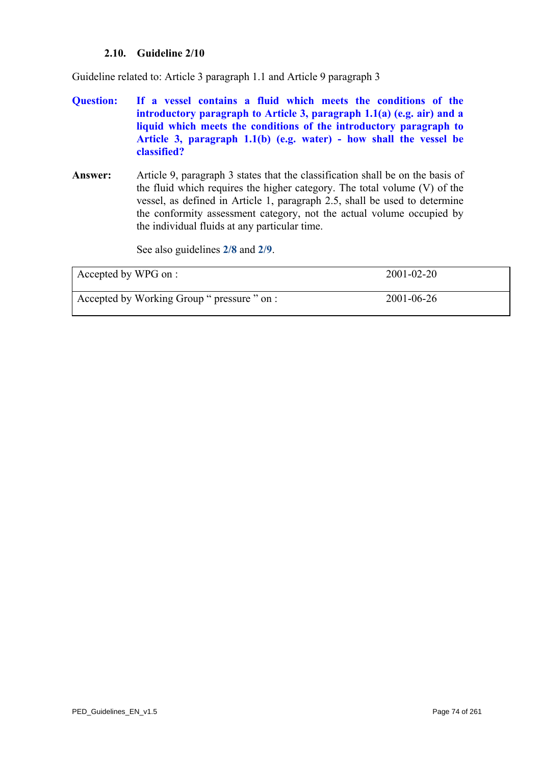### 2.10. Guideline 2/10

Guideline related to: Article 3 paragraph 1.1 and Article 9 paragraph 3

**Question:** **If a vessel contains a fluid which meets the conditions of the introductory paragraph to Article 3, paragraph 1.1(a) (e.g. air) and a liquid which meets the conditions of the introductory paragraph to Article 3, paragraph 1.1(b) (e.g. water) - how shall the vessel be classified?**

**Answer:** Article 9, paragraph 3 states that the classification shall be on the basis of the fluid which requires the higher category. The total volume (V) of the vessel, as defined in Article 1, paragraph 2.5, shall be used to determine the conformity assessment category, not the actual volume occupied by the individual fluids at any particular time.

See also guidelines **2/8** and **2/9**.

| Accepted by WPG on : | 2001-02-20 |
|---|---|
| Accepted by Working Group " pressure " on : | 2001-06-26 |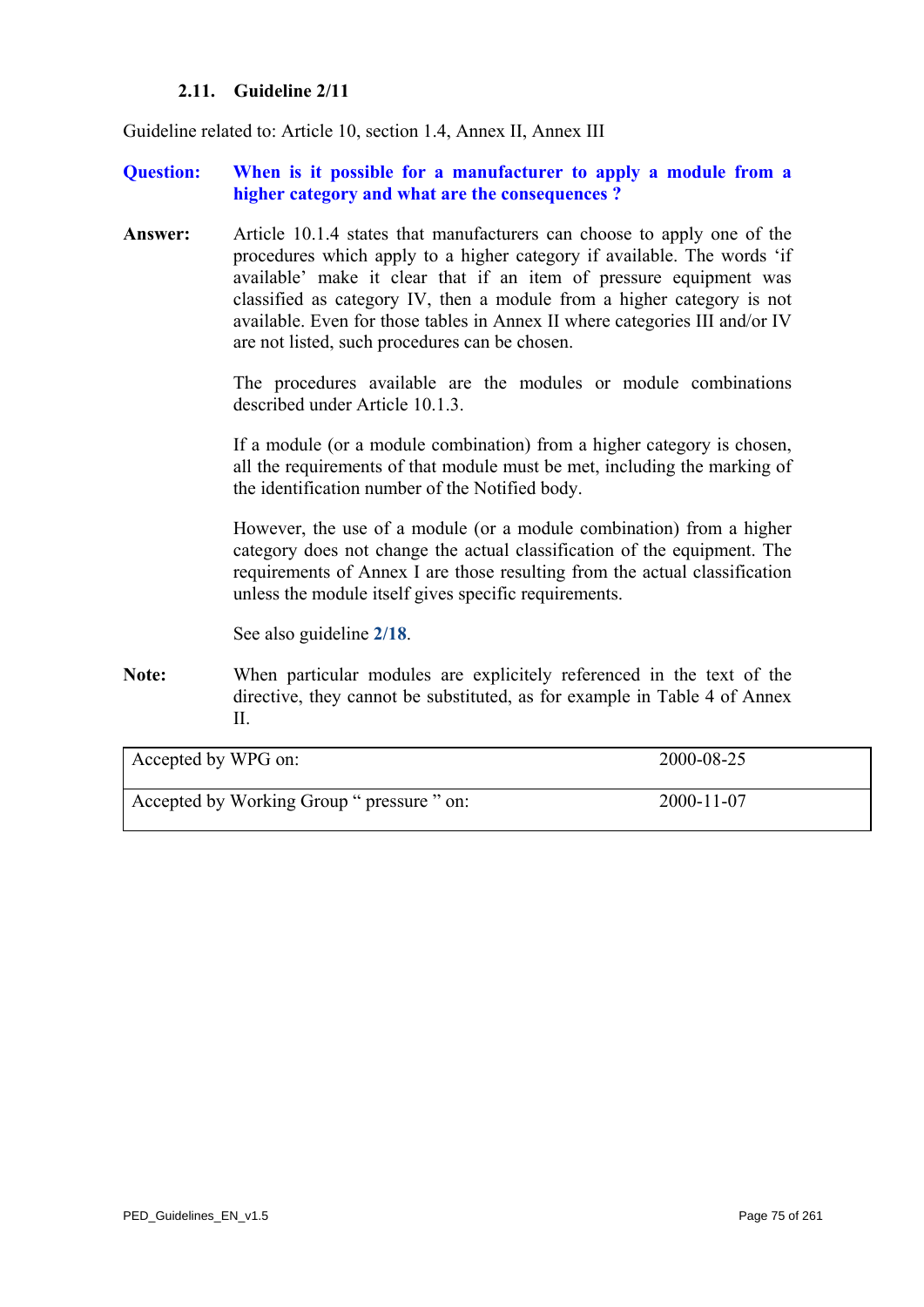### 2.11. Guideline 2/11

Guideline related to: Article 10, section 1.4, Annex II, Annex III

**Question: When is it possible for a manufacturer to apply a module from a higher category and what are the consequences ?**

**Answer:** Article 10.1.4 states that manufacturers can choose to apply one of the procedures which apply to a higher category if available. The words 'if available' make it clear that if an item of pressure equipment was classified as category IV, then a module from a higher category is not available. Even for those tables in Annex II where categories III and/or IV are not listed, such procedures can be chosen.

The procedures available are the modules or module combinations described under Article 10.1.3.

If a module (or a module combination) from a higher category is chosen, all the requirements of that module must be met, including the marking of the identification number of the Notified body.

However, the use of a module (or a module combination) from a higher category does not change the actual classification of the equipment. The requirements of Annex I are those resulting from the actual classification unless the module itself gives specific requirements.

See also guideline **2/18**.

**Note:** When particular modules are explicitely referenced in the text of the directive, they cannot be substituted, as for example in Table 4 of Annex II.

| | |
|---|---|
| Accepted by WPG on: | 2000-08-25 |
| Accepted by Working Group " pressure " on: | 2000-11-07 |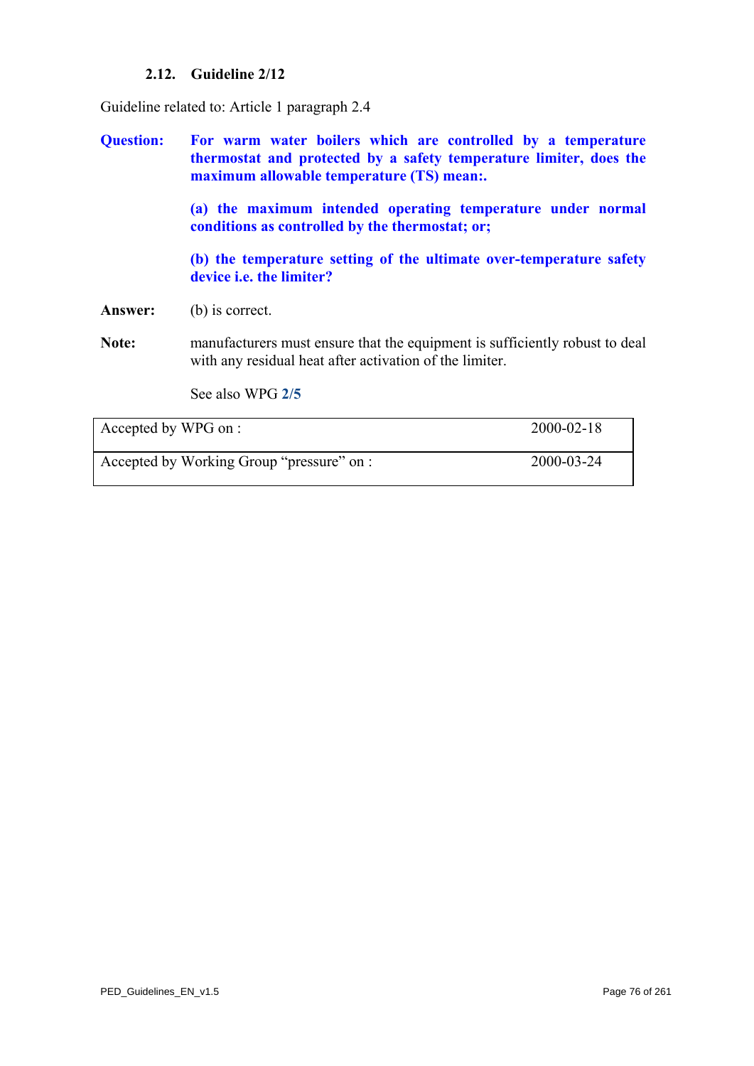### 2.12. Guideline 2/12

Guideline related to: Article 1 paragraph 2.4

**Question:** **For warm water boilers which are controlled by a temperature thermostat and protected by a safety temperature limiter, does the maximum allowable temperature (TS) mean:.**

**(a) the maximum intended operating temperature under normal conditions as controlled by the thermostat; or;**

**(b) the temperature setting of the ultimate over-temperature safety device i.e. the limiter?**

**Answer:** (b) is correct.

**Note:** manufacturers must ensure that the equipment is sufficiently robust to deal with any residual heat after activation of the limiter.

See also WPG **2/5**

| | |
|---|---|
| Accepted by WPG on : | 2000-02-18 |
| Accepted by Working Group "pressure" on : | 2000-03-24 |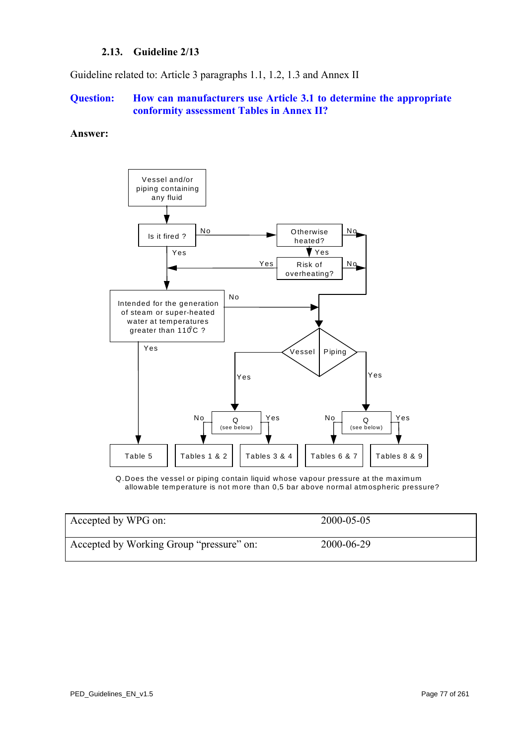### 2.13. Guideline 2/13

Guideline related to: Article 3 paragraphs 1.1, 1.2, 1.3 and Annex II

**Question:** **How can manufacturers use Article 3.1 to determine the appropriate conformity assessment Tables in Annex II?**

**Answer:**

Vessel and/or piping containing any fluid

Is it fired ? — Yes / No

Otherwise heated? — Yes / No

Risk of overheating? — Yes / No

Intended for the generation of steam or super-heated water at temperatures greater than 110°C ? — Yes / No

Vessel | Piping

Q (see below) — No / Yes

Q (see below) — No / Yes

Table 5 | Tables 1 & 2 | Tables 3 & 4 | Tables 6 & 7 | Tables 8 & 9

Q. Does the vessel or piping contain liquid whose vapour pressure at the maximum allowable temperature is not more than 0,5 bar above normal atmospheric pressure?

| Accepted by WPG on: | 2000-05-05 |
|---|---|
| Accepted by Working Group "pressure" on: | 2000-06-29 |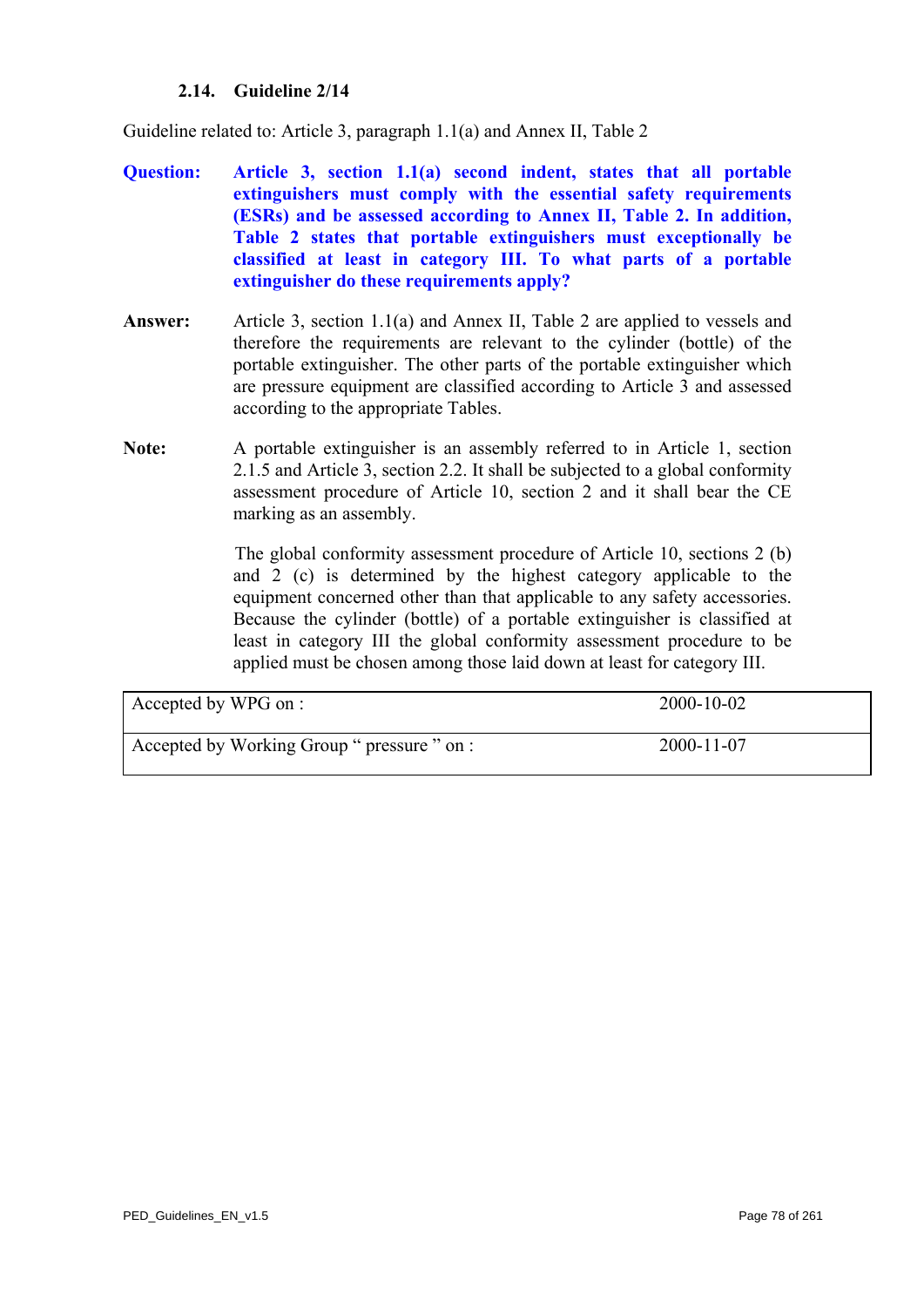### 2.14. Guideline 2/14

Guideline related to: Article 3, paragraph 1.1(a) and Annex II, Table 2

**Question:** **Article 3, section 1.1(a) second indent, states that all portable extinguishers must comply with the essential safety requirements (ESRs) and be assessed according to Annex II, Table 2. In addition, Table 2 states that portable extinguishers must exceptionally be classified at least in category III. To what parts of a portable extinguisher do these requirements apply?**

**Answer:** Article 3, section 1.1(a) and Annex II, Table 2 are applied to vessels and therefore the requirements are relevant to the cylinder (bottle) of the portable extinguisher. The other parts of the portable extinguisher which are pressure equipment are classified according to Article 3 and assessed according to the appropriate Tables.

**Note:** A portable extinguisher is an assembly referred to in Article 1, section 2.1.5 and Article 3, section 2.2. It shall be subjected to a global conformity assessment procedure of Article 10, section 2 and it shall bear the CE marking as an assembly.

The global conformity assessment procedure of Article 10, sections 2 (b) and 2 (c) is determined by the highest category applicable to the equipment concerned other than that applicable to any safety accessories. Because the cylinder (bottle) of a portable extinguisher is classified at least in category III the global conformity assessment procedure to be applied must be chosen among those laid down at least for category III.

| | |
|---|---|
| Accepted by WPG on : | 2000-10-02 |
| Accepted by Working Group " pressure " on : | 2000-11-07 |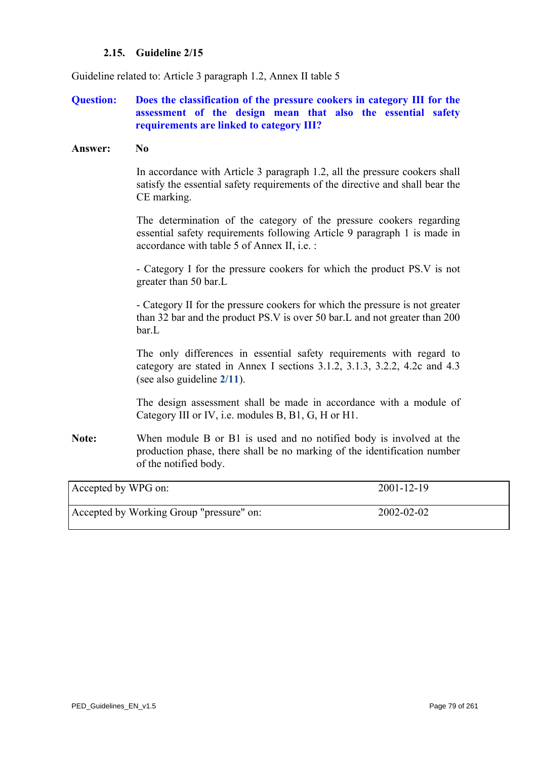### 2.15. Guideline 2/15

Guideline related to: Article 3 paragraph 1.2, Annex II table 5

**Question:** **Does the classification of the pressure cookers in category III for the assessment of the design mean that also the essential safety requirements are linked to category III?**

**Answer:** **No**

In accordance with Article 3 paragraph 1.2, all the pressure cookers shall satisfy the essential safety requirements of the directive and shall bear the CE marking.

The determination of the category of the pressure cookers regarding essential safety requirements following Article 9 paragraph 1 is made in accordance with table 5 of Annex II, i.e. :

- Category I for the pressure cookers for which the product PS.V is not greater than 50 bar.L

- Category II for the pressure cookers for which the pressure is not greater than 32 bar and the product PS.V is over 50 bar.L and not greater than 200 bar.L

The only differences in essential safety requirements with regard to category are stated in Annex I sections 3.1.2, 3.1.3, 3.2.2, 4.2c and 4.3 (see also guideline **2/11**).

The design assessment shall be made in accordance with a module of Category III or IV, i.e. modules B, B1, G, H or H1.

**Note:** When module B or B1 is used and no notified body is involved at the production phase, there shall be no marking of the identification number of the notified body.

| | |
|---|---|
| Accepted by WPG on: | 2001-12-19 |
| Accepted by Working Group "pressure" on: | 2002-02-02 |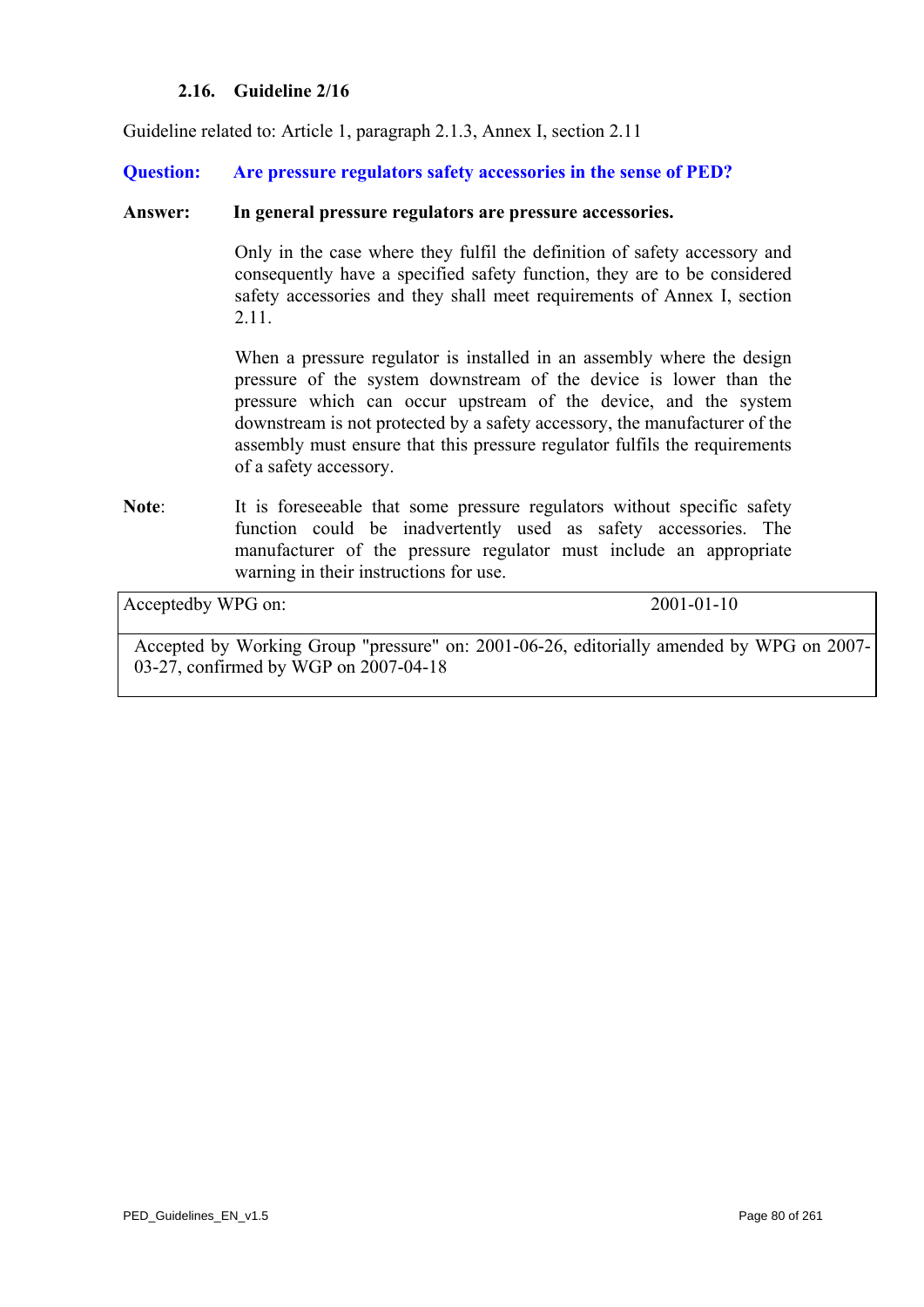### 2.16. Guideline 2/16

Guideline related to: Article 1, paragraph 2.1.3, Annex I, section 2.11

**Question: Are pressure regulators safety accessories in the sense of PED?**

**Answer: In general pressure regulators are pressure accessories.**

Only in the case where they fulfil the definition of safety accessory and consequently have a specified safety function, they are to be considered safety accessories and they shall meet requirements of Annex I, section 2.11.

When a pressure regulator is installed in an assembly where the design pressure of the system downstream of the device is lower than the pressure which can occur upstream of the device, and the system downstream is not protected by a safety accessory, the manufacturer of the assembly must ensure that this pressure regulator fulfils the requirements of a safety accessory.

**Note**: It is foreseeable that some pressure regulators without specific safety function could be inadvertently used as safety accessories. The manufacturer of the pressure regulator must include an appropriate warning in their instructions for use.

| Acceptedby WPG on: | 2001-01-10 |
|---|---|
| Accepted by Working Group "pressure" on: 2001-06-26, editorially amended by WPG on 2007-03-27, confirmed by WGP on 2007-04-18 | |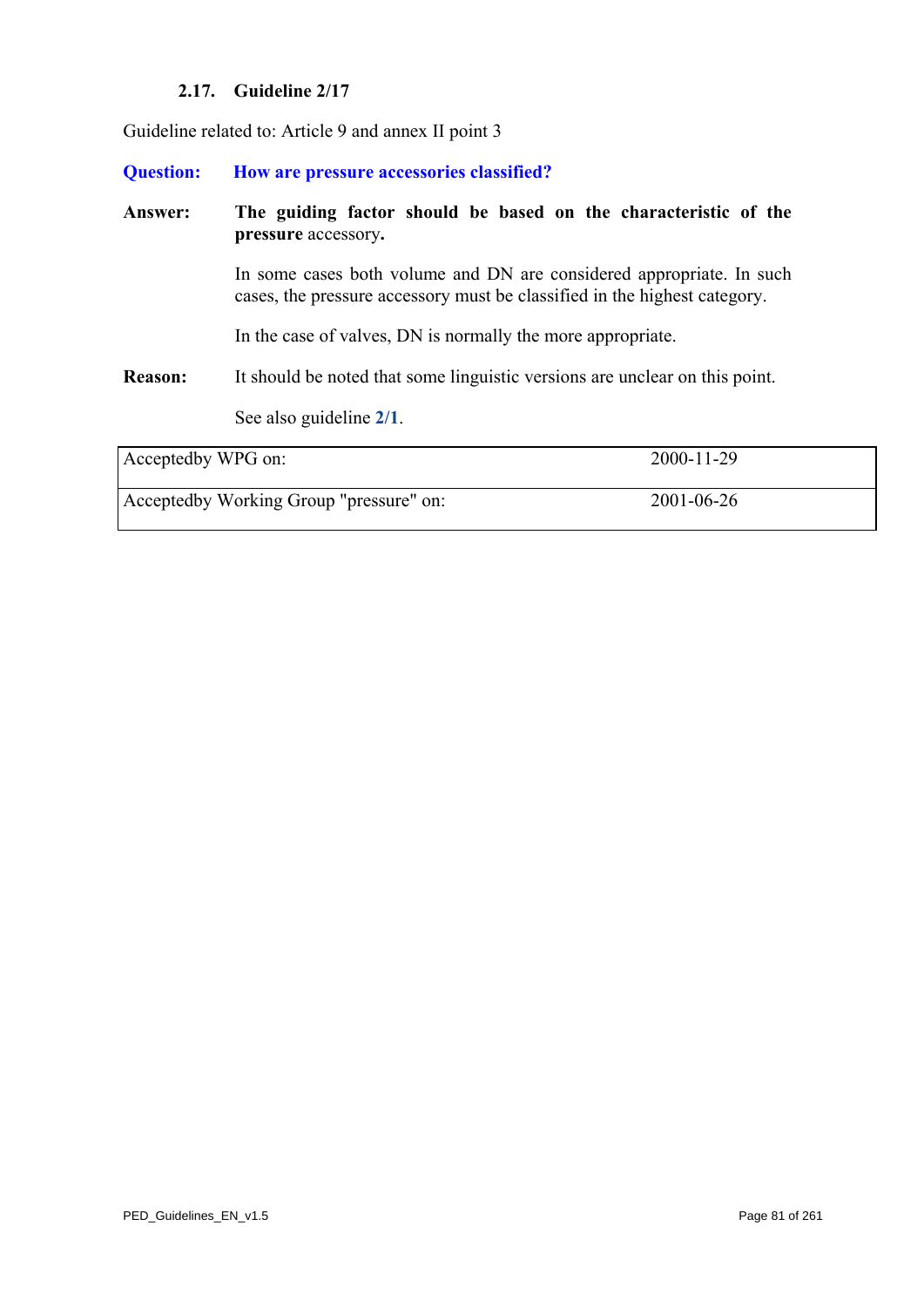### 2.17. Guideline 2/17

Guideline related to: Article 9 and annex II point 3

**Question:** **How are pressure accessories classified?**

**Answer:** **The guiding factor should be based on the characteristic of the pressure** accessory**.**

In some cases both volume and DN are considered appropriate. In such cases, the pressure accessory must be classified in the highest category.

In the case of valves, DN is normally the more appropriate.

**Reason:** It should be noted that some linguistic versions are unclear on this point.

See also guideline **2/1**.

| Acceptedby WPG on: | 2000-11-29 |
|---|---|
| Acceptedby Working Group "pressure" on: | 2001-06-26 |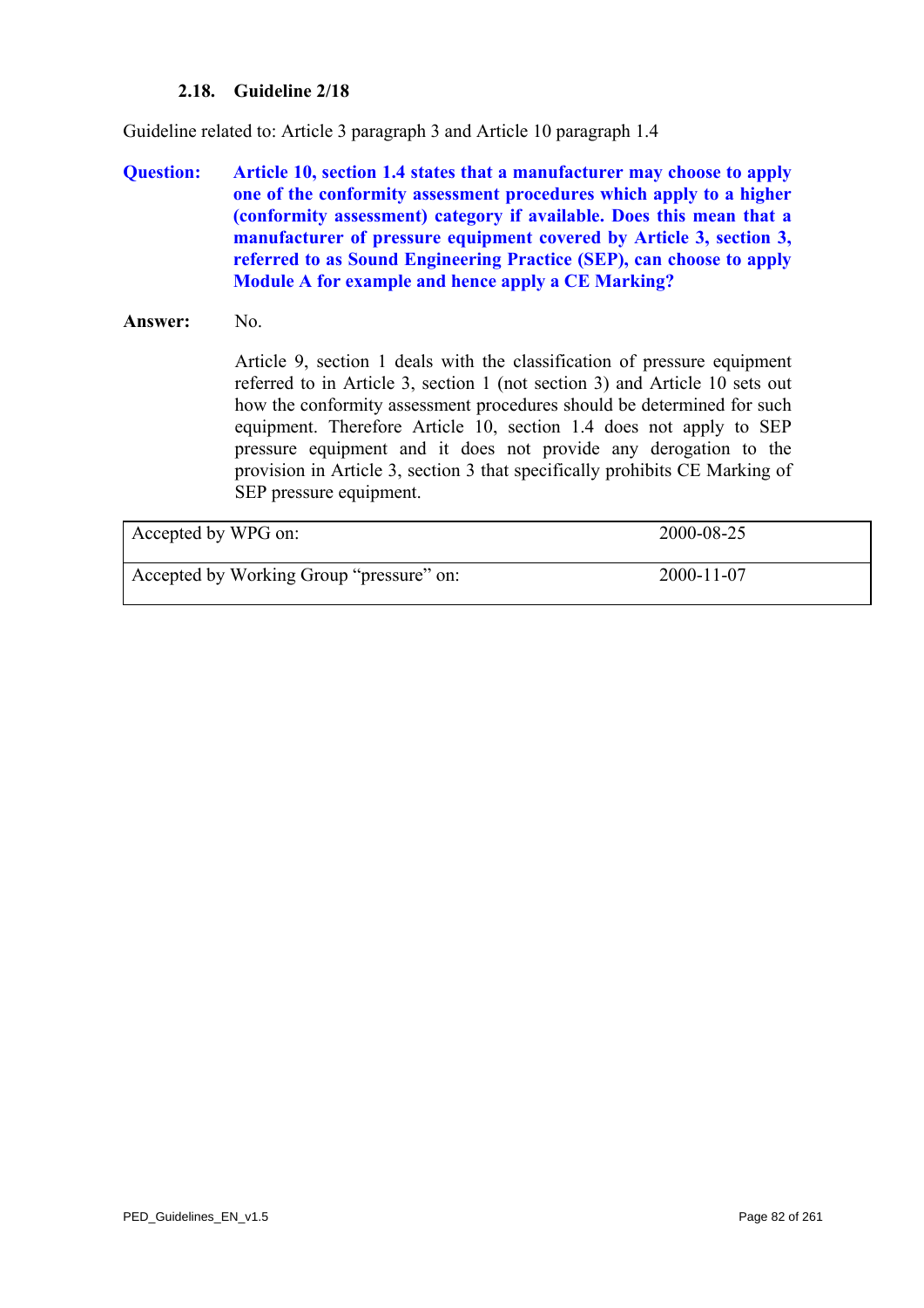### 2.18. Guideline 2/18

Guideline related to: Article 3 paragraph 3 and Article 10 paragraph 1.4

**Question:** **Article 10, section 1.4 states that a manufacturer may choose to apply one of the conformity assessment procedures which apply to a higher (conformity assessment) category if available. Does this mean that a manufacturer of pressure equipment covered by Article 3, section 3, referred to as Sound Engineering Practice (SEP), can choose to apply Module A for example and hence apply a CE Marking?**

**Answer:** No.

Article 9, section 1 deals with the classification of pressure equipment referred to in Article 3, section 1 (not section 3) and Article 10 sets out how the conformity assessment procedures should be determined for such equipment. Therefore Article 10, section 1.4 does not apply to SEP pressure equipment and it does not provide any derogation to the provision in Article 3, section 3 that specifically prohibits CE Marking of SEP pressure equipment.

| | |
|---|---|
| Accepted by WPG on: | 2000-08-25 |
| Accepted by Working Group "pressure" on: | 2000-11-07 |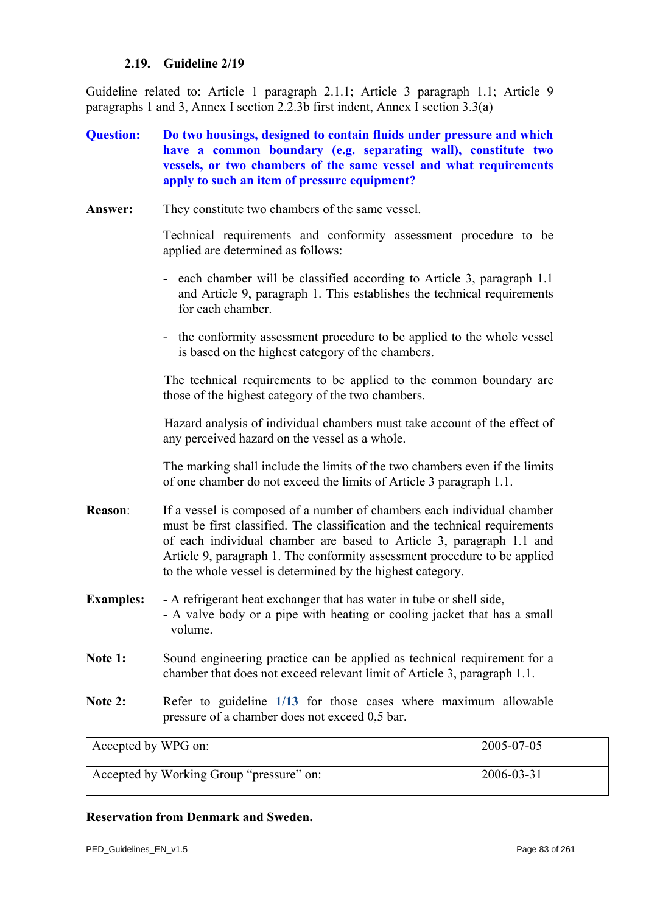### 2.19. Guideline 2/19

Guideline related to: Article 1 paragraph 2.1.1; Article 3 paragraph 1.1; Article 9 paragraphs 1 and 3, Annex I section 2.2.3b first indent, Annex I section 3.3(a)

**Question:** **Do two housings, designed to contain fluids under pressure and which have a common boundary (e.g. separating wall), constitute two vessels, or two chambers of the same vessel and what requirements apply to such an item of pressure equipment?**

**Answer:** They constitute two chambers of the same vessel.

Technical requirements and conformity assessment procedure to be applied are determined as follows:

- each chamber will be classified according to Article 3, paragraph 1.1 and Article 9, paragraph 1. This establishes the technical requirements for each chamber.
- the conformity assessment procedure to be applied to the whole vessel is based on the highest category of the chambers.

The technical requirements to be applied to the common boundary are those of the highest category of the two chambers.

Hazard analysis of individual chambers must take account of the effect of any perceived hazard on the vessel as a whole.

The marking shall include the limits of the two chambers even if the limits of one chamber do not exceed the limits of Article 3 paragraph 1.1.

**Reason**: If a vessel is composed of a number of chambers each individual chamber must be first classified. The classification and the technical requirements of each individual chamber are based to Article 3, paragraph 1.1 and Article 9, paragraph 1. The conformity assessment procedure to be applied to the whole vessel is determined by the highest category.

**Examples:**
- A refrigerant heat exchanger that has water in tube or shell side,
- A valve body or a pipe with heating or cooling jacket that has a small volume.

**Note 1:** Sound engineering practice can be applied as technical requirement for a chamber that does not exceed relevant limit of Article 3, paragraph 1.1.

**Note 2:** Refer to guideline **1/13** for those cases where maximum allowable pressure of a chamber does not exceed 0,5 bar.

| Accepted by WPG on: | 2005-07-05 |
|---|---|
| Accepted by Working Group "pressure" on: | 2006-03-31 |

**Reservation from Denmark and Sweden.**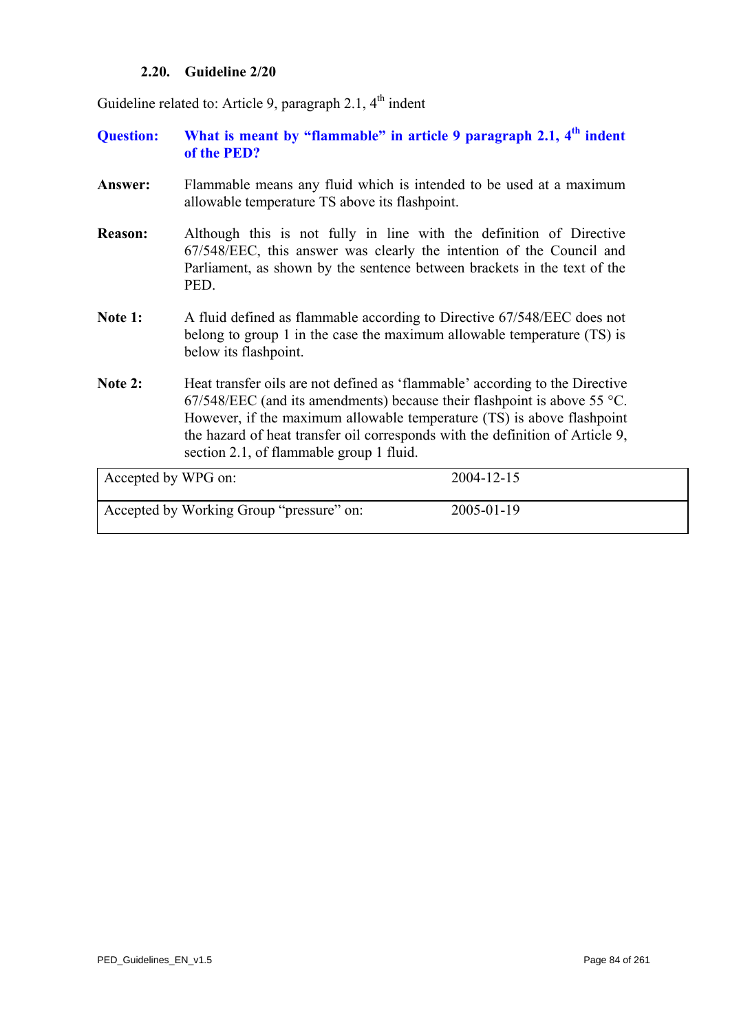### 2.20. Guideline 2/20

Guideline related to: Article 9, paragraph 2.1, 4th indent

**Question:** **What is meant by "flammable" in article 9 paragraph 2.1, 4th indent of the PED?**

**Answer:** Flammable means any fluid which is intended to be used at a maximum allowable temperature TS above its flashpoint.

**Reason:** Although this is not fully in line with the definition of Directive 67/548/EEC, this answer was clearly the intention of the Council and Parliament, as shown by the sentence between brackets in the text of the PED.

**Note 1:** A fluid defined as flammable according to Directive 67/548/EEC does not belong to group 1 in the case the maximum allowable temperature (TS) is below its flashpoint.

**Note 2:** Heat transfer oils are not defined as 'flammable' according to the Directive 67/548/EEC (and its amendments) because their flashpoint is above 55 °C. However, if the maximum allowable temperature (TS) is above flashpoint the hazard of heat transfer oil corresponds with the definition of Article 9, section 2.1, of flammable group 1 fluid.

| | |
|---|---|
| Accepted by WPG on: | 2004-12-15 |
| Accepted by Working Group "pressure" on: | 2005-01-19 |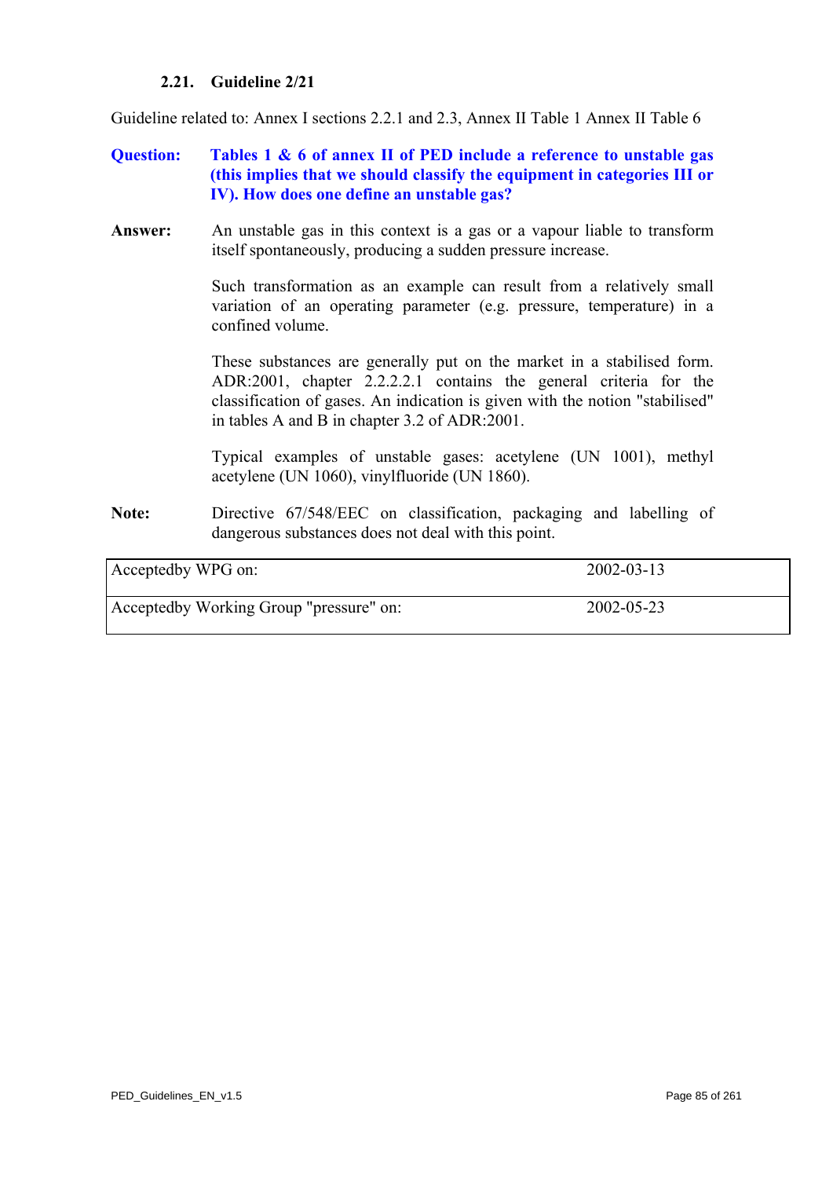### 2.21. Guideline 2/21

Guideline related to: Annex I sections 2.2.1 and 2.3, Annex II Table 1 Annex II Table 6

**Question:** **Tables 1 & 6 of annex II of PED include a reference to unstable gas (this implies that we should classify the equipment in categories III or IV). How does one define an unstable gas?**

**Answer:** An unstable gas in this context is a gas or a vapour liable to transform itself spontaneously, producing a sudden pressure increase.

Such transformation as an example can result from a relatively small variation of an operating parameter (e.g. pressure, temperature) in a confined volume.

These substances are generally put on the market in a stabilised form. ADR:2001, chapter 2.2.2.2.1 contains the general criteria for the classification of gases. An indication is given with the notion "stabilised" in tables A and B in chapter 3.2 of ADR:2001.

Typical examples of unstable gases: acetylene (UN 1001), methyl acetylene (UN 1060), vinylfluoride (UN 1860).

**Note:** Directive 67/548/EEC on classification, packaging and labelling of dangerous substances does not deal with this point.

| Acceptedby WPG on: | 2002-03-13 |
|---|---|
| Acceptedby Working Group "pressure" on: | 2002-05-23 |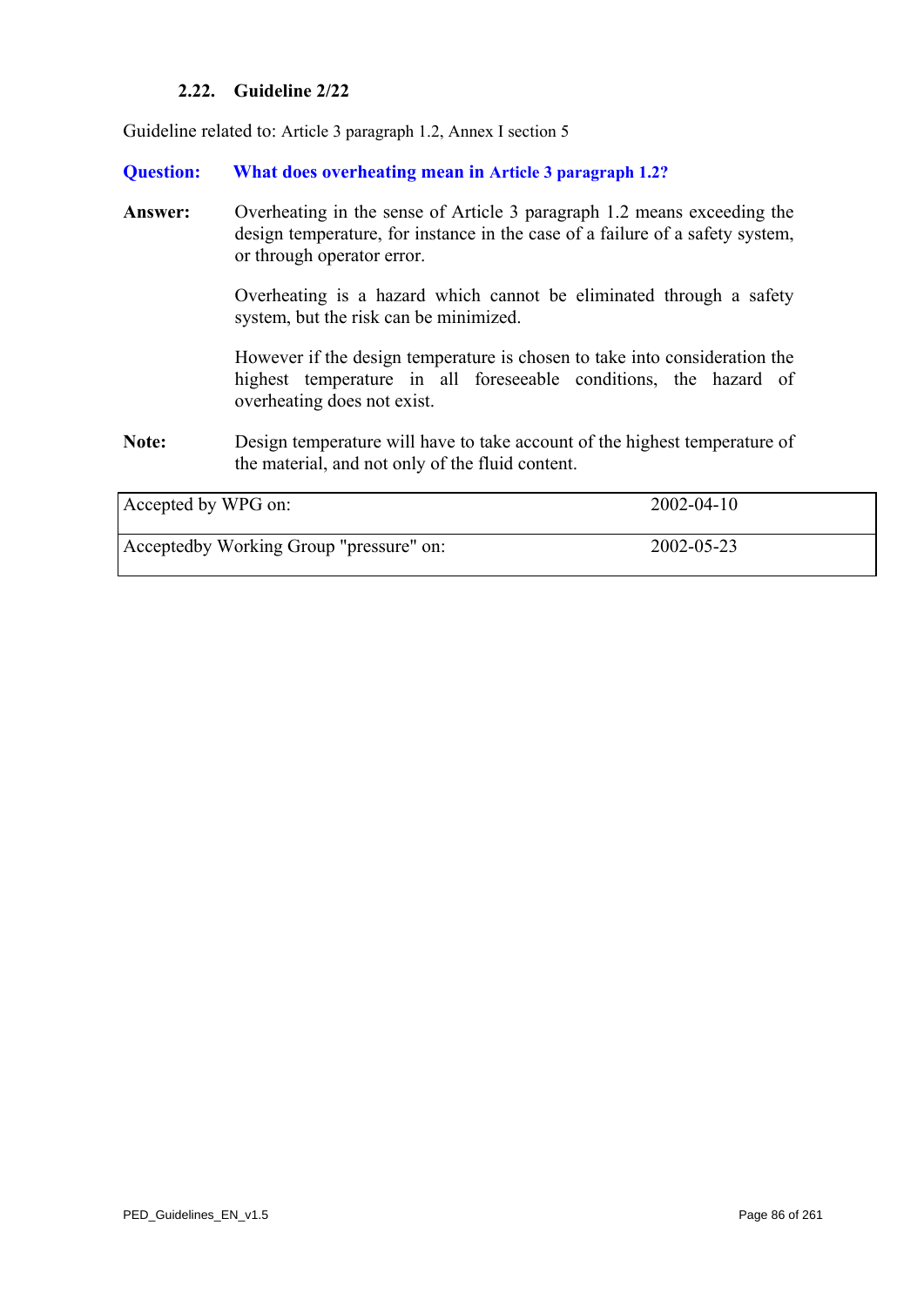## 2.22. Guideline 2/22

Guideline related to: Article 3 paragraph 1.2, Annex I section 5

**Question:** **What does overheating mean in Article 3 paragraph 1.2?**

**Answer:** Overheating in the sense of Article 3 paragraph 1.2 means exceeding the design temperature, for instance in the case of a failure of a safety system, or through operator error.

Overheating is a hazard which cannot be eliminated through a safety system, but the risk can be minimized.

However if the design temperature is chosen to take into consideration the highest temperature in all foreseeable conditions, the hazard of overheating does not exist.

**Note:** Design temperature will have to take account of the highest temperature of the material, and not only of the fluid content.

| | |
|---|---|
| Accepted by WPG on: | 2002-04-10 |
| Acceptedby Working Group "pressure" on: | 2002-05-23 |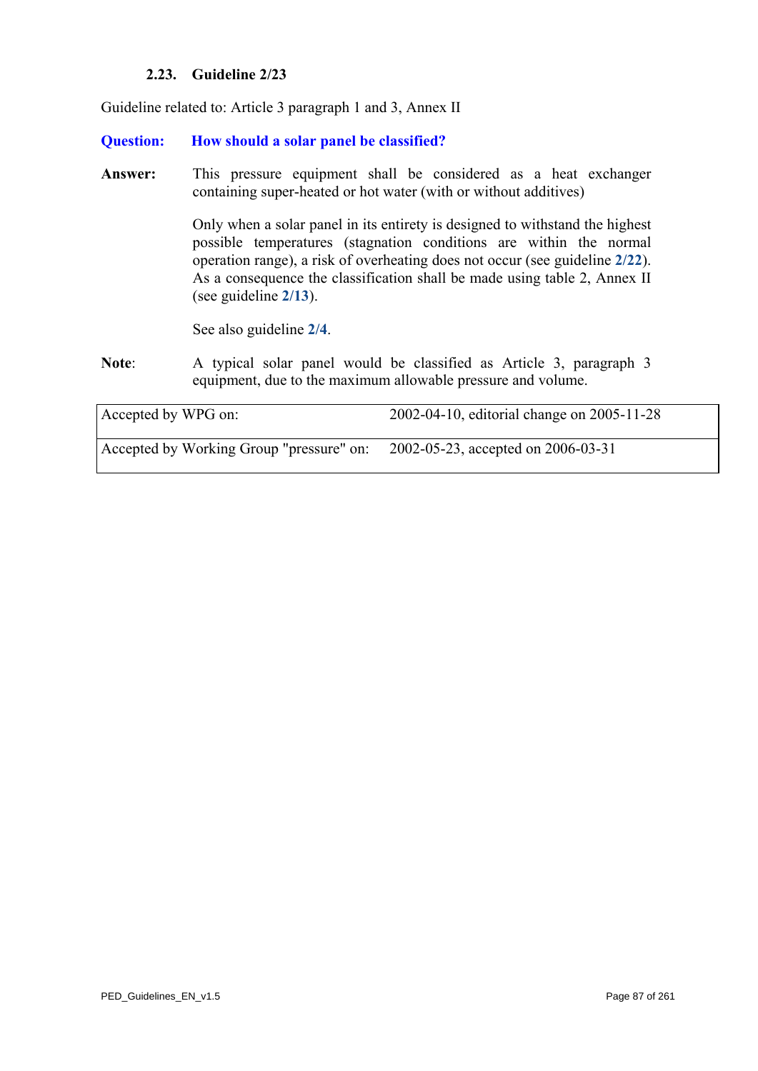### 2.23. Guideline 2/23

Guideline related to: Article 3 paragraph 1 and 3, Annex II

**Question:** **How should a solar panel be classified?**

**Answer:** This pressure equipment shall be considered as a heat exchanger containing super-heated or hot water (with or without additives)

Only when a solar panel in its entirety is designed to withstand the highest possible temperatures (stagnation conditions are within the normal operation range), a risk of overheating does not occur (see guideline **2/22**). As a consequence the classification shall be made using table 2, Annex II (see guideline **2/13**).

See also guideline **2/4**.

**Note**: A typical solar panel would be classified as Article 3, paragraph 3 equipment, due to the maximum allowable pressure and volume.

| | |
|---|---|
| Accepted by WPG on: | 2002-04-10, editorial change on 2005-11-28 |
| Accepted by Working Group "pressure" on: | 2002-05-23, accepted on 2006-03-31 |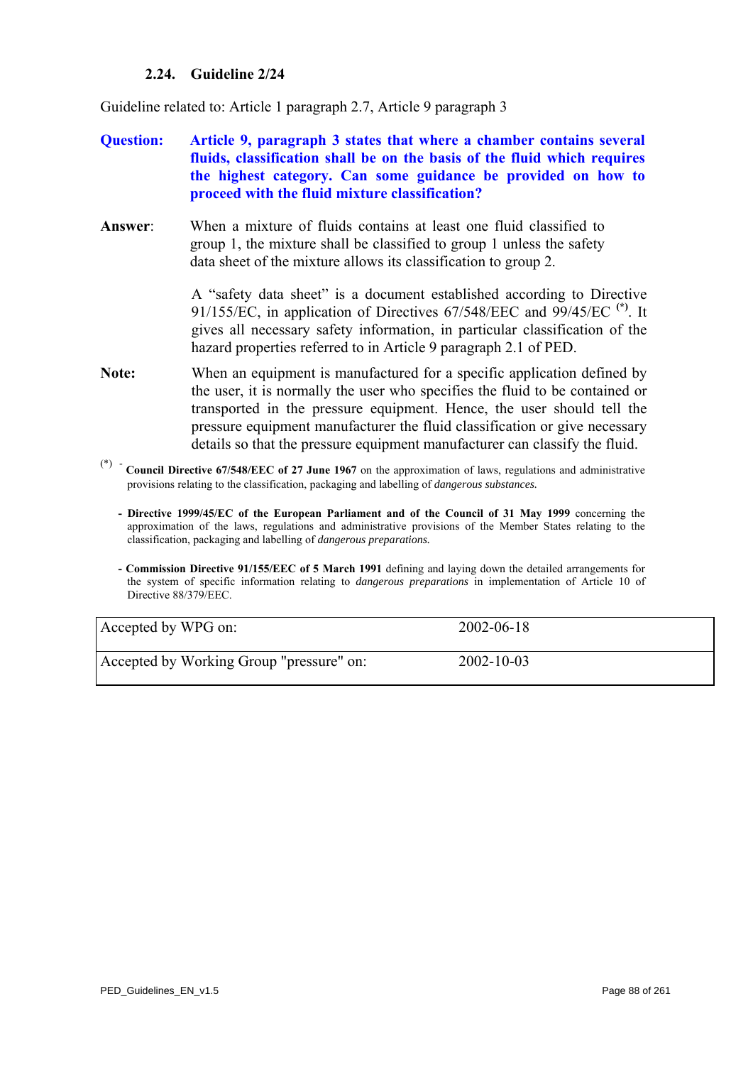### 2.24. Guideline 2/24

Guideline related to: Article 1 paragraph 2.7, Article 9 paragraph 3

**Question:** **Article 9, paragraph 3 states that where a chamber contains several fluids, classification shall be on the basis of the fluid which requires the highest category. Can some guidance be provided on how to proceed with the fluid mixture classification?**

**Answer**: When a mixture of fluids contains at least one fluid classified to group 1, the mixture shall be classified to group 1 unless the safety data sheet of the mixture allows its classification to group 2.

A "safety data sheet" is a document established according to Directive 91/155/EC, in application of Directives 67/548/EEC and 99/45/EC [(*)]. It gives all necessary safety information, in particular classification of the hazard properties referred to in Article 9 paragraph 2.1 of PED.

**Note:** When an equipment is manufactured for a specific application defined by the user, it is normally the user who specifies the fluid to be contained or transported in the pressure equipment. Hence, the user should tell the pressure equipment manufacturer the fluid classification or give necessary details so that the pressure equipment manufacturer can classify the fluid.

[(*)] - **Council Directive 67/548/EEC of 27 June 1967** on the approximation of laws, regulations and administrative provisions relating to the classification, packaging and labelling of *dangerous substances.*

- **Directive 1999/45/EC of the European Parliament and of the Council of 31 May 1999** concerning the approximation of the laws, regulations and administrative provisions of the Member States relating to the classification, packaging and labelling of *dangerous preparations.*

- **Commission Directive 91/155/EEC of 5 March 1991** defining and laying down the detailed arrangements for the system of specific information relating to *dangerous preparations* in implementation of Article 10 of Directive 88/379/EEC.

| | |
|---|---|
| Accepted by WPG on: | 2002-06-18 |
| Accepted by Working Group "pressure" on: | 2002-10-03 |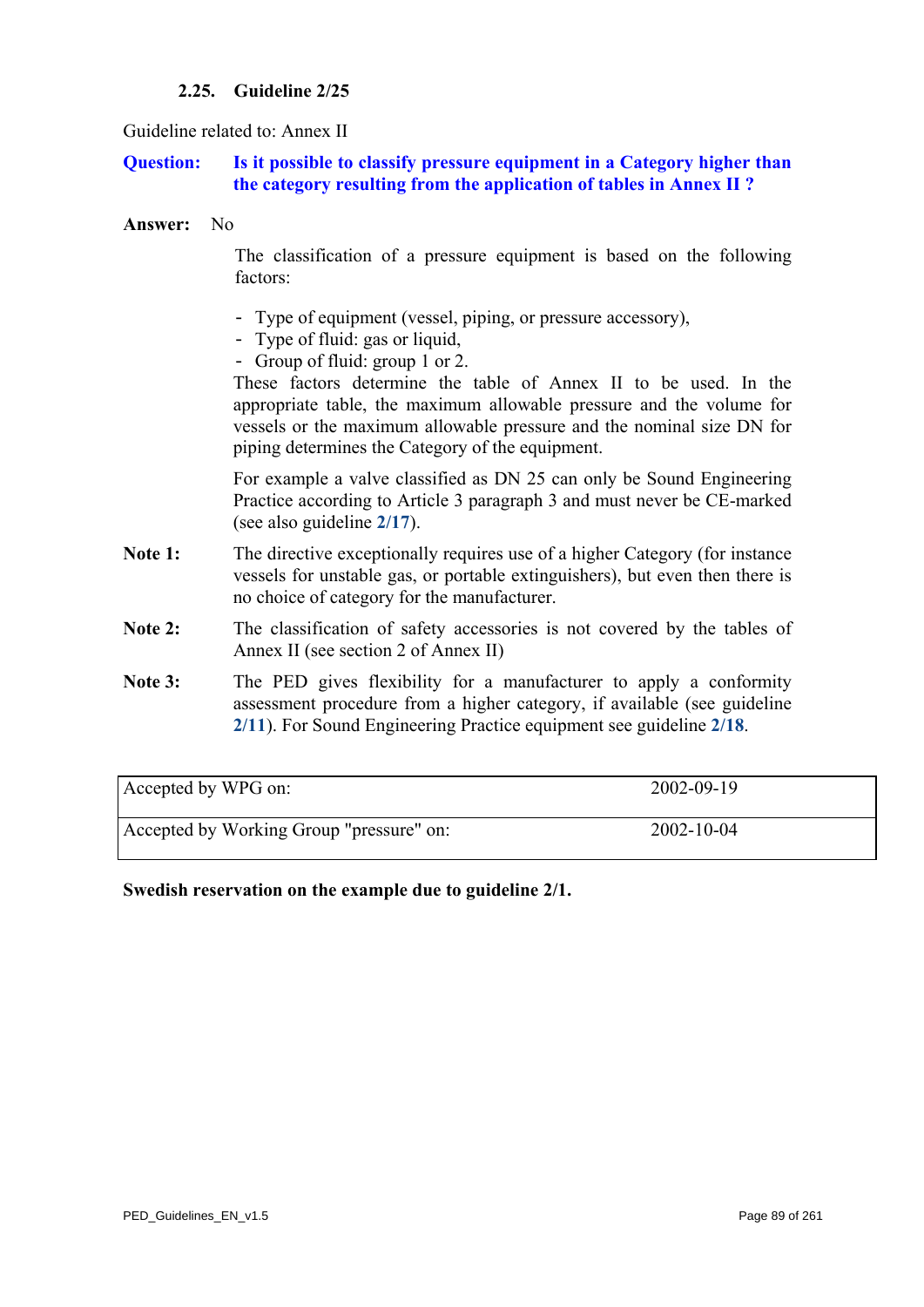### 2.25. Guideline 2/25

Guideline related to: Annex II

**Question:** **Is it possible to classify pressure equipment in a Category higher than the category resulting from the application of tables in Annex II ?**

**Answer:** No

The classification of a pressure equipment is based on the following factors:

- Type of equipment (vessel, piping, or pressure accessory),
- Type of fluid: gas or liquid,
- Group of fluid: group 1 or 2.

These factors determine the table of Annex II to be used. In the appropriate table, the maximum allowable pressure and the volume for vessels or the maximum allowable pressure and the nominal size DN for piping determines the Category of the equipment.

For example a valve classified as DN 25 can only be Sound Engineering Practice according to Article 3 paragraph 3 and must never be CE-marked (see also guideline **2/17**).

**Note 1:** The directive exceptionally requires use of a higher Category (for instance vessels for unstable gas, or portable extinguishers), but even then there is no choice of category for the manufacturer.

**Note 2:** The classification of safety accessories is not covered by the tables of Annex II (see section 2 of Annex II)

**Note 3:** The PED gives flexibility for a manufacturer to apply a conformity assessment procedure from a higher category, if available (see guideline **2/11**). For Sound Engineering Practice equipment see guideline **2/18**.

| | |
|---|---|
| Accepted by WPG on: | 2002-09-19 |
| Accepted by Working Group "pressure" on: | 2002-10-04 |

**Swedish reservation on the example due to guideline 2/1.**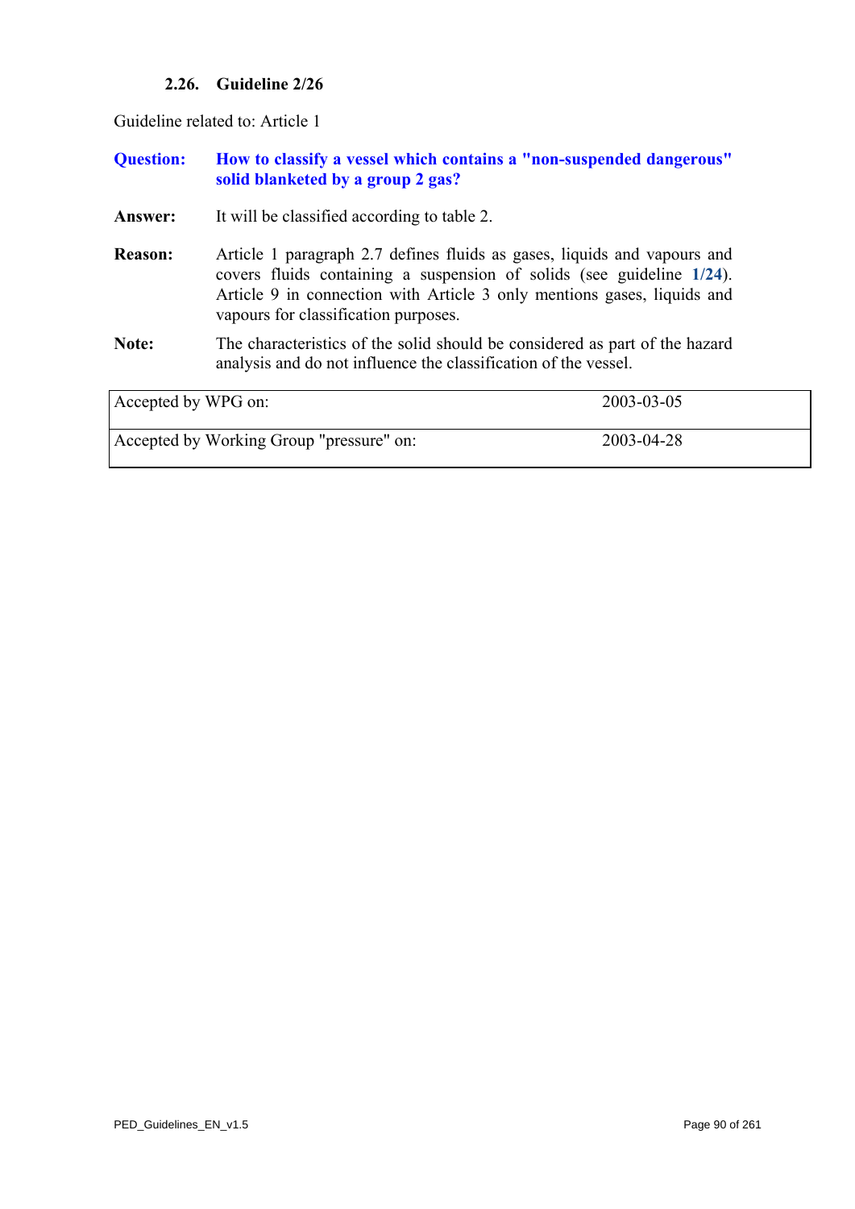### 2.26. Guideline 2/26

Guideline related to: Article 1

**Question:** **How to classify a vessel which contains a "non-suspended dangerous" solid blanketed by a group 2 gas?**

**Answer:** It will be classified according to table 2.

**Reason:** Article 1 paragraph 2.7 defines fluids as gases, liquids and vapours and covers fluids containing a suspension of solids (see guideline **1/24**). Article 9 in connection with Article 3 only mentions gases, liquids and vapours for classification purposes.

**Note:** The characteristics of the solid should be considered as part of the hazard analysis and do not influence the classification of the vessel.

| | |
|---|---|
| Accepted by WPG on: | 2003-03-05 |
| Accepted by Working Group "pressure" on: | 2003-04-28 |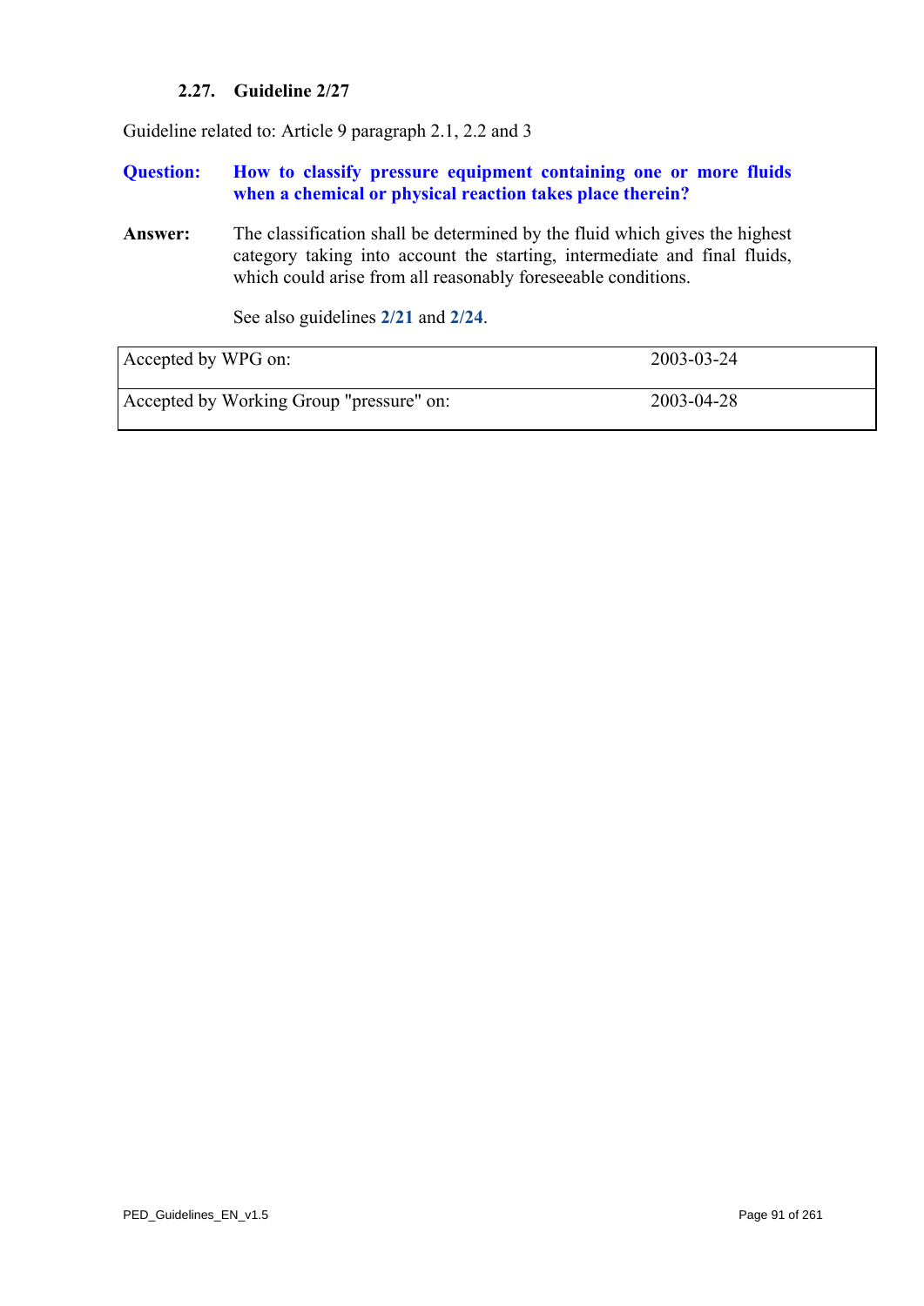### 2.27. Guideline 2/27

Guideline related to: Article 9 paragraph 2.1, 2.2 and 3

**Question:** **How to classify pressure equipment containing one or more fluids when a chemical or physical reaction takes place therein?**

**Answer:** The classification shall be determined by the fluid which gives the highest category taking into account the starting, intermediate and final fluids, which could arise from all reasonably foreseeable conditions.

See also guidelines **2/21** and **2/24**.

| | |
|---|---|
| Accepted by WPG on: | 2003-03-24 |
| Accepted by Working Group "pressure" on: | 2003-04-28 |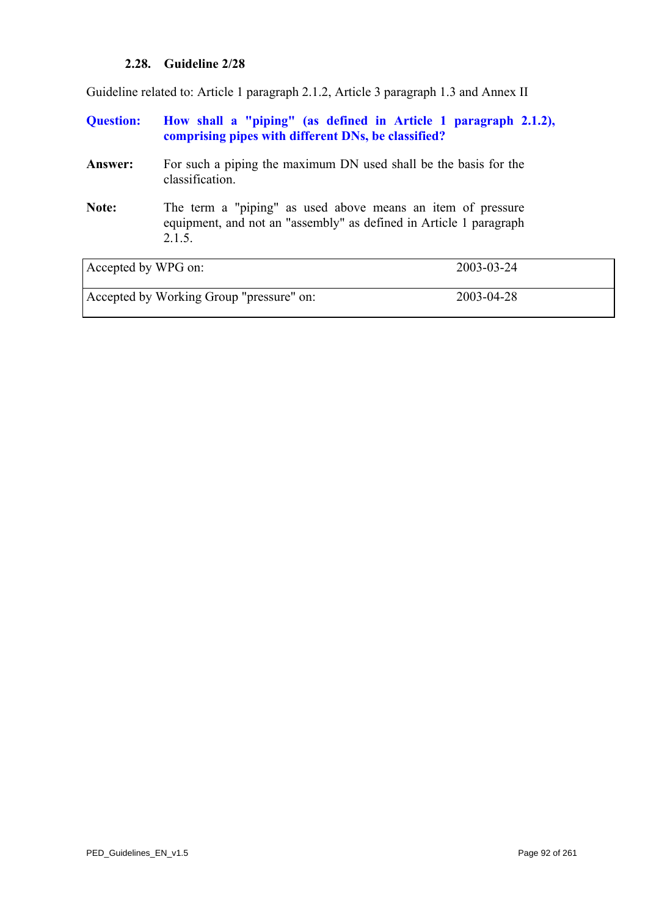### 2.28. Guideline 2/28

Guideline related to: Article 1 paragraph 2.1.2, Article 3 paragraph 1.3 and Annex II

**Question:** **How shall a "piping" (as defined in Article 1 paragraph 2.1.2), comprising pipes with different DNs, be classified?**

**Answer:** For such a piping the maximum DN used shall be the basis for the classification.

**Note:** The term a "piping" as used above means an item of pressure equipment, and not an "assembly" as defined in Article 1 paragraph 2.1.5.

| Accepted by WPG on: | 2003-03-24 |
|---|---|
| Accepted by Working Group "pressure" on: | 2003-04-28 |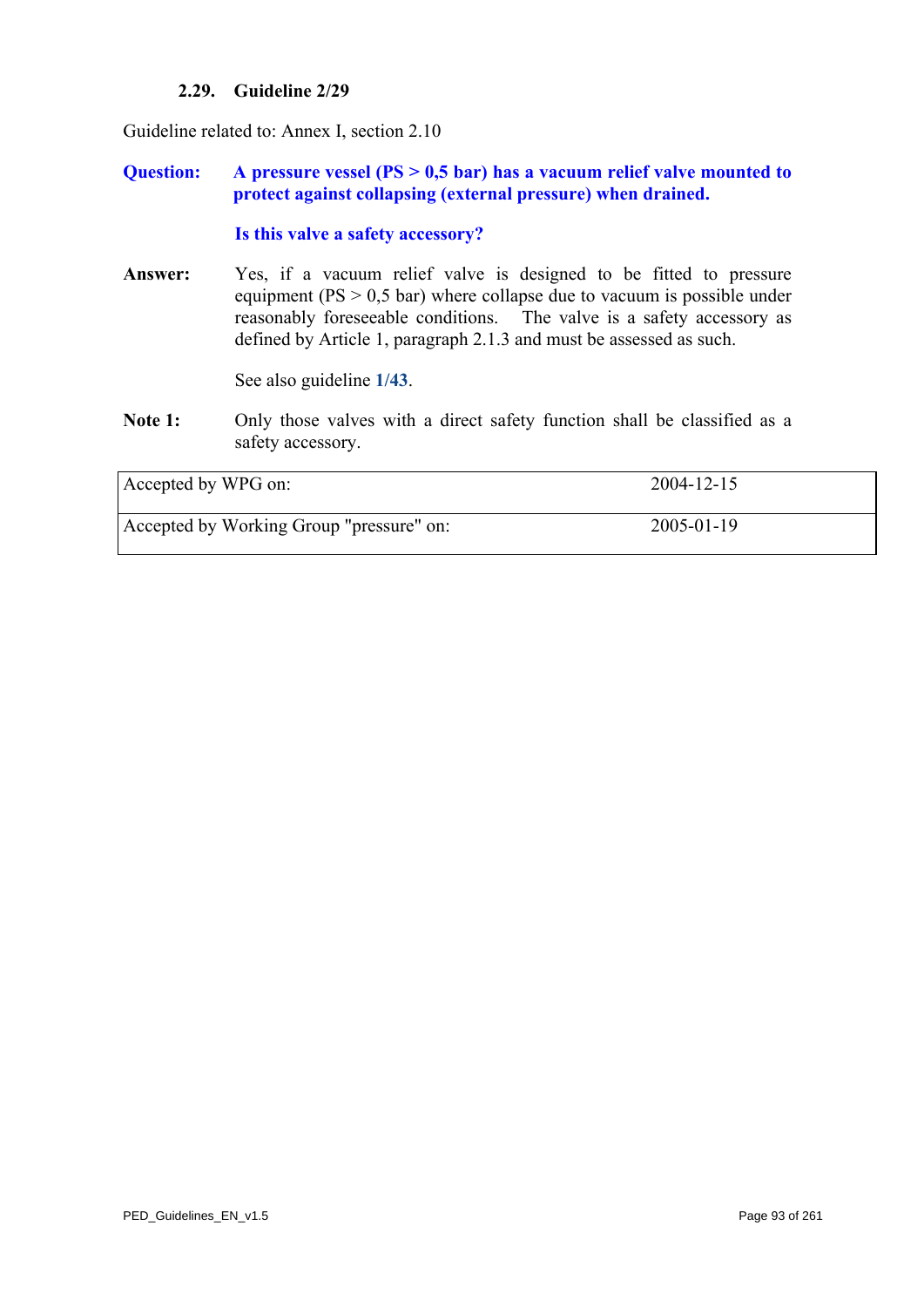### 2.29. Guideline 2/29

Guideline related to: Annex I, section 2.10

**Question:** **A pressure vessel (PS > 0,5 bar) has a vacuum relief valve mounted to protect against collapsing (external pressure) when drained.**

**Is this valve a safety accessory?**

**Answer:** Yes, if a vacuum relief valve is designed to be fitted to pressure equipment (PS > 0,5 bar) where collapse due to vacuum is possible under reasonably foreseeable conditions. The valve is a safety accessory as defined by Article 1, paragraph 2.1.3 and must be assessed as such.

See also guideline **1/43**.

**Note 1:** Only those valves with a direct safety function shall be classified as a safety accessory.

| Accepted by WPG on: | 2004-12-15 |
|---|---|
| Accepted by Working Group "pressure" on: | 2005-01-19 |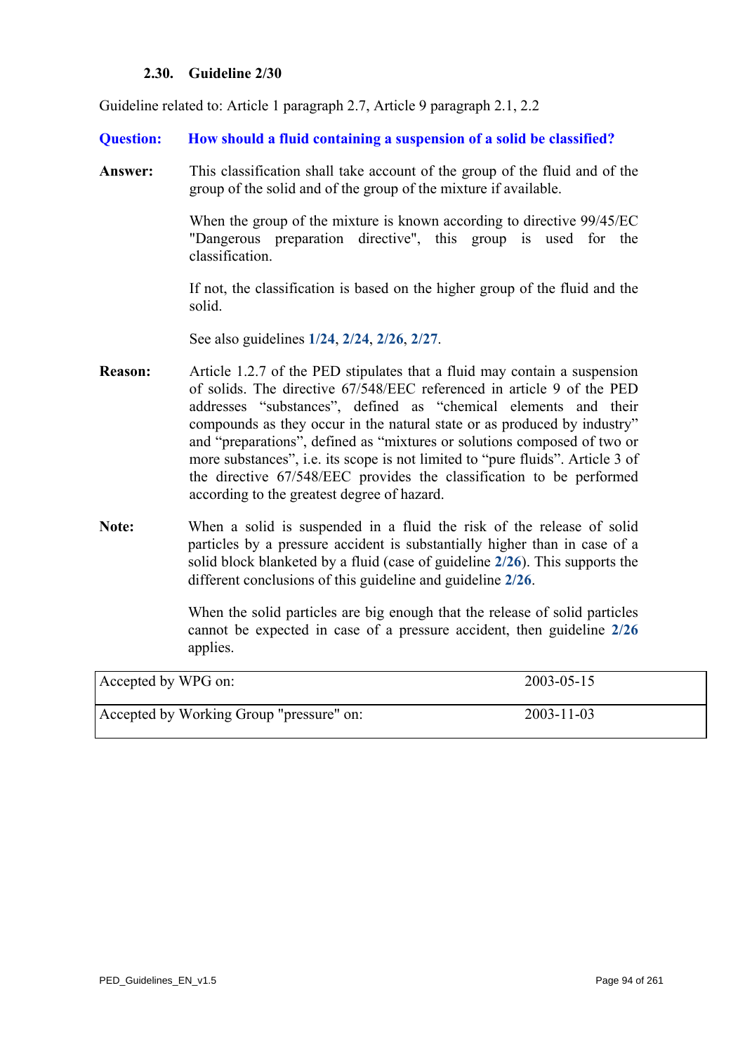### 2.30. Guideline 2/30

Guideline related to: Article 1 paragraph 2.7, Article 9 paragraph 2.1, 2.2

**Question:** **How should a fluid containing a suspension of a solid be classified?**

**Answer:** This classification shall take account of the group of the fluid and of the group of the solid and of the group of the mixture if available.

When the group of the mixture is known according to directive 99/45/EC "Dangerous preparation directive", this group is used for the classification.

If not, the classification is based on the higher group of the fluid and the solid.

See also guidelines **1/24**, **2/24**, **2/26**, **2/27**.

**Reason:** Article 1.2.7 of the PED stipulates that a fluid may contain a suspension of solids. The directive 67/548/EEC referenced in article 9 of the PED addresses "substances", defined as "chemical elements and their compounds as they occur in the natural state or as produced by industry" and "preparations", defined as "mixtures or solutions composed of two or more substances", i.e. its scope is not limited to "pure fluids". Article 3 of the directive 67/548/EEC provides the classification to be performed according to the greatest degree of hazard.

**Note:** When a solid is suspended in a fluid the risk of the release of solid particles by a pressure accident is substantially higher than in case of a solid block blanketed by a fluid (case of guideline **2/26**). This supports the different conclusions of this guideline and guideline **2/26**.

When the solid particles are big enough that the release of solid particles cannot be expected in case of a pressure accident, then guideline **2/26** applies.

| | |
|---|---|
| Accepted by WPG on: | 2003-05-15 |
| Accepted by Working Group "pressure" on: | 2003-11-03 |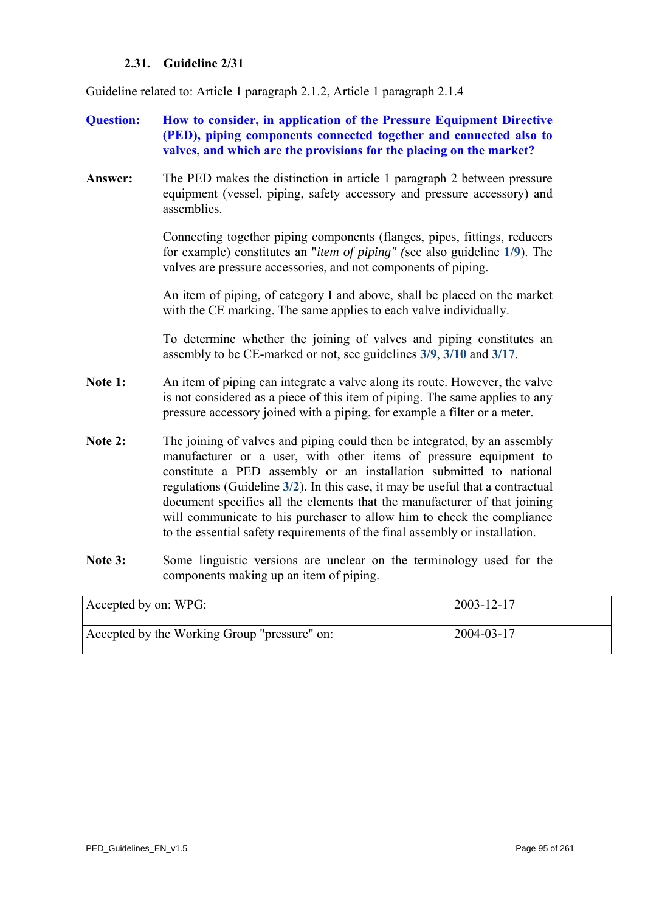### 2.31. Guideline 2/31

Guideline related to: Article 1 paragraph 2.1.2, Article 1 paragraph 2.1.4

**Question:** **How to consider, in application of the Pressure Equipment Directive (PED), piping components connected together and connected also to valves, and which are the provisions for the placing on the market?**

**Answer:** The PED makes the distinction in article 1 paragraph 2 between pressure equipment (vessel, piping, safety accessory and pressure accessory) and assemblies.

Connecting together piping components (flanges, pipes, fittings, reducers for example) constitutes an "*item of piping" (*see also guideline **1/9**). The valves are pressure accessories, and not components of piping.

An item of piping, of category I and above, shall be placed on the market with the CE marking. The same applies to each valve individually.

To determine whether the joining of valves and piping constitutes an assembly to be CE-marked or not, see guidelines **3/9**, **3/10** and **3/17**.

**Note 1:** An item of piping can integrate a valve along its route. However, the valve is not considered as a piece of this item of piping. The same applies to any pressure accessory joined with a piping, for example a filter or a meter.

**Note 2:** The joining of valves and piping could then be integrated, by an assembly manufacturer or a user, with other items of pressure equipment to constitute a PED assembly or an installation submitted to national regulations (Guideline **3/2**). In this case, it may be useful that a contractual document specifies all the elements that the manufacturer of that joining will communicate to his purchaser to allow him to check the compliance to the essential safety requirements of the final assembly or installation.

**Note 3:** Some linguistic versions are unclear on the terminology used for the components making up an item of piping.

| Accepted by on: WPG: | 2003-12-17 |
|---|---|
| Accepted by the Working Group "pressure" on: | 2004-03-17 |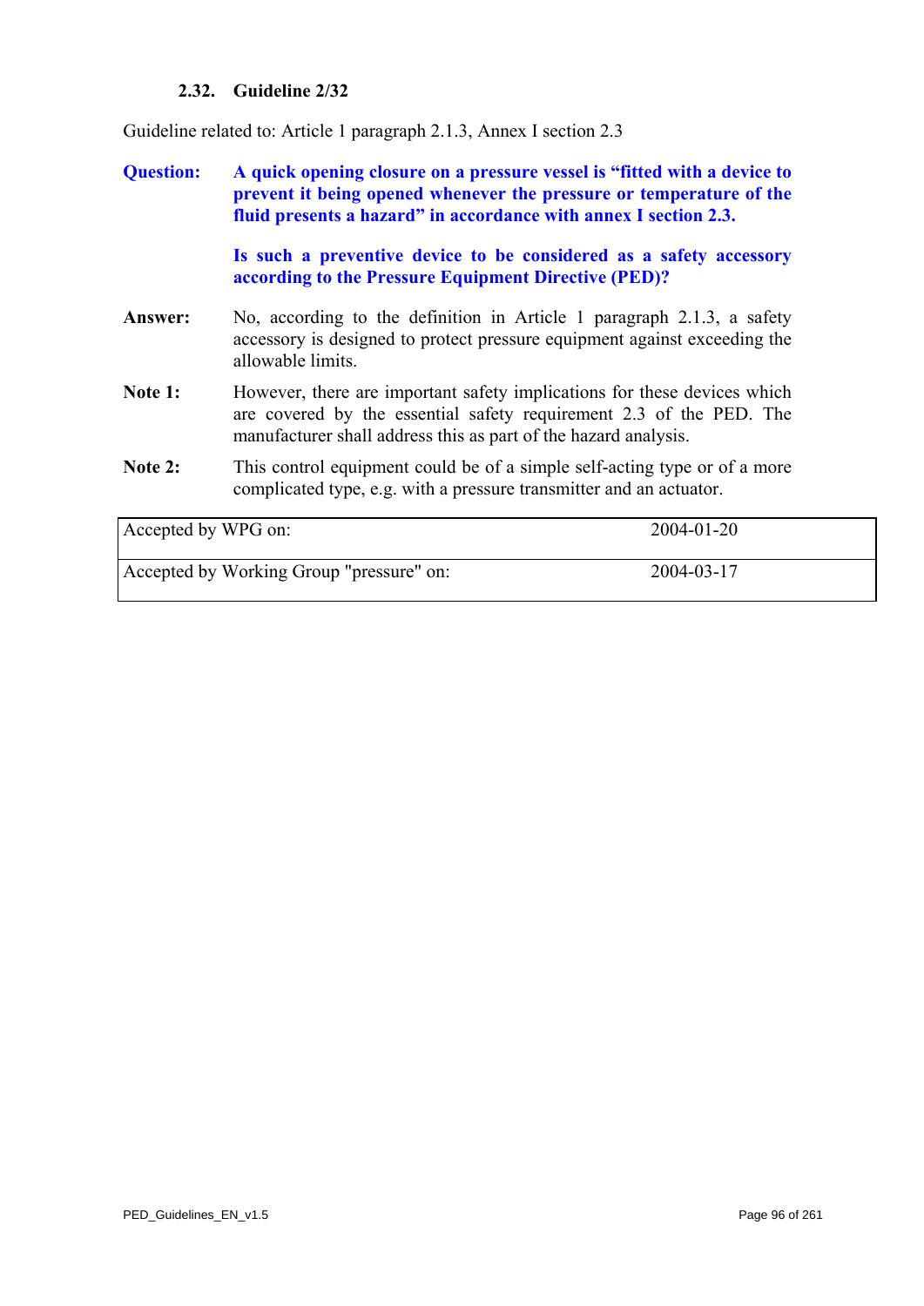### 2.32. Guideline 2/32

Guideline related to: Article 1 paragraph 2.1.3, Annex I section 2.3

**Question:** **A quick opening closure on a pressure vessel is "fitted with a device to prevent it being opened whenever the pressure or temperature of the fluid presents a hazard" in accordance with annex I section 2.3.**

**Is such a preventive device to be considered as a safety accessory according to the Pressure Equipment Directive (PED)?**

**Answer:** No, according to the definition in Article 1 paragraph 2.1.3, a safety accessory is designed to protect pressure equipment against exceeding the allowable limits.

**Note 1:** However, there are important safety implications for these devices which are covered by the essential safety requirement 2.3 of the PED. The manufacturer shall address this as part of the hazard analysis.

**Note 2:** This control equipment could be of a simple self-acting type or of a more complicated type, e.g. with a pressure transmitter and an actuator.

| | |
|---|---|
| Accepted by WPG on: | 2004-01-20 |
| Accepted by Working Group "pressure" on: | 2004-03-17 |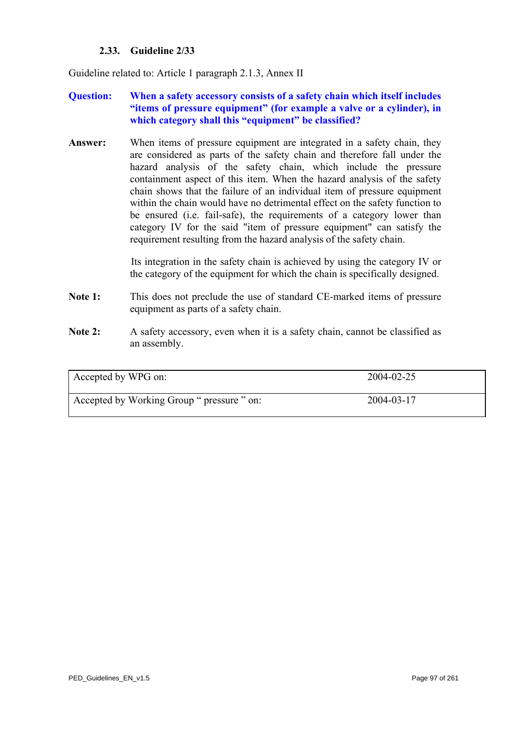### 2.33. Guideline 2/33

Guideline related to: Article 1 paragraph 2.1.3, Annex II

**Question:** **When a safety accessory consists of a safety chain which itself includes "items of pressure equipment" (for example a valve or a cylinder), in which category shall this "equipment" be classified?**

**Answer:** When items of pressure equipment are integrated in a safety chain, they are considered as parts of the safety chain and therefore fall under the hazard analysis of the safety chain, which include the pressure containment aspect of this item. When the hazard analysis of the safety chain shows that the failure of an individual item of pressure equipment within the chain would have no detrimental effect on the safety function to be ensured (i.e. fail-safe), the requirements of a category lower than category IV for the said "item of pressure equipment" can satisfy the requirement resulting from the hazard analysis of the safety chain.

Its integration in the safety chain is achieved by using the category IV or the category of the equipment for which the chain is specifically designed.

**Note 1:** This does not preclude the use of standard CE-marked items of pressure equipment as parts of a safety chain.

**Note 2:** A safety accessory, even when it is a safety chain, cannot be classified as an assembly.

| Accepted by WPG on: | 2004-02-25 |
|---|---|
| Accepted by Working Group " pressure " on: | 2004-03-17 |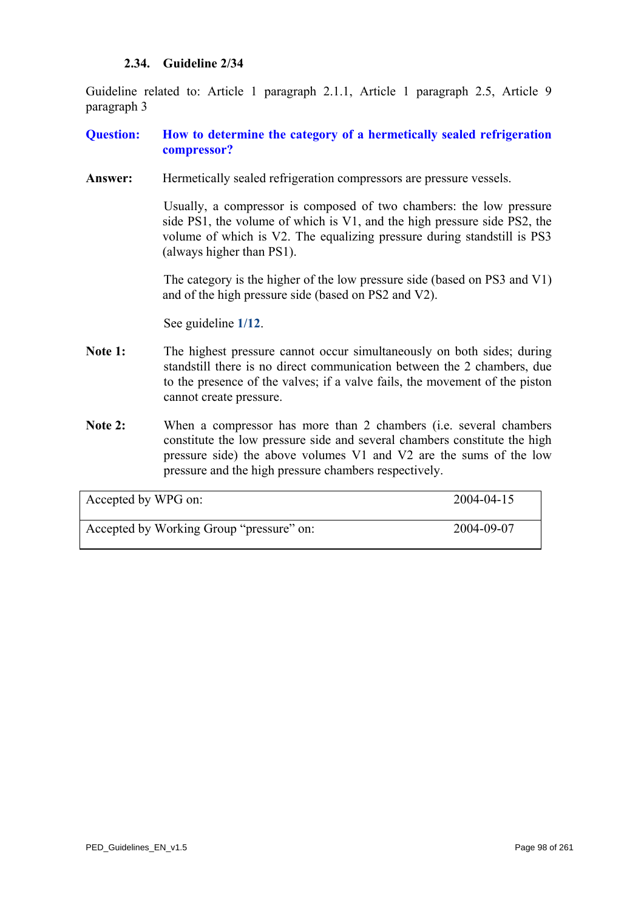### 2.34. Guideline 2/34

Guideline related to: Article 1 paragraph 2.1.1, Article 1 paragraph 2.5, Article 9 paragraph 3

**Question:** **How to determine the category of a hermetically sealed refrigeration compressor?**

**Answer:** Hermetically sealed refrigeration compressors are pressure vessels.

Usually, a compressor is composed of two chambers: the low pressure side PS1, the volume of which is V1, and the high pressure side PS2, the volume of which is V2. The equalizing pressure during standstill is PS3 (always higher than PS1).

The category is the higher of the low pressure side (based on PS3 and V1) and of the high pressure side (based on PS2 and V2).

See guideline **1/12**.

**Note 1:** The highest pressure cannot occur simultaneously on both sides; during standstill there is no direct communication between the 2 chambers, due to the presence of the valves; if a valve fails, the movement of the piston cannot create pressure.

**Note 2:** When a compressor has more than 2 chambers (i.e. several chambers constitute the low pressure side and several chambers constitute the high pressure side) the above volumes V1 and V2 are the sums of the low pressure and the high pressure chambers respectively.

| | |
|---|---|
| Accepted by WPG on: | 2004-04-15 |
| Accepted by Working Group "pressure" on: | 2004-09-07 |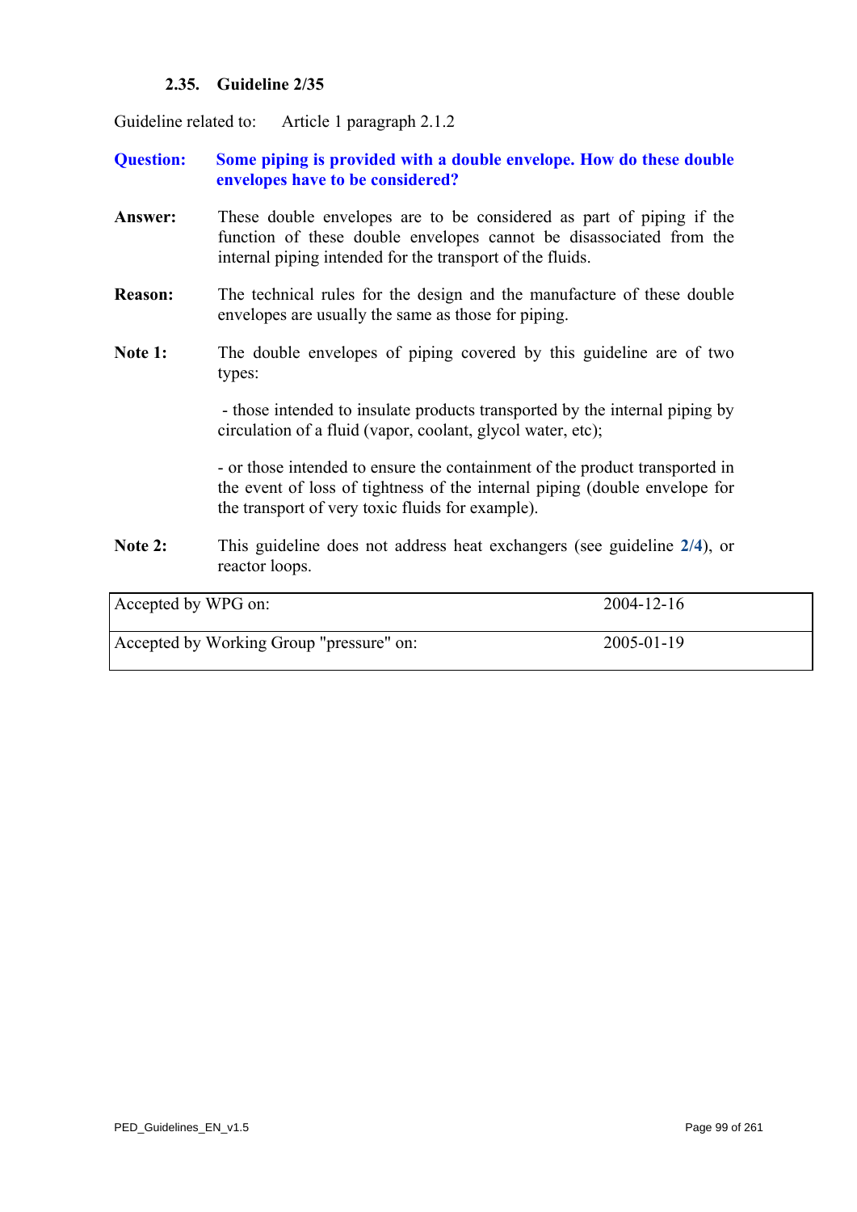### 2.35. Guideline 2/35

Guideline related to: Article 1 paragraph 2.1.2

**Question: Some piping is provided with a double envelope. How do these double envelopes have to be considered?**

**Answer:** These double envelopes are to be considered as part of piping if the function of these double envelopes cannot be disassociated from the internal piping intended for the transport of the fluids.

**Reason:** The technical rules for the design and the manufacture of these double envelopes are usually the same as those for piping.

**Note 1:** The double envelopes of piping covered by this guideline are of two types:

- those intended to insulate products transported by the internal piping by circulation of a fluid (vapor, coolant, glycol water, etc);

- or those intended to ensure the containment of the product transported in the event of loss of tightness of the internal piping (double envelope for the transport of very toxic fluids for example).

**Note 2:** This guideline does not address heat exchangers (see guideline **2/4**), or reactor loops.

| | |
|---|---|
| Accepted by WPG on: | 2004-12-16 |
| Accepted by Working Group "pressure" on: | 2005-01-19 |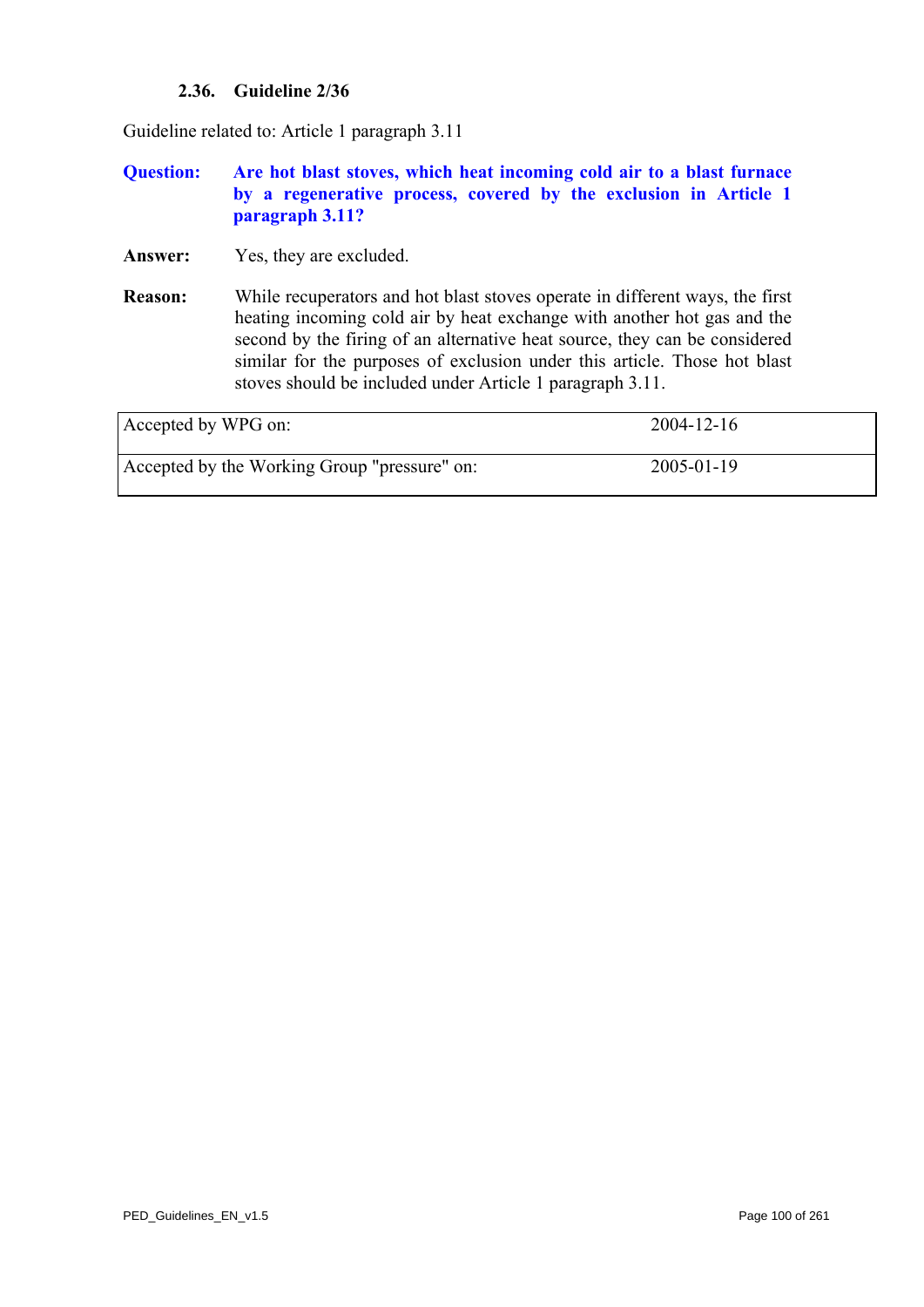### 2.36. Guideline 2/36

Guideline related to: Article 1 paragraph 3.11

**Question:** **Are hot blast stoves, which heat incoming cold air to a blast furnace by a regenerative process, covered by the exclusion in Article 1 paragraph 3.11?**

**Answer:** Yes, they are excluded.

**Reason:** While recuperators and hot blast stoves operate in different ways, the first heating incoming cold air by heat exchange with another hot gas and the second by the firing of an alternative heat source, they can be considered similar for the purposes of exclusion under this article. Those hot blast stoves should be included under Article 1 paragraph 3.11.

| | |
|---|---|
| Accepted by WPG on: | 2004-12-16 |
| Accepted by the Working Group "pressure" on: | 2005-01-19 |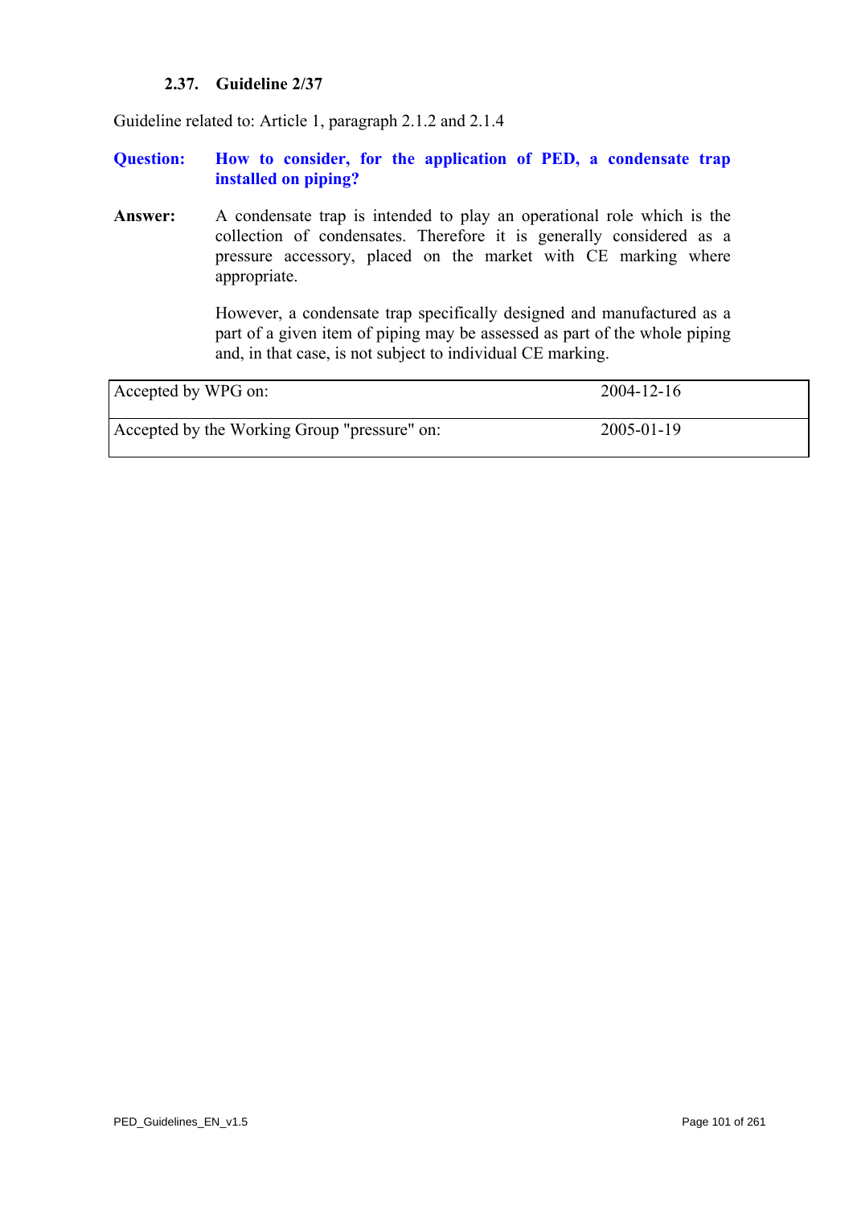### 2.37. Guideline 2/37

Guideline related to: Article 1, paragraph 2.1.2 and 2.1.4

**Question:** **How to consider, for the application of PED, a condensate trap installed on piping?**

**Answer:** A condensate trap is intended to play an operational role which is the collection of condensates. Therefore it is generally considered as a pressure accessory, placed on the market with CE marking where appropriate.

However, a condensate trap specifically designed and manufactured as a part of a given item of piping may be assessed as part of the whole piping and, in that case, is not subject to individual CE marking.

| | |
|---|---|
| Accepted by WPG on: | 2004-12-16 |
| Accepted by the Working Group "pressure" on: | 2005-01-19 |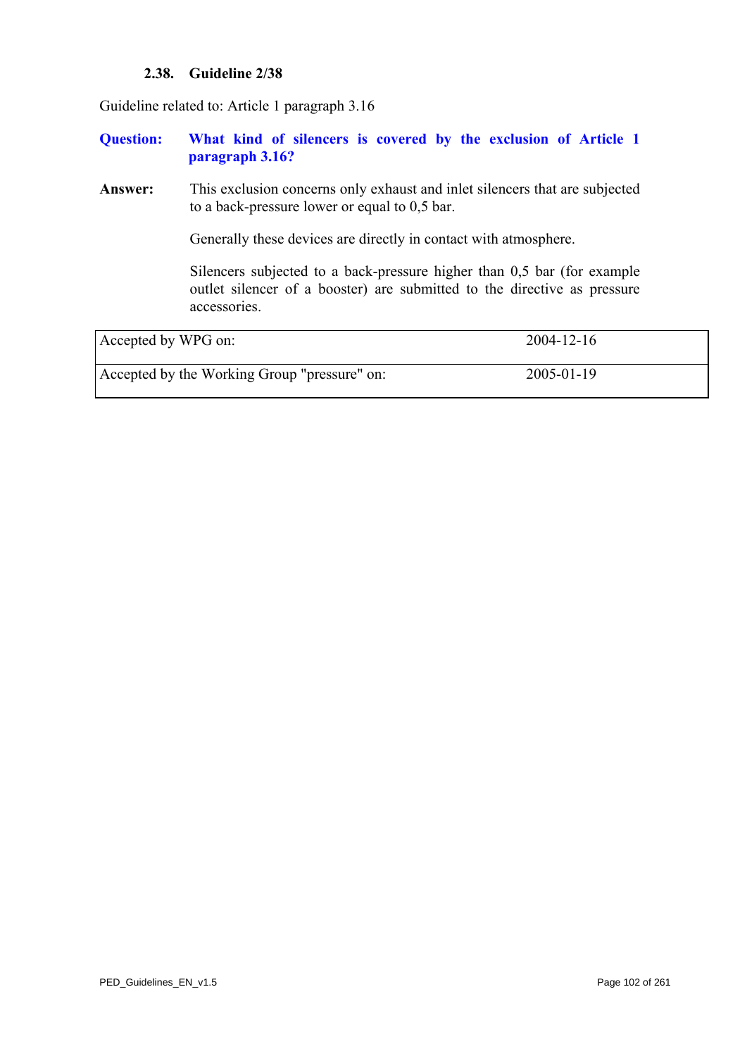### 2.38. Guideline 2/38

Guideline related to: Article 1 paragraph 3.16

**Question:** **What kind of silencers is covered by the exclusion of Article 1 paragraph 3.16?**

**Answer:** This exclusion concerns only exhaust and inlet silencers that are subjected to a back-pressure lower or equal to 0,5 bar.

Generally these devices are directly in contact with atmosphere.

Silencers subjected to a back-pressure higher than 0,5 bar (for example outlet silencer of a booster) are submitted to the directive as pressure accessories.

| | |
|---|---|
| Accepted by WPG on: | 2004-12-16 |
| Accepted by the Working Group "pressure" on: | 2005-01-19 |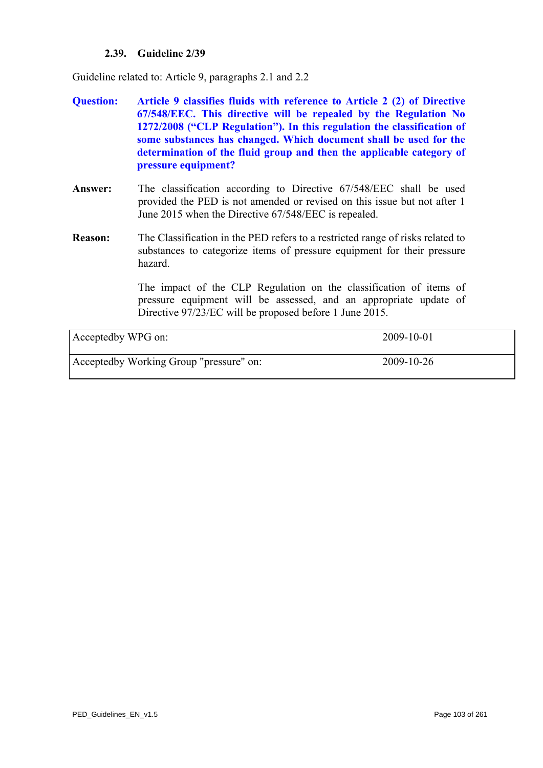### 2.39. Guideline 2/39

Guideline related to: Article 9, paragraphs 2.1 and 2.2

**Question:** **Article 9 classifies fluids with reference to Article 2 (2) of Directive 67/548/EEC. This directive will be repealed by the Regulation No 1272/2008 ("CLP Regulation"). In this regulation the classification of some substances has changed. Which document shall be used for the determination of the fluid group and then the applicable category of pressure equipment?**

**Answer:** The classification according to Directive 67/548/EEC shall be used provided the PED is not amended or revised on this issue but not after 1 June 2015 when the Directive 67/548/EEC is repealed.

**Reason:** The Classification in the PED refers to a restricted range of risks related to substances to categorize items of pressure equipment for their pressure hazard.

The impact of the CLP Regulation on the classification of items of pressure equipment will be assessed, and an appropriate update of Directive 97/23/EC will be proposed before 1 June 2015.

| | |
|---|---|
| Acceptedby WPG on: | 2009-10-01 |
| Acceptedby Working Group "pressure" on: | 2009-10-26 |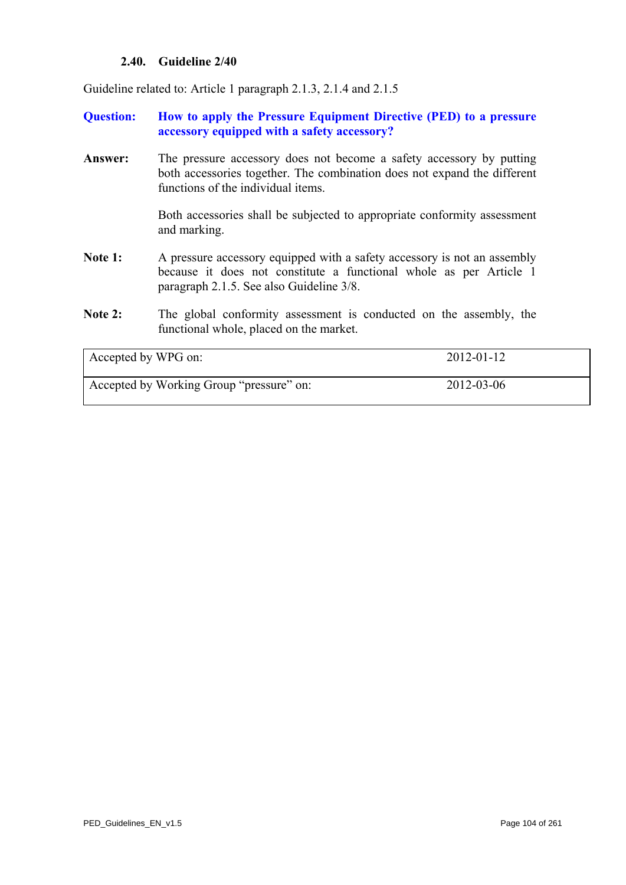### 2.40. Guideline 2/40

Guideline related to: Article 1 paragraph 2.1.3, 2.1.4 and 2.1.5

**Question:** **How to apply the Pressure Equipment Directive (PED) to a pressure accessory equipped with a safety accessory?**

**Answer:** The pressure accessory does not become a safety accessory by putting both accessories together. The combination does not expand the different functions of the individual items.

Both accessories shall be subjected to appropriate conformity assessment and marking.

**Note 1:** A pressure accessory equipped with a safety accessory is not an assembly because it does not constitute a functional whole as per Article 1 paragraph 2.1.5. See also Guideline 3/8.

**Note 2:** The global conformity assessment is conducted on the assembly, the functional whole, placed on the market.

| | |
|---|---|
| Accepted by WPG on: | 2012-01-12 |
| Accepted by Working Group "pressure" on: | 2012-03-06 |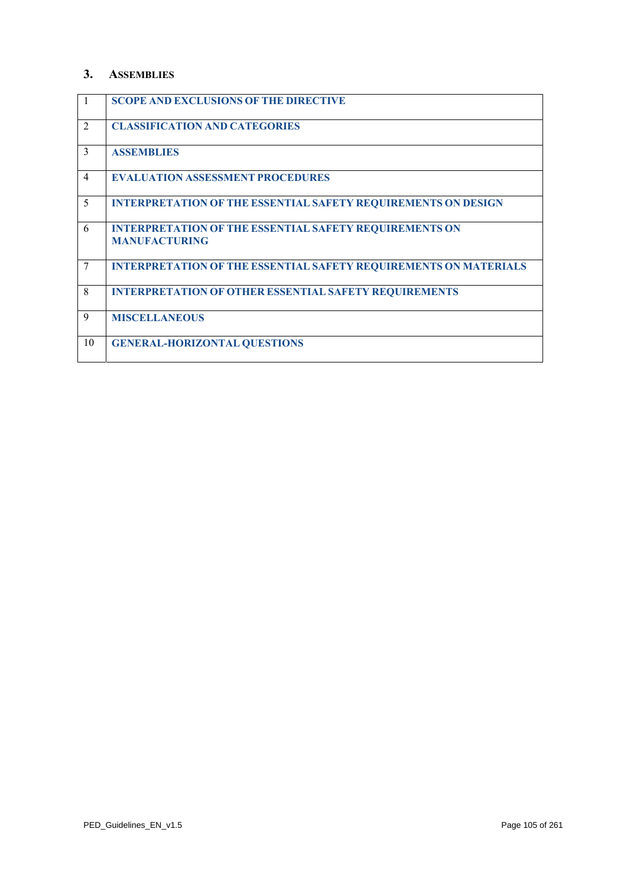## 3. ASSEMBLIES

| | |
|---|---|
| 1 | **SCOPE AND EXCLUSIONS OF THE DIRECTIVE** |
| 2 | **CLASSIFICATION AND CATEGORIES** |
| 3 | **ASSEMBLIES** |
| 4 | **EVALUATION ASSESSMENT PROCEDURES** |
| 5 | **INTERPRETATION OF THE ESSENTIAL SAFETY REQUIREMENTS ON DESIGN** |
| 6 | **INTERPRETATION OF THE ESSENTIAL SAFETY REQUIREMENTS ON MANUFACTURING** |
| 7 | **INTERPRETATION OF THE ESSENTIAL SAFETY REQUIREMENTS ON MATERIALS** |
| 8 | **INTERPRETATION OF OTHER ESSENTIAL SAFETY REQUIREMENTS** |
| 9 | **MISCELLANEOUS** |
| 10 | **GENERAL-HORIZONTAL QUESTIONS** |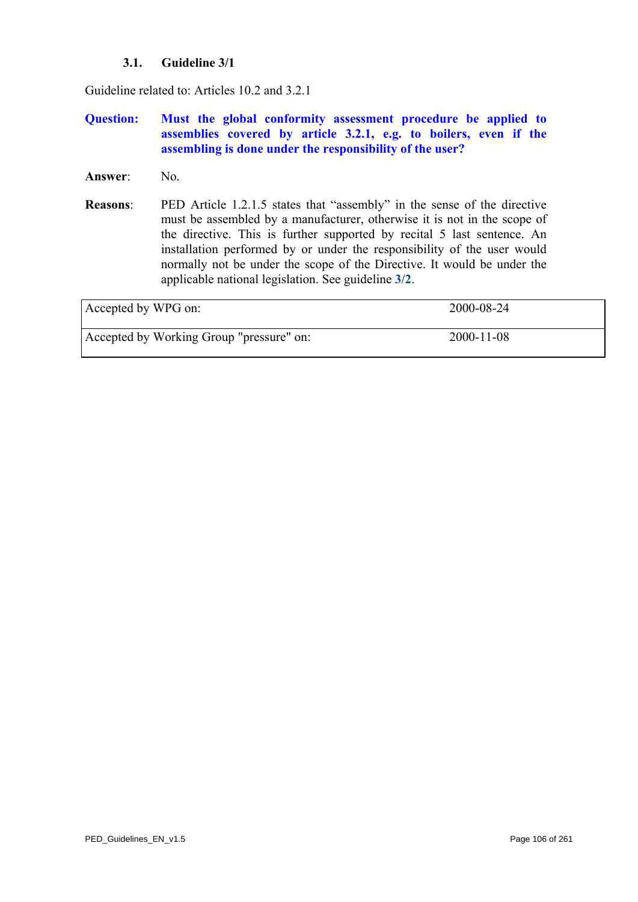### 3.1. Guideline 3/1

Guideline related to: Articles 10.2 and 3.2.1

**Question:** **Must the global conformity assessment procedure be applied to assemblies covered by article 3.2.1, e.g. to boilers, even if the assembling is done under the responsibility of the user?**

**Answer**: No.

**Reasons**: PED Article 1.2.1.5 states that "assembly" in the sense of the directive must be assembled by a manufacturer, otherwise it is not in the scope of the directive. This is further supported by recital 5 last sentence. An installation performed by or under the responsibility of the user would normally not be under the scope of the Directive. It would be under the applicable national legislation. See guideline **3/2**.

| Accepted by WPG on: | 2000-08-24 |
|---|---|
| Accepted by Working Group "pressure" on: | 2000-11-08 |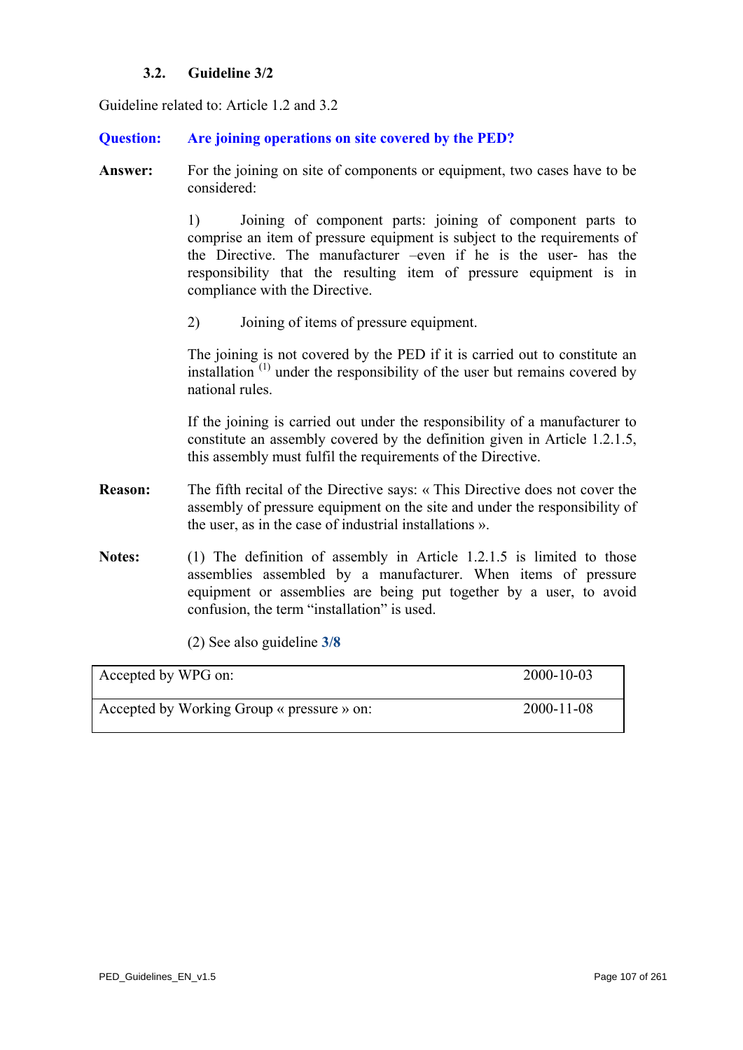### 3.2. Guideline 3/2

Guideline related to: Article 1.2 and 3.2

**Question: Are joining operations on site covered by the PED?**

**Answer:** For the joining on site of components or equipment, two cases have to be considered:

1) Joining of component parts: joining of component parts to comprise an item of pressure equipment is subject to the requirements of the Directive. The manufacturer –even if he is the user- has the responsibility that the resulting item of pressure equipment is in compliance with the Directive.

2) Joining of items of pressure equipment.

The joining is not covered by the PED if it is carried out to constitute an installation [(1)] under the responsibility of the user but remains covered by national rules.

If the joining is carried out under the responsibility of a manufacturer to constitute an assembly covered by the definition given in Article 1.2.1.5, this assembly must fulfil the requirements of the Directive.

**Reason:** The fifth recital of the Directive says: « This Directive does not cover the assembly of pressure equipment on the site and under the responsibility of the user, as in the case of industrial installations ».

**Notes:** (1) The definition of assembly in Article 1.2.1.5 is limited to those assemblies assembled by a manufacturer. When items of pressure equipment or assemblies are being put together by a user, to avoid confusion, the term "installation" is used.

(2) See also guideline **3/8**

| Accepted by WPG on: | 2000-10-03 |
|---|---|
| Accepted by Working Group « pressure » on: | 2000-11-08 |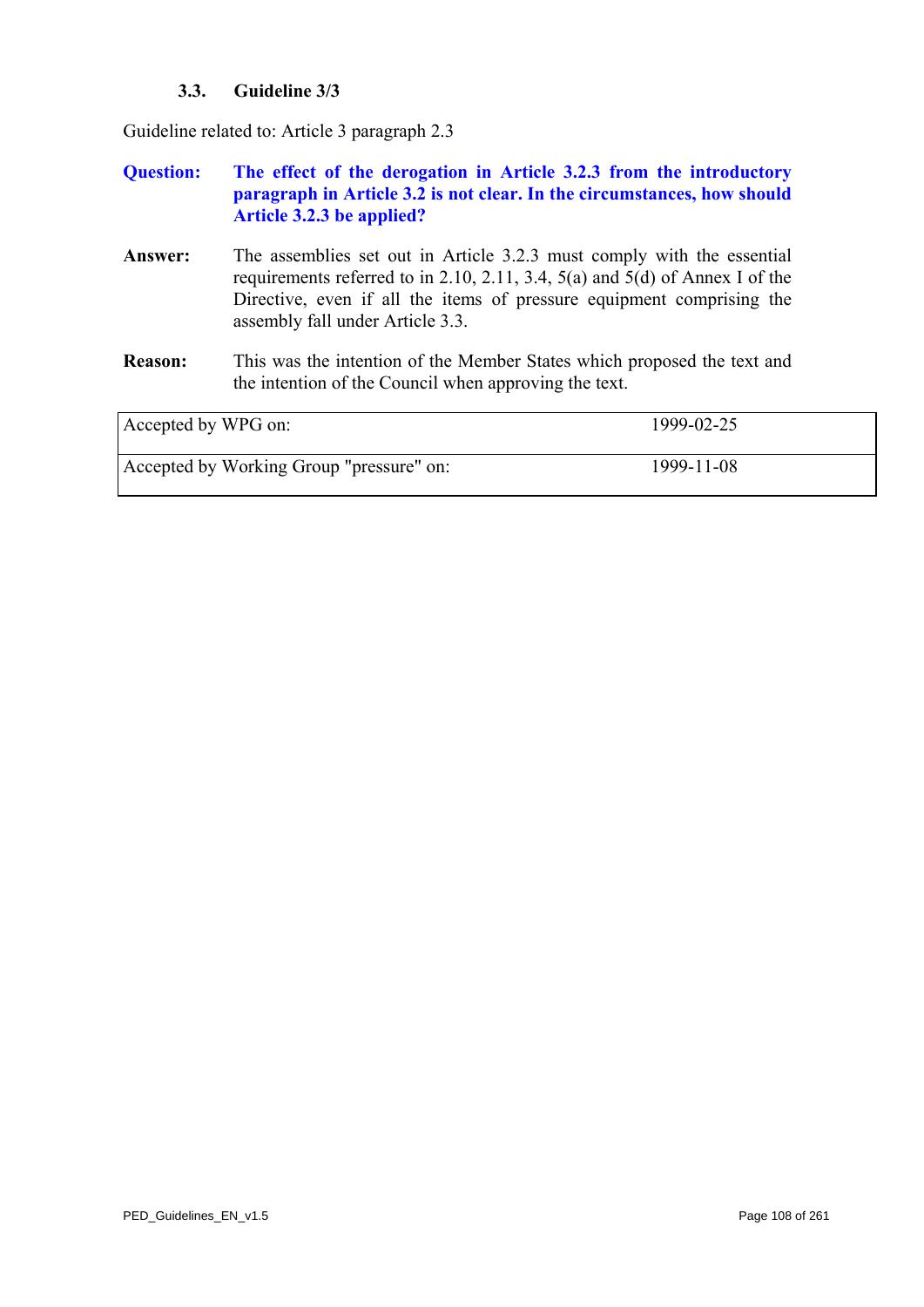### 3.3. Guideline 3/3

Guideline related to: Article 3 paragraph 2.3

**Question:** **The effect of the derogation in Article 3.2.3 from the introductory paragraph in Article 3.2 is not clear. In the circumstances, how should Article 3.2.3 be applied?**

**Answer:** The assemblies set out in Article 3.2.3 must comply with the essential requirements referred to in 2.10, 2.11, 3.4, 5(a) and 5(d) of Annex I of the Directive, even if all the items of pressure equipment comprising the assembly fall under Article 3.3.

**Reason:** This was the intention of the Member States which proposed the text and the intention of the Council when approving the text.

| | |
|---|---|
| Accepted by WPG on: | 1999-02-25 |
| Accepted by Working Group "pressure" on: | 1999-11-08 |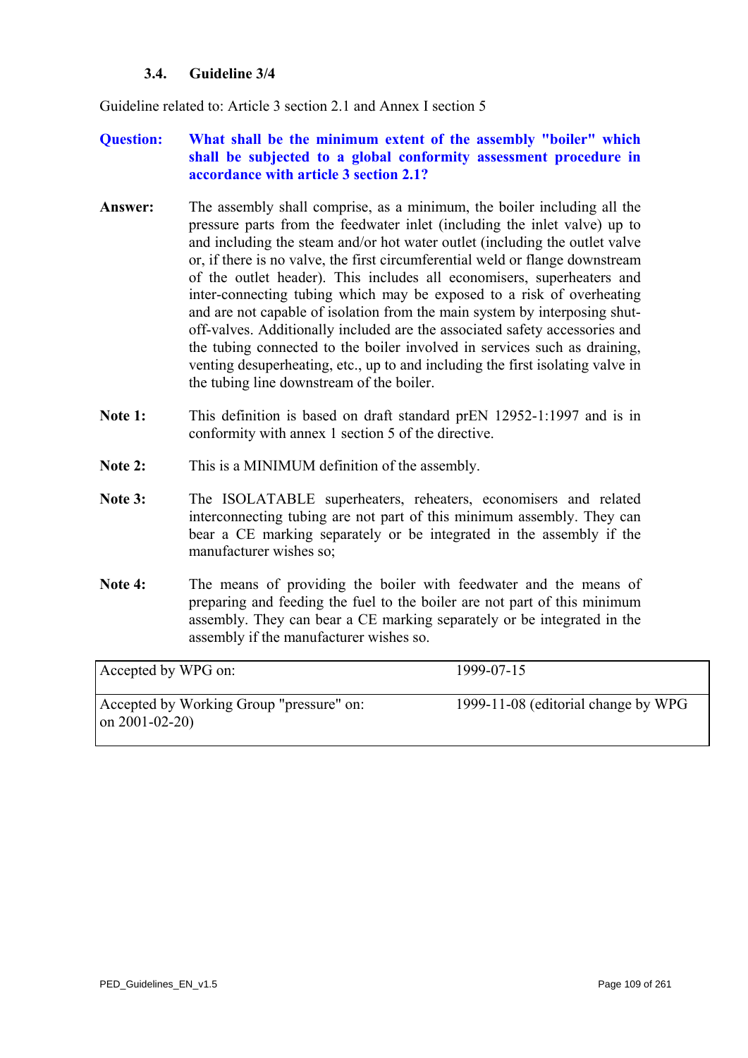### 3.4. Guideline 3/4

Guideline related to: Article 3 section 2.1 and Annex I section 5

**Question:** **What shall be the minimum extent of the assembly "boiler" which shall be subjected to a global conformity assessment procedure in accordance with article 3 section 2.1?**

**Answer:** The assembly shall comprise, as a minimum, the boiler including all the pressure parts from the feedwater inlet (including the inlet valve) up to and including the steam and/or hot water outlet (including the outlet valve or, if there is no valve, the first circumferential weld or flange downstream of the outlet header). This includes all economisers, superheaters and inter-connecting tubing which may be exposed to a risk of overheating and are not capable of isolation from the main system by interposing shut-off-valves. Additionally included are the associated safety accessories and the tubing connected to the boiler involved in services such as draining, venting desuperheating, etc., up to and including the first isolating valve in the tubing line downstream of the boiler.

**Note 1:** This definition is based on draft standard prEN 12952-1:1997 and is in conformity with annex 1 section 5 of the directive.

**Note 2:** This is a MINIMUM definition of the assembly.

**Note 3:** The ISOLATABLE superheaters, reheaters, economisers and related interconnecting tubing are not part of this minimum assembly. They can bear a CE marking separately or be integrated in the assembly if the manufacturer wishes so;

**Note 4:** The means of providing the boiler with feedwater and the means of preparing and feeding the fuel to the boiler are not part of this minimum assembly. They can bear a CE marking separately or be integrated in the assembly if the manufacturer wishes so.

| | |
|---|---|
| Accepted by WPG on: | 1999-07-15 |
| Accepted by Working Group "pressure" on: on 2001-02-20) | 1999-11-08 (editorial change by WPG |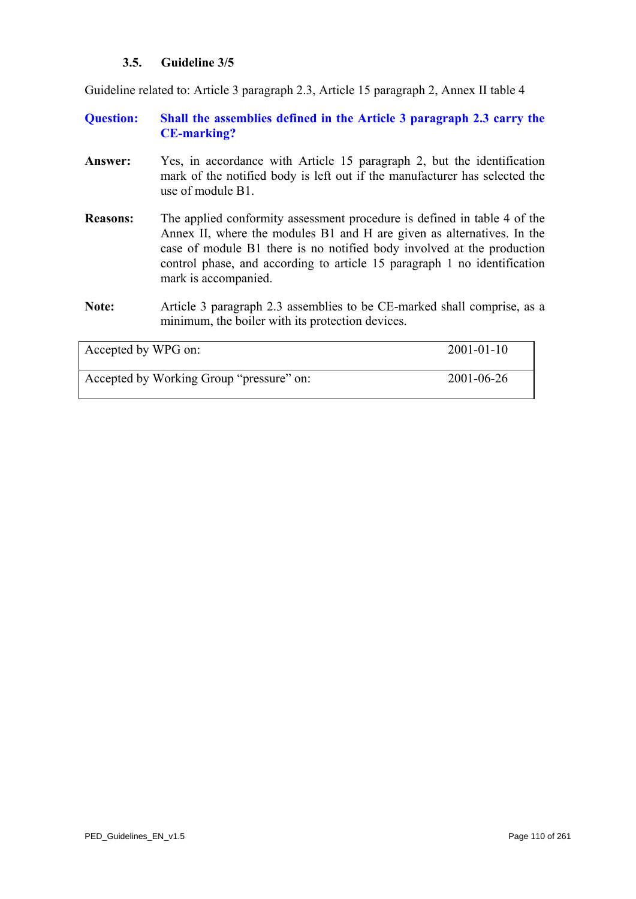### 3.5. Guideline 3/5

Guideline related to: Article 3 paragraph 2.3, Article 15 paragraph 2, Annex II table 4

**Question:** **Shall the assemblies defined in the Article 3 paragraph 2.3 carry the CE-marking?**

**Answer:** Yes, in accordance with Article 15 paragraph 2, but the identification mark of the notified body is left out if the manufacturer has selected the use of module B1.

**Reasons:** The applied conformity assessment procedure is defined in table 4 of the Annex II, where the modules B1 and H are given as alternatives. In the case of module B1 there is no notified body involved at the production control phase, and according to article 15 paragraph 1 no identification mark is accompanied.

**Note:** Article 3 paragraph 2.3 assemblies to be CE-marked shall comprise, as a minimum, the boiler with its protection devices.

| | |
|---|---|
| Accepted by WPG on: | 2001-01-10 |
| Accepted by Working Group "pressure" on: | 2001-06-26 |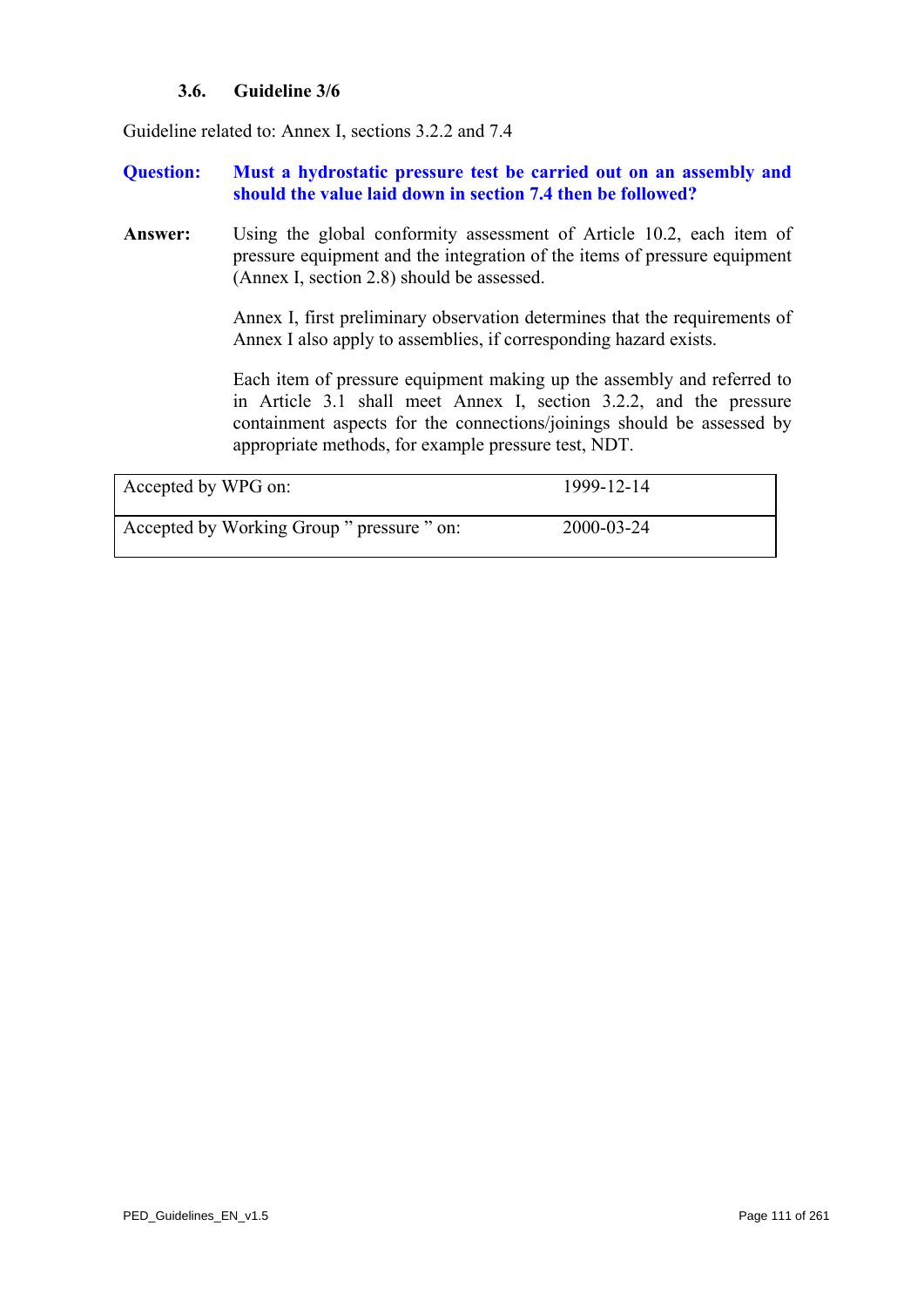### 3.6. Guideline 3/6

Guideline related to: Annex I, sections 3.2.2 and 7.4

**Question:** **Must a hydrostatic pressure test be carried out on an assembly and should the value laid down in section 7.4 then be followed?**

**Answer:** Using the global conformity assessment of Article 10.2, each item of pressure equipment and the integration of the items of pressure equipment (Annex I, section 2.8) should be assessed.

Annex I, first preliminary observation determines that the requirements of Annex I also apply to assemblies, if corresponding hazard exists.

Each item of pressure equipment making up the assembly and referred to in Article 3.1 shall meet Annex I, section 3.2.2, and the pressure containment aspects for the connections/joinings should be assessed by appropriate methods, for example pressure test, NDT.

| | |
|---|---|
| Accepted by WPG on: | 1999-12-14 |
| Accepted by Working Group " pressure " on: | 2000-03-24 |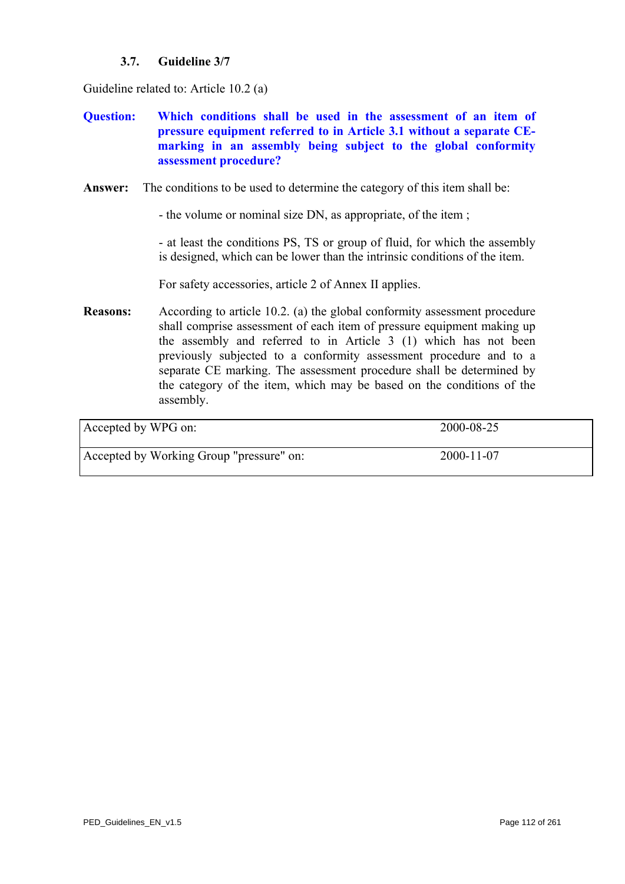### 3.7. Guideline 3/7

Guideline related to: Article 10.2 (a)

**Question:** **Which conditions shall be used in the assessment of an item of pressure equipment referred to in Article 3.1 without a separate CE-marking in an assembly being subject to the global conformity assessment procedure?**

**Answer:** The conditions to be used to determine the category of this item shall be:

- the volume or nominal size DN, as appropriate, of the item ;

- at least the conditions PS, TS or group of fluid, for which the assembly is designed, which can be lower than the intrinsic conditions of the item.

For safety accessories, article 2 of Annex II applies.

**Reasons:** According to article 10.2. (a) the global conformity assessment procedure shall comprise assessment of each item of pressure equipment making up the assembly and referred to in Article 3 (1) which has not been previously subjected to a conformity assessment procedure and to a separate CE marking. The assessment procedure shall be determined by the category of the item, which may be based on the conditions of the assembly.

| Accepted by WPG on: | 2000-08-25 |
|---|---|
| Accepted by Working Group "pressure" on: | 2000-11-07 |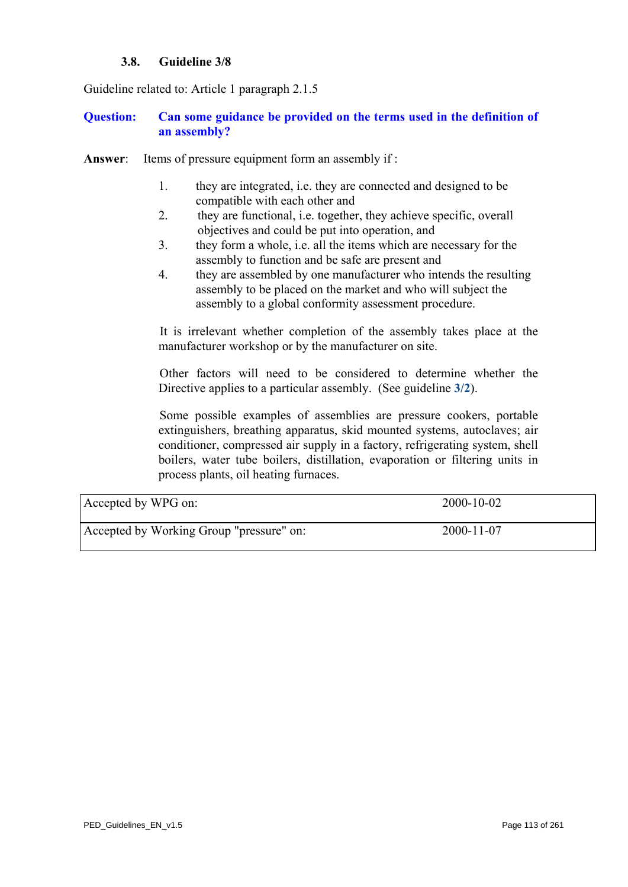### 3.8. Guideline 3/8

Guideline related to: Article 1 paragraph 2.1.5

**Question: Can some guidance be provided on the terms used in the definition of an assembly?**

**Answer**: Items of pressure equipment form an assembly if :

1. they are integrated, i.e. they are connected and designed to be compatible with each other and
2. they are functional, i.e. together, they achieve specific, overall objectives and could be put into operation, and
3. they form a whole, i.e. all the items which are necessary for the assembly to function and be safe are present and
4. they are assembled by one manufacturer who intends the resulting assembly to be placed on the market and who will subject the assembly to a global conformity assessment procedure.

It is irrelevant whether completion of the assembly takes place at the manufacturer workshop or by the manufacturer on site.

Other factors will need to be considered to determine whether the Directive applies to a particular assembly. (See guideline **3/2**).

Some possible examples of assemblies are pressure cookers, portable extinguishers, breathing apparatus, skid mounted systems, autoclaves; air conditioner, compressed air supply in a factory, refrigerating system, shell boilers, water tube boilers, distillation, evaporation or filtering units in process plants, oil heating furnaces.

| Accepted by WPG on: | 2000-10-02 |
|---|---|
| Accepted by Working Group "pressure" on: | 2000-11-07 |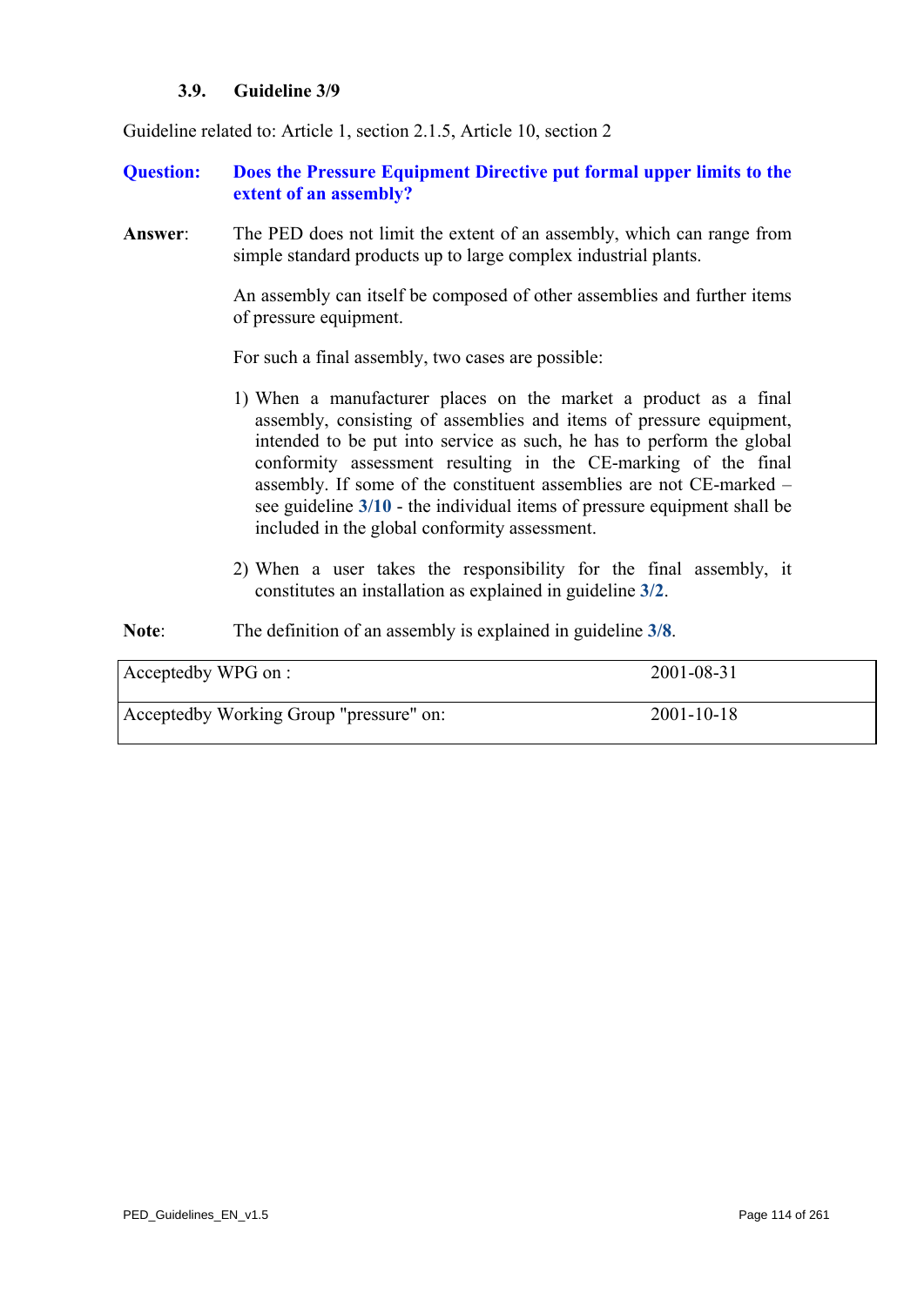### 3.9. Guideline 3/9

Guideline related to: Article 1, section 2.1.5, Article 10, section 2

**Question: Does the Pressure Equipment Directive put formal upper limits to the extent of an assembly?**

**Answer**: The PED does not limit the extent of an assembly, which can range from simple standard products up to large complex industrial plants.

An assembly can itself be composed of other assemblies and further items of pressure equipment.

For such a final assembly, two cases are possible:

1) When a manufacturer places on the market a product as a final assembly, consisting of assemblies and items of pressure equipment, intended to be put into service as such, he has to perform the global conformity assessment resulting in the CE-marking of the final assembly. If some of the constituent assemblies are not CE-marked – see guideline **3/10** - the individual items of pressure equipment shall be included in the global conformity assessment.

2) When a user takes the responsibility for the final assembly, it constitutes an installation as explained in guideline **3/2**.

**Note**: The definition of an assembly is explained in guideline **3/8**.

| Acceptedby WPG on : | 2001-08-31 |
|---|---|
| Acceptedby Working Group "pressure" on: | 2001-10-18 |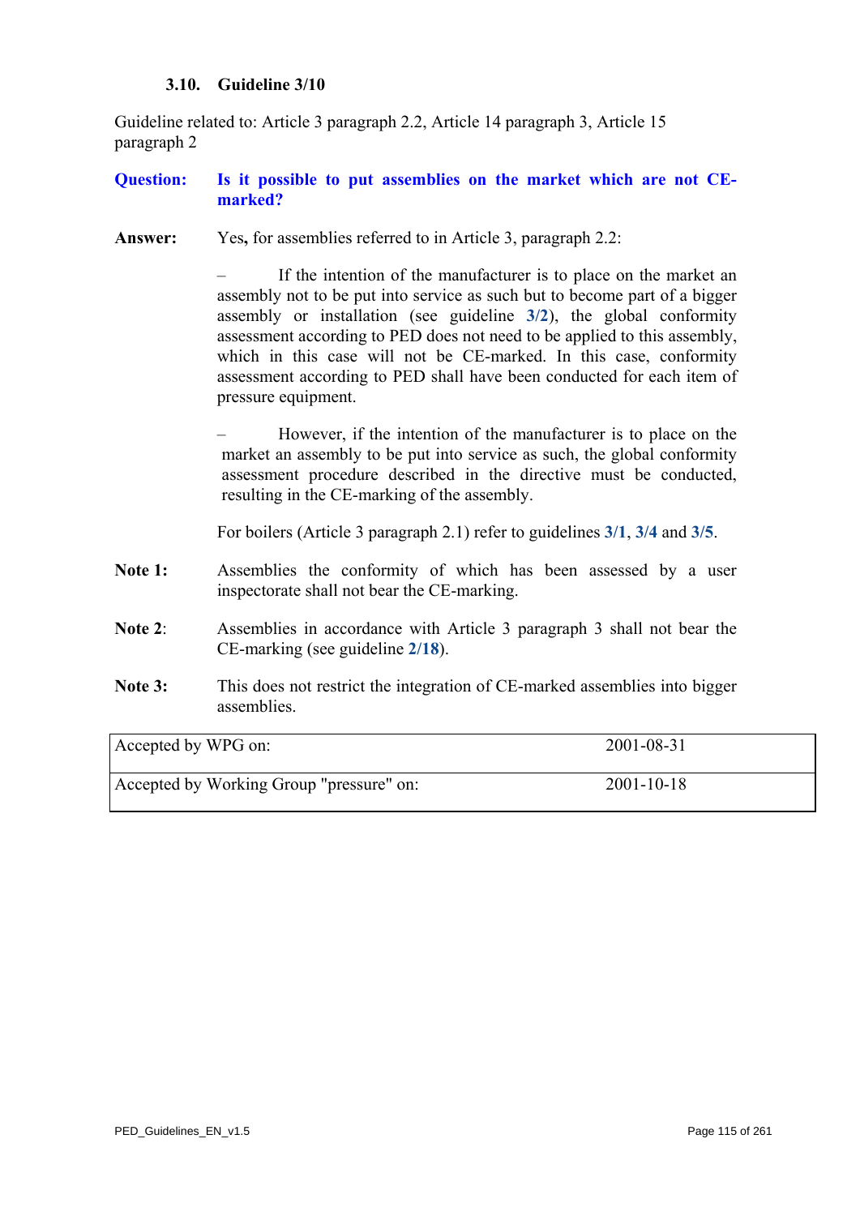### 3.10. Guideline 3/10

Guideline related to: Article 3 paragraph 2.2, Article 14 paragraph 3, Article 15 paragraph 2

**Question:** **Is it possible to put assemblies on the market which are not CE-marked?**

**Answer:** Yes, for assemblies referred to in Article 3, paragraph 2.2:

– If the intention of the manufacturer is to place on the market an assembly not to be put into service as such but to become part of a bigger assembly or installation (see guideline **3/2**), the global conformity assessment according to PED does not need to be applied to this assembly, which in this case will not be CE-marked. In this case, conformity assessment according to PED shall have been conducted for each item of pressure equipment.

– However, if the intention of the manufacturer is to place on the market an assembly to be put into service as such, the global conformity assessment procedure described in the directive must be conducted, resulting in the CE-marking of the assembly.

For boilers (Article 3 paragraph 2.1) refer to guidelines **3/1**, **3/4** and **3/5**.

**Note 1:** Assemblies the conformity of which has been assessed by a user inspectorate shall not bear the CE-marking.

**Note 2**: Assemblies in accordance with Article 3 paragraph 3 shall not bear the CE-marking (see guideline **2/18**).

**Note 3:** This does not restrict the integration of CE-marked assemblies into bigger assemblies.

| | |
|---|---|
| Accepted by WPG on: | 2001-08-31 |
| Accepted by Working Group "pressure" on: | 2001-10-18 |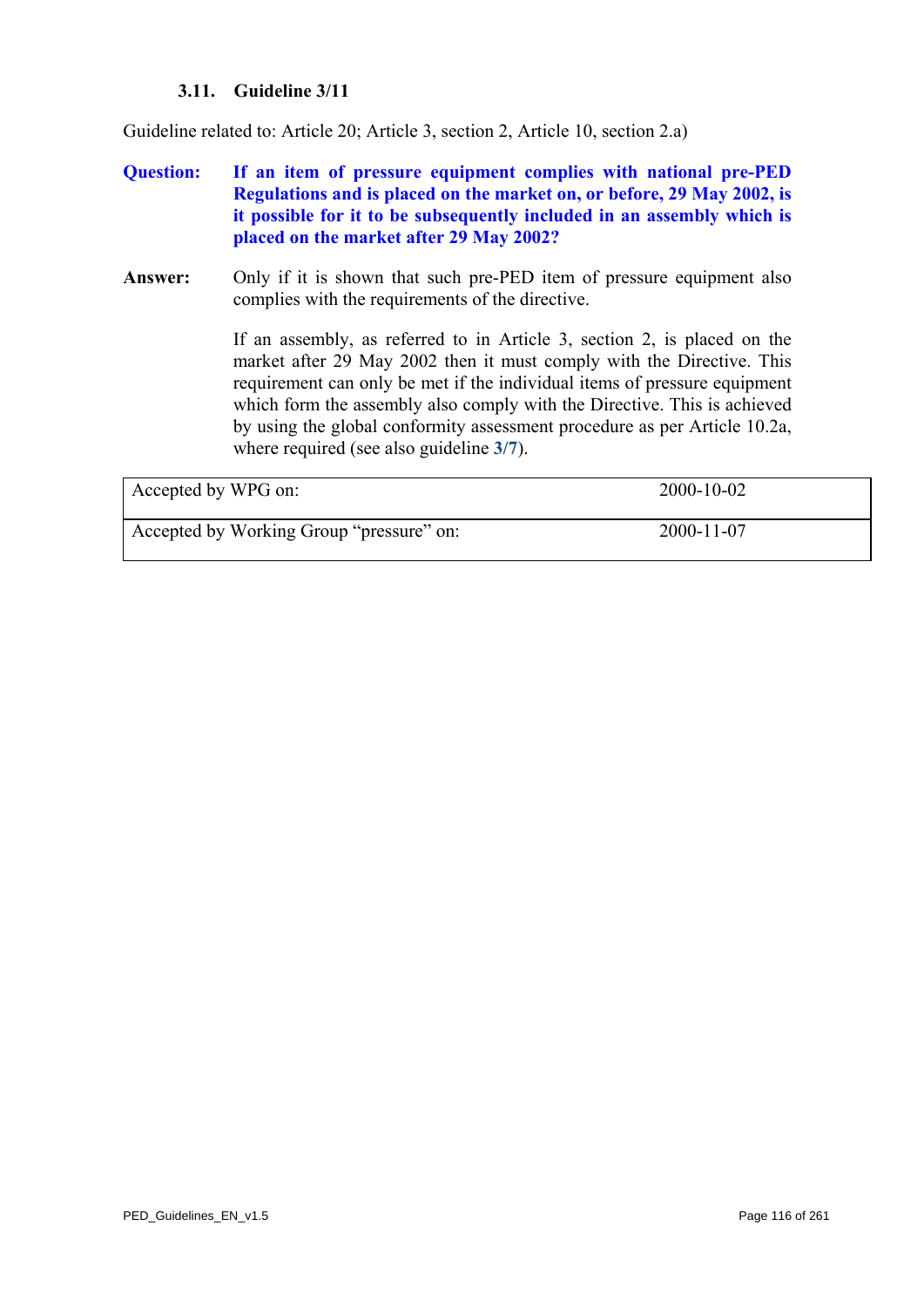### 3.11. Guideline 3/11

Guideline related to: Article 20; Article 3, section 2, Article 10, section 2.a)

**Question:** **If an item of pressure equipment complies with national pre-PED Regulations and is placed on the market on, or before, 29 May 2002, is it possible for it to be subsequently included in an assembly which is placed on the market after 29 May 2002?**

**Answer:** Only if it is shown that such pre-PED item of pressure equipment also complies with the requirements of the directive.

If an assembly, as referred to in Article 3, section 2, is placed on the market after 29 May 2002 then it must comply with the Directive. This requirement can only be met if the individual items of pressure equipment which form the assembly also comply with the Directive. This is achieved by using the global conformity assessment procedure as per Article 10.2a, where required (see also guideline 3/7).

| | |
|---|---|
| Accepted by WPG on: | 2000-10-02 |
| Accepted by Working Group "pressure" on: | 2000-11-07 |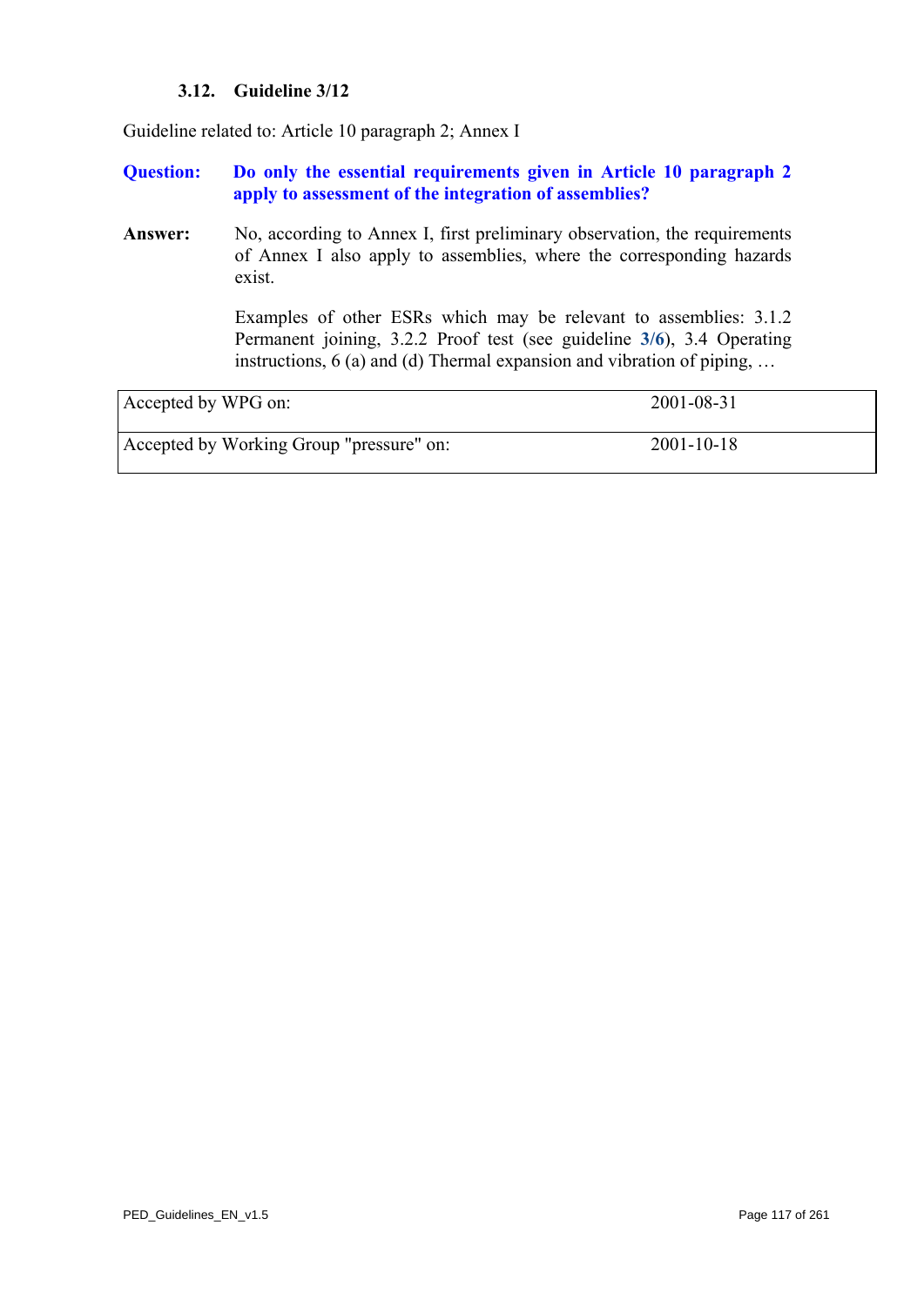### 3.12. Guideline 3/12

Guideline related to: Article 10 paragraph 2; Annex I

**Question:** **Do only the essential requirements given in Article 10 paragraph 2 apply to assessment of the integration of assemblies?**

**Answer:** No, according to Annex I, first preliminary observation, the requirements of Annex I also apply to assemblies, where the corresponding hazards exist.

Examples of other ESRs which may be relevant to assemblies: 3.1.2 Permanent joining, 3.2.2 Proof test (see guideline **3/6**), 3.4 Operating instructions, 6 (a) and (d) Thermal expansion and vibration of piping, …

| | |
|---|---|
| Accepted by WPG on: | 2001-08-31 |
| Accepted by Working Group "pressure" on: | 2001-10-18 |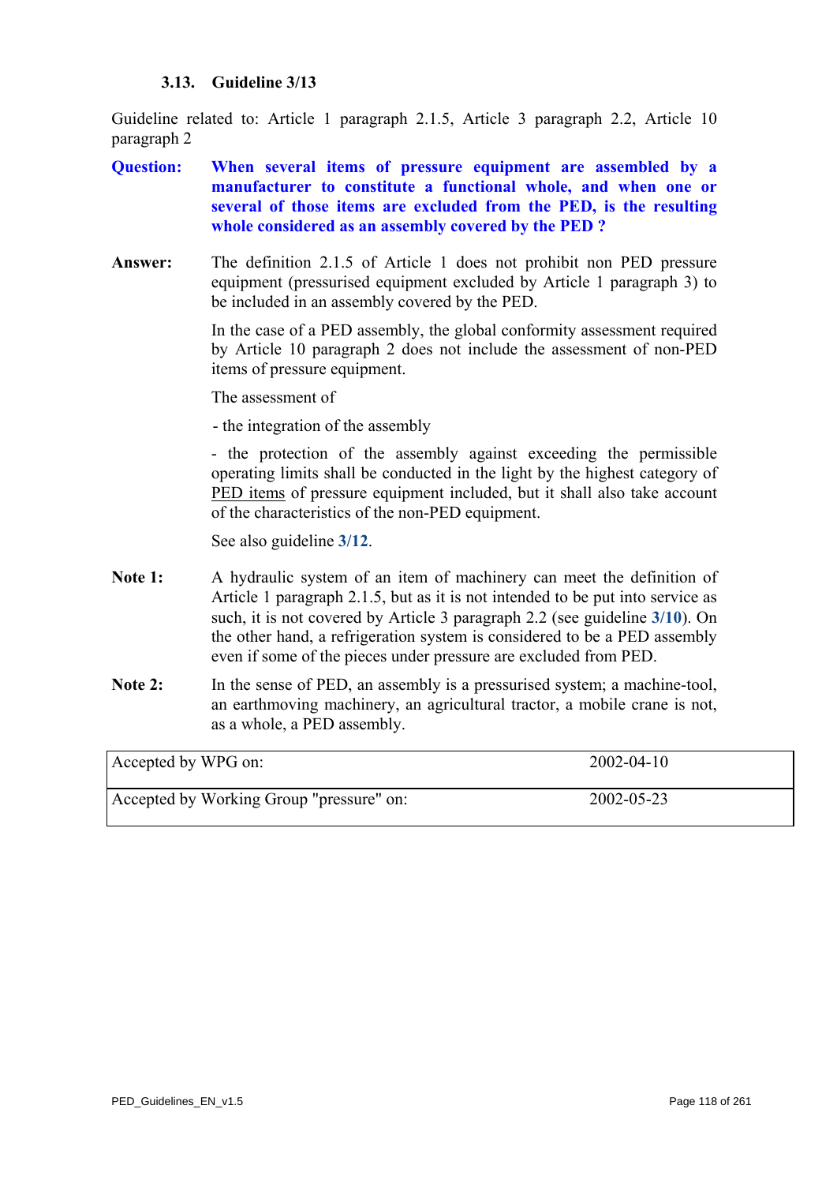### 3.13. Guideline 3/13

Guideline related to: Article 1 paragraph 2.1.5, Article 3 paragraph 2.2, Article 10 paragraph 2

**Question:** **When several items of pressure equipment are assembled by a manufacturer to constitute a functional whole, and when one or several of those items are excluded from the PED, is the resulting whole considered as an assembly covered by the PED ?**

**Answer:** The definition 2.1.5 of Article 1 does not prohibit non PED pressure equipment (pressurised equipment excluded by Article 1 paragraph 3) to be included in an assembly covered by the PED.

In the case of a PED assembly, the global conformity assessment required by Article 10 paragraph 2 does not include the assessment of non-PED items of pressure equipment.

The assessment of

- the integration of the assembly

- the protection of the assembly against exceeding the permissible operating limits shall be conducted in the light by the highest category of PED items of pressure equipment included, but it shall also take account of the characteristics of the non-PED equipment.

See also guideline **3/12**.

**Note 1:** A hydraulic system of an item of machinery can meet the definition of Article 1 paragraph 2.1.5, but as it is not intended to be put into service as such, it is not covered by Article 3 paragraph 2.2 (see guideline **3/10**). On the other hand, a refrigeration system is considered to be a PED assembly even if some of the pieces under pressure are excluded from PED.

**Note 2:** In the sense of PED, an assembly is a pressurised system; a machine-tool, an earthmoving machinery, an agricultural tractor, a mobile crane is not, as a whole, a PED assembly.

| | |
|---|---|
| Accepted by WPG on: | 2002-04-10 |
| Accepted by Working Group "pressure" on: | 2002-05-23 |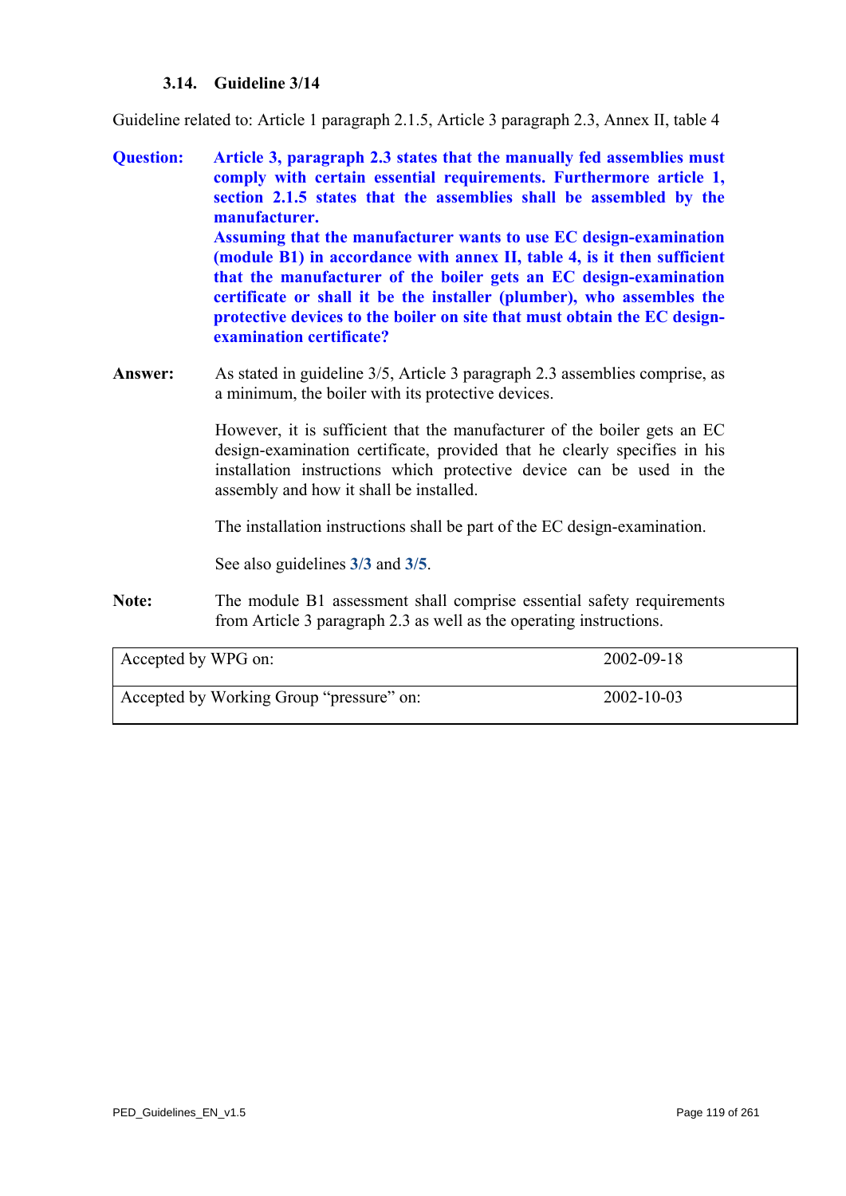### 3.14. Guideline 3/14

Guideline related to: Article 1 paragraph 2.1.5, Article 3 paragraph 2.3, Annex II, table 4

**Question:** **Article 3, paragraph 2.3 states that the manually fed assemblies must comply with certain essential requirements. Furthermore article 1, section 2.1.5 states that the assemblies shall be assembled by the manufacturer.**
**Assuming that the manufacturer wants to use EC design-examination (module B1) in accordance with annex II, table 4, is it then sufficient that the manufacturer of the boiler gets an EC design-examination certificate or shall it be the installer (plumber), who assembles the protective devices to the boiler on site that must obtain the EC design-examination certificate?**

**Answer:** As stated in guideline 3/5, Article 3 paragraph 2.3 assemblies comprise, as a minimum, the boiler with its protective devices.

However, it is sufficient that the manufacturer of the boiler gets an EC design-examination certificate, provided that he clearly specifies in his installation instructions which protective device can be used in the assembly and how it shall be installed.

The installation instructions shall be part of the EC design-examination.

See also guidelines **3/3** and **3/5**.

**Note:** The module B1 assessment shall comprise essential safety requirements from Article 3 paragraph 2.3 as well as the operating instructions.

| | |
|---|---|
| Accepted by WPG on: | 2002-09-18 |
| Accepted by Working Group “pressure” on: | 2002-10-03 |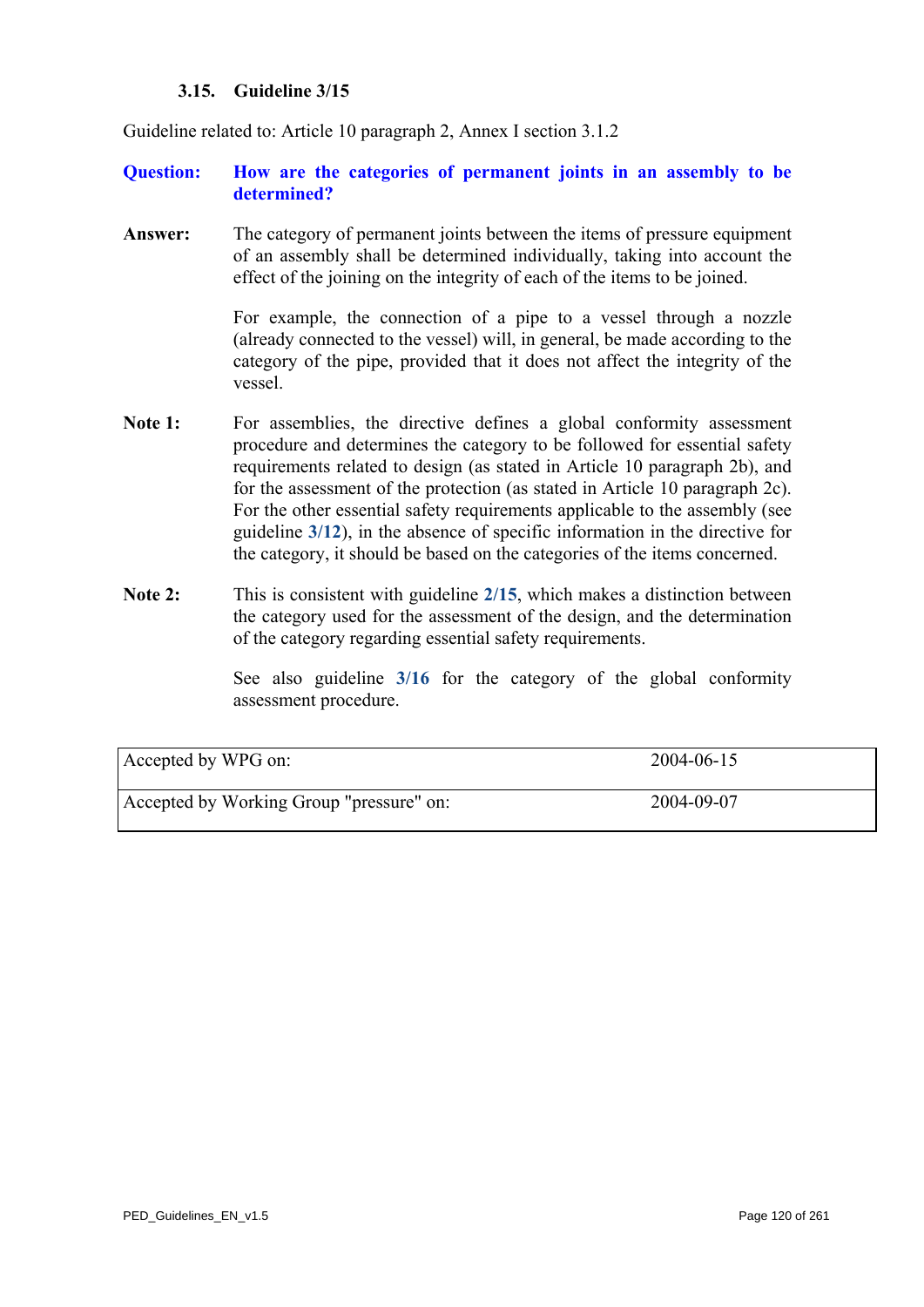### 3.15. Guideline 3/15

Guideline related to: Article 10 paragraph 2, Annex I section 3.1.2

**Question:** **How are the categories of permanent joints in an assembly to be determined?**

**Answer:** The category of permanent joints between the items of pressure equipment of an assembly shall be determined individually, taking into account the effect of the joining on the integrity of each of the items to be joined.

For example, the connection of a pipe to a vessel through a nozzle (already connected to the vessel) will, in general, be made according to the category of the pipe, provided that it does not affect the integrity of the vessel.

**Note 1:** For assemblies, the directive defines a global conformity assessment procedure and determines the category to be followed for essential safety requirements related to design (as stated in Article 10 paragraph 2b), and for the assessment of the protection (as stated in Article 10 paragraph 2c). For the other essential safety requirements applicable to the assembly (see guideline **3/12**), in the absence of specific information in the directive for the category, it should be based on the categories of the items concerned.

**Note 2:** This is consistent with guideline **2/15**, which makes a distinction between the category used for the assessment of the design, and the determination of the category regarding essential safety requirements.

See also guideline **3/16** for the category of the global conformity assessment procedure.

| | |
|---|---|
| Accepted by WPG on: | 2004-06-15 |
| Accepted by Working Group "pressure" on: | 2004-09-07 |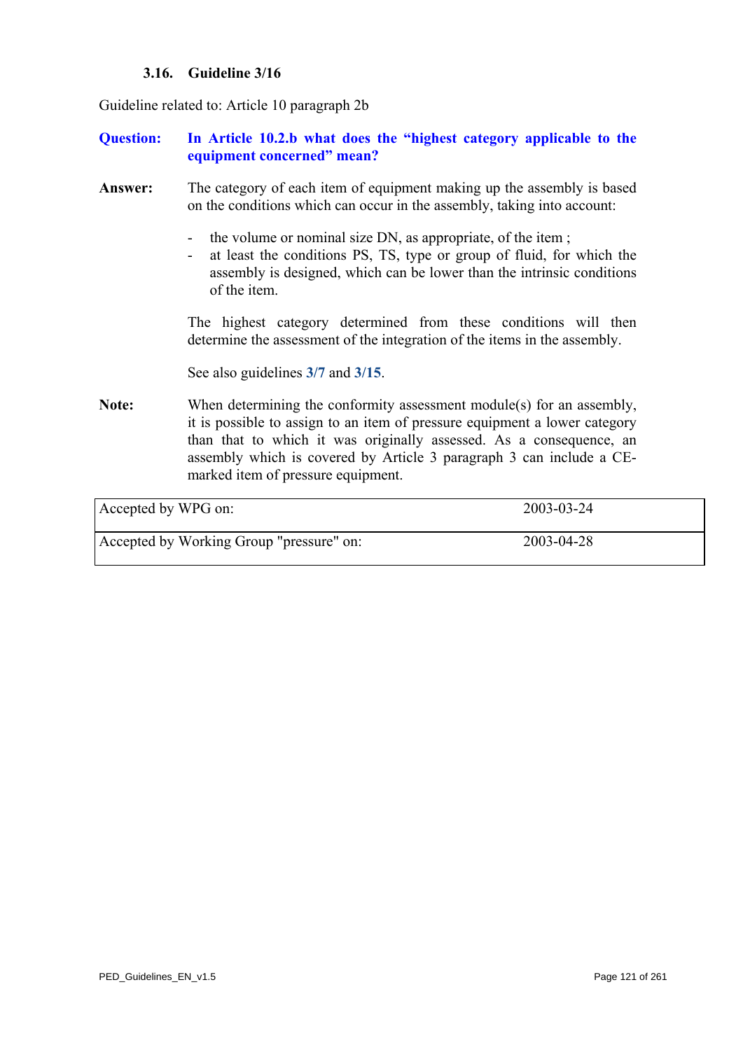### 3.16. Guideline 3/16

Guideline related to: Article 10 paragraph 2b

**Question:** **In Article 10.2.b what does the "highest category applicable to the equipment concerned" mean?**

**Answer:** The category of each item of equipment making up the assembly is based on the conditions which can occur in the assembly, taking into account:

- the volume or nominal size DN, as appropriate, of the item ;
- at least the conditions PS, TS, type or group of fluid, for which the assembly is designed, which can be lower than the intrinsic conditions of the item.

The highest category determined from these conditions will then determine the assessment of the integration of the items in the assembly.

See also guidelines **3/7** and **3/15**.

**Note:** When determining the conformity assessment module(s) for an assembly, it is possible to assign to an item of pressure equipment a lower category than that to which it was originally assessed. As a consequence, an assembly which is covered by Article 3 paragraph 3 can include a CE-marked item of pressure equipment.

| | |
|---|---|
| Accepted by WPG on: | 2003-03-24 |
| Accepted by Working Group "pressure" on: | 2003-04-28 |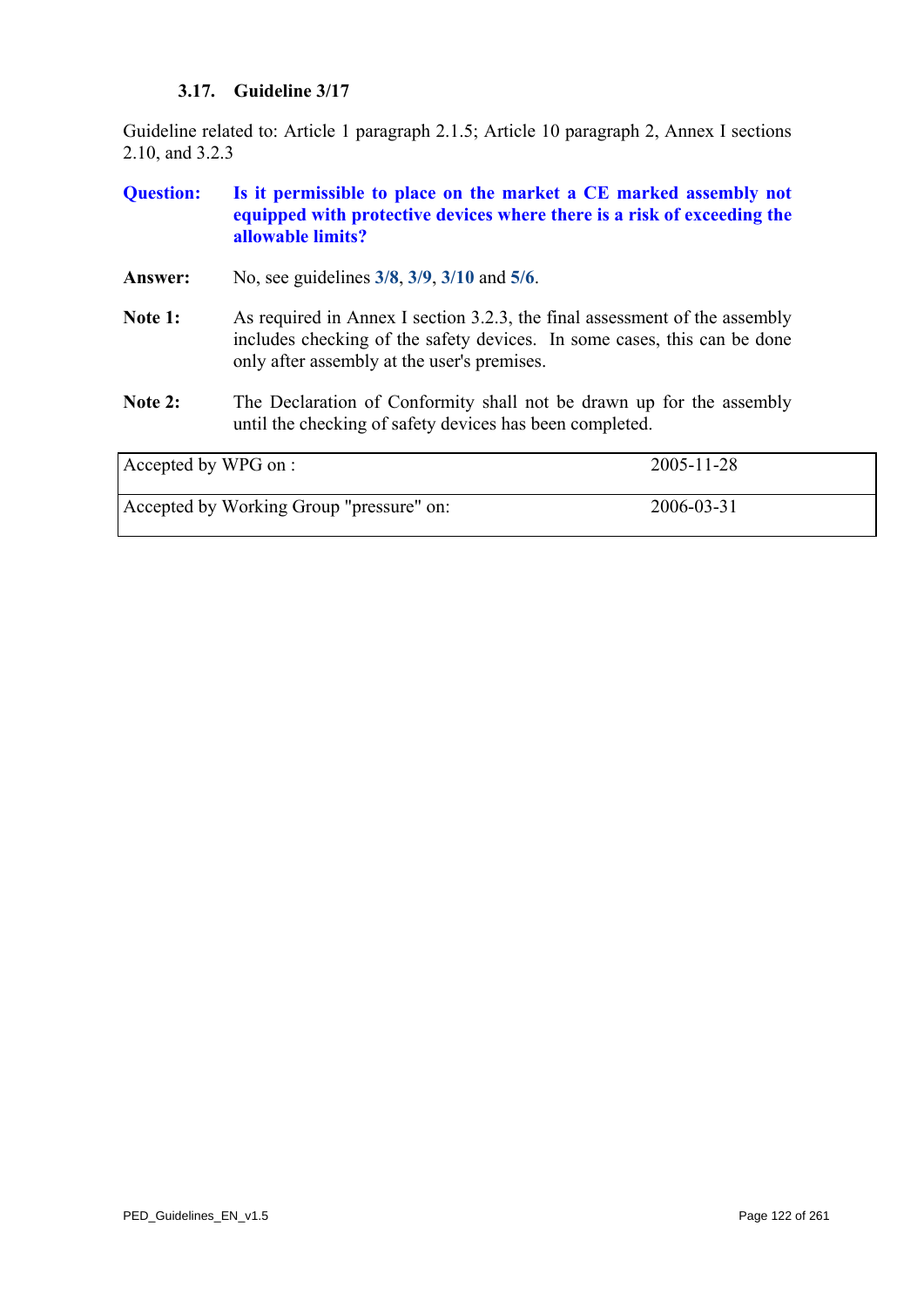### 3.17. Guideline 3/17

Guideline related to: Article 1 paragraph 2.1.5; Article 10 paragraph 2, Annex I sections 2.10, and 3.2.3

**Question:** **Is it permissible to place on the market a CE marked assembly not equipped with protective devices where there is a risk of exceeding the allowable limits?**

**Answer:** No, see guidelines **3/8**, **3/9**, **3/10** and **5/6**.

**Note 1:** As required in Annex I section 3.2.3, the final assessment of the assembly includes checking of the safety devices. In some cases, this can be done only after assembly at the user's premises.

**Note 2:** The Declaration of Conformity shall not be drawn up for the assembly until the checking of safety devices has been completed.

| | |
|---|---|
| Accepted by WPG on : | 2005-11-28 |
| Accepted by Working Group "pressure" on: | 2006-03-31 |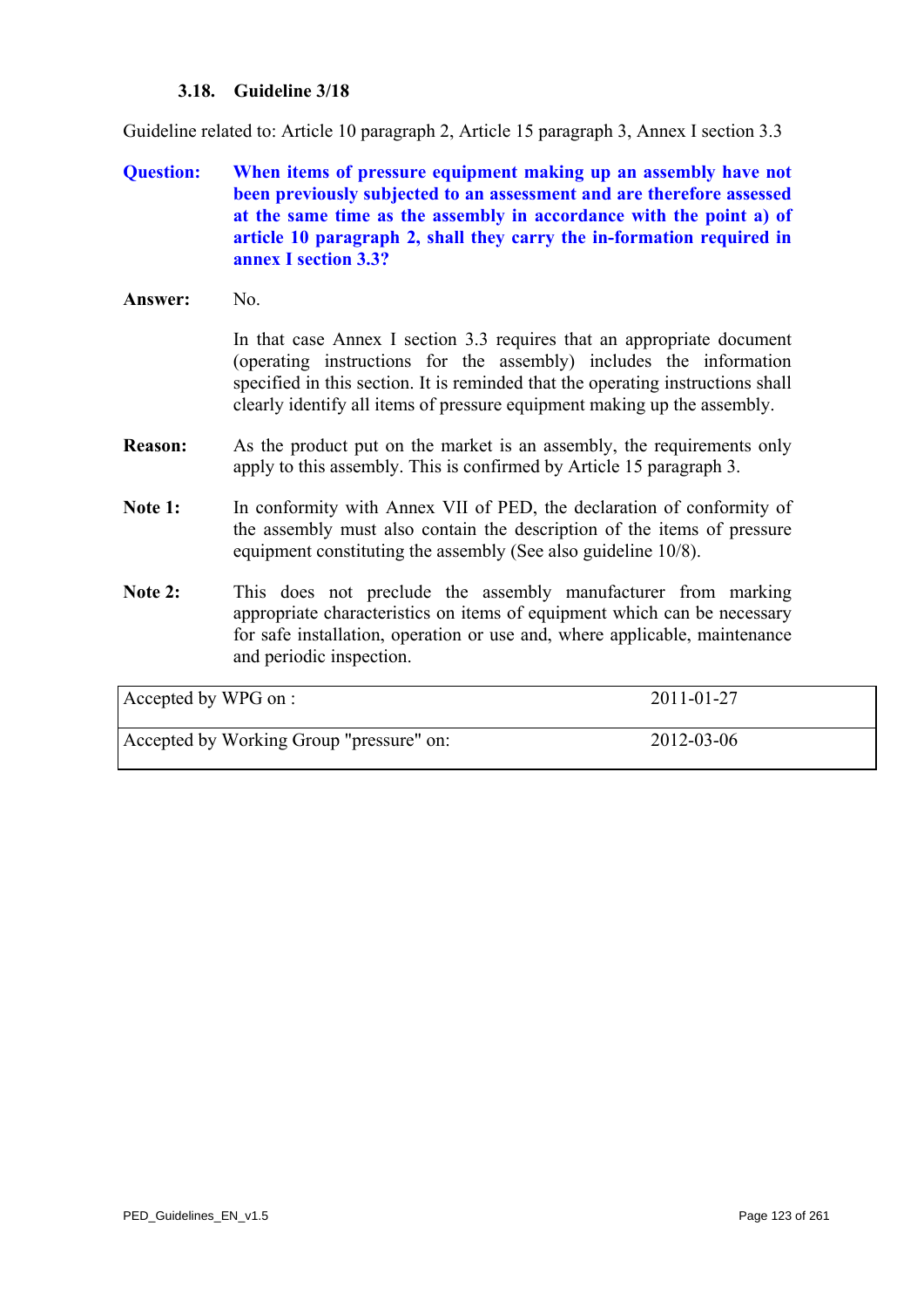### 3.18. Guideline 3/18

Guideline related to: Article 10 paragraph 2, Article 15 paragraph 3, Annex I section 3.3

**Question:** **When items of pressure equipment making up an assembly have not been previously subjected to an assessment and are therefore assessed at the same time as the assembly in accordance with the point a) of article 10 paragraph 2, shall they carry the in-formation required in annex I section 3.3?**

**Answer:** No.

In that case Annex I section 3.3 requires that an appropriate document (operating instructions for the assembly) includes the information specified in this section. It is reminded that the operating instructions shall clearly identify all items of pressure equipment making up the assembly.

**Reason:** As the product put on the market is an assembly, the requirements only apply to this assembly. This is confirmed by Article 15 paragraph 3.

**Note 1:** In conformity with Annex VII of PED, the declaration of conformity of the assembly must also contain the description of the items of pressure equipment constituting the assembly (See also guideline 10/8).

**Note 2:** This does not preclude the assembly manufacturer from marking appropriate characteristics on items of equipment which can be necessary for safe installation, operation or use and, where applicable, maintenance and periodic inspection.

| | |
|---|---|
| Accepted by WPG on : | 2011-01-27 |
| Accepted by Working Group "pressure" on: | 2012-03-06 |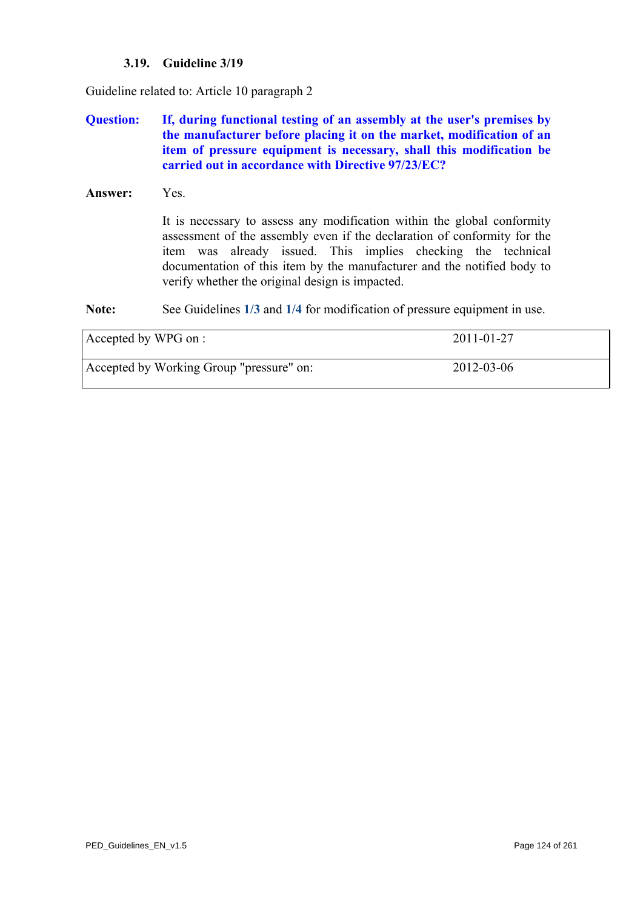### 3.19. Guideline 3/19

Guideline related to: Article 10 paragraph 2

**Question:** **If, during functional testing of an assembly at the user's premises by the manufacturer before placing it on the market, modification of an item of pressure equipment is necessary, shall this modification be carried out in accordance with Directive 97/23/EC?**

**Answer:** Yes.

It is necessary to assess any modification within the global conformity assessment of the assembly even if the declaration of conformity for the item was already issued. This implies checking the technical documentation of this item by the manufacturer and the notified body to verify whether the original design is impacted.

**Note:** See Guidelines **1/3** and **1/4** for modification of pressure equipment in use.

| | |
|---|---|
| Accepted by WPG on : | 2011-01-27 |
| Accepted by Working Group "pressure" on: | 2012-03-06 |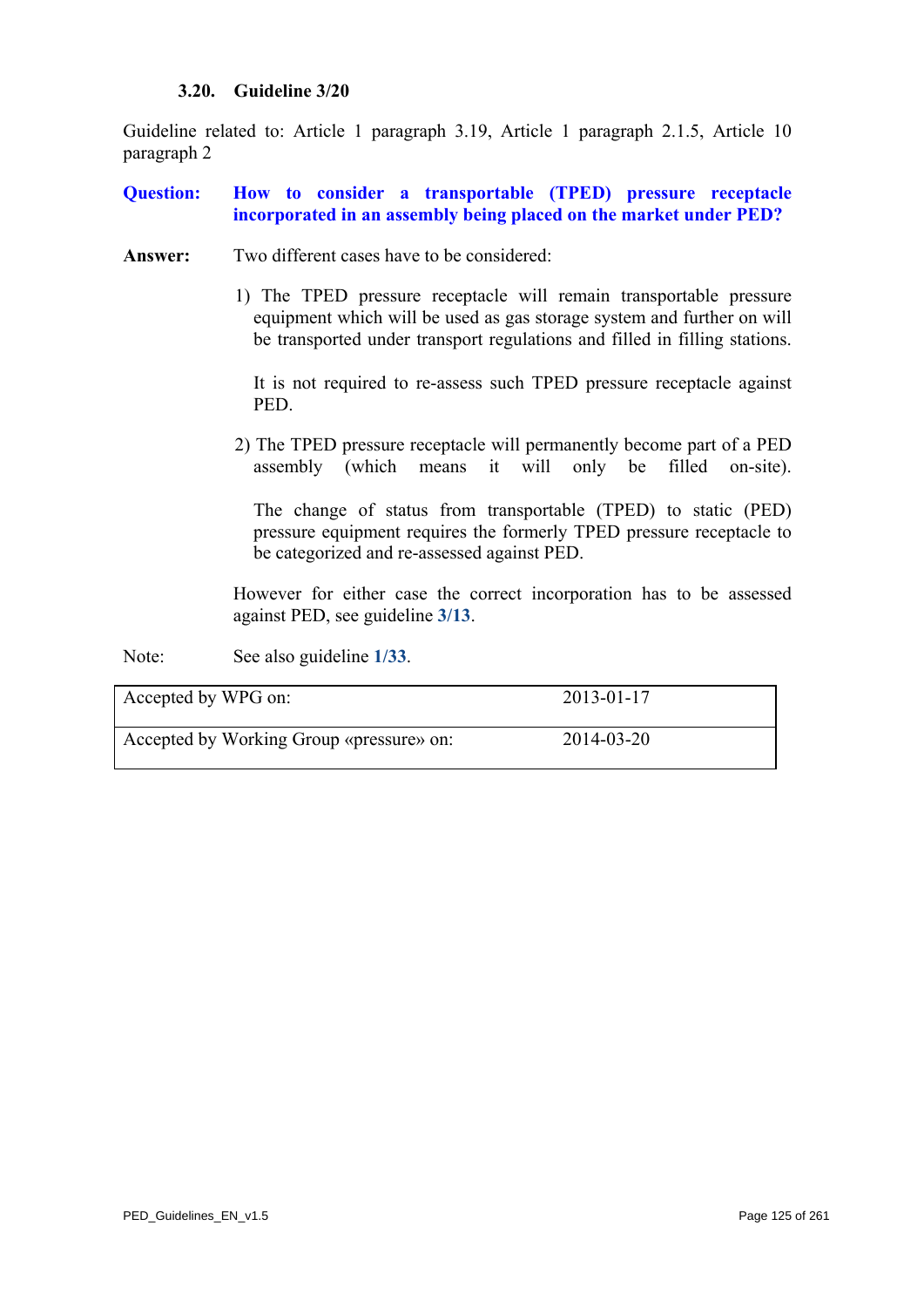### 3.20. Guideline 3/20

Guideline related to: Article 1 paragraph 3.19, Article 1 paragraph 2.1.5, Article 10 paragraph 2

**Question:** **How to consider a transportable (TPED) pressure receptacle incorporated in an assembly being placed on the market under PED?**

**Answer:** Two different cases have to be considered:

1) The TPED pressure receptacle will remain transportable pressure equipment which will be used as gas storage system and further on will be transported under transport regulations and filled in filling stations.

   It is not required to re-assess such TPED pressure receptacle against PED.

2) The TPED pressure receptacle will permanently become part of a PED assembly (which means it will only be filled on-site).

   The change of status from transportable (TPED) to static (PED) pressure equipment requires the formerly TPED pressure receptacle to be categorized and re-assessed against PED.

However for either case the correct incorporation has to be assessed against PED, see guideline **3/13**.

Note: See also guideline **1/33**.

| | |
|---|---|
| Accepted by WPG on: | 2013-01-17 |
| Accepted by Working Group «pressure» on: | 2014-03-20 |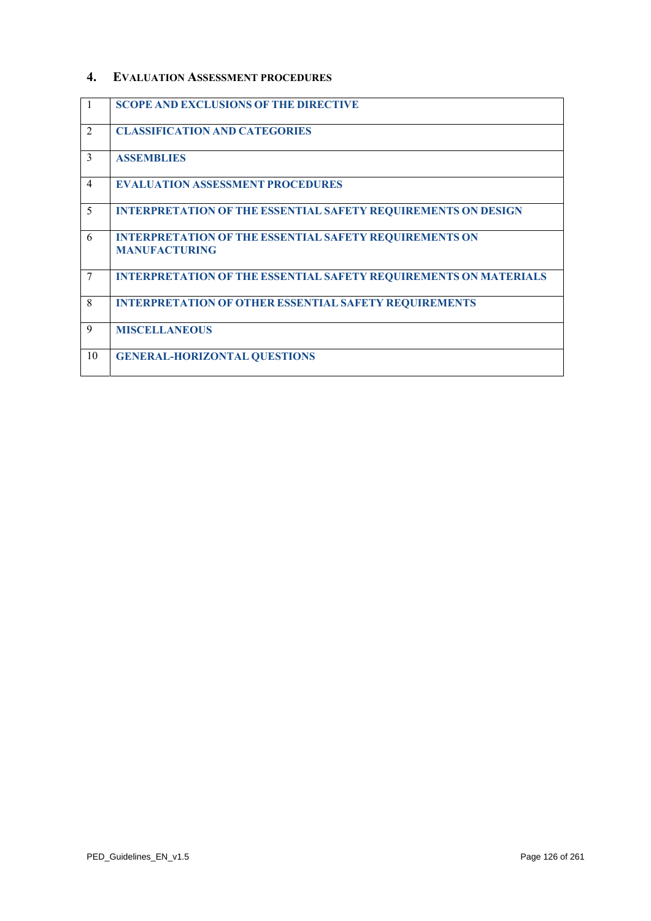## 4. EVALUATION ASSESSMENT PROCEDURES

| | |
|---|---|
| 1 | **SCOPE AND EXCLUSIONS OF THE DIRECTIVE** |
| 2 | **CLASSIFICATION AND CATEGORIES** |
| 3 | **ASSEMBLIES** |
| 4 | **EVALUATION ASSESSMENT PROCEDURES** |
| 5 | **INTERPRETATION OF THE ESSENTIAL SAFETY REQUIREMENTS ON DESIGN** |
| 6 | **INTERPRETATION OF THE ESSENTIAL SAFETY REQUIREMENTS ON MANUFACTURING** |
| 7 | **INTERPRETATION OF THE ESSENTIAL SAFETY REQUIREMENTS ON MATERIALS** |
| 8 | **INTERPRETATION OF OTHER ESSENTIAL SAFETY REQUIREMENTS** |
| 9 | **MISCELLANEOUS** |
| 10 | **GENERAL-HORIZONTAL QUESTIONS** |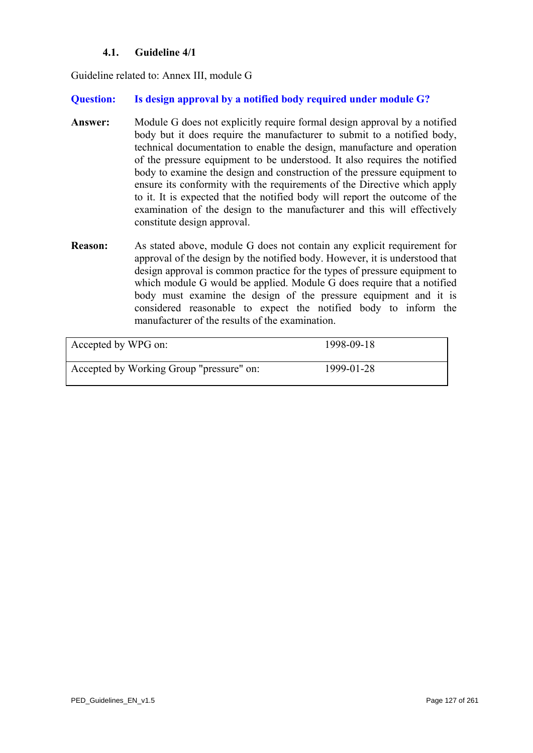### 4.1. Guideline 4/1

Guideline related to: Annex III, module G

**Question: Is design approval by a notified body required under module G?**

**Answer:** Module G does not explicitly require formal design approval by a notified body but it does require the manufacturer to submit to a notified body, technical documentation to enable the design, manufacture and operation of the pressure equipment to be understood. It also requires the notified body to examine the design and construction of the pressure equipment to ensure its conformity with the requirements of the Directive which apply to it. It is expected that the notified body will report the outcome of the examination of the design to the manufacturer and this will effectively constitute design approval.

**Reason:** As stated above, module G does not contain any explicit requirement for approval of the design by the notified body. However, it is understood that design approval is common practice for the types of pressure equipment to which module G would be applied. Module G does require that a notified body must examine the design of the pressure equipment and it is considered reasonable to expect the notified body to inform the manufacturer of the results of the examination.

| | |
|---|---|
| Accepted by WPG on: | 1998-09-18 |
| Accepted by Working Group "pressure" on: | 1999-01-28 |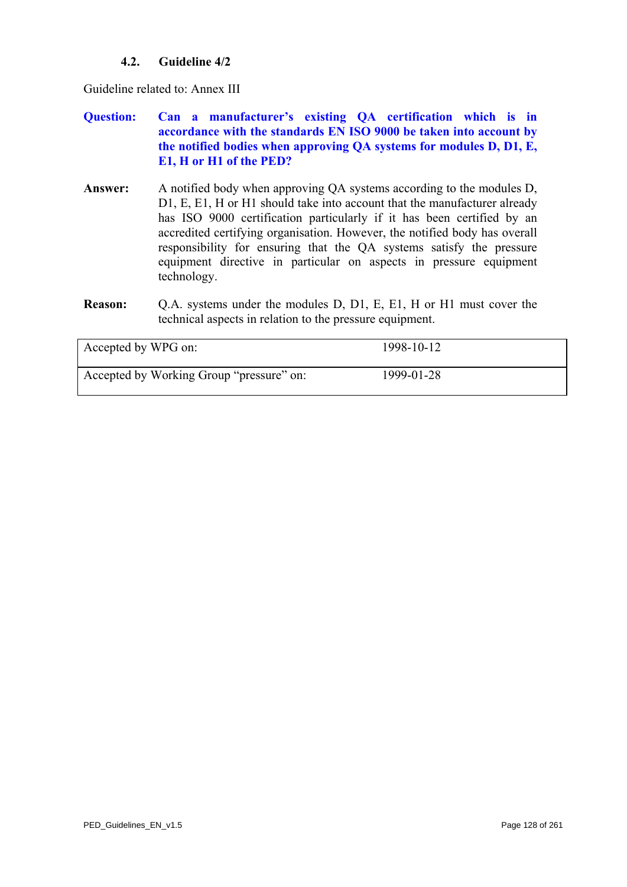### 4.2. Guideline 4/2

Guideline related to: Annex III

**Question:** **Can a manufacturer's existing QA certification which is in accordance with the standards EN ISO 9000 be taken into account by the notified bodies when approving QA systems for modules D, D1, E, E1, H or H1 of the PED?**

**Answer:** A notified body when approving QA systems according to the modules D, D1, E, E1, H or H1 should take into account that the manufacturer already has ISO 9000 certification particularly if it has been certified by an accredited certifying organisation. However, the notified body has overall responsibility for ensuring that the QA systems satisfy the pressure equipment directive in particular on aspects in pressure equipment technology.

**Reason:** Q.A. systems under the modules D, D1, E, E1, H or H1 must cover the technical aspects in relation to the pressure equipment.

| | |
|---|---|
| Accepted by WPG on: | 1998-10-12 |
| Accepted by Working Group "pressure" on: | 1999-01-28 |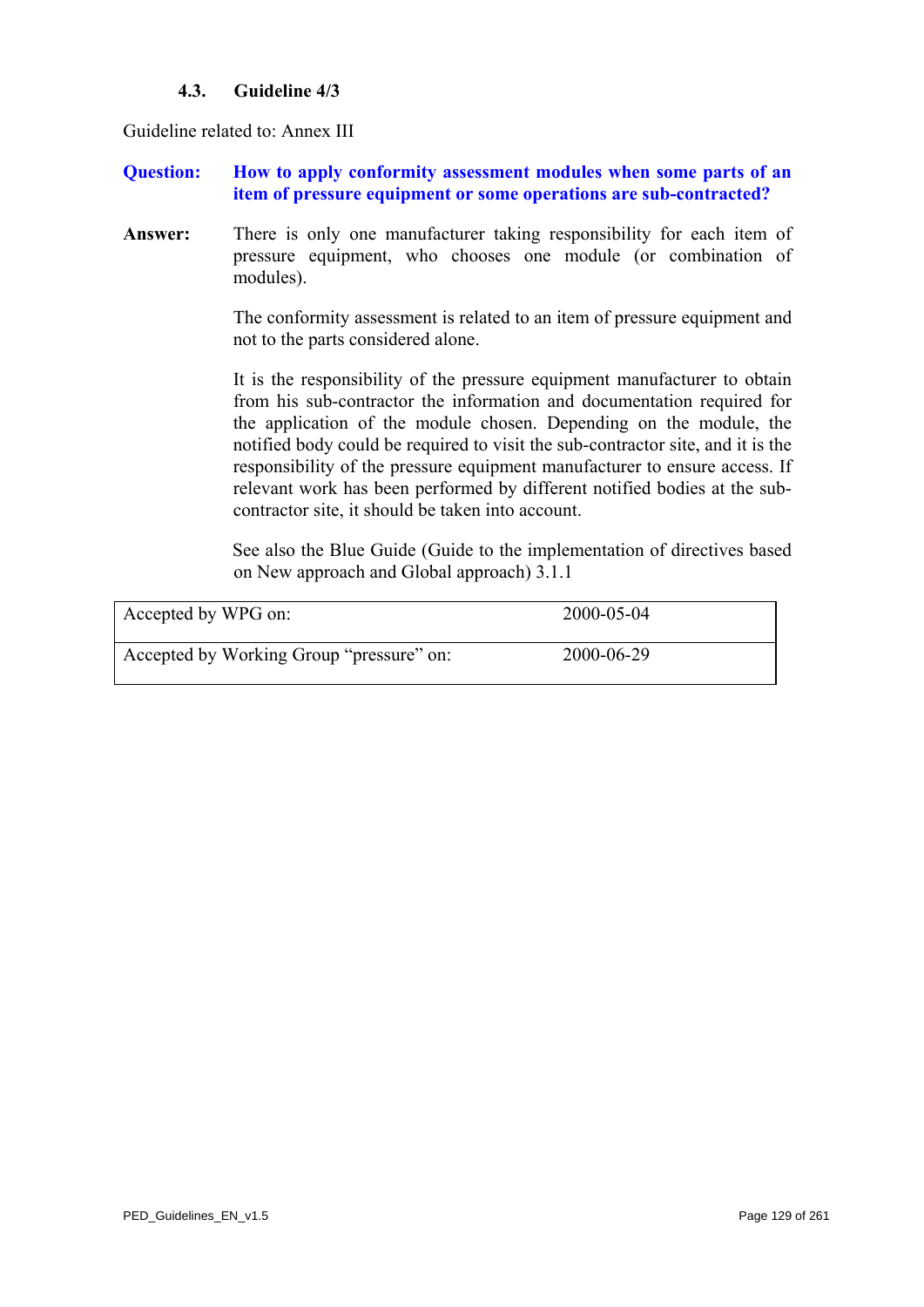### 4.3. Guideline 4/3

Guideline related to: Annex III

**Question:** **How to apply conformity assessment modules when some parts of an item of pressure equipment or some operations are sub-contracted?**

**Answer:** There is only one manufacturer taking responsibility for each item of pressure equipment, who chooses one module (or combination of modules).

The conformity assessment is related to an item of pressure equipment and not to the parts considered alone.

It is the responsibility of the pressure equipment manufacturer to obtain from his sub-contractor the information and documentation required for the application of the module chosen. Depending on the module, the notified body could be required to visit the sub-contractor site, and it is the responsibility of the pressure equipment manufacturer to ensure access. If relevant work has been performed by different notified bodies at the sub-contractor site, it should be taken into account.

See also the Blue Guide (Guide to the implementation of directives based on New approach and Global approach) 3.1.1

| | |
|---|---|
| Accepted by WPG on: | 2000-05-04 |
| Accepted by Working Group "pressure" on: | 2000-06-29 |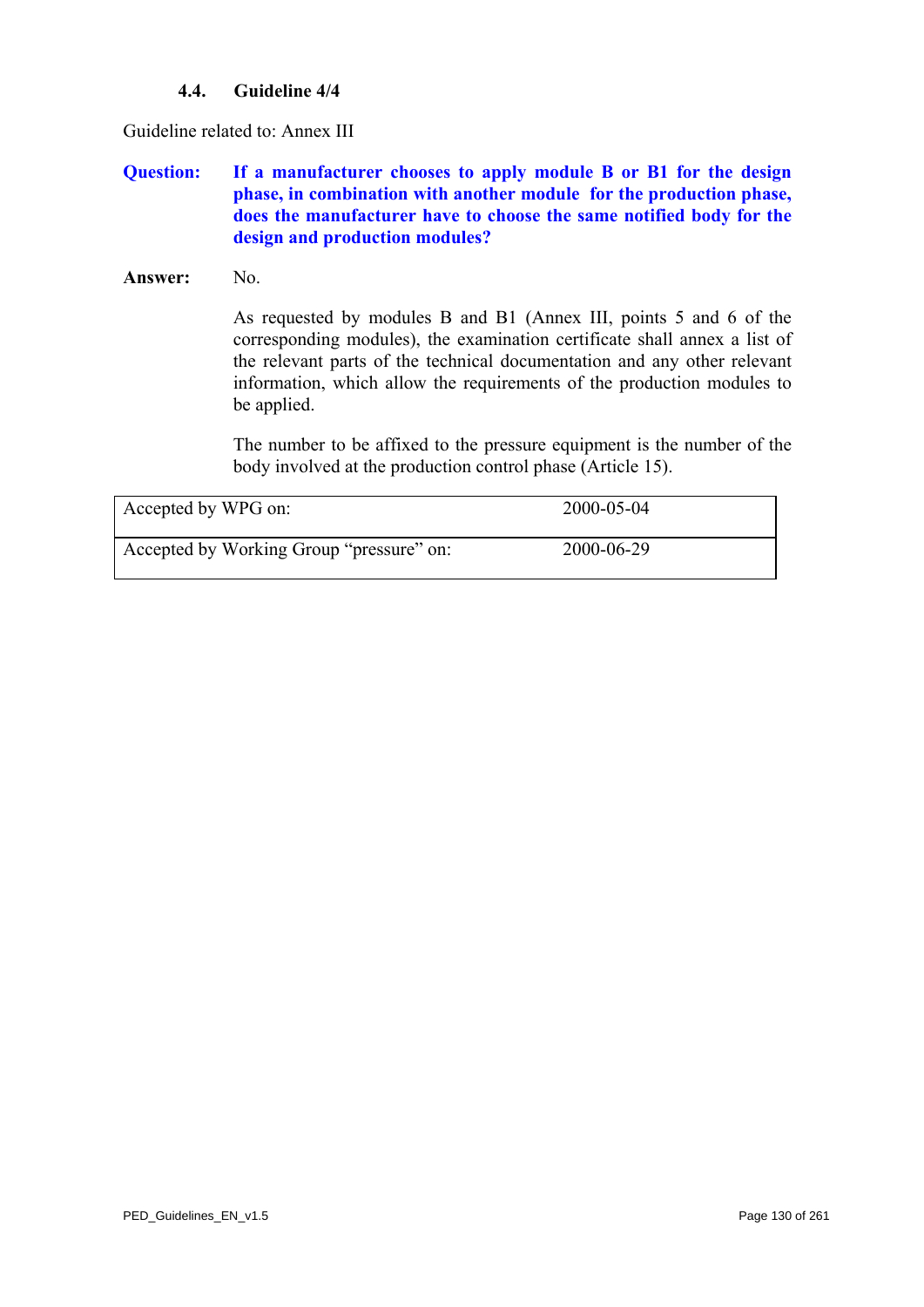### 4.4. Guideline 4/4

Guideline related to: Annex III

**Question:** **If a manufacturer chooses to apply module B or B1 for the design phase, in combination with another module for the production phase, does the manufacturer have to choose the same notified body for the design and production modules?**

**Answer:** No.

As requested by modules B and B1 (Annex III, points 5 and 6 of the corresponding modules), the examination certificate shall annex a list of the relevant parts of the technical documentation and any other relevant information, which allow the requirements of the production modules to be applied.

The number to be affixed to the pressure equipment is the number of the body involved at the production control phase (Article 15).

| | |
|---|---|
| Accepted by WPG on: | 2000-05-04 |
| Accepted by Working Group "pressure" on: | 2000-06-29 |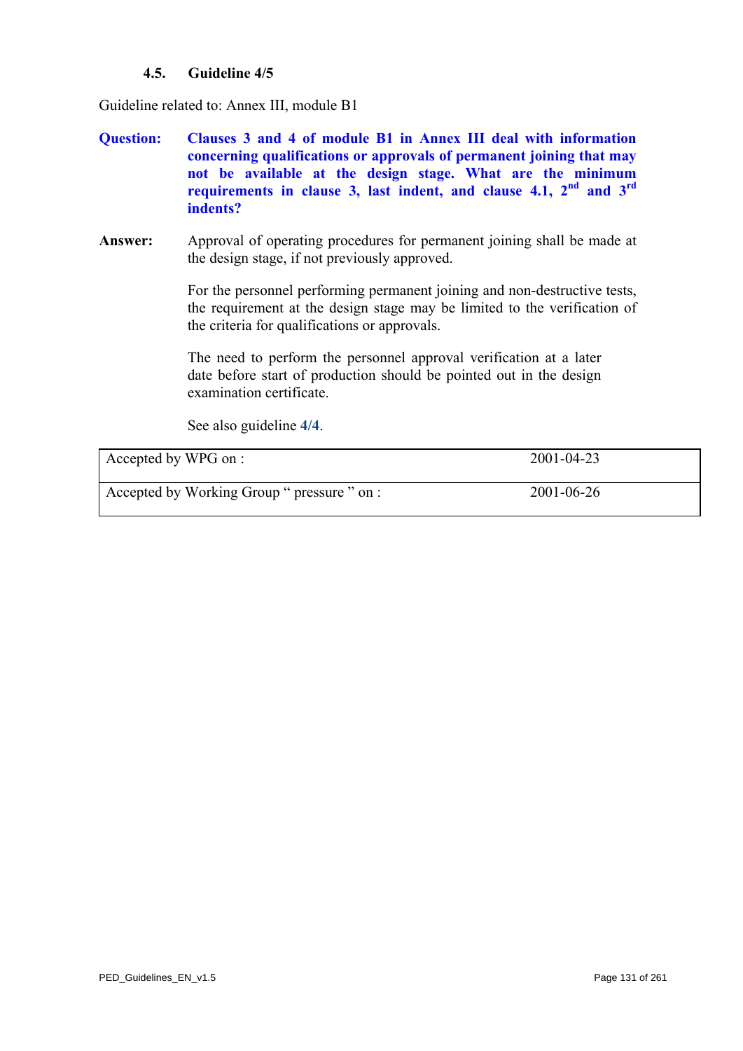### 4.5. Guideline 4/5

Guideline related to: Annex III, module B1

**Question:** **Clauses 3 and 4 of module B1 in Annex III deal with information concerning qualifications or approvals of permanent joining that may not be available at the design stage. What are the minimum requirements in clause 3, last indent, and clause 4.1, 2nd and 3rd indents?**

**Answer:** Approval of operating procedures for permanent joining shall be made at the design stage, if not previously approved.

For the personnel performing permanent joining and non-destructive tests, the requirement at the design stage may be limited to the verification of the criteria for qualifications or approvals.

The need to perform the personnel approval verification at a later date before start of production should be pointed out in the design examination certificate.

See also guideline **4/4**.

| Accepted by WPG on : | 2001-04-23 |
|---|---|
| Accepted by Working Group " pressure " on : | 2001-06-26 |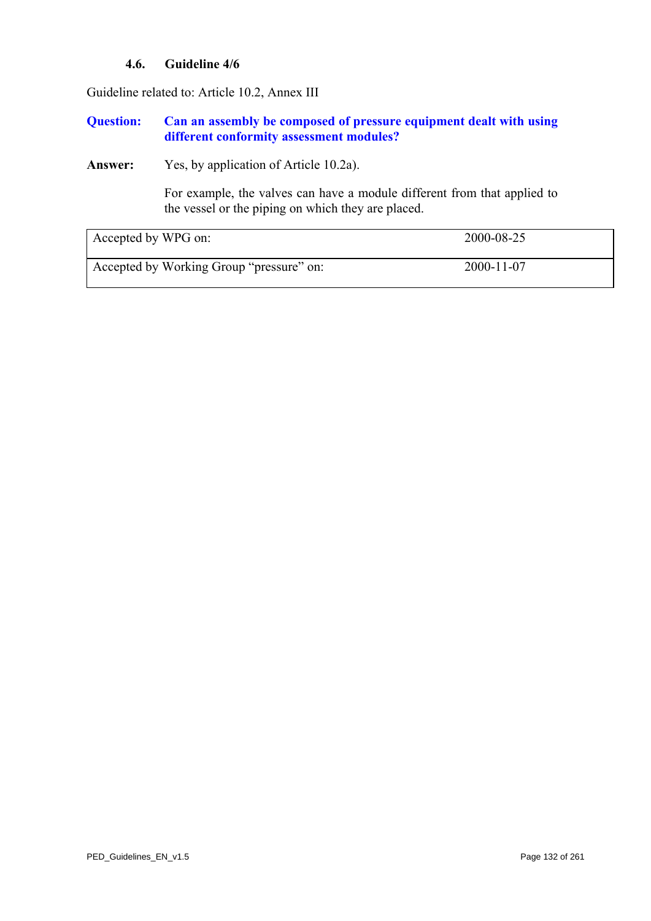### 4.6. Guideline 4/6

Guideline related to: Article 10.2, Annex III

**Question:** **Can an assembly be composed of pressure equipment dealt with using different conformity assessment modules?**

**Answer:** Yes, by application of Article 10.2a).

For example, the valves can have a module different from that applied to the vessel or the piping on which they are placed.

| Accepted by WPG on: | 2000-08-25 |
|---|---|
| Accepted by Working Group "pressure" on: | 2000-11-07 |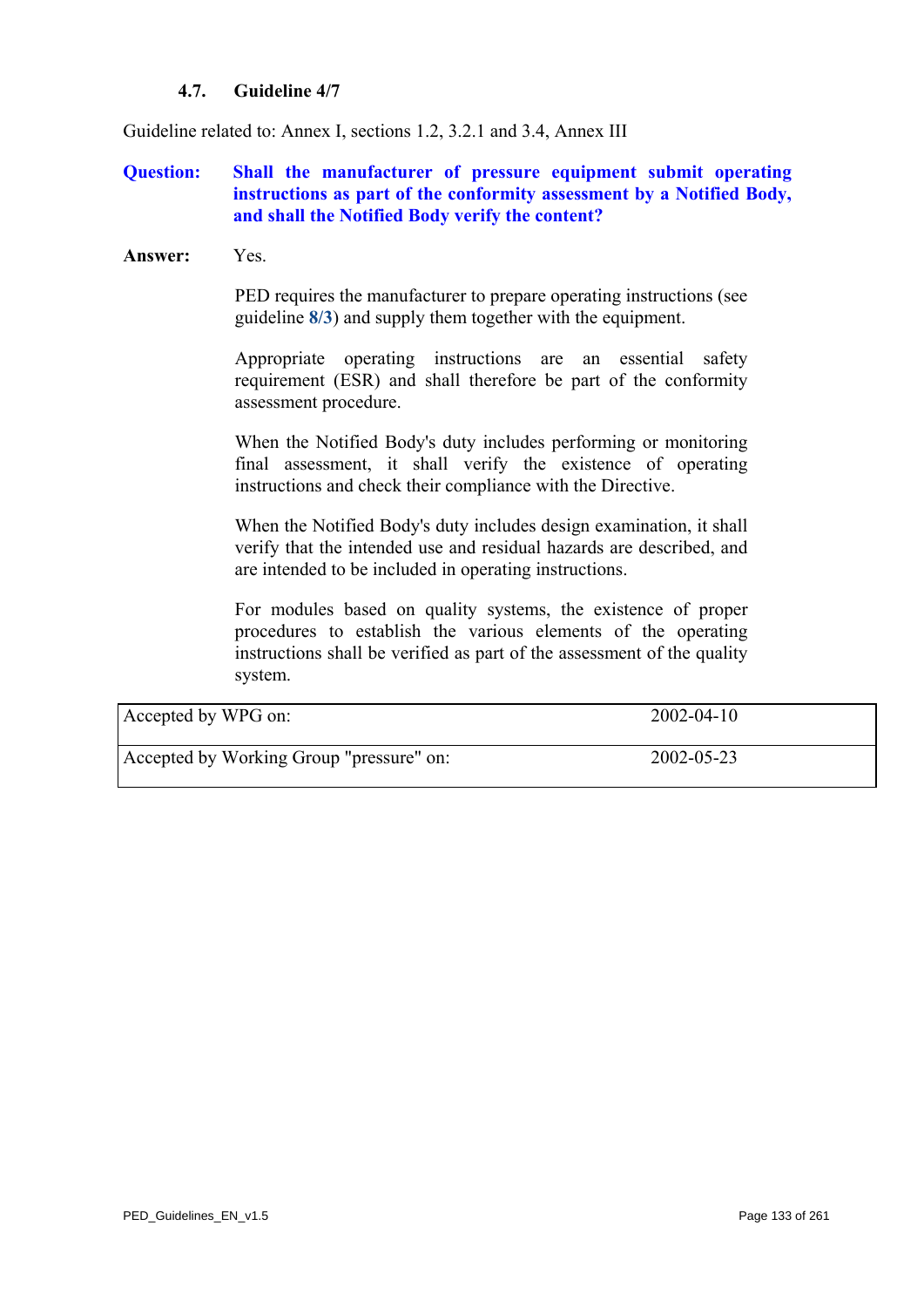### 4.7. Guideline 4/7

Guideline related to: Annex I, sections 1.2, 3.2.1 and 3.4, Annex III

**Question:** **Shall the manufacturer of pressure equipment submit operating instructions as part of the conformity assessment by a Notified Body, and shall the Notified Body verify the content?**

**Answer:** Yes.

PED requires the manufacturer to prepare operating instructions (see guideline **8/3**) and supply them together with the equipment.

Appropriate operating instructions are an essential safety requirement (ESR) and shall therefore be part of the conformity assessment procedure.

When the Notified Body's duty includes performing or monitoring final assessment, it shall verify the existence of operating instructions and check their compliance with the Directive.

When the Notified Body's duty includes design examination, it shall verify that the intended use and residual hazards are described, and are intended to be included in operating instructions.

For modules based on quality systems, the existence of proper procedures to establish the various elements of the operating instructions shall be verified as part of the assessment of the quality system.

| | |
|---|---|
| Accepted by WPG on: | 2002-04-10 |
| Accepted by Working Group "pressure" on: | 2002-05-23 |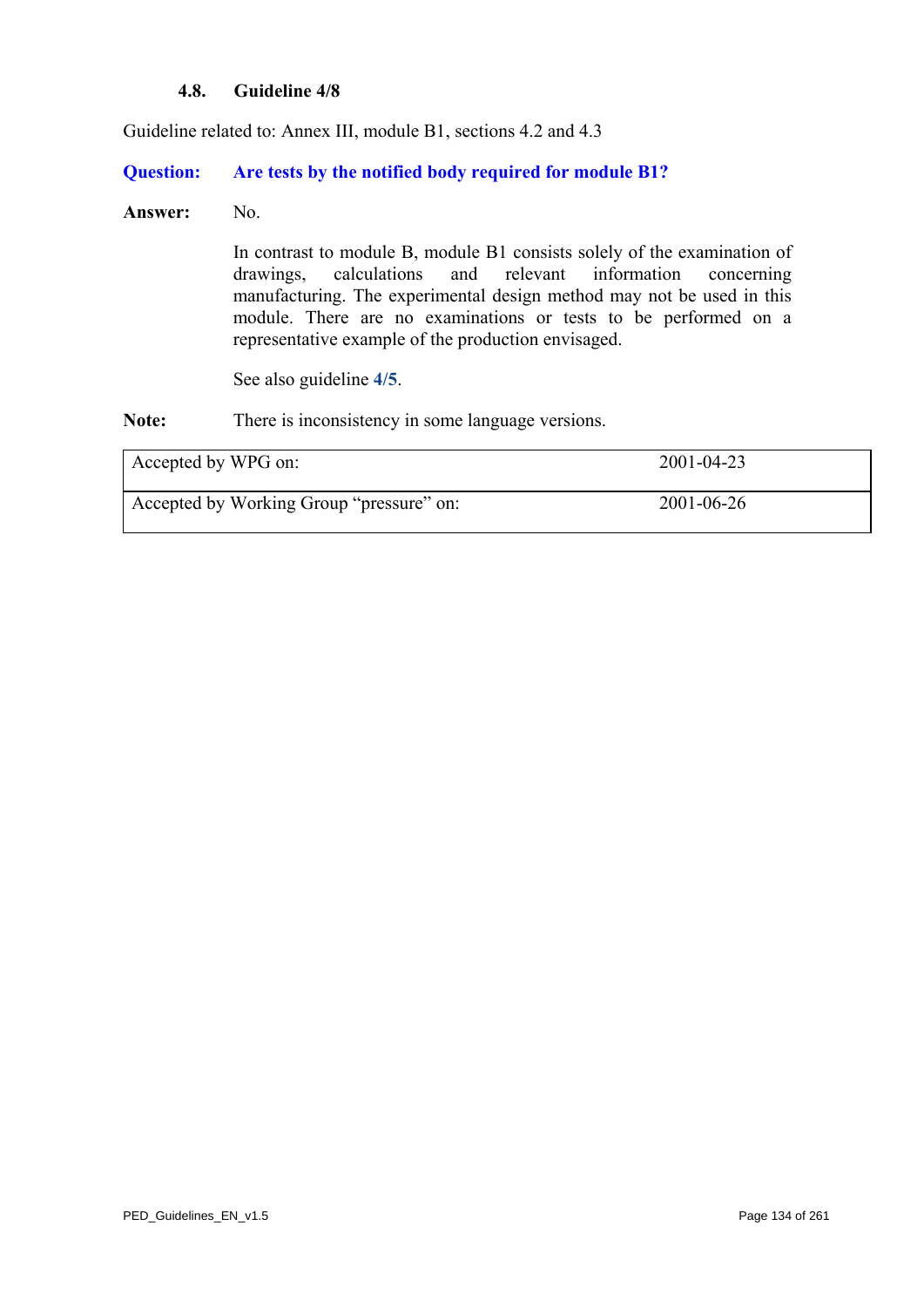### 4.8. Guideline 4/8

Guideline related to: Annex III, module B1, sections 4.2 and 4.3

**Question: Are tests by the notified body required for module B1?**

**Answer:** No.

In contrast to module B, module B1 consists solely of the examination of drawings, calculations and relevant information concerning manufacturing. The experimental design method may not be used in this module. There are no examinations or tests to be performed on a representative example of the production envisaged.

See also guideline **4/5**.

**Note:** There is inconsistency in some language versions.

| | |
|---|---|
| Accepted by WPG on: | 2001-04-23 |
| Accepted by Working Group "pressure" on: | 2001-06-26 |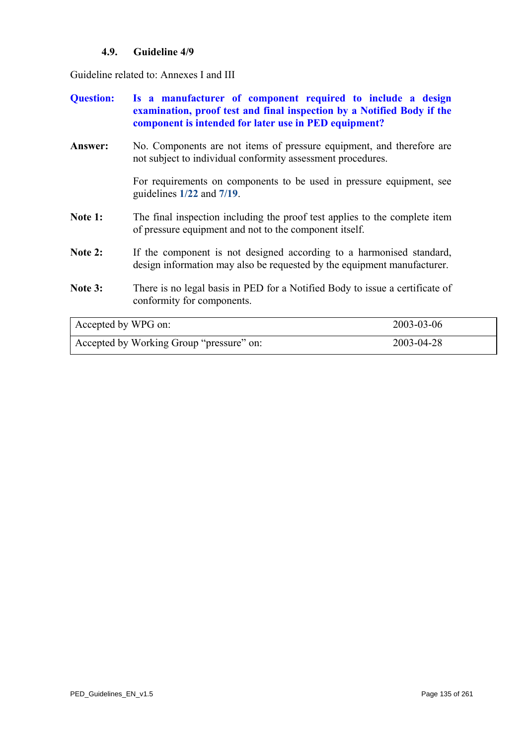### 4.9. Guideline 4/9

Guideline related to: Annexes I and III

**Question:** **Is a manufacturer of component required to include a design examination, proof test and final inspection by a Notified Body if the component is intended for later use in PED equipment?**

**Answer:** No. Components are not items of pressure equipment, and therefore are not subject to individual conformity assessment procedures.

For requirements on components to be used in pressure equipment, see guidelines **1/22** and **7/19**.

**Note 1:** The final inspection including the proof test applies to the complete item of pressure equipment and not to the component itself.

**Note 2:** If the component is not designed according to a harmonised standard, design information may also be requested by the equipment manufacturer.

**Note 3:** There is no legal basis in PED for a Notified Body to issue a certificate of conformity for components.

| | |
|---|---|
| Accepted by WPG on: | 2003-03-06 |
| Accepted by Working Group "pressure" on: | 2003-04-28 |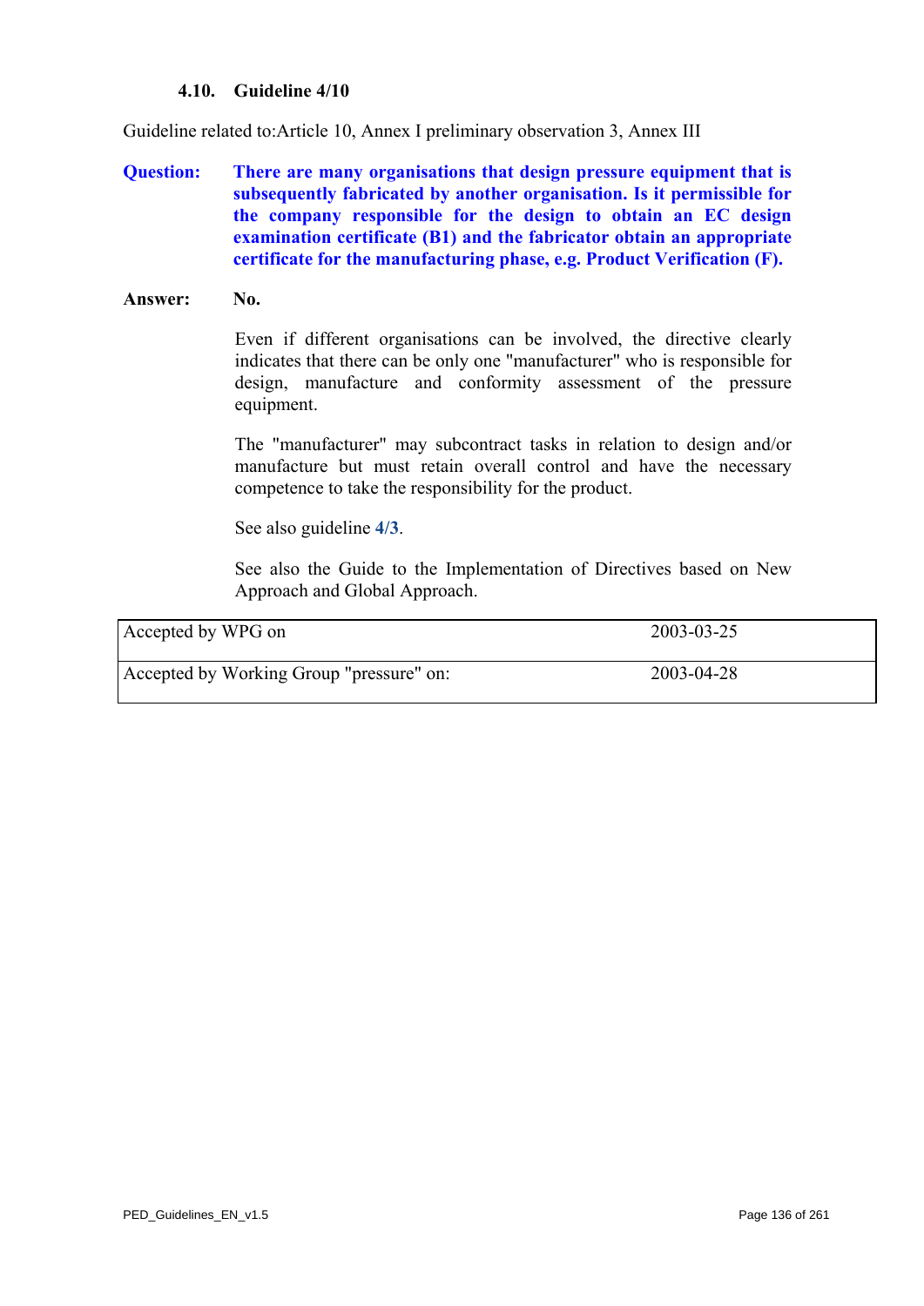### 4.10. Guideline 4/10

Guideline related to:Article 10, Annex I preliminary observation 3, Annex III

**Question:** **There are many organisations that design pressure equipment that is subsequently fabricated by another organisation. Is it permissible for the company responsible for the design to obtain an EC design examination certificate (B1) and the fabricator obtain an appropriate certificate for the manufacturing phase, e.g. Product Verification (F).**

**Answer:** **No.**

Even if different organisations can be involved, the directive clearly indicates that there can be only one "manufacturer" who is responsible for design, manufacture and conformity assessment of the pressure equipment.

The "manufacturer" may subcontract tasks in relation to design and/or manufacture but must retain overall control and have the necessary competence to take the responsibility for the product.

See also guideline **4/3**.

See also the Guide to the Implementation of Directives based on New Approach and Global Approach.

| | |
|---|---|
| Accepted by WPG on | 2003-03-25 |
| Accepted by Working Group "pressure" on: | 2003-04-28 |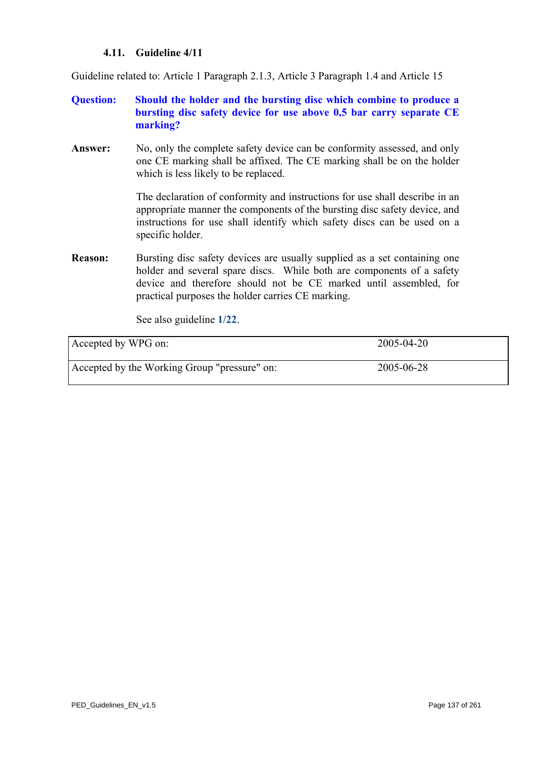### 4.11. Guideline 4/11

Guideline related to: Article 1 Paragraph 2.1.3, Article 3 Paragraph 1.4 and Article 15

**Question:** **Should the holder and the bursting disc which combine to produce a bursting disc safety device for use above 0,5 bar carry separate CE marking?**

**Answer:** No, only the complete safety device can be conformity assessed, and only one CE marking shall be affixed. The CE marking shall be on the holder which is less likely to be replaced.

The declaration of conformity and instructions for use shall describe in an appropriate manner the components of the bursting disc safety device, and instructions for use shall identify which safety discs can be used on a specific holder.

**Reason:** Bursting disc safety devices are usually supplied as a set containing one holder and several spare discs. While both are components of a safety device and therefore should not be CE marked until assembled, for practical purposes the holder carries CE marking.

See also guideline **1/22**.

| | |
|---|---|
| Accepted by WPG on: | 2005-04-20 |
| Accepted by the Working Group "pressure" on: | 2005-06-28 |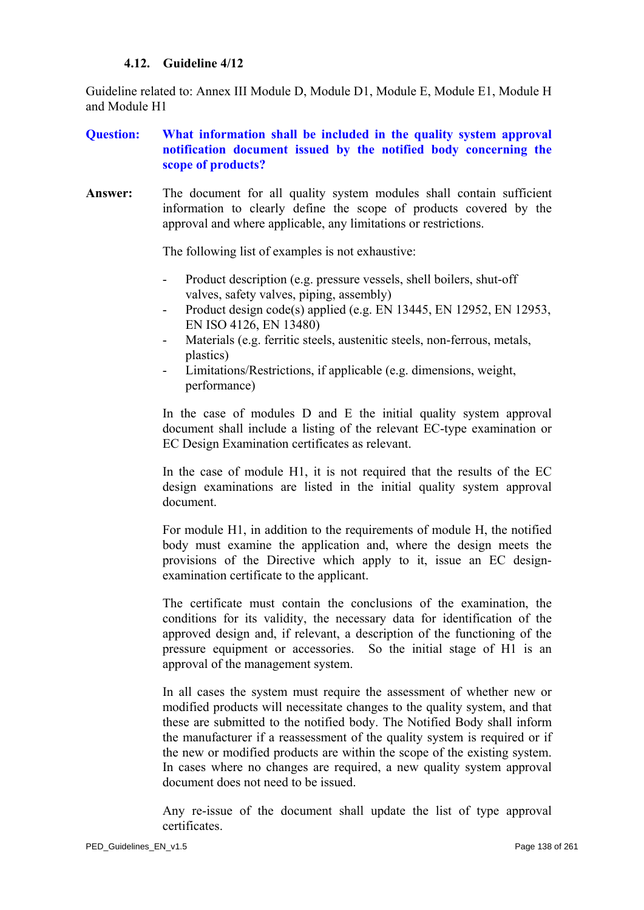### 4.12. Guideline 4/12

Guideline related to: Annex III Module D, Module D1, Module E, Module E1, Module H and Module H1

**Question:** **What information shall be included in the quality system approval notification document issued by the notified body concerning the scope of products?**

**Answer:** The document for all quality system modules shall contain sufficient information to clearly define the scope of products covered by the approval and where applicable, any limitations or restrictions.

The following list of examples is not exhaustive:

- Product description (e.g. pressure vessels, shell boilers, shut-off valves, safety valves, piping, assembly)
- Product design code(s) applied (e.g. EN 13445, EN 12952, EN 12953, EN ISO 4126, EN 13480)
- Materials (e.g. ferritic steels, austenitic steels, non-ferrous, metals, plastics)
- Limitations/Restrictions, if applicable (e.g. dimensions, weight, performance)

In the case of modules D and E the initial quality system approval document shall include a listing of the relevant EC-type examination or EC Design Examination certificates as relevant.

In the case of module H1, it is not required that the results of the EC design examinations are listed in the initial quality system approval document.

For module H1, in addition to the requirements of module H, the notified body must examine the application and, where the design meets the provisions of the Directive which apply to it, issue an EC design-examination certificate to the applicant.

The certificate must contain the conclusions of the examination, the conditions for its validity, the necessary data for identification of the approved design and, if relevant, a description of the functioning of the pressure equipment or accessories. So the initial stage of H1 is an approval of the management system.

In all cases the system must require the assessment of whether new or modified products will necessitate changes to the quality system, and that these are submitted to the notified body. The Notified Body shall inform the manufacturer if a reassessment of the quality system is required or if the new or modified products are within the scope of the existing system. In cases where no changes are required, a new quality system approval document does not need to be issued.

Any re-issue of the document shall update the list of type approval certificates.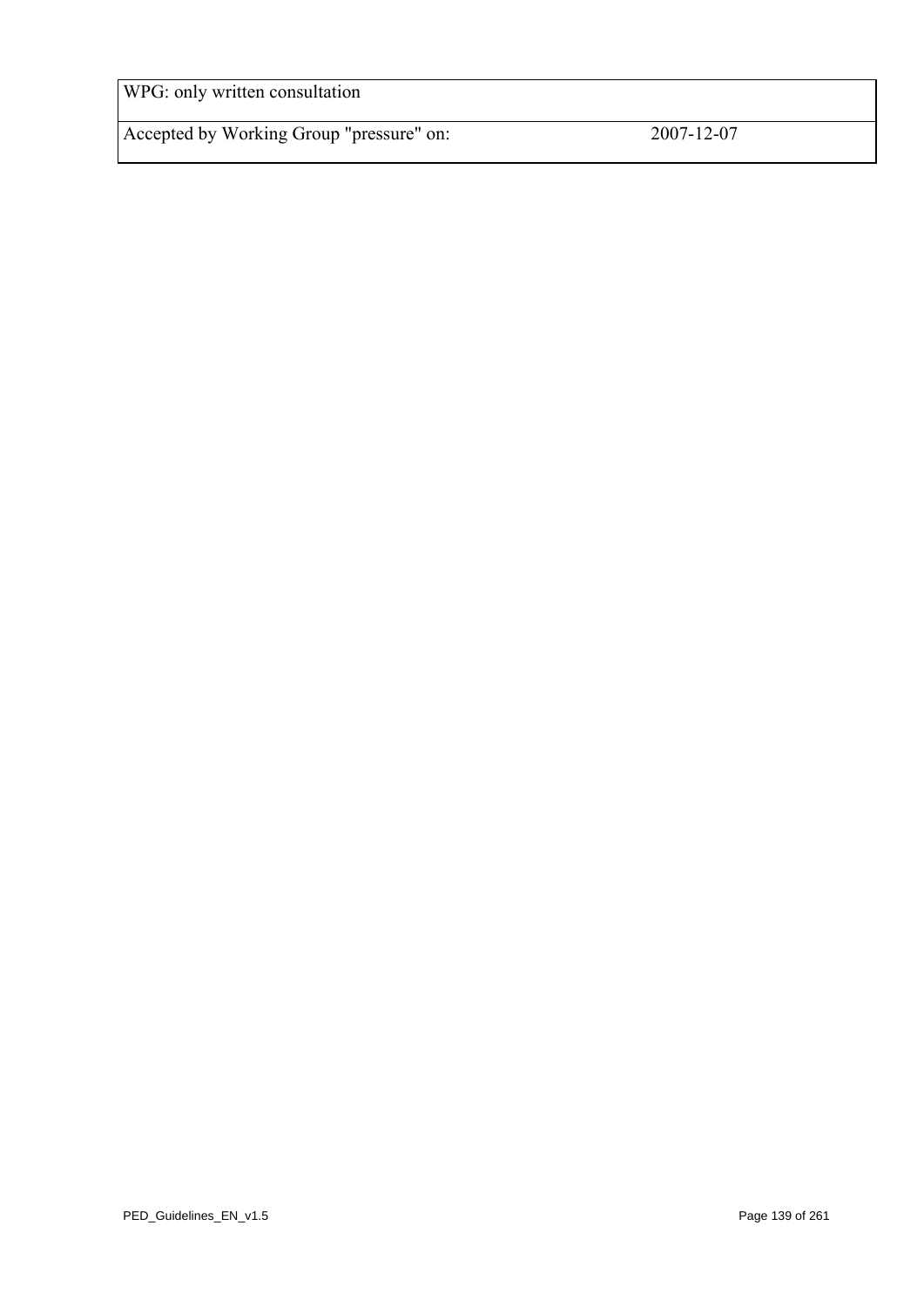| WPG: only written consultation | |
| --- | --- |
| Accepted by Working Group "pressure" on: | 2007-12-07 |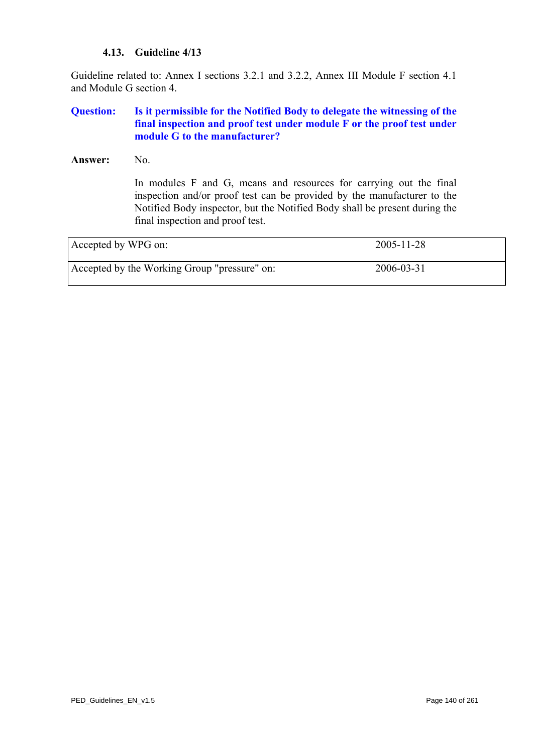### 4.13. Guideline 4/13

Guideline related to: Annex I sections 3.2.1 and 3.2.2, Annex III Module F section 4.1 and Module G section 4.

**Question:** **Is it permissible for the Notified Body to delegate the witnessing of the final inspection and proof test under module F or the proof test under module G to the manufacturer?**

**Answer:** No.

In modules F and G, means and resources for carrying out the final inspection and/or proof test can be provided by the manufacturer to the Notified Body inspector, but the Notified Body shall be present during the final inspection and proof test.

| | |
|---|---|
| Accepted by WPG on: | 2005-11-28 |
| Accepted by the Working Group "pressure" on: | 2006-03-31 |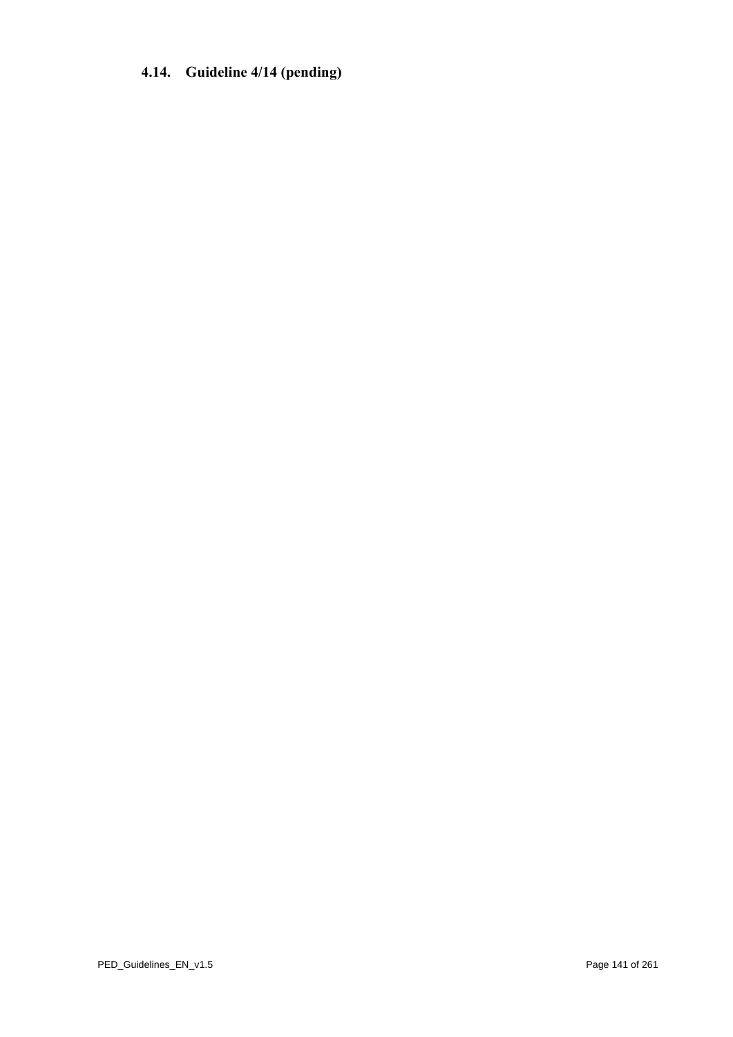## 4.14. Guideline 4/14 (pending)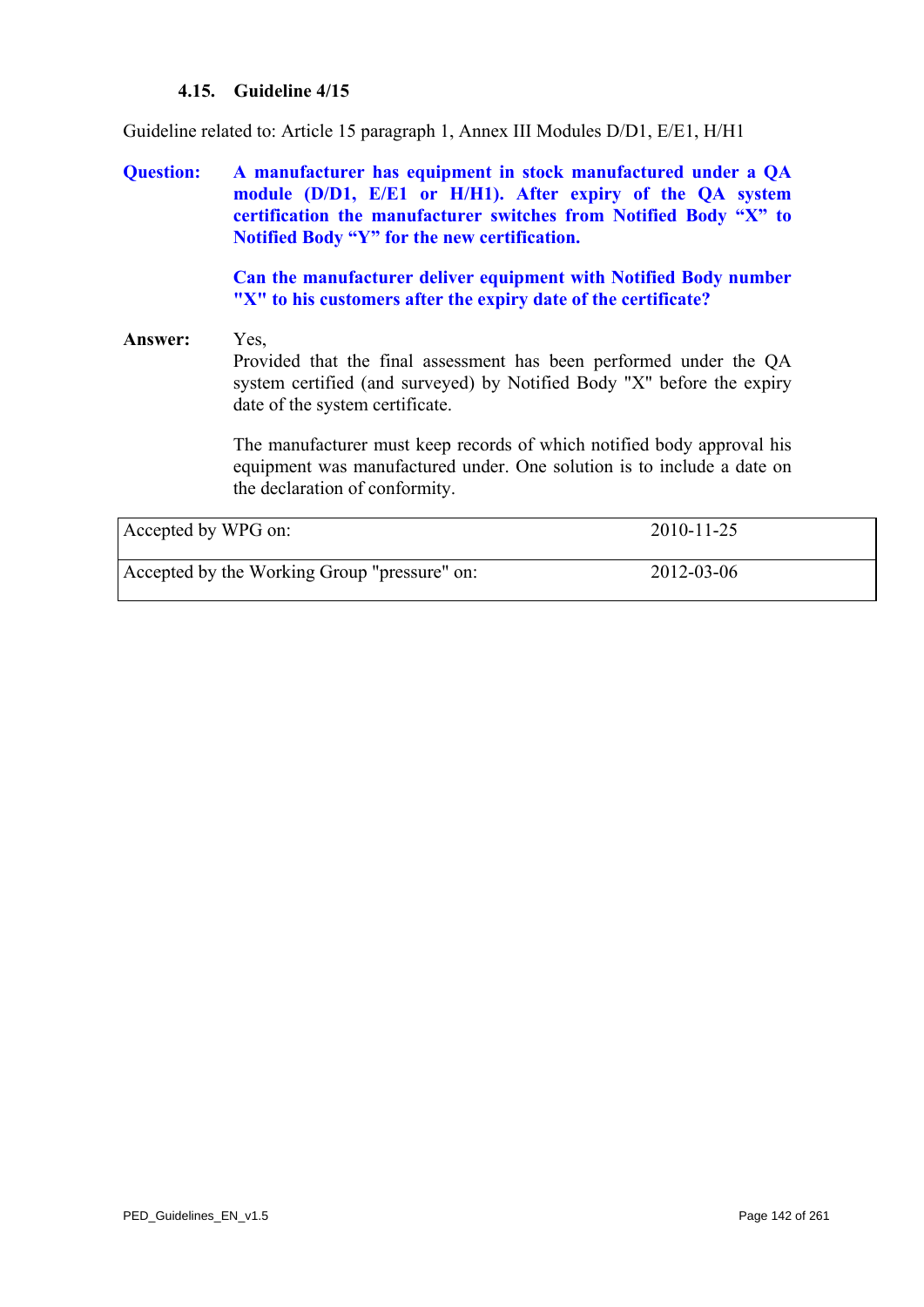### 4.15. Guideline 4/15

Guideline related to: Article 15 paragraph 1, Annex III Modules D/D1, E/E1, H/H1

**Question:** **A manufacturer has equipment in stock manufactured under a QA module (D/D1, E/E1 or H/H1). After expiry of the QA system certification the manufacturer switches from Notified Body “X” to Notified Body “Y” for the new certification.**

**Can the manufacturer deliver equipment with Notified Body number "X" to his customers after the expiry date of the certificate?**

**Answer:** Yes,
Provided that the final assessment has been performed under the QA system certified (and surveyed) by Notified Body "X" before the expiry date of the system certificate.

The manufacturer must keep records of which notified body approval his equipment was manufactured under. One solution is to include a date on the declaration of conformity.

| | |
|---|---|
| Accepted by WPG on: | 2010-11-25 |
| Accepted by the Working Group "pressure" on: | 2012-03-06 |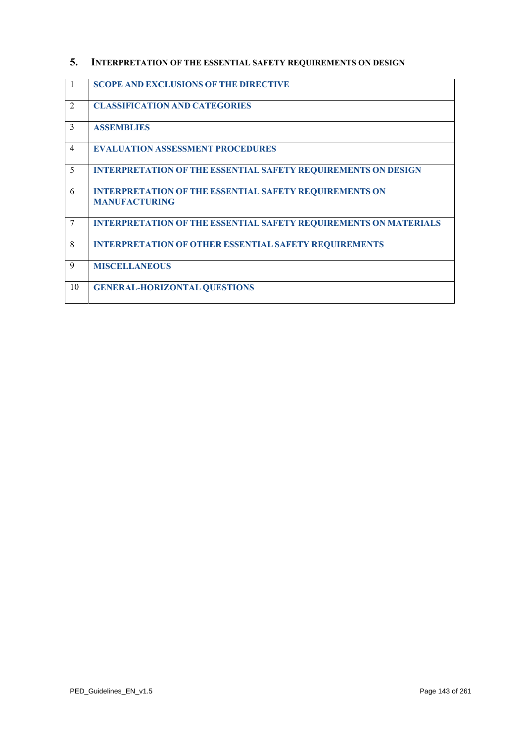## 5. INTERPRETATION OF THE ESSENTIAL SAFETY REQUIREMENTS ON DESIGN

| | |
|---|---|
| 1 | **SCOPE AND EXCLUSIONS OF THE DIRECTIVE** |
| 2 | **CLASSIFICATION AND CATEGORIES** |
| 3 | **ASSEMBLIES** |
| 4 | **EVALUATION ASSESSMENT PROCEDURES** |
| 5 | **INTERPRETATION OF THE ESSENTIAL SAFETY REQUIREMENTS ON DESIGN** |
| 6 | **INTERPRETATION OF THE ESSENTIAL SAFETY REQUIREMENTS ON MANUFACTURING** |
| 7 | **INTERPRETATION OF THE ESSENTIAL SAFETY REQUIREMENTS ON MATERIALS** |
| 8 | **INTERPRETATION OF OTHER ESSENTIAL SAFETY REQUIREMENTS** |
| 9 | **MISCELLANEOUS** |
| 10 | **GENERAL-HORIZONTAL QUESTIONS** |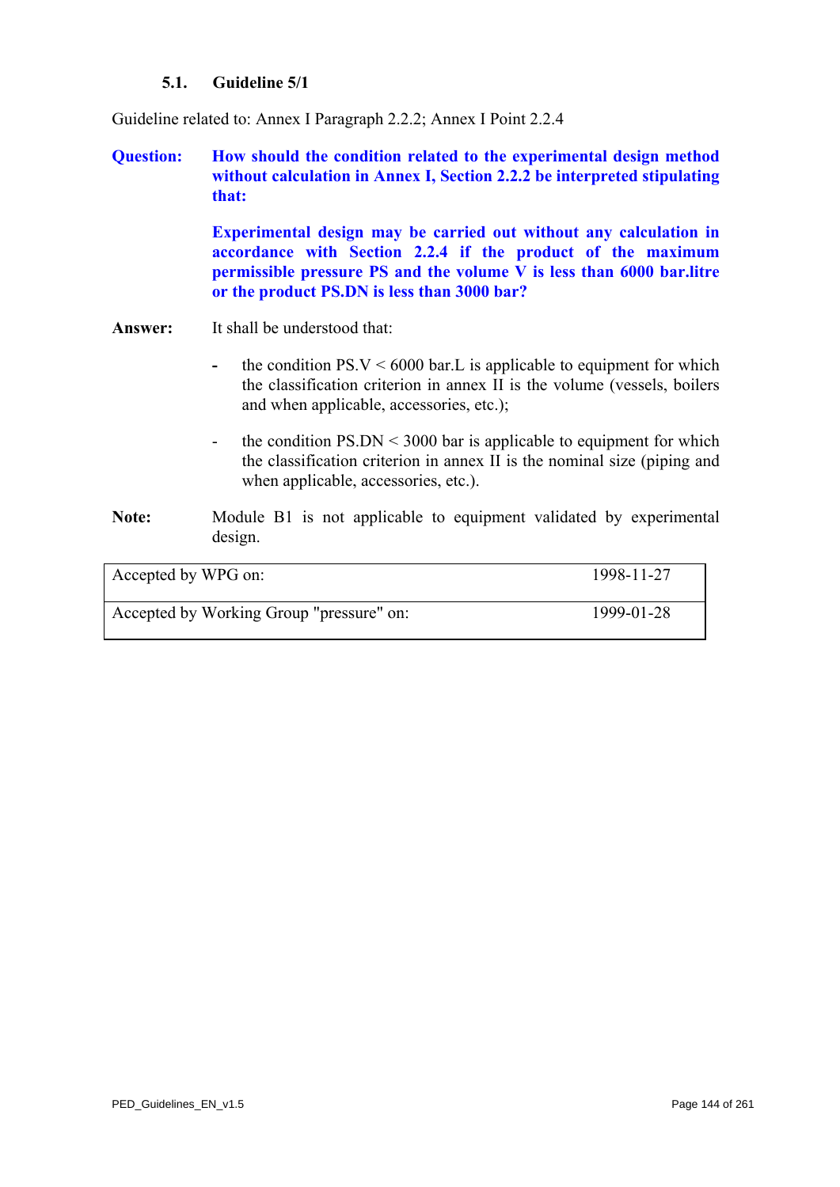### 5.1. Guideline 5/1

Guideline related to: Annex I Paragraph 2.2.2; Annex I Point 2.2.4

**Question:** **How should the condition related to the experimental design method without calculation in Annex I, Section 2.2.2 be interpreted stipulating that:**

**Experimental design may be carried out without any calculation in accordance with Section 2.2.4 if the product of the maximum permissible pressure PS and the volume V is less than 6000 bar.litre or the product PS.DN is less than 3000 bar?**

**Answer:** It shall be understood that:

- the condition PS.V < 6000 bar.L is applicable to equipment for which the classification criterion in annex II is the volume (vessels, boilers and when applicable, accessories, etc.);
- the condition PS.DN < 3000 bar is applicable to equipment for which the classification criterion in annex II is the nominal size (piping and when applicable, accessories, etc.).

**Note:** Module B1 is not applicable to equipment validated by experimental design.

| | |
|---|---|
| Accepted by WPG on: | 1998-11-27 |
| Accepted by Working Group "pressure" on: | 1999-01-28 |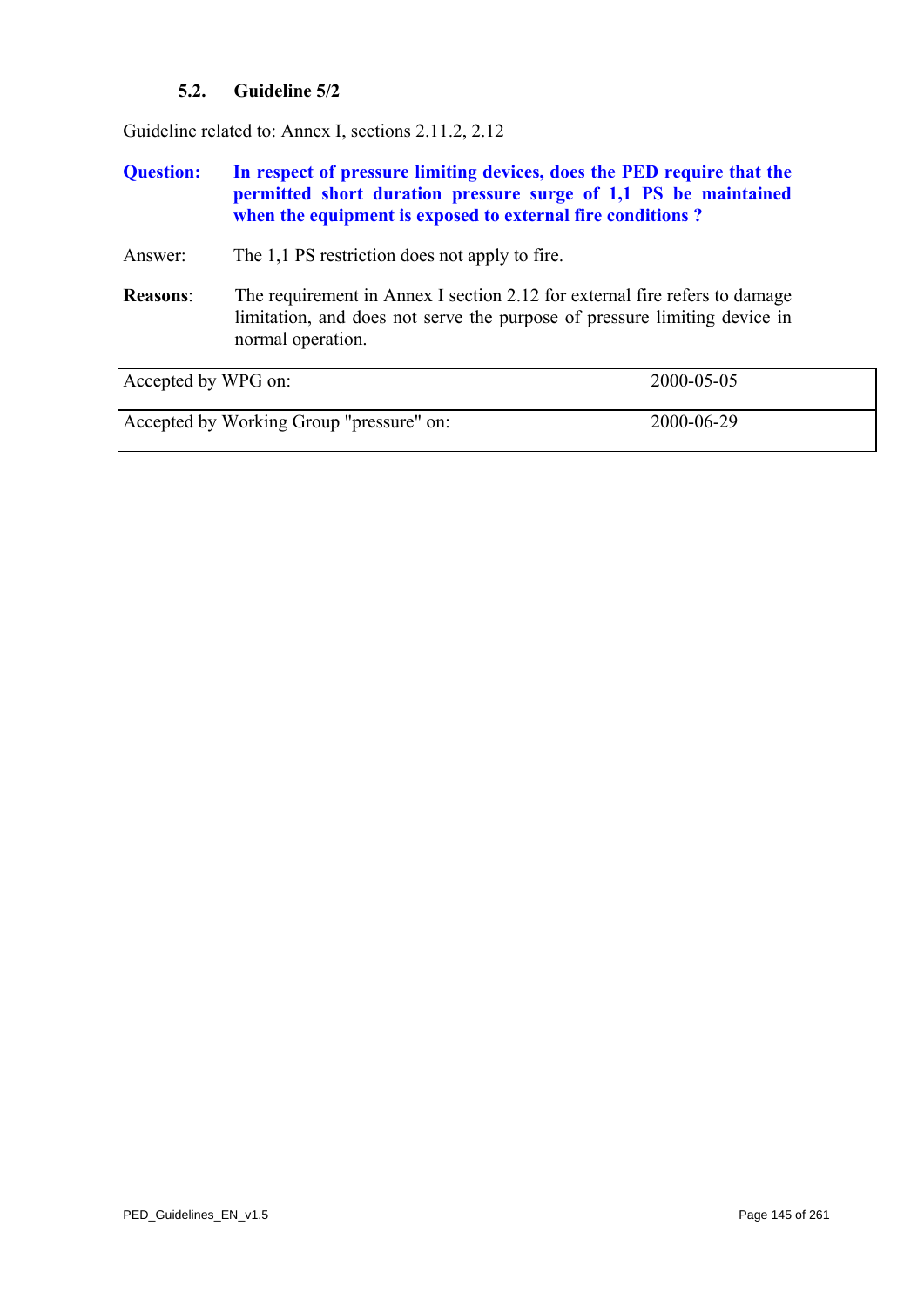### 5.2. Guideline 5/2

Guideline related to: Annex I, sections 2.11.2, 2.12

**Question:** **In respect of pressure limiting devices, does the PED require that the permitted short duration pressure surge of 1,1 PS be maintained when the equipment is exposed to external fire conditions ?**

Answer: The 1,1 PS restriction does not apply to fire.

**Reasons**: The requirement in Annex I section 2.12 for external fire refers to damage limitation, and does not serve the purpose of pressure limiting device in normal operation.

| | |
|---|---|
| Accepted by WPG on: | 2000-05-05 |
| Accepted by Working Group "pressure" on: | 2000-06-29 |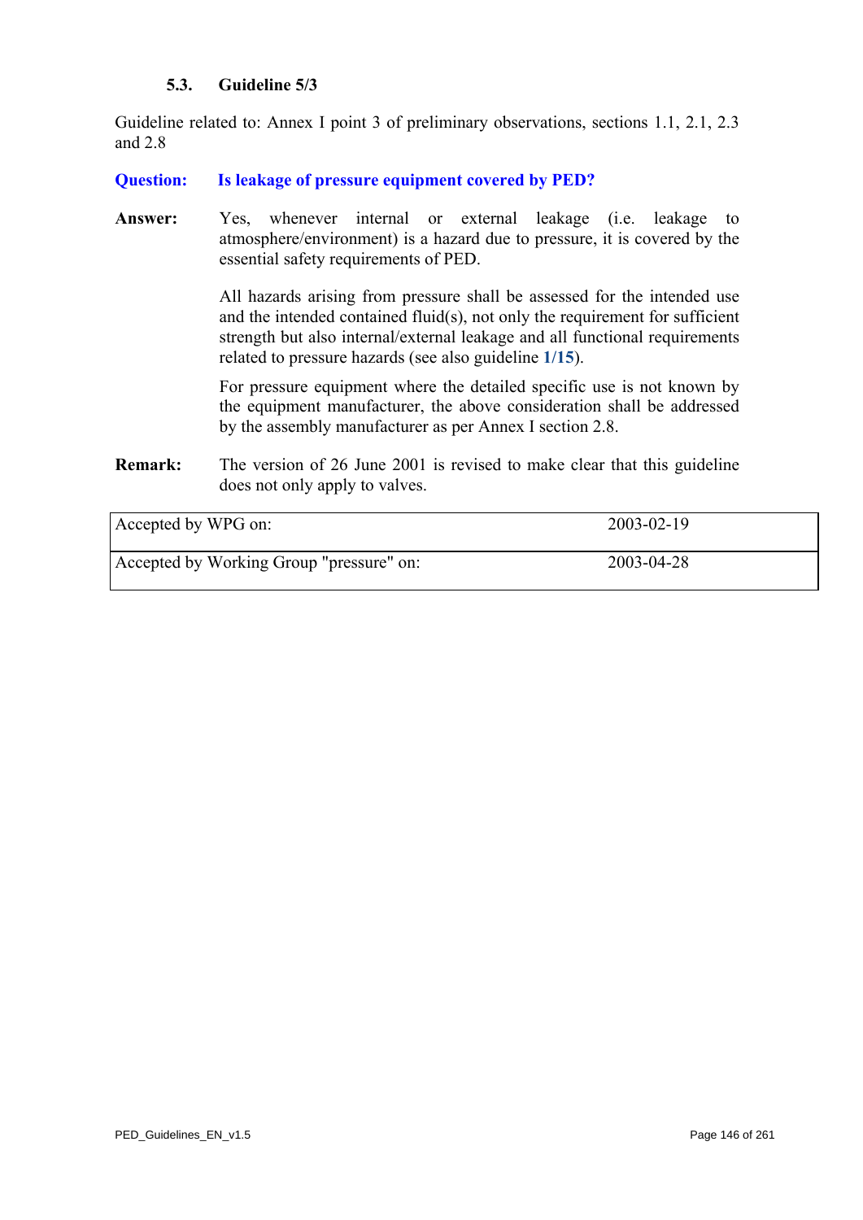### 5.3. Guideline 5/3

Guideline related to: Annex I point 3 of preliminary observations, sections 1.1, 2.1, 2.3 and 2.8

**Question:** **Is leakage of pressure equipment covered by PED?**

**Answer:** Yes, whenever internal or external leakage (i.e. leakage to atmosphere/environment) is a hazard due to pressure, it is covered by the essential safety requirements of PED.

All hazards arising from pressure shall be assessed for the intended use and the intended contained fluid(s), not only the requirement for sufficient strength but also internal/external leakage and all functional requirements related to pressure hazards (see also guideline **1/15**).

For pressure equipment where the detailed specific use is not known by the equipment manufacturer, the above consideration shall be addressed by the assembly manufacturer as per Annex I section 2.8.

**Remark:** The version of 26 June 2001 is revised to make clear that this guideline does not only apply to valves.

| | |
|---|---|
| Accepted by WPG on: | 2003-02-19 |
| Accepted by Working Group "pressure" on: | 2003-04-28 |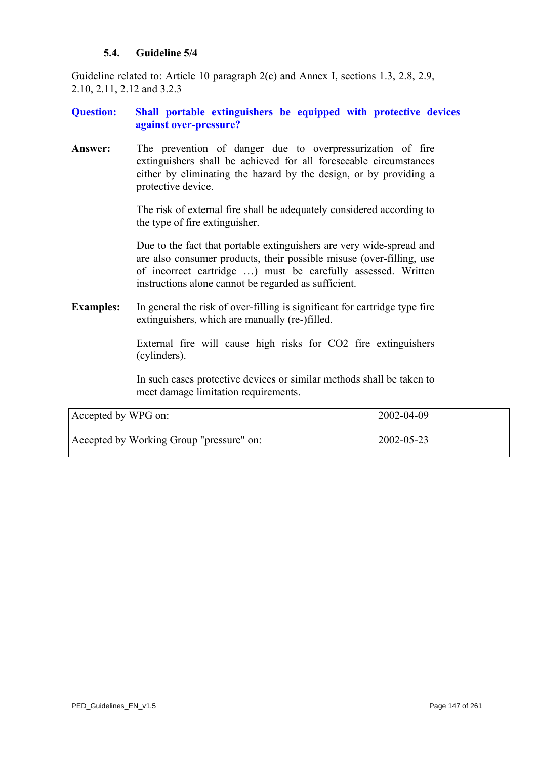### 5.4. Guideline 5/4

Guideline related to: Article 10 paragraph 2(c) and Annex I, sections 1.3, 2.8, 2.9, 2.10, 2.11, 2.12 and 3.2.3

**Question: Shall portable extinguishers be equipped with protective devices against over-pressure?**

**Answer:** The prevention of danger due to overpressurization of fire extinguishers shall be achieved for all foreseeable circumstances either by eliminating the hazard by the design, or by providing a protective device.

The risk of external fire shall be adequately considered according to the type of fire extinguisher.

Due to the fact that portable extinguishers are very wide-spread and are also consumer products, their possible misuse (over-filling, use of incorrect cartridge …) must be carefully assessed. Written instructions alone cannot be regarded as sufficient.

**Examples:** In general the risk of over-filling is significant for cartridge type fire extinguishers, which are manually (re-)filled.

External fire will cause high risks for $CO_2$ fire extinguishers (cylinders).

In such cases protective devices or similar methods shall be taken to meet damage limitation requirements.

| | |
|---|---|
| Accepted by WPG on: | 2002-04-09 |
| Accepted by Working Group "pressure" on: | 2002-05-23 |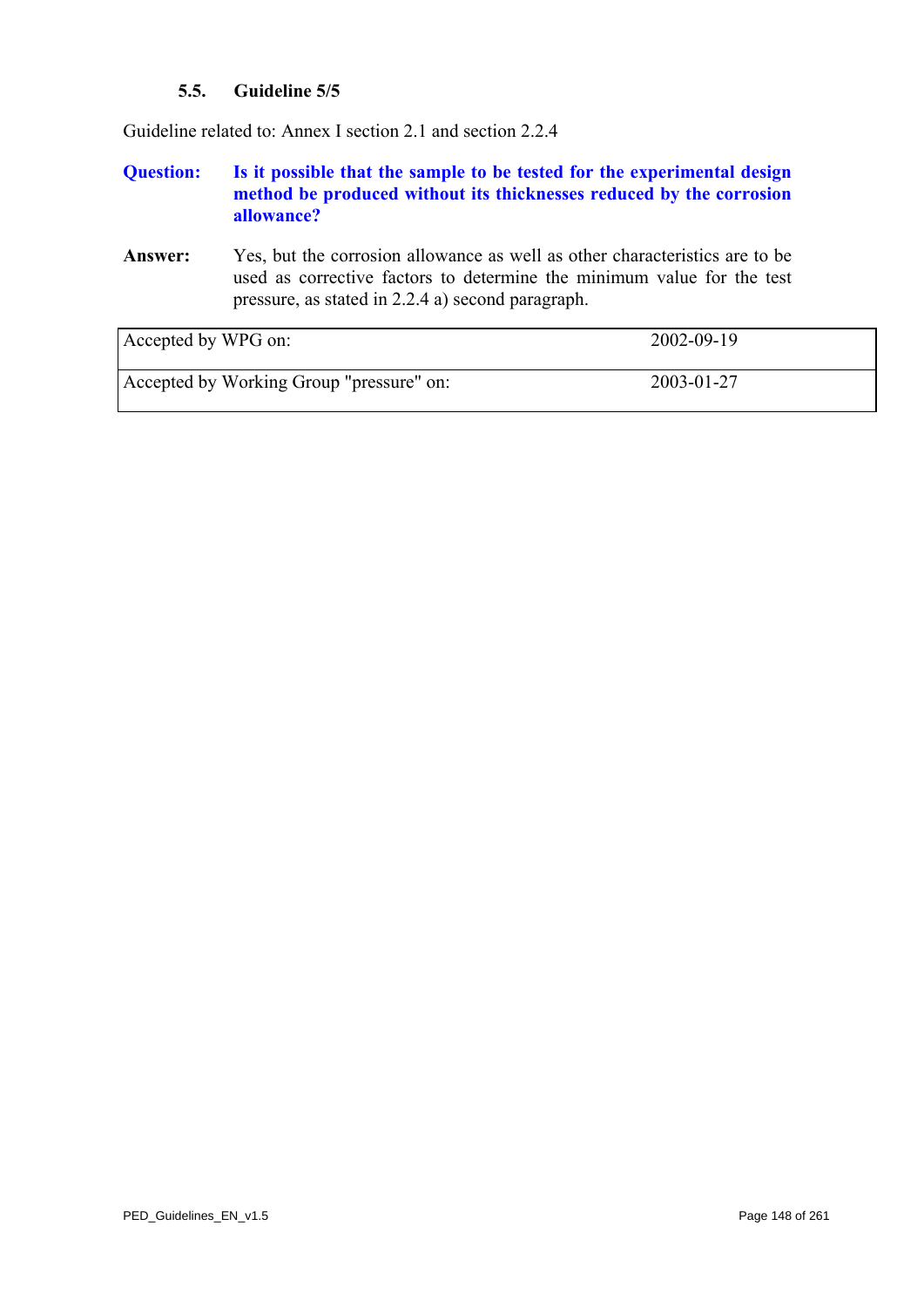### 5.5. Guideline 5/5

Guideline related to: Annex I section 2.1 and section 2.2.4

**Question:** **Is it possible that the sample to be tested for the experimental design method be produced without its thicknesses reduced by the corrosion allowance?**

**Answer:** Yes, but the corrosion allowance as well as other characteristics are to be used as corrective factors to determine the minimum value for the test pressure, as stated in 2.2.4 a) second paragraph.

| Accepted by WPG on: | 2002-09-19 |
|---|---|
| Accepted by Working Group "pressure" on: | 2003-01-27 |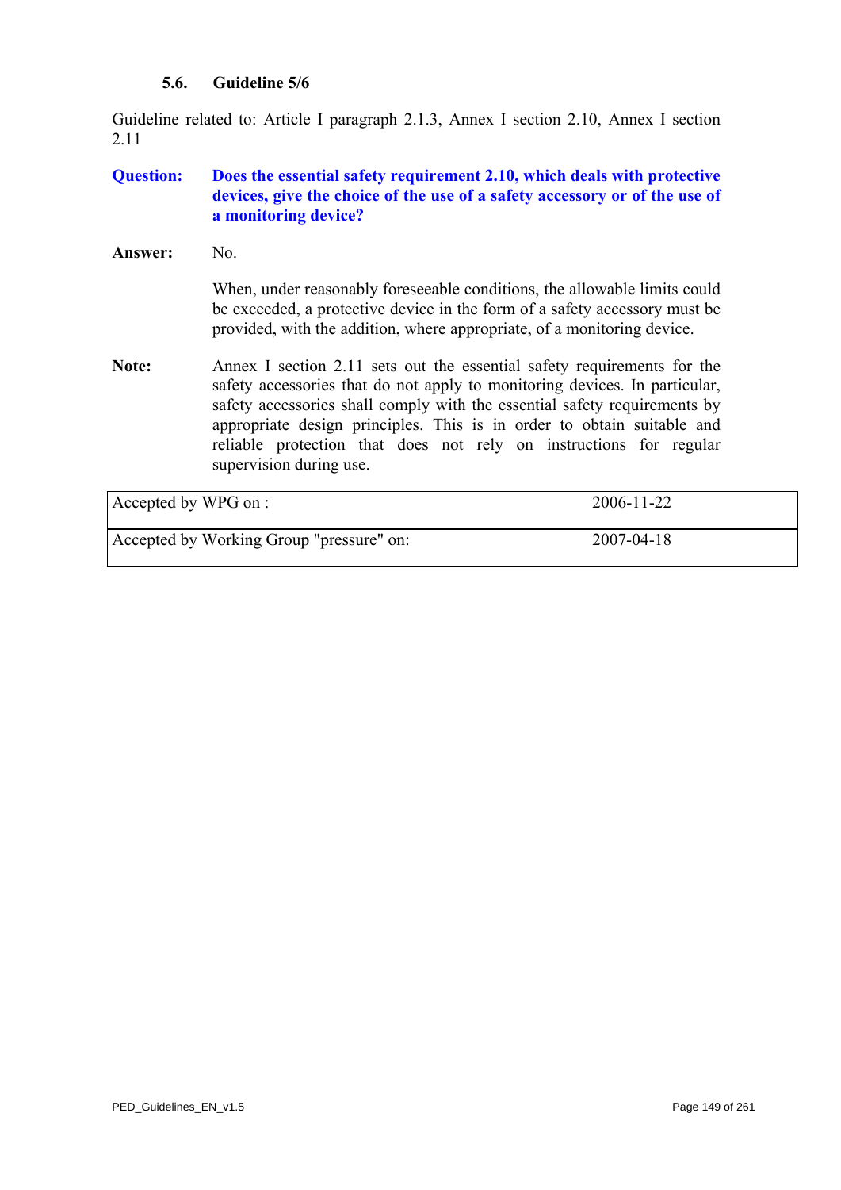### 5.6. Guideline 5/6

Guideline related to: Article I paragraph 2.1.3, Annex I section 2.10, Annex I section 2.11

**Question:** **Does the essential safety requirement 2.10, which deals with protective devices, give the choice of the use of a safety accessory or of the use of a monitoring device?**

**Answer:** No.

When, under reasonably foreseeable conditions, the allowable limits could be exceeded, a protective device in the form of a safety accessory must be provided, with the addition, where appropriate, of a monitoring device.

**Note:** Annex I section 2.11 sets out the essential safety requirements for the safety accessories that do not apply to monitoring devices. In particular, safety accessories shall comply with the essential safety requirements by appropriate design principles. This is in order to obtain suitable and reliable protection that does not rely on instructions for regular supervision during use.

| | |
|---|---|
| Accepted by WPG on : | 2006-11-22 |
| Accepted by Working Group "pressure" on: | 2007-04-18 |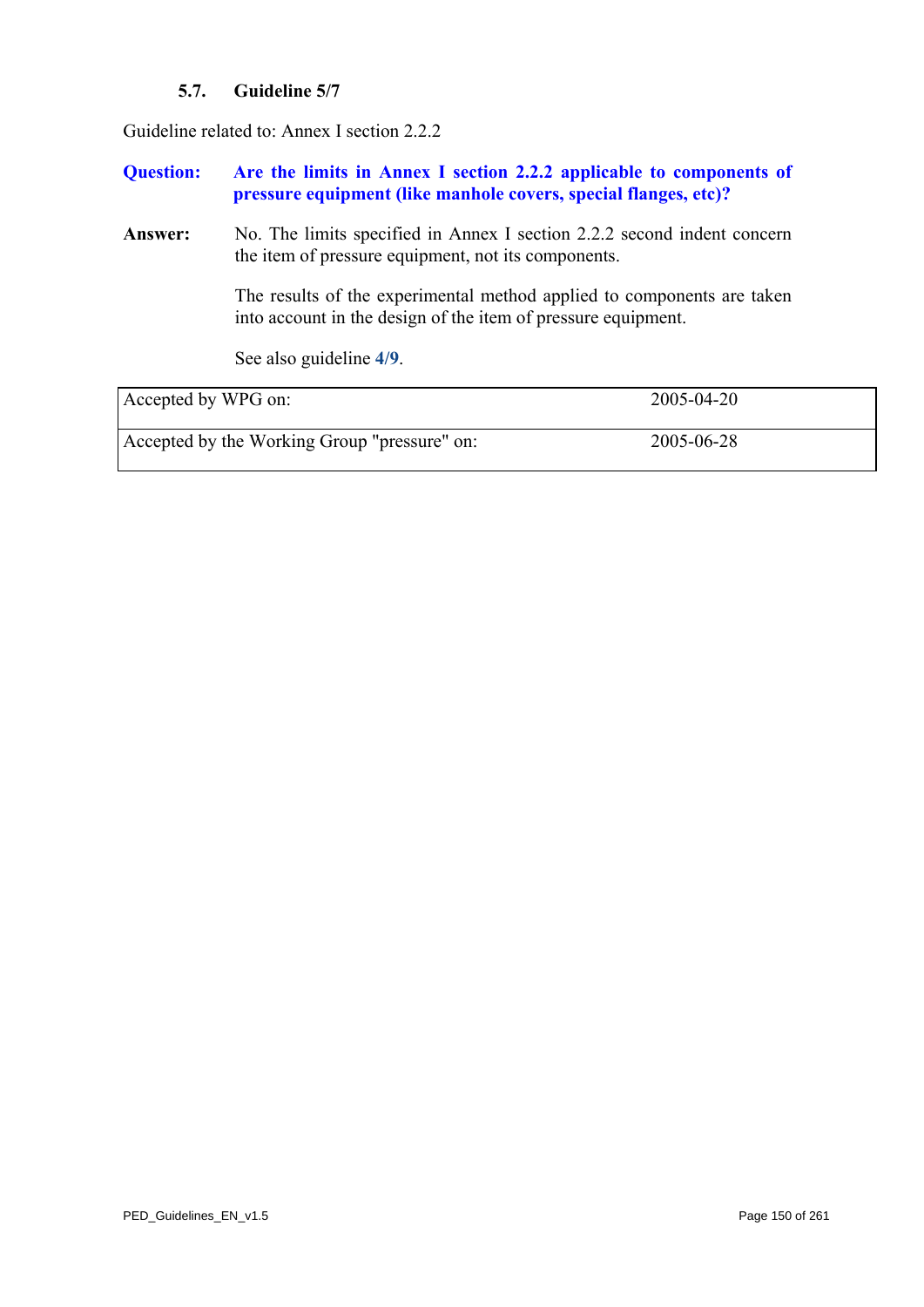### 5.7. Guideline 5/7

Guideline related to: Annex I section 2.2.2

**Question:** **Are the limits in Annex I section 2.2.2 applicable to components of pressure equipment (like manhole covers, special flanges, etc)?**

**Answer:** No. The limits specified in Annex I section 2.2.2 second indent concern the item of pressure equipment, not its components.

The results of the experimental method applied to components are taken into account in the design of the item of pressure equipment.

See also guideline **4/9**.

| | |
|---|---|
| Accepted by WPG on: | 2005-04-20 |
| Accepted by the Working Group "pressure" on: | 2005-06-28 |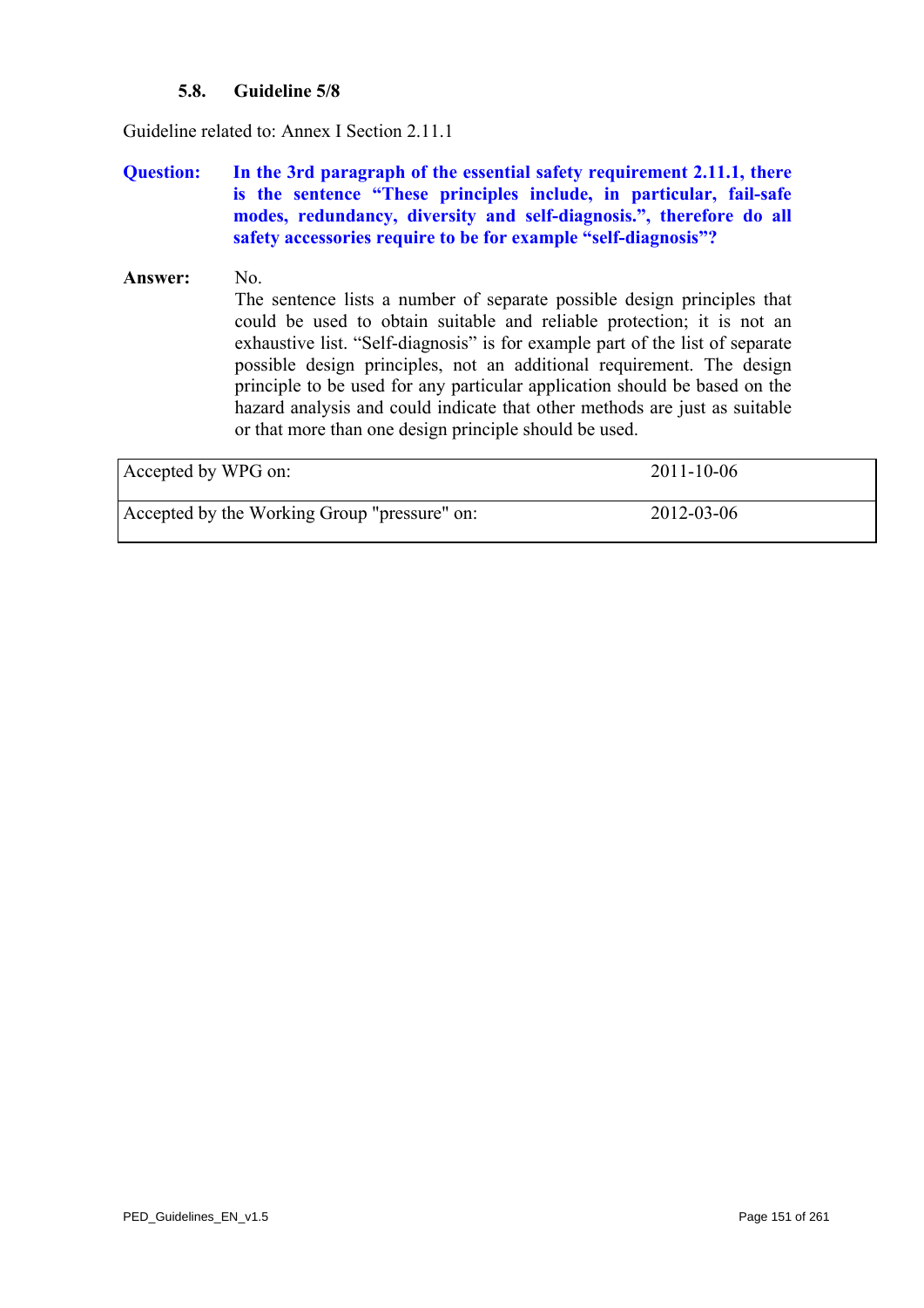### 5.8. Guideline 5/8

Guideline related to: Annex I Section 2.11.1

**Question:** **In the 3rd paragraph of the essential safety requirement 2.11.1, there is the sentence "These principles include, in particular, fail-safe modes, redundancy, diversity and self-diagnosis.", therefore do all safety accessories require to be for example "self-diagnosis"?**

**Answer:** No.
The sentence lists a number of separate possible design principles that could be used to obtain suitable and reliable protection; it is not an exhaustive list. "Self-diagnosis" is for example part of the list of separate possible design principles, not an additional requirement. The design principle to be used for any particular application should be based on the hazard analysis and could indicate that other methods are just as suitable or that more than one design principle should be used.

| | |
|---|---|
| Accepted by WPG on: | 2011-10-06 |
| Accepted by the Working Group "pressure" on: | 2012-03-06 |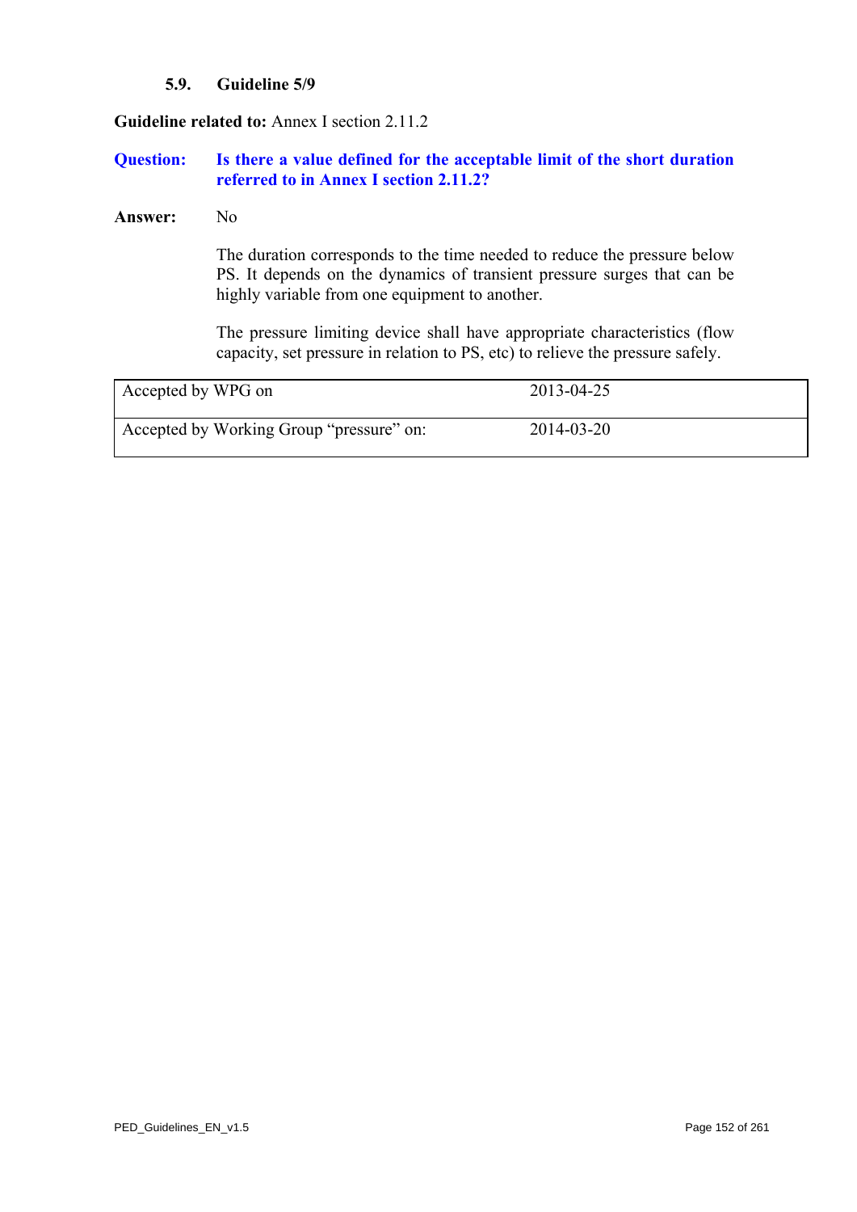### 5.9. Guideline 5/9

**Guideline related to:** Annex I section 2.11.2

**Question:** **Is there a value defined for the acceptable limit of the short duration referred to in Annex I section 2.11.2?**

**Answer:** No

The duration corresponds to the time needed to reduce the pressure below PS. It depends on the dynamics of transient pressure surges that can be highly variable from one equipment to another.

The pressure limiting device shall have appropriate characteristics (flow capacity, set pressure in relation to PS, etc) to relieve the pressure safely.

| | |
|---|---|
| Accepted by WPG on | 2013-04-25 |
| Accepted by Working Group “pressure” on: | 2014-03-20 |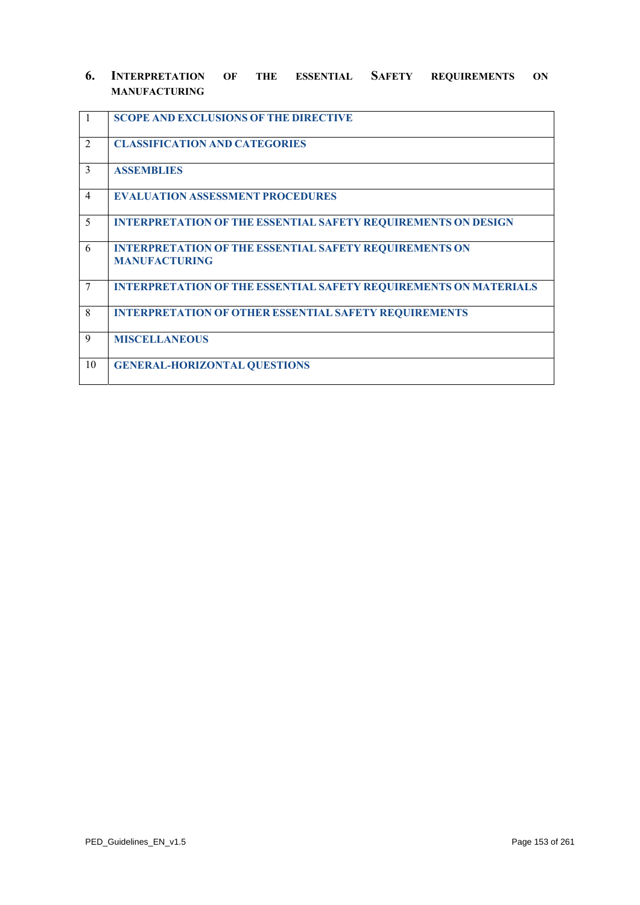## 6. INTERPRETATION OF THE ESSENTIAL SAFETY REQUIREMENTS ON MANUFACTURING

| | |
|---|---|
| 1 | **SCOPE AND EXCLUSIONS OF THE DIRECTIVE** |
| 2 | **CLASSIFICATION AND CATEGORIES** |
| 3 | **ASSEMBLIES** |
| 4 | **EVALUATION ASSESSMENT PROCEDURES** |
| 5 | **INTERPRETATION OF THE ESSENTIAL SAFETY REQUIREMENTS ON DESIGN** |
| 6 | **INTERPRETATION OF THE ESSENTIAL SAFETY REQUIREMENTS ON MANUFACTURING** |
| 7 | **INTERPRETATION OF THE ESSENTIAL SAFETY REQUIREMENTS ON MATERIALS** |
| 8 | **INTERPRETATION OF OTHER ESSENTIAL SAFETY REQUIREMENTS** |
| 9 | **MISCELLANEOUS** |
| 10 | **GENERAL-HORIZONTAL QUESTIONS** |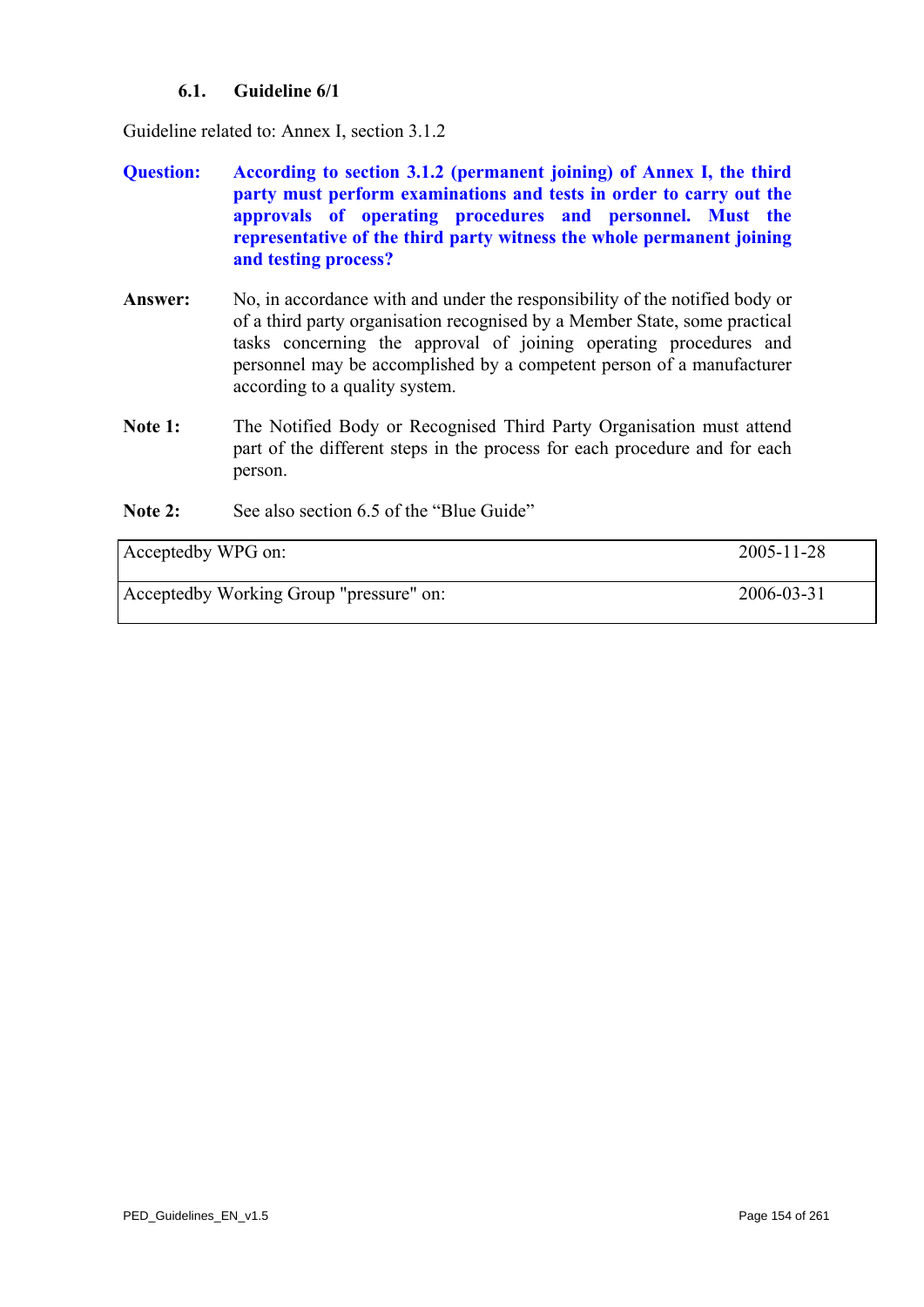### 6.1. Guideline 6/1

Guideline related to: Annex I, section 3.1.2

**Question:** **According to section 3.1.2 (permanent joining) of Annex I, the third party must perform examinations and tests in order to carry out the approvals of operating procedures and personnel. Must the representative of the third party witness the whole permanent joining and testing process?**

**Answer:** No, in accordance with and under the responsibility of the notified body or of a third party organisation recognised by a Member State, some practical tasks concerning the approval of joining operating procedures and personnel may be accomplished by a competent person of a manufacturer according to a quality system.

**Note 1:** The Notified Body or Recognised Third Party Organisation must attend part of the different steps in the process for each procedure and for each person.

**Note 2:** See also section 6.5 of the "Blue Guide"

| | |
|---|---|
| Acceptedby WPG on: | 2005-11-28 |
| Acceptedby Working Group "pressure" on: | 2006-03-31 |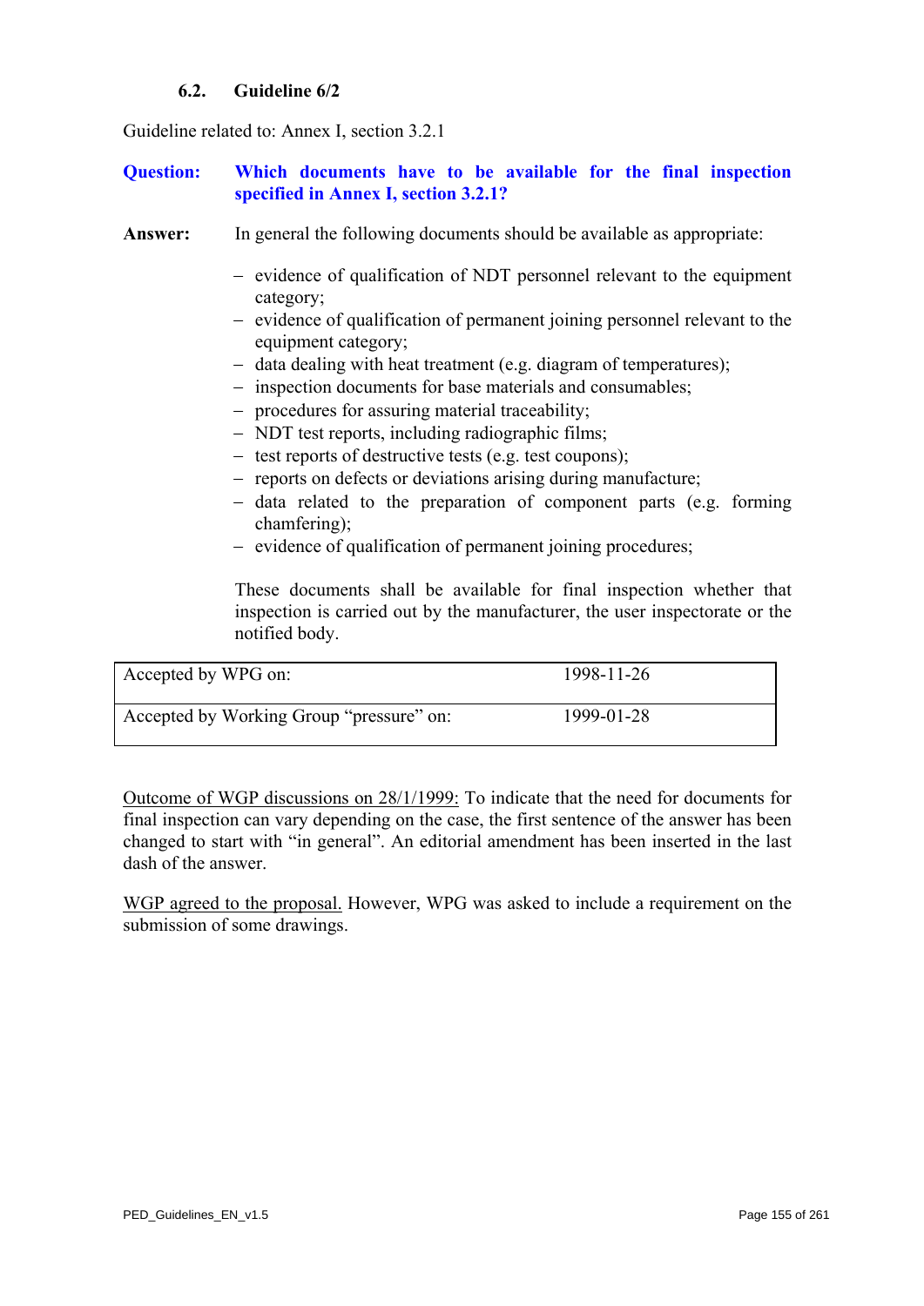### 6.2. Guideline 6/2

Guideline related to: Annex I, section 3.2.1

**Question: Which documents have to be available for the final inspection specified in Annex I, section 3.2.1?**

**Answer:** In general the following documents should be available as appropriate:

- evidence of qualification of NDT personnel relevant to the equipment category;
- evidence of qualification of permanent joining personnel relevant to the equipment category;
- data dealing with heat treatment (e.g. diagram of temperatures);
- inspection documents for base materials and consumables;
- procedures for assuring material traceability;
- NDT test reports, including radiographic films;
- test reports of destructive tests (e.g. test coupons);
- reports on defects or deviations arising during manufacture;
- data related to the preparation of component parts (e.g. forming chamfering);
- evidence of qualification of permanent joining procedures;

These documents shall be available for final inspection whether that inspection is carried out by the manufacturer, the user inspectorate or the notified body.

| | |
|---|---|
| Accepted by WPG on: | 1998-11-26 |
| Accepted by Working Group "pressure" on: | 1999-01-28 |

Outcome of WGP discussions on 28/1/1999: To indicate that the need for documents for final inspection can vary depending on the case, the first sentence of the answer has been changed to start with "in general". An editorial amendment has been inserted in the last dash of the answer.

WGP agreed to the proposal. However, WPG was asked to include a requirement on the submission of some drawings.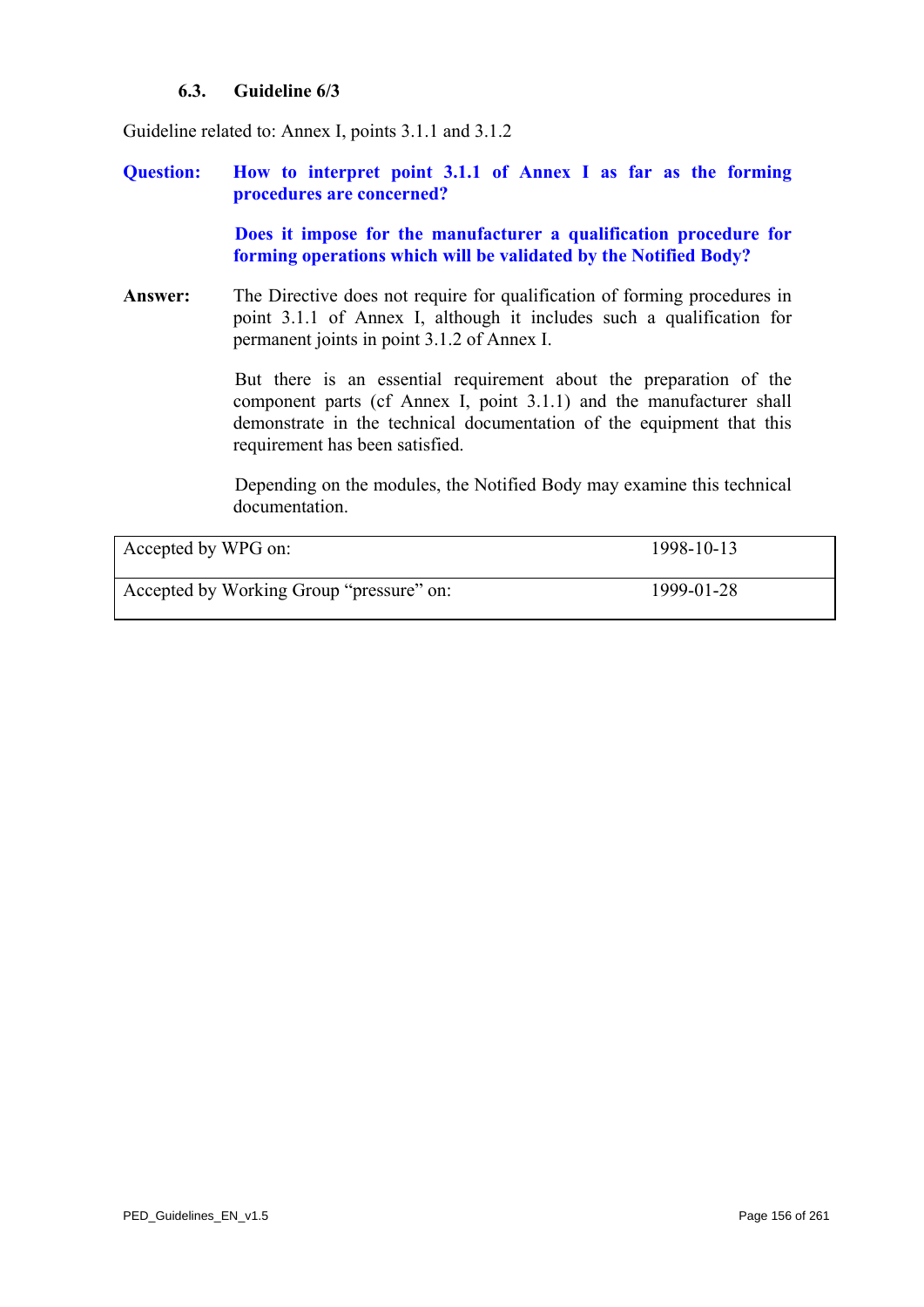### 6.3. Guideline 6/3

Guideline related to: Annex I, points 3.1.1 and 3.1.2

**Question:** **How to interpret point 3.1.1 of Annex I as far as the forming procedures are concerned?**

**Does it impose for the manufacturer a qualification procedure for forming operations which will be validated by the Notified Body?**

**Answer:** The Directive does not require for qualification of forming procedures in point 3.1.1 of Annex I, although it includes such a qualification for permanent joints in point 3.1.2 of Annex I.

But there is an essential requirement about the preparation of the component parts (cf Annex I, point 3.1.1) and the manufacturer shall demonstrate in the technical documentation of the equipment that this requirement has been satisfied.

Depending on the modules, the Notified Body may examine this technical documentation.

| | |
|---|---|
| Accepted by WPG on: | 1998-10-13 |
| Accepted by Working Group “pressure” on: | 1999-01-28 |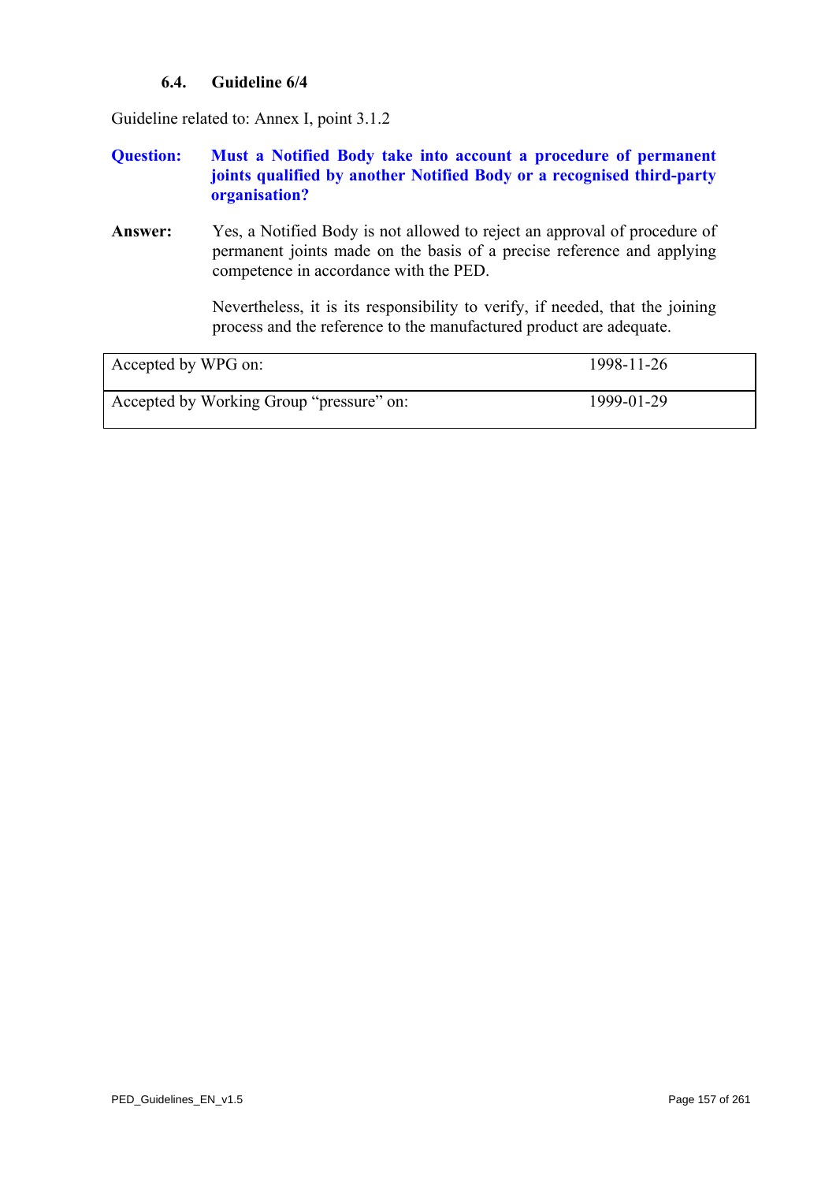### 6.4. Guideline 6/4

Guideline related to: Annex I, point 3.1.2

**Question:** **Must a Notified Body take into account a procedure of permanent joints qualified by another Notified Body or a recognised third-party organisation?**

**Answer:** Yes, a Notified Body is not allowed to reject an approval of procedure of permanent joints made on the basis of a precise reference and applying competence in accordance with the PED.

Nevertheless, it is its responsibility to verify, if needed, that the joining process and the reference to the manufactured product are adequate.

| | |
|---|---|
| Accepted by WPG on: | 1998-11-26 |
| Accepted by Working Group "pressure" on: | 1999-01-29 |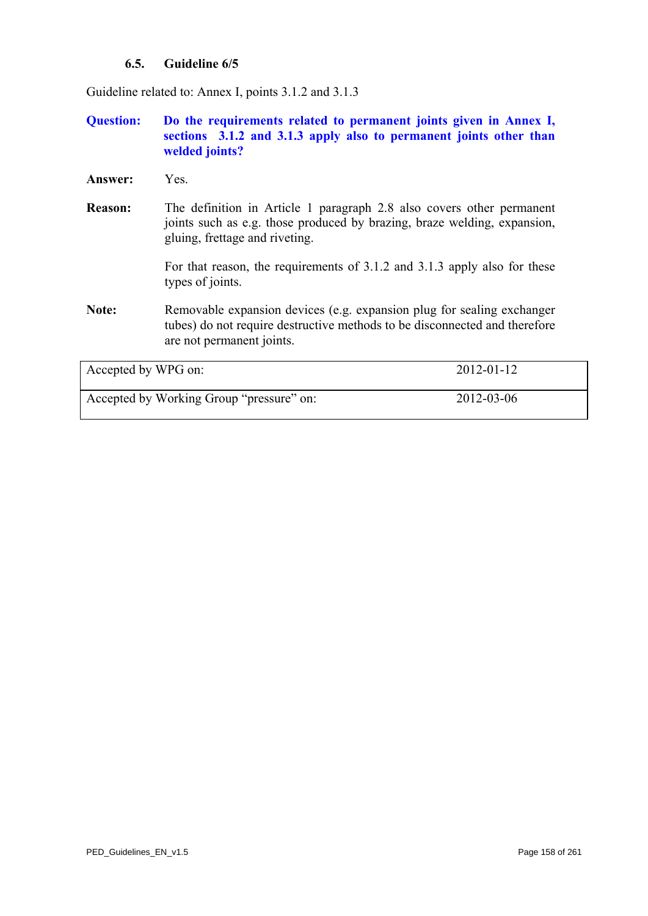### 6.5. Guideline 6/5

Guideline related to: Annex I, points 3.1.2 and 3.1.3

**Question:** **Do the requirements related to permanent joints given in Annex I, sections 3.1.2 and 3.1.3 apply also to permanent joints other than welded joints?**

**Answer:** Yes.

**Reason:** The definition in Article 1 paragraph 2.8 also covers other permanent joints such as e.g. those produced by brazing, braze welding, expansion, gluing, frettage and riveting.

For that reason, the requirements of 3.1.2 and 3.1.3 apply also for these types of joints.

**Note:** Removable expansion devices (e.g. expansion plug for sealing exchanger tubes) do not require destructive methods to be disconnected and therefore are not permanent joints.

| | |
|---|---|
| Accepted by WPG on: | 2012-01-12 |
| Accepted by Working Group "pressure" on: | 2012-03-06 |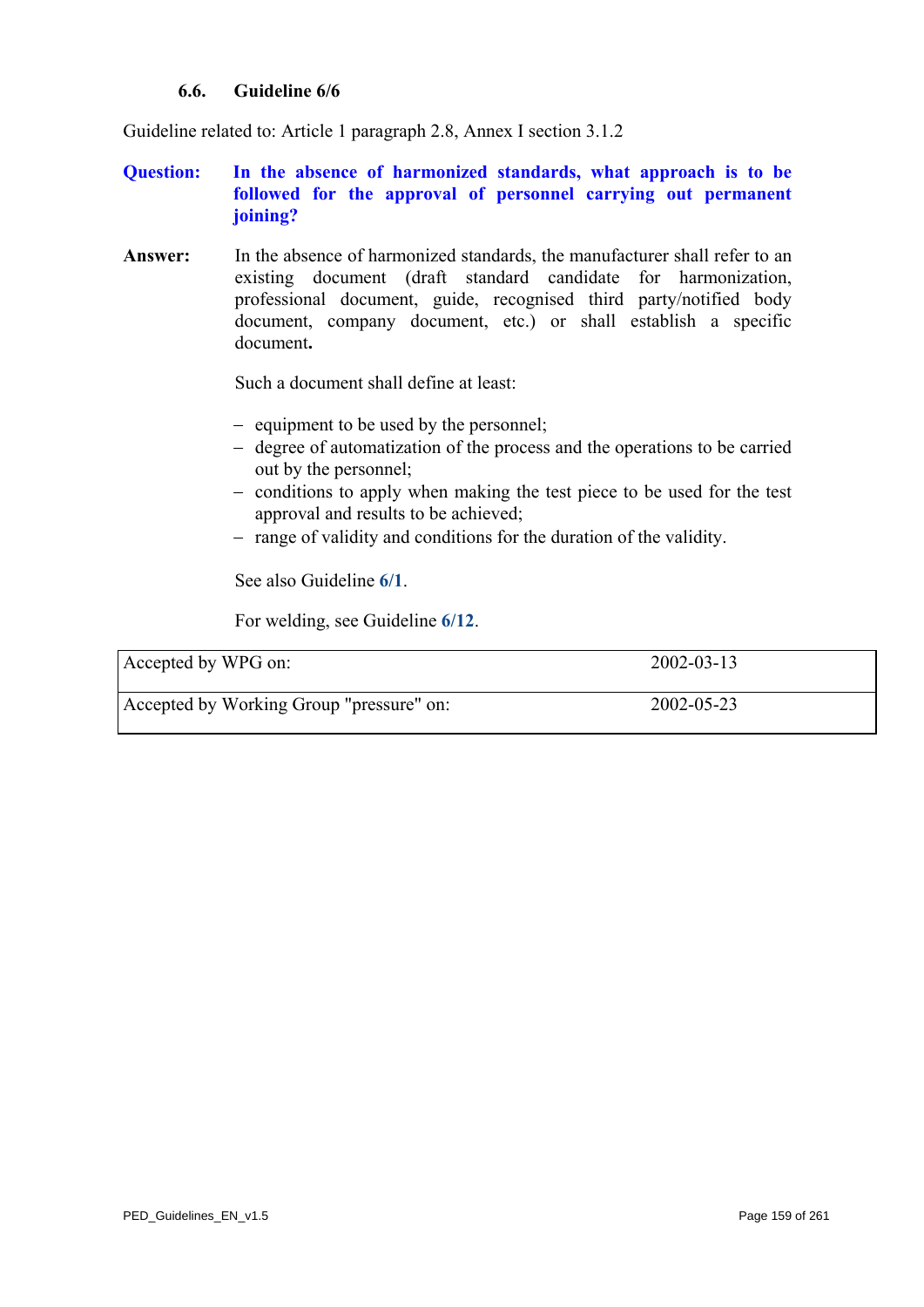### 6.6. Guideline 6/6

Guideline related to: Article 1 paragraph 2.8, Annex I section 3.1.2

**Question:** **In the absence of harmonized standards, what approach is to be followed for the approval of personnel carrying out permanent joining?**

**Answer:** In the absence of harmonized standards, the manufacturer shall refer to an existing document (draft standard candidate for harmonization, professional document, guide, recognised third party/notified body document, company document, etc.) or shall establish a specific document**.**

Such a document shall define at least:

- equipment to be used by the personnel;
- degree of automatization of the process and the operations to be carried out by the personnel;
- conditions to apply when making the test piece to be used for the test approval and results to be achieved;
- range of validity and conditions for the duration of the validity.

See also Guideline **6/1**.

For welding, see Guideline **6/12**.

| | |
|---|---|
| Accepted by WPG on: | 2002-03-13 |
| Accepted by Working Group "pressure" on: | 2002-05-23 |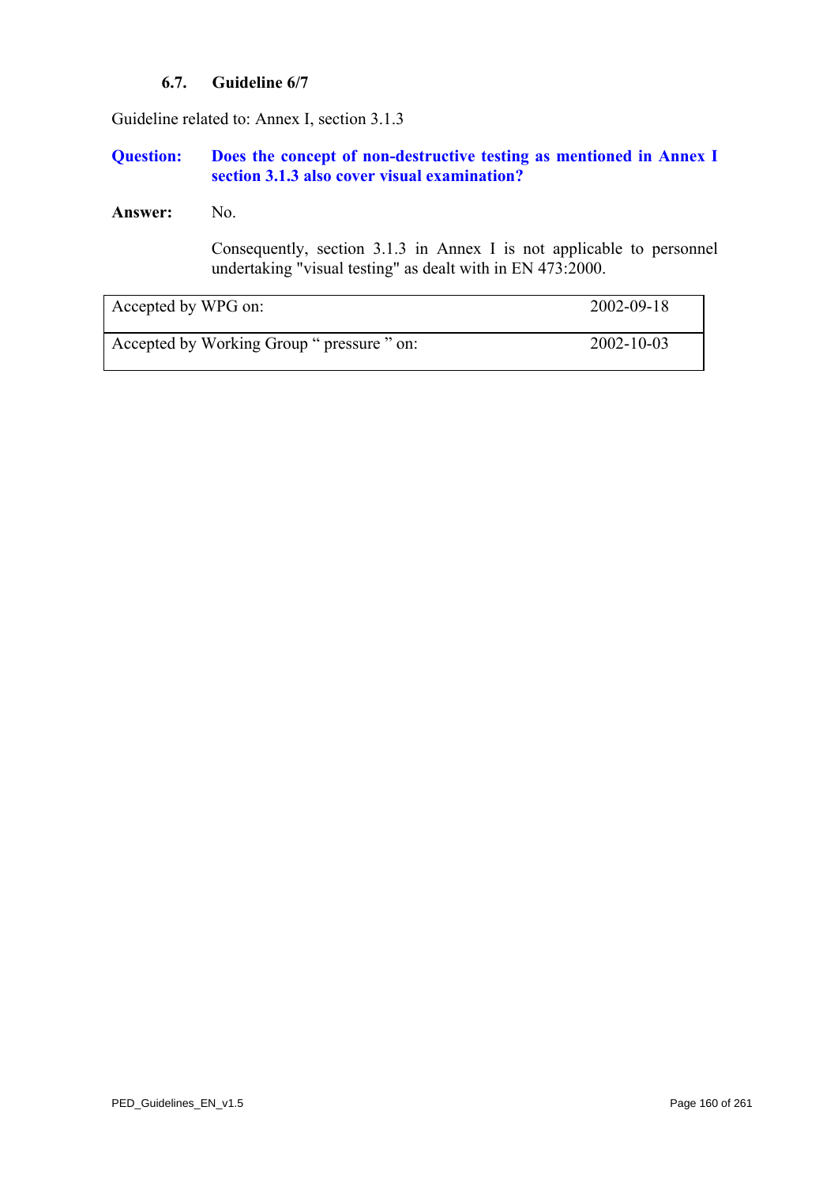### 6.7. Guideline 6/7

Guideline related to: Annex I, section 3.1.3

**Question: Does the concept of non-destructive testing as mentioned in Annex I section 3.1.3 also cover visual examination?**

**Answer:** No.

Consequently, section 3.1.3 in Annex I is not applicable to personnel undertaking "visual testing" as dealt with in EN 473:2000.

| Accepted by WPG on: | 2002-09-18 |
| --- | --- |
| Accepted by Working Group " pressure " on: | 2002-10-03 |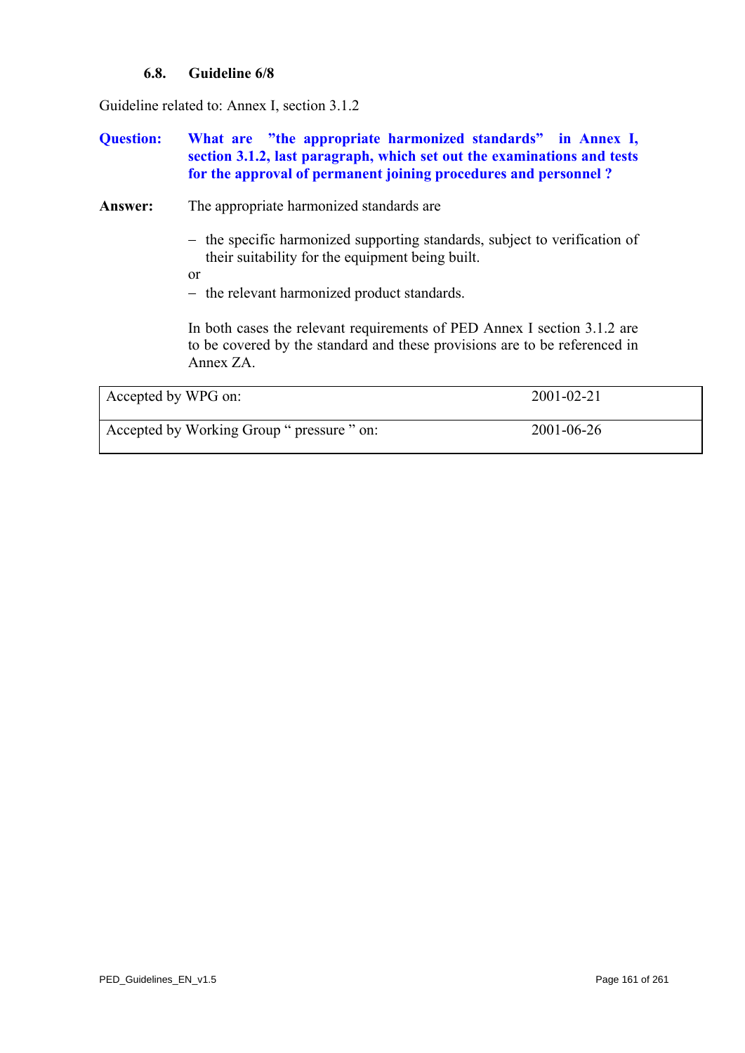### 6.8. Guideline 6/8

Guideline related to: Annex I, section 3.1.2

**Question:** **What are "the appropriate harmonized standards" in Annex I, section 3.1.2, last paragraph, which set out the examinations and tests for the approval of permanent joining procedures and personnel ?**

**Answer:** The appropriate harmonized standards are

- the specific harmonized supporting standards, subject to verification of their suitability for the equipment being built.

or

- the relevant harmonized product standards.

In both cases the relevant requirements of PED Annex I section 3.1.2 are to be covered by the standard and these provisions are to be referenced in Annex ZA.

| | |
|---|---|
| Accepted by WPG on: | 2001-02-21 |
| Accepted by Working Group " pressure " on: | 2001-06-26 |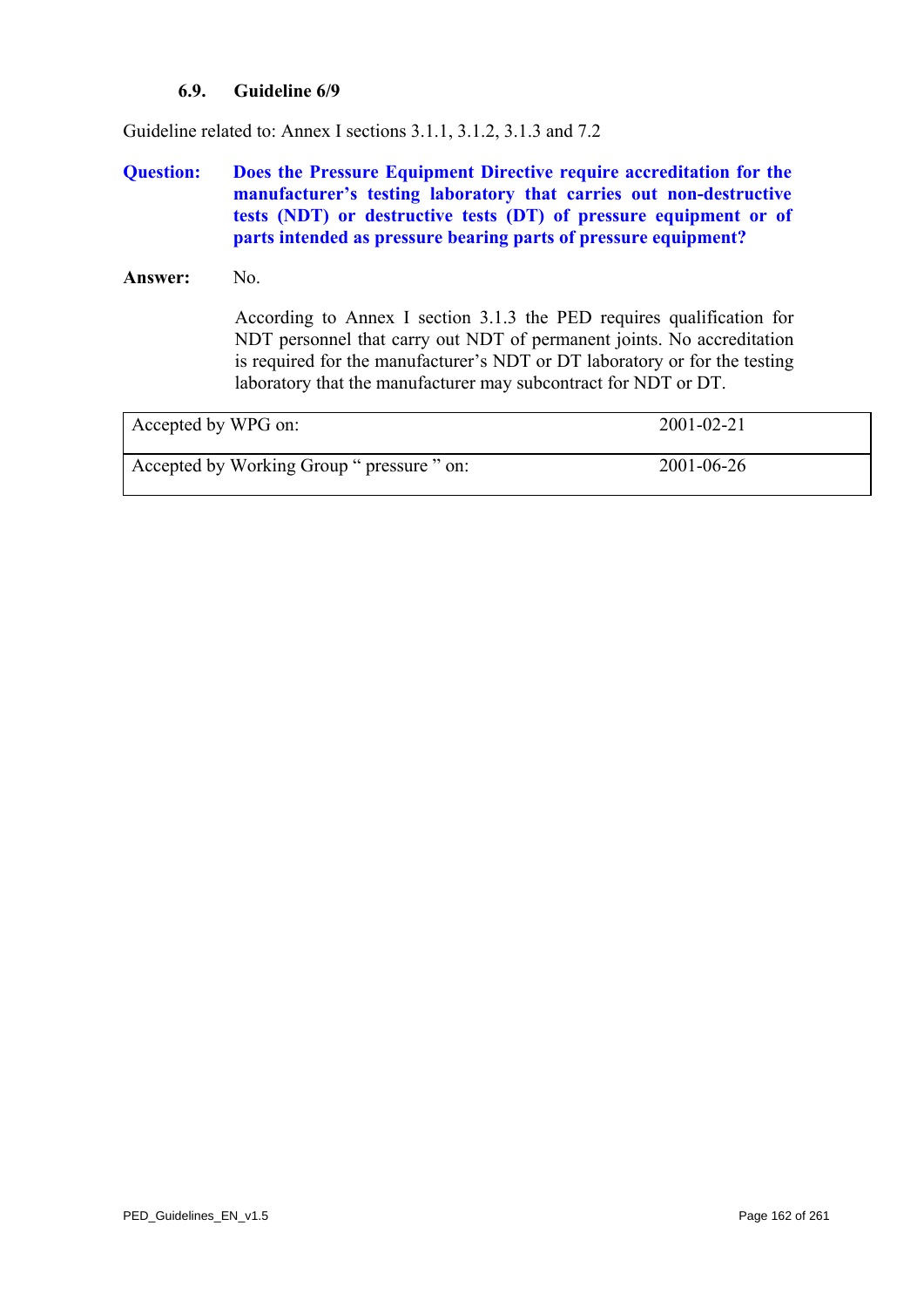### 6.9. Guideline 6/9

Guideline related to: Annex I sections 3.1.1, 3.1.2, 3.1.3 and 7.2

**Question:** **Does the Pressure Equipment Directive require accreditation for the manufacturer's testing laboratory that carries out non-destructive tests (NDT) or destructive tests (DT) of pressure equipment or of parts intended as pressure bearing parts of pressure equipment?**

**Answer:** No.

According to Annex I section 3.1.3 the PED requires qualification for NDT personnel that carry out NDT of permanent joints. No accreditation is required for the manufacturer's NDT or DT laboratory or for the testing laboratory that the manufacturer may subcontract for NDT or DT.

| Accepted by WPG on: | 2001-02-21 |
|---|---|
| Accepted by Working Group " pressure " on: | 2001-06-26 |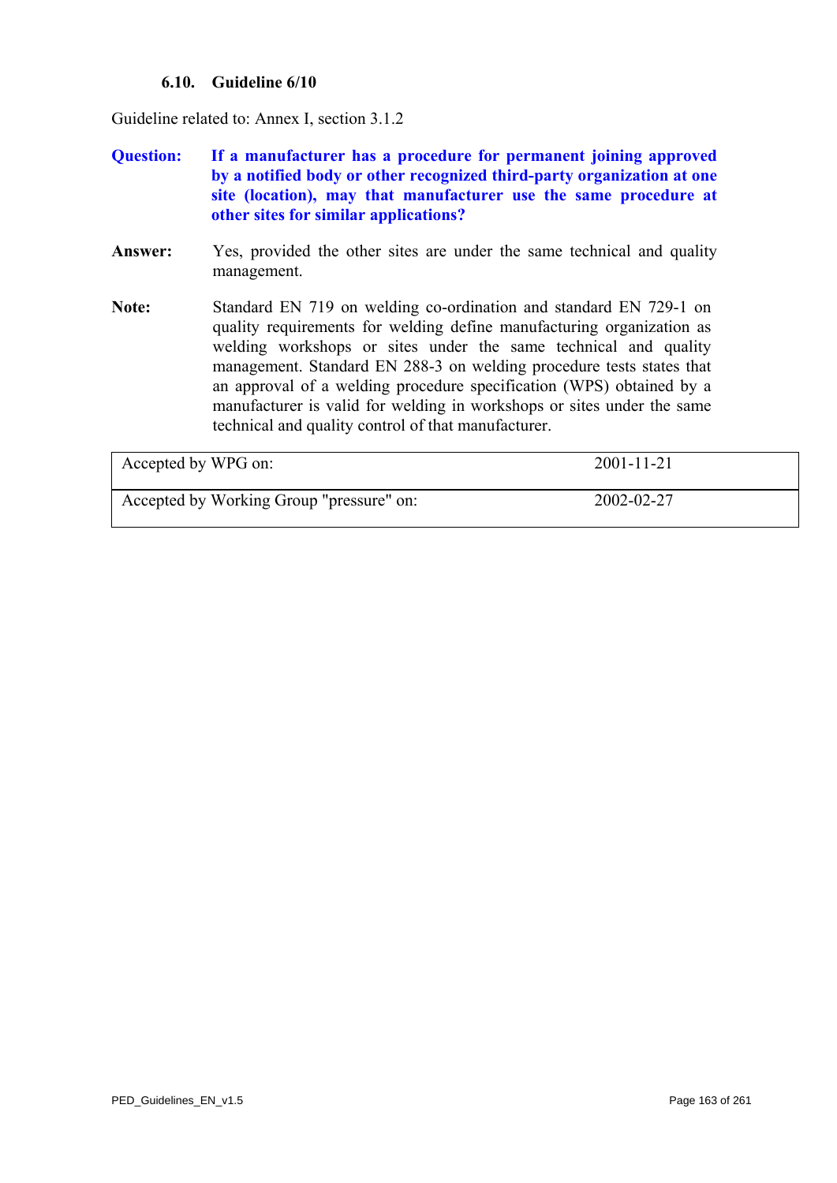### 6.10. Guideline 6/10

Guideline related to: Annex I, section 3.1.2

**Question:** **If a manufacturer has a procedure for permanent joining approved by a notified body or other recognized third-party organization at one site (location), may that manufacturer use the same procedure at other sites for similar applications?**

**Answer:** Yes, provided the other sites are under the same technical and quality management.

**Note:** Standard EN 719 on welding co-ordination and standard EN 729-1 on quality requirements for welding define manufacturing organization as welding workshops or sites under the same technical and quality management. Standard EN 288-3 on welding procedure tests states that an approval of a welding procedure specification (WPS) obtained by a manufacturer is valid for welding in workshops or sites under the same technical and quality control of that manufacturer.

| | |
|---|---|
| Accepted by WPG on: | 2001-11-21 |
| Accepted by Working Group "pressure" on: | 2002-02-27 |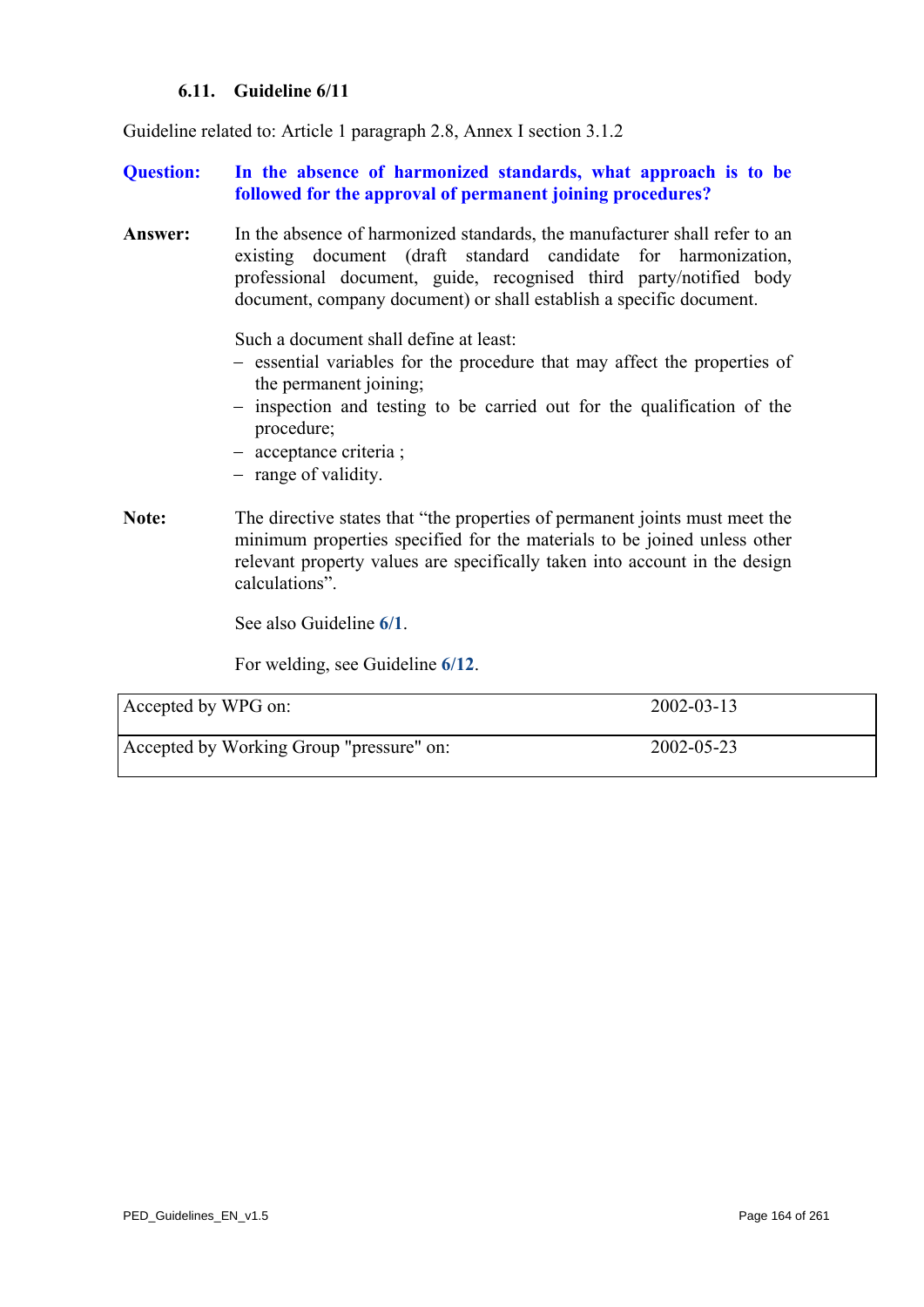### 6.11. Guideline 6/11

Guideline related to: Article 1 paragraph 2.8, Annex I section 3.1.2

**Question:** **In the absence of harmonized standards, what approach is to be followed for the approval of permanent joining procedures?**

**Answer:** In the absence of harmonized standards, the manufacturer shall refer to an existing document (draft standard candidate for harmonization, professional document, guide, recognised third party/notified body document, company document) or shall establish a specific document.

Such a document shall define at least:

- essential variables for the procedure that may affect the properties of the permanent joining;
- inspection and testing to be carried out for the qualification of the procedure;
- acceptance criteria ;
- range of validity.

**Note:** The directive states that "the properties of permanent joints must meet the minimum properties specified for the materials to be joined unless other relevant property values are specifically taken into account in the design calculations".

See also Guideline **6/1**.

For welding, see Guideline **6/12**.

| | |
|---|---|
| Accepted by WPG on: | 2002-03-13 |
| Accepted by Working Group "pressure" on: | 2002-05-23 |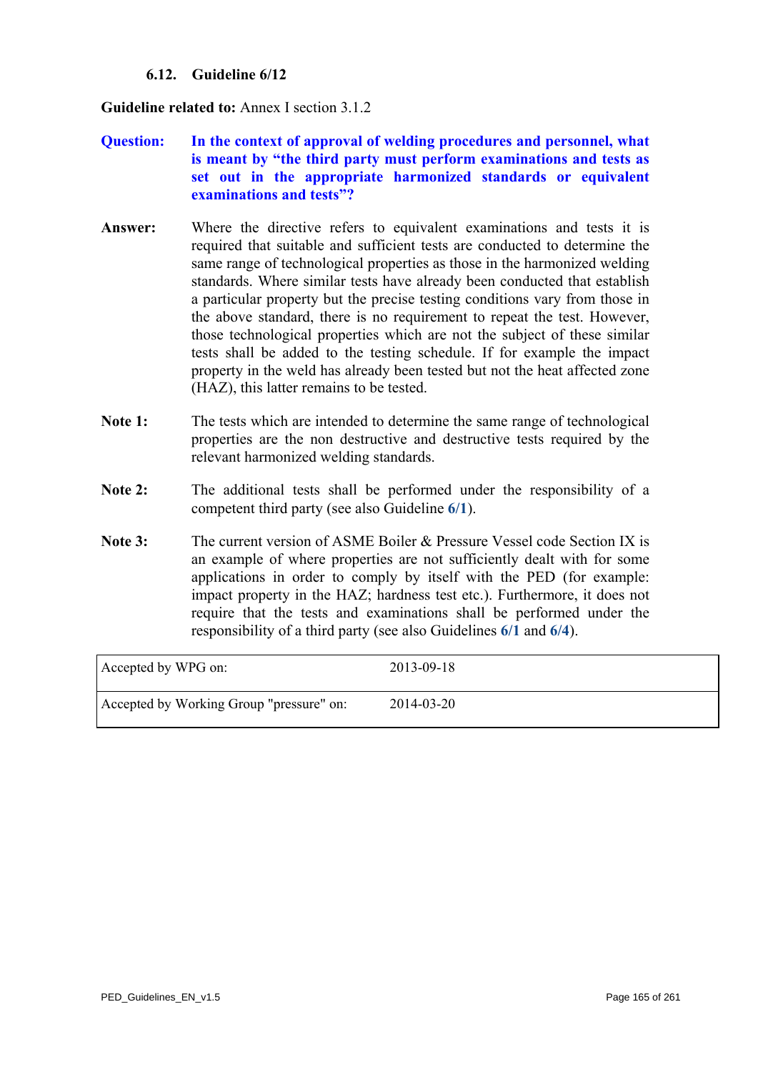### 6.12. Guideline 6/12

**Guideline related to:** Annex I section 3.1.2

**Question:** **In the context of approval of welding procedures and personnel, what is meant by "the third party must perform examinations and tests as set out in the appropriate harmonized standards or equivalent examinations and tests"?**

**Answer:** Where the directive refers to equivalent examinations and tests it is required that suitable and sufficient tests are conducted to determine the same range of technological properties as those in the harmonized welding standards. Where similar tests have already been conducted that establish a particular property but the precise testing conditions vary from those in the above standard, there is no requirement to repeat the test. However, those technological properties which are not the subject of these similar tests shall be added to the testing schedule. If for example the impact property in the weld has already been tested but not the heat affected zone (HAZ), this latter remains to be tested.

**Note 1:** The tests which are intended to determine the same range of technological properties are the non destructive and destructive tests required by the relevant harmonized welding standards.

**Note 2:** The additional tests shall be performed under the responsibility of a competent third party (see also Guideline **6/1**).

**Note 3:** The current version of ASME Boiler & Pressure Vessel code Section IX is an example of where properties are not sufficiently dealt with for some applications in order to comply by itself with the PED (for example: impact property in the HAZ; hardness test etc.). Furthermore, it does not require that the tests and examinations shall be performed under the responsibility of a third party (see also Guidelines **6/1** and **6/4**).

| | |
|---|---|
| Accepted by WPG on: | 2013-09-18 |
| Accepted by Working Group "pressure" on: | 2014-03-20 |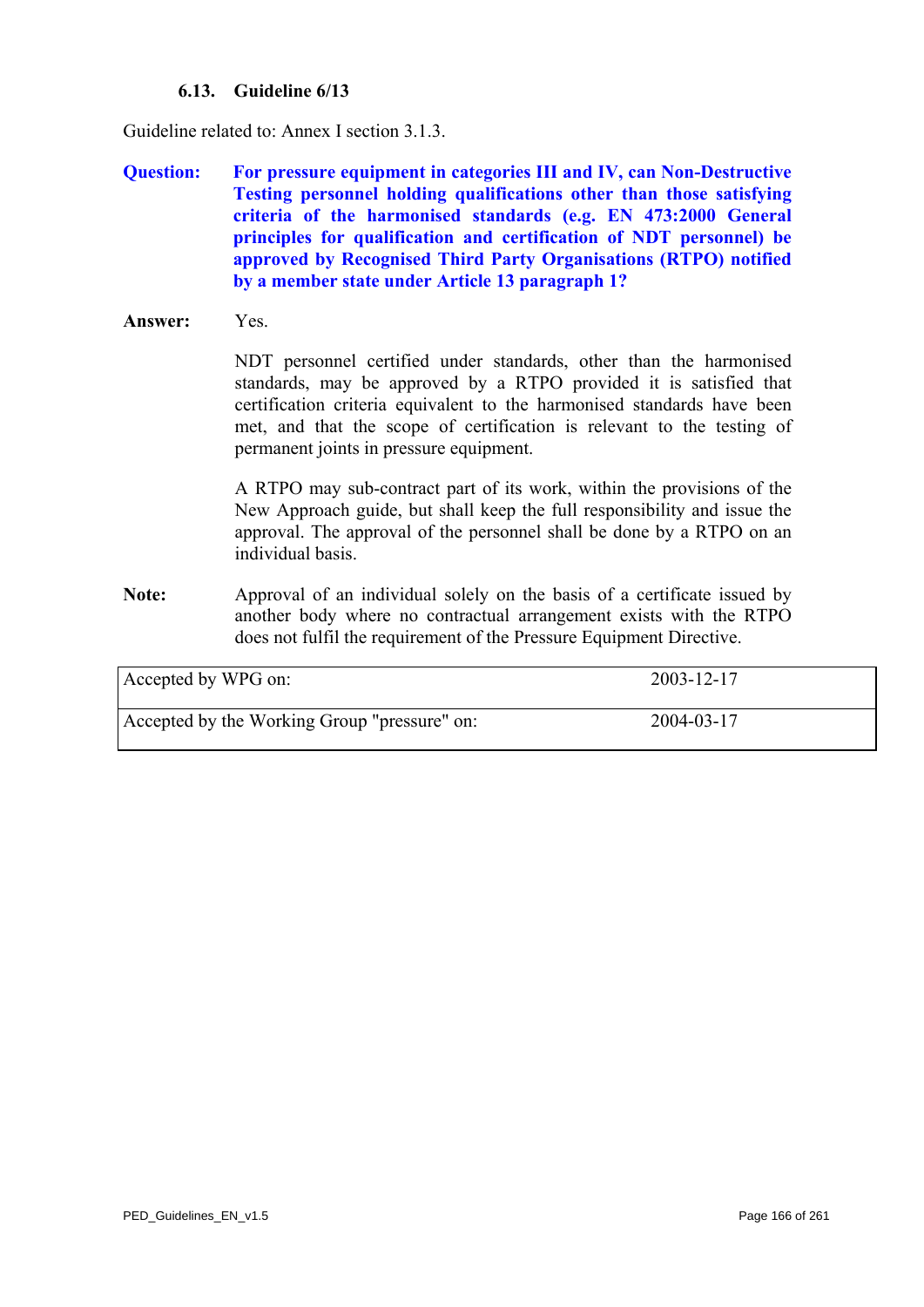### 6.13. Guideline 6/13

Guideline related to: Annex I section 3.1.3.

**Question:** **For pressure equipment in categories III and IV, can Non-Destructive Testing personnel holding qualifications other than those satisfying criteria of the harmonised standards (e.g. EN 473:2000 General principles for qualification and certification of NDT personnel) be approved by Recognised Third Party Organisations (RTPO) notified by a member state under Article 13 paragraph 1?**

**Answer:** Yes.

NDT personnel certified under standards, other than the harmonised standards, may be approved by a RTPO provided it is satisfied that certification criteria equivalent to the harmonised standards have been met, and that the scope of certification is relevant to the testing of permanent joints in pressure equipment.

A RTPO may sub-contract part of its work, within the provisions of the New Approach guide, but shall keep the full responsibility and issue the approval. The approval of the personnel shall be done by a RTPO on an individual basis.

**Note:** Approval of an individual solely on the basis of a certificate issued by another body where no contractual arrangement exists with the RTPO does not fulfil the requirement of the Pressure Equipment Directive.

| | |
|---|---|
| Accepted by WPG on: | 2003-12-17 |
| Accepted by the Working Group "pressure" on: | 2004-03-17 |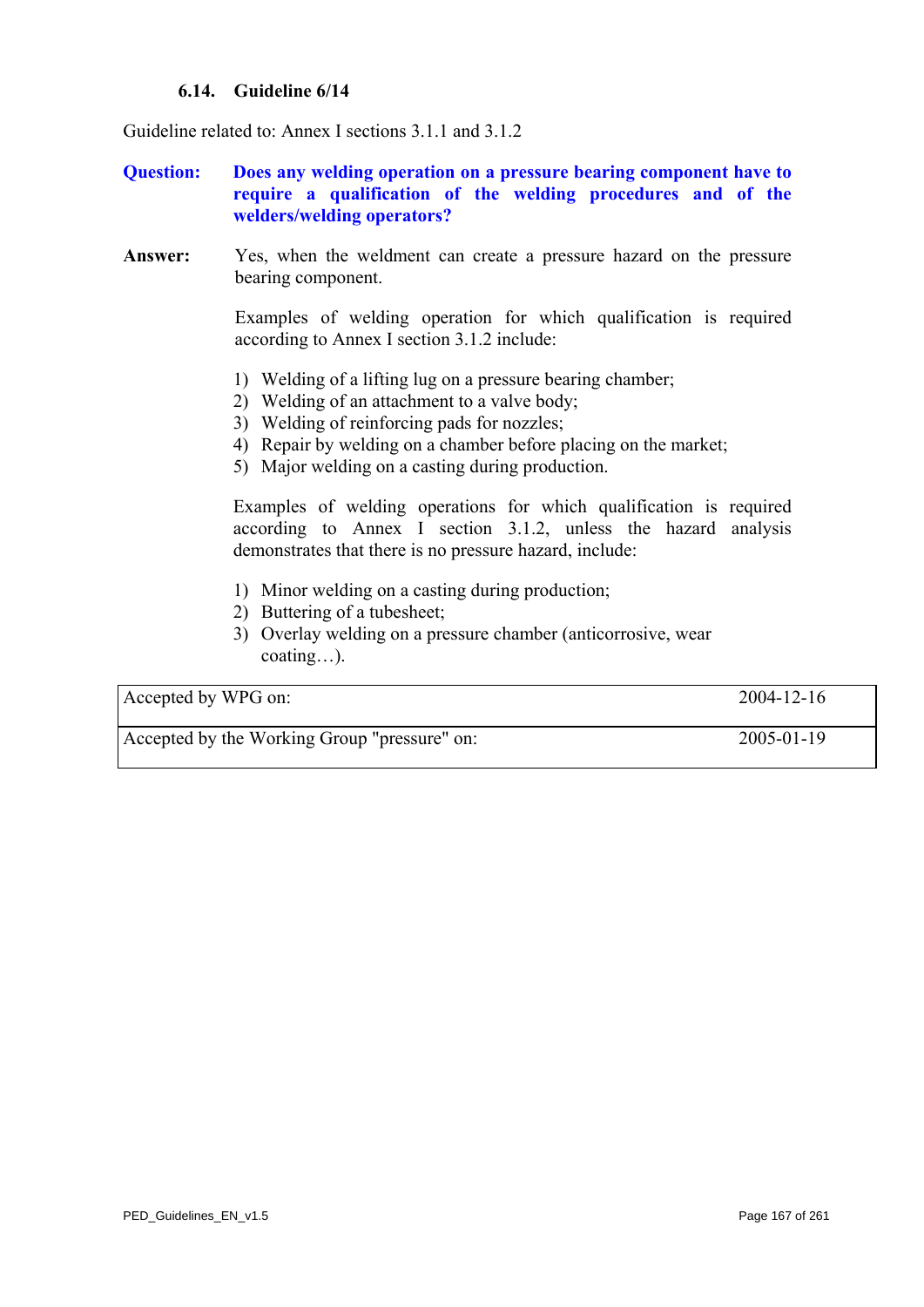### 6.14. Guideline 6/14

Guideline related to: Annex I sections 3.1.1 and 3.1.2

**Question:** **Does any welding operation on a pressure bearing component have to require a qualification of the welding procedures and of the welders/welding operators?**

**Answer:** Yes, when the weldment can create a pressure hazard on the pressure bearing component.

Examples of welding operation for which qualification is required according to Annex I section 3.1.2 include:

1) Welding of a lifting lug on a pressure bearing chamber;
2) Welding of an attachment to a valve body;
3) Welding of reinforcing pads for nozzles;
4) Repair by welding on a chamber before placing on the market;
5) Major welding on a casting during production.

Examples of welding operations for which qualification is required according to Annex I section 3.1.2, unless the hazard analysis demonstrates that there is no pressure hazard, include:

1) Minor welding on a casting during production;
2) Buttering of a tubesheet;
3) Overlay welding on a pressure chamber (anticorrosive, wear coating…).

| | |
|---|---|
| Accepted by WPG on: | 2004-12-16 |
| Accepted by the Working Group "pressure" on: | 2005-01-19 |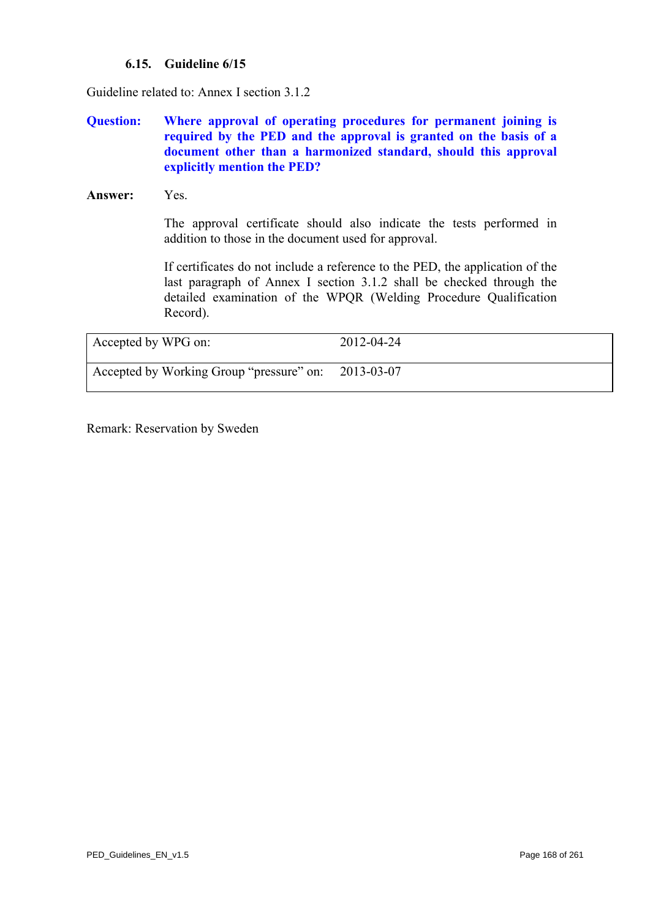### 6.15. Guideline 6/15

Guideline related to: Annex I section 3.1.2

**Question:** **Where approval of operating procedures for permanent joining is required by the PED and the approval is granted on the basis of a document other than a harmonized standard, should this approval explicitly mention the PED?**

**Answer:** Yes.

The approval certificate should also indicate the tests performed in addition to those in the document used for approval.

If certificates do not include a reference to the PED, the application of the last paragraph of Annex I section 3.1.2 shall be checked through the detailed examination of the WPQR (Welding Procedure Qualification Record).

| | |
|---|---|
| Accepted by WPG on: | 2012-04-24 |
| Accepted by Working Group "pressure" on: | 2013-03-07 |

Remark: Reservation by Sweden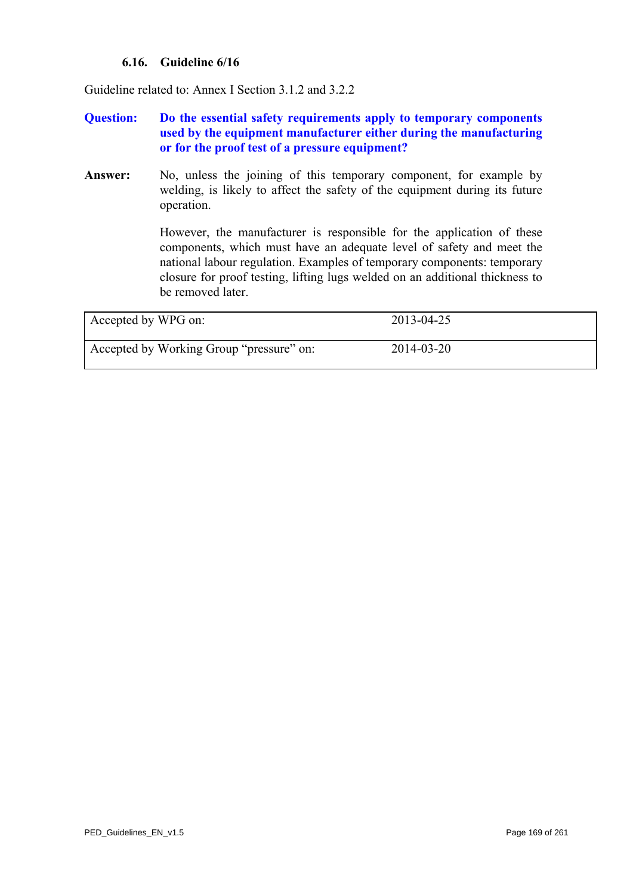### 6.16. Guideline 6/16

Guideline related to: Annex I Section 3.1.2 and 3.2.2

**Question:** **Do the essential safety requirements apply to temporary components used by the equipment manufacturer either during the manufacturing or for the proof test of a pressure equipment?**

**Answer:** No, unless the joining of this temporary component, for example by welding, is likely to affect the safety of the equipment during its future operation.

However, the manufacturer is responsible for the application of these components, which must have an adequate level of safety and meet the national labour regulation. Examples of temporary components: temporary closure for proof testing, lifting lugs welded on an additional thickness to be removed later.

| | |
|---|---|
| Accepted by WPG on: | 2013-04-25 |
| Accepted by Working Group "pressure" on: | 2014-03-20 |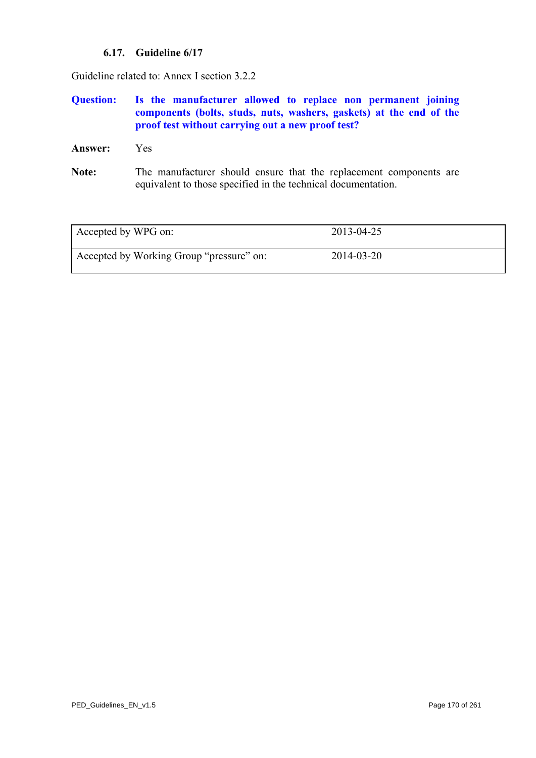### 6.17. Guideline 6/17

Guideline related to: Annex I section 3.2.2

**Question:** **Is the manufacturer allowed to replace non permanent joining components (bolts, studs, nuts, washers, gaskets) at the end of the proof test without carrying out a new proof test?**

**Answer:** Yes

**Note:** The manufacturer should ensure that the replacement components are equivalent to those specified in the technical documentation.

| | |
|---|---|
| Accepted by WPG on: | 2013-04-25 |
| Accepted by Working Group "pressure" on: | 2014-03-20 |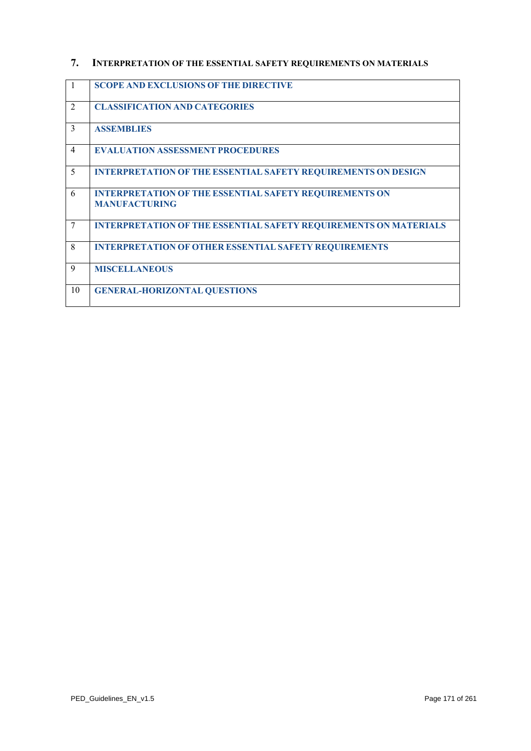## 7. INTERPRETATION OF THE ESSENTIAL SAFETY REQUIREMENTS ON MATERIALS

| | |
|---|---|
| 1 | **SCOPE AND EXCLUSIONS OF THE DIRECTIVE** |
| 2 | **CLASSIFICATION AND CATEGORIES** |
| 3 | **ASSEMBLIES** |
| 4 | **EVALUATION ASSESSMENT PROCEDURES** |
| 5 | **INTERPRETATION OF THE ESSENTIAL SAFETY REQUIREMENTS ON DESIGN** |
| 6 | **INTERPRETATION OF THE ESSENTIAL SAFETY REQUIREMENTS ON MANUFACTURING** |
| 7 | **INTERPRETATION OF THE ESSENTIAL SAFETY REQUIREMENTS ON MATERIALS** |
| 8 | **INTERPRETATION OF OTHER ESSENTIAL SAFETY REQUIREMENTS** |
| 9 | **MISCELLANEOUS** |
| 10 | **GENERAL-HORIZONTAL QUESTIONS** |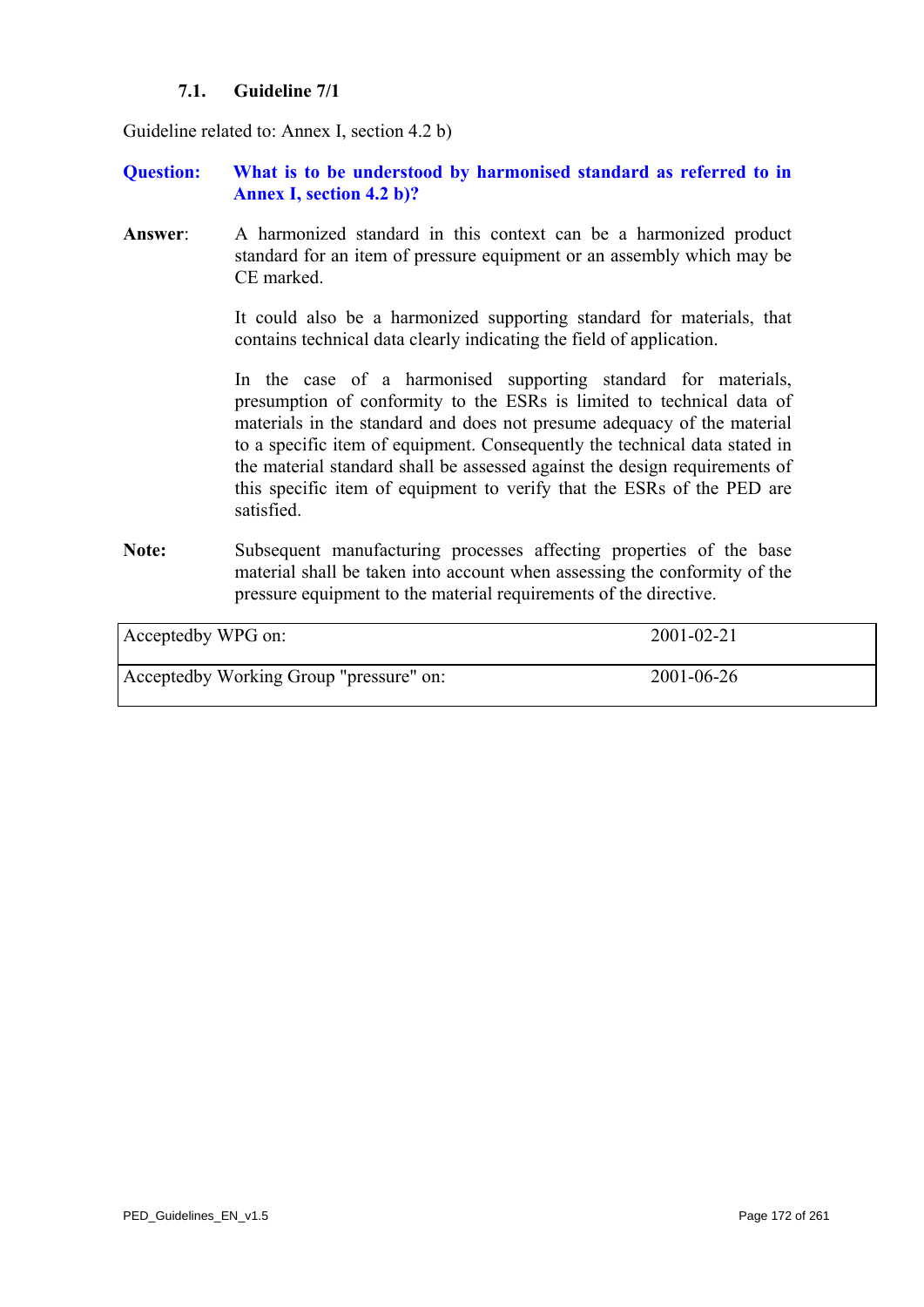### 7.1. Guideline 7/1

Guideline related to: Annex I, section 4.2 b)

**Question:** **What is to be understood by harmonised standard as referred to in Annex I, section 4.2 b)?**

**Answer**: A harmonized standard in this context can be a harmonized product standard for an item of pressure equipment or an assembly which may be CE marked.

It could also be a harmonized supporting standard for materials, that contains technical data clearly indicating the field of application.

In the case of a harmonised supporting standard for materials, presumption of conformity to the ESRs is limited to technical data of materials in the standard and does not presume adequacy of the material to a specific item of equipment. Consequently the technical data stated in the material standard shall be assessed against the design requirements of this specific item of equipment to verify that the ESRs of the PED are satisfied.

**Note:** Subsequent manufacturing processes affecting properties of the base material shall be taken into account when assessing the conformity of the pressure equipment to the material requirements of the directive.

| Acceptedby WPG on: | 2001-02-21 |
|---|---|
| Acceptedby Working Group "pressure" on: | 2001-06-26 |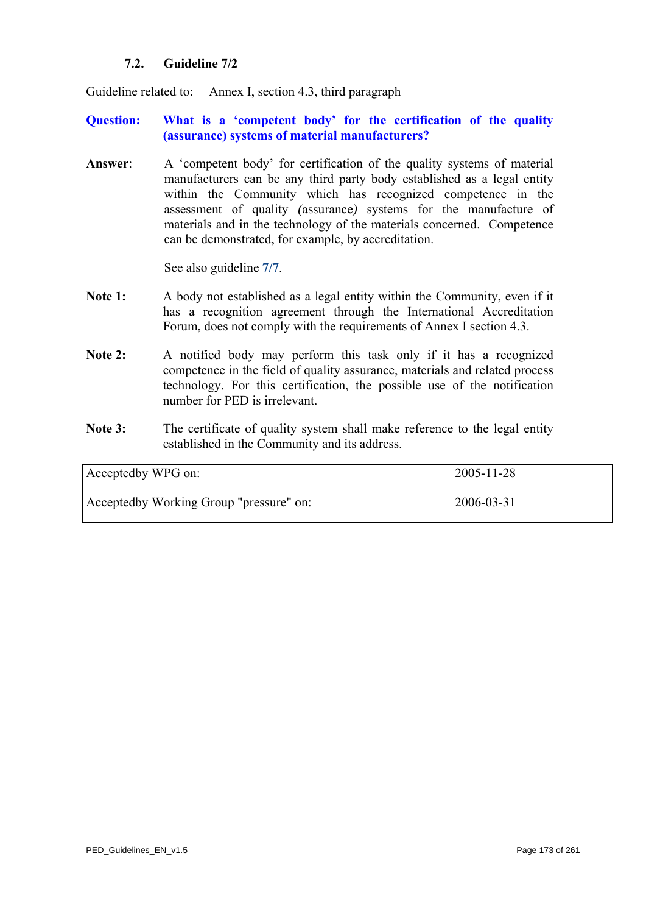### 7.2. Guideline 7/2

Guideline related to: Annex I, section 4.3, third paragraph

**Question: What is a 'competent body' for the certification of the quality (assurance) systems of material manufacturers?**

**Answer**: A 'competent body' for certification of the quality systems of material manufacturers can be any third party body established as a legal entity within the Community which has recognized competence in the assessment of quality *(*assurance*)* systems for the manufacture of materials and in the technology of the materials concerned. Competence can be demonstrated, for example, by accreditation.

See also guideline 7/7.

**Note 1:** A body not established as a legal entity within the Community, even if it has a recognition agreement through the International Accreditation Forum, does not comply with the requirements of Annex I section 4.3.

**Note 2:** A notified body may perform this task only if it has a recognized competence in the field of quality assurance, materials and related process technology. For this certification, the possible use of the notification number for PED is irrelevant.

**Note 3:** The certificate of quality system shall make reference to the legal entity established in the Community and its address.

| | |
|---|---|
| Acceptedby WPG on: | 2005-11-28 |
| Acceptedby Working Group "pressure" on: | 2006-03-31 |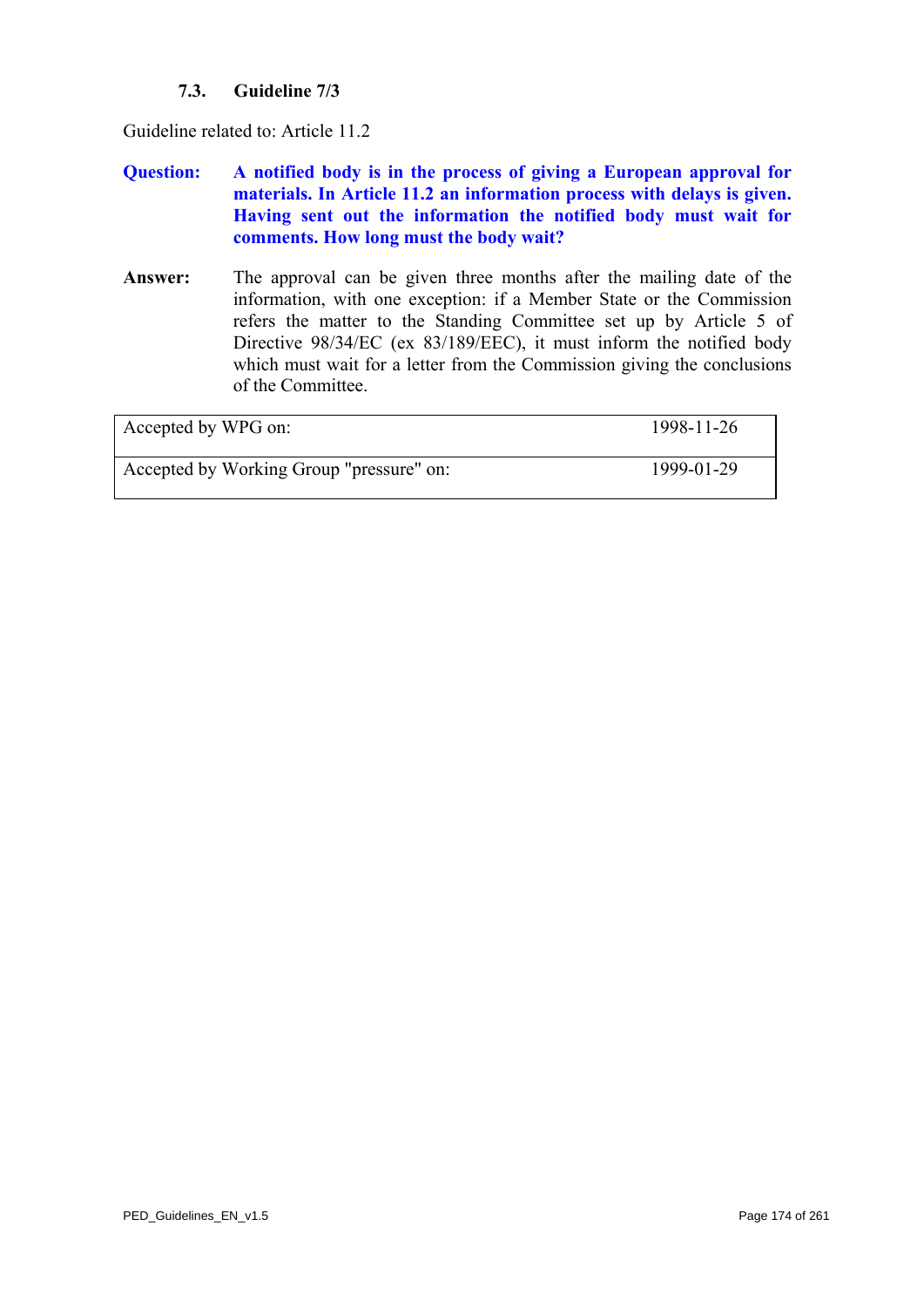### 7.3. Guideline 7/3

Guideline related to: Article 11.2

**Question:** **A notified body is in the process of giving a European approval for materials. In Article 11.2 an information process with delays is given. Having sent out the information the notified body must wait for comments. How long must the body wait?**

**Answer:** The approval can be given three months after the mailing date of the information, with one exception: if a Member State or the Commission refers the matter to the Standing Committee set up by Article 5 of Directive 98/34/EC (ex 83/189/EEC), it must inform the notified body which must wait for a letter from the Commission giving the conclusions of the Committee.

| | |
|---|---|
| Accepted by WPG on: | 1998-11-26 |
| Accepted by Working Group "pressure" on: | 1999-01-29 |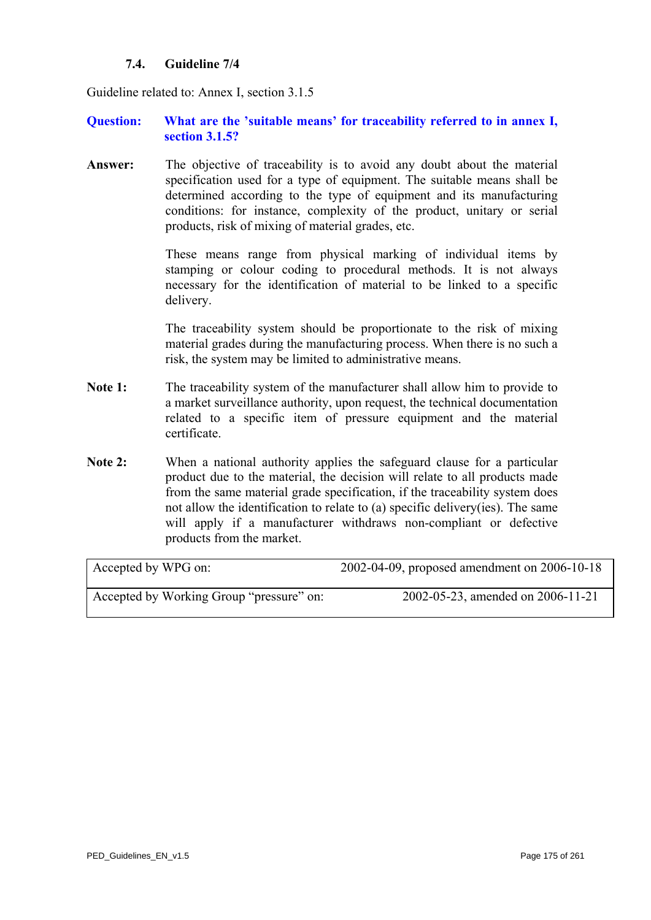### 7.4. Guideline 7/4

Guideline related to: Annex I, section 3.1.5

**Question: What are the 'suitable means' for traceability referred to in annex I, section 3.1.5?**

**Answer:** The objective of traceability is to avoid any doubt about the material specification used for a type of equipment. The suitable means shall be determined according to the type of equipment and its manufacturing conditions: for instance, complexity of the product, unitary or serial products, risk of mixing of material grades, etc.

These means range from physical marking of individual items by stamping or colour coding to procedural methods. It is not always necessary for the identification of material to be linked to a specific delivery.

The traceability system should be proportionate to the risk of mixing material grades during the manufacturing process. When there is no such a risk, the system may be limited to administrative means.

**Note 1:** The traceability system of the manufacturer shall allow him to provide to a market surveillance authority, upon request, the technical documentation related to a specific item of pressure equipment and the material certificate.

**Note 2:** When a national authority applies the safeguard clause for a particular product due to the material, the decision will relate to all products made from the same material grade specification, if the traceability system does not allow the identification to relate to (a) specific delivery(ies). The same will apply if a manufacturer withdraws non-compliant or defective products from the market.

| | |
|---|---|
| Accepted by WPG on: | 2002-04-09, proposed amendment on 2006-10-18 |
| Accepted by Working Group "pressure" on: | 2002-05-23, amended on 2006-11-21 |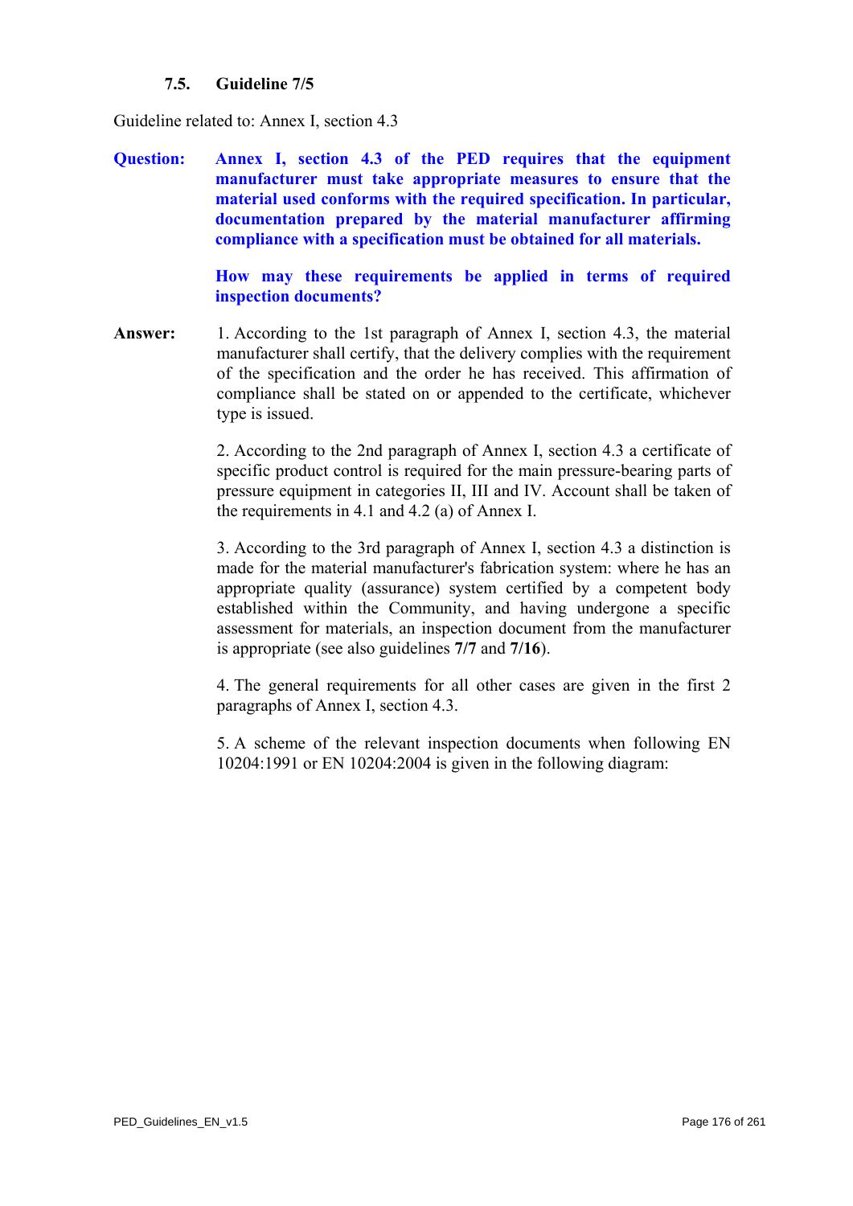### 7.5. Guideline 7/5

Guideline related to: Annex I, section 4.3

**Question:** **Annex I, section 4.3 of the PED requires that the equipment manufacturer must take appropriate measures to ensure that the material used conforms with the required specification. In particular, documentation prepared by the material manufacturer affirming compliance with a specification must be obtained for all materials.**

**How may these requirements be applied in terms of required inspection documents?**

**Answer:** 1. According to the 1st paragraph of Annex I, section 4.3, the material manufacturer shall certify, that the delivery complies with the requirement of the specification and the order he has received. This affirmation of compliance shall be stated on or appended to the certificate, whichever type is issued.

2. According to the 2nd paragraph of Annex I, section 4.3 a certificate of specific product control is required for the main pressure-bearing parts of pressure equipment in categories II, III and IV. Account shall be taken of the requirements in 4.1 and 4.2 (a) of Annex I.

3. According to the 3rd paragraph of Annex I, section 4.3 a distinction is made for the material manufacturer's fabrication system: where he has an appropriate quality (assurance) system certified by a competent body established within the Community, and having undergone a specific assessment for materials, an inspection document from the manufacturer is appropriate (see also guidelines **7/7** and **7/16**).

4. The general requirements for all other cases are given in the first 2 paragraphs of Annex I, section 4.3.

5. A scheme of the relevant inspection documents when following EN 10204:1991 or EN 10204:2004 is given in the following diagram: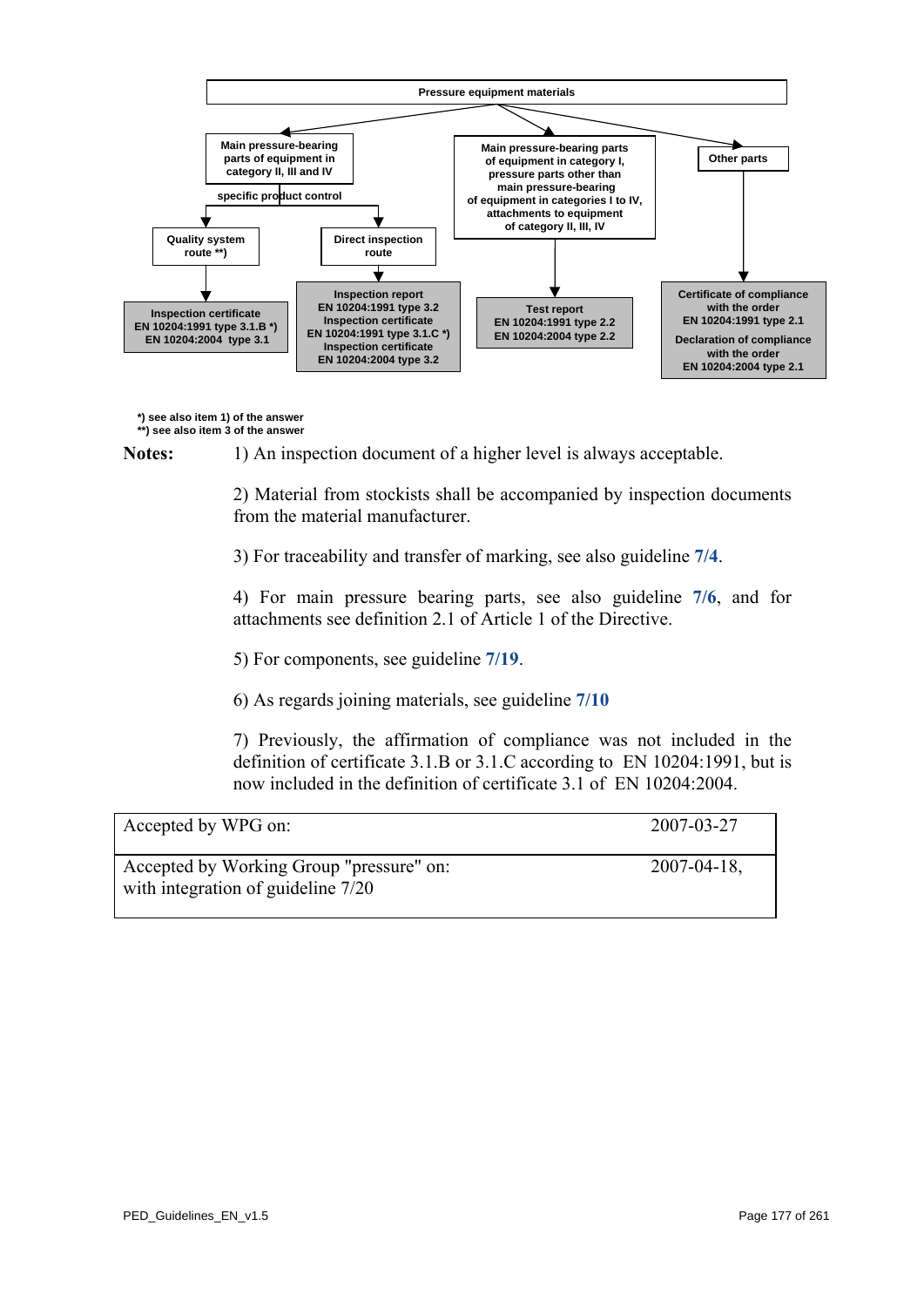**Pressure equipment materials**

- **Main pressure-bearing parts of equipment in category II, III and IV** — specific product control
  - **Quality system route \*\*)** → **Inspection certificate EN 10204:1991 type 3.1.B \*) EN 10204:2004 type 3.1**
  - **Direct inspection route** → **Inspection report EN 10204:1991 type 3.2 Inspection certificate EN 10204:1991 type 3.1.C \*) Inspection certificate EN 10204:2004 type 3.2**
- **Main pressure-bearing parts of equipment in category I, pressure parts other than main pressure-bearing of equipment in categories I to IV, attachments to equipment of category II, III, IV** → **Test report EN 10204:1991 type 2.2 EN 10204:2004 type 2.2**
- **Other parts** → **Certificate of compliance with the order EN 10204:1991 type 2.1 Declaration of compliance with the order EN 10204:2004 type 2.1**

\*) see also item 1) of the answer
\*\*) see also item 3 of the answer

**Notes:**

1) An inspection document of a higher level is always acceptable.

2) Material from stockists shall be accompanied by inspection documents from the material manufacturer.

3) For traceability and transfer of marking, see also guideline **7/4**.

4) For main pressure bearing parts, see also guideline **7/6**, and for attachments see definition 2.1 of Article 1 of the Directive.

5) For components, see guideline **7/19**.

6) As regards joining materials, see guideline **7/10**

7) Previously, the affirmation of compliance was not included in the definition of certificate 3.1.B or 3.1.C according to EN 10204:1991, but is now included in the definition of certificate 3.1 of EN 10204:2004.

| | |
|---|---|
| Accepted by WPG on: | 2007-03-27 |
| Accepted by Working Group "pressure" on: with integration of guideline 7/20 | 2007-04-18, |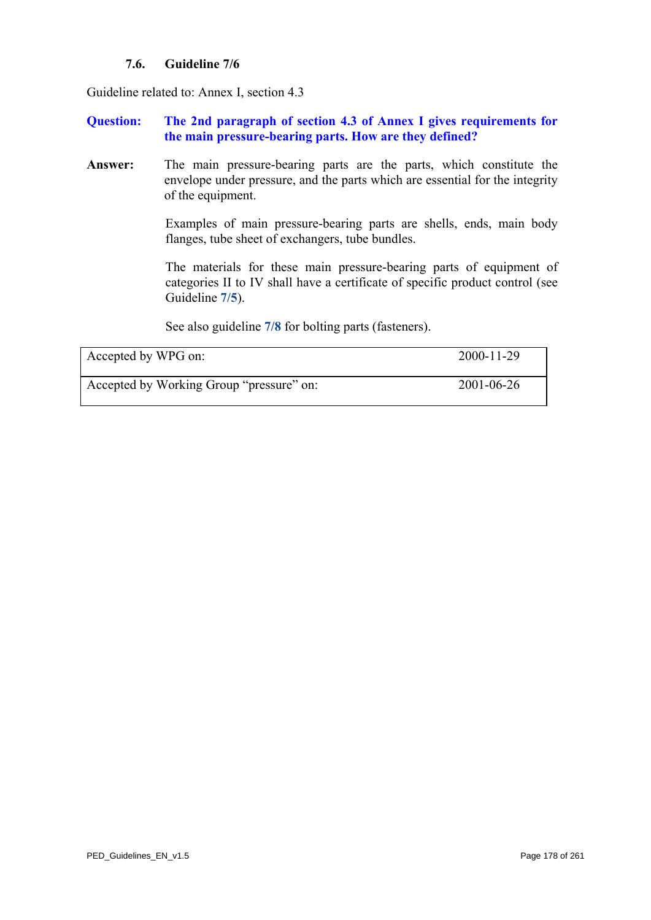### 7.6. Guideline 7/6

Guideline related to: Annex I, section 4.3

**Question:** **The 2nd paragraph of section 4.3 of Annex I gives requirements for the main pressure-bearing parts. How are they defined?**

**Answer:** The main pressure-bearing parts are the parts, which constitute the envelope under pressure, and the parts which are essential for the integrity of the equipment.

Examples of main pressure-bearing parts are shells, ends, main body flanges, tube sheet of exchangers, tube bundles.

The materials for these main pressure-bearing parts of equipment of categories II to IV shall have a certificate of specific product control (see Guideline **7/5**).

See also guideline **7/8** for bolting parts (fasteners).

| | |
|---|---|
| Accepted by WPG on: | 2000-11-29 |
| Accepted by Working Group "pressure" on: | 2001-06-26 |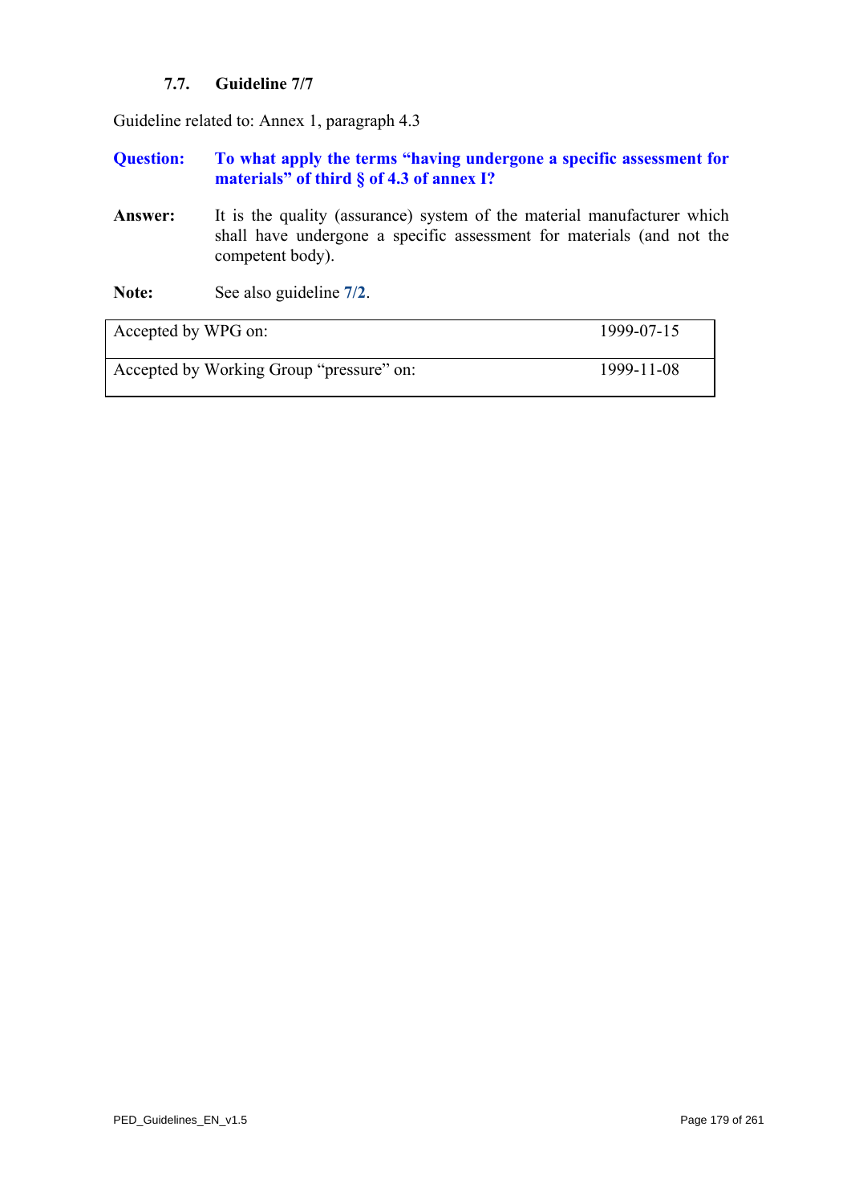### 7.7. Guideline 7/7

Guideline related to: Annex 1, paragraph 4.3

**Question:** **To what apply the terms "having undergone a specific assessment for materials" of third § of 4.3 of annex I?**

**Answer:** It is the quality (assurance) system of the material manufacturer which shall have undergone a specific assessment for materials (and not the competent body).

**Note:** See also guideline **7/2**.

| | |
|---|---|
| Accepted by WPG on: | 1999-07-15 |
| Accepted by Working Group "pressure" on: | 1999-11-08 |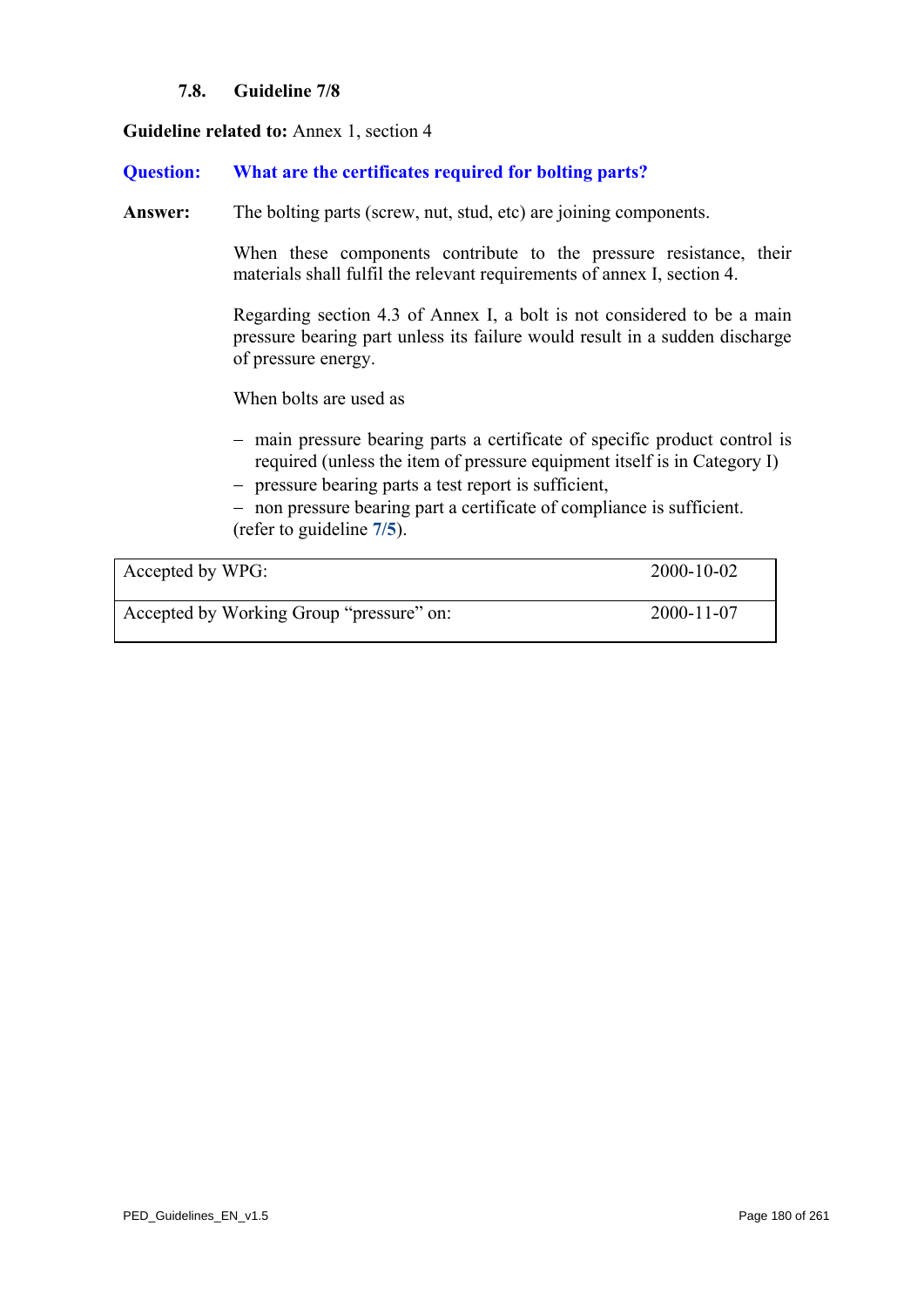### 7.8. Guideline 7/8

**Guideline related to:** Annex 1, section 4

**Question:** **What are the certificates required for bolting parts?**

**Answer:** The bolting parts (screw, nut, stud, etc) are joining components.

When these components contribute to the pressure resistance, their materials shall fulfil the relevant requirements of annex I, section 4.

Regarding section 4.3 of Annex I, a bolt is not considered to be a main pressure bearing part unless its failure would result in a sudden discharge of pressure energy.

When bolts are used as

- main pressure bearing parts a certificate of specific product control is required (unless the item of pressure equipment itself is in Category I)
- pressure bearing parts a test report is sufficient,
- non pressure bearing part a certificate of compliance is sufficient.

(refer to guideline 7/5).

| | |
|---|---|
| Accepted by WPG: | 2000-10-02 |
| Accepted by Working Group "pressure" on: | 2000-11-07 |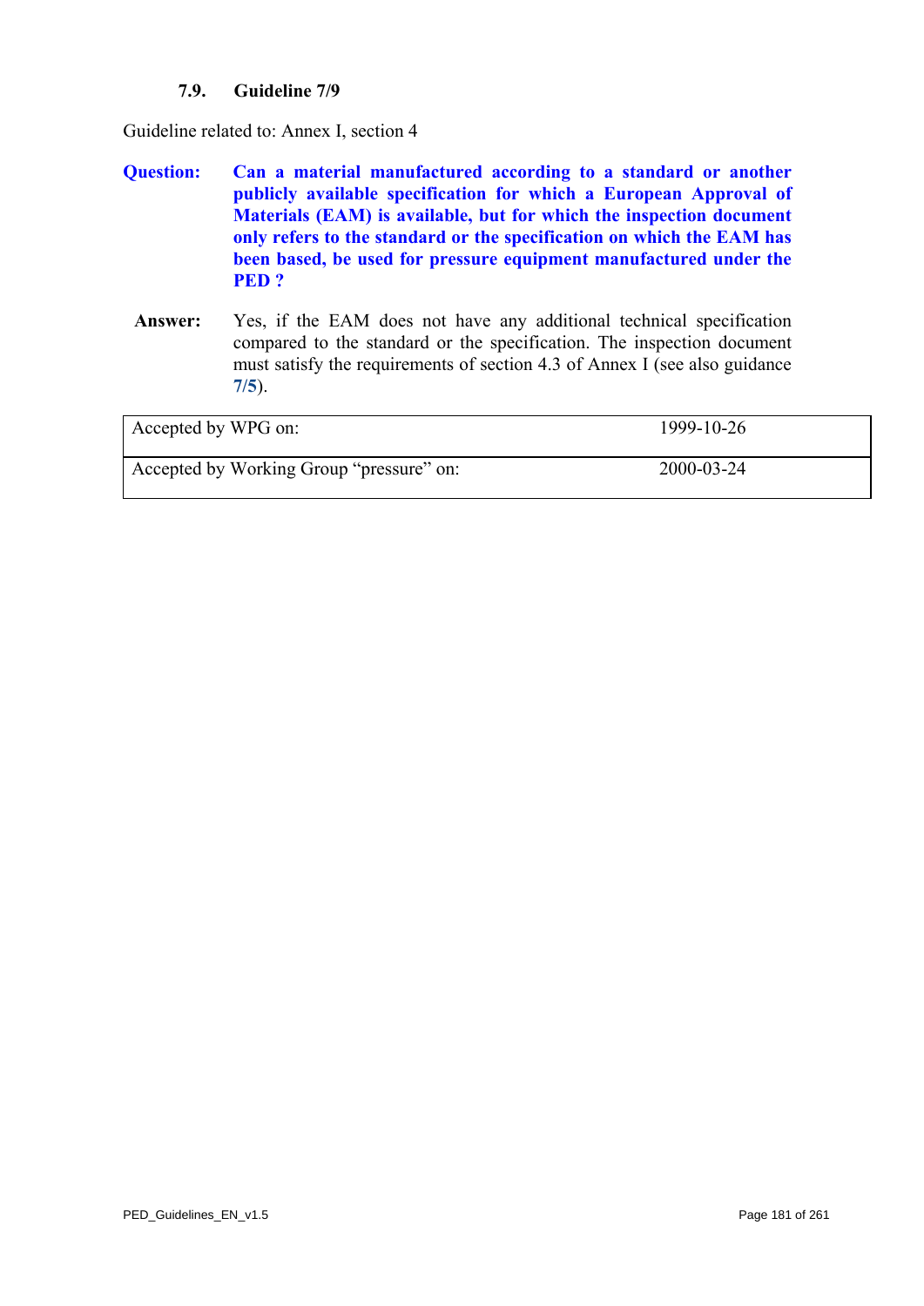### 7.9. Guideline 7/9

Guideline related to: Annex I, section 4

**Question:** **Can a material manufactured according to a standard or another publicly available specification for which a European Approval of Materials (EAM) is available, but for which the inspection document only refers to the standard or the specification on which the EAM has been based, be used for pressure equipment manufactured under the PED ?**

**Answer:** Yes, if the EAM does not have any additional technical specification compared to the standard or the specification. The inspection document must satisfy the requirements of section 4.3 of Annex I (see also guidance **7/5**).

| Accepted by WPG on: | 1999-10-26 |
|---|---|
| Accepted by Working Group "pressure" on: | 2000-03-24 |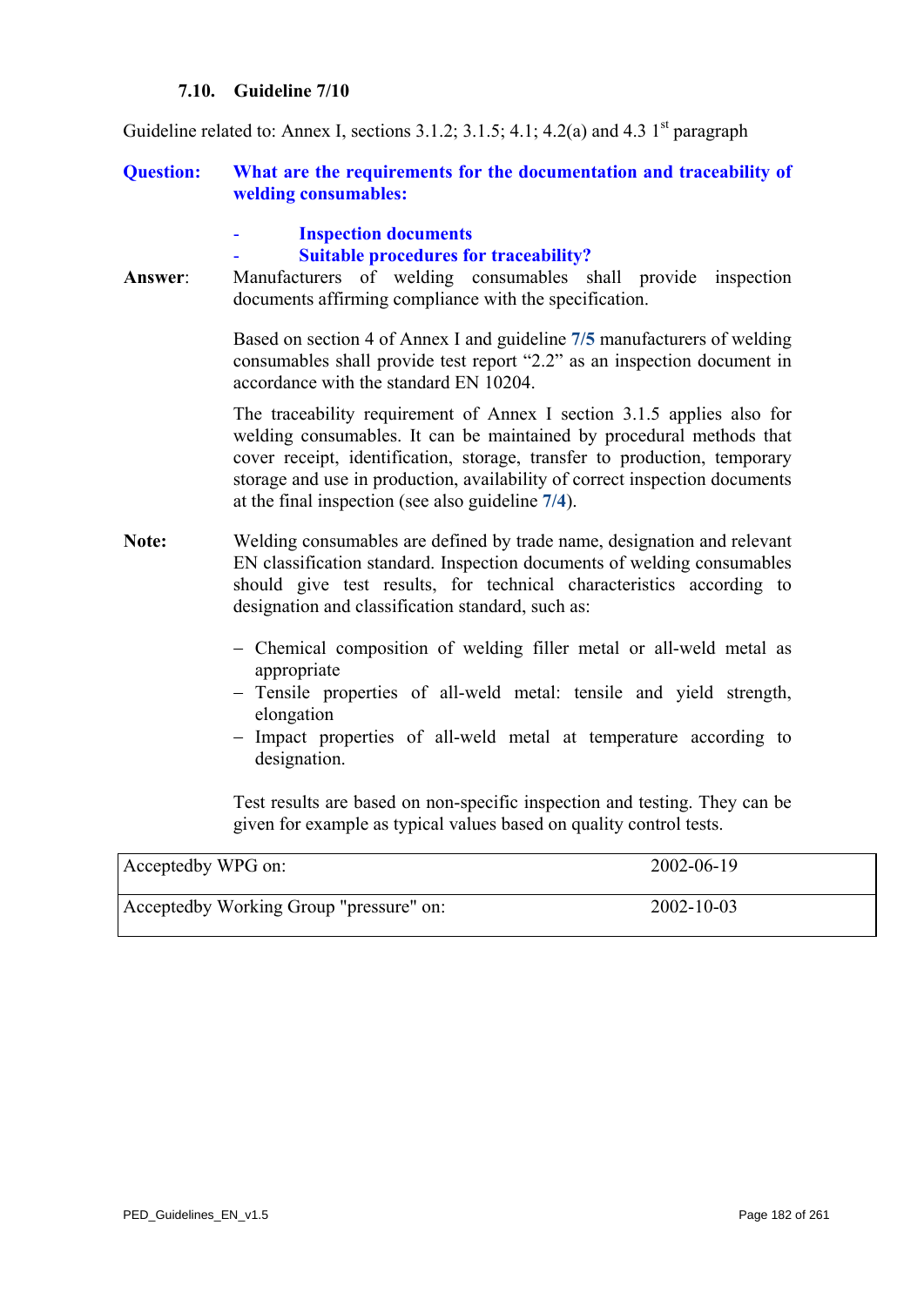### 7.10. Guideline 7/10

Guideline related to: Annex I, sections 3.1.2; 3.1.5; 4.1; 4.2(a) and 4.3 1st paragraph

**Question:** **What are the requirements for the documentation and traceability of welding consumables:**

- **Inspection documents**
- **Suitable procedures for traceability?**

**Answer**: Manufacturers of welding consumables shall provide inspection documents affirming compliance with the specification.

Based on section 4 of Annex I and guideline **7/5** manufacturers of welding consumables shall provide test report "2.2" as an inspection document in accordance with the standard EN 10204.

The traceability requirement of Annex I section 3.1.5 applies also for welding consumables. It can be maintained by procedural methods that cover receipt, identification, storage, transfer to production, temporary storage and use in production, availability of correct inspection documents at the final inspection (see also guideline **7/4**).

**Note:** Welding consumables are defined by trade name, designation and relevant EN classification standard. Inspection documents of welding consumables should give test results, for technical characteristics according to designation and classification standard, such as:

- Chemical composition of welding filler metal or all-weld metal as appropriate
- Tensile properties of all-weld metal: tensile and yield strength, elongation
- Impact properties of all-weld metal at temperature according to designation.

Test results are based on non-specific inspection and testing. They can be given for example as typical values based on quality control tests.

| | |
|---|---|
| Acceptedby WPG on: | 2002-06-19 |
| Acceptedby Working Group "pressure" on: | 2002-10-03 |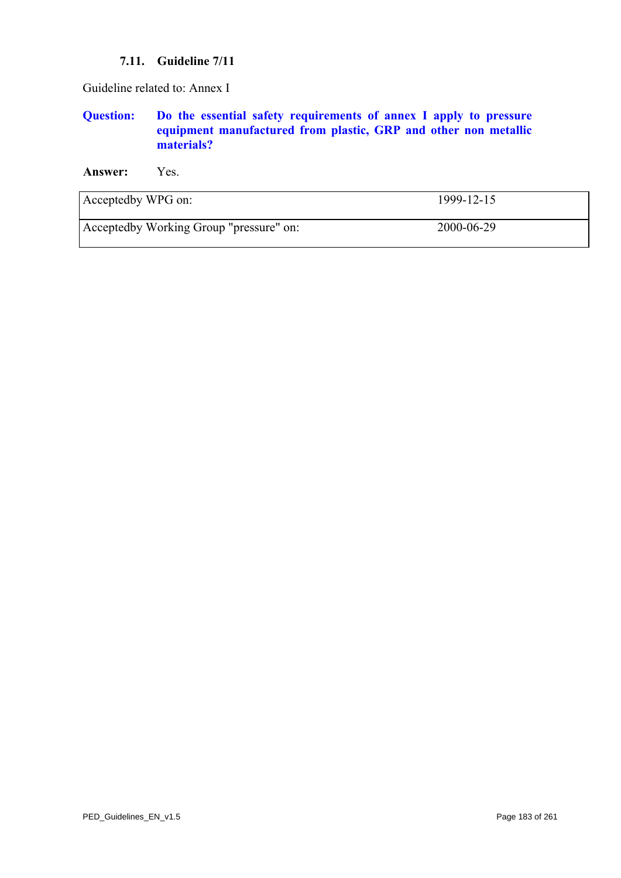### 7.11. Guideline 7/11

Guideline related to: Annex I

**Question:** **Do the essential safety requirements of annex I apply to pressure equipment manufactured from plastic, GRP and other non metallic materials?**

**Answer:** Yes.

| Acceptedby WPG on: | 1999-12-15 |
|---|---|
| Acceptedby Working Group "pressure" on: | 2000-06-29 |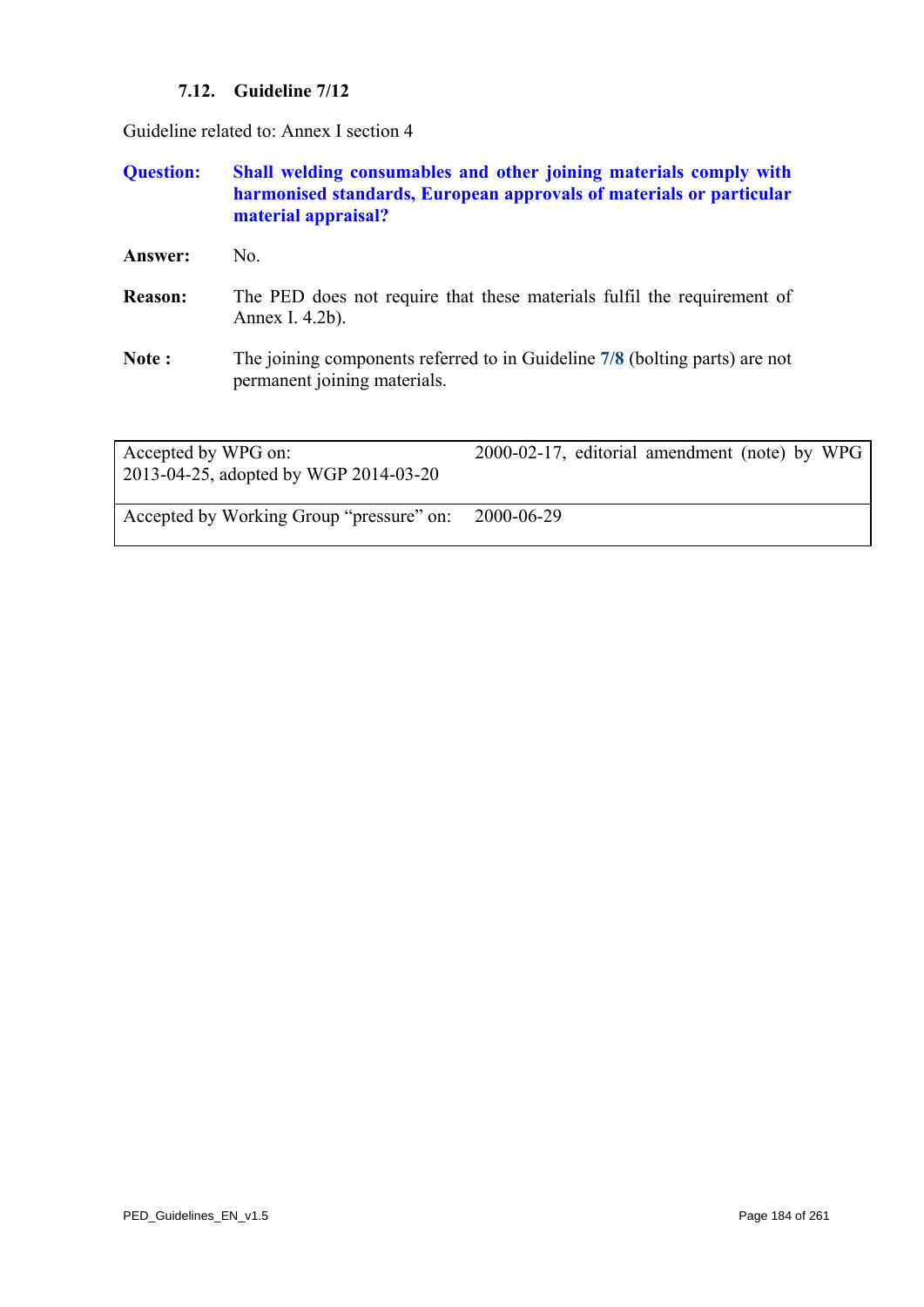### 7.12. Guideline 7/12

Guideline related to: Annex I section 4

**Question:** **Shall welding consumables and other joining materials comply with harmonised standards, European approvals of materials or particular material appraisal?**

**Answer:** No.

**Reason:** The PED does not require that these materials fulfil the requirement of Annex I. 4.2b).

**Note :** The joining components referred to in Guideline 7/8 (bolting parts) are not permanent joining materials.

| Accepted by WPG on: | 2000-02-17, editorial amendment (note) by WPG 2013-04-25, adopted by WGP 2014-03-20 |
|---|---|
| Accepted by Working Group "pressure" on: | 2000-06-29 |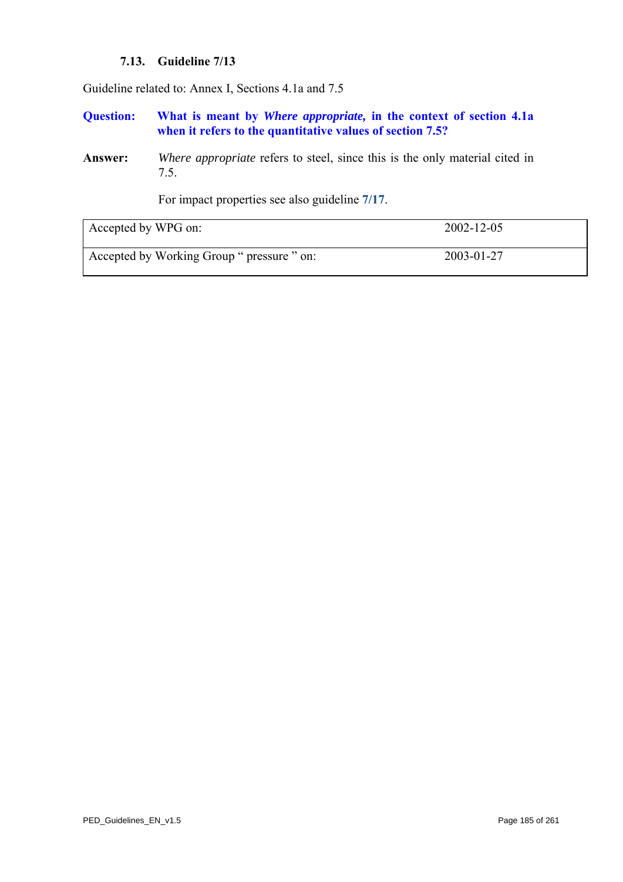### 7.13. Guideline 7/13

Guideline related to: Annex I, Sections 4.1a and 7.5

**Question:** **What is meant by *Where appropriate,* in the context of section 4.1a when it refers to the quantitative values of section 7.5?**

**Answer:** *Where appropriate* refers to steel, since this is the only material cited in 7.5.

For impact properties see also guideline **7/17**.

| Accepted by WPG on: | 2002-12-05 |
|---|---|
| Accepted by Working Group " pressure " on: | 2003-01-27 |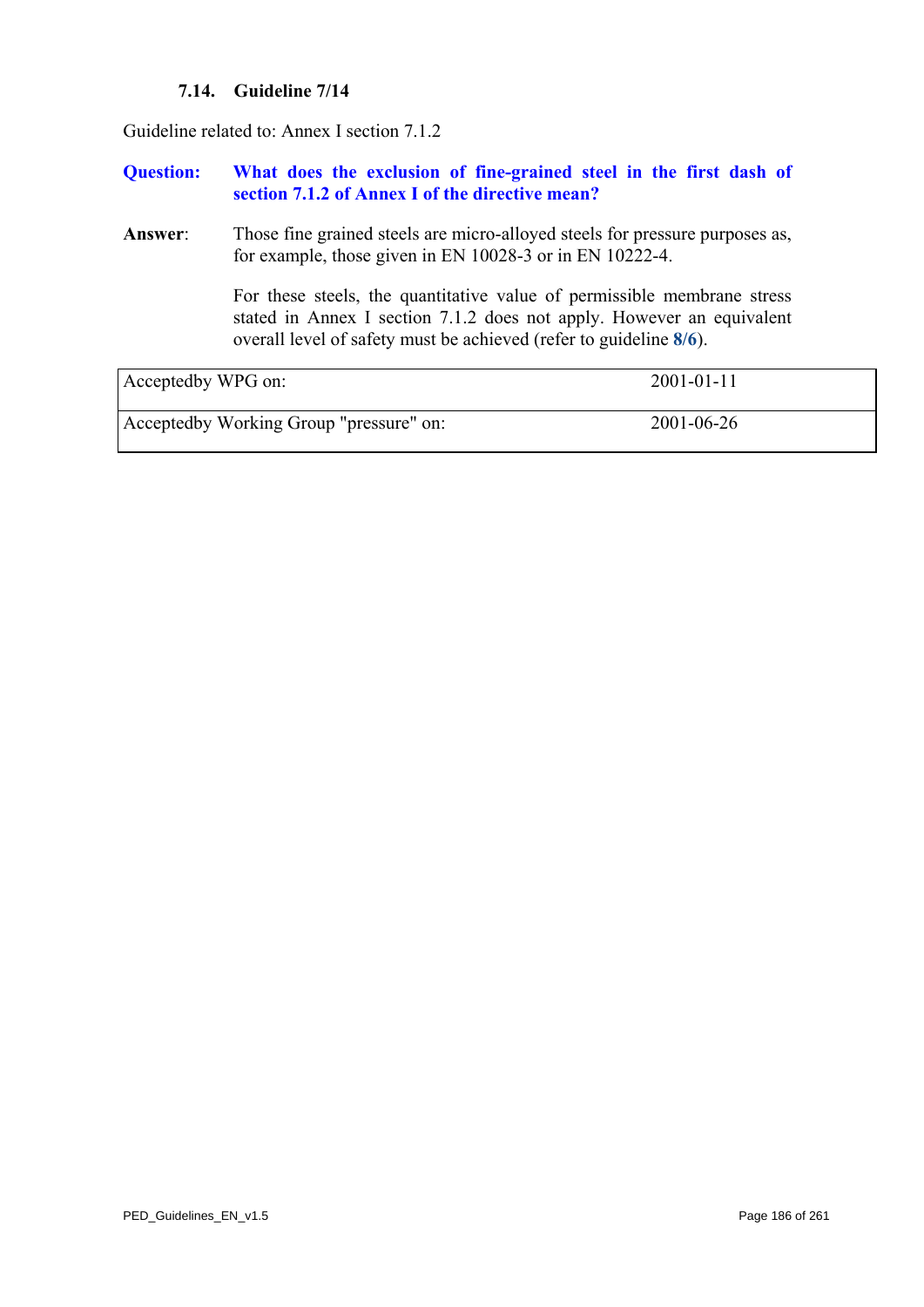### 7.14. Guideline 7/14

Guideline related to: Annex I section 7.1.2

**Question:** **What does the exclusion of fine-grained steel in the first dash of section 7.1.2 of Annex I of the directive mean?**

**Answer**: Those fine grained steels are micro-alloyed steels for pressure purposes as, for example, those given in EN 10028-3 or in EN 10222-4.

For these steels, the quantitative value of permissible membrane stress stated in Annex I section 7.1.2 does not apply. However an equivalent overall level of safety must be achieved (refer to guideline **8/6**).

| | |
|---|---|
| Acceptedby WPG on: | 2001-01-11 |
| Acceptedby Working Group "pressure" on: | 2001-06-26 |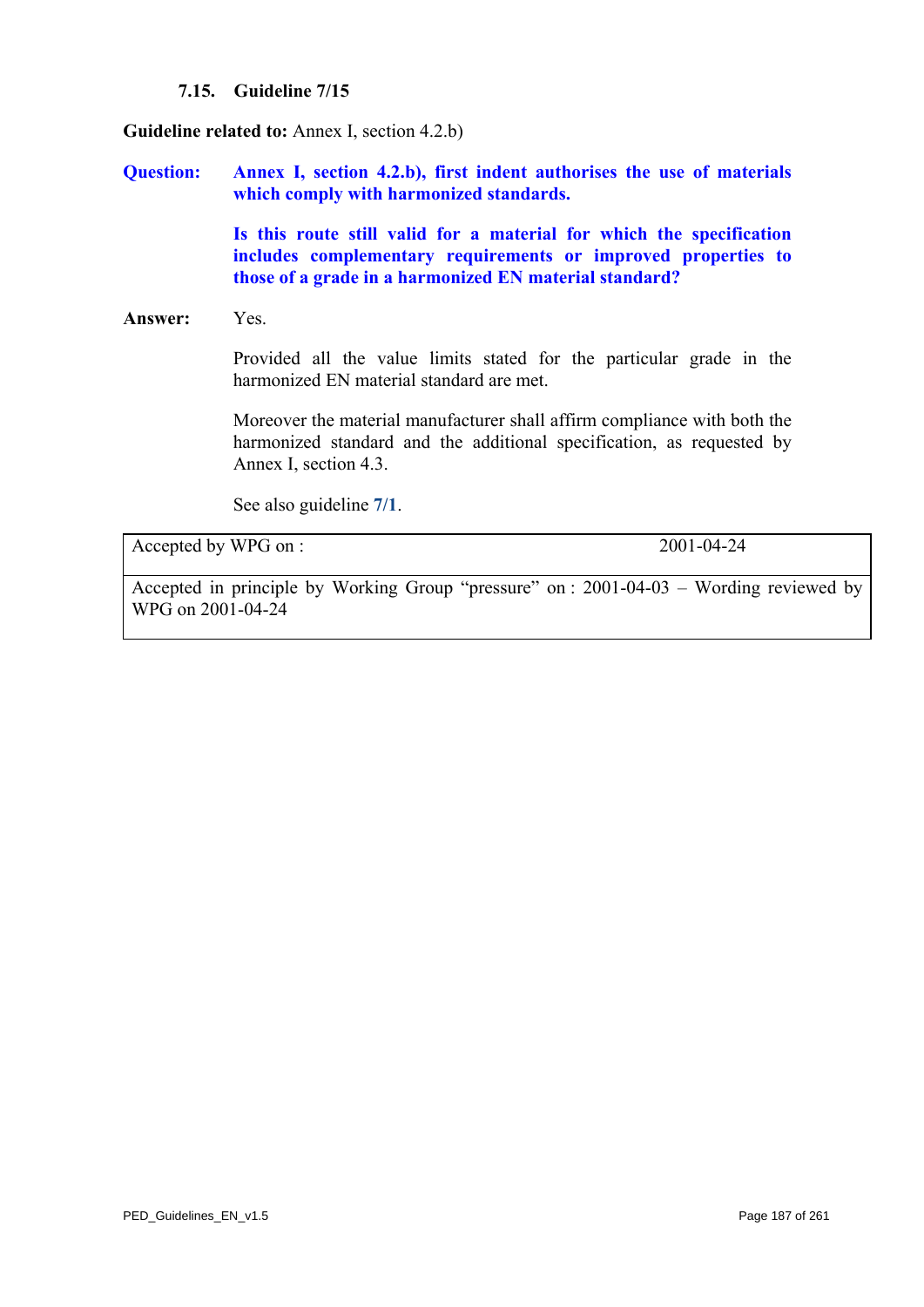### 7.15. Guideline 7/15

**Guideline related to:** Annex I, section 4.2.b)

**Question:** **Annex I, section 4.2.b), first indent authorises the use of materials which comply with harmonized standards.**

**Is this route still valid for a material for which the specification includes complementary requirements or improved properties to those of a grade in a harmonized EN material standard?**

**Answer:** Yes.

Provided all the value limits stated for the particular grade in the harmonized EN material standard are met.

Moreover the material manufacturer shall affirm compliance with both the harmonized standard and the additional specification, as requested by Annex I, section 4.3.

See also guideline **7/1**.

| Accepted by WPG on : | 2001-04-24 |
|---|---|
| Accepted in principle by Working Group "pressure" on : 2001-04-03 – Wording reviewed by WPG on 2001-04-24 | |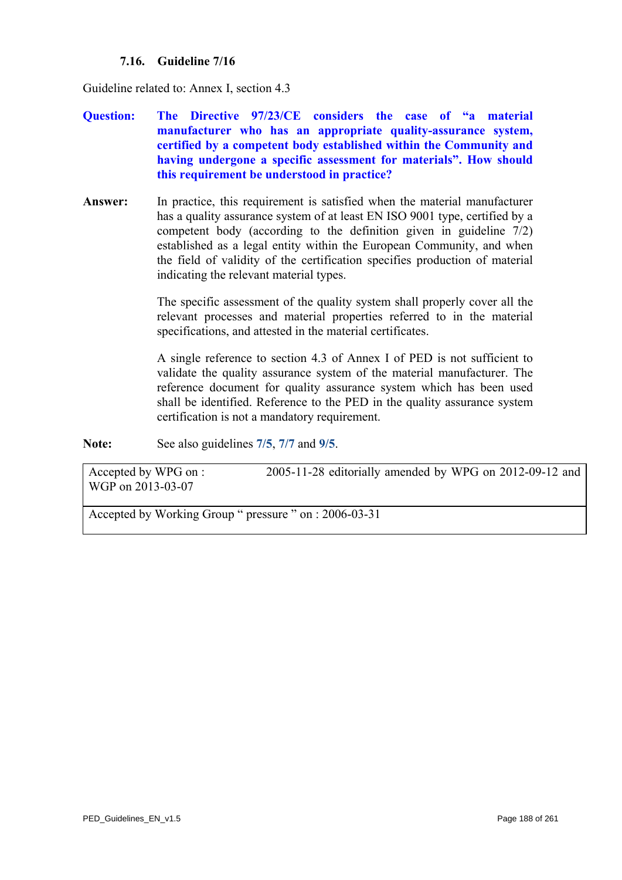### 7.16. Guideline 7/16

Guideline related to: Annex I, section 4.3

**Question:** **The Directive 97/23/CE considers the case of "a material manufacturer who has an appropriate quality-assurance system, certified by a competent body established within the Community and having undergone a specific assessment for materials". How should this requirement be understood in practice?**

**Answer:** In practice, this requirement is satisfied when the material manufacturer has a quality assurance system of at least EN ISO 9001 type, certified by a competent body (according to the definition given in guideline 7/2) established as a legal entity within the European Community, and when the field of validity of the certification specifies production of material indicating the relevant material types.

The specific assessment of the quality system shall properly cover all the relevant processes and material properties referred to in the material specifications, and attested in the material certificates.

A single reference to section 4.3 of Annex I of PED is not sufficient to validate the quality assurance system of the material manufacturer. The reference document for quality assurance system which has been used shall be identified. Reference to the PED in the quality assurance system certification is not a mandatory requirement.

**Note:** See also guidelines **7/5**, **7/7** and **9/5**.

| Accepted by WPG on : | 2005-11-28 editorially amended by WPG on 2012-09-12 and WGP on 2013-03-07 |
|---|---|
| Accepted by Working Group " pressure " on : 2006-03-31 | |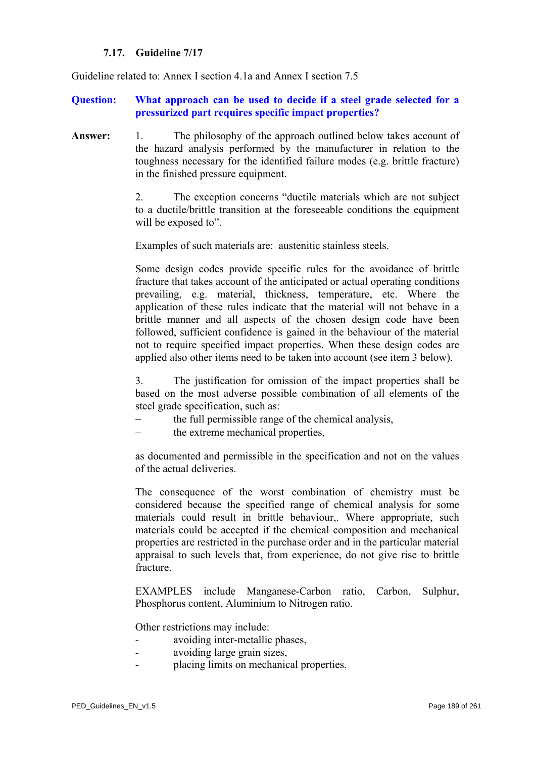### 7.17. Guideline 7/17

Guideline related to: Annex I section 4.1a and Annex I section 7.5

**Question: What approach can be used to decide if a steel grade selected for a pressurized part requires specific impact properties?**

**Answer:**

1. The philosophy of the approach outlined below takes account of the hazard analysis performed by the manufacturer in relation to the toughness necessary for the identified failure modes (e.g. brittle fracture) in the finished pressure equipment.

2. The exception concerns "ductile materials which are not subject to a ductile/brittle transition at the foreseeable conditions the equipment will be exposed to".

Examples of such materials are: austenitic stainless steels.

Some design codes provide specific rules for the avoidance of brittle fracture that takes account of the anticipated or actual operating conditions prevailing, e.g. material, thickness, temperature, etc. Where the application of these rules indicate that the material will not behave in a brittle manner and all aspects of the chosen design code have been followed, sufficient confidence is gained in the behaviour of the material not to require specified impact properties. When these design codes are applied also other items need to be taken into account (see item 3 below).

3. The justification for omission of the impact properties shall be based on the most adverse possible combination of all elements of the steel grade specification, such as:

– the full permissible range of the chemical analysis,
– the extreme mechanical properties,

as documented and permissible in the specification and not on the values of the actual deliveries.

The consequence of the worst combination of chemistry must be considered because the specified range of chemical analysis for some materials could result in brittle behaviour,. Where appropriate, such materials could be accepted if the chemical composition and mechanical properties are restricted in the purchase order and in the particular material appraisal to such levels that, from experience, do not give rise to brittle fracture.

EXAMPLES include Manganese-Carbon ratio, Carbon, Sulphur, Phosphorus content, Aluminium to Nitrogen ratio.

Other restrictions may include:

- avoiding inter-metallic phases,
- avoiding large grain sizes,
- placing limits on mechanical properties.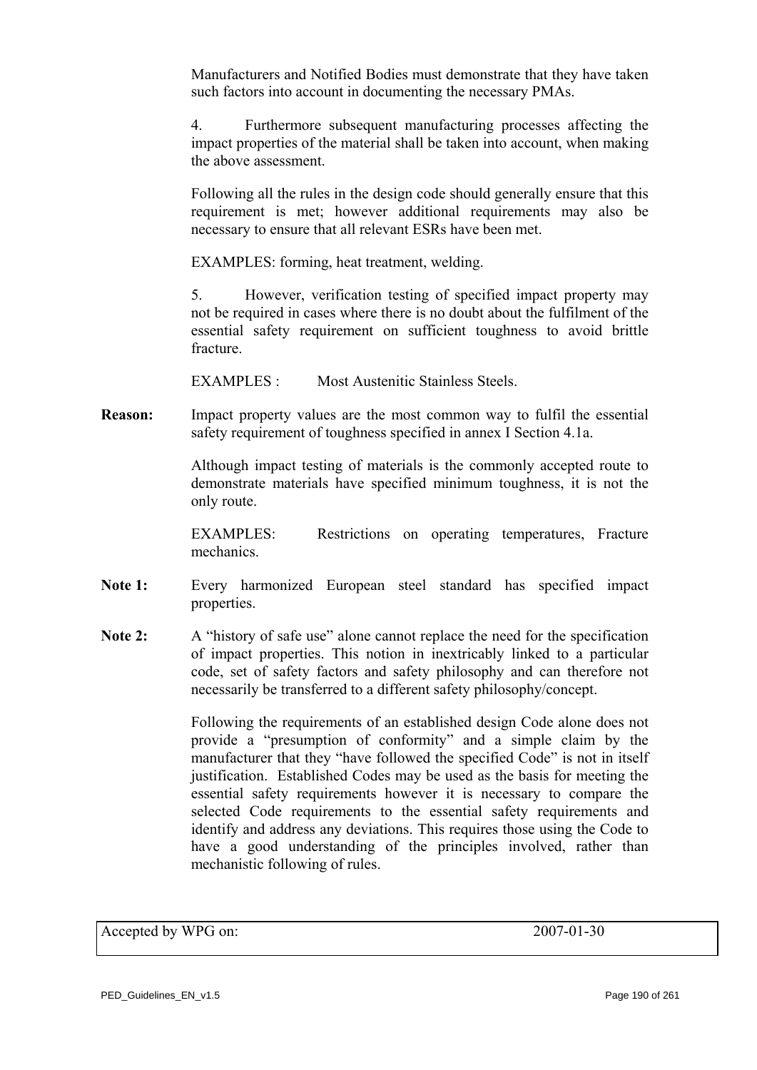Manufacturers and Notified Bodies must demonstrate that they have taken such factors into account in documenting the necessary PMAs.

4. Furthermore subsequent manufacturing processes affecting the impact properties of the material shall be taken into account, when making the above assessment.

Following all the rules in the design code should generally ensure that this requirement is met; however additional requirements may also be necessary to ensure that all relevant ESRs have been met.

EXAMPLES: forming, heat treatment, welding.

5. However, verification testing of specified impact property may not be required in cases where there is no doubt about the fulfilment of the essential safety requirement on sufficient toughness to avoid brittle fracture.

EXAMPLES : Most Austenitic Stainless Steels.

**Reason:** Impact property values are the most common way to fulfil the essential safety requirement of toughness specified in annex I Section 4.1a.

Although impact testing of materials is the commonly accepted route to demonstrate materials have specified minimum toughness, it is not the only route.

EXAMPLES: Restrictions on operating temperatures, Fracture mechanics.

**Note 1:** Every harmonized European steel standard has specified impact properties.

**Note 2:** A "history of safe use" alone cannot replace the need for the specification of impact properties. This notion in inextricably linked to a particular code, set of safety factors and safety philosophy and can therefore not necessarily be transferred to a different safety philosophy/concept.

Following the requirements of an established design Code alone does not provide a "presumption of conformity" and a simple claim by the manufacturer that they "have followed the specified Code" is not in itself justification. Established Codes may be used as the basis for meeting the essential safety requirements however it is necessary to compare the selected Code requirements to the essential safety requirements and identify and address any deviations. This requires those using the Code to have a good understanding of the principles involved, rather than mechanistic following of rules.

| Accepted by WPG on: | 2007-01-30 |
| --- | --- |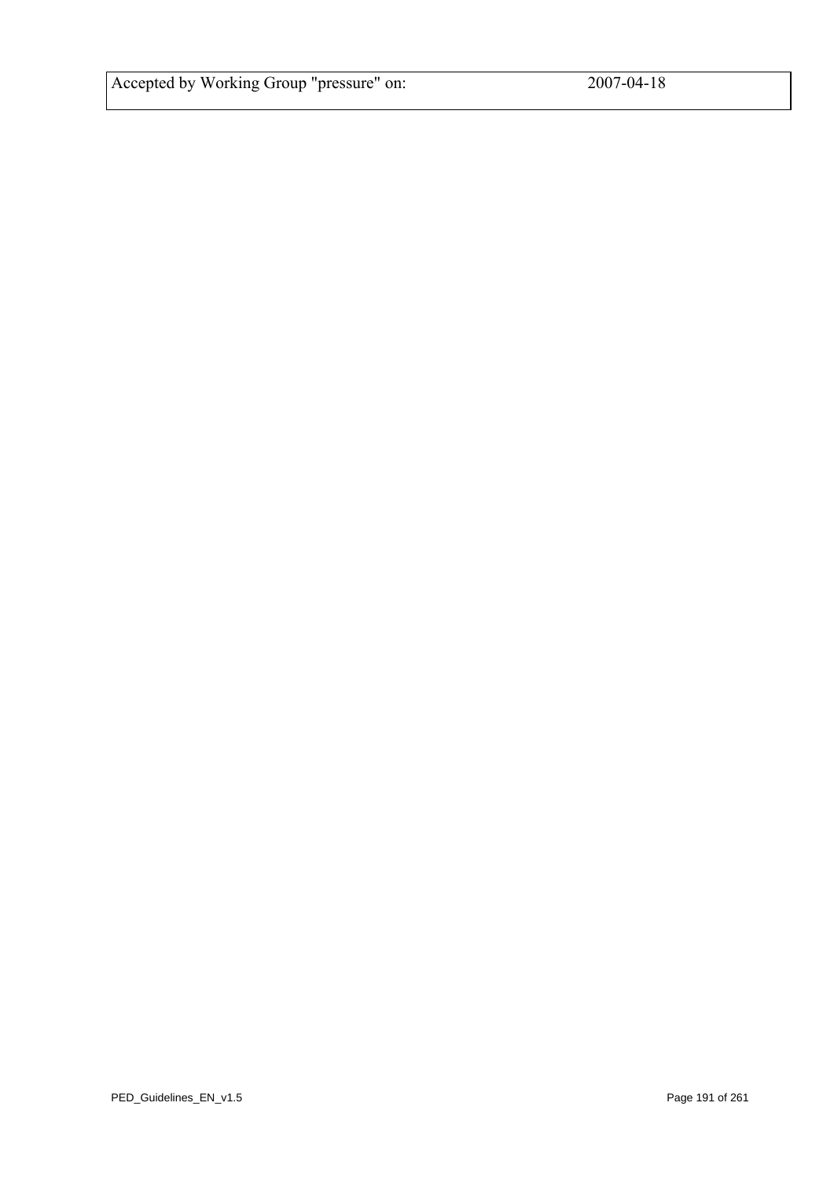| | |
|---|---|
| Accepted by Working Group "pressure" on: | 2007-04-18 |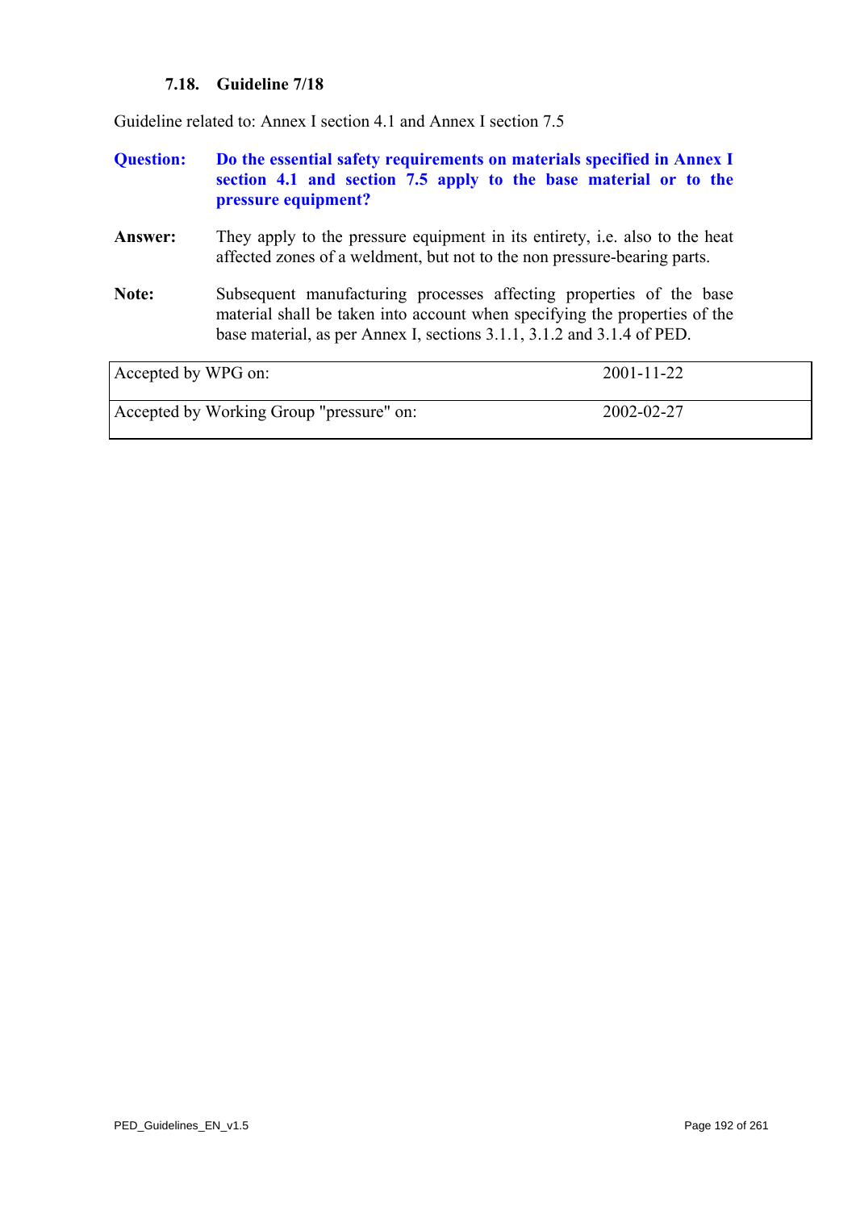### 7.18. Guideline 7/18

Guideline related to: Annex I section 4.1 and Annex I section 7.5

**Question:** **Do the essential safety requirements on materials specified in Annex I section 4.1 and section 7.5 apply to the base material or to the pressure equipment?**

**Answer:** They apply to the pressure equipment in its entirety, i.e. also to the heat affected zones of a weldment, but not to the non pressure-bearing parts.

**Note:** Subsequent manufacturing processes affecting properties of the base material shall be taken into account when specifying the properties of the base material, as per Annex I, sections 3.1.1, 3.1.2 and 3.1.4 of PED.

| | |
|---|---|
| Accepted by WPG on: | 2001-11-22 |
| Accepted by Working Group "pressure" on: | 2002-02-27 |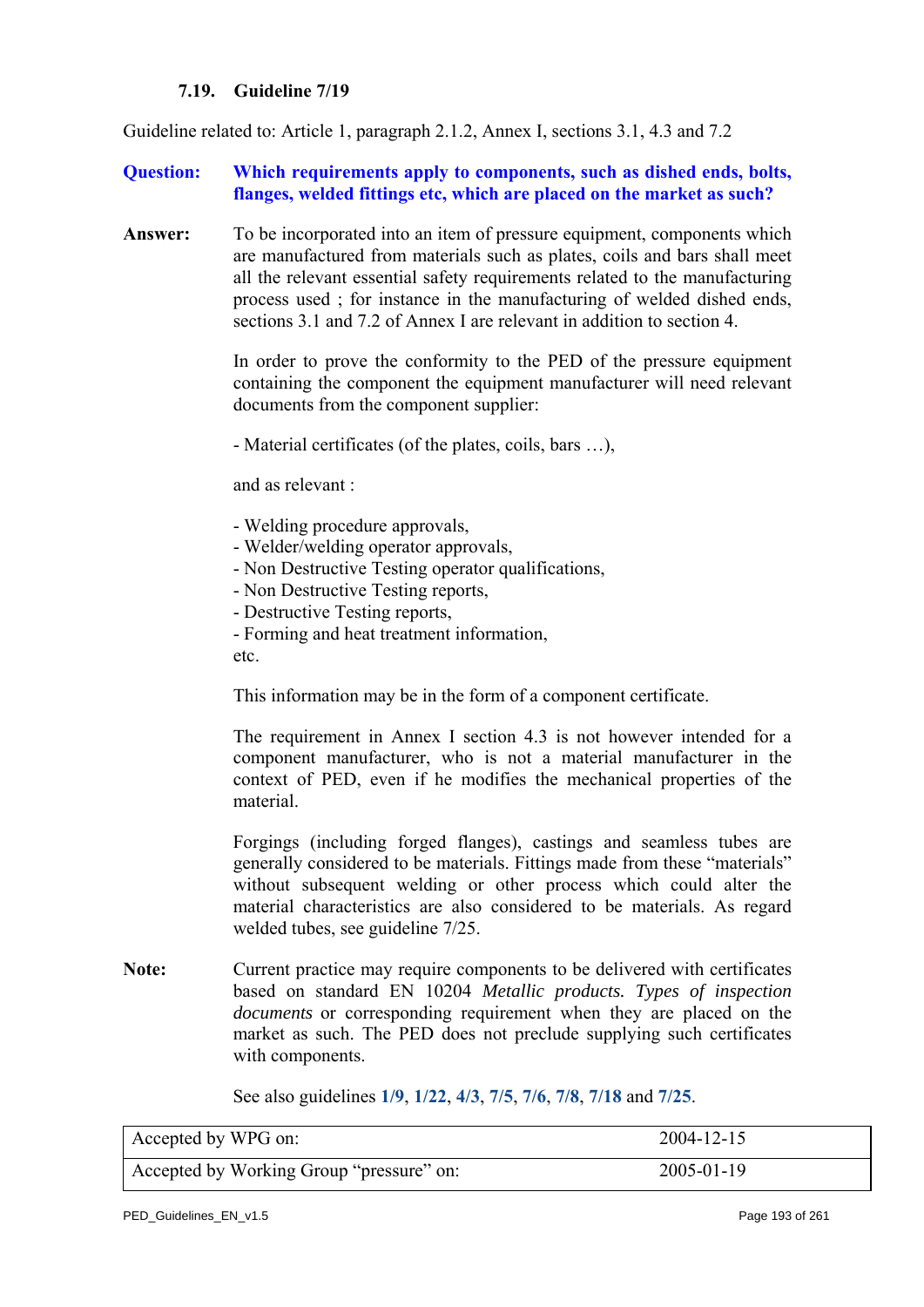### 7.19. Guideline 7/19

Guideline related to: Article 1, paragraph 2.1.2, Annex I, sections 3.1, 4.3 and 7.2

**Question:** **Which requirements apply to components, such as dished ends, bolts, flanges, welded fittings etc, which are placed on the market as such?**

**Answer:** To be incorporated into an item of pressure equipment, components which are manufactured from materials such as plates, coils and bars shall meet all the relevant essential safety requirements related to the manufacturing process used ; for instance in the manufacturing of welded dished ends, sections 3.1 and 7.2 of Annex I are relevant in addition to section 4.

In order to prove the conformity to the PED of the pressure equipment containing the component the equipment manufacturer will need relevant documents from the component supplier:

- Material certificates (of the plates, coils, bars …),

and as relevant :

- Welding procedure approvals,
- Welder/welding operator approvals,
- Non Destructive Testing operator qualifications,
- Non Destructive Testing reports,
- Destructive Testing reports,
- Forming and heat treatment information,

etc.

This information may be in the form of a component certificate.

The requirement in Annex I section 4.3 is not however intended for a component manufacturer, who is not a material manufacturer in the context of PED, even if he modifies the mechanical properties of the material.

Forgings (including forged flanges), castings and seamless tubes are generally considered to be materials. Fittings made from these "materials" without subsequent welding or other process which could alter the material characteristics are also considered to be materials. As regard welded tubes, see guideline 7/25.

**Note:** Current practice may require components to be delivered with certificates based on standard EN 10204 *Metallic products. Types of inspection documents* or corresponding requirement when they are placed on the market as such. The PED does not preclude supplying such certificates with components.

See also guidelines **1/9**, **1/22**, **4/3**, **7/5**, **7/6**, **7/8**, **7/18** and **7/25**.

| Accepted by WPG on: | 2004-12-15 |
|---|---|
| Accepted by Working Group "pressure" on: | 2005-01-19 |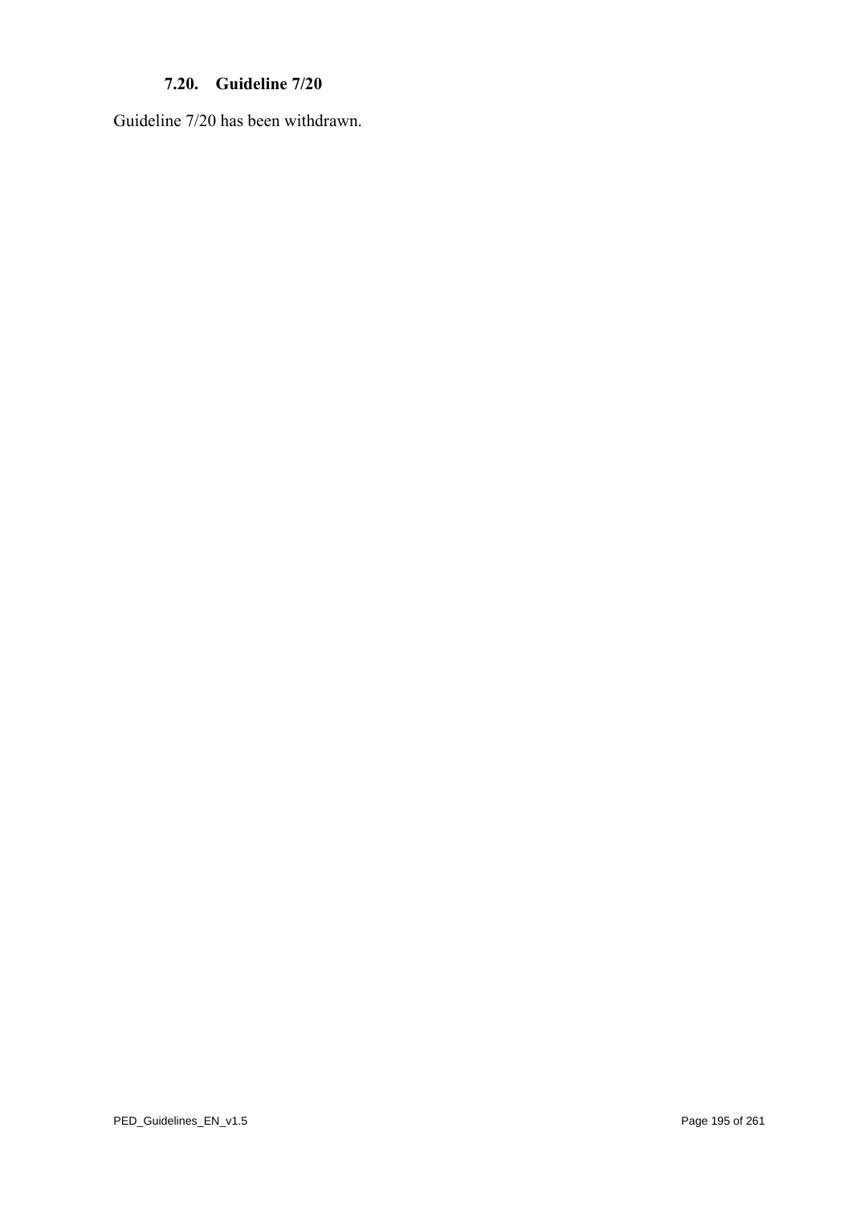### 7.20. Guideline 7/20

Guideline 7/20 has been withdrawn.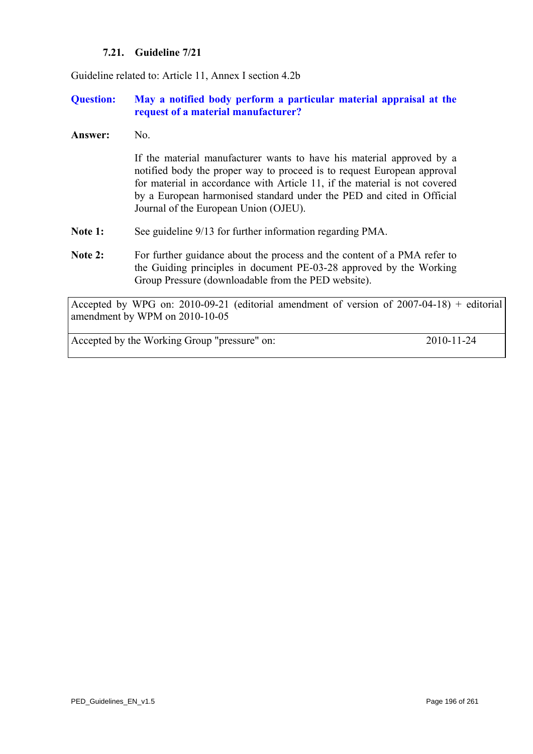### 7.21. Guideline 7/21

Guideline related to: Article 11, Annex I section 4.2b

**Question:** **May a notified body perform a particular material appraisal at the request of a material manufacturer?**

**Answer:** No.

If the material manufacturer wants to have his material approved by a notified body the proper way to proceed is to request European approval for material in accordance with Article 11, if the material is not covered by a European harmonised standard under the PED and cited in Official Journal of the European Union (OJEU).

**Note 1:** See guideline 9/13 for further information regarding PMA.

**Note 2:** For further guidance about the process and the content of a PMA refer to the Guiding principles in document PE-03-28 approved by the Working Group Pressure (downloadable from the PED website).

| Accepted by WPG on: 2010-09-21 (editorial amendment of version of 2007-04-18) + editorial amendment by WPM on 2010-10-05 | |
|---|---|
| Accepted by the Working Group "pressure" on: | 2010-11-24 |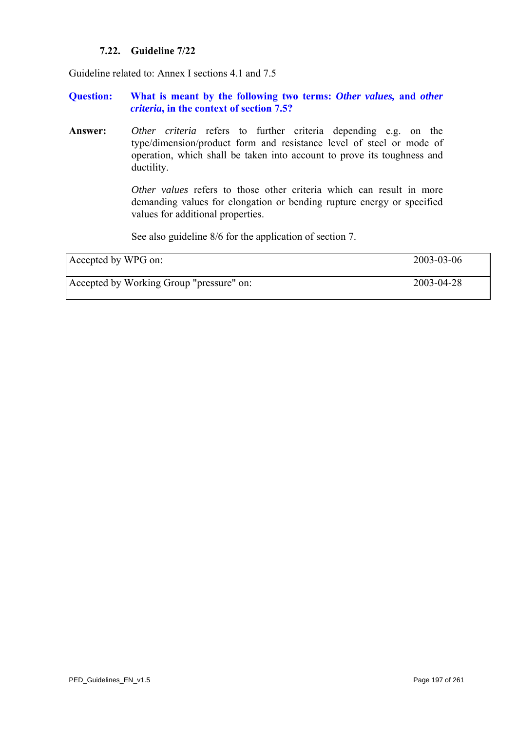### 7.22. Guideline 7/22

Guideline related to: Annex I sections 4.1 and 7.5

**Question:** **What is meant by the following two terms: *Other values,* and *other criteria*, in the context of section 7.5?**

**Answer:** *Other criteria* refers to further criteria depending e.g. on the type/dimension/product form and resistance level of steel or mode of operation, which shall be taken into account to prove its toughness and ductility.

*Other values* refers to those other criteria which can result in more demanding values for elongation or bending rupture energy or specified values for additional properties.

See also guideline 8/6 for the application of section 7.

| | |
|---|---|
| Accepted by WPG on: | 2003-03-06 |
| Accepted by Working Group "pressure" on: | 2003-04-28 |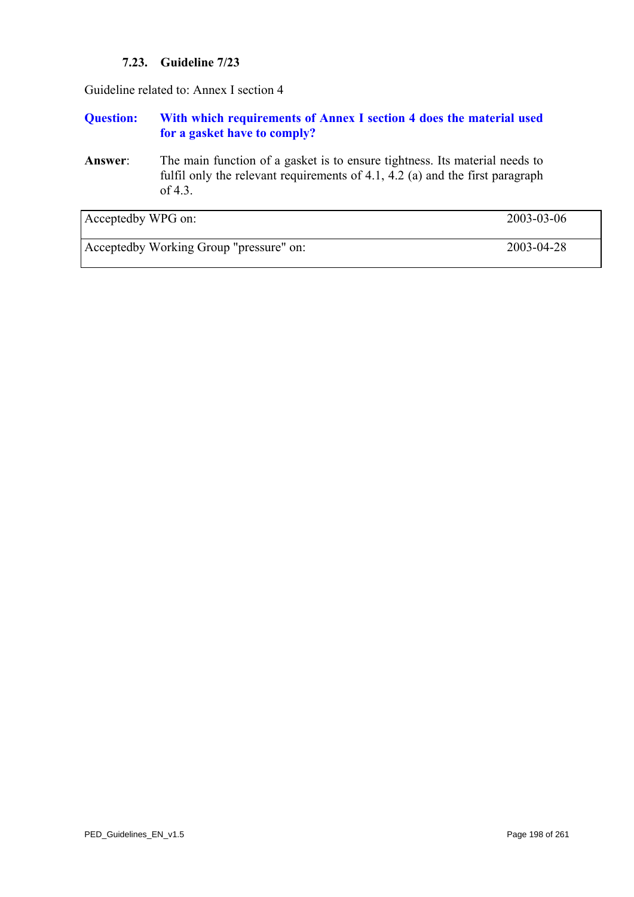### 7.23. Guideline 7/23

Guideline related to: Annex I section 4

**Question:** **With which requirements of Annex I section 4 does the material used for a gasket have to comply?**

**Answer**: The main function of a gasket is to ensure tightness. Its material needs to fulfil only the relevant requirements of 4.1, 4.2 (a) and the first paragraph of 4.3.

| Acceptedby WPG on: | 2003-03-06 |
|---|---|
| Acceptedby Working Group "pressure" on: | 2003-04-28 |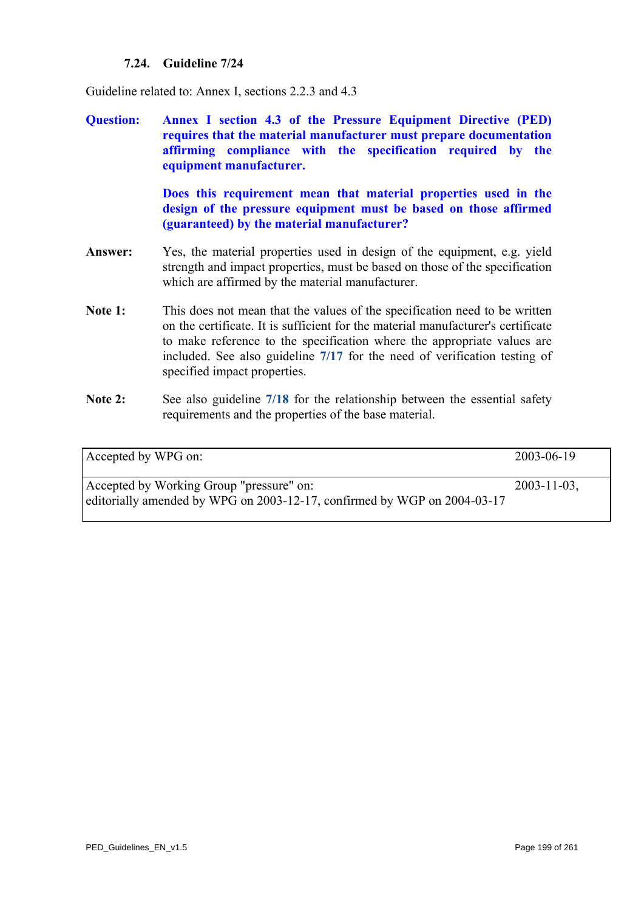### 7.24. Guideline 7/24

Guideline related to: Annex I, sections 2.2.3 and 4.3

**Question:** **Annex I section 4.3 of the Pressure Equipment Directive (PED) requires that the material manufacturer must prepare documentation affirming compliance with the specification required by the equipment manufacturer.**

**Does this requirement mean that material properties used in the design of the pressure equipment must be based on those affirmed (guaranteed) by the material manufacturer?**

**Answer:** Yes, the material properties used in design of the equipment, e.g. yield strength and impact properties, must be based on those of the specification which are affirmed by the material manufacturer.

**Note 1:** This does not mean that the values of the specification need to be written on the certificate. It is sufficient for the material manufacturer's certificate to make reference to the specification where the appropriate values are included. See also guideline **7/17** for the need of verification testing of specified impact properties.

**Note 2:** See also guideline **7/18** for the relationship between the essential safety requirements and the properties of the base material.

| | |
|---|---|
| Accepted by WPG on: | 2003-06-19 |
| Accepted by Working Group "pressure" on:<br>editorially amended by WPG on 2003-12-17, confirmed by WGP on 2004-03-17 | 2003-11-03, |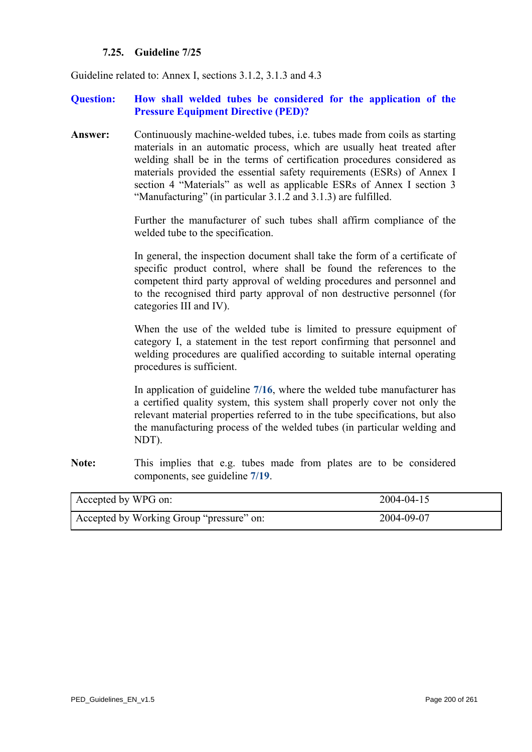### 7.25. Guideline 7/25

Guideline related to: Annex I, sections 3.1.2, 3.1.3 and 4.3

**Question:** **How shall welded tubes be considered for the application of the Pressure Equipment Directive (PED)?**

**Answer:** Continuously machine-welded tubes, i.e. tubes made from coils as starting materials in an automatic process, which are usually heat treated after welding shall be in the terms of certification procedures considered as materials provided the essential safety requirements (ESRs) of Annex I section 4 "Materials" as well as applicable ESRs of Annex I section 3 "Manufacturing" (in particular 3.1.2 and 3.1.3) are fulfilled.

Further the manufacturer of such tubes shall affirm compliance of the welded tube to the specification.

In general, the inspection document shall take the form of a certificate of specific product control, where shall be found the references to the competent third party approval of welding procedures and personnel and to the recognised third party approval of non destructive personnel (for categories III and IV).

When the use of the welded tube is limited to pressure equipment of category I, a statement in the test report confirming that personnel and welding procedures are qualified according to suitable internal operating procedures is sufficient.

In application of guideline **7/16**, where the welded tube manufacturer has a certified quality system, this system shall properly cover not only the relevant material properties referred to in the tube specifications, but also the manufacturing process of the welded tubes (in particular welding and NDT).

**Note:** This implies that e.g. tubes made from plates are to be considered components, see guideline **7/19**.

| Accepted by WPG on: | 2004-04-15 |
|---|---|
| Accepted by Working Group "pressure" on: | 2004-09-07 |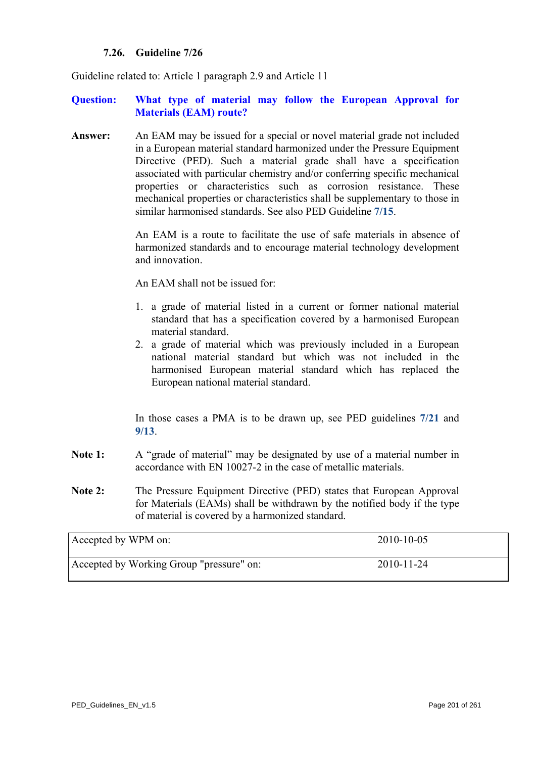### 7.26. Guideline 7/26

Guideline related to: Article 1 paragraph 2.9 and Article 11

**Question:** **What type of material may follow the European Approval for Materials (EAM) route?**

**Answer:** An EAM may be issued for a special or novel material grade not included in a European material standard harmonized under the Pressure Equipment Directive (PED). Such a material grade shall have a specification associated with particular chemistry and/or conferring specific mechanical properties or characteristics such as corrosion resistance. These mechanical properties or characteristics shall be supplementary to those in similar harmonised standards. See also PED Guideline **7/15**.

An EAM is a route to facilitate the use of safe materials in absence of harmonized standards and to encourage material technology development and innovation.

An EAM shall not be issued for:

1. a grade of material listed in a current or former national material standard that has a specification covered by a harmonised European material standard.
2. a grade of material which was previously included in a European national material standard but which was not included in the harmonised European material standard which has replaced the European national material standard.

In those cases a PMA is to be drawn up, see PED guidelines **7/21** and **9/13**.

**Note 1:** A "grade of material" may be designated by use of a material number in accordance with EN 10027-2 in the case of metallic materials.

**Note 2:** The Pressure Equipment Directive (PED) states that European Approval for Materials (EAMs) shall be withdrawn by the notified body if the type of material is covered by a harmonized standard.

| Accepted by WPM on: | 2010-10-05 |
|---|---|
| Accepted by Working Group "pressure" on: | 2010-11-24 |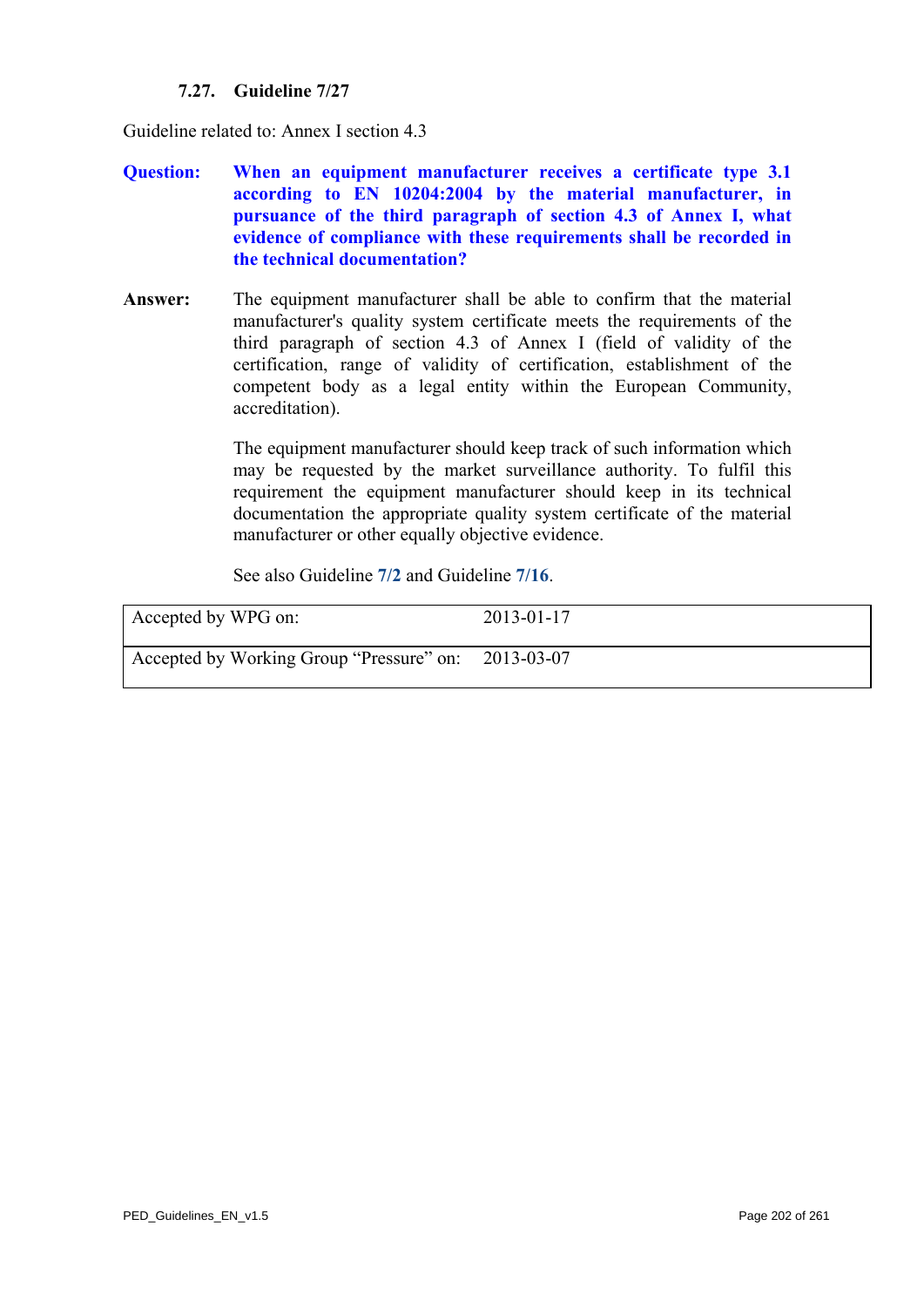### 7.27. Guideline 7/27

Guideline related to: Annex I section 4.3

**Question:** **When an equipment manufacturer receives a certificate type 3.1 according to EN 10204:2004 by the material manufacturer, in pursuance of the third paragraph of section 4.3 of Annex I, what evidence of compliance with these requirements shall be recorded in the technical documentation?**

**Answer:** The equipment manufacturer shall be able to confirm that the material manufacturer's quality system certificate meets the requirements of the third paragraph of section 4.3 of Annex I (field of validity of the certification, range of validity of certification, establishment of the competent body as a legal entity within the European Community, accreditation).

The equipment manufacturer should keep track of such information which may be requested by the market surveillance authority. To fulfil this requirement the equipment manufacturer should keep in its technical documentation the appropriate quality system certificate of the material manufacturer or other equally objective evidence.

See also Guideline **7/2** and Guideline **7/16**.

| | |
|---|---|
| Accepted by WPG on: | 2013-01-17 |
| Accepted by Working Group “Pressure” on: | 2013-03-07 |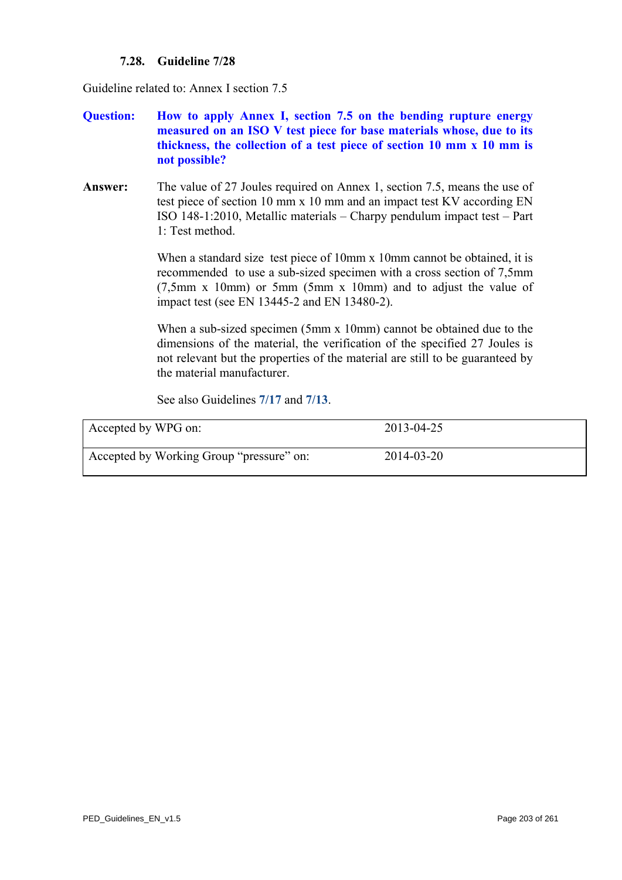### 7.28. Guideline 7/28

Guideline related to: Annex I section 7.5

**Question:** **How to apply Annex I, section 7.5 on the bending rupture energy measured on an ISO V test piece for base materials whose, due to its thickness, the collection of a test piece of section 10 mm x 10 mm is not possible?**

**Answer:** The value of 27 Joules required on Annex 1, section 7.5, means the use of test piece of section 10 mm x 10 mm and an impact test KV according EN ISO 148-1:2010, Metallic materials – Charpy pendulum impact test – Part 1: Test method.

When a standard size test piece of 10mm x 10mm cannot be obtained, it is recommended to use a sub-sized specimen with a cross section of 7,5mm (7,5mm x 10mm) or 5mm (5mm x 10mm) and to adjust the value of impact test (see EN 13445-2 and EN 13480-2).

When a sub-sized specimen (5mm x 10mm) cannot be obtained due to the dimensions of the material, the verification of the specified 27 Joules is not relevant but the properties of the material are still to be guaranteed by the material manufacturer.

See also Guidelines **7/17** and **7/13**.

| | |
|---|---|
| Accepted by WPG on: | 2013-04-25 |
| Accepted by Working Group "pressure" on: | 2014-03-20 |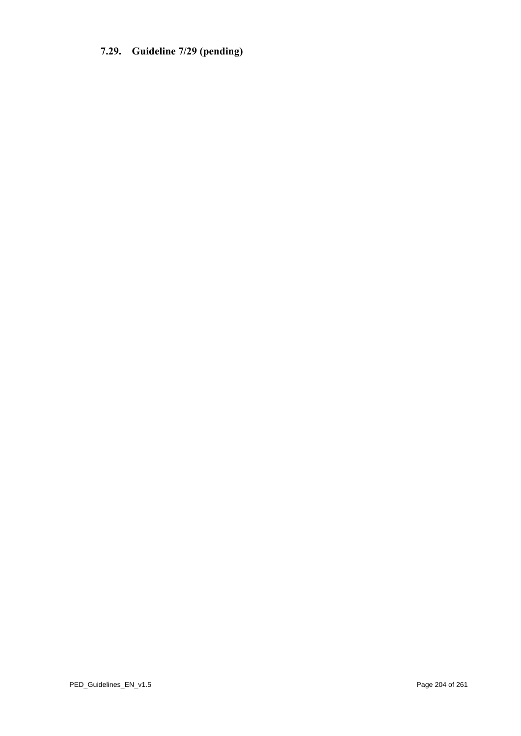## 7.29. Guideline 7/29 (pending)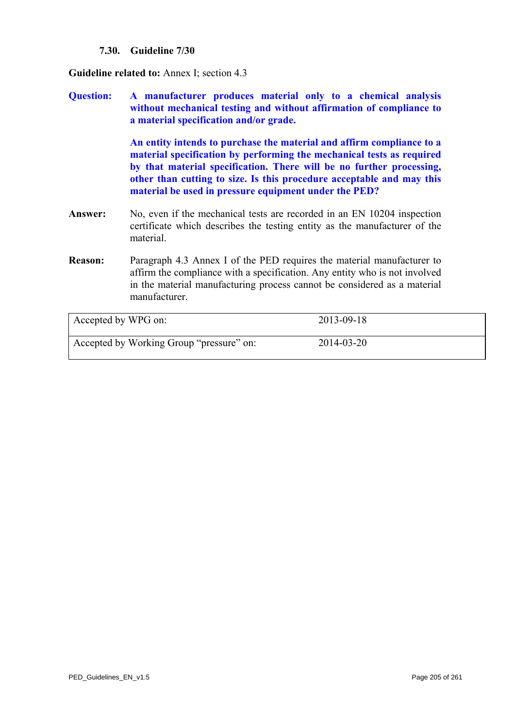### 7.30. Guideline 7/30

**Guideline related to:** Annex I; section 4.3

**Question:** **A manufacturer produces material only to a chemical analysis without mechanical testing and without affirmation of compliance to a material specification and/or grade.**

**An entity intends to purchase the material and affirm compliance to a material specification by performing the mechanical tests as required by that material specification. There will be no further processing, other than cutting to size. Is this procedure acceptable and may this material be used in pressure equipment under the PED?**

**Answer:** No, even if the mechanical tests are recorded in an EN 10204 inspection certificate which describes the testing entity as the manufacturer of the material.

**Reason:** Paragraph 4.3 Annex I of the PED requires the material manufacturer to affirm the compliance with a specification. Any entity who is not involved in the material manufacturing process cannot be considered as a material manufacturer.

| | |
|---|---|
| Accepted by WPG on: | 2013-09-18 |
| Accepted by Working Group "pressure" on: | 2014-03-20 |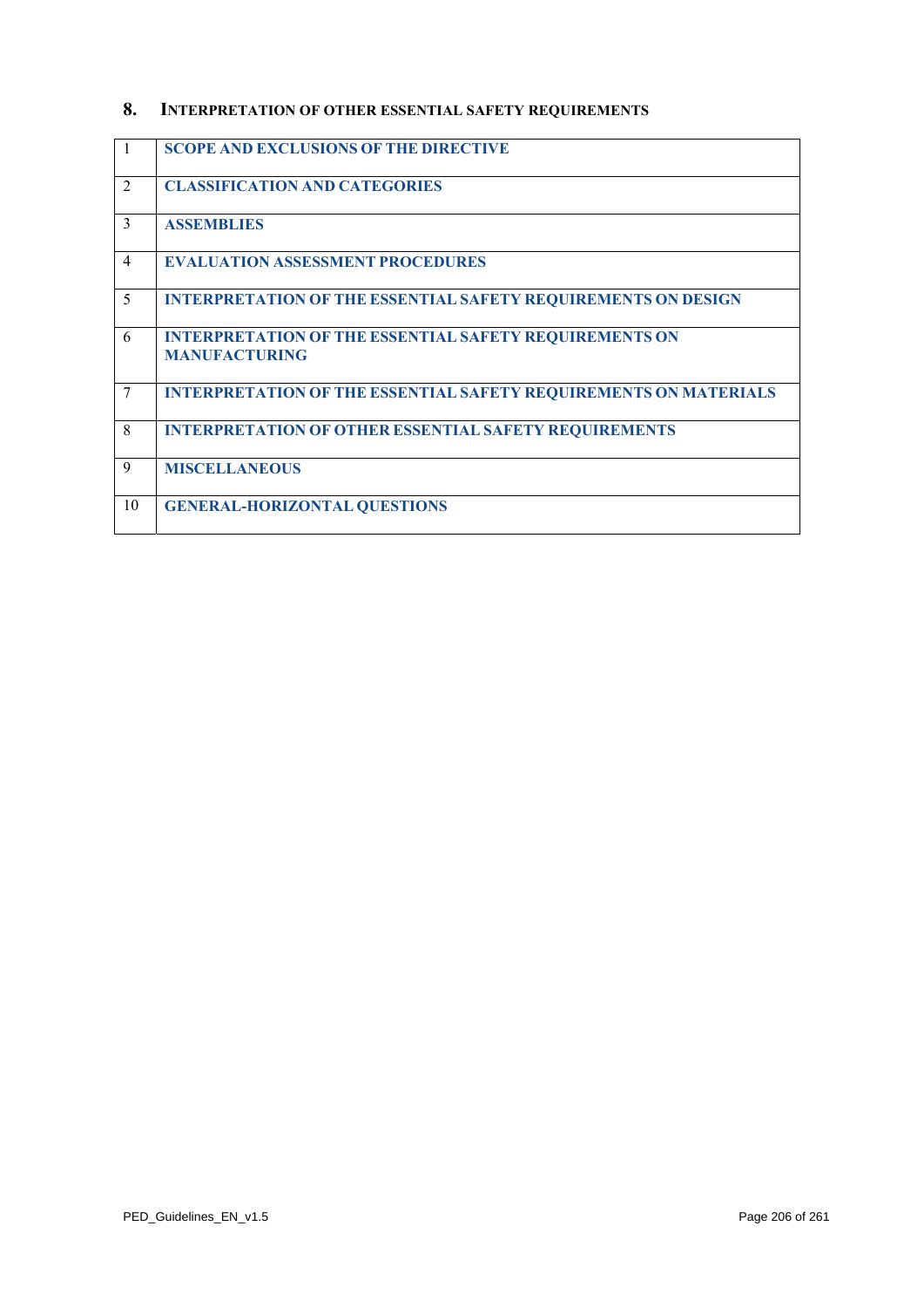## 8. INTERPRETATION OF OTHER ESSENTIAL SAFETY REQUIREMENTS

| | |
|---|---|
| 1 | **SCOPE AND EXCLUSIONS OF THE DIRECTIVE** |
| 2 | **CLASSIFICATION AND CATEGORIES** |
| 3 | **ASSEMBLIES** |
| 4 | **EVALUATION ASSESSMENT PROCEDURES** |
| 5 | **INTERPRETATION OF THE ESSENTIAL SAFETY REQUIREMENTS ON DESIGN** |
| 6 | **INTERPRETATION OF THE ESSENTIAL SAFETY REQUIREMENTS ON MANUFACTURING** |
| 7 | **INTERPRETATION OF THE ESSENTIAL SAFETY REQUIREMENTS ON MATERIALS** |
| 8 | **INTERPRETATION OF OTHER ESSENTIAL SAFETY REQUIREMENTS** |
| 9 | **MISCELLANEOUS** |
| 10 | **GENERAL-HORIZONTAL QUESTIONS** |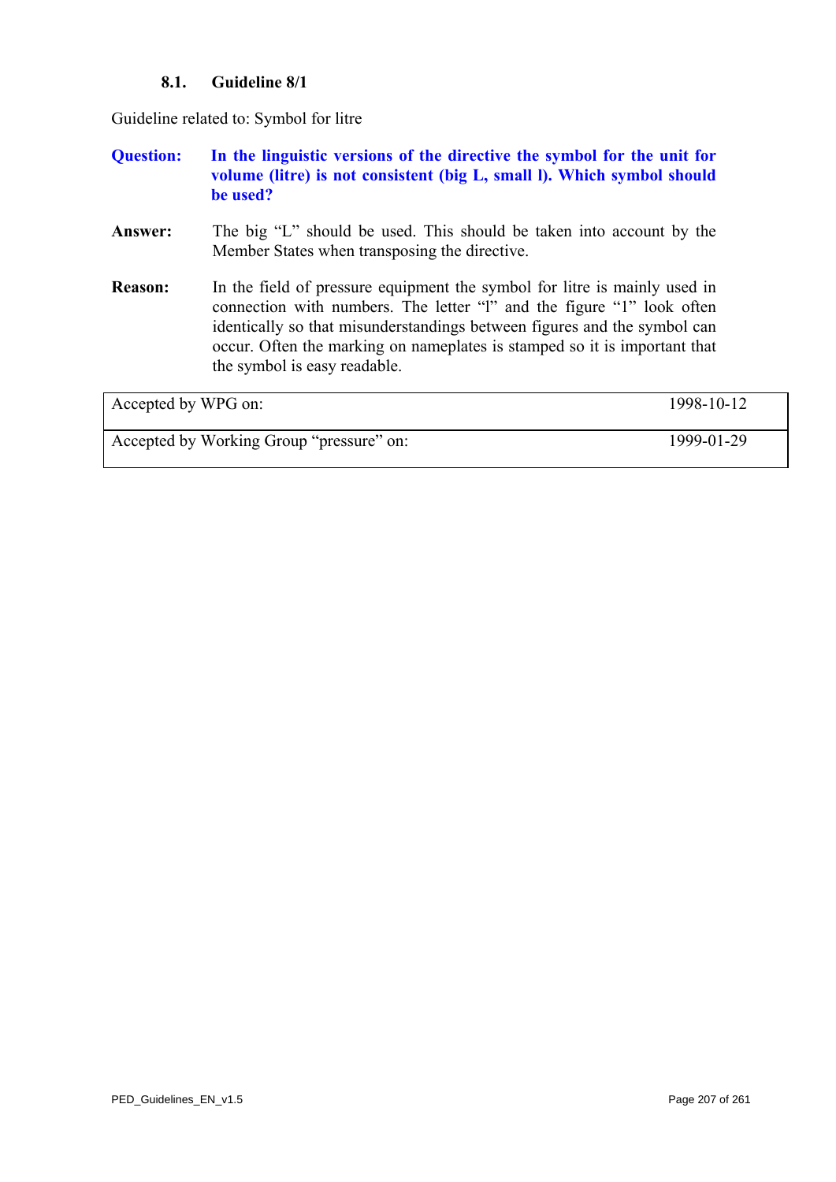### 8.1. Guideline 8/1

Guideline related to: Symbol for litre

**Question:** **In the linguistic versions of the directive the symbol for the unit for volume (litre) is not consistent (big L, small l). Which symbol should be used?**

**Answer:** The big "L" should be used. This should be taken into account by the Member States when transposing the directive.

**Reason:** In the field of pressure equipment the symbol for litre is mainly used in connection with numbers. The letter "l" and the figure "1" look often identically so that misunderstandings between figures and the symbol can occur. Often the marking on nameplates is stamped so it is important that the symbol is easy readable.

| Accepted by WPG on: | 1998-10-12 |
|---|---|
| Accepted by Working Group "pressure" on: | 1999-01-29 |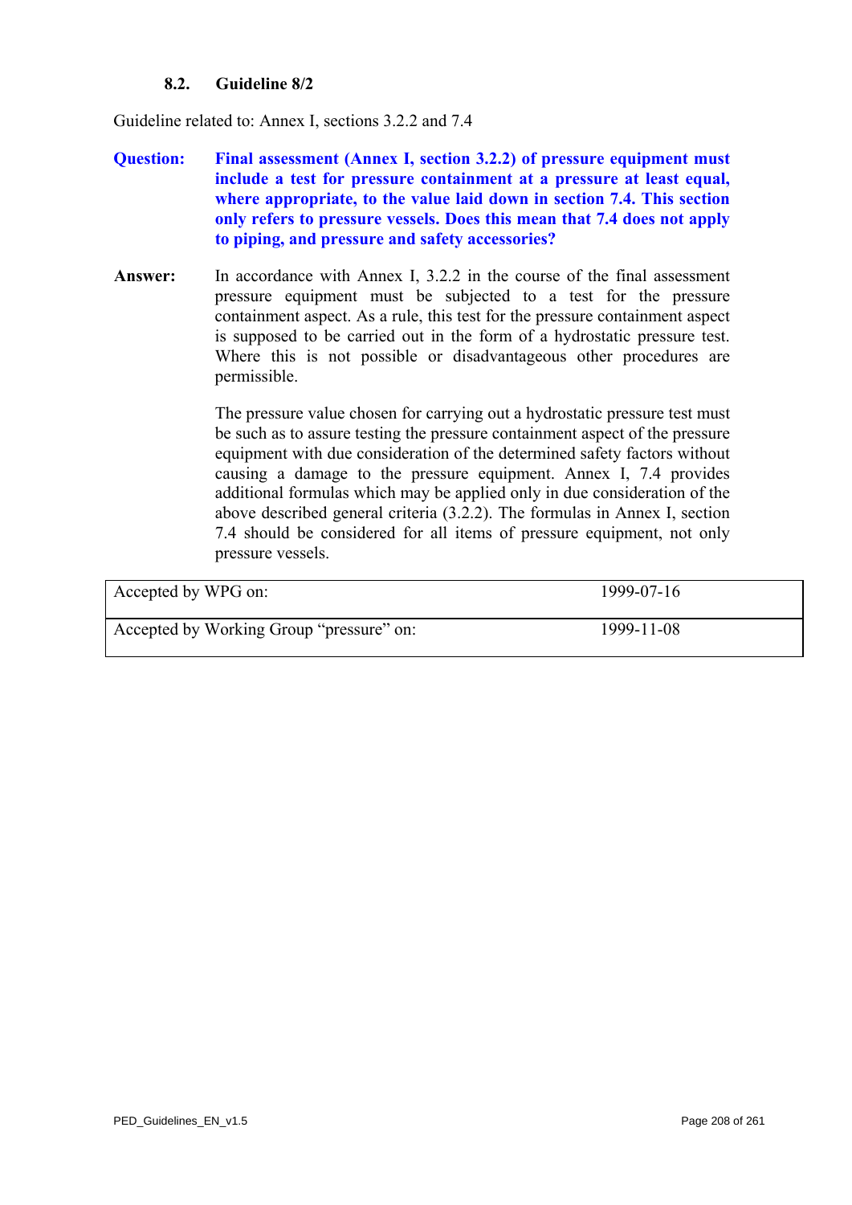### 8.2. Guideline 8/2

Guideline related to: Annex I, sections 3.2.2 and 7.4

**Question:** **Final assessment (Annex I, section 3.2.2) of pressure equipment must include a test for pressure containment at a pressure at least equal, where appropriate, to the value laid down in section 7.4. This section only refers to pressure vessels. Does this mean that 7.4 does not apply to piping, and pressure and safety accessories?**

**Answer:** In accordance with Annex I, 3.2.2 in the course of the final assessment pressure equipment must be subjected to a test for the pressure containment aspect. As a rule, this test for the pressure containment aspect is supposed to be carried out in the form of a hydrostatic pressure test. Where this is not possible or disadvantageous other procedures are permissible.

The pressure value chosen for carrying out a hydrostatic pressure test must be such as to assure testing the pressure containment aspect of the pressure equipment with due consideration of the determined safety factors without causing a damage to the pressure equipment. Annex I, 7.4 provides additional formulas which may be applied only in due consideration of the above described general criteria (3.2.2). The formulas in Annex I, section 7.4 should be considered for all items of pressure equipment, not only pressure vessels.

| | |
|---|---|
| Accepted by WPG on: | 1999-07-16 |
| Accepted by Working Group "pressure" on: | 1999-11-08 |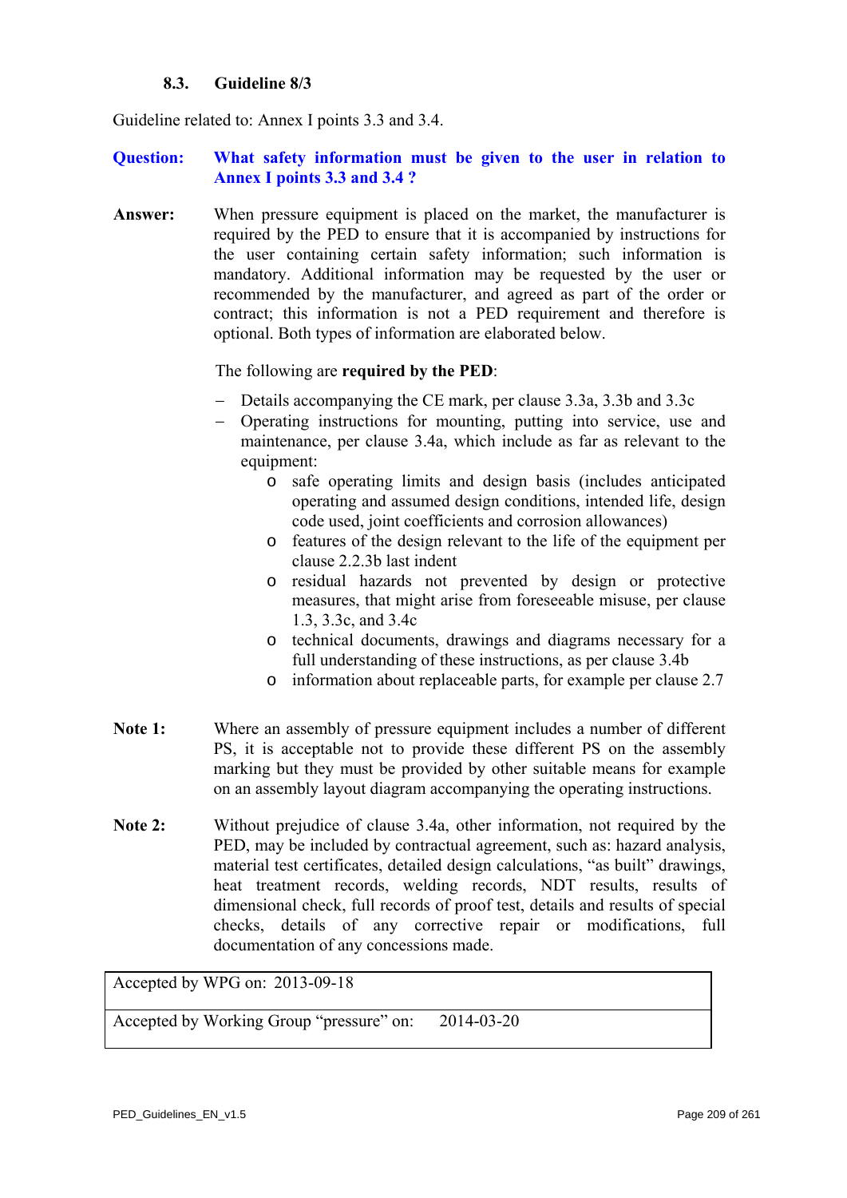### 8.3. Guideline 8/3

Guideline related to: Annex I points 3.3 and 3.4.

**Question: What safety information must be given to the user in relation to Annex I points 3.3 and 3.4 ?**

**Answer:** When pressure equipment is placed on the market, the manufacturer is required by the PED to ensure that it is accompanied by instructions for the user containing certain safety information; such information is mandatory. Additional information may be requested by the user or recommended by the manufacturer, and agreed as part of the order or contract; this information is not a PED requirement and therefore is optional. Both types of information are elaborated below.

The following are **required by the PED**:

- Details accompanying the CE mark, per clause 3.3a, 3.3b and 3.3c
- Operating instructions for mounting, putting into service, use and maintenance, per clause 3.4a, which include as far as relevant to the equipment:
  - safe operating limits and design basis (includes anticipated operating and assumed design conditions, intended life, design code used, joint coefficients and corrosion allowances)
  - features of the design relevant to the life of the equipment per clause 2.2.3b last indent
  - residual hazards not prevented by design or protective measures, that might arise from foreseeable misuse, per clause 1.3, 3.3c, and 3.4c
  - technical documents, drawings and diagrams necessary for a full understanding of these instructions, as per clause 3.4b
  - information about replaceable parts, for example per clause 2.7

**Note 1:** Where an assembly of pressure equipment includes a number of different PS, it is acceptable not to provide these different PS on the assembly marking but they must be provided by other suitable means for example on an assembly layout diagram accompanying the operating instructions.

**Note 2:** Without prejudice of clause 3.4a, other information, not required by the PED, may be included by contractual agreement, such as: hazard analysis, material test certificates, detailed design calculations, "as built" drawings, heat treatment records, welding records, NDT results, results of dimensional check, full records of proof test, details and results of special checks, details of any corrective repair or modifications, full documentation of any concessions made.

| Accepted by WPG on: 2013-09-18 |
|---|
| Accepted by Working Group "pressure" on: 2014-03-20 |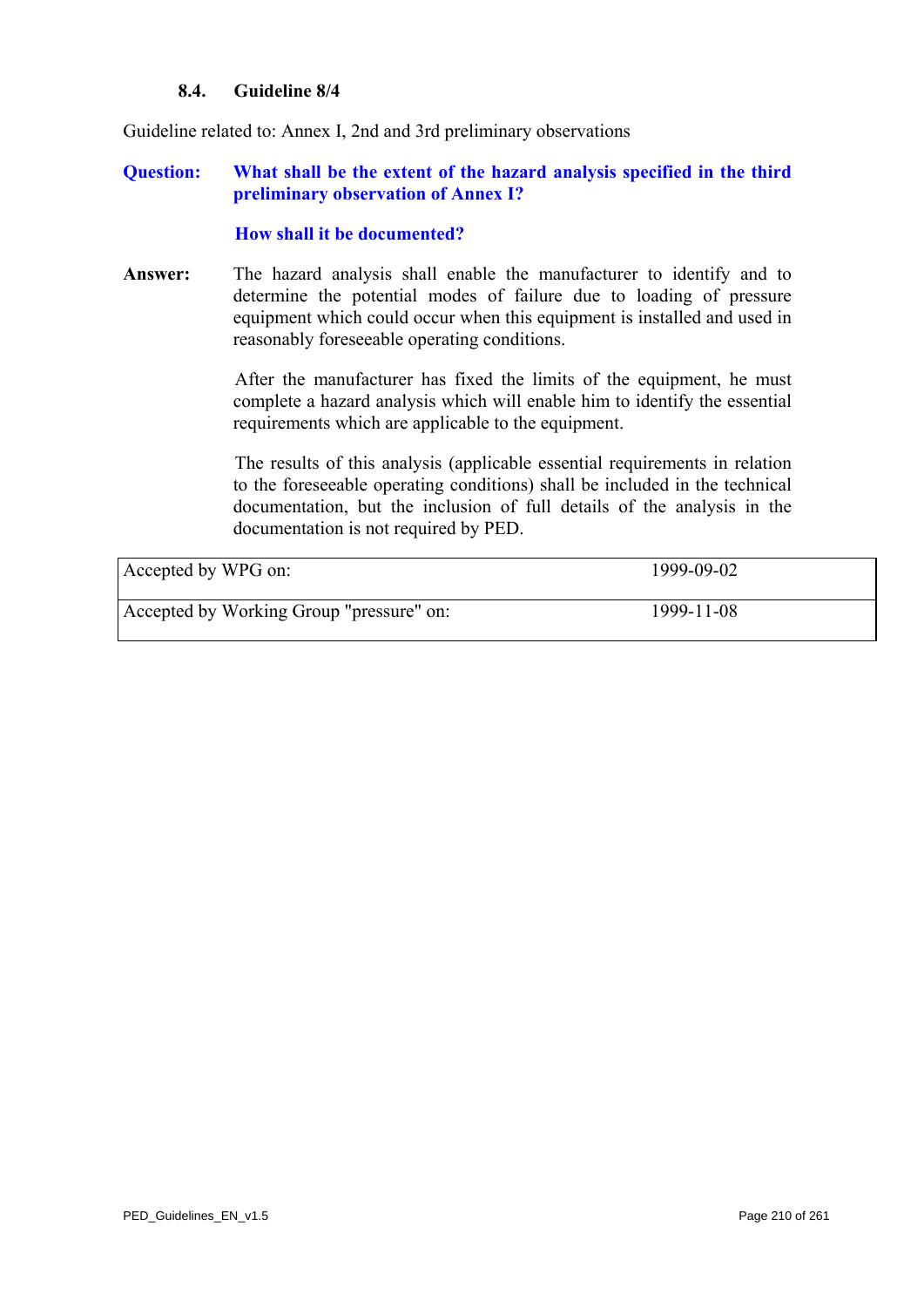### 8.4. Guideline 8/4

Guideline related to: Annex I, 2nd and 3rd preliminary observations

**Question:** **What shall be the extent of the hazard analysis specified in the third preliminary observation of Annex I?**

**How shall it be documented?**

**Answer:** The hazard analysis shall enable the manufacturer to identify and to determine the potential modes of failure due to loading of pressure equipment which could occur when this equipment is installed and used in reasonably foreseeable operating conditions.

After the manufacturer has fixed the limits of the equipment, he must complete a hazard analysis which will enable him to identify the essential requirements which are applicable to the equipment.

The results of this analysis (applicable essential requirements in relation to the foreseeable operating conditions) shall be included in the technical documentation, but the inclusion of full details of the analysis in the documentation is not required by PED.

| | |
|---|---|
| Accepted by WPG on: | 1999-09-02 |
| Accepted by Working Group "pressure" on: | 1999-11-08 |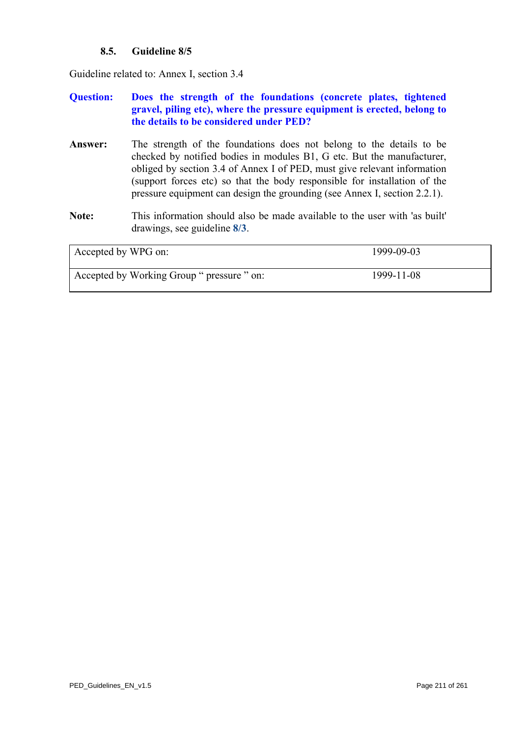### 8.5. Guideline 8/5

Guideline related to: Annex I, section 3.4

**Question:** **Does the strength of the foundations (concrete plates, tightened gravel, piling etc), where the pressure equipment is erected, belong to the details to be considered under PED?**

**Answer:** The strength of the foundations does not belong to the details to be checked by notified bodies in modules B1, G etc. But the manufacturer, obliged by section 3.4 of Annex I of PED, must give relevant information (support forces etc) so that the body responsible for installation of the pressure equipment can design the grounding (see Annex I, section 2.2.1).

**Note:** This information should also be made available to the user with 'as built' drawings, see guideline **8/3**.

| | |
|---|---|
| Accepted by WPG on: | 1999-09-03 |
| Accepted by Working Group " pressure " on: | 1999-11-08 |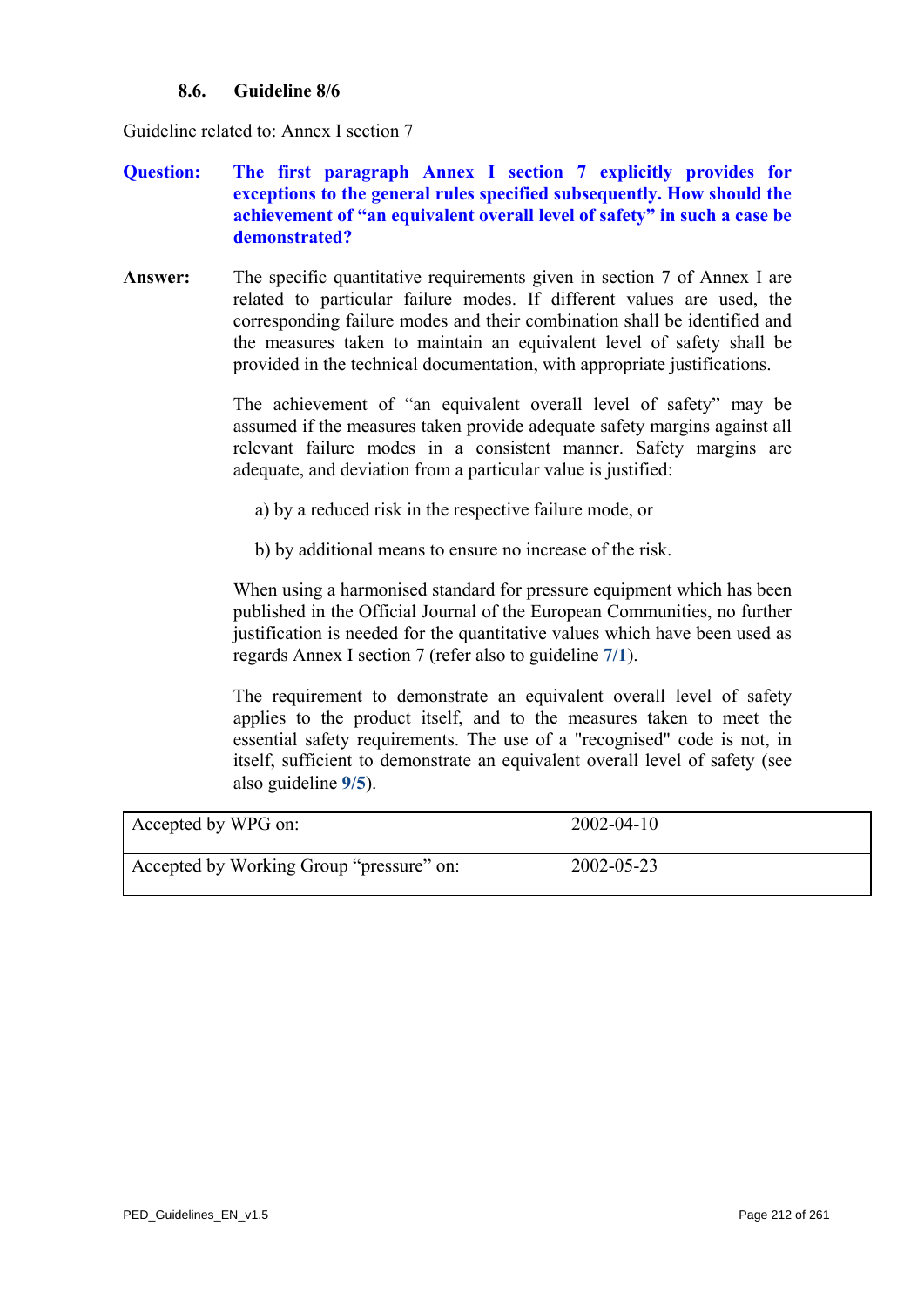### 8.6. Guideline 8/6

Guideline related to: Annex I section 7

**Question:** **The first paragraph Annex I section 7 explicitly provides for exceptions to the general rules specified subsequently. How should the achievement of "an equivalent overall level of safety" in such a case be demonstrated?**

**Answer:** The specific quantitative requirements given in section 7 of Annex I are related to particular failure modes. If different values are used, the corresponding failure modes and their combination shall be identified and the measures taken to maintain an equivalent level of safety shall be provided in the technical documentation, with appropriate justifications.

The achievement of "an equivalent overall level of safety" may be assumed if the measures taken provide adequate safety margins against all relevant failure modes in a consistent manner. Safety margins are adequate, and deviation from a particular value is justified:

a) by a reduced risk in the respective failure mode, or

b) by additional means to ensure no increase of the risk.

When using a harmonised standard for pressure equipment which has been published in the Official Journal of the European Communities, no further justification is needed for the quantitative values which have been used as regards Annex I section 7 (refer also to guideline **7/1**).

The requirement to demonstrate an equivalent overall level of safety applies to the product itself, and to the measures taken to meet the essential safety requirements. The use of a "recognised" code is not, in itself, sufficient to demonstrate an equivalent overall level of safety (see also guideline **9/5**).

| | |
|---|---|
| Accepted by WPG on: | 2002-04-10 |
| Accepted by Working Group "pressure" on: | 2002-05-23 |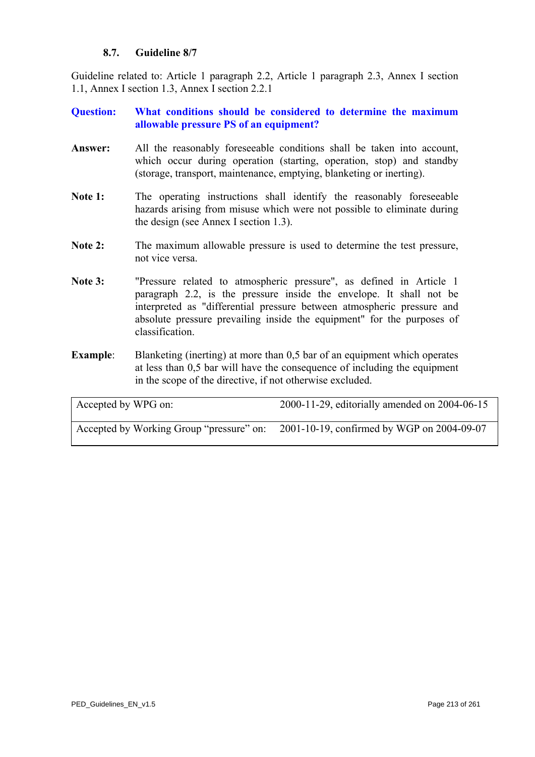### 8.7. Guideline 8/7

Guideline related to: Article 1 paragraph 2.2, Article 1 paragraph 2.3, Annex I section 1.1, Annex I section 1.3, Annex I section 2.2.1

**Question:** **What conditions should be considered to determine the maximum allowable pressure PS of an equipment?**

**Answer:** All the reasonably foreseeable conditions shall be taken into account, which occur during operation (starting, operation, stop) and standby (storage, transport, maintenance, emptying, blanketing or inerting).

**Note 1:** The operating instructions shall identify the reasonably foreseeable hazards arising from misuse which were not possible to eliminate during the design (see Annex I section 1.3).

**Note 2:** The maximum allowable pressure is used to determine the test pressure, not vice versa.

**Note 3:** "Pressure related to atmospheric pressure", as defined in Article 1 paragraph 2.2, is the pressure inside the envelope. It shall not be interpreted as "differential pressure between atmospheric pressure and absolute pressure prevailing inside the equipment" for the purposes of classification.

**Example**: Blanketing (inerting) at more than 0,5 bar of an equipment which operates at less than 0,5 bar will have the consequence of including the equipment in the scope of the directive, if not otherwise excluded.

| | |
|---|---|
| Accepted by WPG on: | 2000-11-29, editorially amended on 2004-06-15 |
| Accepted by Working Group "pressure" on: | 2001-10-19, confirmed by WGP on 2004-09-07 |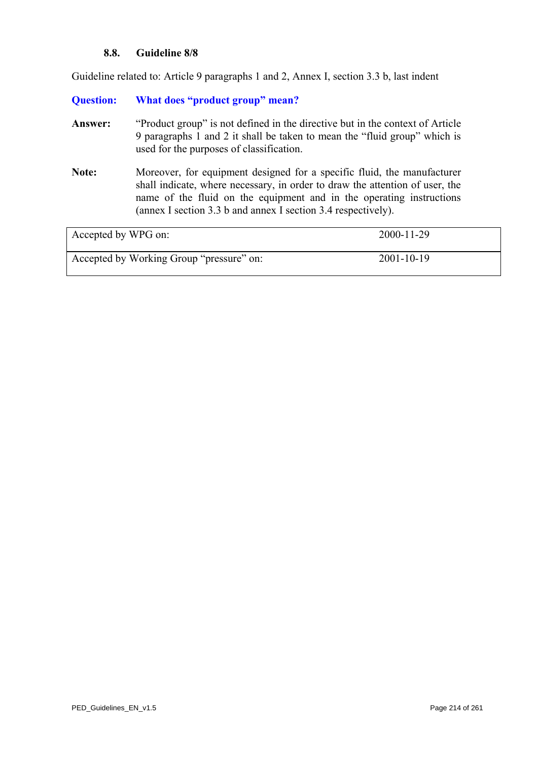### 8.8. Guideline 8/8

Guideline related to: Article 9 paragraphs 1 and 2, Annex I, section 3.3 b, last indent

**Question: What does "product group" mean?**

**Answer:** "Product group" is not defined in the directive but in the context of Article 9 paragraphs 1 and 2 it shall be taken to mean the "fluid group" which is used for the purposes of classification.

**Note:** Moreover, for equipment designed for a specific fluid, the manufacturer shall indicate, where necessary, in order to draw the attention of user, the name of the fluid on the equipment and in the operating instructions (annex I section 3.3 b and annex I section 3.4 respectively).

| | |
|---|---|
| Accepted by WPG on: | 2000-11-29 |
| Accepted by Working Group "pressure" on: | 2001-10-19 |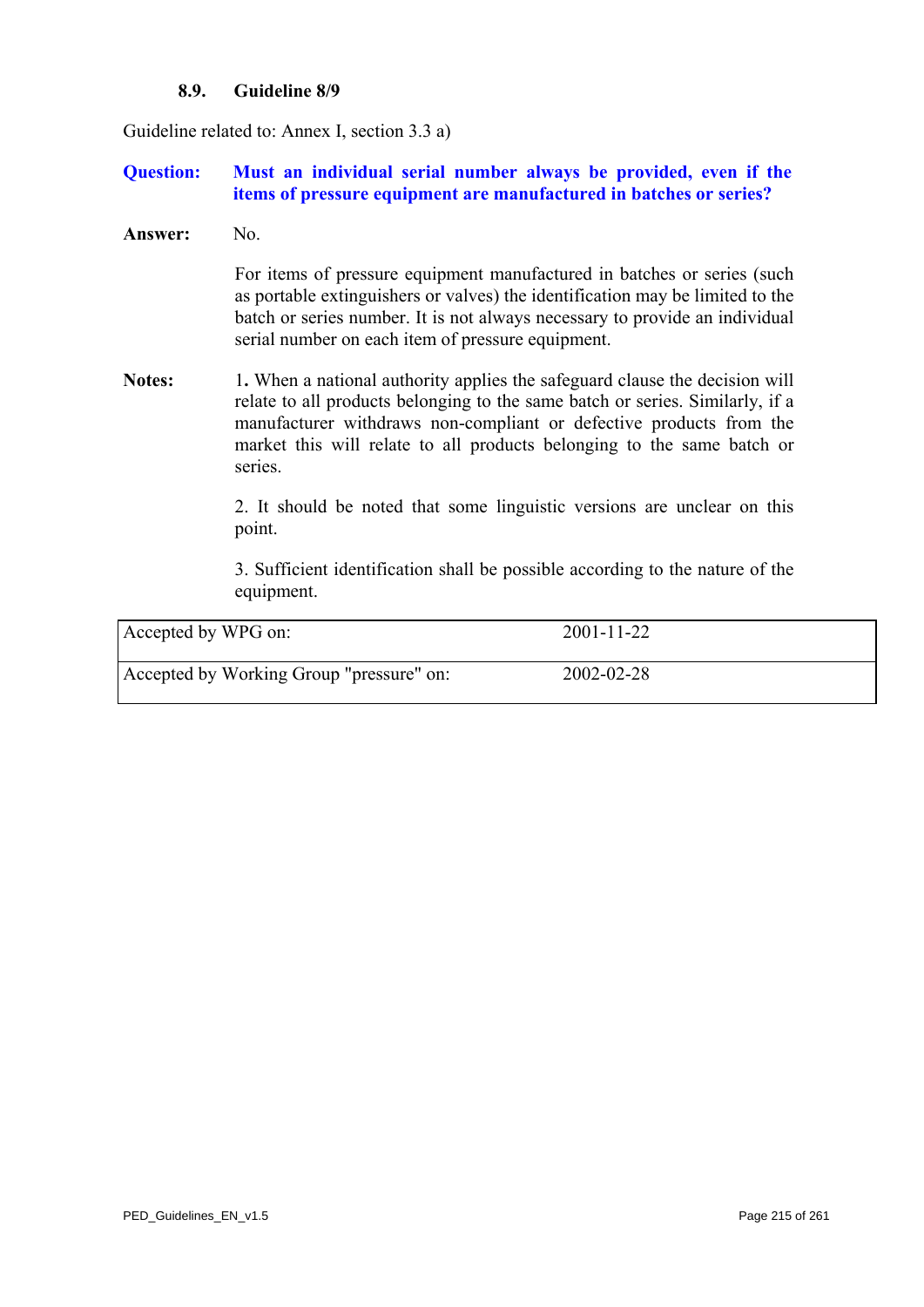### 8.9. Guideline 8/9

Guideline related to: Annex I, section 3.3 a)

**Question:** **Must an individual serial number always be provided, even if the items of pressure equipment are manufactured in batches or series?**

**Answer:** No.

For items of pressure equipment manufactured in batches or series (such as portable extinguishers or valves) the identification may be limited to the batch or series number. It is not always necessary to provide an individual serial number on each item of pressure equipment.

**Notes:** 1**.** When a national authority applies the safeguard clause the decision will relate to all products belonging to the same batch or series. Similarly, if a manufacturer withdraws non-compliant or defective products from the market this will relate to all products belonging to the same batch or series.

2. It should be noted that some linguistic versions are unclear on this point.

3. Sufficient identification shall be possible according to the nature of the equipment.

| | |
|---|---|
| Accepted by WPG on: | 2001-11-22 |
| Accepted by Working Group "pressure" on: | 2002-02-28 |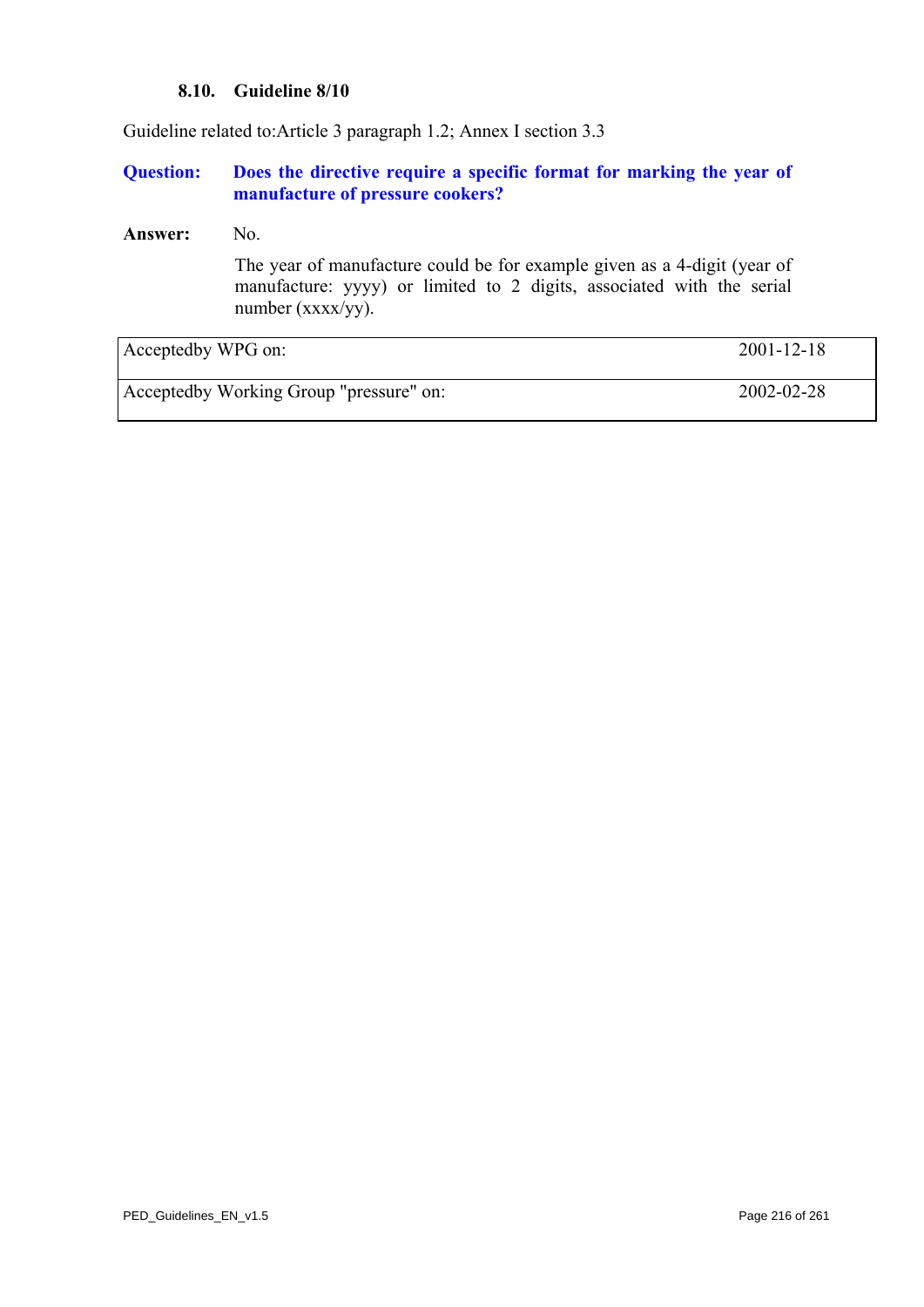### 8.10. Guideline 8/10

Guideline related to:Article 3 paragraph 1.2; Annex I section 3.3

**Question:** **Does the directive require a specific format for marking the year of manufacture of pressure cookers?**

**Answer:** No.

The year of manufacture could be for example given as a 4-digit (year of manufacture: yyyy) or limited to 2 digits, associated with the serial number (xxxx/yy).

| | |
|---|---|
| Acceptedby WPG on: | 2001-12-18 |
| Acceptedby Working Group "pressure" on: | 2002-02-28 |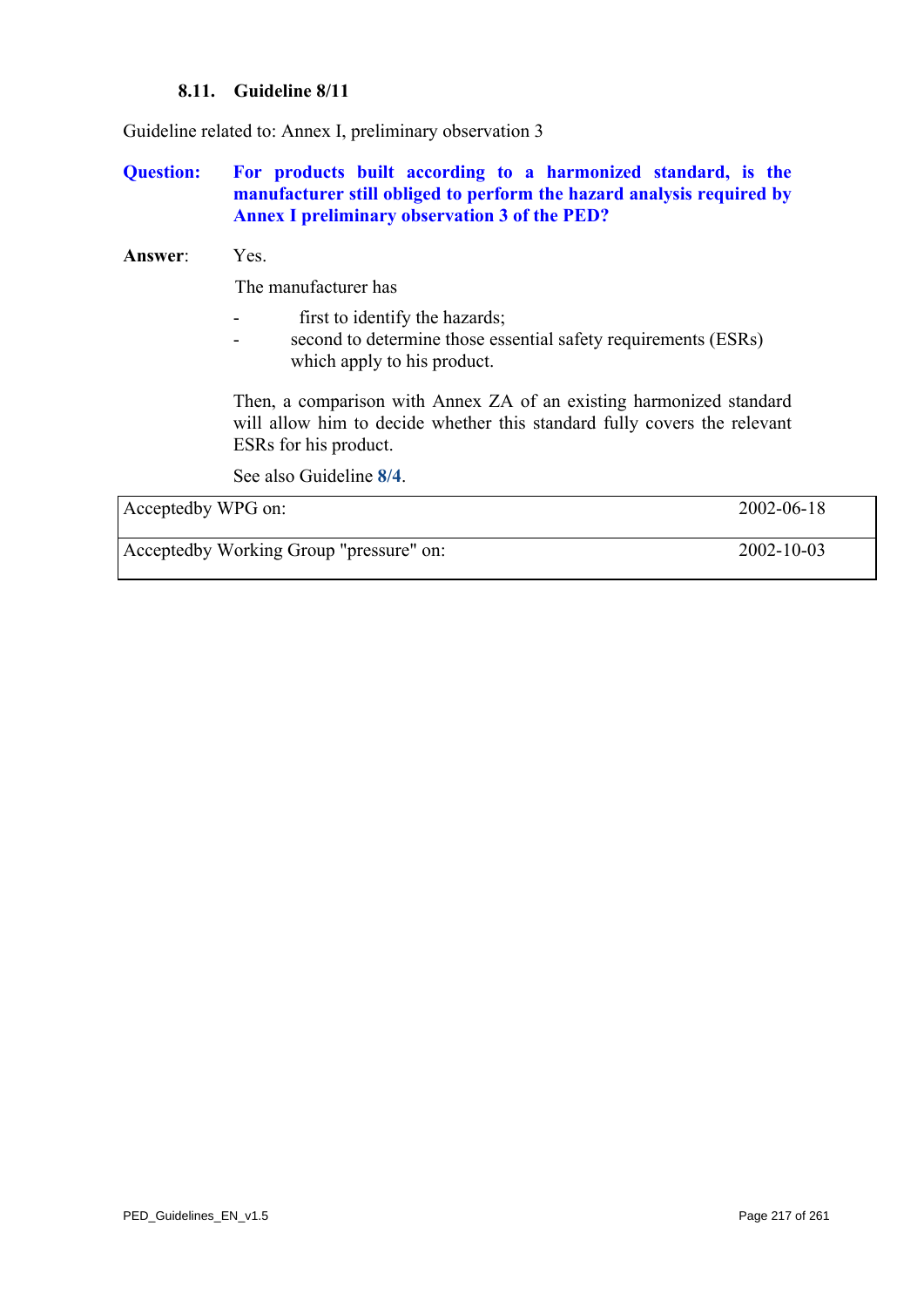### 8.11. Guideline 8/11

Guideline related to: Annex I, preliminary observation 3

**Question:** **For products built according to a harmonized standard, is the manufacturer still obliged to perform the hazard analysis required by Annex I preliminary observation 3 of the PED?**

**Answer**: Yes.

The manufacturer has

- first to identify the hazards;
- second to determine those essential safety requirements (ESRs) which apply to his product.

Then, a comparison with Annex ZA of an existing harmonized standard will allow him to decide whether this standard fully covers the relevant ESRs for his product.

See also Guideline **8/4**.

| | |
|---|---|
| Acceptedby WPG on: | 2002-06-18 |
| Acceptedby Working Group "pressure" on: | 2002-10-03 |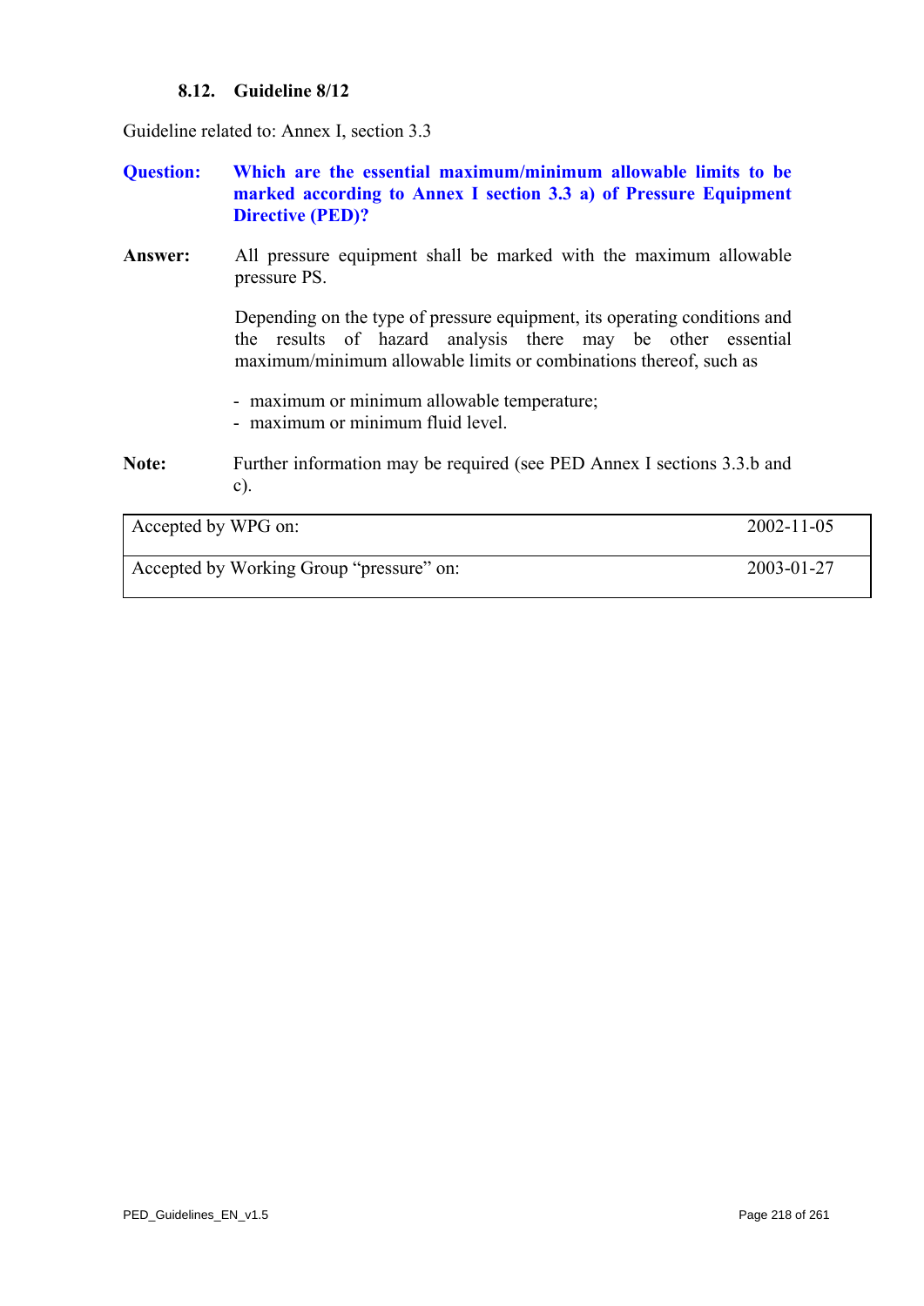### 8.12. Guideline 8/12

Guideline related to: Annex I, section 3.3

**Question:** **Which are the essential maximum/minimum allowable limits to be marked according to Annex I section 3.3 a) of Pressure Equipment Directive (PED)?**

**Answer:** All pressure equipment shall be marked with the maximum allowable pressure PS.

Depending on the type of pressure equipment, its operating conditions and the results of hazard analysis there may be other essential maximum/minimum allowable limits or combinations thereof, such as

- maximum or minimum allowable temperature;
- maximum or minimum fluid level.

**Note:** Further information may be required (see PED Annex I sections 3.3.b and c).

| Accepted by WPG on: | 2002-11-05 |
|---|---|
| Accepted by Working Group "pressure" on: | 2003-01-27 |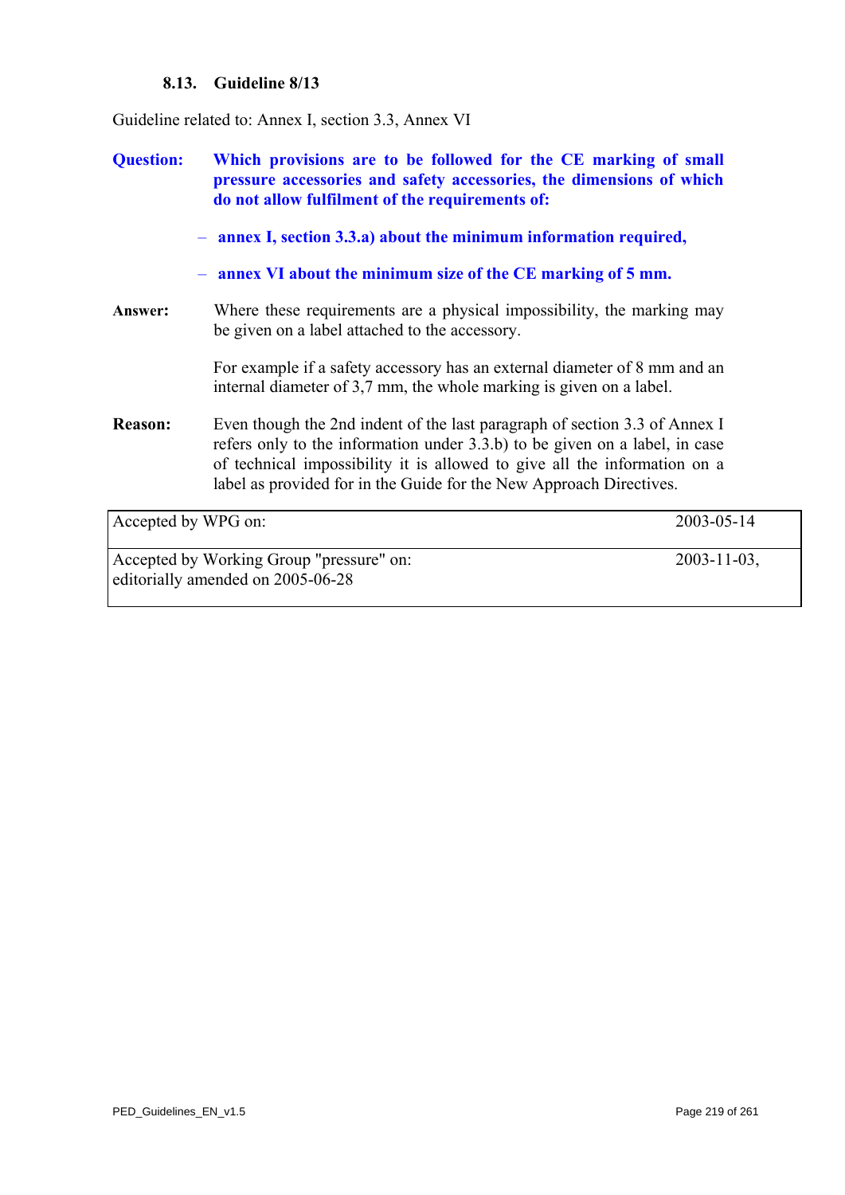### 8.13. Guideline 8/13

Guideline related to: Annex I, section 3.3, Annex VI

**Question:** **Which provisions are to be followed for the CE marking of small pressure accessories and safety accessories, the dimensions of which do not allow fulfilment of the requirements of:**

- **annex I, section 3.3.a) about the minimum information required,**
- **annex VI about the minimum size of the CE marking of 5 mm.**

**Answer:** Where these requirements are a physical impossibility, the marking may be given on a label attached to the accessory.

For example if a safety accessory has an external diameter of 8 mm and an internal diameter of 3,7 mm, the whole marking is given on a label.

**Reason:** Even though the 2nd indent of the last paragraph of section 3.3 of Annex I refers only to the information under 3.3.b) to be given on a label, in case of technical impossibility it is allowed to give all the information on a label as provided for in the Guide for the New Approach Directives.

| | |
|---|---|
| Accepted by WPG on: | 2003-05-14 |
| Accepted by Working Group "pressure" on:<br>editorially amended on 2005-06-28 | 2003-11-03, |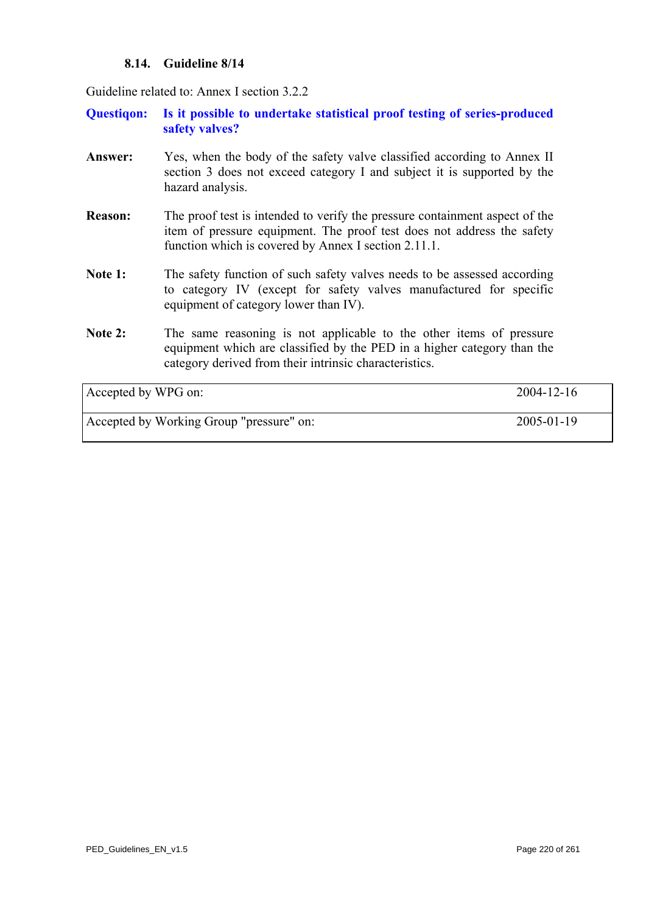### 8.14. Guideline 8/14

Guideline related to: Annex I section 3.2.2

**Questiqon:** **Is it possible to undertake statistical proof testing of series-produced safety valves?**

**Answer:** Yes, when the body of the safety valve classified according to Annex II section 3 does not exceed category I and subject it is supported by the hazard analysis.

**Reason:** The proof test is intended to verify the pressure containment aspect of the item of pressure equipment. The proof test does not address the safety function which is covered by Annex I section 2.11.1.

**Note 1:** The safety function of such safety valves needs to be assessed according to category IV (except for safety valves manufactured for specific equipment of category lower than IV).

**Note 2:** The same reasoning is not applicable to the other items of pressure equipment which are classified by the PED in a higher category than the category derived from their intrinsic characteristics.

| | |
|---|---|
| Accepted by WPG on: | 2004-12-16 |
| Accepted by Working Group "pressure" on: | 2005-01-19 |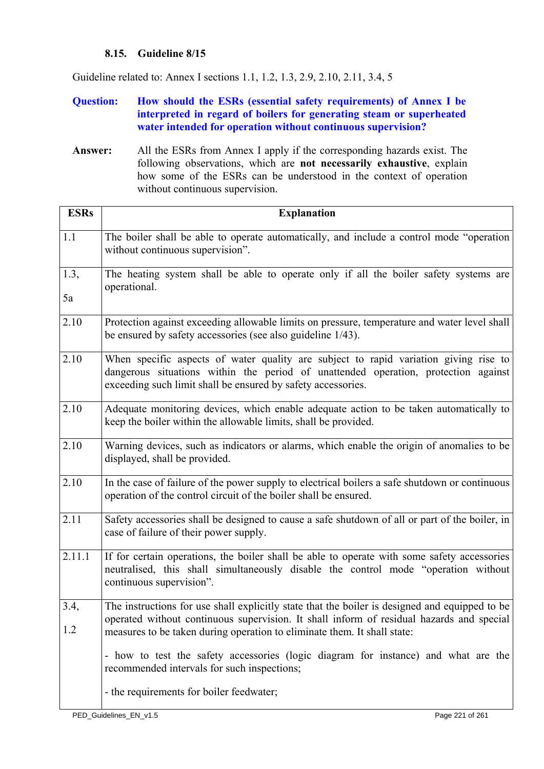### 8.15. Guideline 8/15

Guideline related to: Annex I sections 1.1, 1.2, 1.3, 2.9, 2.10, 2.11, 3.4, 5

**Question:** **How should the ESRs (essential safety requirements) of Annex I be interpreted in regard of boilers for generating steam or superheated water intended for operation without continuous supervision?**

**Answer:** All the ESRs from Annex I apply if the corresponding hazards exist. The following observations, which are **not necessarily exhaustive**, explain how some of the ESRs can be understood in the context of operation without continuous supervision.

| ESRs | Explanation |
|---|---|
| 1.1 | The boiler shall be able to operate automatically, and include a control mode "operation without continuous supervision". |
| 1.3, 5a | The heating system shall be able to operate only if all the boiler safety systems are operational. |
| 2.10 | Protection against exceeding allowable limits on pressure, temperature and water level shall be ensured by safety accessories (see also guideline 1/43). |
| 2.10 | When specific aspects of water quality are subject to rapid variation giving rise to dangerous situations within the period of unattended operation, protection against exceeding such limit shall be ensured by safety accessories. |
| 2.10 | Adequate monitoring devices, which enable adequate action to be taken automatically to keep the boiler within the allowable limits, shall be provided. |
| 2.10 | Warning devices, such as indicators or alarms, which enable the origin of anomalies to be displayed, shall be provided. |
| 2.10 | In the case of failure of the power supply to electrical boilers a safe shutdown or continuous operation of the control circuit of the boiler shall be ensured. |
| 2.11 | Safety accessories shall be designed to cause a safe shutdown of all or part of the boiler, in case of failure of their power supply. |
| 2.11.1 | If for certain operations, the boiler shall be able to operate with some safety accessories neutralised, this shall simultaneously disable the control mode "operation without continuous supervision". |
| 3.4, 1.2 | The instructions for use shall explicitly state that the boiler is designed and equipped to be operated without continuous supervision. It shall inform of residual hazards and special measures to be taken during operation to eliminate them. It shall state:<br><br>- how to test the safety accessories (logic diagram for instance) and what are the recommended intervals for such inspections;<br><br>- the requirements for boiler feedwater; |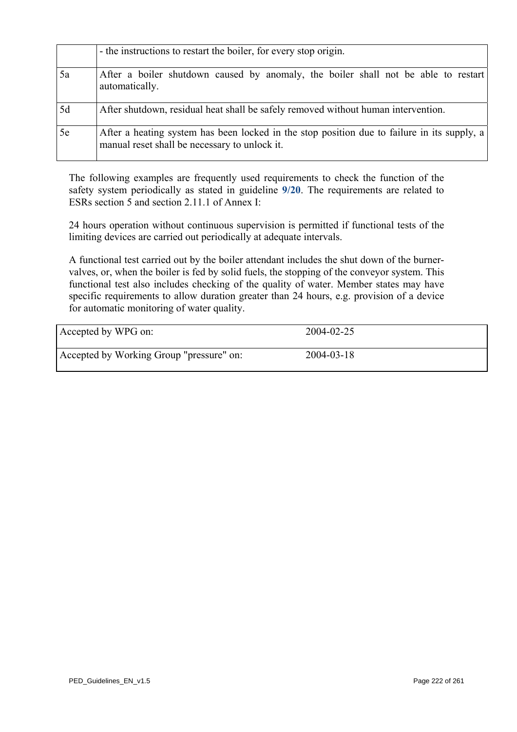| | |
|---|---|
| | - the instructions to restart the boiler, for every stop origin. |
| 5a | After a boiler shutdown caused by anomaly, the boiler shall not be able to restart automatically. |
| 5d | After shutdown, residual heat shall be safely removed without human intervention. |
| 5e | After a heating system has been locked in the stop position due to failure in its supply, a manual reset shall be necessary to unlock it. |

The following examples are frequently used requirements to check the function of the safety system periodically as stated in guideline **9/20**. The requirements are related to ESRs section 5 and section 2.11.1 of Annex I:

24 hours operation without continuous supervision is permitted if functional tests of the limiting devices are carried out periodically at adequate intervals.

A functional test carried out by the boiler attendant includes the shut down of the burner-valves, or, when the boiler is fed by solid fuels, the stopping of the conveyor system. This functional test also includes checking of the quality of water. Member states may have specific requirements to allow duration greater than 24 hours, e.g. provision of a device for automatic monitoring of water quality.

| | |
|---|---|
| Accepted by WPG on: | 2004-02-25 |
| Accepted by Working Group "pressure" on: | 2004-03-18 |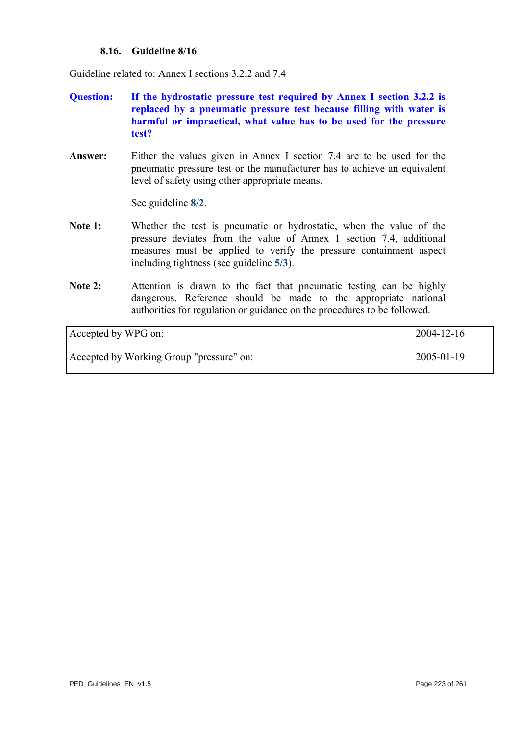### 8.16. Guideline 8/16

Guideline related to: Annex I sections 3.2.2 and 7.4

**Question:** **If the hydrostatic pressure test required by Annex I section 3.2.2 is replaced by a pneumatic pressure test because filling with water is harmful or impractical, what value has to be used for the pressure test?**

**Answer:** Either the values given in Annex I section 7.4 are to be used for the pneumatic pressure test or the manufacturer has to achieve an equivalent level of safety using other appropriate means.

See guideline **8/2**.

**Note 1:** Whether the test is pneumatic or hydrostatic, when the value of the pressure deviates from the value of Annex 1 section 7.4, additional measures must be applied to verify the pressure containment aspect including tightness (see guideline **5/3**).

**Note 2:** Attention is drawn to the fact that pneumatic testing can be highly dangerous. Reference should be made to the appropriate national authorities for regulation or guidance on the procedures to be followed.

| | |
|---|---|
| Accepted by WPG on: | 2004-12-16 |
| Accepted by Working Group "pressure" on: | 2005-01-19 |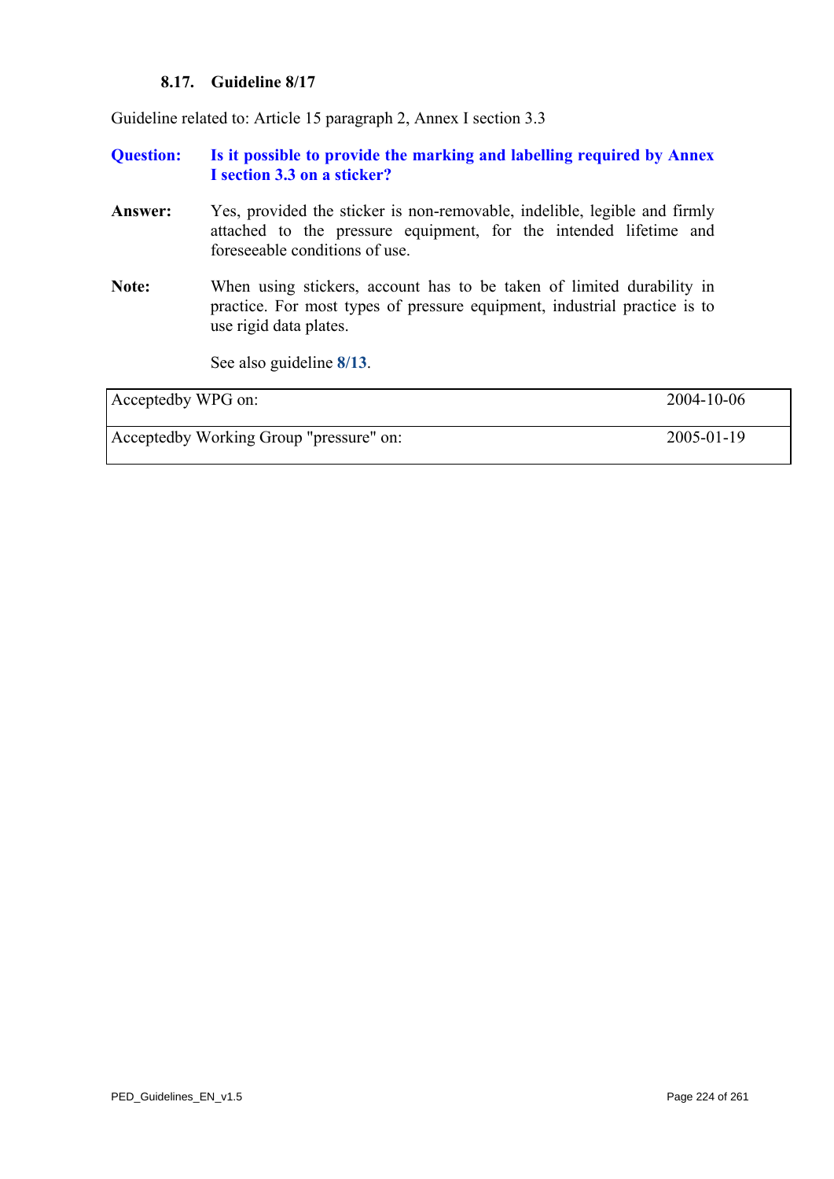### 8.17. Guideline 8/17

Guideline related to: Article 15 paragraph 2, Annex I section 3.3

**Question:** **Is it possible to provide the marking and labelling required by Annex I section 3.3 on a sticker?**

**Answer:** Yes, provided the sticker is non-removable, indelible, legible and firmly attached to the pressure equipment, for the intended lifetime and foreseeable conditions of use.

**Note:** When using stickers, account has to be taken of limited durability in practice. For most types of pressure equipment, industrial practice is to use rigid data plates.

See also guideline **8/13**.

| | |
|---|---|
| Acceptedby WPG on: | 2004-10-06 |
| Acceptedby Working Group "pressure" on: | 2005-01-19 |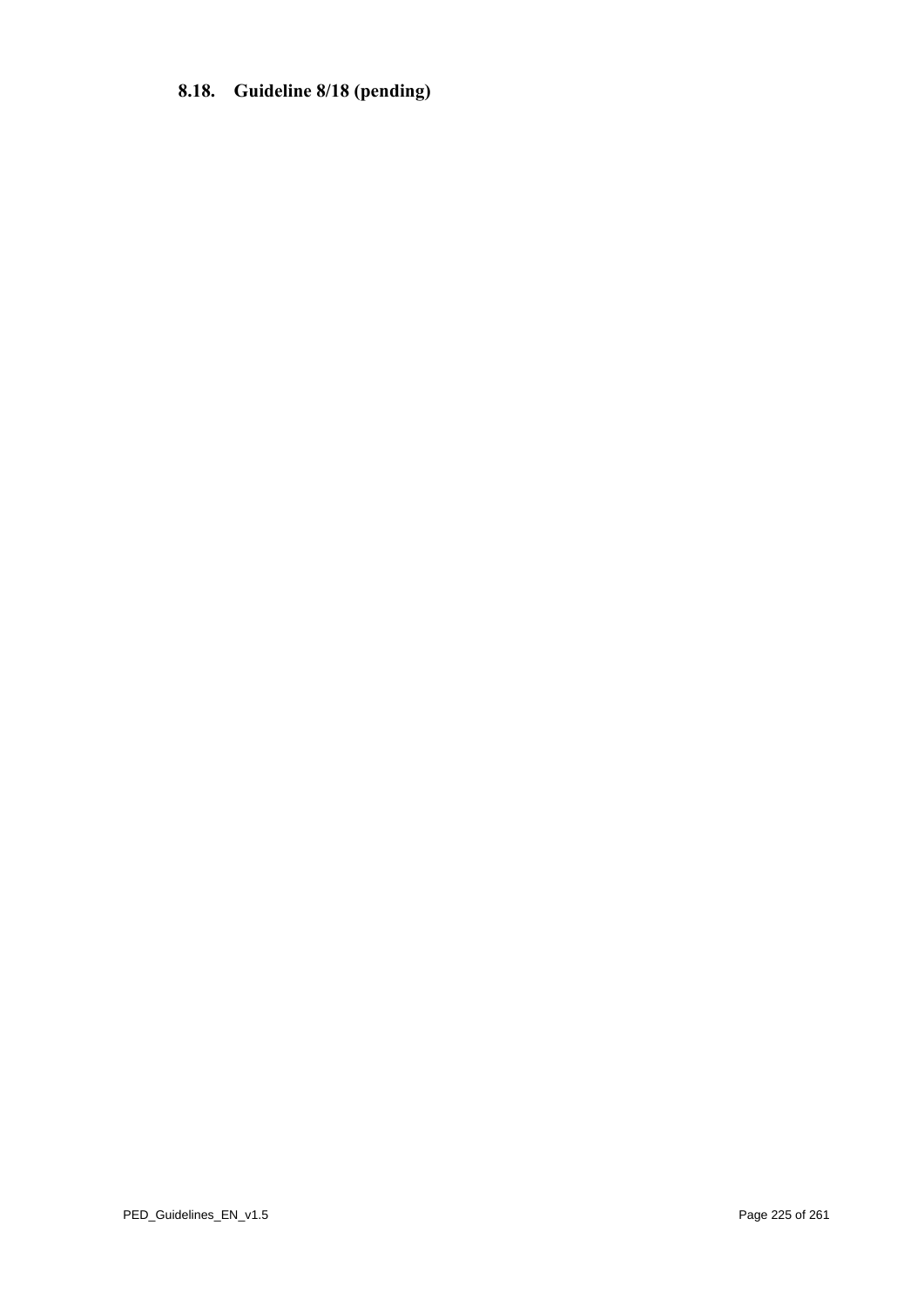## 8.18. Guideline 8/18 (pending)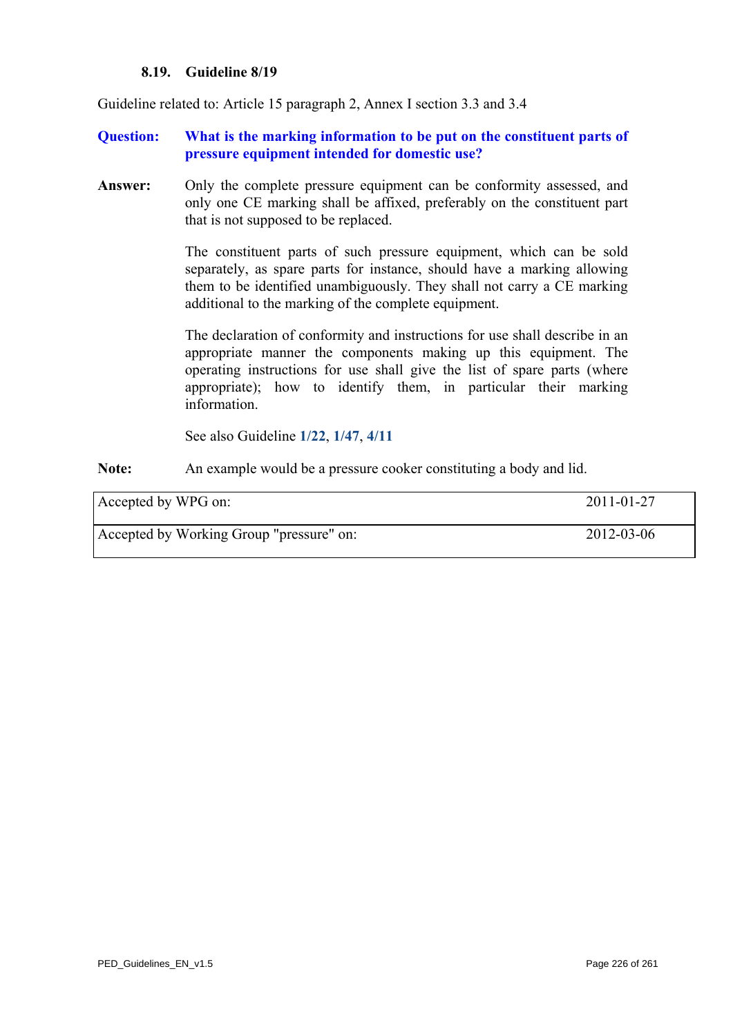### 8.19. Guideline 8/19

Guideline related to: Article 15 paragraph 2, Annex I section 3.3 and 3.4

**Question:** **What is the marking information to be put on the constituent parts of pressure equipment intended for domestic use?**

**Answer:** Only the complete pressure equipment can be conformity assessed, and only one CE marking shall be affixed, preferably on the constituent part that is not supposed to be replaced.

The constituent parts of such pressure equipment, which can be sold separately, as spare parts for instance, should have a marking allowing them to be identified unambiguously. They shall not carry a CE marking additional to the marking of the complete equipment.

The declaration of conformity and instructions for use shall describe in an appropriate manner the components making up this equipment. The operating instructions for use shall give the list of spare parts (where appropriate); how to identify them, in particular their marking information.

See also Guideline **1/22**, **1/47**, **4/11**

**Note:** An example would be a pressure cooker constituting a body and lid.

| | |
|---|---|
| Accepted by WPG on: | 2011-01-27 |
| Accepted by Working Group "pressure" on: | 2012-03-06 |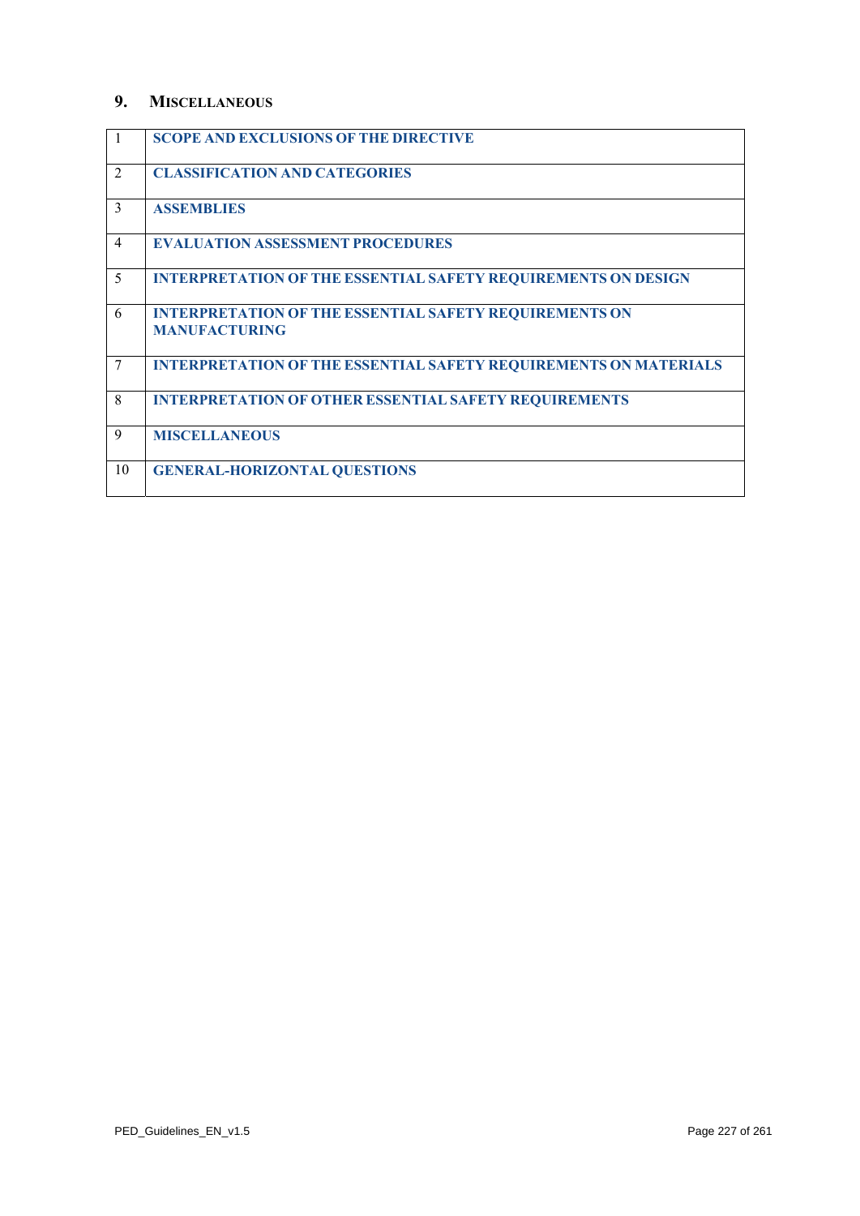## 9. Miscellaneous

| | |
|---|---|
| 1 | **SCOPE AND EXCLUSIONS OF THE DIRECTIVE** |
| 2 | **CLASSIFICATION AND CATEGORIES** |
| 3 | **ASSEMBLIES** |
| 4 | **EVALUATION ASSESSMENT PROCEDURES** |
| 5 | **INTERPRETATION OF THE ESSENTIAL SAFETY REQUIREMENTS ON DESIGN** |
| 6 | **INTERPRETATION OF THE ESSENTIAL SAFETY REQUIREMENTS ON MANUFACTURING** |
| 7 | **INTERPRETATION OF THE ESSENTIAL SAFETY REQUIREMENTS ON MATERIALS** |
| 8 | **INTERPRETATION OF OTHER ESSENTIAL SAFETY REQUIREMENTS** |
| 9 | **MISCELLANEOUS** |
| 10 | **GENERAL-HORIZONTAL QUESTIONS** |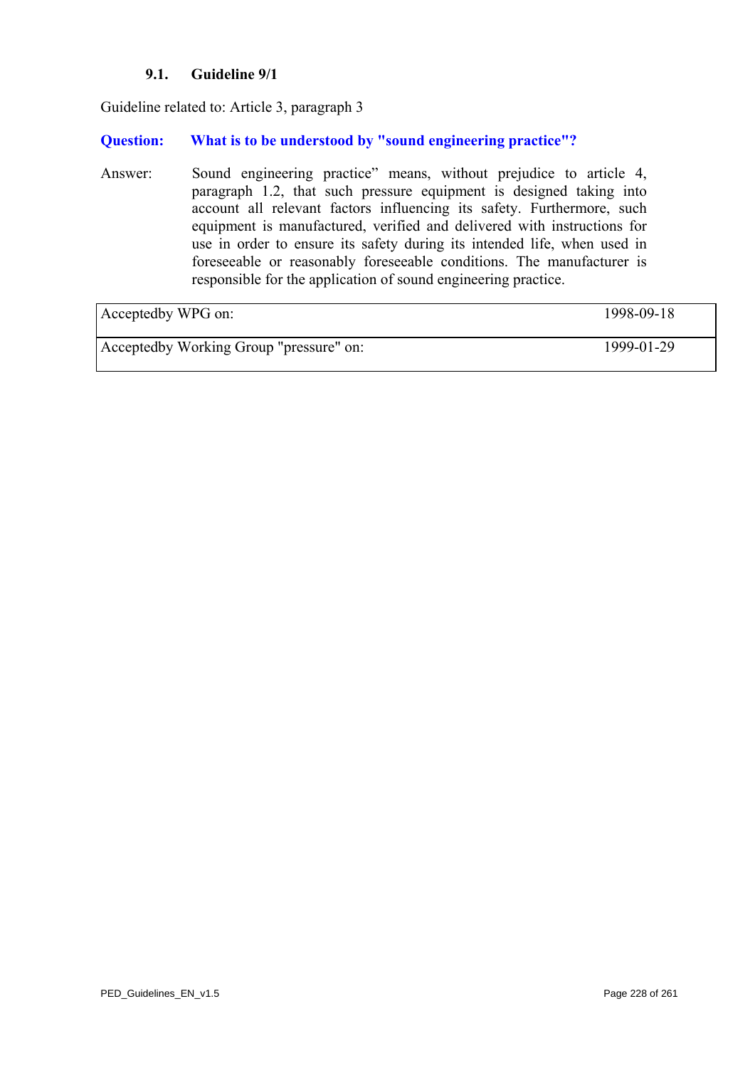### 9.1. Guideline 9/1

Guideline related to: Article 3, paragraph 3

**Question: What is to be understood by "sound engineering practice"?**

Answer: Sound engineering practice" means, without prejudice to article 4, paragraph 1.2, that such pressure equipment is designed taking into account all relevant factors influencing its safety. Furthermore, such equipment is manufactured, verified and delivered with instructions for use in order to ensure its safety during its intended life, when used in foreseeable or reasonably foreseeable conditions. The manufacturer is responsible for the application of sound engineering practice.

| | |
|---|---|
| Acceptedby WPG on: | 1998-09-18 |
| Acceptedby Working Group "pressure" on: | 1999-01-29 |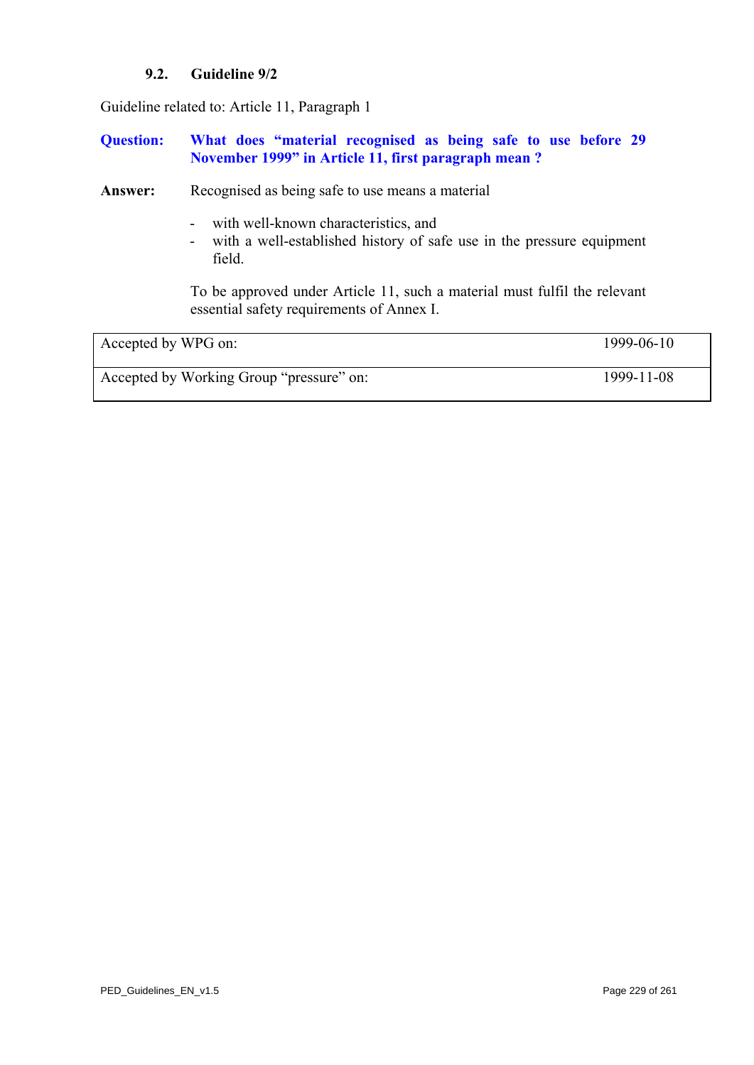### 9.2. Guideline 9/2

Guideline related to: Article 11, Paragraph 1

**Question:** **What does "material recognised as being safe to use before 29 November 1999" in Article 11, first paragraph mean ?**

**Answer:** Recognised as being safe to use means a material

- with well-known characteristics, and
- with a well-established history of safe use in the pressure equipment field.

To be approved under Article 11, such a material must fulfil the relevant essential safety requirements of Annex I.

| | |
|---|---|
| Accepted by WPG on: | 1999-06-10 |
| Accepted by Working Group "pressure" on: | 1999-11-08 |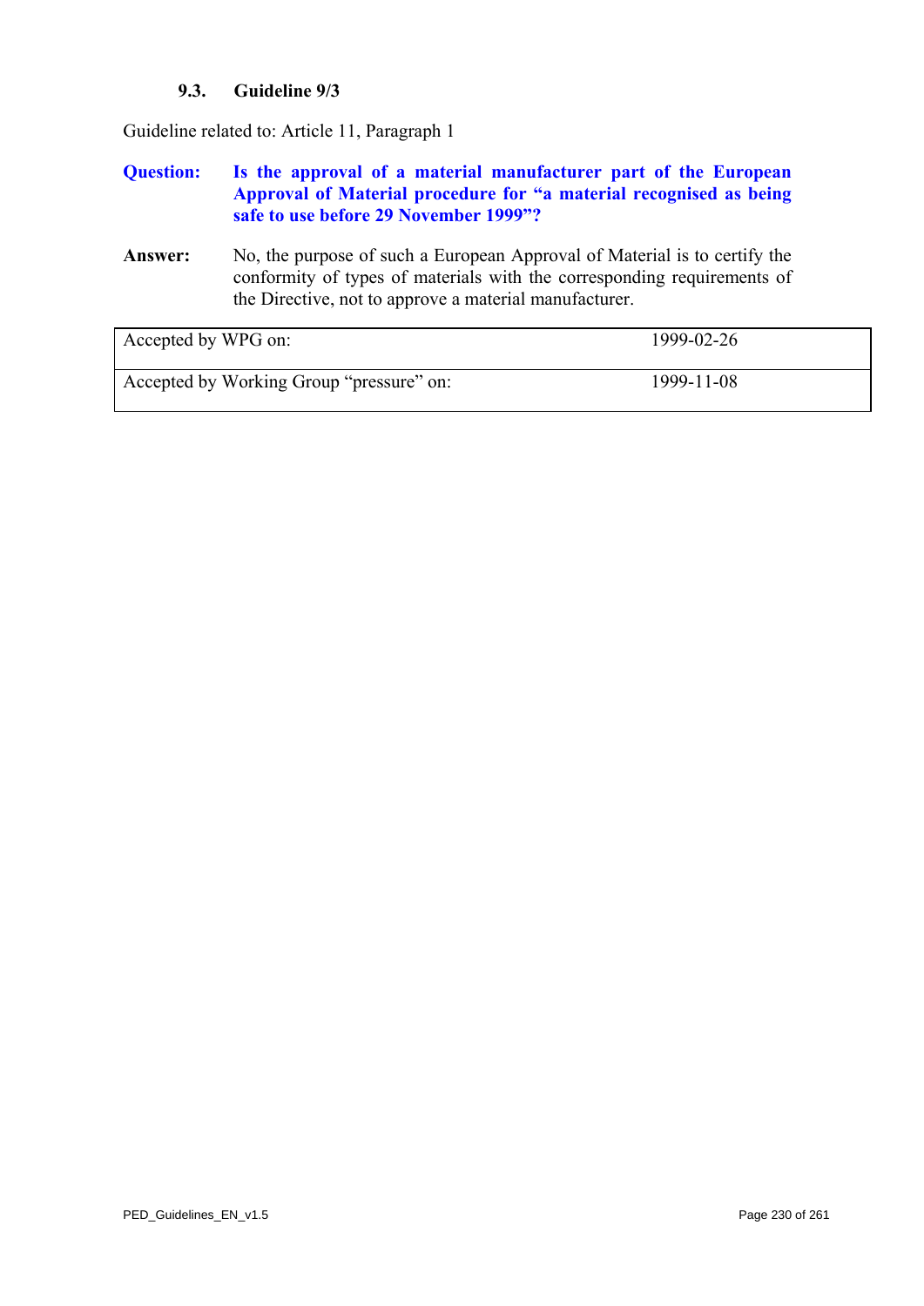### 9.3. Guideline 9/3

Guideline related to: Article 11, Paragraph 1

**Question:** **Is the approval of a material manufacturer part of the European Approval of Material procedure for "a material recognised as being safe to use before 29 November 1999"?**

**Answer:** No, the purpose of such a European Approval of Material is to certify the conformity of types of materials with the corresponding requirements of the Directive, not to approve a material manufacturer.

| | |
|---|---|
| Accepted by WPG on: | 1999-02-26 |
| Accepted by Working Group "pressure" on: | 1999-11-08 |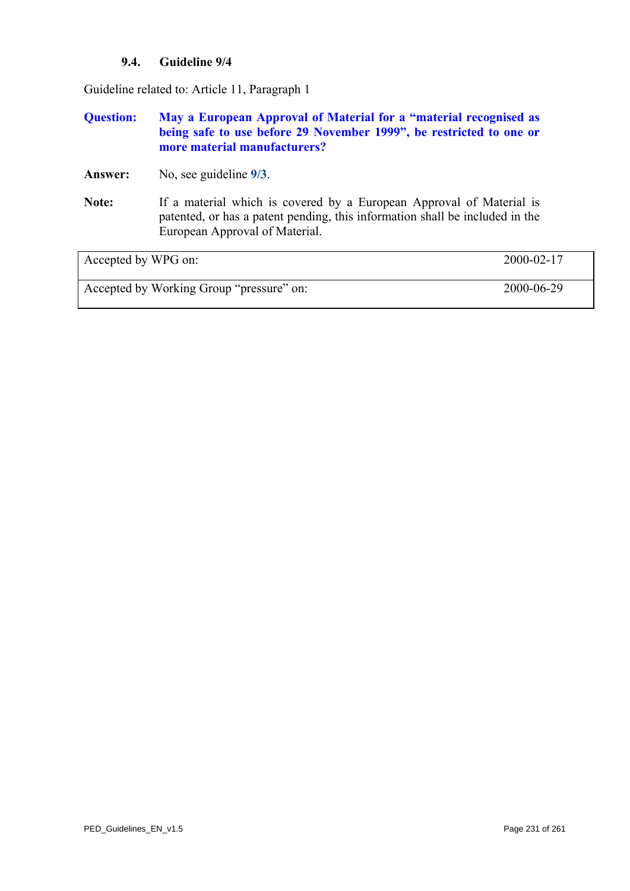### 9.4. Guideline 9/4

Guideline related to: Article 11, Paragraph 1

**Question:** **May a European Approval of Material for a "material recognised as being safe to use before 29 November 1999", be restricted to one or more material manufacturers?**

**Answer:** No, see guideline **9/3**.

**Note:** If a material which is covered by a European Approval of Material is patented, or has a patent pending, this information shall be included in the European Approval of Material.

| | |
|---|---|
| Accepted by WPG on: | 2000-02-17 |
| Accepted by Working Group "pressure" on: | 2000-06-29 |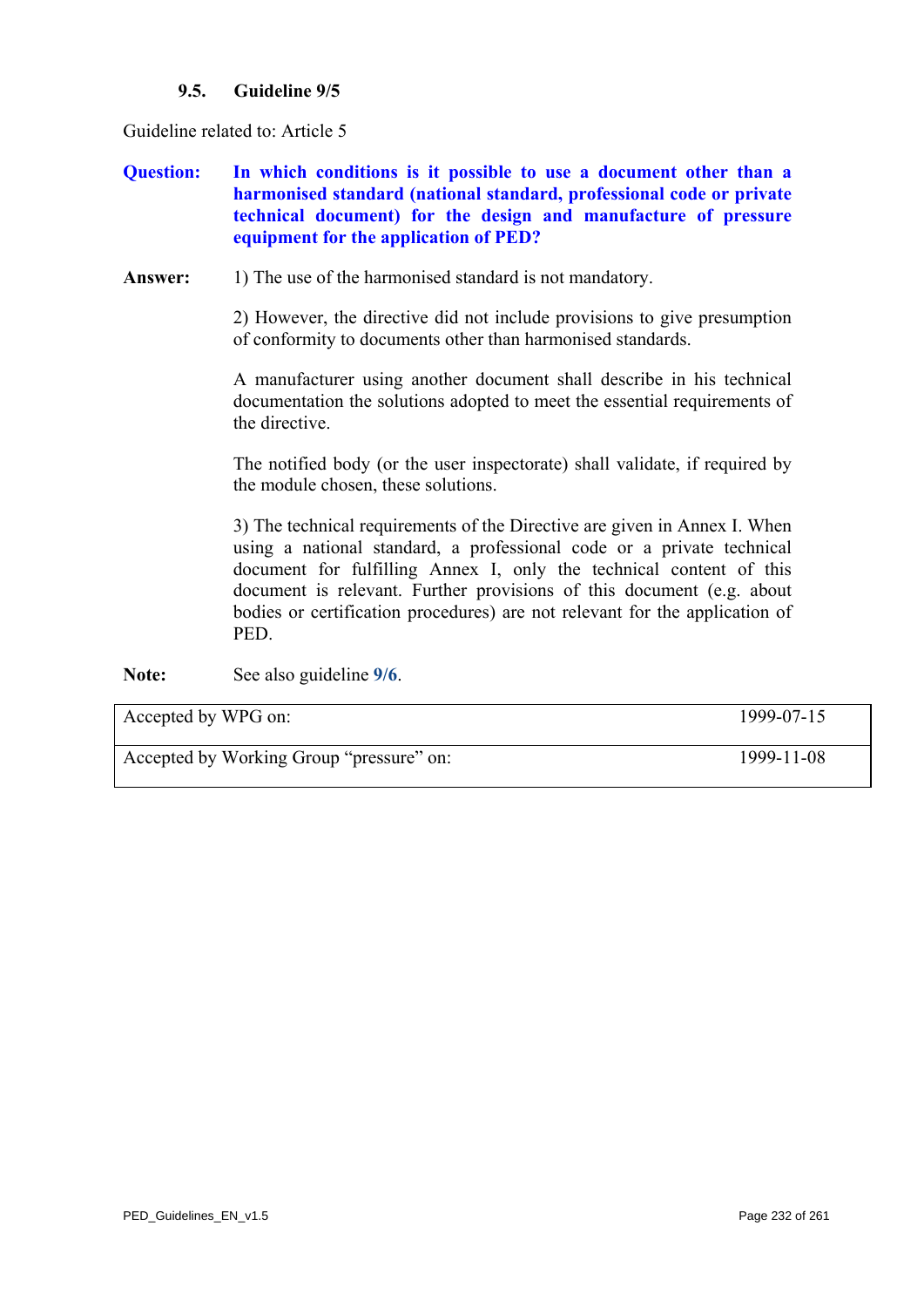### 9.5. Guideline 9/5

Guideline related to: Article 5

**Question:** **In which conditions is it possible to use a document other than a harmonised standard (national standard, professional code or private technical document) for the design and manufacture of pressure equipment for the application of PED?**

**Answer:** 1) The use of the harmonised standard is not mandatory.

2) However, the directive did not include provisions to give presumption of conformity to documents other than harmonised standards.

A manufacturer using another document shall describe in his technical documentation the solutions adopted to meet the essential requirements of the directive.

The notified body (or the user inspectorate) shall validate, if required by the module chosen, these solutions.

3) The technical requirements of the Directive are given in Annex I. When using a national standard, a professional code or a private technical document for fulfilling Annex I, only the technical content of this document is relevant. Further provisions of this document (e.g. about bodies or certification procedures) are not relevant for the application of PED.

**Note:** See also guideline **9/6**.

| | |
|---|---|
| Accepted by WPG on: | 1999-07-15 |
| Accepted by Working Group "pressure" on: | 1999-11-08 |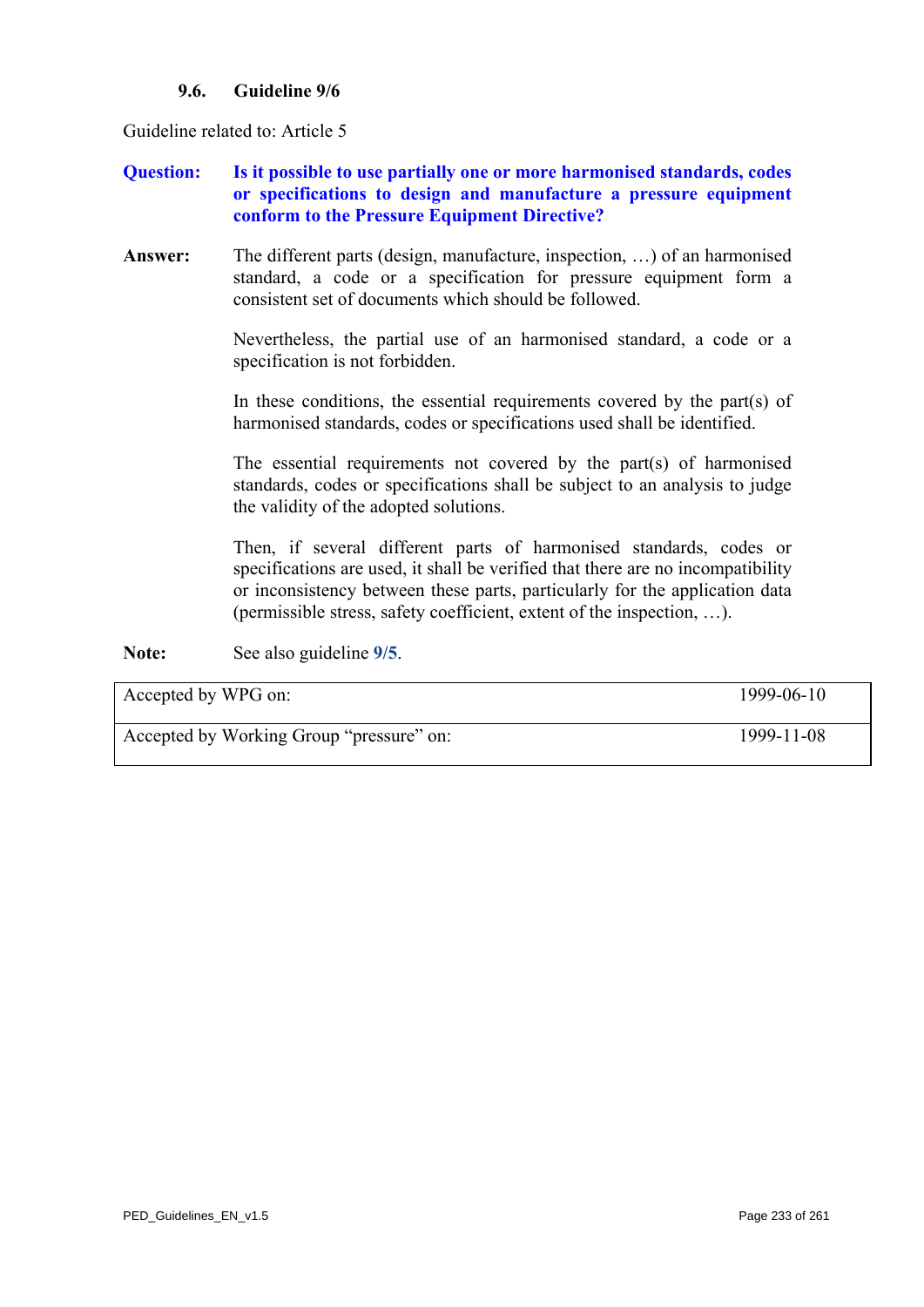### 9.6. Guideline 9/6

Guideline related to: Article 5

**Question:** **Is it possible to use partially one or more harmonised standards, codes or specifications to design and manufacture a pressure equipment conform to the Pressure Equipment Directive?**

**Answer:** The different parts (design, manufacture, inspection, …) of an harmonised standard, a code or a specification for pressure equipment form a consistent set of documents which should be followed.

Nevertheless, the partial use of an harmonised standard, a code or a specification is not forbidden.

In these conditions, the essential requirements covered by the part(s) of harmonised standards, codes or specifications used shall be identified.

The essential requirements not covered by the part(s) of harmonised standards, codes or specifications shall be subject to an analysis to judge the validity of the adopted solutions.

Then, if several different parts of harmonised standards, codes or specifications are used, it shall be verified that there are no incompatibility or inconsistency between these parts, particularly for the application data (permissible stress, safety coefficient, extent of the inspection, …).

**Note:** See also guideline **9/5**.

| | |
|---|---|
| Accepted by WPG on: | 1999-06-10 |
| Accepted by Working Group “pressure” on: | 1999-11-08 |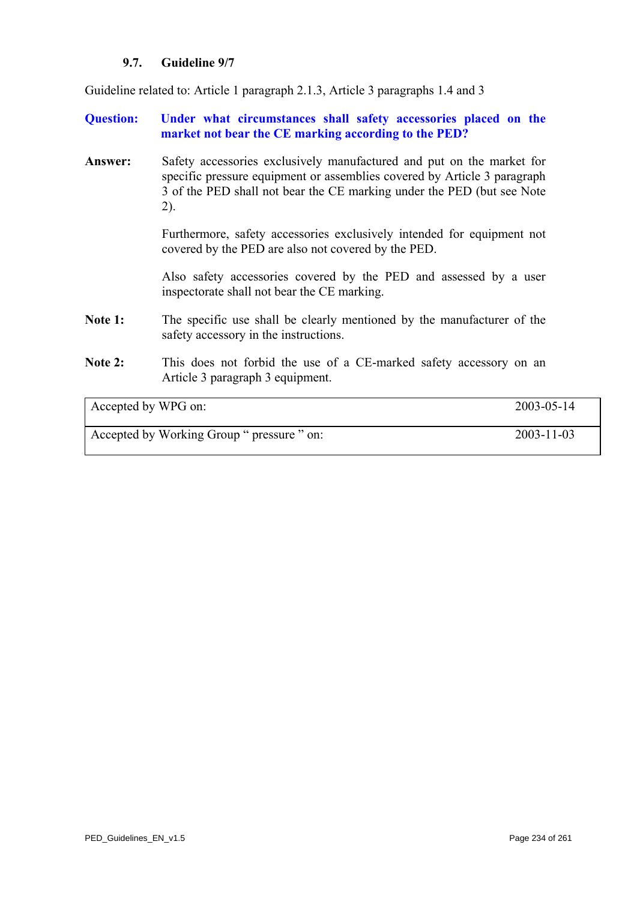### 9.7. Guideline 9/7

Guideline related to: Article 1 paragraph 2.1.3, Article 3 paragraphs 1.4 and 3

**Question:** **Under what circumstances shall safety accessories placed on the market not bear the CE marking according to the PED?**

**Answer:** Safety accessories exclusively manufactured and put on the market for specific pressure equipment or assemblies covered by Article 3 paragraph 3 of the PED shall not bear the CE marking under the PED (but see Note 2).

Furthermore, safety accessories exclusively intended for equipment not covered by the PED are also not covered by the PED.

Also safety accessories covered by the PED and assessed by a user inspectorate shall not bear the CE marking.

**Note 1:** The specific use shall be clearly mentioned by the manufacturer of the safety accessory in the instructions.

**Note 2:** This does not forbid the use of a CE-marked safety accessory on an Article 3 paragraph 3 equipment.

| | |
|---|---|
| Accepted by WPG on: | 2003-05-14 |
| Accepted by Working Group " pressure " on: | 2003-11-03 |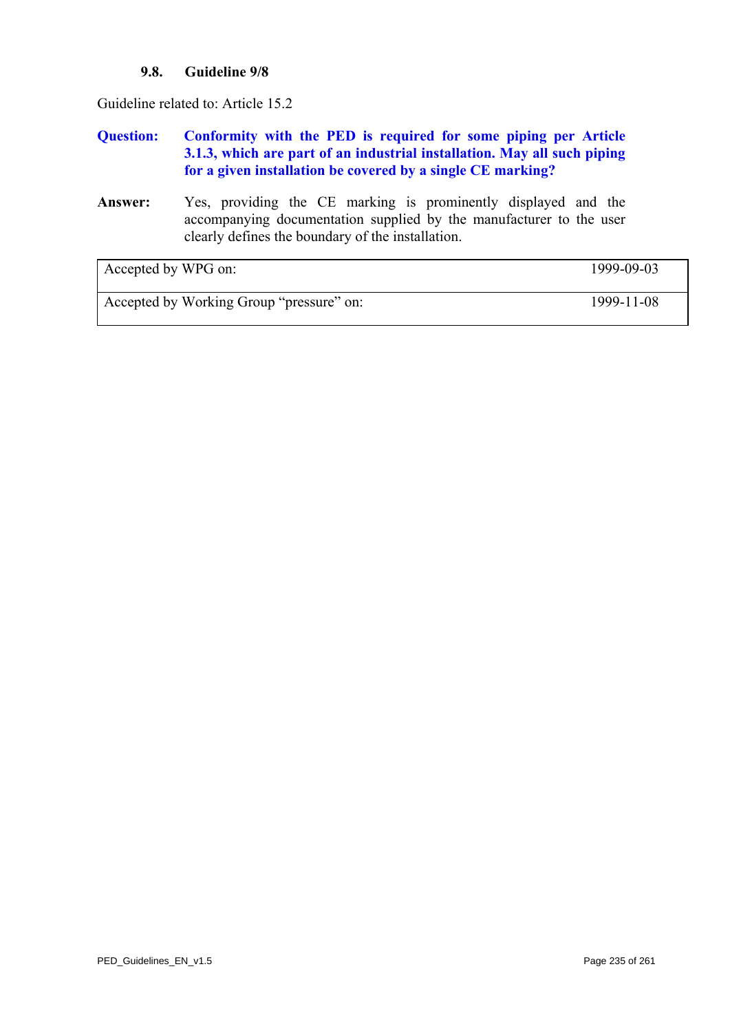### 9.8. Guideline 9/8

Guideline related to: Article 15.2

**Question:** **Conformity with the PED is required for some piping per Article 3.1.3, which are part of an industrial installation. May all such piping for a given installation be covered by a single CE marking?**

**Answer:** Yes, providing the CE marking is prominently displayed and the accompanying documentation supplied by the manufacturer to the user clearly defines the boundary of the installation.

| | |
|---|---|
| Accepted by WPG on: | 1999-09-03 |
| Accepted by Working Group "pressure" on: | 1999-11-08 |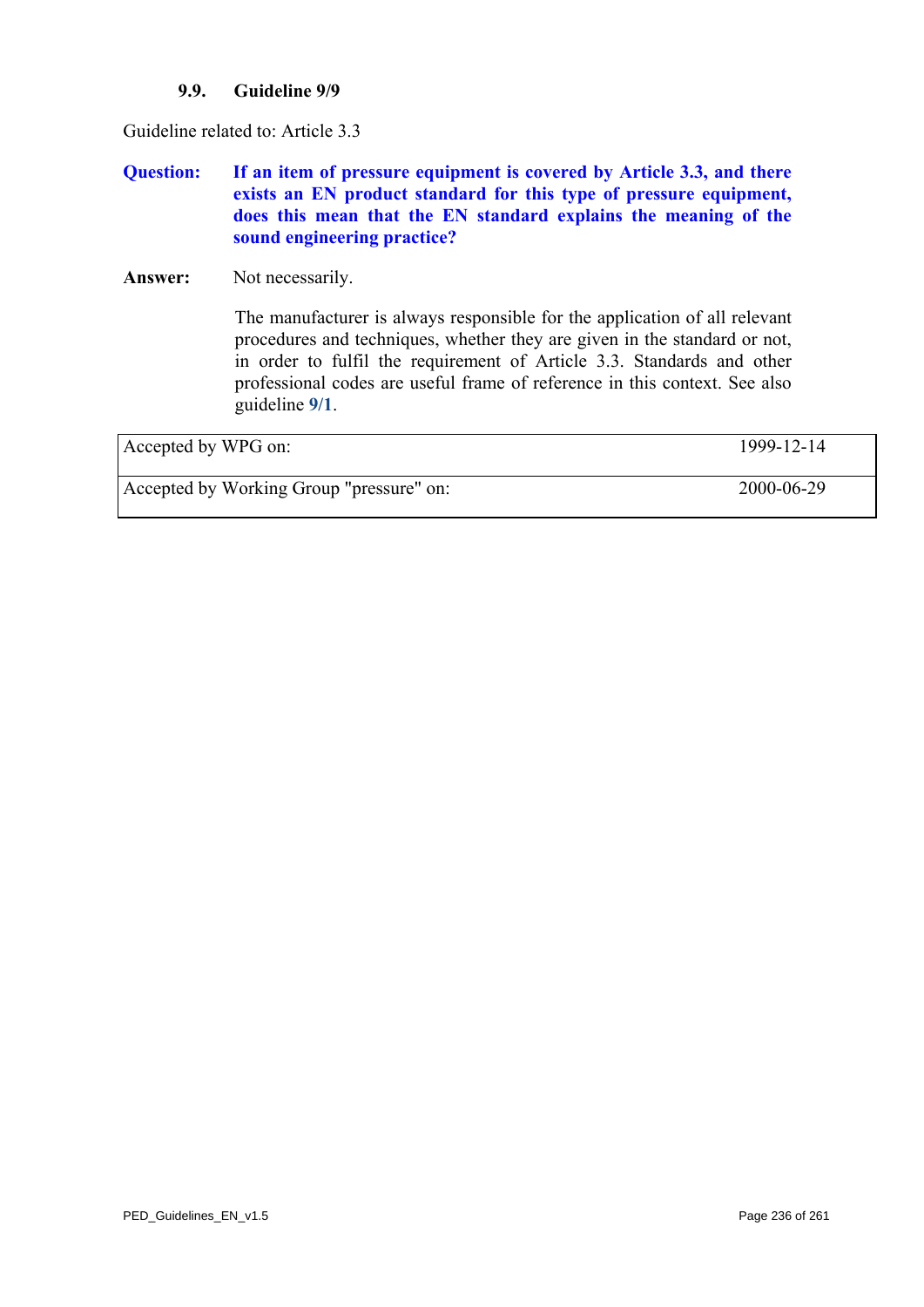### 9.9. Guideline 9/9

Guideline related to: Article 3.3

**Question: If an item of pressure equipment is covered by Article 3.3, and there exists an EN product standard for this type of pressure equipment, does this mean that the EN standard explains the meaning of the sound engineering practice?**

**Answer:** Not necessarily.

The manufacturer is always responsible for the application of all relevant procedures and techniques, whether they are given in the standard or not, in order to fulfil the requirement of Article 3.3. Standards and other professional codes are useful frame of reference in this context. See also guideline **9/1**.

| | |
|---|---|
| Accepted by WPG on: | 1999-12-14 |
| Accepted by Working Group "pressure" on: | 2000-06-29 |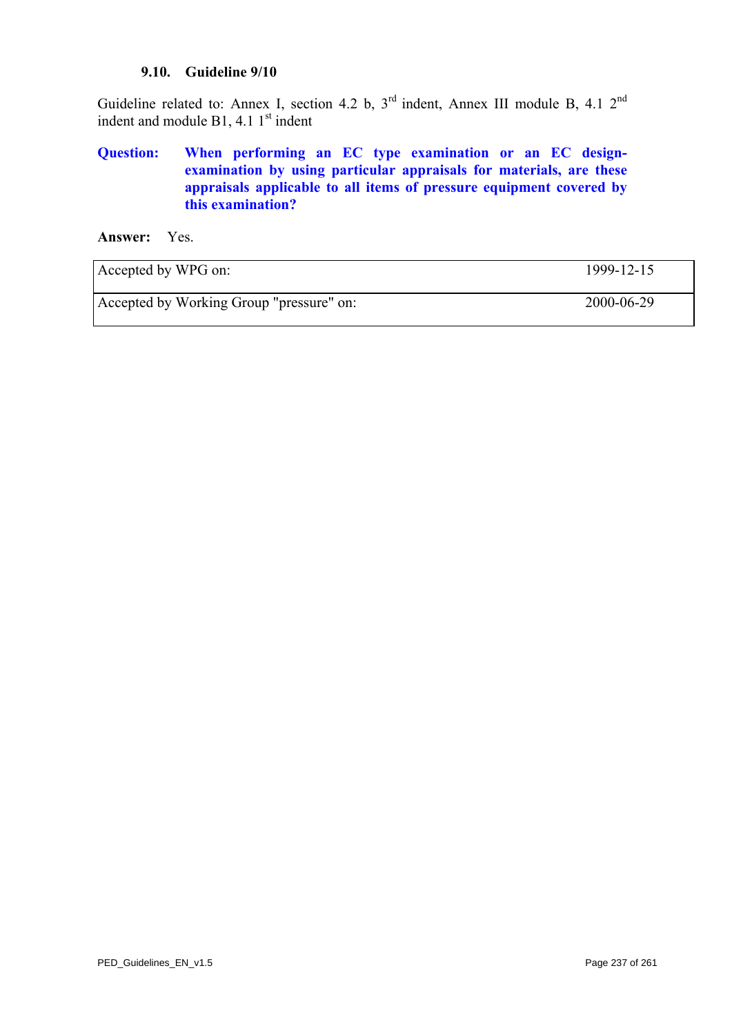### 9.10. Guideline 9/10

Guideline related to: Annex I, section 4.2 b, 3rd indent, Annex III module B, 4.1 2nd indent and module B1, 4.1 1st indent

**Question: When performing an EC type examination or an EC design-examination by using particular appraisals for materials, are these appraisals applicable to all items of pressure equipment covered by this examination?**

**Answer:** Yes.

| | |
|---|---|
| Accepted by WPG on: | 1999-12-15 |
| Accepted by Working Group "pressure" on: | 2000-06-29 |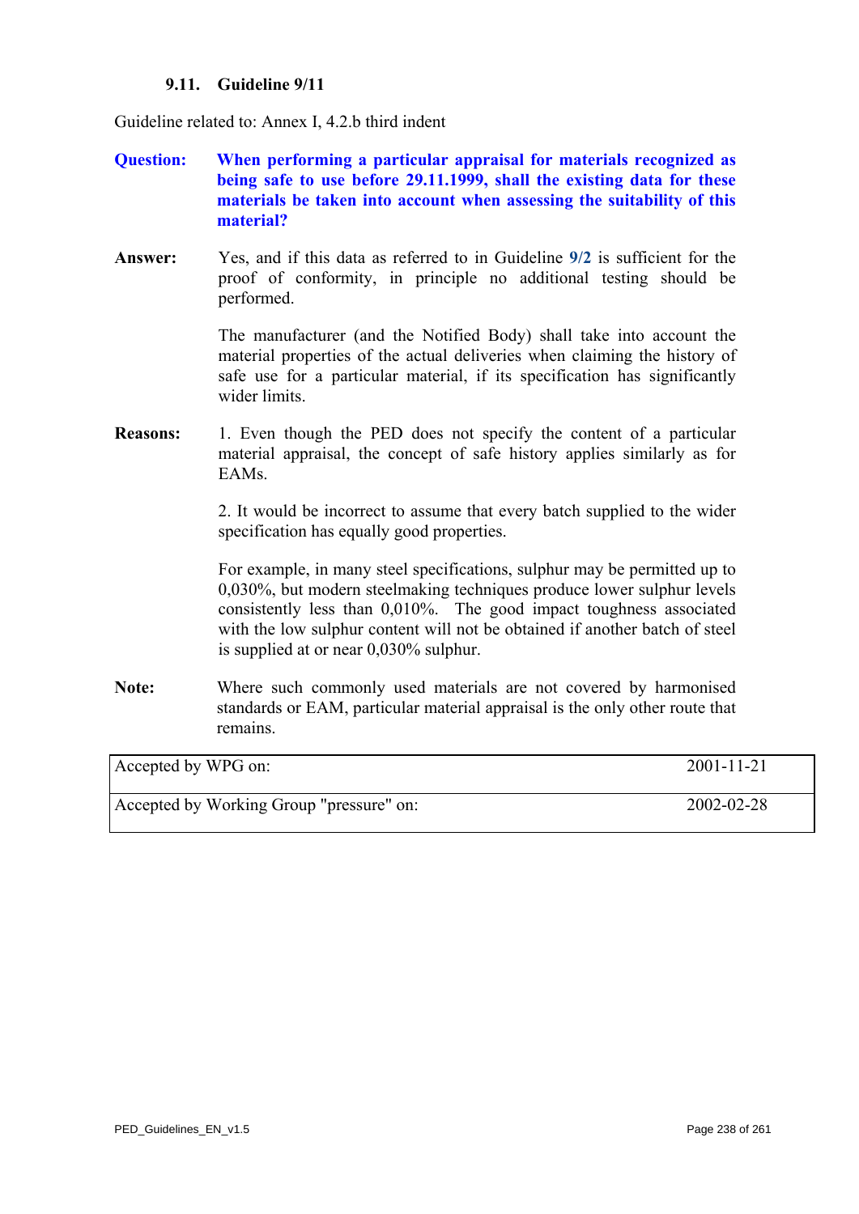### 9.11. Guideline 9/11

Guideline related to: Annex I, 4.2.b third indent

**Question:** **When performing a particular appraisal for materials recognized as being safe to use before 29.11.1999, shall the existing data for these materials be taken into account when assessing the suitability of this material?**

**Answer:** Yes, and if this data as referred to in Guideline **9/2** is sufficient for the proof of conformity, in principle no additional testing should be performed.

The manufacturer (and the Notified Body) shall take into account the material properties of the actual deliveries when claiming the history of safe use for a particular material, if its specification has significantly wider limits.

**Reasons:** 1. Even though the PED does not specify the content of a particular material appraisal, the concept of safe history applies similarly as for EAMs.

2. It would be incorrect to assume that every batch supplied to the wider specification has equally good properties.

For example, in many steel specifications, sulphur may be permitted up to 0,030%, but modern steelmaking techniques produce lower sulphur levels consistently less than 0,010%. The good impact toughness associated with the low sulphur content will not be obtained if another batch of steel is supplied at or near 0,030% sulphur.

**Note:** Where such commonly used materials are not covered by harmonised standards or EAM, particular material appraisal is the only other route that remains.

| Accepted by WPG on: | 2001-11-21 |
|---|---|
| Accepted by Working Group "pressure" on: | 2002-02-28 |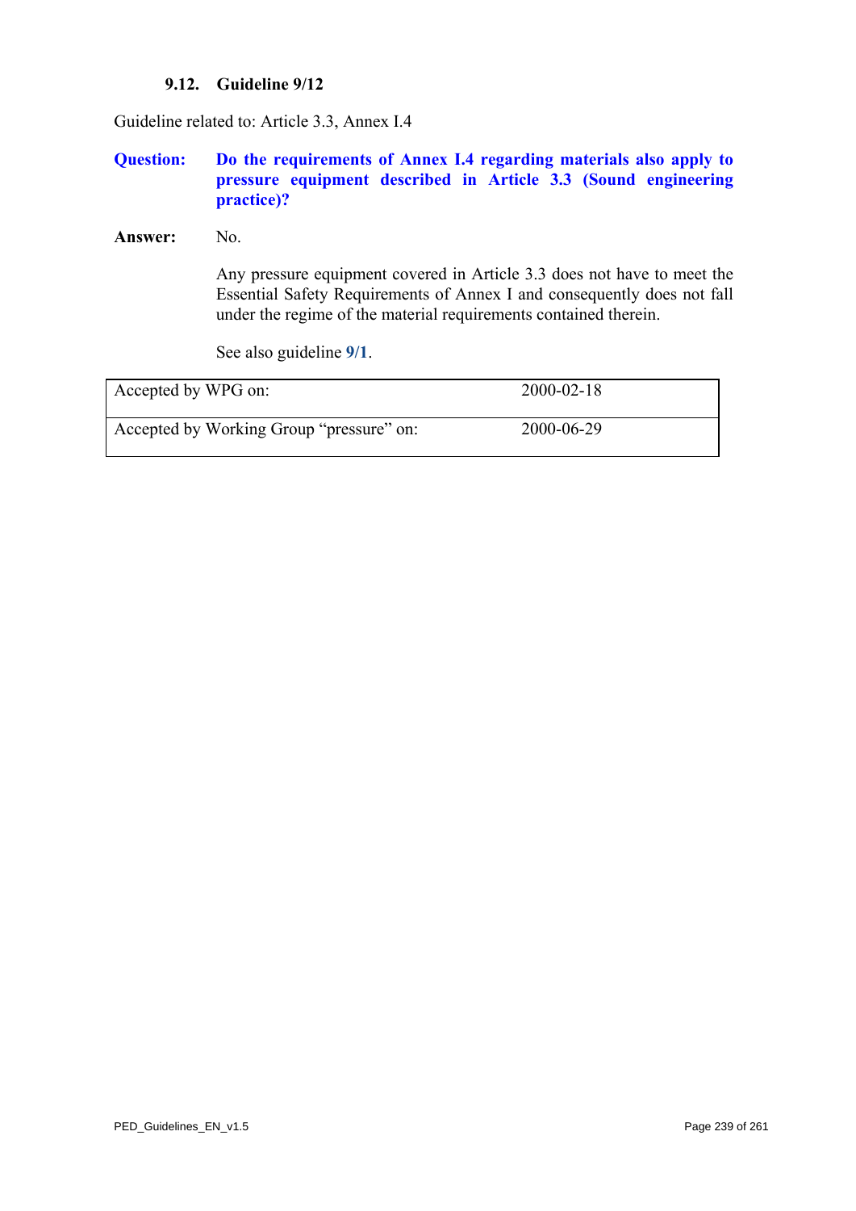### 9.12. Guideline 9/12

Guideline related to: Article 3.3, Annex I.4

**Question:** **Do the requirements of Annex I.4 regarding materials also apply to pressure equipment described in Article 3.3 (Sound engineering practice)?**

**Answer:** No.

Any pressure equipment covered in Article 3.3 does not have to meet the Essential Safety Requirements of Annex I and consequently does not fall under the regime of the material requirements contained therein.

See also guideline **9/1**.

| Accepted by WPG on: | 2000-02-18 |
| --- | --- |
| Accepted by Working Group "pressure" on: | 2000-06-29 |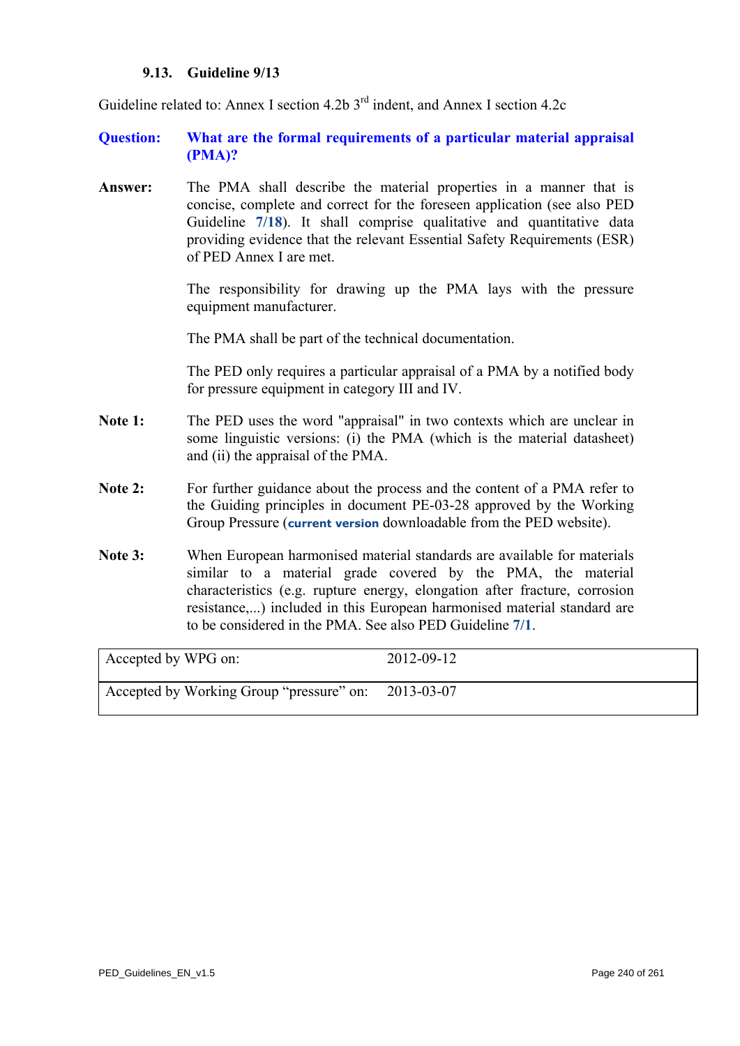### 9.13. Guideline 9/13

Guideline related to: Annex I section 4.2b 3rd indent, and Annex I section 4.2c

**Question:** **What are the formal requirements of a particular material appraisal (PMA)?**

**Answer:** The PMA shall describe the material properties in a manner that is concise, complete and correct for the foreseen application (see also PED Guideline **7/18**). It shall comprise qualitative and quantitative data providing evidence that the relevant Essential Safety Requirements (ESR) of PED Annex I are met.

The responsibility for drawing up the PMA lays with the pressure equipment manufacturer.

The PMA shall be part of the technical documentation.

The PED only requires a particular appraisal of a PMA by a notified body for pressure equipment in category III and IV.

**Note 1:** The PED uses the word "appraisal" in two contexts which are unclear in some linguistic versions: (i) the PMA (which is the material datasheet) and (ii) the appraisal of the PMA.

**Note 2:** For further guidance about the process and the content of a PMA refer to the Guiding principles in document PE-03-28 approved by the Working Group Pressure (**current version** downloadable from the PED website).

**Note 3:** When European harmonised material standards are available for materials similar to a material grade covered by the PMA, the material characteristics (e.g. rupture energy, elongation after fracture, corrosion resistance,...) included in this European harmonised material standard are to be considered in the PMA. See also PED Guideline **7/1**.

| | |
|---|---|
| Accepted by WPG on: | 2012-09-12 |
| Accepted by Working Group "pressure" on: | 2013-03-07 |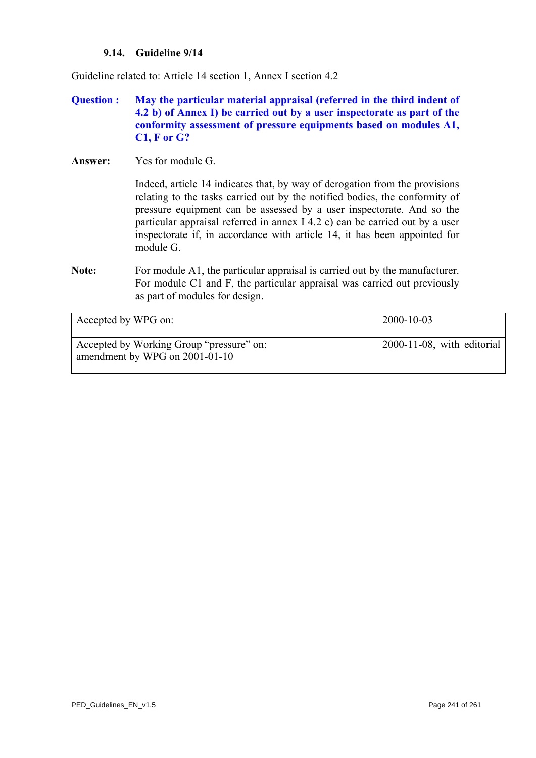### 9.14. Guideline 9/14

Guideline related to: Article 14 section 1, Annex I section 4.2

**Question :** **May the particular material appraisal (referred in the third indent of 4.2 b) of Annex I) be carried out by a user inspectorate as part of the conformity assessment of pressure equipments based on modules A1, C1, F or G?**

**Answer:** Yes for module G.

Indeed, article 14 indicates that, by way of derogation from the provisions relating to the tasks carried out by the notified bodies, the conformity of pressure equipment can be assessed by a user inspectorate. And so the particular appraisal referred in annex I 4.2 c) can be carried out by a user inspectorate if, in accordance with article 14, it has been appointed for module G.

**Note:** For module A1, the particular appraisal is carried out by the manufacturer. For module C1 and F, the particular appraisal was carried out previously as part of modules for design.

| | |
|---|---|
| Accepted by WPG on: | 2000-10-03 |
| Accepted by Working Group "pressure" on: amendment by WPG on 2001-01-10 | 2000-11-08, with editorial |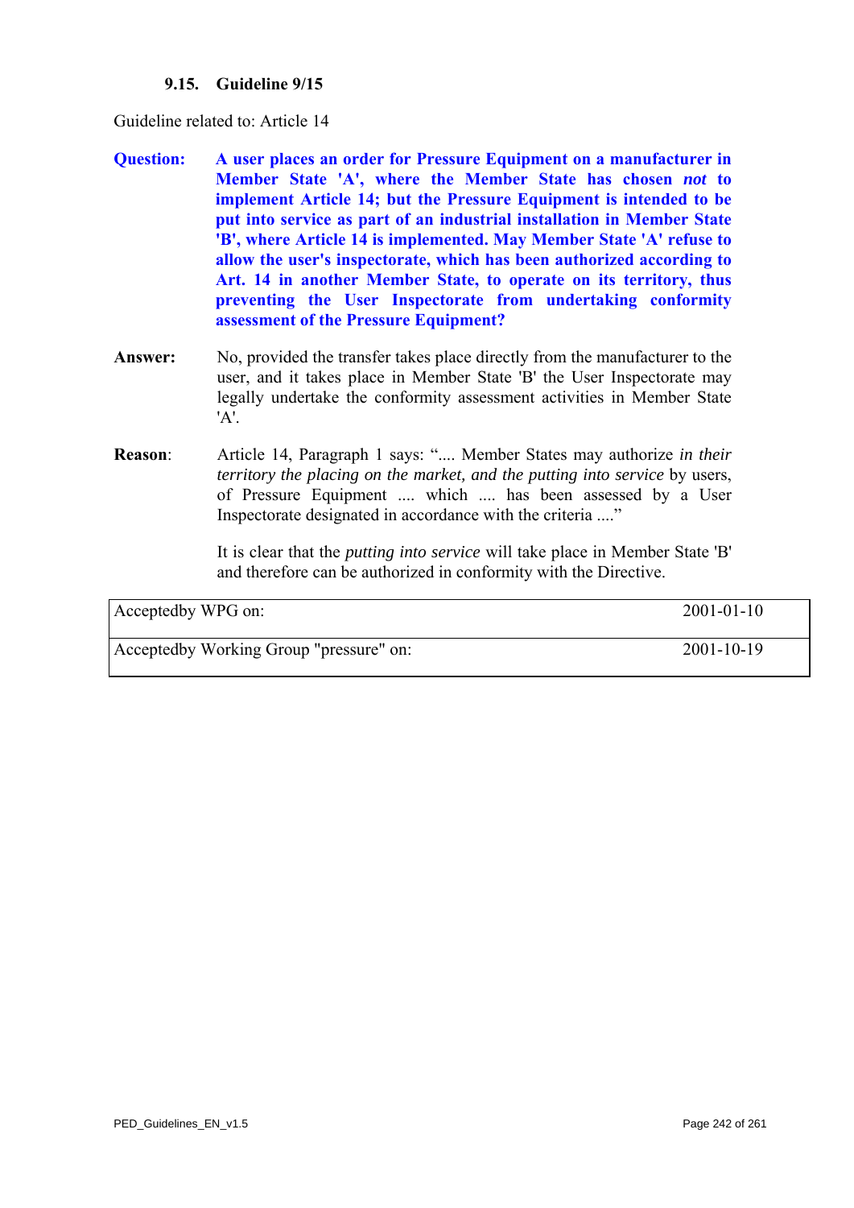### 9.15. Guideline 9/15

Guideline related to: Article 14

**Question:** **A user places an order for Pressure Equipment on a manufacturer in Member State 'A', where the Member State has chosen *not* to implement Article 14; but the Pressure Equipment is intended to be put into service as part of an industrial installation in Member State 'B', where Article 14 is implemented. May Member State 'A' refuse to allow the user's inspectorate, which has been authorized according to Art. 14 in another Member State, to operate on its territory, thus preventing the User Inspectorate from undertaking conformity assessment of the Pressure Equipment?**

**Answer:** No, provided the transfer takes place directly from the manufacturer to the user, and it takes place in Member State 'B' the User Inspectorate may legally undertake the conformity assessment activities in Member State 'A'.

**Reason**: Article 14, Paragraph 1 says: ".... Member States may authorize *in their territory the placing on the market, and the putting into service* by users, of Pressure Equipment .... which .... has been assessed by a User Inspectorate designated in accordance with the criteria ...."

It is clear that the *putting into service* will take place in Member State 'B' and therefore can be authorized in conformity with the Directive.

| | |
|---|---|
| Acceptedby WPG on: | 2001-01-10 |
| Acceptedby Working Group "pressure" on: | 2001-10-19 |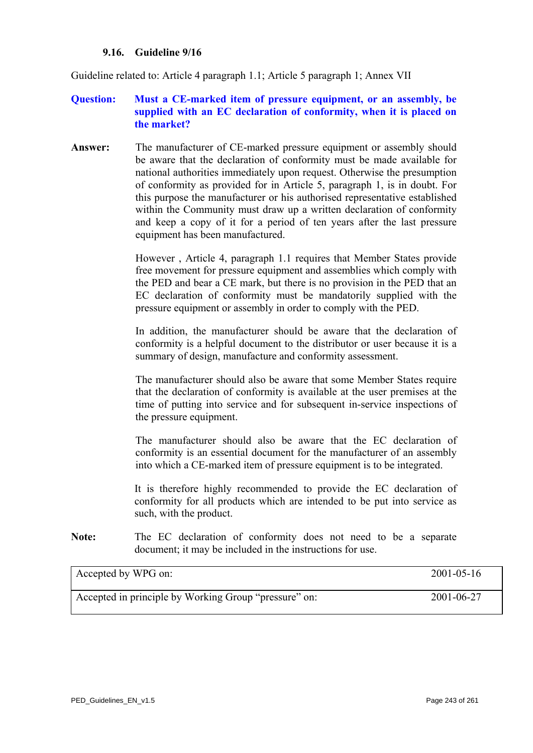### 9.16. Guideline 9/16

Guideline related to: Article 4 paragraph 1.1; Article 5 paragraph 1; Annex VII

**Question:** **Must a CE-marked item of pressure equipment, or an assembly, be supplied with an EC declaration of conformity, when it is placed on the market?**

**Answer:** The manufacturer of CE-marked pressure equipment or assembly should be aware that the declaration of conformity must be made available for national authorities immediately upon request. Otherwise the presumption of conformity as provided for in Article 5, paragraph 1, is in doubt. For this purpose the manufacturer or his authorised representative established within the Community must draw up a written declaration of conformity and keep a copy of it for a period of ten years after the last pressure equipment has been manufactured.

However , Article 4, paragraph 1.1 requires that Member States provide free movement for pressure equipment and assemblies which comply with the PED and bear a CE mark, but there is no provision in the PED that an EC declaration of conformity must be mandatorily supplied with the pressure equipment or assembly in order to comply with the PED.

In addition, the manufacturer should be aware that the declaration of conformity is a helpful document to the distributor or user because it is a summary of design, manufacture and conformity assessment.

The manufacturer should also be aware that some Member States require that the declaration of conformity is available at the user premises at the time of putting into service and for subsequent in-service inspections of the pressure equipment.

The manufacturer should also be aware that the EC declaration of conformity is an essential document for the manufacturer of an assembly into which a CE-marked item of pressure equipment is to be integrated.

It is therefore highly recommended to provide the EC declaration of conformity for all products which are intended to be put into service as such, with the product.

**Note:** The EC declaration of conformity does not need to be a separate document; it may be included in the instructions for use.

| Accepted by WPG on: | 2001-05-16 |
|---|---|
| Accepted in principle by Working Group "pressure" on: | 2001-06-27 |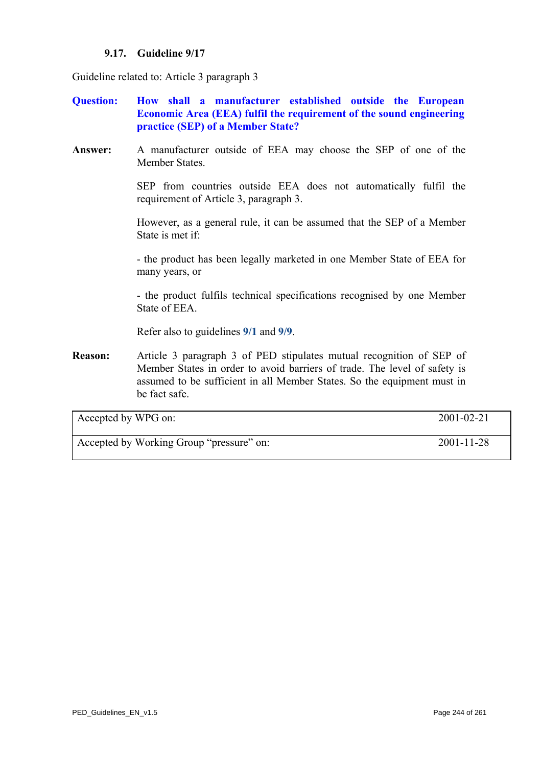### 9.17. Guideline 9/17

Guideline related to: Article 3 paragraph 3

**Question:** **How shall a manufacturer established outside the European Economic Area (EEA) fulfil the requirement of the sound engineering practice (SEP) of a Member State?**

**Answer:** A manufacturer outside of EEA may choose the SEP of one of the Member States.

SEP from countries outside EEA does not automatically fulfil the requirement of Article 3, paragraph 3.

However, as a general rule, it can be assumed that the SEP of a Member State is met if:

- the product has been legally marketed in one Member State of EEA for many years, or

- the product fulfils technical specifications recognised by one Member State of EEA.

Refer also to guidelines **9/1** and **9/9**.

**Reason:** Article 3 paragraph 3 of PED stipulates mutual recognition of SEP of Member States in order to avoid barriers of trade. The level of safety is assumed to be sufficient in all Member States. So the equipment must in be fact safe.

| | |
|---|---|
| Accepted by WPG on: | 2001-02-21 |
| Accepted by Working Group "pressure" on: | 2001-11-28 |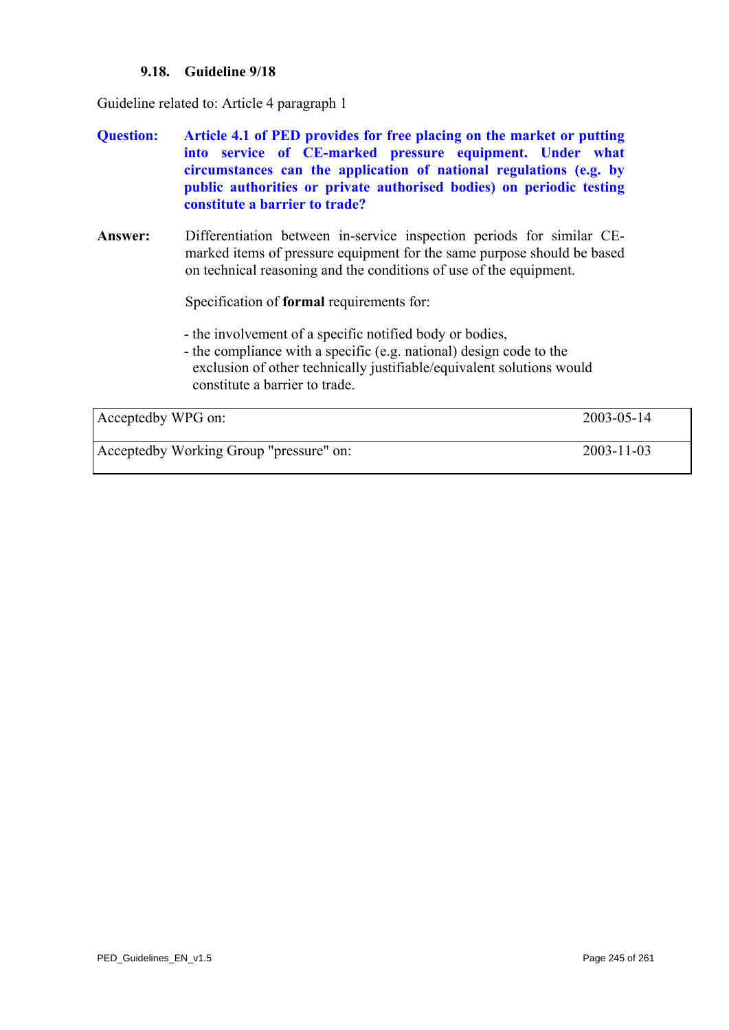### 9.18. Guideline 9/18

Guideline related to: Article 4 paragraph 1

**Question:** **Article 4.1 of PED provides for free placing on the market or putting into service of CE-marked pressure equipment. Under what circumstances can the application of national regulations (e.g. by public authorities or private authorised bodies) on periodic testing constitute a barrier to trade?**

**Answer:** Differentiation between in-service inspection periods for similar CE-marked items of pressure equipment for the same purpose should be based on technical reasoning and the conditions of use of the equipment.

Specification of **formal** requirements for:

- the involvement of a specific notified body or bodies,
- the compliance with a specific (e.g. national) design code to the exclusion of other technically justifiable/equivalent solutions would constitute a barrier to trade.

| | |
|---|---|
| Acceptedby WPG on: | 2003-05-14 |
| Acceptedby Working Group "pressure" on: | 2003-11-03 |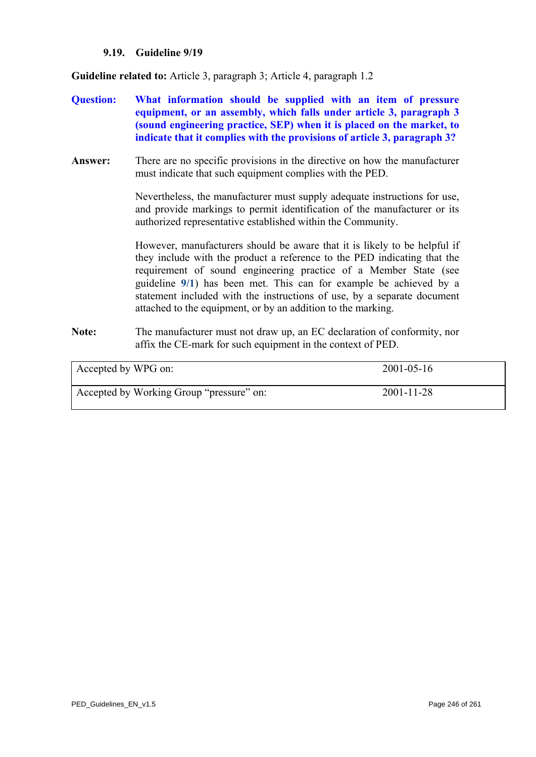### 9.19. Guideline 9/19

**Guideline related to:** Article 3, paragraph 3; Article 4, paragraph 1.2

**Question:** **What information should be supplied with an item of pressure equipment, or an assembly, which falls under article 3, paragraph 3 (sound engineering practice, SEP) when it is placed on the market, to indicate that it complies with the provisions of article 3, paragraph 3?**

**Answer:** There are no specific provisions in the directive on how the manufacturer must indicate that such equipment complies with the PED.

Nevertheless, the manufacturer must supply adequate instructions for use, and provide markings to permit identification of the manufacturer or its authorized representative established within the Community.

However, manufacturers should be aware that it is likely to be helpful if they include with the product a reference to the PED indicating that the requirement of sound engineering practice of a Member State (see guideline **9/1**) has been met. This can for example be achieved by a statement included with the instructions of use, by a separate document attached to the equipment, or by an addition to the marking.

**Note:** The manufacturer must not draw up, an EC declaration of conformity, nor affix the CE-mark for such equipment in the context of PED.

| | |
|---|---|
| Accepted by WPG on: | 2001-05-16 |
| Accepted by Working Group "pressure" on: | 2001-11-28 |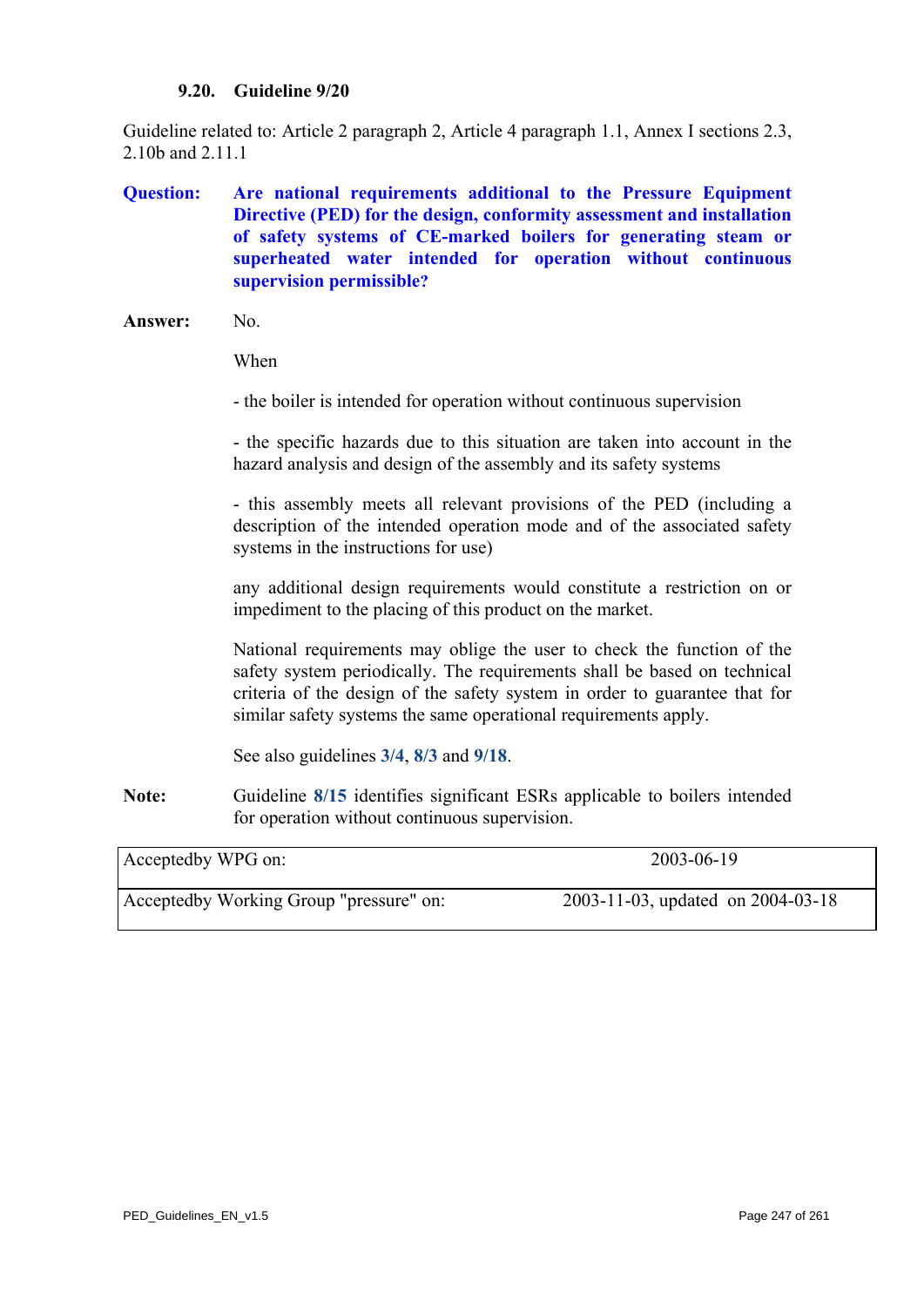### 9.20. Guideline 9/20

Guideline related to: Article 2 paragraph 2, Article 4 paragraph 1.1, Annex I sections 2.3, 2.10b and 2.11.1

**Question:** **Are national requirements additional to the Pressure Equipment Directive (PED) for the design, conformity assessment and installation of safety systems of CE-marked boilers for generating steam or superheated water intended for operation without continuous supervision permissible?**

**Answer:** No.

When

- the boiler is intended for operation without continuous supervision

- the specific hazards due to this situation are taken into account in the hazard analysis and design of the assembly and its safety systems

- this assembly meets all relevant provisions of the PED (including a description of the intended operation mode and of the associated safety systems in the instructions for use)

any additional design requirements would constitute a restriction on or impediment to the placing of this product on the market.

National requirements may oblige the user to check the function of the safety system periodically. The requirements shall be based on technical criteria of the design of the safety system in order to guarantee that for similar safety systems the same operational requirements apply.

See also guidelines **3/4**, **8/3** and **9/18**.

**Note:** Guideline **8/15** identifies significant ESRs applicable to boilers intended for operation without continuous supervision.

| Acceptedby WPG on: | 2003-06-19 |
|---|---|
| Acceptedby Working Group "pressure" on: | 2003-11-03, updated on 2004-03-18 |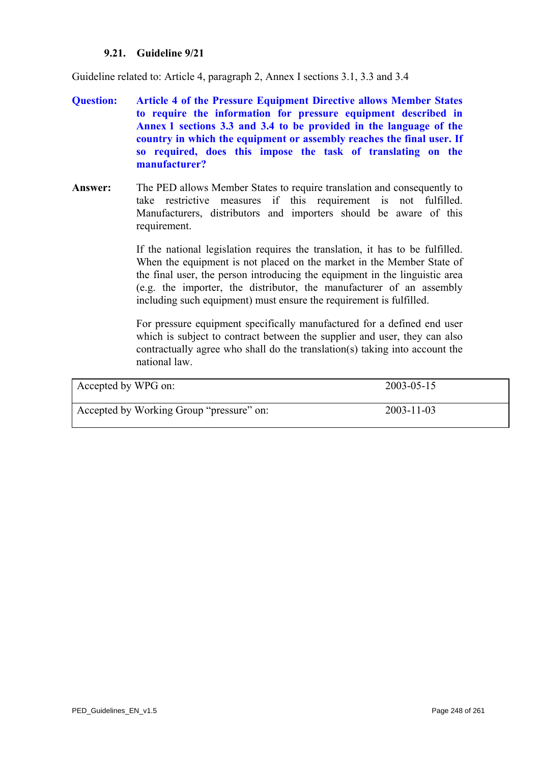### 9.21. Guideline 9/21

Guideline related to: Article 4, paragraph 2, Annex I sections 3.1, 3.3 and 3.4

**Question:** **Article 4 of the Pressure Equipment Directive allows Member States to require the information for pressure equipment described in Annex 1 sections 3.3 and 3.4 to be provided in the language of the country in which the equipment or assembly reaches the final user. If so required, does this impose the task of translating on the manufacturer?**

**Answer:** The PED allows Member States to require translation and consequently to take restrictive measures if this requirement is not fulfilled. Manufacturers, distributors and importers should be aware of this requirement.

If the national legislation requires the translation, it has to be fulfilled. When the equipment is not placed on the market in the Member State of the final user, the person introducing the equipment in the linguistic area (e.g. the importer, the distributor, the manufacturer of an assembly including such equipment) must ensure the requirement is fulfilled.

For pressure equipment specifically manufactured for a defined end user which is subject to contract between the supplier and user, they can also contractually agree who shall do the translation(s) taking into account the national law.

| | |
|---|---|
| Accepted by WPG on: | 2003-05-15 |
| Accepted by Working Group “pressure” on: | 2003-11-03 |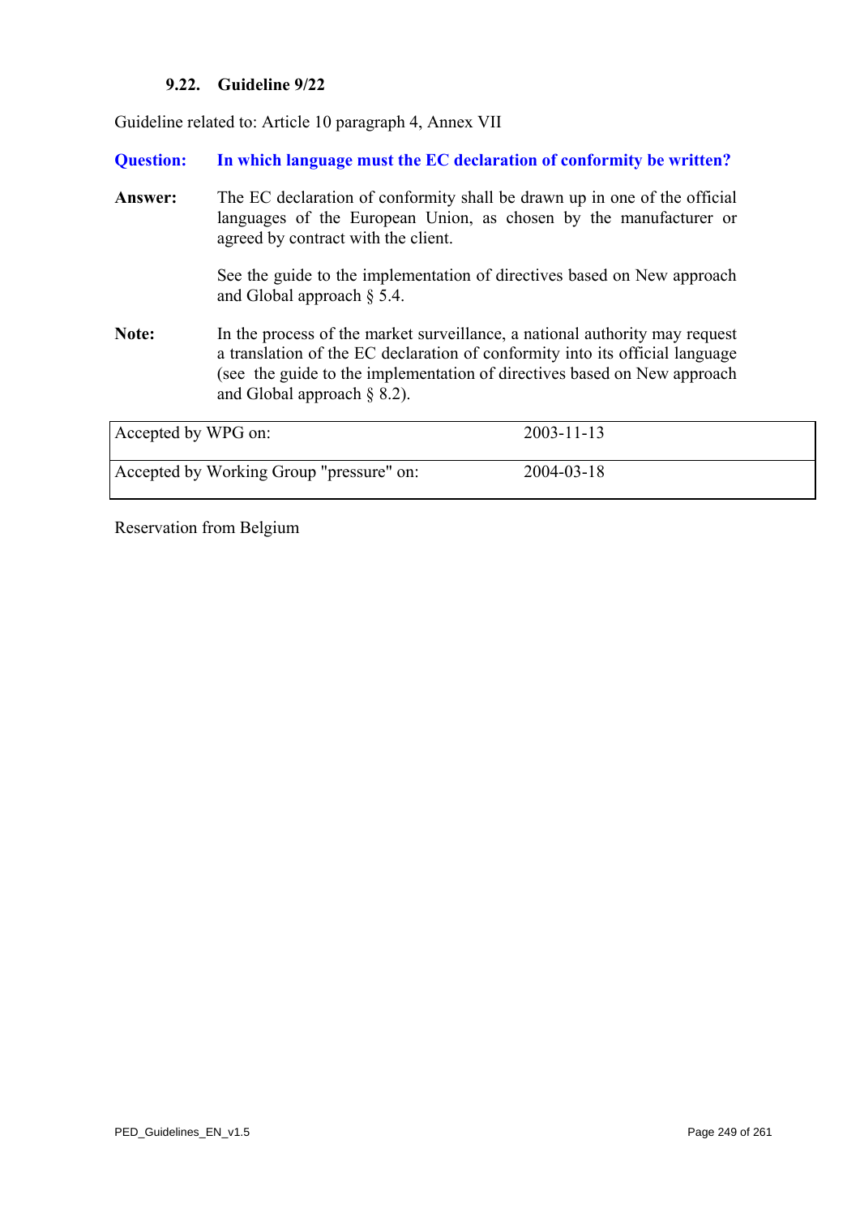### 9.22. Guideline 9/22

Guideline related to: Article 10 paragraph 4, Annex VII

**Question:** **In which language must the EC declaration of conformity be written?**

**Answer:** The EC declaration of conformity shall be drawn up in one of the official languages of the European Union, as chosen by the manufacturer or agreed by contract with the client.

See the guide to the implementation of directives based on New approach and Global approach § 5.4.

**Note:** In the process of the market surveillance, a national authority may request a translation of the EC declaration of conformity into its official language (see the guide to the implementation of directives based on New approach and Global approach § 8.2).

| | |
|---|---|
| Accepted by WPG on: | 2003-11-13 |
| Accepted by Working Group "pressure" on: | 2004-03-18 |

Reservation from Belgium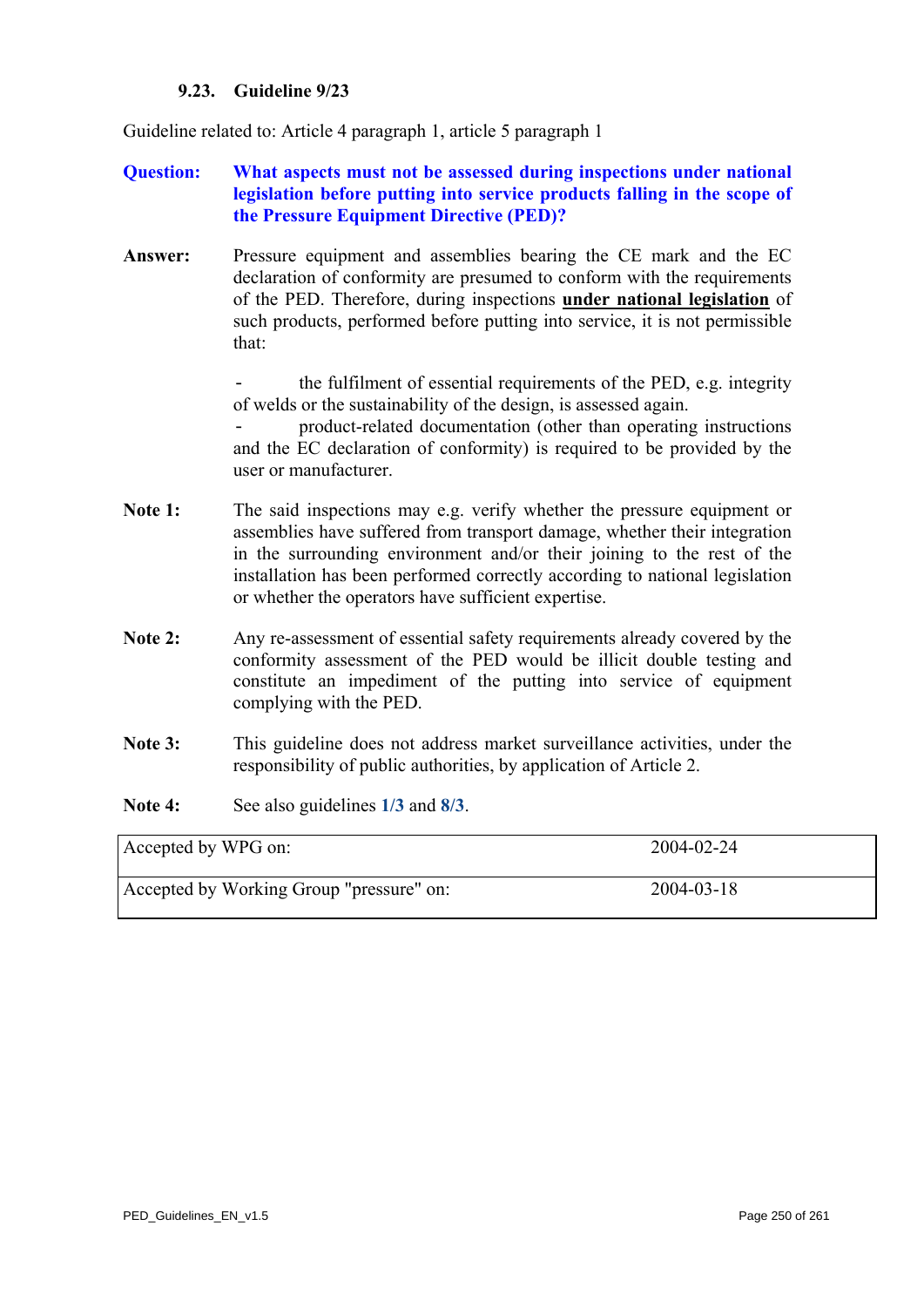### 9.23. Guideline 9/23

Guideline related to: Article 4 paragraph 1, article 5 paragraph 1

**Question:** **What aspects must not be assessed during inspections under national legislation before putting into service products falling in the scope of the Pressure Equipment Directive (PED)?**

**Answer:** Pressure equipment and assemblies bearing the CE mark and the EC declaration of conformity are presumed to conform with the requirements of the PED. Therefore, during inspections **under national legislation** of such products, performed before putting into service, it is not permissible that:

- the fulfilment of essential requirements of the PED, e.g. integrity of welds or the sustainability of the design, is assessed again.
- product-related documentation (other than operating instructions and the EC declaration of conformity) is required to be provided by the user or manufacturer.

**Note 1:** The said inspections may e.g. verify whether the pressure equipment or assemblies have suffered from transport damage, whether their integration in the surrounding environment and/or their joining to the rest of the installation has been performed correctly according to national legislation or whether the operators have sufficient expertise.

**Note 2:** Any re-assessment of essential safety requirements already covered by the conformity assessment of the PED would be illicit double testing and constitute an impediment of the putting into service of equipment complying with the PED.

**Note 3:** This guideline does not address market surveillance activities, under the responsibility of public authorities, by application of Article 2.

**Note 4:** See also guidelines **1/3** and **8/3**.

| Accepted by WPG on: | 2004-02-24 |
| --- | --- |
| Accepted by Working Group "pressure" on: | 2004-03-18 |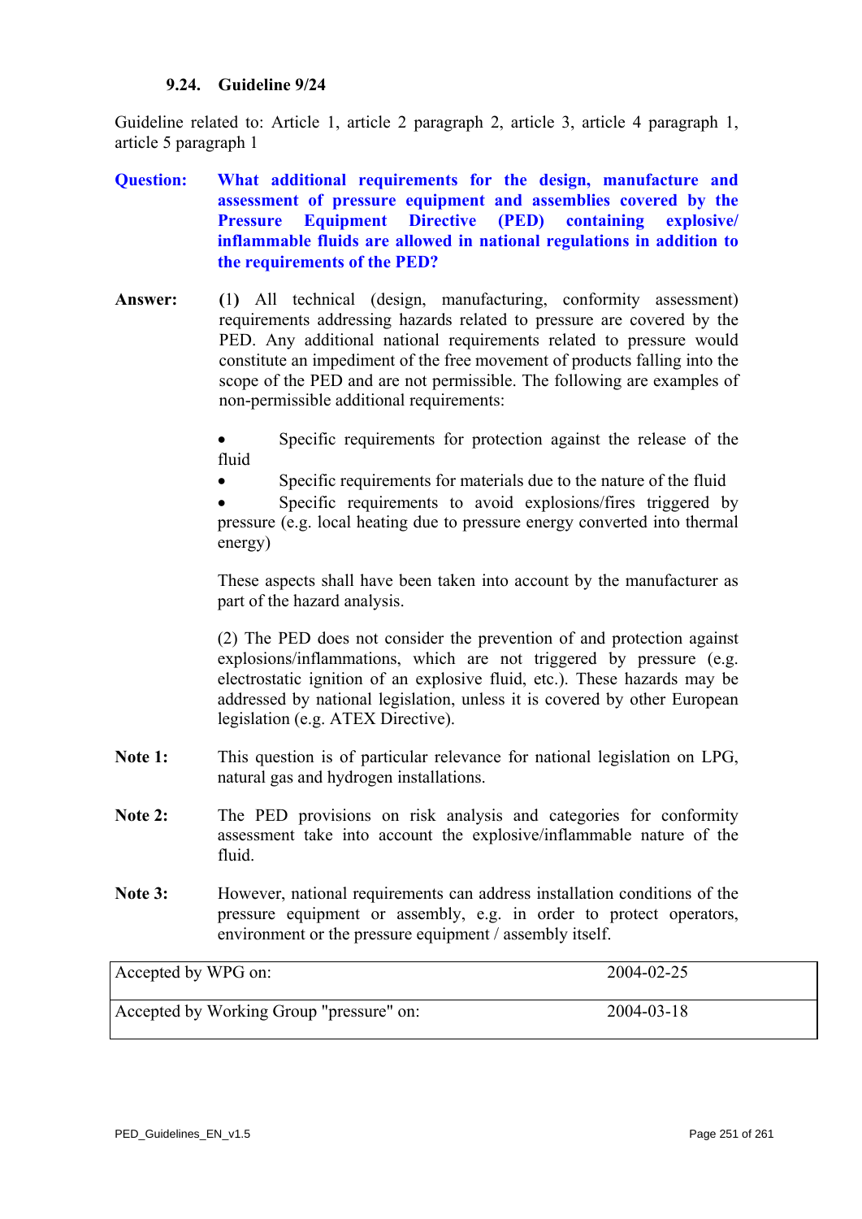### 9.24. Guideline 9/24

Guideline related to: Article 1, article 2 paragraph 2, article 3, article 4 paragraph 1, article 5 paragraph 1

**Question:** **What additional requirements for the design, manufacture and assessment of pressure equipment and assemblies covered by the Pressure Equipment Directive (PED) containing explosive/ inflammable fluids are allowed in national regulations in addition to the requirements of the PED?**

**Answer:** **(**1) All technical (design, manufacturing, conformity assessment) requirements addressing hazards related to pressure are covered by the PED. Any additional national requirements related to pressure would constitute an impediment of the free movement of products falling into the scope of the PED and are not permissible. The following are examples of non-permissible additional requirements:

- Specific requirements for protection against the release of the fluid
- Specific requirements for materials due to the nature of the fluid
- Specific requirements to avoid explosions/fires triggered by pressure (e.g. local heating due to pressure energy converted into thermal energy)

These aspects shall have been taken into account by the manufacturer as part of the hazard analysis.

(2) The PED does not consider the prevention of and protection against explosions/inflammations, which are not triggered by pressure (e.g. electrostatic ignition of an explosive fluid, etc.). These hazards may be addressed by national legislation, unless it is covered by other European legislation (e.g. ATEX Directive).

**Note 1:** This question is of particular relevance for national legislation on LPG, natural gas and hydrogen installations.

**Note 2:** The PED provisions on risk analysis and categories for conformity assessment take into account the explosive/inflammable nature of the fluid.

**Note 3:** However, national requirements can address installation conditions of the pressure equipment or assembly, e.g. in order to protect operators, environment or the pressure equipment / assembly itself.

| Accepted by WPG on: | 2004-02-25 |
| --- | --- |
| Accepted by Working Group "pressure" on: | 2004-03-18 |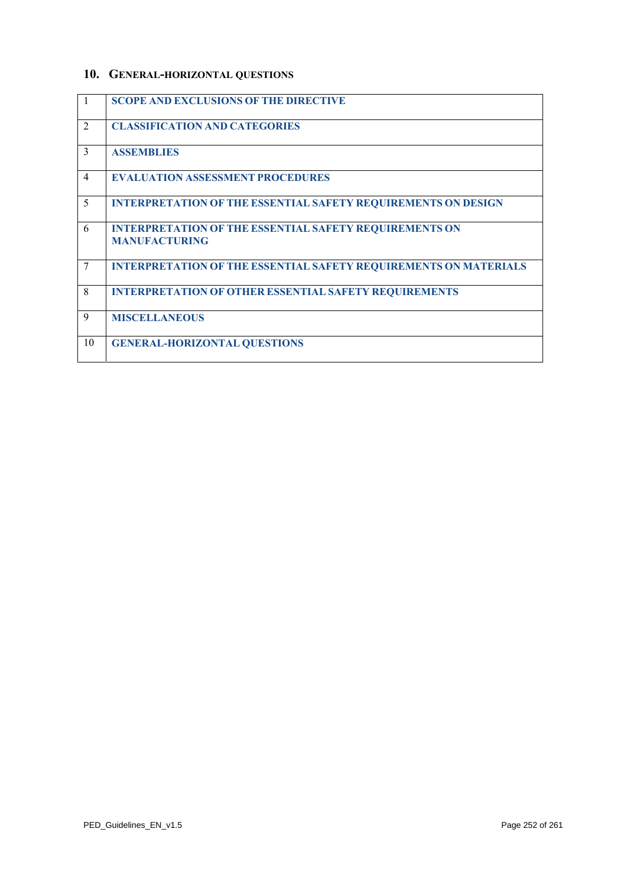## 10. General-horizontal questions

| | |
|---|---|
| 1 | **SCOPE AND EXCLUSIONS OF THE DIRECTIVE** |
| 2 | **CLASSIFICATION AND CATEGORIES** |
| 3 | **ASSEMBLIES** |
| 4 | **EVALUATION ASSESSMENT PROCEDURES** |
| 5 | **INTERPRETATION OF THE ESSENTIAL SAFETY REQUIREMENTS ON DESIGN** |
| 6 | **INTERPRETATION OF THE ESSENTIAL SAFETY REQUIREMENTS ON MANUFACTURING** |
| 7 | **INTERPRETATION OF THE ESSENTIAL SAFETY REQUIREMENTS ON MATERIALS** |
| 8 | **INTERPRETATION OF OTHER ESSENTIAL SAFETY REQUIREMENTS** |
| 9 | **MISCELLANEOUS** |
| 10 | **GENERAL-HORIZONTAL QUESTIONS** |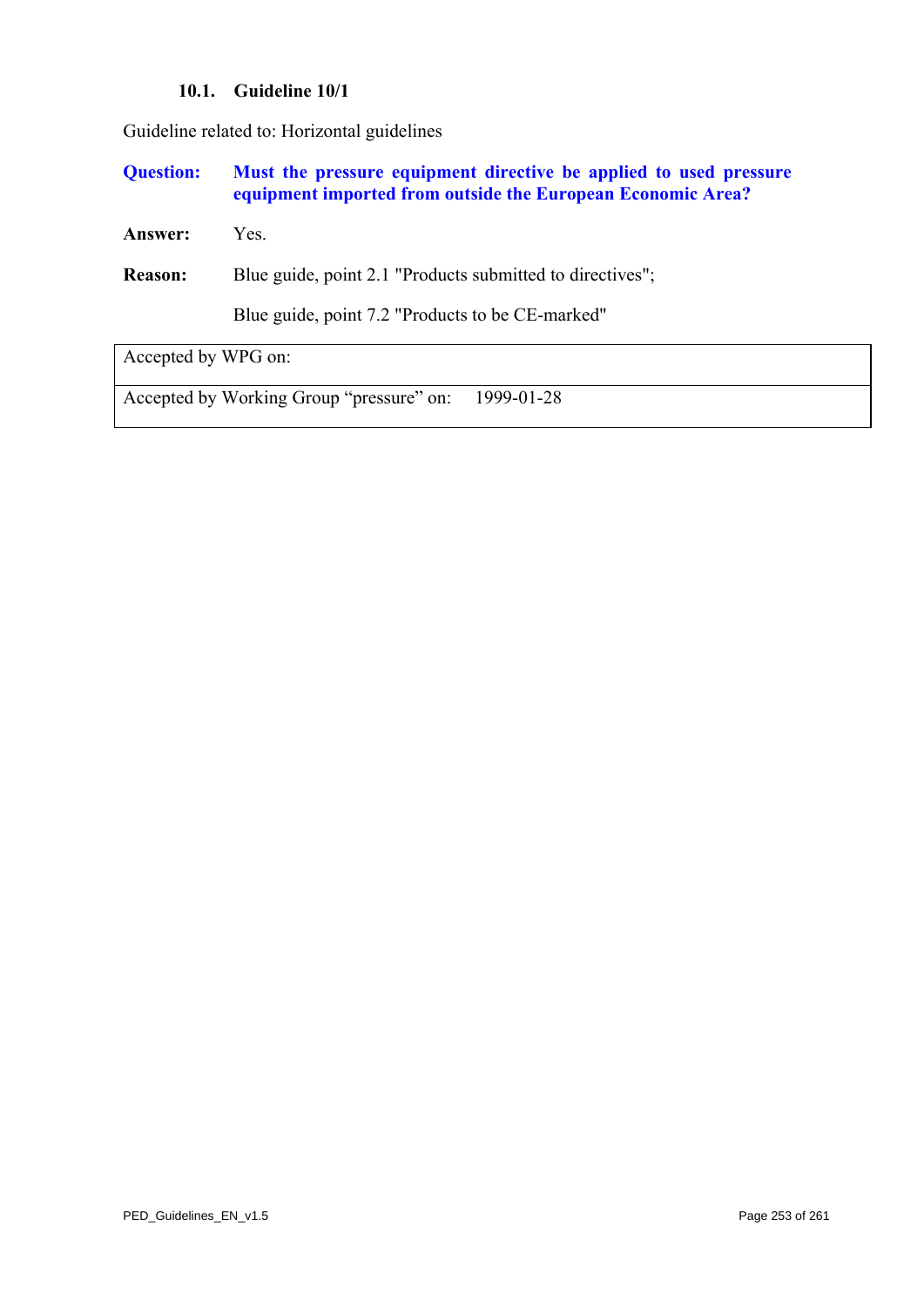### 10.1. Guideline 10/1

Guideline related to: Horizontal guidelines

**Question:** **Must the pressure equipment directive be applied to used pressure equipment imported from outside the European Economic Area?**

**Answer:** Yes.

**Reason:** Blue guide, point 2.1 "Products submitted to directives";

Blue guide, point 7.2 "Products to be CE-marked"

| Accepted by WPG on: |
|---|
| Accepted by Working Group “pressure” on: 1999-01-28 |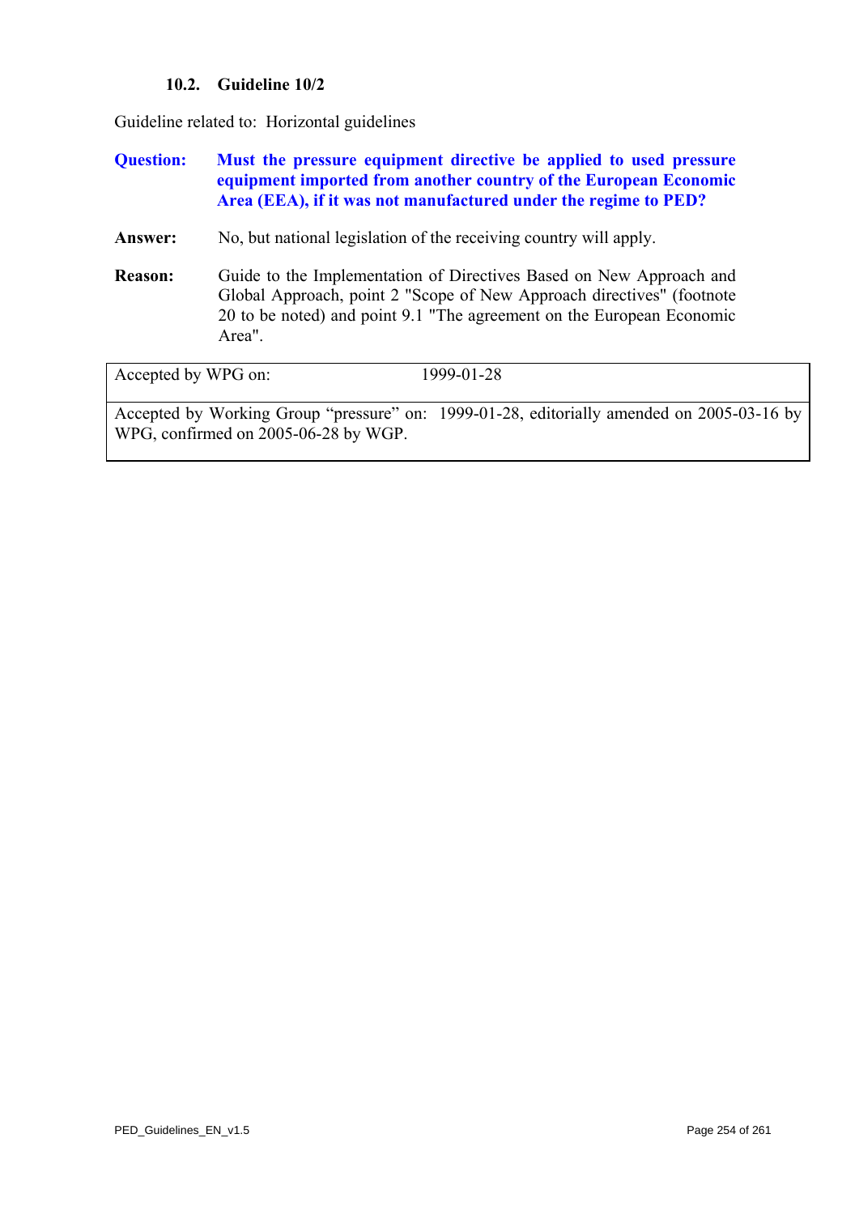### 10.2. Guideline 10/2

Guideline related to: Horizontal guidelines

**Question:** **Must the pressure equipment directive be applied to used pressure equipment imported from another country of the European Economic Area (EEA), if it was not manufactured under the regime to PED?**

**Answer:** No, but national legislation of the receiving country will apply.

**Reason:** Guide to the Implementation of Directives Based on New Approach and Global Approach, point 2 "Scope of New Approach directives" (footnote 20 to be noted) and point 9.1 "The agreement on the European Economic Area".

| Accepted by WPG on: | 1999-01-28 |
|---|---|
| Accepted by Working Group "pressure" on: 1999-01-28, editorially amended on 2005-03-16 by WPG, confirmed on 2005-06-28 by WGP. | |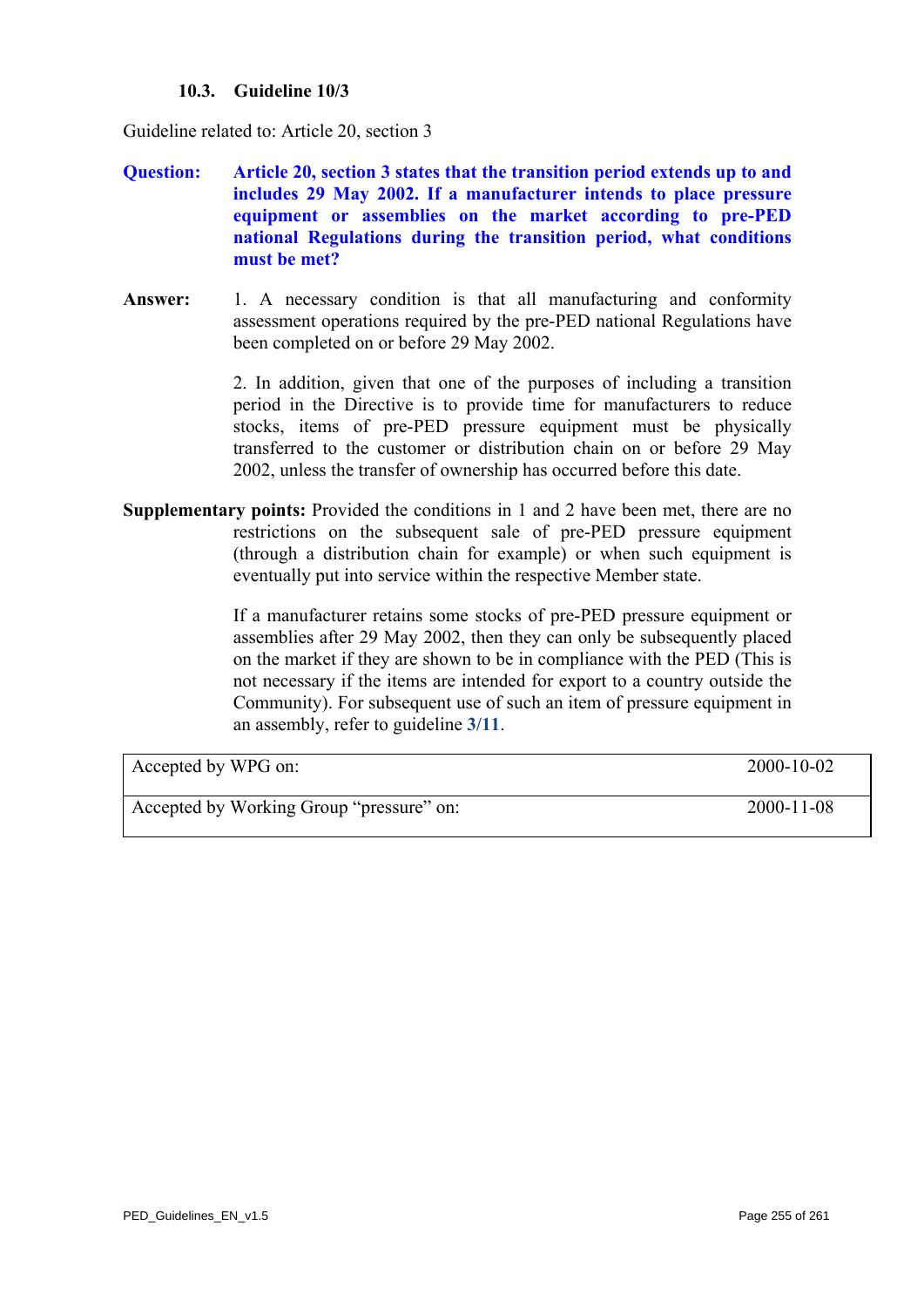### 10.3. Guideline 10/3

Guideline related to: Article 20, section 3

**Question:** **Article 20, section 3 states that the transition period extends up to and includes 29 May 2002. If a manufacturer intends to place pressure equipment or assemblies on the market according to pre-PED national Regulations during the transition period, what conditions must be met?**

**Answer:** 1. A necessary condition is that all manufacturing and conformity assessment operations required by the pre-PED national Regulations have been completed on or before 29 May 2002.

2. In addition, given that one of the purposes of including a transition period in the Directive is to provide time for manufacturers to reduce stocks, items of pre-PED pressure equipment must be physically transferred to the customer or distribution chain on or before 29 May 2002, unless the transfer of ownership has occurred before this date.

**Supplementary points:** Provided the conditions in 1 and 2 have been met, there are no restrictions on the subsequent sale of pre-PED pressure equipment (through a distribution chain for example) or when such equipment is eventually put into service within the respective Member state.

If a manufacturer retains some stocks of pre-PED pressure equipment or assemblies after 29 May 2002, then they can only be subsequently placed on the market if they are shown to be in compliance with the PED (This is not necessary if the items are intended for export to a country outside the Community). For subsequent use of such an item of pressure equipment in an assembly, refer to guideline **3/11**.

| | |
|---|---|
| Accepted by WPG on: | 2000-10-02 |
| Accepted by Working Group "pressure" on: | 2000-11-08 |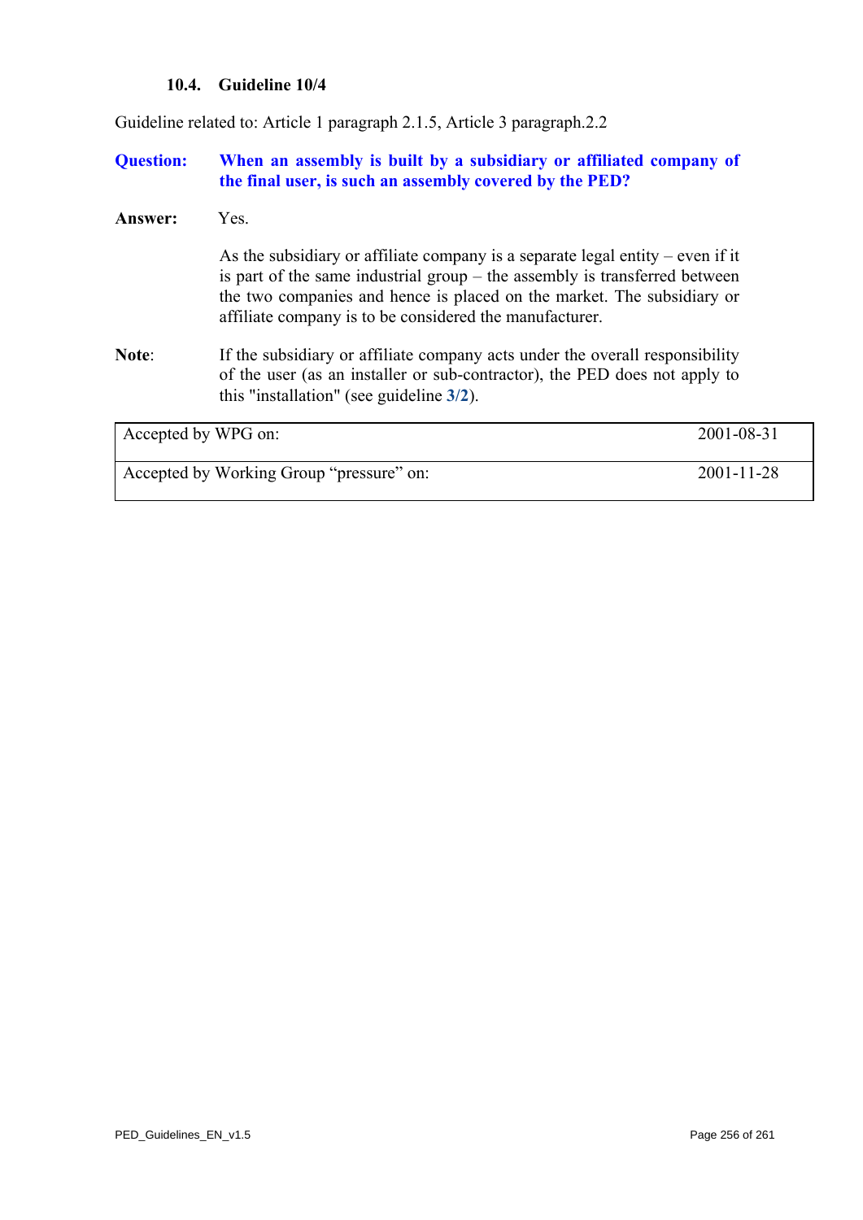### 10.4. Guideline 10/4

Guideline related to: Article 1 paragraph 2.1.5, Article 3 paragraph.2.2

**Question:** **When an assembly is built by a subsidiary or affiliated company of the final user, is such an assembly covered by the PED?**

**Answer:** Yes.

As the subsidiary or affiliate company is a separate legal entity – even if it is part of the same industrial group – the assembly is transferred between the two companies and hence is placed on the market. The subsidiary or affiliate company is to be considered the manufacturer.

**Note**: If the subsidiary or affiliate company acts under the overall responsibility of the user (as an installer or sub-contractor), the PED does not apply to this "installation" (see guideline **3/2**).

| | |
|---|---|
| Accepted by WPG on: | 2001-08-31 |
| Accepted by Working Group “pressure” on: | 2001-11-28 |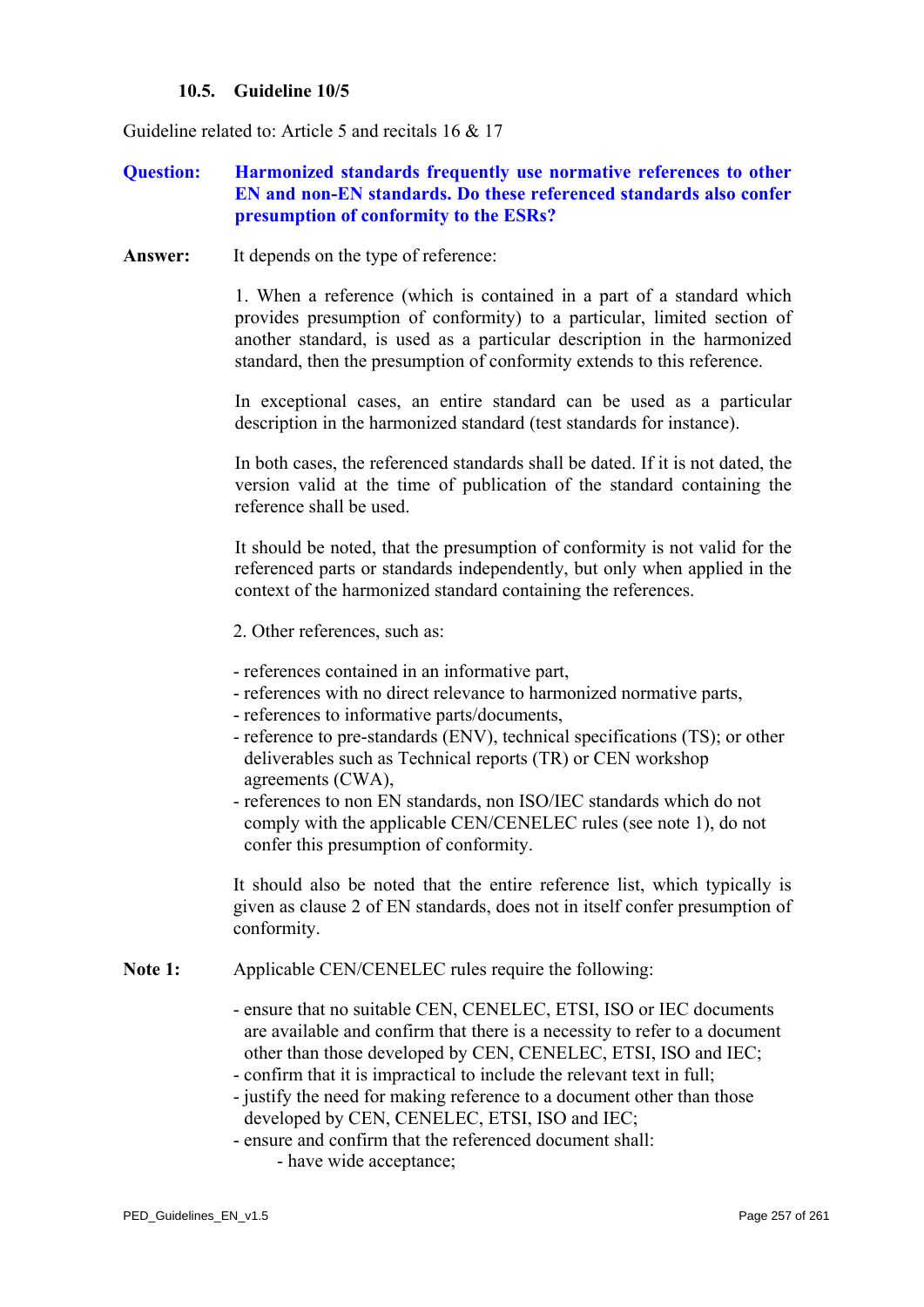### 10.5. Guideline 10/5

Guideline related to: Article 5 and recitals 16 & 17

**Question:** **Harmonized standards frequently use normative references to other EN and non-EN standards. Do these referenced standards also confer presumption of conformity to the ESRs?**

**Answer:** It depends on the type of reference:

1. When a reference (which is contained in a part of a standard which provides presumption of conformity) to a particular, limited section of another standard, is used as a particular description in the harmonized standard, then the presumption of conformity extends to this reference.

In exceptional cases, an entire standard can be used as a particular description in the harmonized standard (test standards for instance).

In both cases, the referenced standards shall be dated. If it is not dated, the version valid at the time of publication of the standard containing the reference shall be used.

It should be noted, that the presumption of conformity is not valid for the referenced parts or standards independently, but only when applied in the context of the harmonized standard containing the references.

2. Other references, such as:

- references contained in an informative part,
- references with no direct relevance to harmonized normative parts,
- references to informative parts/documents,
- reference to pre-standards (ENV), technical specifications (TS); or other deliverables such as Technical reports (TR) or CEN workshop agreements (CWA),
- references to non EN standards, non ISO/IEC standards which do not comply with the applicable CEN/CENELEC rules (see note 1), do not confer this presumption of conformity.

It should also be noted that the entire reference list, which typically is given as clause 2 of EN standards, does not in itself confer presumption of conformity.

**Note 1:** Applicable CEN/CENELEC rules require the following:

- ensure that no suitable CEN, CENELEC, ETSI, ISO or IEC documents are available and confirm that there is a necessity to refer to a document other than those developed by CEN, CENELEC, ETSI, ISO and IEC;
- confirm that it is impractical to include the relevant text in full;
- justify the need for making reference to a document other than those developed by CEN, CENELEC, ETSI, ISO and IEC;
- ensure and confirm that the referenced document shall:
  - have wide acceptance;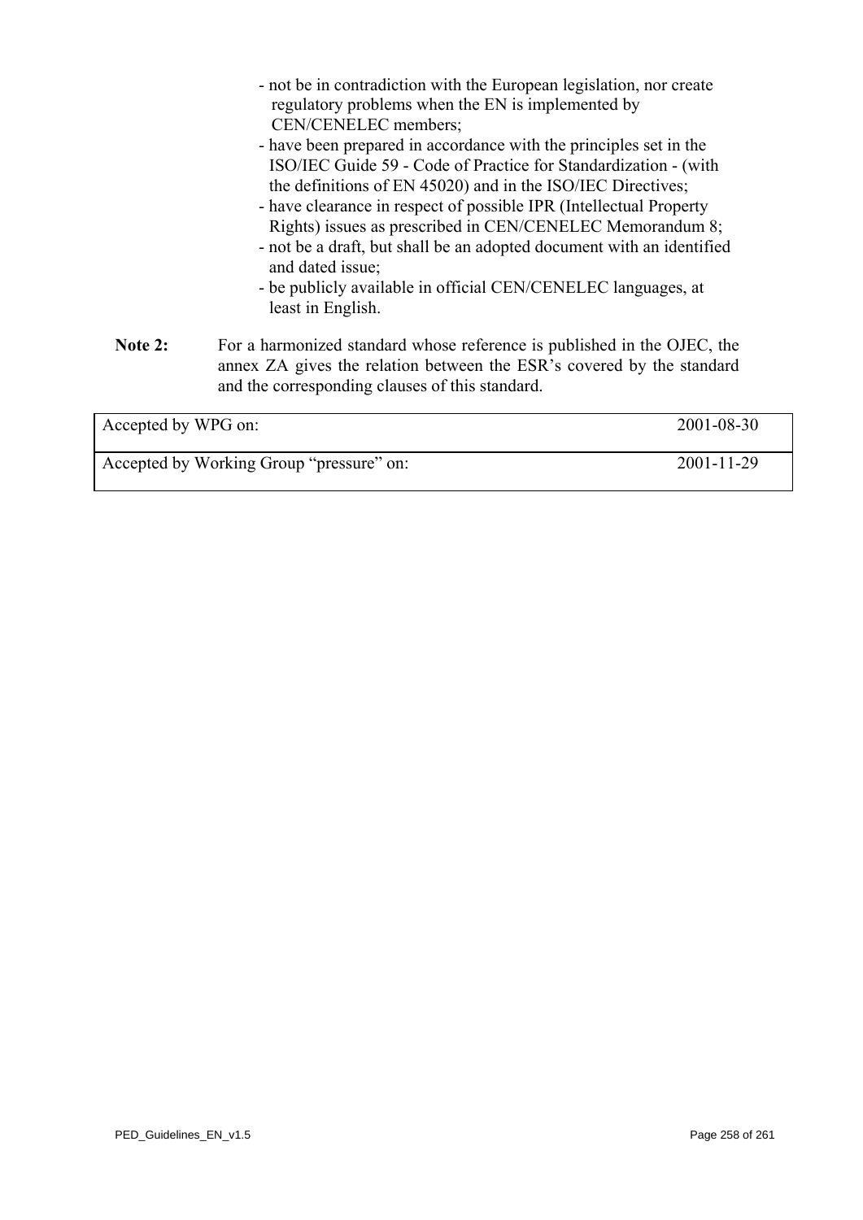- not be in contradiction with the European legislation, nor create regulatory problems when the EN is implemented by CEN/CENELEC members;
- have been prepared in accordance with the principles set in the ISO/IEC Guide 59 - Code of Practice for Standardization - (with the definitions of EN 45020) and in the ISO/IEC Directives;
- have clearance in respect of possible IPR (Intellectual Property Rights) issues as prescribed in CEN/CENELEC Memorandum 8;
- not be a draft, but shall be an adopted document with an identified and dated issue;
- be publicly available in official CEN/CENELEC languages, at least in English.

**Note 2:** For a harmonized standard whose reference is published in the OJEC, the annex ZA gives the relation between the ESR's covered by the standard and the corresponding clauses of this standard.

| | |
|---|---|
| Accepted by WPG on: | 2001-08-30 |
| Accepted by Working Group "pressure" on: | 2001-11-29 |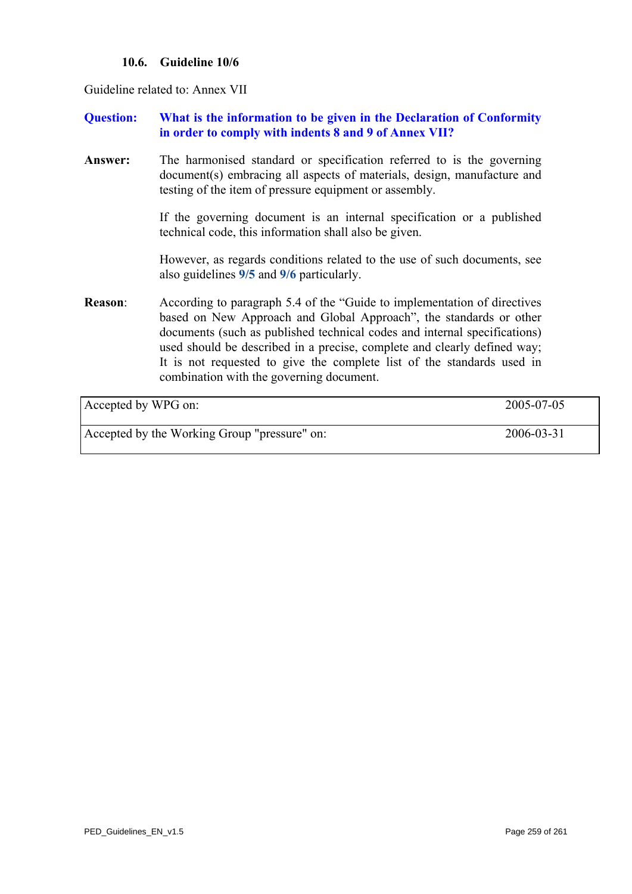### 10.6. Guideline 10/6

Guideline related to: Annex VII

**Question:** **What is the information to be given in the Declaration of Conformity in order to comply with indents 8 and 9 of Annex VII?**

**Answer:** The harmonised standard or specification referred to is the governing document(s) embracing all aspects of materials, design, manufacture and testing of the item of pressure equipment or assembly.

If the governing document is an internal specification or a published technical code, this information shall also be given.

However, as regards conditions related to the use of such documents, see also guidelines **9/5** and **9/6** particularly.

**Reason**: According to paragraph 5.4 of the "Guide to implementation of directives based on New Approach and Global Approach", the standards or other documents (such as published technical codes and internal specifications) used should be described in a precise, complete and clearly defined way; It is not requested to give the complete list of the standards used in combination with the governing document.

| | |
|---|---|
| Accepted by WPG on: | 2005-07-05 |
| Accepted by the Working Group "pressure" on: | 2006-03-31 |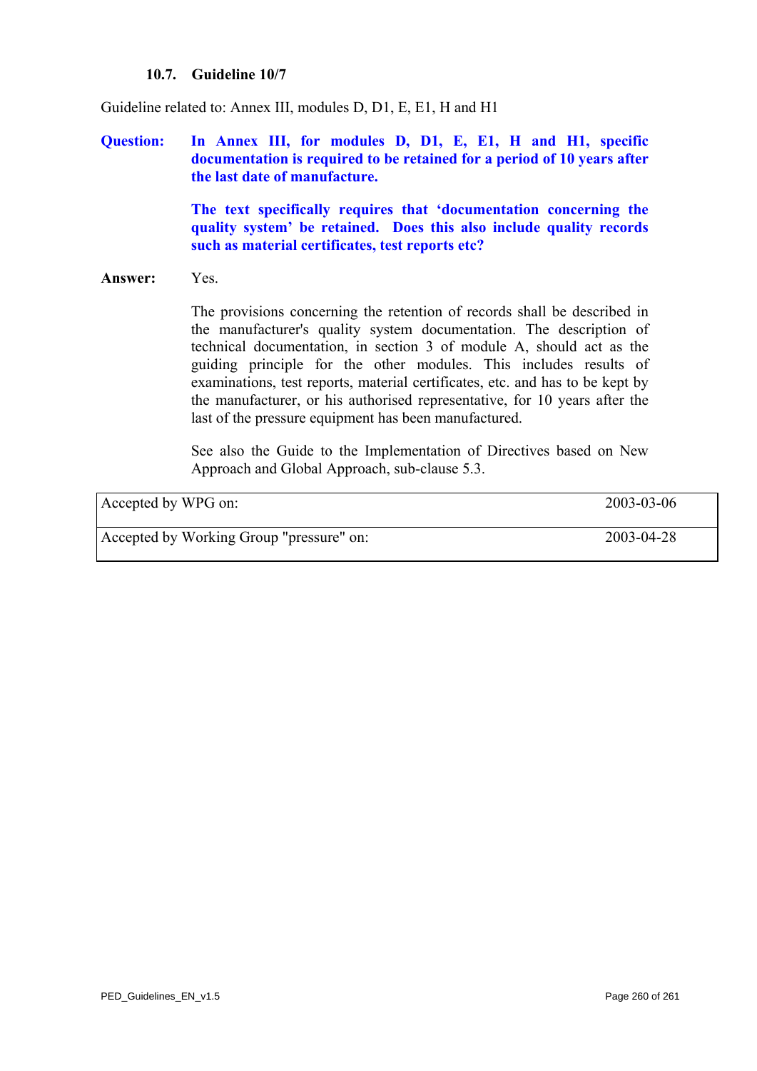### 10.7. Guideline 10/7

Guideline related to: Annex III, modules D, D1, E, E1, H and H1

**Question:** **In Annex III, for modules D, D1, E, E1, H and H1, specific documentation is required to be retained for a period of 10 years after the last date of manufacture.**

**The text specifically requires that 'documentation concerning the quality system' be retained. Does this also include quality records such as material certificates, test reports etc?**

**Answer:** Yes.

The provisions concerning the retention of records shall be described in the manufacturer's quality system documentation. The description of technical documentation, in section 3 of module A, should act as the guiding principle for the other modules. This includes results of examinations, test reports, material certificates, etc. and has to be kept by the manufacturer, or his authorised representative, for 10 years after the last of the pressure equipment has been manufactured.

See also the Guide to the Implementation of Directives based on New Approach and Global Approach, sub-clause 5.3.

| | |
|---|---|
| Accepted by WPG on: | 2003-03-06 |
| Accepted by Working Group "pressure" on: | 2003-04-28 |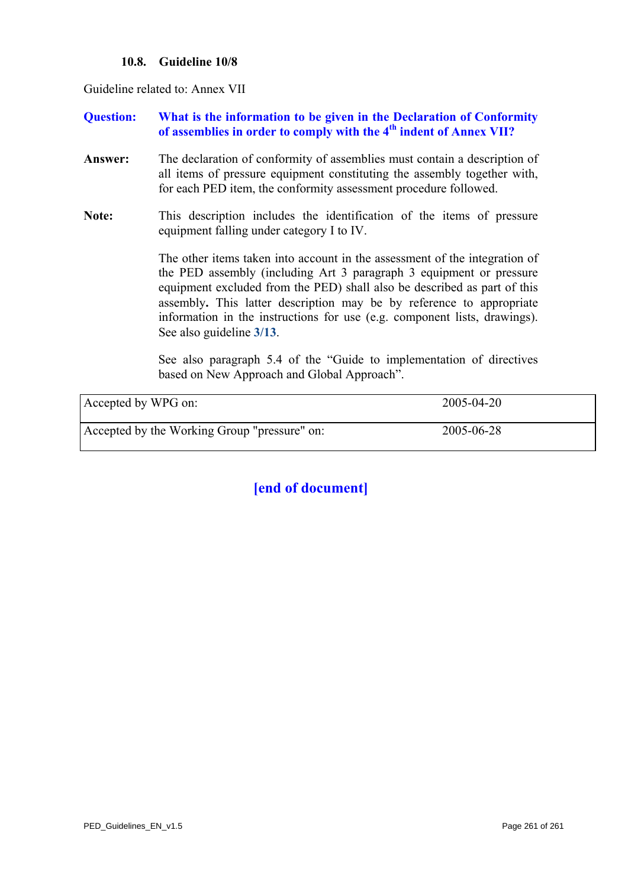### 10.8. Guideline 10/8

Guideline related to: Annex VII

**Question:** **What is the information to be given in the Declaration of Conformity of assemblies in order to comply with the 4th indent of Annex VII?**

**Answer:** The declaration of conformity of assemblies must contain a description of all items of pressure equipment constituting the assembly together with, for each PED item, the conformity assessment procedure followed.

**Note:** This description includes the identification of the items of pressure equipment falling under category I to IV.

The other items taken into account in the assessment of the integration of the PED assembly (including Art 3 paragraph 3 equipment or pressure equipment excluded from the PED) shall also be described as part of this assembly**.** This latter description may be by reference to appropriate information in the instructions for use (e.g. component lists, drawings). See also guideline **3/13**.

See also paragraph 5.4 of the "Guide to implementation of directives based on New Approach and Global Approach".

| | |
|---|---|
| Accepted by WPG on: | 2005-04-20 |
| Accepted by the Working Group "pressure" on: | 2005-06-28 |

**[end of document]**